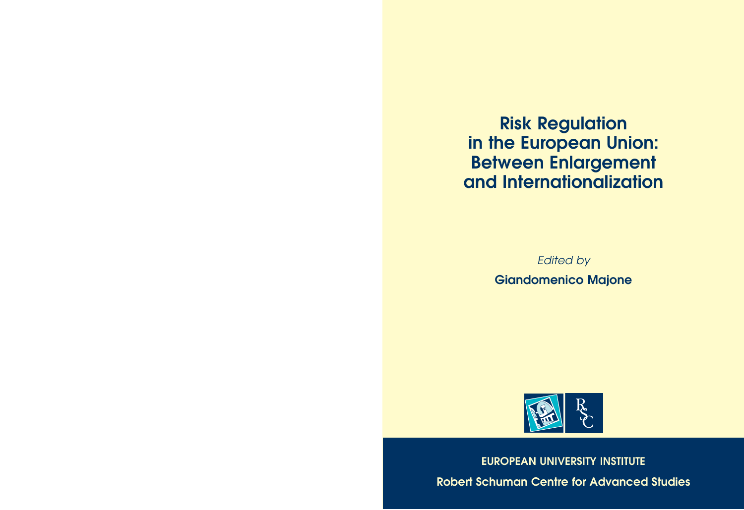# Risk Regulation in the European Union: Between Enlargement and Internationalization

*Edited by*

**Giandomenico Majone**

EUROPEAN UNIVERSITY INSTITUTE

Robert Schuman Centre for Advanced Studies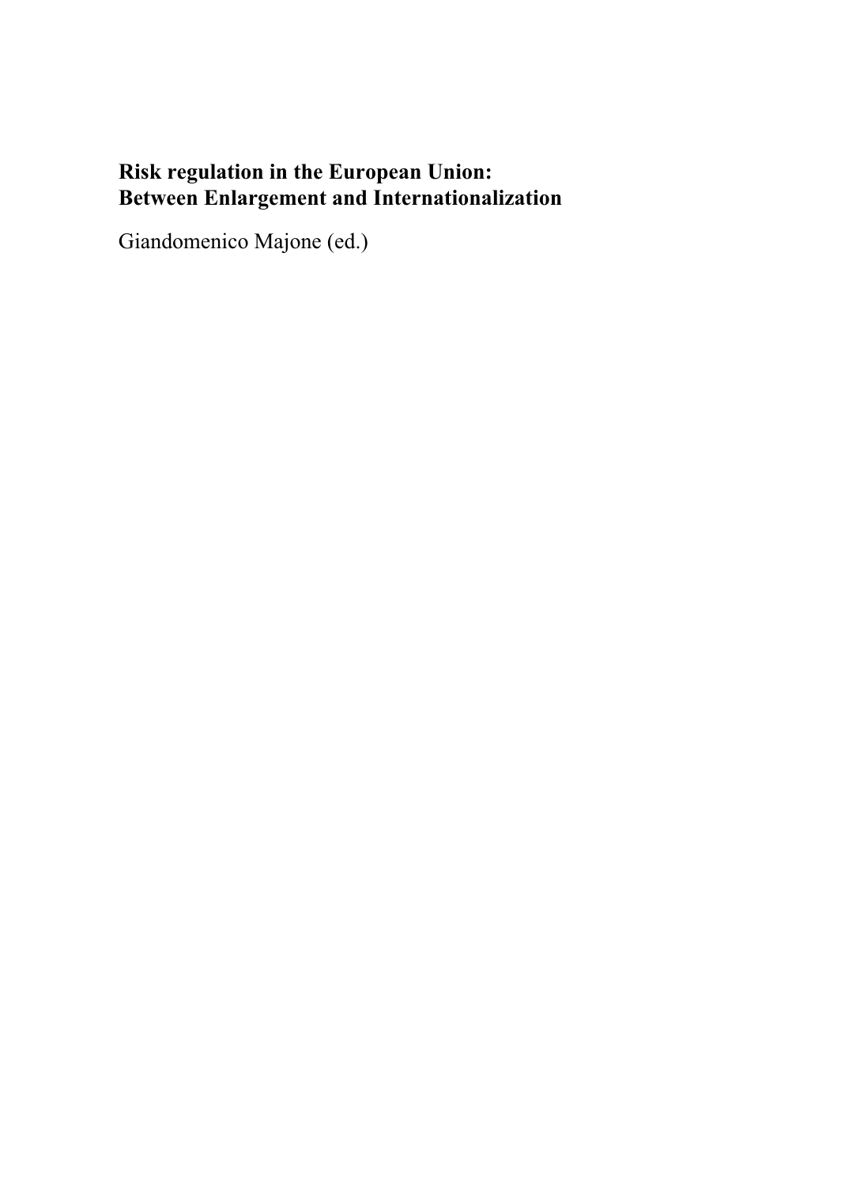**Risk regulation in the European Union: Between Enlargement and Internationalization**

Giandomenico Majone (ed.)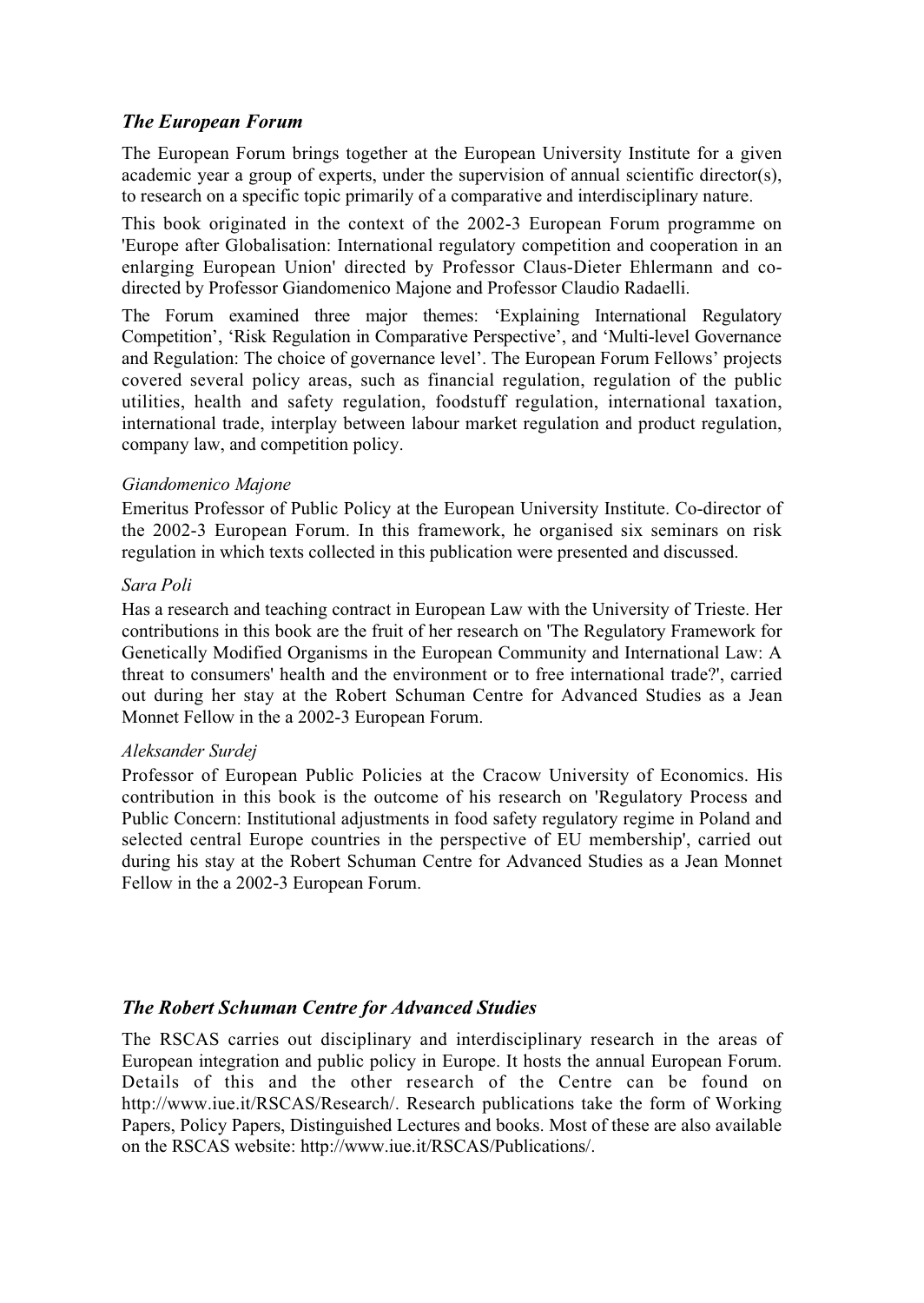## *The European Forum*

The European Forum brings together at the European University Institute for a given academic year a group of experts, under the supervision of annual scientific director(s), to research on a specific topic primarily of a comparative and interdisciplinary nature.

This book originated in the context of the 2002-3 European Forum programme on 'Europe after Globalisation: International regulatory competition and cooperation in an enlarging European Union' directed by Professor Claus-Dieter Ehlermann and co-directed by Professor Giandomenico Majone and Professor Claudio Radaelli.

The Forum examined three major themes: 'Explaining International Regulatory Competition', 'Risk Regulation in Comparative Perspective', and 'Multi-level Governance and Regulation: The choice of governance level'. The European Forum Fellows' projects covered several policy areas, such as financial regulation, regulation of the public utilities, health and safety regulation, foodstuff regulation, international taxation, international trade, interplay between labour market regulation and product regulation, company law, and competition policy.

*Giandomenico Majone*

Emeritus Professor of Public Policy at the European University Institute. Co-director of the 2002-3 European Forum. In this framework, he organised six seminars on risk regulation in which texts collected in this publication were presented and discussed.

*Sara Poli*

Has a research and teaching contract in European Law with the University of Trieste. Her contributions in this book are the fruit of her research on 'The Regulatory Framework for Genetically Modified Organisms in the European Community and International Law: A threat to consumers' health and the environment or to free international trade?', carried out during her stay at the Robert Schuman Centre for Advanced Studies as a Jean Monnet Fellow in the a 2002-3 European Forum.

*Aleksander Surdej*

Professor of European Public Policies at the Cracow University of Economics. His contribution in this book is the outcome of his research on 'Regulatory Process and Public Concern: Institutional adjustments in food safety regulatory regime in Poland and selected central Europe countries in the perspective of EU membership', carried out during his stay at the Robert Schuman Centre for Advanced Studies as a Jean Monnet Fellow in the a 2002-3 European Forum.

## *The Robert Schuman Centre for Advanced Studies*

The RSCAS carries out disciplinary and interdisciplinary research in the areas of European integration and public policy in Europe. It hosts the annual European Forum. Details of this and the other research of the Centre can be found on http://www.iue.it/RSCAS/Research/. Research publications take the form of Working Papers, Policy Papers, Distinguished Lectures and books. Most of these are also available on the RSCAS website: http://www.iue.it/RSCAS/Publications/.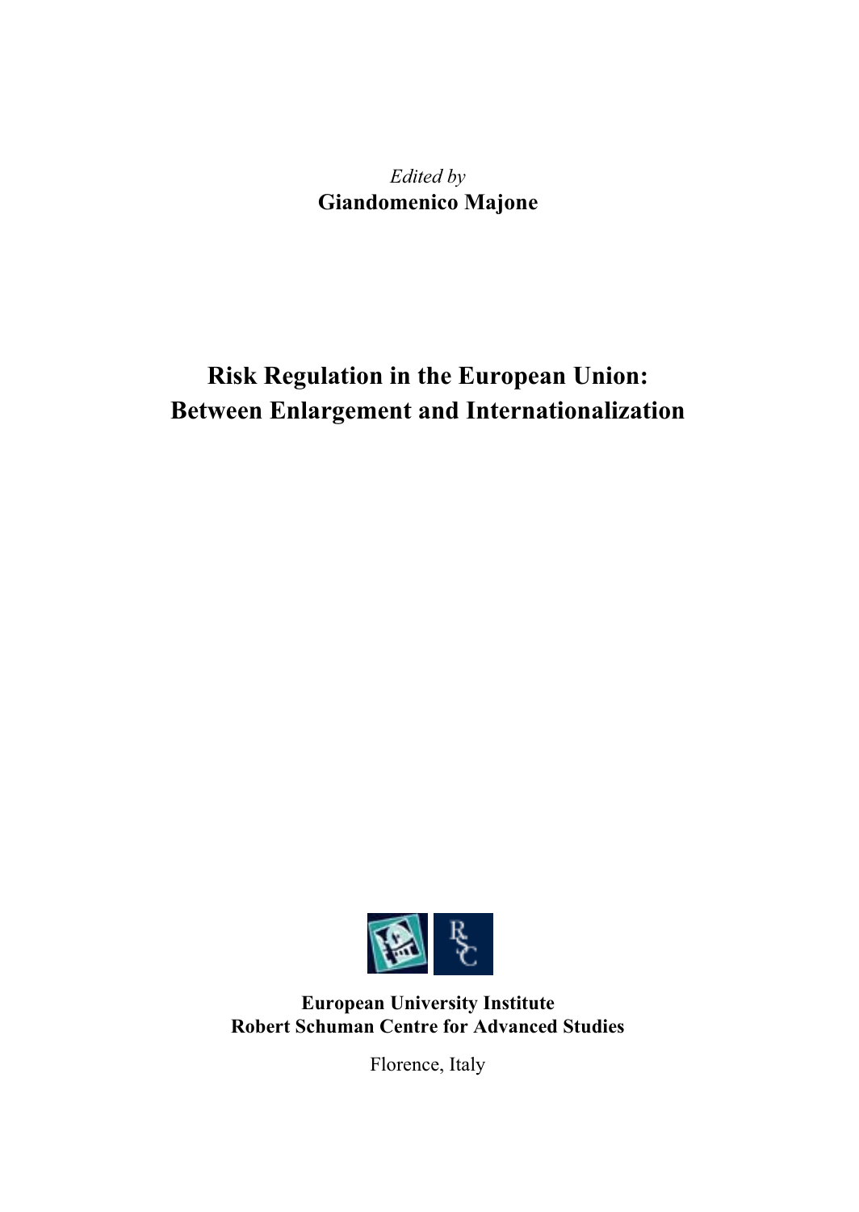*Edited by*
**Giandomenico Majone**

# Risk Regulation in the European Union: Between Enlargement and Internationalization

**European University Institute**
**Robert Schuman Centre for Advanced Studies**

Florence, Italy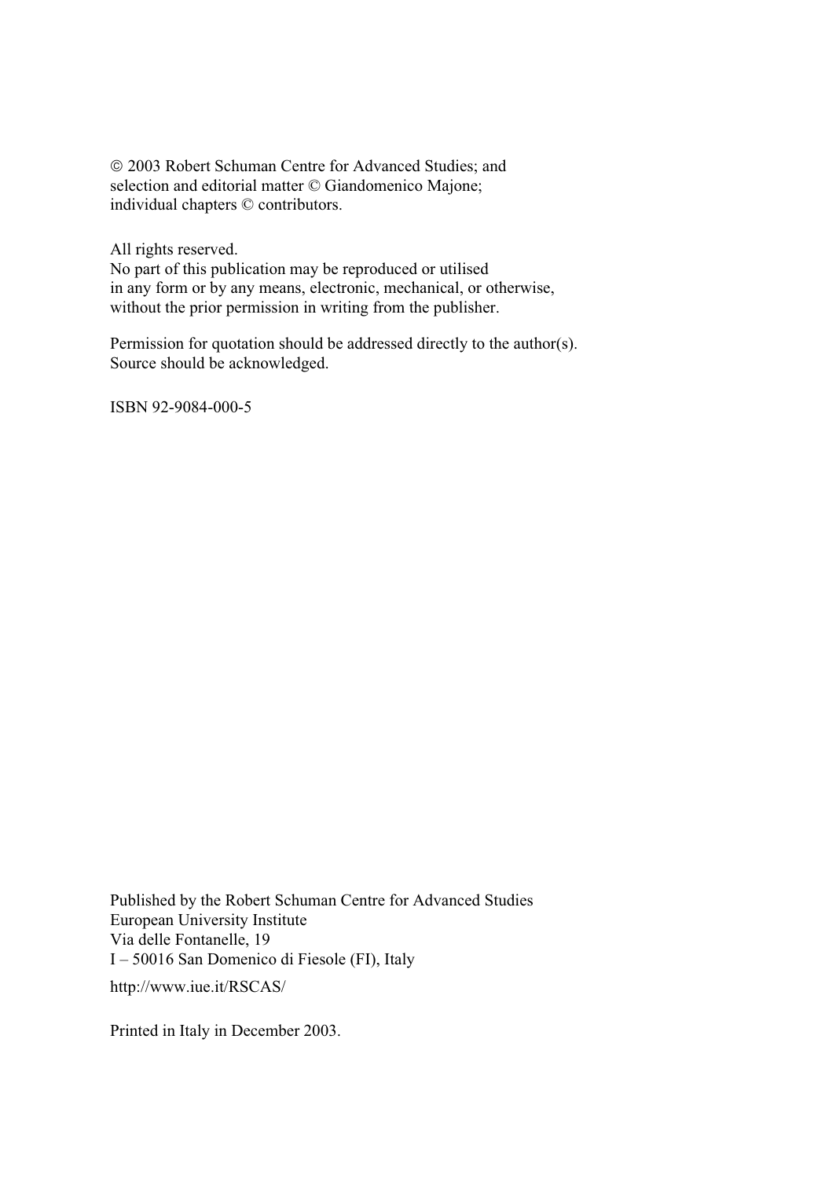© 2003 Robert Schuman Centre for Advanced Studies; and
selection and editorial matter © Giandomenico Majone;
individual chapters © contributors.

All rights reserved.
No part of this publication may be reproduced or utilised
in any form or by any means, electronic, mechanical, or otherwise,
without the prior permission in writing from the publisher.

Permission for quotation should be addressed directly to the author(s).
Source should be acknowledged.

ISBN 92-9084-000-5

Published by the Robert Schuman Centre for Advanced Studies
European University Institute
Via delle Fontanelle, 19
I – 50016 San Domenico di Fiesole (FI), Italy

http://www.iue.it/RSCAS/

Printed in Italy in December 2003.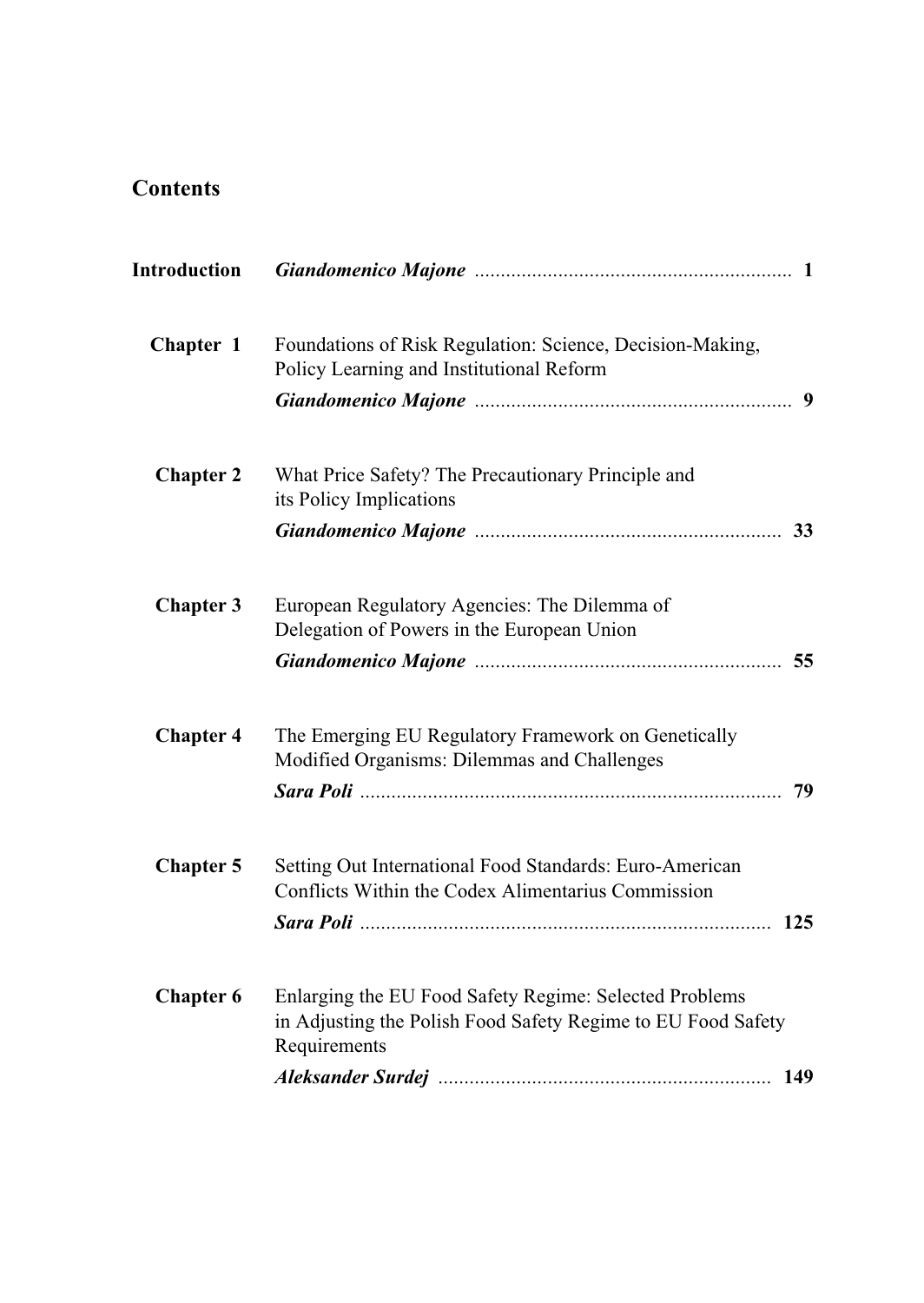## Contents

**Introduction** *Giandomenico Majone* ............................................................ **1**

**Chapter 1** Foundations of Risk Regulation: Science, Decision-Making, Policy Learning and Institutional Reform
*Giandomenico Majone* ............................................................ **9**

**Chapter 2** What Price Safety? The Precautionary Principle and its Policy Implications
*Giandomenico Majone* ............................................................ **33**

**Chapter 3** European Regulatory Agencies: The Dilemma of Delegation of Powers in the European Union
*Giandomenico Majone* ............................................................ **55**

**Chapter 4** The Emerging EU Regulatory Framework on Genetically Modified Organisms: Dilemmas and Challenges
*Sara Poli* ................................................................................ **79**

**Chapter 5** Setting Out International Food Standards: Euro-American Conflicts Within the Codex Alimentarius Commission
*Sara Poli* ................................................................................ **125**

**Chapter 6** Enlarging the EU Food Safety Regime: Selected Problems in Adjusting the Polish Food Safety Regime to EU Food Safety Requirements
*Aleksander Surdej* ................................................................ **149**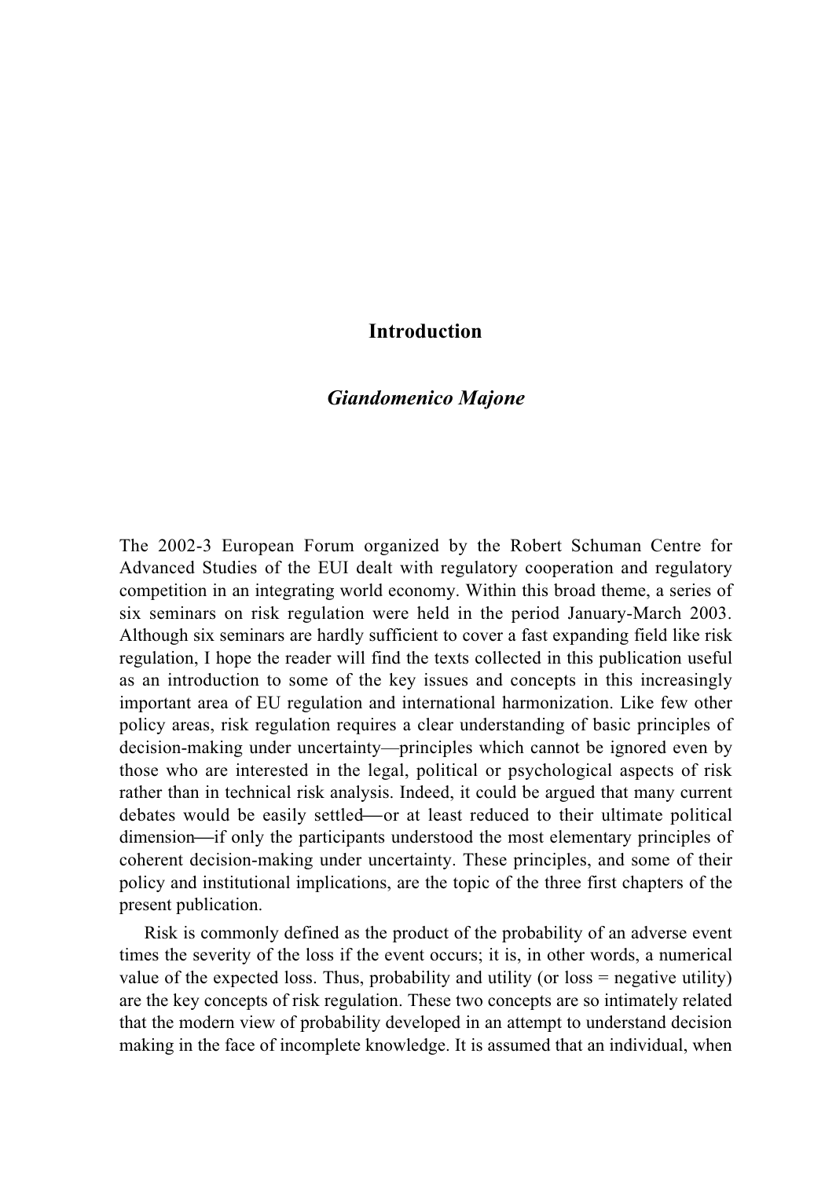# Introduction

***Giandomenico Majone***

The 2002-3 European Forum organized by the Robert Schuman Centre for Advanced Studies of the EUI dealt with regulatory cooperation and regulatory competition in an integrating world economy. Within this broad theme, a series of six seminars on risk regulation were held in the period January-March 2003. Although six seminars are hardly sufficient to cover a fast expanding field like risk regulation, I hope the reader will find the texts collected in this publication useful as an introduction to some of the key issues and concepts in this increasingly important area of EU regulation and international harmonization. Like few other policy areas, risk regulation requires a clear understanding of basic principles of decision-making under uncertainty—principles which cannot be ignored even by those who are interested in the legal, political or psychological aspects of risk rather than in technical risk analysis. Indeed, it could be argued that many current debates would be easily settled—or at least reduced to their ultimate political dimension—if only the participants understood the most elementary principles of coherent decision-making under uncertainty. These principles, and some of their policy and institutional implications, are the topic of the three first chapters of the present publication.

Risk is commonly defined as the product of the probability of an adverse event times the severity of the loss if the event occurs; it is, in other words, a numerical value of the expected loss. Thus, probability and utility (or loss = negative utility) are the key concepts of risk regulation. These two concepts are so intimately related that the modern view of probability developed in an attempt to understand decision making in the face of incomplete knowledge. It is assumed that an individual, when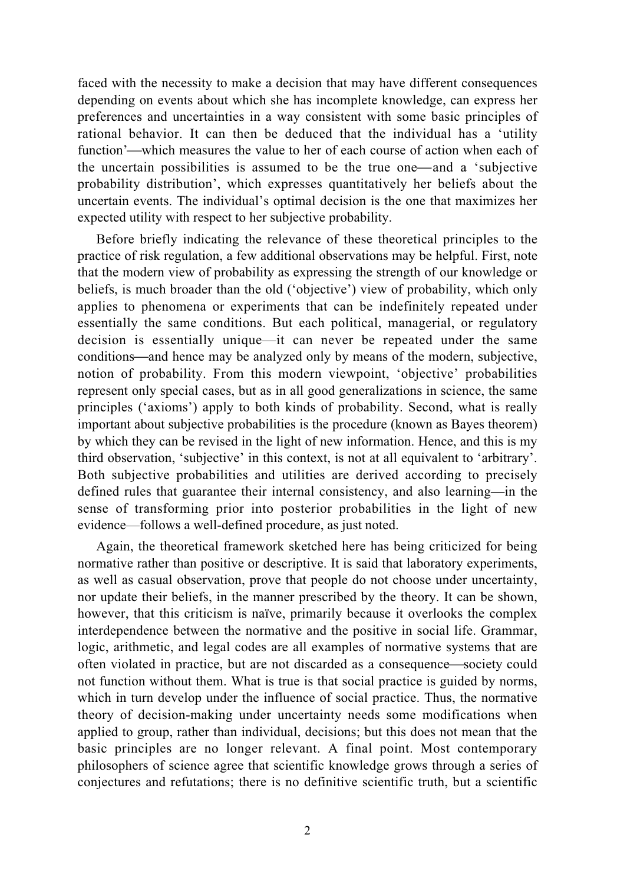faced with the necessity to make a decision that may have different consequences depending on events about which she has incomplete knowledge, can express her preferences and uncertainties in a way consistent with some basic principles of rational behavior. It can then be deduced that the individual has a 'utility function'—which measures the value to her of each course of action when each of the uncertain possibilities is assumed to be the true one—and a 'subjective probability distribution', which expresses quantitatively her beliefs about the uncertain events. The individual's optimal decision is the one that maximizes her expected utility with respect to her subjective probability.

Before briefly indicating the relevance of these theoretical principles to the practice of risk regulation, a few additional observations may be helpful. First, note that the modern view of probability as expressing the strength of our knowledge or beliefs, is much broader than the old ('objective') view of probability, which only applies to phenomena or experiments that can be indefinitely repeated under essentially the same conditions. But each political, managerial, or regulatory decision is essentially unique—it can never be repeated under the same conditions—and hence may be analyzed only by means of the modern, subjective, notion of probability. From this modern viewpoint, 'objective' probabilities represent only special cases, but as in all good generalizations in science, the same principles ('axioms') apply to both kinds of probability. Second, what is really important about subjective probabilities is the procedure (known as Bayes theorem) by which they can be revised in the light of new information. Hence, and this is my third observation, 'subjective' in this context, is not at all equivalent to 'arbitrary'. Both subjective probabilities and utilities are derived according to precisely defined rules that guarantee their internal consistency, and also learning—in the sense of transforming prior into posterior probabilities in the light of new evidence—follows a well-defined procedure, as just noted.

Again, the theoretical framework sketched here has being criticized for being normative rather than positive or descriptive. It is said that laboratory experiments, as well as casual observation, prove that people do not choose under uncertainty, nor update their beliefs, in the manner prescribed by the theory. It can be shown, however, that this criticism is naïve, primarily because it overlooks the complex interdependence between the normative and the positive in social life. Grammar, logic, arithmetic, and legal codes are all examples of normative systems that are often violated in practice, but are not discarded as a consequence—society could not function without them. What is true is that social practice is guided by norms, which in turn develop under the influence of social practice. Thus, the normative theory of decision-making under uncertainty needs some modifications when applied to group, rather than individual, decisions; but this does not mean that the basic principles are no longer relevant. A final point. Most contemporary philosophers of science agree that scientific knowledge grows through a series of conjectures and refutations; there is no definitive scientific truth, but a scientific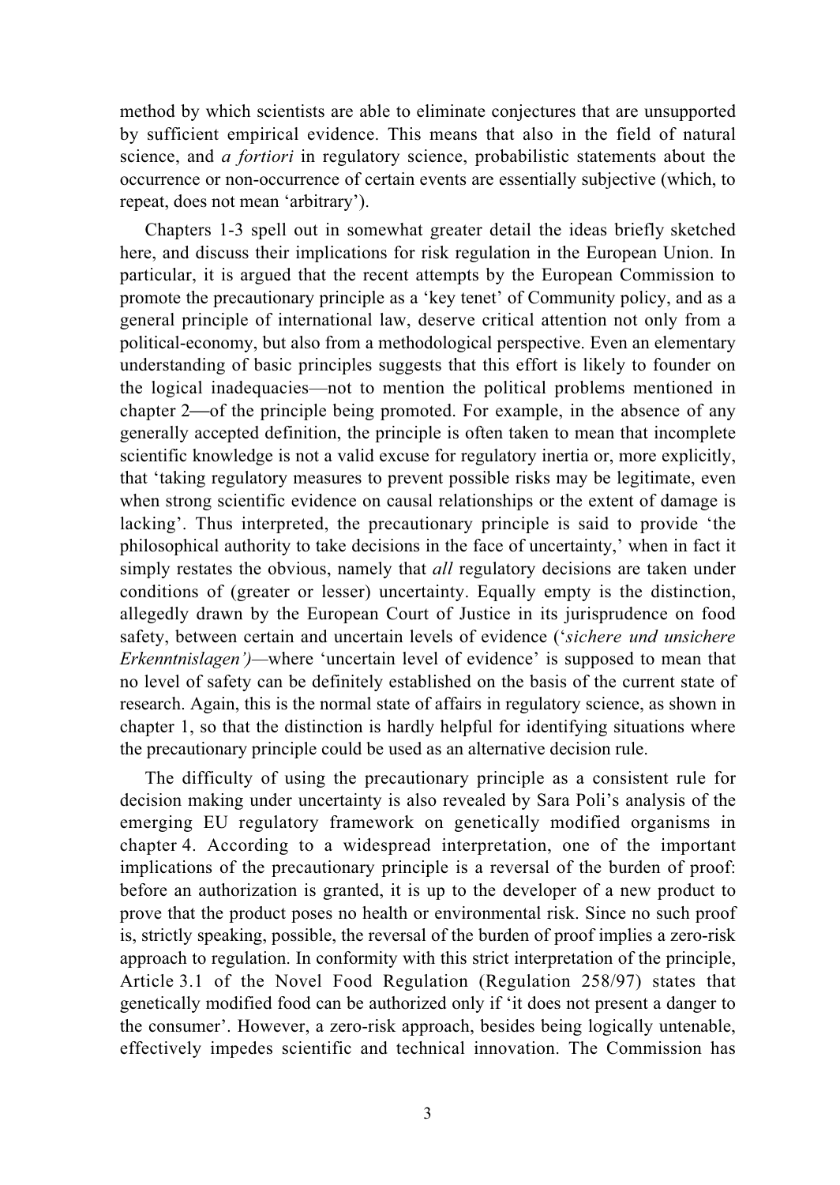method by which scientists are able to eliminate conjectures that are unsupported by sufficient empirical evidence. This means that also in the field of natural science, and *a fortiori* in regulatory science, probabilistic statements about the occurrence or non-occurrence of certain events are essentially subjective (which, to repeat, does not mean 'arbitrary').

Chapters 1-3 spell out in somewhat greater detail the ideas briefly sketched here, and discuss their implications for risk regulation in the European Union. In particular, it is argued that the recent attempts by the European Commission to promote the precautionary principle as a 'key tenet' of Community policy, and as a general principle of international law, deserve critical attention not only from a political-economy, but also from a methodological perspective. Even an elementary understanding of basic principles suggests that this effort is likely to founder on the logical inadequacies—not to mention the political problems mentioned in chapter 2—of the principle being promoted. For example, in the absence of any generally accepted definition, the principle is often taken to mean that incomplete scientific knowledge is not a valid excuse for regulatory inertia or, more explicitly, that 'taking regulatory measures to prevent possible risks may be legitimate, even when strong scientific evidence on causal relationships or the extent of damage is lacking'. Thus interpreted, the precautionary principle is said to provide 'the philosophical authority to take decisions in the face of uncertainty,' when in fact it simply restates the obvious, namely that *all* regulatory decisions are taken under conditions of (greater or lesser) uncertainty. Equally empty is the distinction, allegedly drawn by the European Court of Justice in its jurisprudence on food safety, between certain and uncertain levels of evidence ('*sichere und unsichere Erkenntnislagen')*—where 'uncertain level of evidence' is supposed to mean that no level of safety can be definitely established on the basis of the current state of research. Again, this is the normal state of affairs in regulatory science, as shown in chapter 1, so that the distinction is hardly helpful for identifying situations where the precautionary principle could be used as an alternative decision rule.

The difficulty of using the precautionary principle as a consistent rule for decision making under uncertainty is also revealed by Sara Poli's analysis of the emerging EU regulatory framework on genetically modified organisms in chapter 4. According to a widespread interpretation, one of the important implications of the precautionary principle is a reversal of the burden of proof: before an authorization is granted, it is up to the developer of a new product to prove that the product poses no health or environmental risk. Since no such proof is, strictly speaking, possible, the reversal of the burden of proof implies a zero-risk approach to regulation. In conformity with this strict interpretation of the principle, Article 3.1 of the Novel Food Regulation (Regulation 258/97) states that genetically modified food can be authorized only if 'it does not present a danger to the consumer'. However, a zero-risk approach, besides being logically untenable, effectively impedes scientific and technical innovation. The Commission has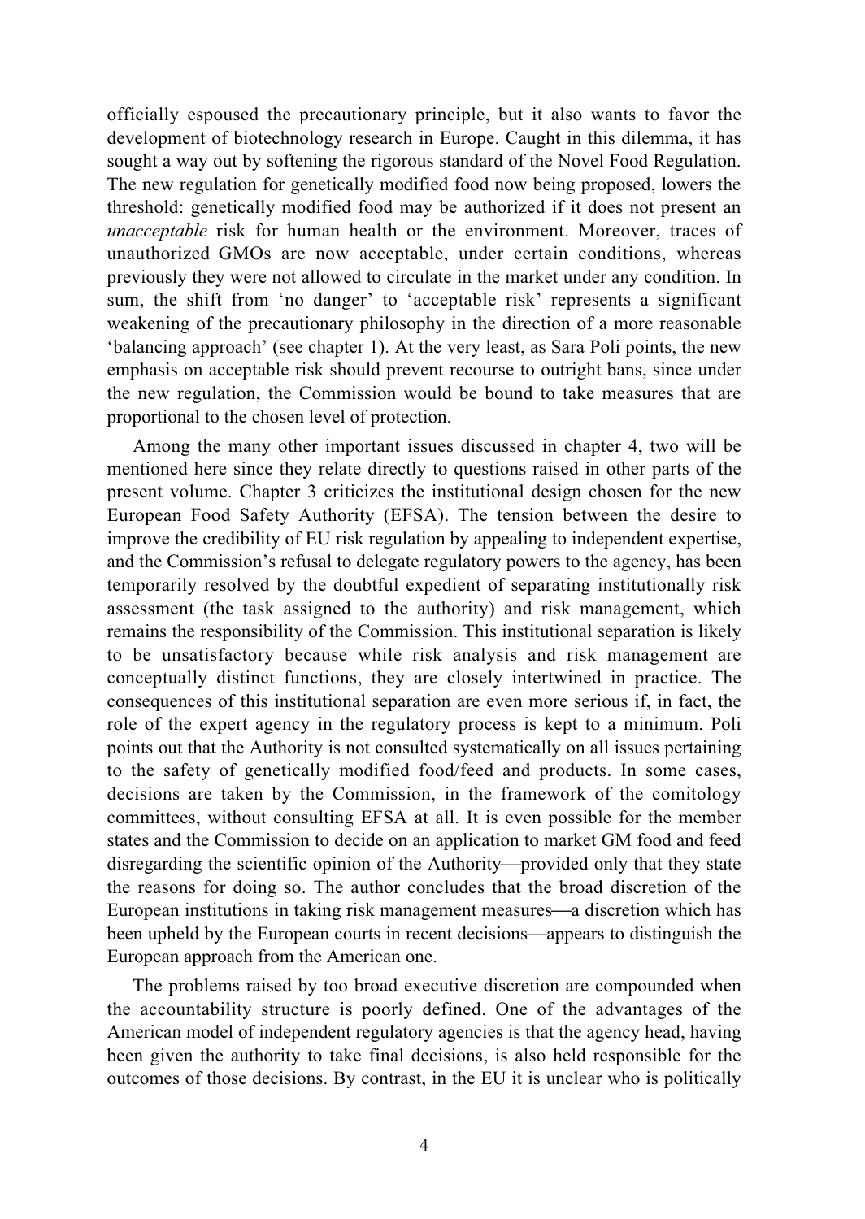officially espoused the precautionary principle, but it also wants to favor the development of biotechnology research in Europe. Caught in this dilemma, it has sought a way out by softening the rigorous standard of the Novel Food Regulation. The new regulation for genetically modified food now being proposed, lowers the threshold: genetically modified food may be authorized if it does not present an *unacceptable* risk for human health or the environment. Moreover, traces of unauthorized GMOs are now acceptable, under certain conditions, whereas previously they were not allowed to circulate in the market under any condition. In sum, the shift from 'no danger' to 'acceptable risk' represents a significant weakening of the precautionary philosophy in the direction of a more reasonable 'balancing approach' (see chapter 1). At the very least, as Sara Poli points, the new emphasis on acceptable risk should prevent recourse to outright bans, since under the new regulation, the Commission would be bound to take measures that are proportional to the chosen level of protection.

Among the many other important issues discussed in chapter 4, two will be mentioned here since they relate directly to questions raised in other parts of the present volume. Chapter 3 criticizes the institutional design chosen for the new European Food Safety Authority (EFSA). The tension between the desire to improve the credibility of EU risk regulation by appealing to independent expertise, and the Commission's refusal to delegate regulatory powers to the agency, has been temporarily resolved by the doubtful expedient of separating institutionally risk assessment (the task assigned to the authority) and risk management, which remains the responsibility of the Commission. This institutional separation is likely to be unsatisfactory because while risk analysis and risk management are conceptually distinct functions, they are closely intertwined in practice. The consequences of this institutional separation are even more serious if, in fact, the role of the expert agency in the regulatory process is kept to a minimum. Poli points out that the Authority is not consulted systematically on all issues pertaining to the safety of genetically modified food/feed and products. In some cases, decisions are taken by the Commission, in the framework of the comitology committees, without consulting EFSA at all. It is even possible for the member states and the Commission to decide on an application to market GM food and feed disregarding the scientific opinion of the Authority—provided only that they state the reasons for doing so. The author concludes that the broad discretion of the European institutions in taking risk management measures—a discretion which has been upheld by the European courts in recent decisions—appears to distinguish the European approach from the American one.

The problems raised by too broad executive discretion are compounded when the accountability structure is poorly defined. One of the advantages of the American model of independent regulatory agencies is that the agency head, having been given the authority to take final decisions, is also held responsible for the outcomes of those decisions. By contrast, in the EU it is unclear who is politically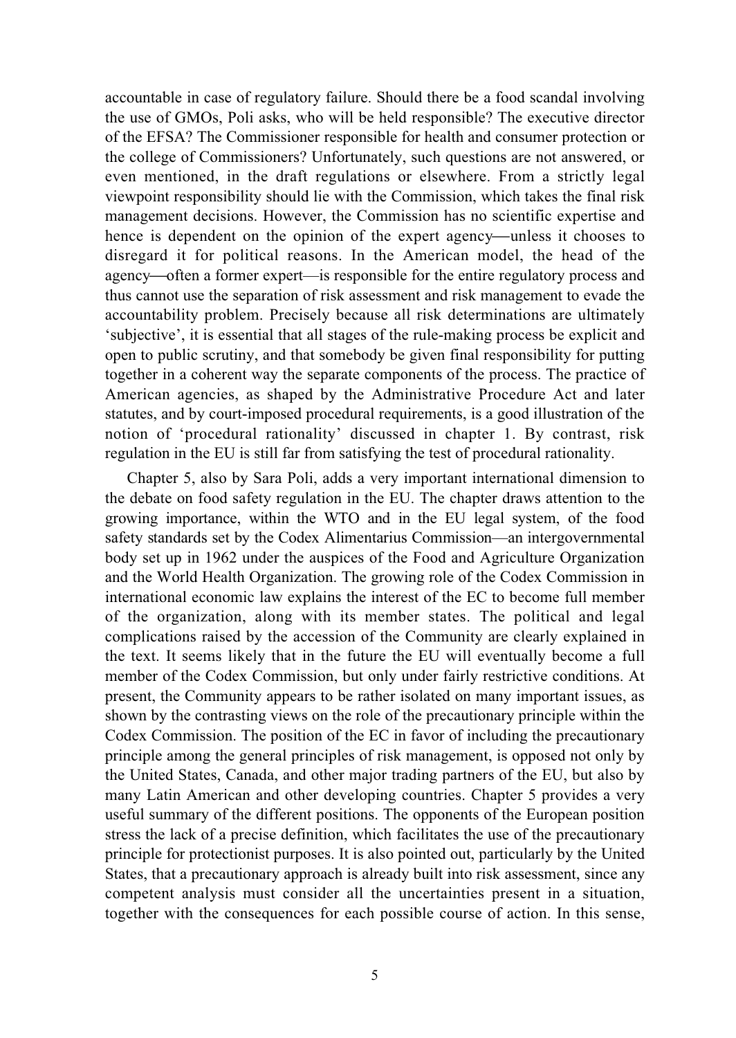accountable in case of regulatory failure. Should there be a food scandal involving the use of GMOs, Poli asks, who will be held responsible? The executive director of the EFSA? The Commissioner responsible for health and consumer protection or the college of Commissioners? Unfortunately, such questions are not answered, or even mentioned, in the draft regulations or elsewhere. From a strictly legal viewpoint responsibility should lie with the Commission, which takes the final risk management decisions. However, the Commission has no scientific expertise and hence is dependent on the opinion of the expert agency—unless it chooses to disregard it for political reasons. In the American model, the head of the agency—often a former expert—is responsible for the entire regulatory process and thus cannot use the separation of risk assessment and risk management to evade the accountability problem. Precisely because all risk determinations are ultimately 'subjective', it is essential that all stages of the rule-making process be explicit and open to public scrutiny, and that somebody be given final responsibility for putting together in a coherent way the separate components of the process. The practice of American agencies, as shaped by the Administrative Procedure Act and later statutes, and by court-imposed procedural requirements, is a good illustration of the notion of 'procedural rationality' discussed in chapter 1. By contrast, risk regulation in the EU is still far from satisfying the test of procedural rationality.

Chapter 5, also by Sara Poli, adds a very important international dimension to the debate on food safety regulation in the EU. The chapter draws attention to the growing importance, within the WTO and in the EU legal system, of the food safety standards set by the Codex Alimentarius Commission—an intergovernmental body set up in 1962 under the auspices of the Food and Agriculture Organization and the World Health Organization. The growing role of the Codex Commission in international economic law explains the interest of the EC to become full member of the organization, along with its member states. The political and legal complications raised by the accession of the Community are clearly explained in the text. It seems likely that in the future the EU will eventually become a full member of the Codex Commission, but only under fairly restrictive conditions. At present, the Community appears to be rather isolated on many important issues, as shown by the contrasting views on the role of the precautionary principle within the Codex Commission. The position of the EC in favor of including the precautionary principle among the general principles of risk management, is opposed not only by the United States, Canada, and other major trading partners of the EU, but also by many Latin American and other developing countries. Chapter 5 provides a very useful summary of the different positions. The opponents of the European position stress the lack of a precise definition, which facilitates the use of the precautionary principle for protectionist purposes. It is also pointed out, particularly by the United States, that a precautionary approach is already built into risk assessment, since any competent analysis must consider all the uncertainties present in a situation, together with the consequences for each possible course of action. In this sense,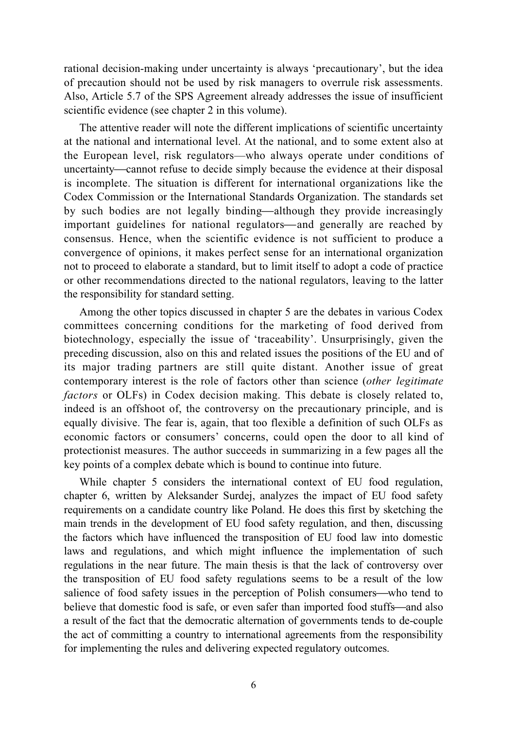rational decision-making under uncertainty is always 'precautionary', but the idea of precaution should not be used by risk managers to overrule risk assessments. Also, Article 5.7 of the SPS Agreement already addresses the issue of insufficient scientific evidence (see chapter 2 in this volume).

The attentive reader will note the different implications of scientific uncertainty at the national and international level. At the national, and to some extent also at the European level, risk regulators—who always operate under conditions of uncertainty—cannot refuse to decide simply because the evidence at their disposal is incomplete. The situation is different for international organizations like the Codex Commission or the International Standards Organization. The standards set by such bodies are not legally binding—although they provide increasingly important guidelines for national regulators—and generally are reached by consensus. Hence, when the scientific evidence is not sufficient to produce a convergence of opinions, it makes perfect sense for an international organization not to proceed to elaborate a standard, but to limit itself to adopt a code of practice or other recommendations directed to the national regulators, leaving to the latter the responsibility for standard setting.

Among the other topics discussed in chapter 5 are the debates in various Codex committees concerning conditions for the marketing of food derived from biotechnology, especially the issue of 'traceability'. Unsurprisingly, given the preceding discussion, also on this and related issues the positions of the EU and of its major trading partners are still quite distant. Another issue of great contemporary interest is the role of factors other than science (*other legitimate factors* or OLFs) in Codex decision making. This debate is closely related to, indeed is an offshoot of, the controversy on the precautionary principle, and is equally divisive. The fear is, again, that too flexible a definition of such OLFs as economic factors or consumers' concerns, could open the door to all kind of protectionist measures. The author succeeds in summarizing in a few pages all the key points of a complex debate which is bound to continue into future.

While chapter 5 considers the international context of EU food regulation, chapter 6, written by Aleksander Surdej, analyzes the impact of EU food safety requirements on a candidate country like Poland. He does this first by sketching the main trends in the development of EU food safety regulation, and then, discussing the factors which have influenced the transposition of EU food law into domestic laws and regulations, and which might influence the implementation of such regulations in the near future. The main thesis is that the lack of controversy over the transposition of EU food safety regulations seems to be a result of the low salience of food safety issues in the perception of Polish consumers—who tend to believe that domestic food is safe, or even safer than imported food stuffs—and also a result of the fact that the democratic alternation of governments tends to de-couple the act of committing a country to international agreements from the responsibility for implementing the rules and delivering expected regulatory outcomes.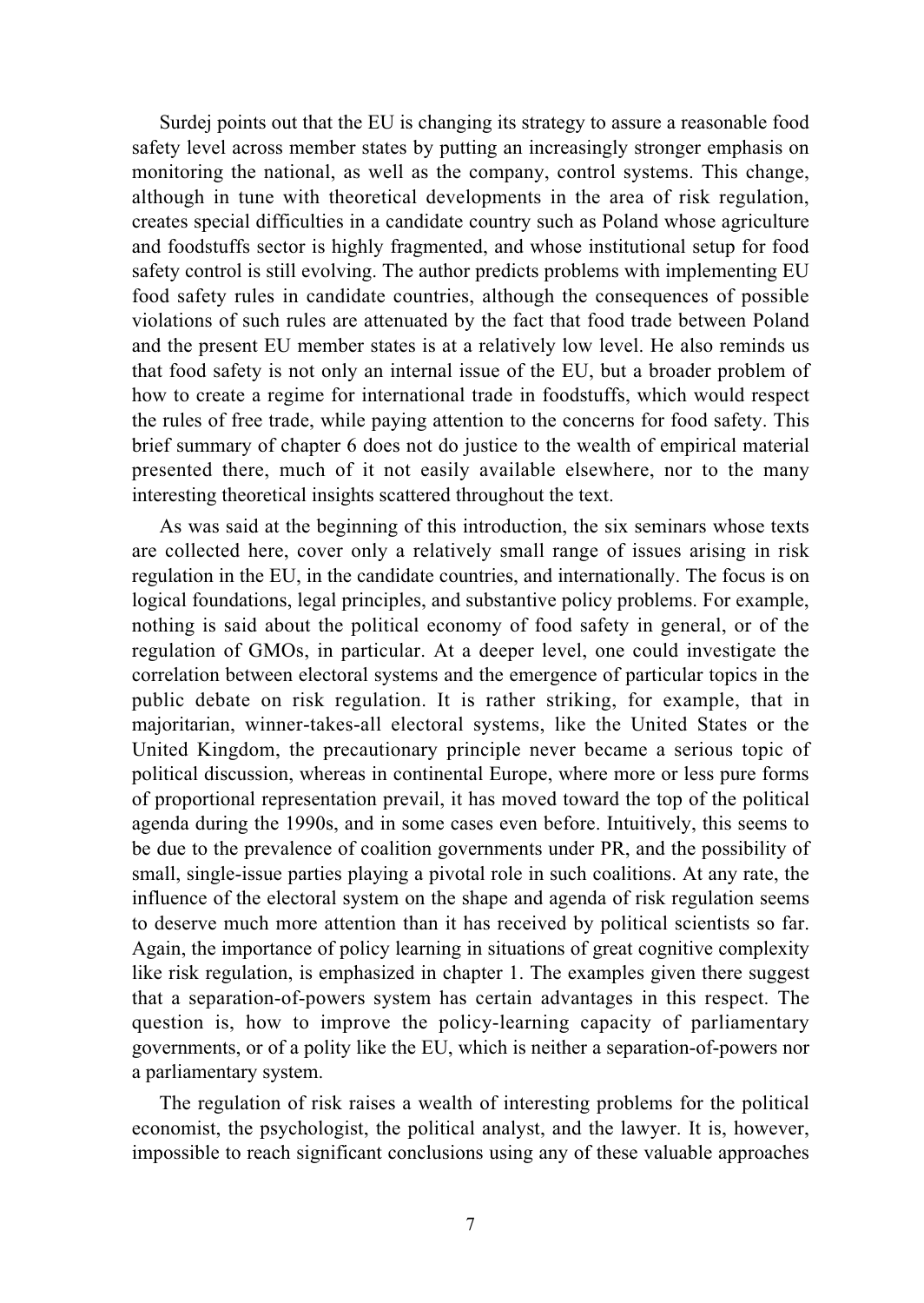Surdej points out that the EU is changing its strategy to assure a reasonable food safety level across member states by putting an increasingly stronger emphasis on monitoring the national, as well as the company, control systems. This change, although in tune with theoretical developments in the area of risk regulation, creates special difficulties in a candidate country such as Poland whose agriculture and foodstuffs sector is highly fragmented, and whose institutional setup for food safety control is still evolving. The author predicts problems with implementing EU food safety rules in candidate countries, although the consequences of possible violations of such rules are attenuated by the fact that food trade between Poland and the present EU member states is at a relatively low level. He also reminds us that food safety is not only an internal issue of the EU, but a broader problem of how to create a regime for international trade in foodstuffs, which would respect the rules of free trade, while paying attention to the concerns for food safety. This brief summary of chapter 6 does not do justice to the wealth of empirical material presented there, much of it not easily available elsewhere, nor to the many interesting theoretical insights scattered throughout the text.

As was said at the beginning of this introduction, the six seminars whose texts are collected here, cover only a relatively small range of issues arising in risk regulation in the EU, in the candidate countries, and internationally. The focus is on logical foundations, legal principles, and substantive policy problems. For example, nothing is said about the political economy of food safety in general, or of the regulation of GMOs, in particular. At a deeper level, one could investigate the correlation between electoral systems and the emergence of particular topics in the public debate on risk regulation. It is rather striking, for example, that in majoritarian, winner-takes-all electoral systems, like the United States or the United Kingdom, the precautionary principle never became a serious topic of political discussion, whereas in continental Europe, where more or less pure forms of proportional representation prevail, it has moved toward the top of the political agenda during the 1990s, and in some cases even before. Intuitively, this seems to be due to the prevalence of coalition governments under PR, and the possibility of small, single-issue parties playing a pivotal role in such coalitions. At any rate, the influence of the electoral system on the shape and agenda of risk regulation seems to deserve much more attention than it has received by political scientists so far. Again, the importance of policy learning in situations of great cognitive complexity like risk regulation, is emphasized in chapter 1. The examples given there suggest that a separation-of-powers system has certain advantages in this respect. The question is, how to improve the policy-learning capacity of parliamentary governments, or of a polity like the EU, which is neither a separation-of-powers nor a parliamentary system.

The regulation of risk raises a wealth of interesting problems for the political economist, the psychologist, the political analyst, and the lawyer. It is, however, impossible to reach significant conclusions using any of these valuable approaches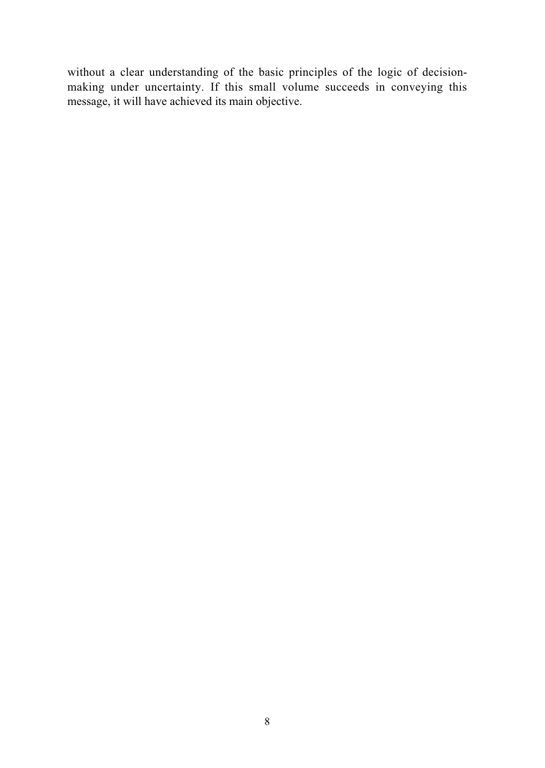without a clear understanding of the basic principles of the logic of decision-making under uncertainty. If this small volume succeeds in conveying this message, it will have achieved its main objective.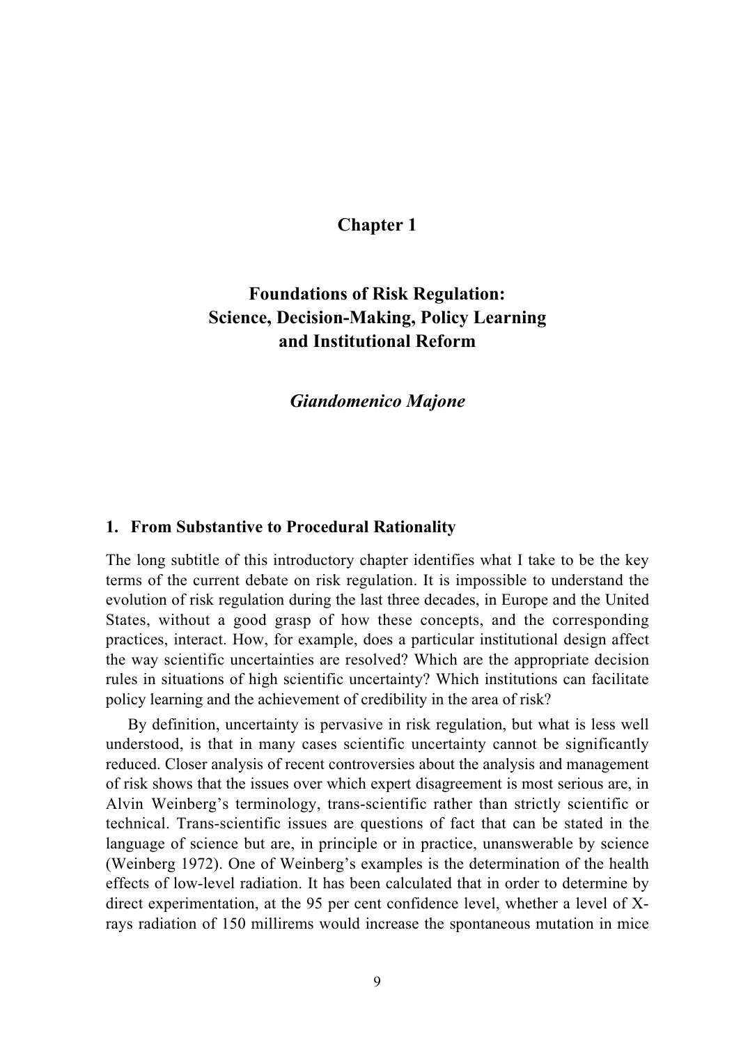# Chapter 1

## Foundations of Risk Regulation: Science, Decision-Making, Policy Learning and Institutional Reform

***Giandomenico Majone***

### 1. From Substantive to Procedural Rationality

The long subtitle of this introductory chapter identifies what I take to be the key terms of the current debate on risk regulation. It is impossible to understand the evolution of risk regulation during the last three decades, in Europe and the United States, without a good grasp of how these concepts, and the corresponding practices, interact. How, for example, does a particular institutional design affect the way scientific uncertainties are resolved? Which are the appropriate decision rules in situations of high scientific uncertainty? Which institutions can facilitate policy learning and the achievement of credibility in the area of risk?

By definition, uncertainty is pervasive in risk regulation, but what is less well understood, is that in many cases scientific uncertainty cannot be significantly reduced. Closer analysis of recent controversies about the analysis and management of risk shows that the issues over which expert disagreement is most serious are, in Alvin Weinberg's terminology, trans-scientific rather than strictly scientific or technical. Trans-scientific issues are questions of fact that can be stated in the language of science but are, in principle or in practice, unanswerable by science (Weinberg 1972). One of Weinberg's examples is the determination of the health effects of low-level radiation. It has been calculated that in order to determine by direct experimentation, at the 95 per cent confidence level, whether a level of X-rays radiation of 150 millirems would increase the spontaneous mutation in mice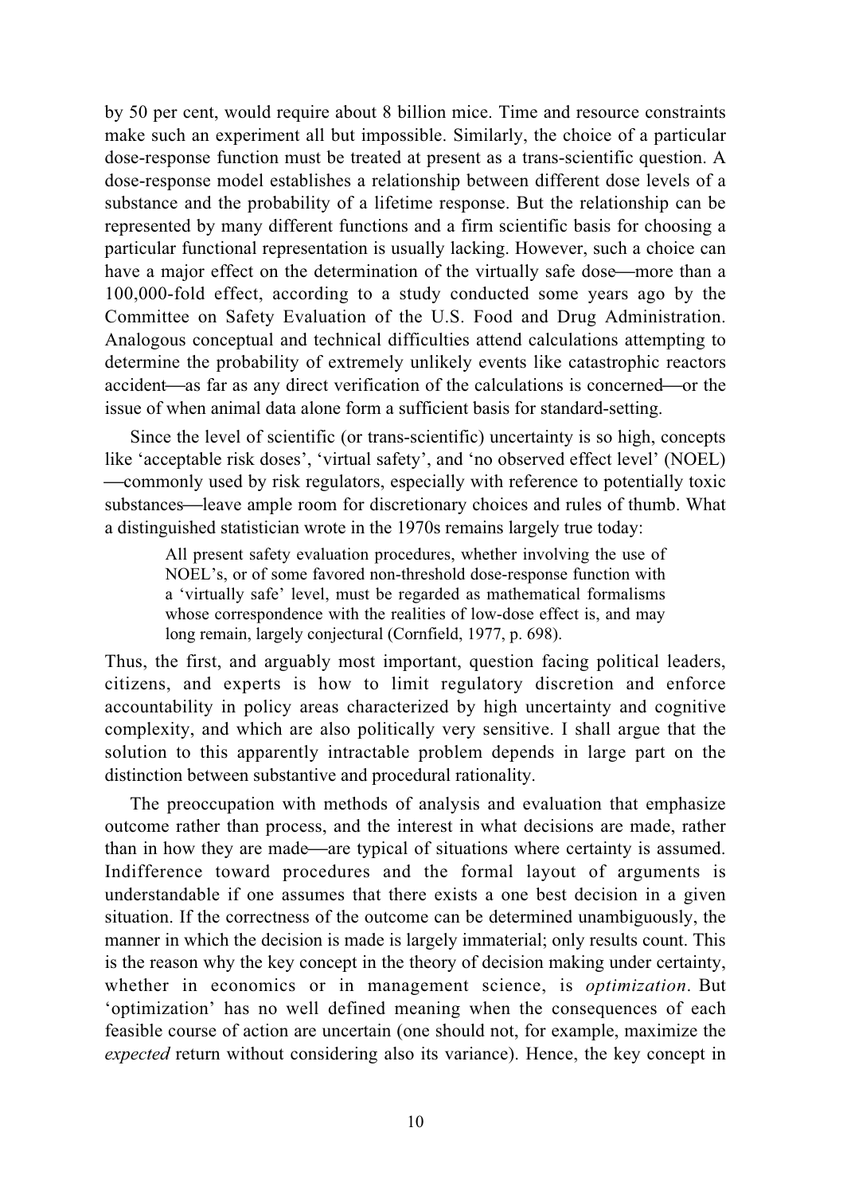by 50 per cent, would require about 8 billion mice. Time and resource constraints make such an experiment all but impossible. Similarly, the choice of a particular dose-response function must be treated at present as a trans-scientific question. A dose-response model establishes a relationship between different dose levels of a substance and the probability of a lifetime response. But the relationship can be represented by many different functions and a firm scientific basis for choosing a particular functional representation is usually lacking. However, such a choice can have a major effect on the determination of the virtually safe dose—more than a 100,000-fold effect, according to a study conducted some years ago by the Committee on Safety Evaluation of the U.S. Food and Drug Administration. Analogous conceptual and technical difficulties attend calculations attempting to determine the probability of extremely unlikely events like catastrophic reactors accident—as far as any direct verification of the calculations is concerned—or the issue of when animal data alone form a sufficient basis for standard-setting.

Since the level of scientific (or trans-scientific) uncertainty is so high, concepts like 'acceptable risk doses', 'virtual safety', and 'no observed effect level' (NOEL) —commonly used by risk regulators, especially with reference to potentially toxic substances—leave ample room for discretionary choices and rules of thumb. What a distinguished statistician wrote in the 1970s remains largely true today:

> All present safety evaluation procedures, whether involving the use of NOEL's, or of some favored non-threshold dose-response function with a 'virtually safe' level, must be regarded as mathematical formalisms whose correspondence with the realities of low-dose effect is, and may long remain, largely conjectural (Cornfield, 1977, p. 698).

Thus, the first, and arguably most important, question facing political leaders, citizens, and experts is how to limit regulatory discretion and enforce accountability in policy areas characterized by high uncertainty and cognitive complexity, and which are also politically very sensitive. I shall argue that the solution to this apparently intractable problem depends in large part on the distinction between substantive and procedural rationality.

The preoccupation with methods of analysis and evaluation that emphasize outcome rather than process, and the interest in what decisions are made, rather than in how they are made—are typical of situations where certainty is assumed. Indifference toward procedures and the formal layout of arguments is understandable if one assumes that there exists a one best decision in a given situation. If the correctness of the outcome can be determined unambiguously, the manner in which the decision is made is largely immaterial; only results count. This is the reason why the key concept in the theory of decision making under certainty, whether in economics or in management science, is *optimization*. But 'optimization' has no well defined meaning when the consequences of each feasible course of action are uncertain (one should not, for example, maximize the *expected* return without considering also its variance). Hence, the key concept in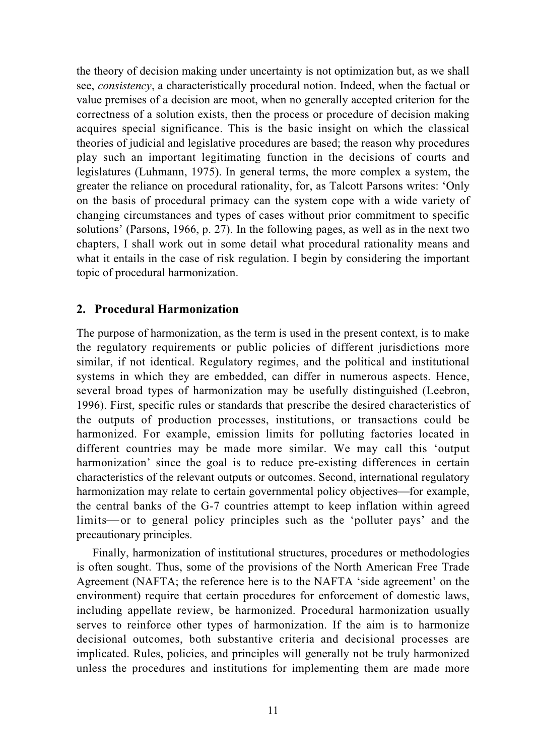the theory of decision making under uncertainty is not optimization but, as we shall see, *consistency*, a characteristically procedural notion. Indeed, when the factual or value premises of a decision are moot, when no generally accepted criterion for the correctness of a solution exists, then the process or procedure of decision making acquires special significance. This is the basic insight on which the classical theories of judicial and legislative procedures are based; the reason why procedures play such an important legitimating function in the decisions of courts and legislatures (Luhmann, 1975). In general terms, the more complex a system, the greater the reliance on procedural rationality, for, as Talcott Parsons writes: 'Only on the basis of procedural primacy can the system cope with a wide variety of changing circumstances and types of cases without prior commitment to specific solutions' (Parsons, 1966, p. 27). In the following pages, as well as in the next two chapters, I shall work out in some detail what procedural rationality means and what it entails in the case of risk regulation. I begin by considering the important topic of procedural harmonization.

## 2. Procedural Harmonization

The purpose of harmonization, as the term is used in the present context, is to make the regulatory requirements or public policies of different jurisdictions more similar, if not identical. Regulatory regimes, and the political and institutional systems in which they are embedded, can differ in numerous aspects. Hence, several broad types of harmonization may be usefully distinguished (Leebron, 1996). First, specific rules or standards that prescribe the desired characteristics of the outputs of production processes, institutions, or transactions could be harmonized. For example, emission limits for polluting factories located in different countries may be made more similar. We may call this 'output harmonization' since the goal is to reduce pre-existing differences in certain characteristics of the relevant outputs or outcomes. Second, international regulatory harmonization may relate to certain governmental policy objectives—for example, the central banks of the G-7 countries attempt to keep inflation within agreed limits—or to general policy principles such as the 'polluter pays' and the precautionary principles.

Finally, harmonization of institutional structures, procedures or methodologies is often sought. Thus, some of the provisions of the North American Free Trade Agreement (NAFTA; the reference here is to the NAFTA 'side agreement' on the environment) require that certain procedures for enforcement of domestic laws, including appellate review, be harmonized. Procedural harmonization usually serves to reinforce other types of harmonization. If the aim is to harmonize decisional outcomes, both substantive criteria and decisional processes are implicated. Rules, policies, and principles will generally not be truly harmonized unless the procedures and institutions for implementing them are made more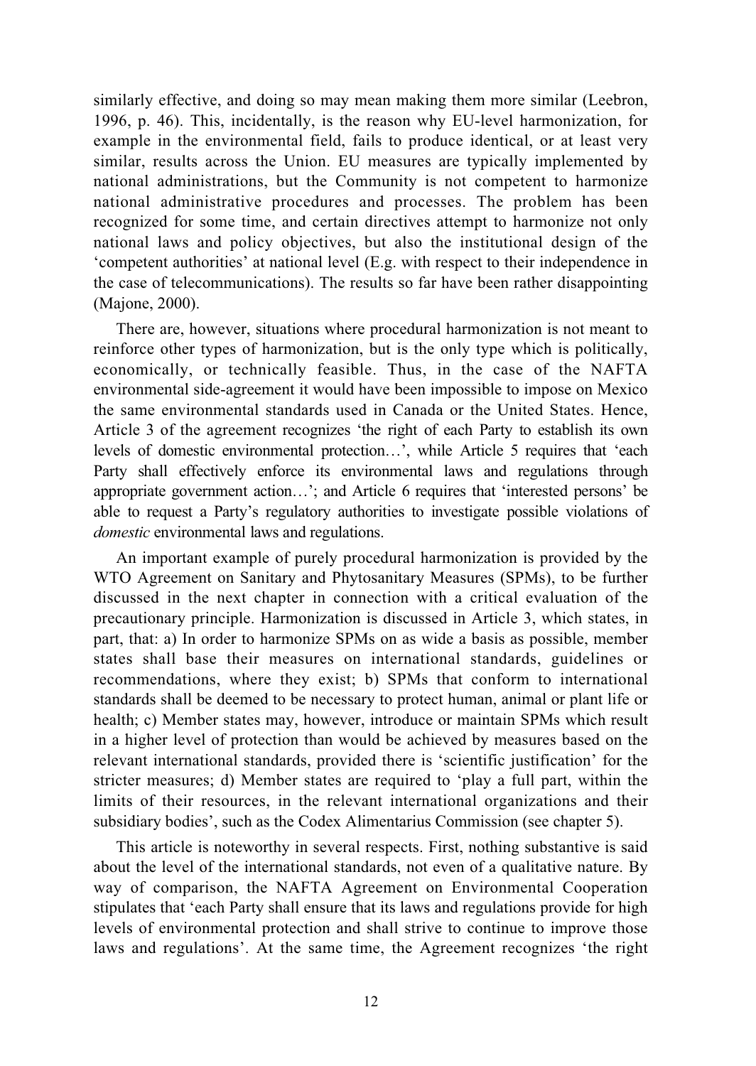similarly effective, and doing so may mean making them more similar (Leebron, 1996, p. 46). This, incidentally, is the reason why EU-level harmonization, for example in the environmental field, fails to produce identical, or at least very similar, results across the Union. EU measures are typically implemented by national administrations, but the Community is not competent to harmonize national administrative procedures and processes. The problem has been recognized for some time, and certain directives attempt to harmonize not only national laws and policy objectives, but also the institutional design of the 'competent authorities' at national level (E.g. with respect to their independence in the case of telecommunications). The results so far have been rather disappointing (Majone, 2000).

There are, however, situations where procedural harmonization is not meant to reinforce other types of harmonization, but is the only type which is politically, economically, or technically feasible. Thus, in the case of the NAFTA environmental side-agreement it would have been impossible to impose on Mexico the same environmental standards used in Canada or the United States. Hence, Article 3 of the agreement recognizes 'the right of each Party to establish its own levels of domestic environmental protection…', while Article 5 requires that 'each Party shall effectively enforce its environmental laws and regulations through appropriate government action…'; and Article 6 requires that 'interested persons' be able to request a Party's regulatory authorities to investigate possible violations of *domestic* environmental laws and regulations.

An important example of purely procedural harmonization is provided by the WTO Agreement on Sanitary and Phytosanitary Measures (SPMs), to be further discussed in the next chapter in connection with a critical evaluation of the precautionary principle. Harmonization is discussed in Article 3, which states, in part, that: a) In order to harmonize SPMs on as wide a basis as possible, member states shall base their measures on international standards, guidelines or recommendations, where they exist; b) SPMs that conform to international standards shall be deemed to be necessary to protect human, animal or plant life or health; c) Member states may, however, introduce or maintain SPMs which result in a higher level of protection than would be achieved by measures based on the relevant international standards, provided there is 'scientific justification' for the stricter measures; d) Member states are required to 'play a full part, within the limits of their resources, in the relevant international organizations and their subsidiary bodies', such as the Codex Alimentarius Commission (see chapter 5).

This article is noteworthy in several respects. First, nothing substantive is said about the level of the international standards, not even of a qualitative nature. By way of comparison, the NAFTA Agreement on Environmental Cooperation stipulates that 'each Party shall ensure that its laws and regulations provide for high levels of environmental protection and shall strive to continue to improve those laws and regulations'. At the same time, the Agreement recognizes 'the right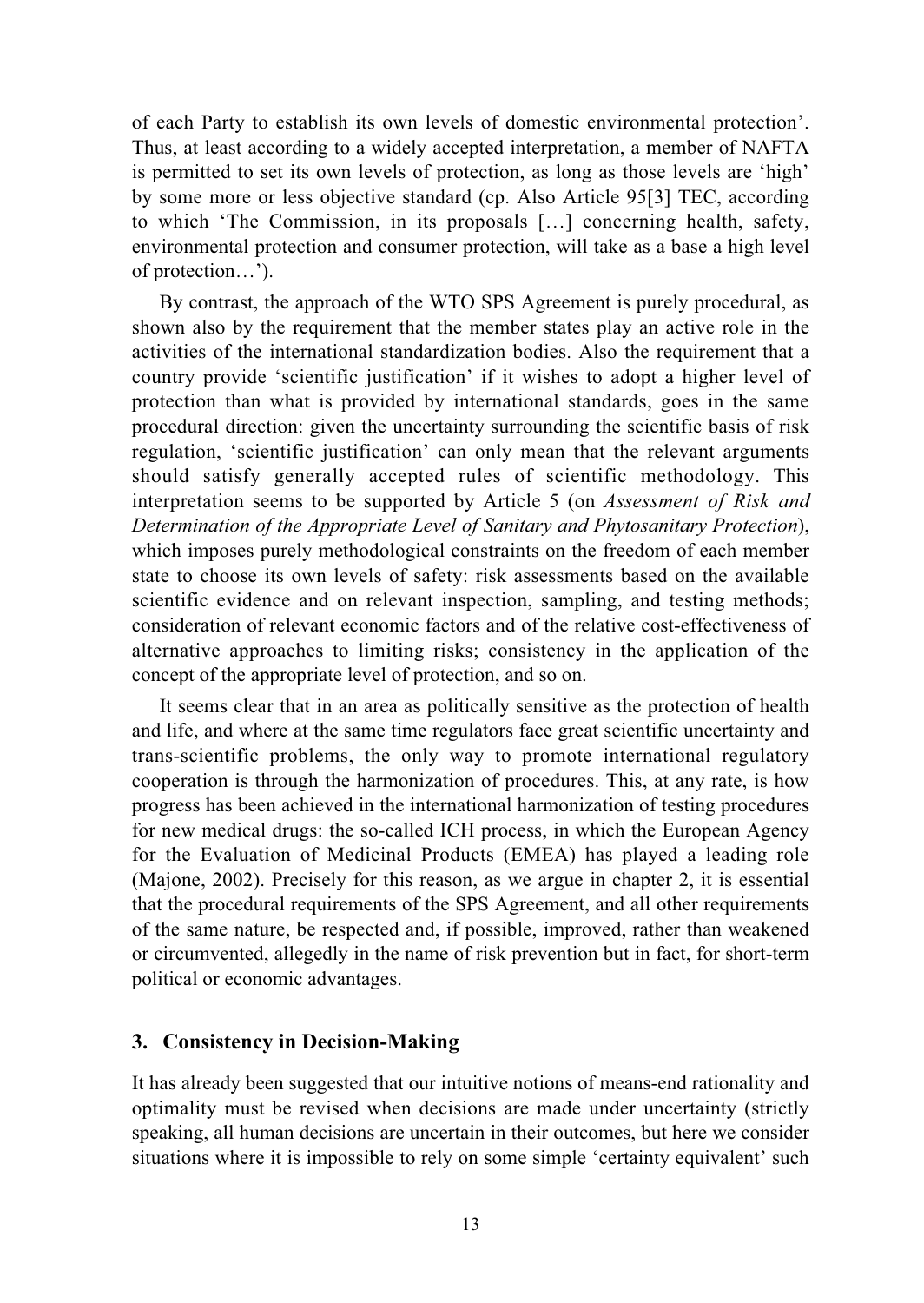of each Party to establish its own levels of domestic environmental protection'. Thus, at least according to a widely accepted interpretation, a member of NAFTA is permitted to set its own levels of protection, as long as those levels are 'high' by some more or less objective standard (cp. Also Article 95[3] TEC, according to which 'The Commission, in its proposals […] concerning health, safety, environmental protection and consumer protection, will take as a base a high level of protection…').

By contrast, the approach of the WTO SPS Agreement is purely procedural, as shown also by the requirement that the member states play an active role in the activities of the international standardization bodies. Also the requirement that a country provide 'scientific justification' if it wishes to adopt a higher level of protection than what is provided by international standards, goes in the same procedural direction: given the uncertainty surrounding the scientific basis of risk regulation, 'scientific justification' can only mean that the relevant arguments should satisfy generally accepted rules of scientific methodology. This interpretation seems to be supported by Article 5 (on *Assessment of Risk and Determination of the Appropriate Level of Sanitary and Phytosanitary Protection*), which imposes purely methodological constraints on the freedom of each member state to choose its own levels of safety: risk assessments based on the available scientific evidence and on relevant inspection, sampling, and testing methods; consideration of relevant economic factors and of the relative cost-effectiveness of alternative approaches to limiting risks; consistency in the application of the concept of the appropriate level of protection, and so on.

It seems clear that in an area as politically sensitive as the protection of health and life, and where at the same time regulators face great scientific uncertainty and trans-scientific problems, the only way to promote international regulatory cooperation is through the harmonization of procedures. This, at any rate, is how progress has been achieved in the international harmonization of testing procedures for new medical drugs: the so-called ICH process, in which the European Agency for the Evaluation of Medicinal Products (EMEA) has played a leading role (Majone, 2002). Precisely for this reason, as we argue in chapter 2, it is essential that the procedural requirements of the SPS Agreement, and all other requirements of the same nature, be respected and, if possible, improved, rather than weakened or circumvented, allegedly in the name of risk prevention but in fact, for short-term political or economic advantages.

## 3. Consistency in Decision-Making

It has already been suggested that our intuitive notions of means-end rationality and optimality must be revised when decisions are made under uncertainty (strictly speaking, all human decisions are uncertain in their outcomes, but here we consider situations where it is impossible to rely on some simple 'certainty equivalent' such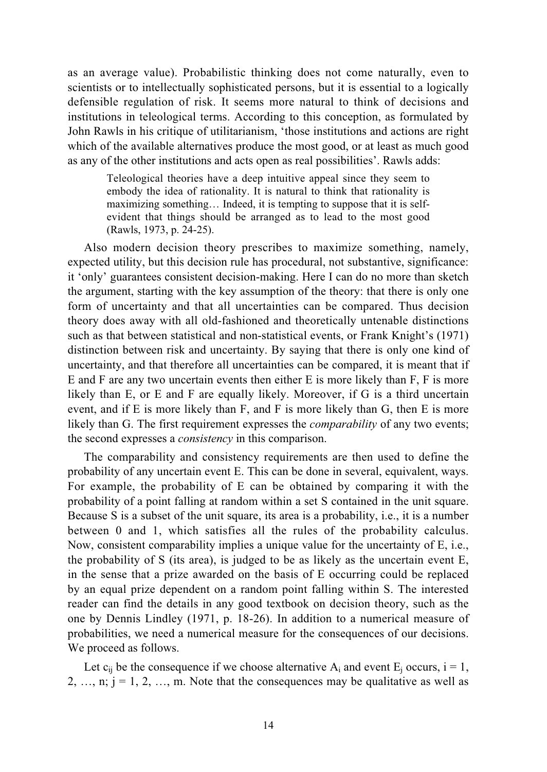as an average value). Probabilistic thinking does not come naturally, even to scientists or to intellectually sophisticated persons, but it is essential to a logically defensible regulation of risk. It seems more natural to think of decisions and institutions in teleological terms. According to this conception, as formulated by John Rawls in his critique of utilitarianism, 'those institutions and actions are right which of the available alternatives produce the most good, or at least as much good as any of the other institutions and acts open as real possibilities'. Rawls adds:

> Teleological theories have a deep intuitive appeal since they seem to embody the idea of rationality. It is natural to think that rationality is maximizing something… Indeed, it is tempting to suppose that it is self-evident that things should be arranged as to lead to the most good (Rawls, 1973, p. 24-25).

Also modern decision theory prescribes to maximize something, namely, expected utility, but this decision rule has procedural, not substantive, significance: it 'only' guarantees consistent decision-making. Here I can do no more than sketch the argument, starting with the key assumption of the theory: that there is only one form of uncertainty and that all uncertainties can be compared. Thus decision theory does away with all old-fashioned and theoretically untenable distinctions such as that between statistical and non-statistical events, or Frank Knight's (1971) distinction between risk and uncertainty. By saying that there is only one kind of uncertainty, and that therefore all uncertainties can be compared, it is meant that if E and F are any two uncertain events then either E is more likely than F, F is more likely than E, or E and F are equally likely. Moreover, if G is a third uncertain event, and if E is more likely than F, and F is more likely than G, then E is more likely than G. The first requirement expresses the *comparability* of any two events; the second expresses a *consistency* in this comparison.

The comparability and consistency requirements are then used to define the probability of any uncertain event E. This can be done in several, equivalent, ways. For example, the probability of E can be obtained by comparing it with the probability of a point falling at random within a set S contained in the unit square. Because S is a subset of the unit square, its area is a probability, i.e., it is a number between 0 and 1, which satisfies all the rules of the probability calculus. Now, consistent comparability implies a unique value for the uncertainty of E, i.e., the probability of S (its area), is judged to be as likely as the uncertain event E, in the sense that a prize awarded on the basis of E occurring could be replaced by an equal prize dependent on a random point falling within S. The interested reader can find the details in any good textbook on decision theory, such as the one by Dennis Lindley (1971, p. 18-26). In addition to a numerical measure of probabilities, we need a numerical measure for the consequences of our decisions. We proceed as follows.

Let $c_{ij}$ be the consequence if we choose alternative $A_i$ and event $E_j$ occurs, $i = 1, 2, \ldots, n$; $j = 1, 2, \ldots, m$. Note that the consequences may be qualitative as well as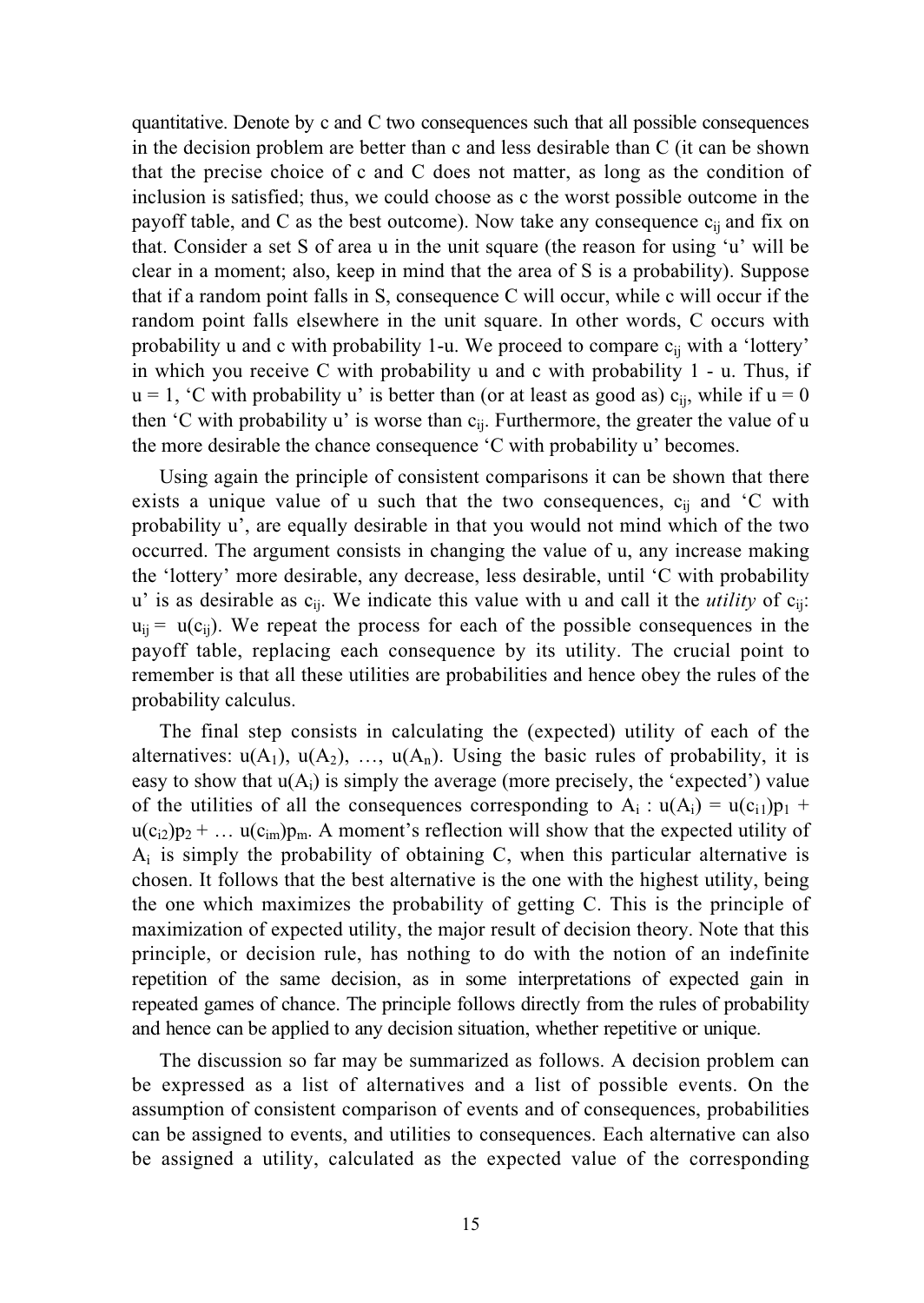quantitative. Denote by c and C two consequences such that all possible consequences in the decision problem are better than c and less desirable than C (it can be shown that the precise choice of c and C does not matter, as long as the condition of inclusion is satisfied; thus, we could choose as c the worst possible outcome in the payoff table, and C as the best outcome). Now take any consequence $c_{ij}$ and fix on that. Consider a set S of area u in the unit square (the reason for using 'u' will be clear in a moment; also, keep in mind that the area of S is a probability). Suppose that if a random point falls in S, consequence C will occur, while c will occur if the random point falls elsewhere in the unit square. In other words, C occurs with probability u and c with probability 1-u. We proceed to compare $c_{ij}$ with a 'lottery' in which you receive C with probability u and c with probability 1 - u. Thus, if u = 1, 'C with probability u' is better than (or at least as good as) $c_{ij}$, while if u = 0 then 'C with probability u' is worse than $c_{ij}$. Furthermore, the greater the value of u the more desirable the chance consequence 'C with probability u' becomes.

Using again the principle of consistent comparisons it can be shown that there exists a unique value of u such that the two consequences, $c_{ij}$ and 'C with probability u', are equally desirable in that you would not mind which of the two occurred. The argument consists in changing the value of u, any increase making the 'lottery' more desirable, any decrease, less desirable, until 'C with probability u' is as desirable as $c_{ij}$. We indicate this value with u and call it the *utility* of $c_{ij}$: $u_{ij} = u(c_{ij})$. We repeat the process for each of the possible consequences in the payoff table, replacing each consequence by its utility. The crucial point to remember is that all these utilities are probabilities and hence obey the rules of the probability calculus.

The final step consists in calculating the (expected) utility of each of the alternatives: $u(A_1)$, $u(A_2)$, …, $u(A_n)$. Using the basic rules of probability, it is easy to show that $u(A_i)$ is simply the average (more precisely, the 'expected') value of the utilities of all the consequences corresponding to $A_i$ : $u(A_i) = u(c_{i1})p_1 + u(c_{i2})p_2 + \ldots u(c_{im})p_m$. A moment's reflection will show that the expected utility of $A_i$ is simply the probability of obtaining C, when this particular alternative is chosen. It follows that the best alternative is the one with the highest utility, being the one which maximizes the probability of getting C. This is the principle of maximization of expected utility, the major result of decision theory. Note that this principle, or decision rule, has nothing to do with the notion of an indefinite repetition of the same decision, as in some interpretations of expected gain in repeated games of chance. The principle follows directly from the rules of probability and hence can be applied to any decision situation, whether repetitive or unique.

The discussion so far may be summarized as follows. A decision problem can be expressed as a list of alternatives and a list of possible events. On the assumption of consistent comparison of events and of consequences, probabilities can be assigned to events, and utilities to consequences. Each alternative can also be assigned a utility, calculated as the expected value of the corresponding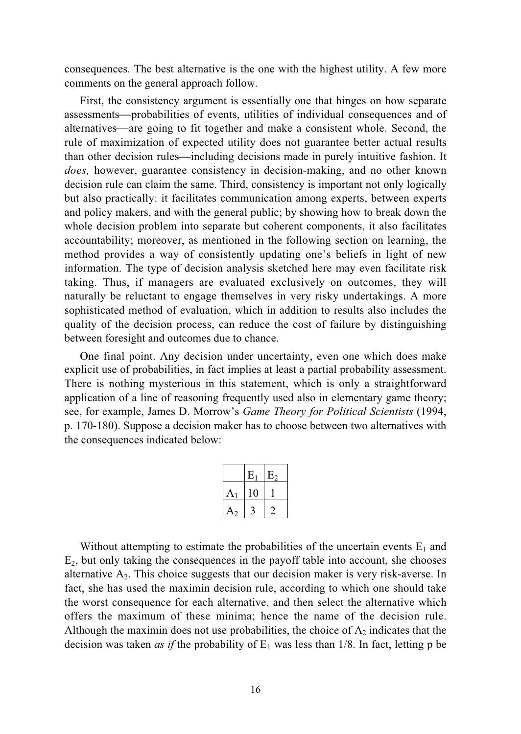consequences. The best alternative is the one with the highest utility. A few more comments on the general approach follow.

First, the consistency argument is essentially one that hinges on how separate assessments—probabilities of events, utilities of individual consequences and of alternatives—are going to fit together and make a consistent whole. Second, the rule of maximization of expected utility does not guarantee better actual results than other decision rules—including decisions made in purely intuitive fashion. It *does,* however, guarantee consistency in decision-making, and no other known decision rule can claim the same. Third, consistency is important not only logically but also practically: it facilitates communication among experts, between experts and policy makers, and with the general public; by showing how to break down the whole decision problem into separate but coherent components, it also facilitates accountability; moreover, as mentioned in the following section on learning, the method provides a way of consistently updating one's beliefs in light of new information. The type of decision analysis sketched here may even facilitate risk taking. Thus, if managers are evaluated exclusively on outcomes, they will naturally be reluctant to engage themselves in very risky undertakings. A more sophisticated method of evaluation, which in addition to results also includes the quality of the decision process, can reduce the cost of failure by distinguishing between foresight and outcomes due to chance.

One final point. Any decision under uncertainty, even one which does make explicit use of probabilities, in fact implies at least a partial probability assessment. There is nothing mysterious in this statement, which is only a straightforward application of a line of reasoning frequently used also in elementary game theory; see, for example, James D. Morrow's *Game Theory for Political Scientists* (1994, p. 170-180). Suppose a decision maker has to choose between two alternatives with the consequences indicated below:

| | $E_1$ | $E_2$ |
|---|---|---|
| $A_1$ | 10 | 1 |
| $A_2$ | 3 | 2 |

Without attempting to estimate the probabilities of the uncertain events $E_1$ and $E_2$, but only taking the consequences in the payoff table into account, she chooses alternative $A_2$. This choice suggests that our decision maker is very risk-averse. In fact, she has used the maximin decision rule, according to which one should take the worst consequence for each alternative, and then select the alternative which offers the maximum of these minima; hence the name of the decision rule. Although the maximin does not use probabilities, the choice of $A_2$ indicates that the decision was taken *as if* the probability of $E_1$ was less than 1/8. In fact, letting p be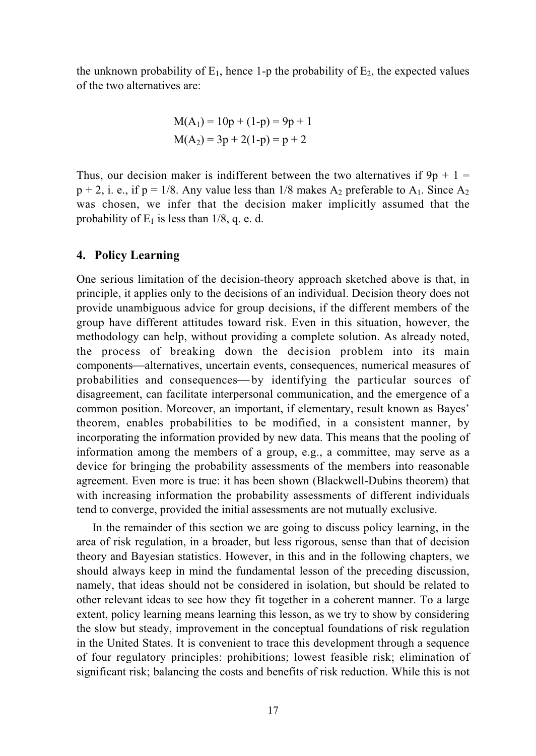the unknown probability of $E_1$, hence 1-p the probability of $E_2$, the expected values of the two alternatives are:

$$M(A_1) = 10p + (1\text{-}p) = 9p + 1$$
$$M(A_2) = 3p + 2(1\text{-}p) = p + 2$$

Thus, our decision maker is indifferent between the two alternatives if $9p + 1 = p + 2$, i. e., if $p = 1/8$. Any value less than 1/8 makes $A_2$ preferable to $A_1$. Since $A_2$ was chosen, we infer that the decision maker implicitly assumed that the probability of $E_1$ is less than 1/8, q. e. d.

## 4. Policy Learning

One serious limitation of the decision-theory approach sketched above is that, in principle, it applies only to the decisions of an individual. Decision theory does not provide unambiguous advice for group decisions, if the different members of the group have different attitudes toward risk. Even in this situation, however, the methodology can help, without providing a complete solution. As already noted, the process of breaking down the decision problem into its main components—alternatives, uncertain events, consequences, numerical measures of probabilities and consequences—by identifying the particular sources of disagreement, can facilitate interpersonal communication, and the emergence of a common position. Moreover, an important, if elementary, result known as Bayes' theorem, enables probabilities to be modified, in a consistent manner, by incorporating the information provided by new data. This means that the pooling of information among the members of a group, e.g., a committee, may serve as a device for bringing the probability assessments of the members into reasonable agreement. Even more is true: it has been shown (Blackwell-Dubins theorem) that with increasing information the probability assessments of different individuals tend to converge, provided the initial assessments are not mutually exclusive.

In the remainder of this section we are going to discuss policy learning, in the area of risk regulation, in a broader, but less rigorous, sense than that of decision theory and Bayesian statistics. However, in this and in the following chapters, we should always keep in mind the fundamental lesson of the preceding discussion, namely, that ideas should not be considered in isolation, but should be related to other relevant ideas to see how they fit together in a coherent manner. To a large extent, policy learning means learning this lesson, as we try to show by considering the slow but steady, improvement in the conceptual foundations of risk regulation in the United States. It is convenient to trace this development through a sequence of four regulatory principles: prohibitions; lowest feasible risk; elimination of significant risk; balancing the costs and benefits of risk reduction. While this is not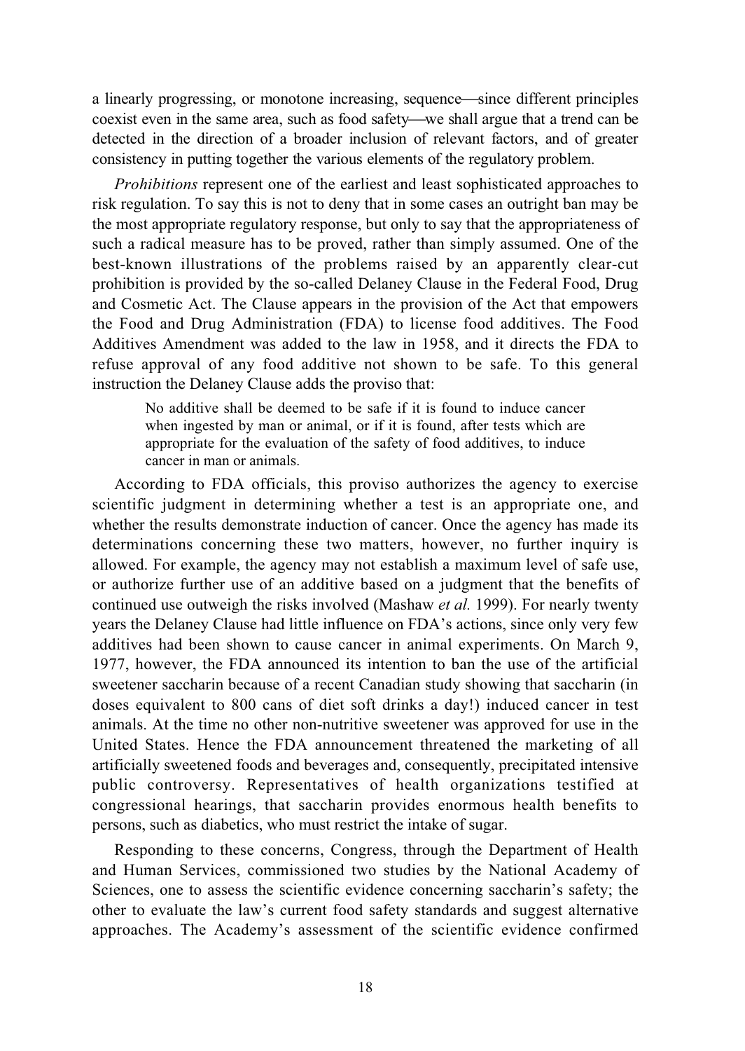a linearly progressing, or monotone increasing, sequence—since different principles coexist even in the same area, such as food safety—we shall argue that a trend can be detected in the direction of a broader inclusion of relevant factors, and of greater consistency in putting together the various elements of the regulatory problem.

*Prohibitions* represent one of the earliest and least sophisticated approaches to risk regulation. To say this is not to deny that in some cases an outright ban may be the most appropriate regulatory response, but only to say that the appropriateness of such a radical measure has to be proved, rather than simply assumed. One of the best-known illustrations of the problems raised by an apparently clear-cut prohibition is provided by the so-called Delaney Clause in the Federal Food, Drug and Cosmetic Act. The Clause appears in the provision of the Act that empowers the Food and Drug Administration (FDA) to license food additives. The Food Additives Amendment was added to the law in 1958, and it directs the FDA to refuse approval of any food additive not shown to be safe. To this general instruction the Delaney Clause adds the proviso that:

> No additive shall be deemed to be safe if it is found to induce cancer when ingested by man or animal, or if it is found, after tests which are appropriate for the evaluation of the safety of food additives, to induce cancer in man or animals.

According to FDA officials, this proviso authorizes the agency to exercise scientific judgment in determining whether a test is an appropriate one, and whether the results demonstrate induction of cancer. Once the agency has made its determinations concerning these two matters, however, no further inquiry is allowed. For example, the agency may not establish a maximum level of safe use, or authorize further use of an additive based on a judgment that the benefits of continued use outweigh the risks involved (Mashaw *et al.* 1999). For nearly twenty years the Delaney Clause had little influence on FDA's actions, since only very few additives had been shown to cause cancer in animal experiments. On March 9, 1977, however, the FDA announced its intention to ban the use of the artificial sweetener saccharin because of a recent Canadian study showing that saccharin (in doses equivalent to 800 cans of diet soft drinks a day!) induced cancer in test animals. At the time no other non-nutritive sweetener was approved for use in the United States. Hence the FDA announcement threatened the marketing of all artificially sweetened foods and beverages and, consequently, precipitated intensive public controversy. Representatives of health organizations testified at congressional hearings, that saccharin provides enormous health benefits to persons, such as diabetics, who must restrict the intake of sugar.

Responding to these concerns, Congress, through the Department of Health and Human Services, commissioned two studies by the National Academy of Sciences, one to assess the scientific evidence concerning saccharin's safety; the other to evaluate the law's current food safety standards and suggest alternative approaches. The Academy's assessment of the scientific evidence confirmed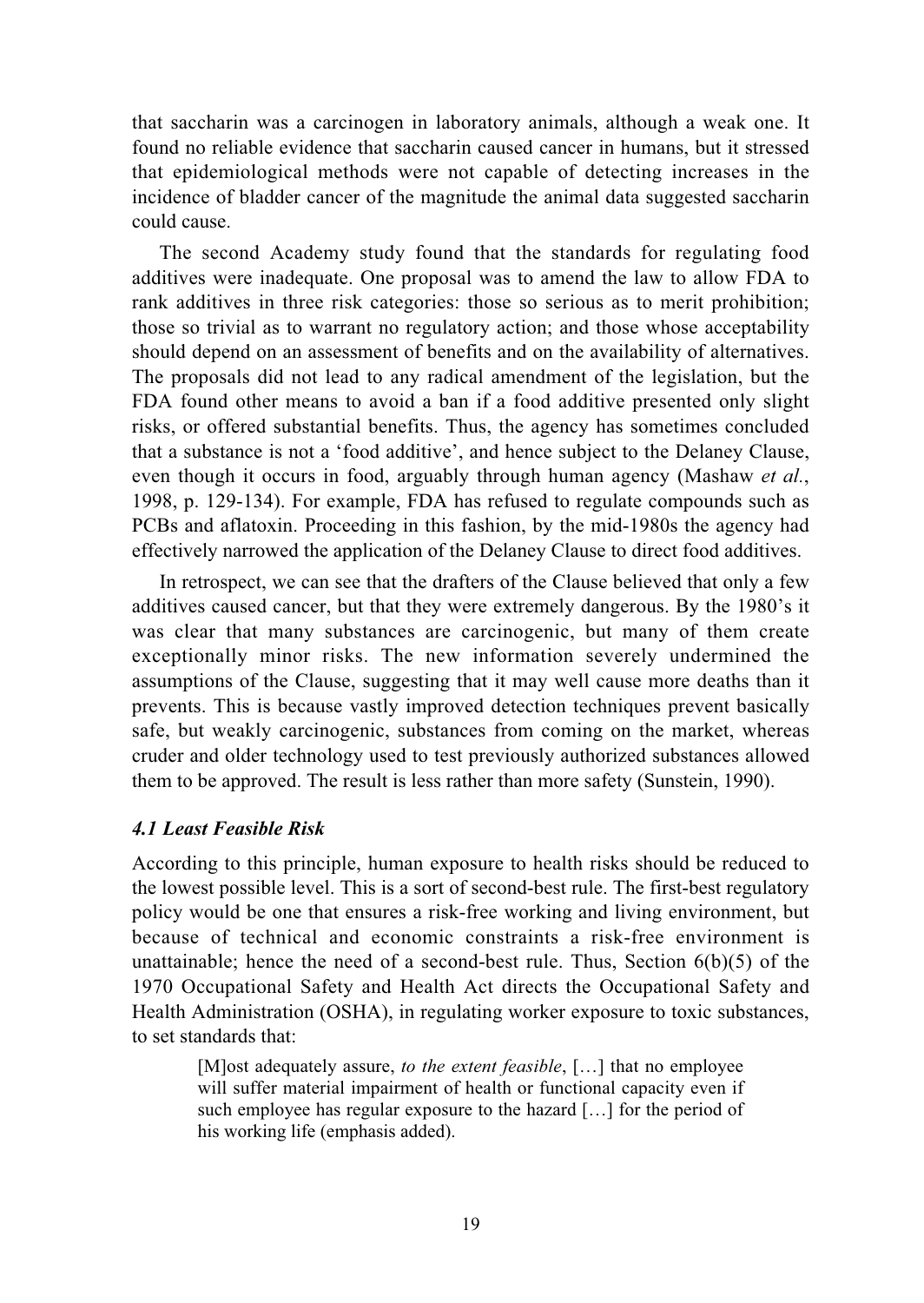that saccharin was a carcinogen in laboratory animals, although a weak one. It found no reliable evidence that saccharin caused cancer in humans, but it stressed that epidemiological methods were not capable of detecting increases in the incidence of bladder cancer of the magnitude the animal data suggested saccharin could cause.

The second Academy study found that the standards for regulating food additives were inadequate. One proposal was to amend the law to allow FDA to rank additives in three risk categories: those so serious as to merit prohibition; those so trivial as to warrant no regulatory action; and those whose acceptability should depend on an assessment of benefits and on the availability of alternatives. The proposals did not lead to any radical amendment of the legislation, but the FDA found other means to avoid a ban if a food additive presented only slight risks, or offered substantial benefits. Thus, the agency has sometimes concluded that a substance is not a 'food additive', and hence subject to the Delaney Clause, even though it occurs in food, arguably through human agency (Mashaw *et al.*, 1998, p. 129-134). For example, FDA has refused to regulate compounds such as PCBs and aflatoxin. Proceeding in this fashion, by the mid-1980s the agency had effectively narrowed the application of the Delaney Clause to direct food additives.

In retrospect, we can see that the drafters of the Clause believed that only a few additives caused cancer, but that they were extremely dangerous. By the 1980's it was clear that many substances are carcinogenic, but many of them create exceptionally minor risks. The new information severely undermined the assumptions of the Clause, suggesting that it may well cause more deaths than it prevents. This is because vastly improved detection techniques prevent basically safe, but weakly carcinogenic, substances from coming on the market, whereas cruder and older technology used to test previously authorized substances allowed them to be approved. The result is less rather than more safety (Sunstein, 1990).

### *4.1 Least Feasible Risk*

According to this principle, human exposure to health risks should be reduced to the lowest possible level. This is a sort of second-best rule. The first-best regulatory policy would be one that ensures a risk-free working and living environment, but because of technical and economic constraints a risk-free environment is unattainable; hence the need of a second-best rule. Thus, Section 6(b)(5) of the 1970 Occupational Safety and Health Act directs the Occupational Safety and Health Administration (OSHA), in regulating worker exposure to toxic substances, to set standards that:

> [M]ost adequately assure, *to the extent feasible*, […] that no employee will suffer material impairment of health or functional capacity even if such employee has regular exposure to the hazard […] for the period of his working life (emphasis added).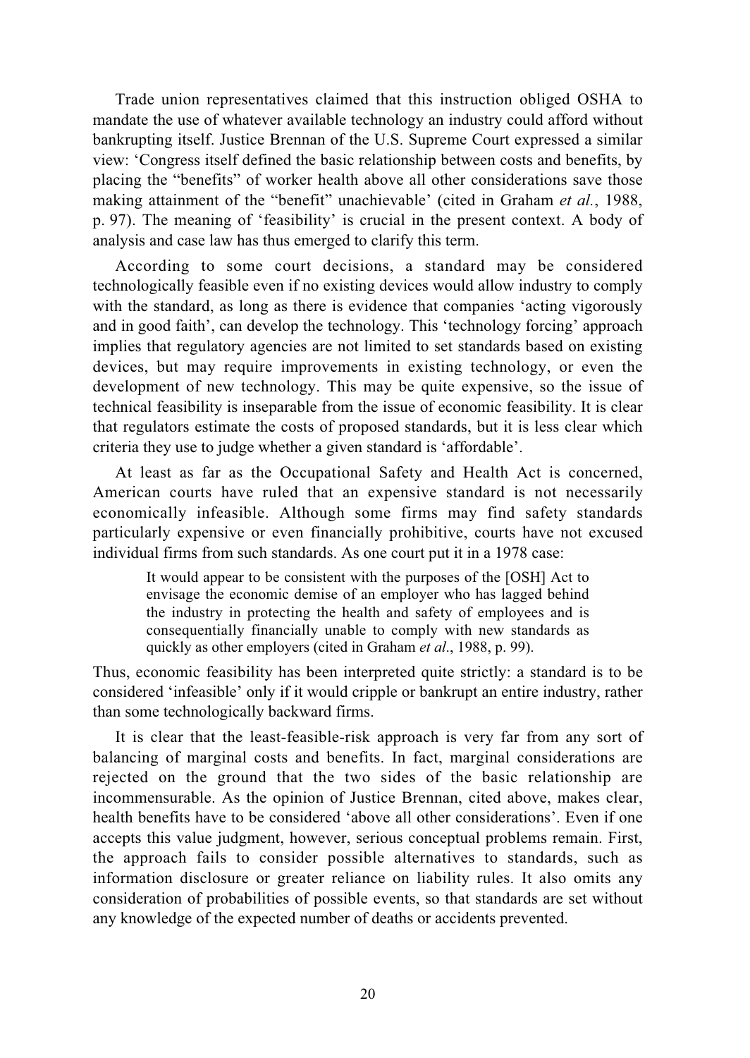Trade union representatives claimed that this instruction obliged OSHA to mandate the use of whatever available technology an industry could afford without bankrupting itself. Justice Brennan of the U.S. Supreme Court expressed a similar view: 'Congress itself defined the basic relationship between costs and benefits, by placing the "benefits" of worker health above all other considerations save those making attainment of the "benefit" unachievable' (cited in Graham *et al.*, 1988, p. 97). The meaning of 'feasibility' is crucial in the present context. A body of analysis and case law has thus emerged to clarify this term.

According to some court decisions, a standard may be considered technologically feasible even if no existing devices would allow industry to comply with the standard, as long as there is evidence that companies 'acting vigorously and in good faith', can develop the technology. This 'technology forcing' approach implies that regulatory agencies are not limited to set standards based on existing devices, but may require improvements in existing technology, or even the development of new technology. This may be quite expensive, so the issue of technical feasibility is inseparable from the issue of economic feasibility. It is clear that regulators estimate the costs of proposed standards, but it is less clear which criteria they use to judge whether a given standard is 'affordable'.

At least as far as the Occupational Safety and Health Act is concerned, American courts have ruled that an expensive standard is not necessarily economically infeasible. Although some firms may find safety standards particularly expensive or even financially prohibitive, courts have not excused individual firms from such standards. As one court put it in a 1978 case:

> It would appear to be consistent with the purposes of the [OSH] Act to envisage the economic demise of an employer who has lagged behind the industry in protecting the health and safety of employees and is consequentially financially unable to comply with new standards as quickly as other employers (cited in Graham *et al*., 1988, p. 99).

Thus, economic feasibility has been interpreted quite strictly: a standard is to be considered 'infeasible' only if it would cripple or bankrupt an entire industry, rather than some technologically backward firms.

It is clear that the least-feasible-risk approach is very far from any sort of balancing of marginal costs and benefits. In fact, marginal considerations are rejected on the ground that the two sides of the basic relationship are incommensurable. As the opinion of Justice Brennan, cited above, makes clear, health benefits have to be considered 'above all other considerations'. Even if one accepts this value judgment, however, serious conceptual problems remain. First, the approach fails to consider possible alternatives to standards, such as information disclosure or greater reliance on liability rules. It also omits any consideration of probabilities of possible events, so that standards are set without any knowledge of the expected number of deaths or accidents prevented.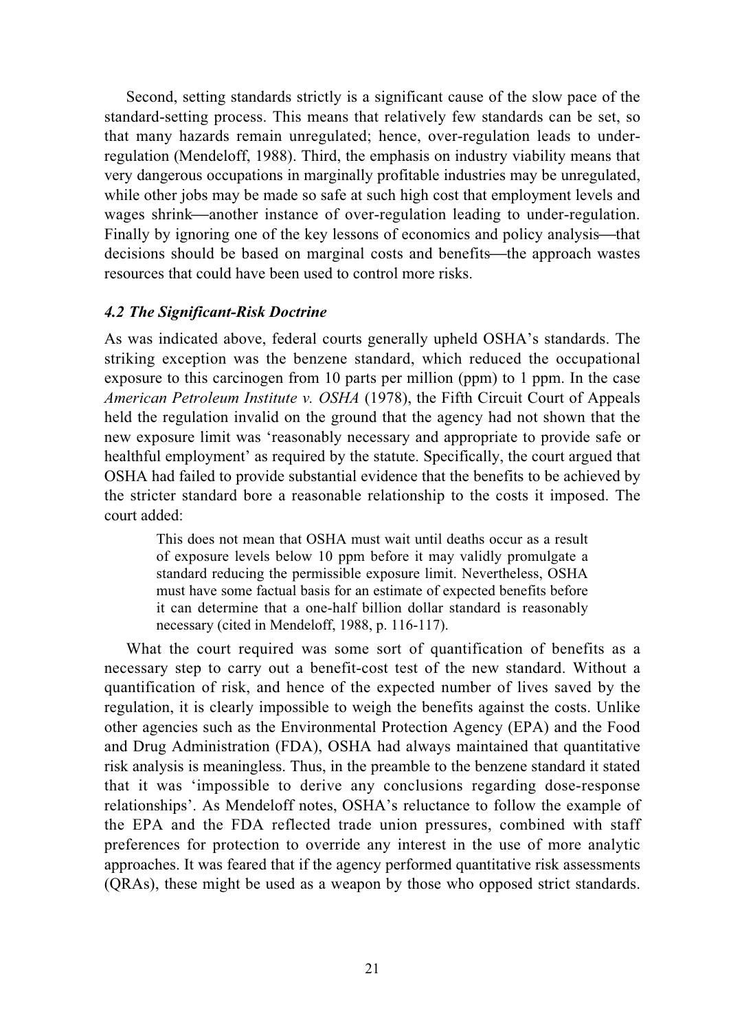Second, setting standards strictly is a significant cause of the slow pace of the standard-setting process. This means that relatively few standards can be set, so that many hazards remain unregulated; hence, over-regulation leads to under-regulation (Mendeloff, 1988). Third, the emphasis on industry viability means that very dangerous occupations in marginally profitable industries may be unregulated, while other jobs may be made so safe at such high cost that employment levels and wages shrink—another instance of over-regulation leading to under-regulation. Finally by ignoring one of the key lessons of economics and policy analysis—that decisions should be based on marginal costs and benefits—the approach wastes resources that could have been used to control more risks.

### *4.2 The Significant-Risk Doctrine*

As was indicated above, federal courts generally upheld OSHA's standards. The striking exception was the benzene standard, which reduced the occupational exposure to this carcinogen from 10 parts per million (ppm) to 1 ppm. In the case *American Petroleum Institute v. OSHA* (1978), the Fifth Circuit Court of Appeals held the regulation invalid on the ground that the agency had not shown that the new exposure limit was 'reasonably necessary and appropriate to provide safe or healthful employment' as required by the statute. Specifically, the court argued that OSHA had failed to provide substantial evidence that the benefits to be achieved by the stricter standard bore a reasonable relationship to the costs it imposed. The court added:

> This does not mean that OSHA must wait until deaths occur as a result of exposure levels below 10 ppm before it may validly promulgate a standard reducing the permissible exposure limit. Nevertheless, OSHA must have some factual basis for an estimate of expected benefits before it can determine that a one-half billion dollar standard is reasonably necessary (cited in Mendeloff, 1988, p. 116-117).

What the court required was some sort of quantification of benefits as a necessary step to carry out a benefit-cost test of the new standard. Without a quantification of risk, and hence of the expected number of lives saved by the regulation, it is clearly impossible to weigh the benefits against the costs. Unlike other agencies such as the Environmental Protection Agency (EPA) and the Food and Drug Administration (FDA), OSHA had always maintained that quantitative risk analysis is meaningless. Thus, in the preamble to the benzene standard it stated that it was 'impossible to derive any conclusions regarding dose-response relationships'. As Mendeloff notes, OSHA's reluctance to follow the example of the EPA and the FDA reflected trade union pressures, combined with staff preferences for protection to override any interest in the use of more analytic approaches. It was feared that if the agency performed quantitative risk assessments (QRAs), these might be used as a weapon by those who opposed strict standards.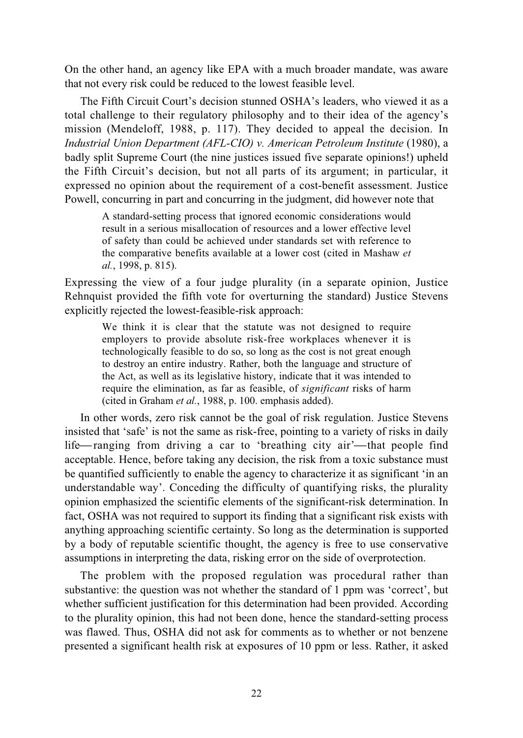On the other hand, an agency like EPA with a much broader mandate, was aware that not every risk could be reduced to the lowest feasible level.

The Fifth Circuit Court's decision stunned OSHA's leaders, who viewed it as a total challenge to their regulatory philosophy and to their idea of the agency's mission (Mendeloff, 1988, p. 117). They decided to appeal the decision. In *Industrial Union Department (AFL-CIO) v. American Petroleum Institute* (1980), a badly split Supreme Court (the nine justices issued five separate opinions!) upheld the Fifth Circuit's decision, but not all parts of its argument; in particular, it expressed no opinion about the requirement of a cost-benefit assessment. Justice Powell, concurring in part and concurring in the judgment, did however note that

> A standard-setting process that ignored economic considerations would result in a serious misallocation of resources and a lower effective level of safety than could be achieved under standards set with reference to the comparative benefits available at a lower cost (cited in Mashaw *et al.*, 1998, p. 815).

Expressing the view of a four judge plurality (in a separate opinion, Justice Rehnquist provided the fifth vote for overturning the standard) Justice Stevens explicitly rejected the lowest-feasible-risk approach:

> We think it is clear that the statute was not designed to require employers to provide absolute risk-free workplaces whenever it is technologically feasible to do so, so long as the cost is not great enough to destroy an entire industry. Rather, both the language and structure of the Act, as well as its legislative history, indicate that it was intended to require the elimination, as far as feasible, of *significant* risks of harm (cited in Graham *et al.*, 1988, p. 100. emphasis added).

In other words, zero risk cannot be the goal of risk regulation. Justice Stevens insisted that 'safe' is not the same as risk-free, pointing to a variety of risks in daily life—ranging from driving a car to 'breathing city air'—that people find acceptable. Hence, before taking any decision, the risk from a toxic substance must be quantified sufficiently to enable the agency to characterize it as significant 'in an understandable way'. Conceding the difficulty of quantifying risks, the plurality opinion emphasized the scientific elements of the significant-risk determination. In fact, OSHA was not required to support its finding that a significant risk exists with anything approaching scientific certainty. So long as the determination is supported by a body of reputable scientific thought, the agency is free to use conservative assumptions in interpreting the data, risking error on the side of overprotection.

The problem with the proposed regulation was procedural rather than substantive: the question was not whether the standard of 1 ppm was 'correct', but whether sufficient justification for this determination had been provided. According to the plurality opinion, this had not been done, hence the standard-setting process was flawed. Thus, OSHA did not ask for comments as to whether or not benzene presented a significant health risk at exposures of 10 ppm or less. Rather, it asked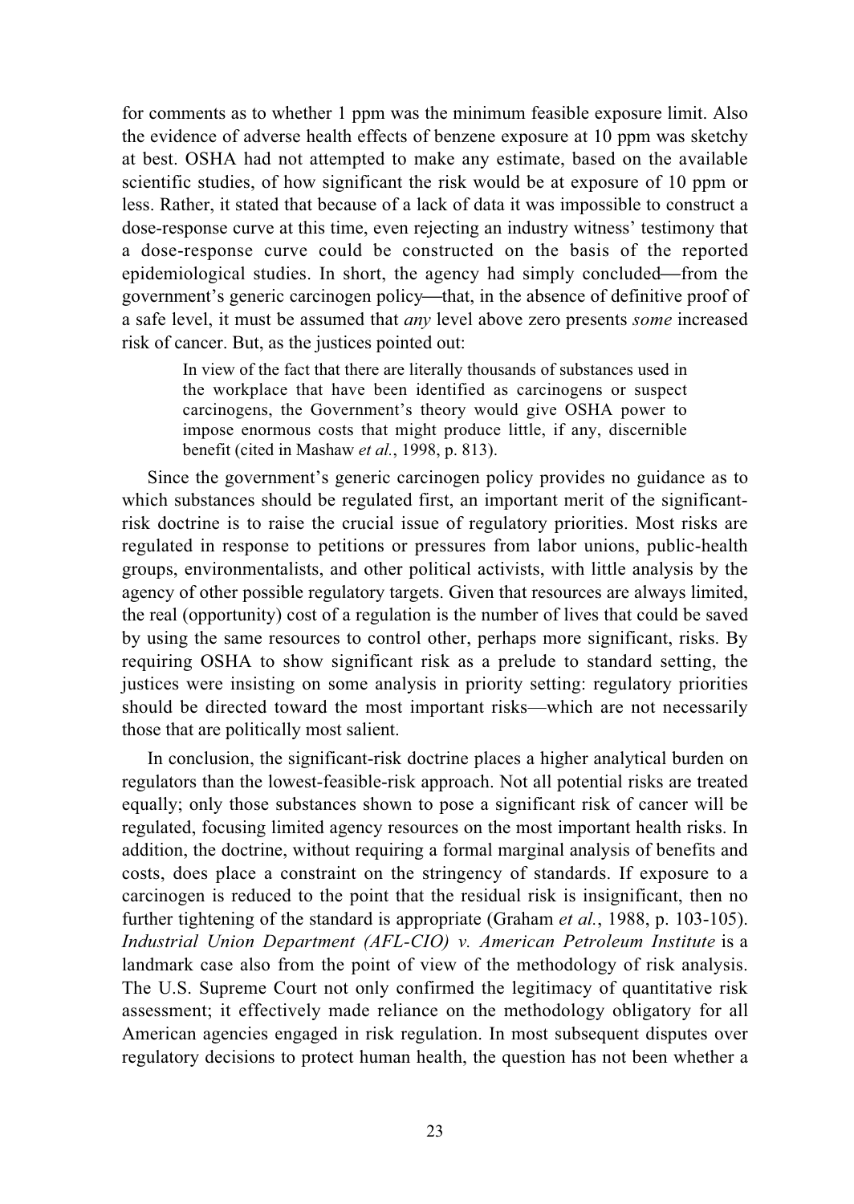for comments as to whether 1 ppm was the minimum feasible exposure limit. Also the evidence of adverse health effects of benzene exposure at 10 ppm was sketchy at best. OSHA had not attempted to make any estimate, based on the available scientific studies, of how significant the risk would be at exposure of 10 ppm or less. Rather, it stated that because of a lack of data it was impossible to construct a dose-response curve at this time, even rejecting an industry witness' testimony that a dose-response curve could be constructed on the basis of the reported epidemiological studies. In short, the agency had simply concluded—from the government's generic carcinogen policy—that, in the absence of definitive proof of a safe level, it must be assumed that *any* level above zero presents *some* increased risk of cancer. But, as the justices pointed out:

> In view of the fact that there are literally thousands of substances used in the workplace that have been identified as carcinogens or suspect carcinogens, the Government's theory would give OSHA power to impose enormous costs that might produce little, if any, discernible benefit (cited in Mashaw *et al.*, 1998, p. 813).

Since the government's generic carcinogen policy provides no guidance as to which substances should be regulated first, an important merit of the significant-risk doctrine is to raise the crucial issue of regulatory priorities. Most risks are regulated in response to petitions or pressures from labor unions, public-health groups, environmentalists, and other political activists, with little analysis by the agency of other possible regulatory targets. Given that resources are always limited, the real (opportunity) cost of a regulation is the number of lives that could be saved by using the same resources to control other, perhaps more significant, risks. By requiring OSHA to show significant risk as a prelude to standard setting, the justices were insisting on some analysis in priority setting: regulatory priorities should be directed toward the most important risks—which are not necessarily those that are politically most salient.

In conclusion, the significant-risk doctrine places a higher analytical burden on regulators than the lowest-feasible-risk approach. Not all potential risks are treated equally; only those substances shown to pose a significant risk of cancer will be regulated, focusing limited agency resources on the most important health risks. In addition, the doctrine, without requiring a formal marginal analysis of benefits and costs, does place a constraint on the stringency of standards. If exposure to a carcinogen is reduced to the point that the residual risk is insignificant, then no further tightening of the standard is appropriate (Graham *et al.*, 1988, p. 103-105). *Industrial Union Department (AFL-CIO) v. American Petroleum Institute* is a landmark case also from the point of view of the methodology of risk analysis. The U.S. Supreme Court not only confirmed the legitimacy of quantitative risk assessment; it effectively made reliance on the methodology obligatory for all American agencies engaged in risk regulation. In most subsequent disputes over regulatory decisions to protect human health, the question has not been whether a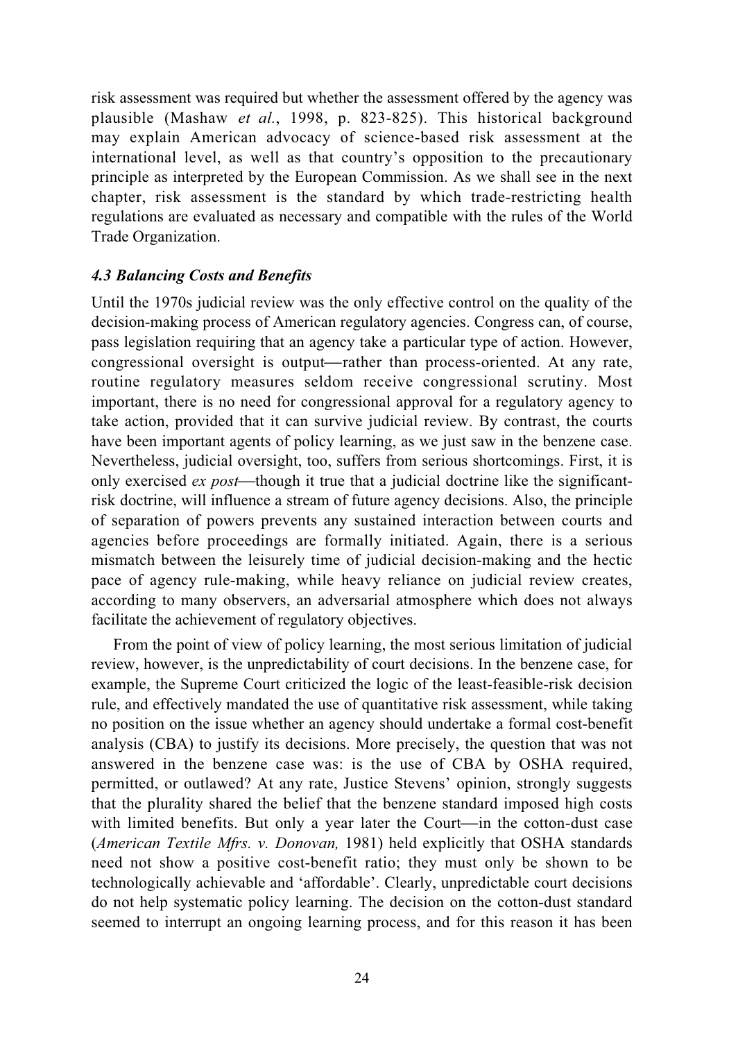risk assessment was required but whether the assessment offered by the agency was plausible (Mashaw *et al.*, 1998, p. 823-825). This historical background may explain American advocacy of science-based risk assessment at the international level, as well as that country's opposition to the precautionary principle as interpreted by the European Commission. As we shall see in the next chapter, risk assessment is the standard by which trade-restricting health regulations are evaluated as necessary and compatible with the rules of the World Trade Organization.

### *4.3 Balancing Costs and Benefits*

Until the 1970s judicial review was the only effective control on the quality of the decision-making process of American regulatory agencies. Congress can, of course, pass legislation requiring that an agency take a particular type of action. However, congressional oversight is output—rather than process-oriented. At any rate, routine regulatory measures seldom receive congressional scrutiny. Most important, there is no need for congressional approval for a regulatory agency to take action, provided that it can survive judicial review. By contrast, the courts have been important agents of policy learning, as we just saw in the benzene case. Nevertheless, judicial oversight, too, suffers from serious shortcomings. First, it is only exercised *ex post*—though it true that a judicial doctrine like the significant-risk doctrine, will influence a stream of future agency decisions. Also, the principle of separation of powers prevents any sustained interaction between courts and agencies before proceedings are formally initiated. Again, there is a serious mismatch between the leisurely time of judicial decision-making and the hectic pace of agency rule-making, while heavy reliance on judicial review creates, according to many observers, an adversarial atmosphere which does not always facilitate the achievement of regulatory objectives.

From the point of view of policy learning, the most serious limitation of judicial review, however, is the unpredictability of court decisions. In the benzene case, for example, the Supreme Court criticized the logic of the least-feasible-risk decision rule, and effectively mandated the use of quantitative risk assessment, while taking no position on the issue whether an agency should undertake a formal cost-benefit analysis (CBA) to justify its decisions. More precisely, the question that was not answered in the benzene case was: is the use of CBA by OSHA required, permitted, or outlawed? At any rate, Justice Stevens' opinion, strongly suggests that the plurality shared the belief that the benzene standard imposed high costs with limited benefits. But only a year later the Court—in the cotton-dust case (*American Textile Mfrs. v. Donovan,* 1981) held explicitly that OSHA standards need not show a positive cost-benefit ratio; they must only be shown to be technologically achievable and 'affordable'. Clearly, unpredictable court decisions do not help systematic policy learning. The decision on the cotton-dust standard seemed to interrupt an ongoing learning process, and for this reason it has been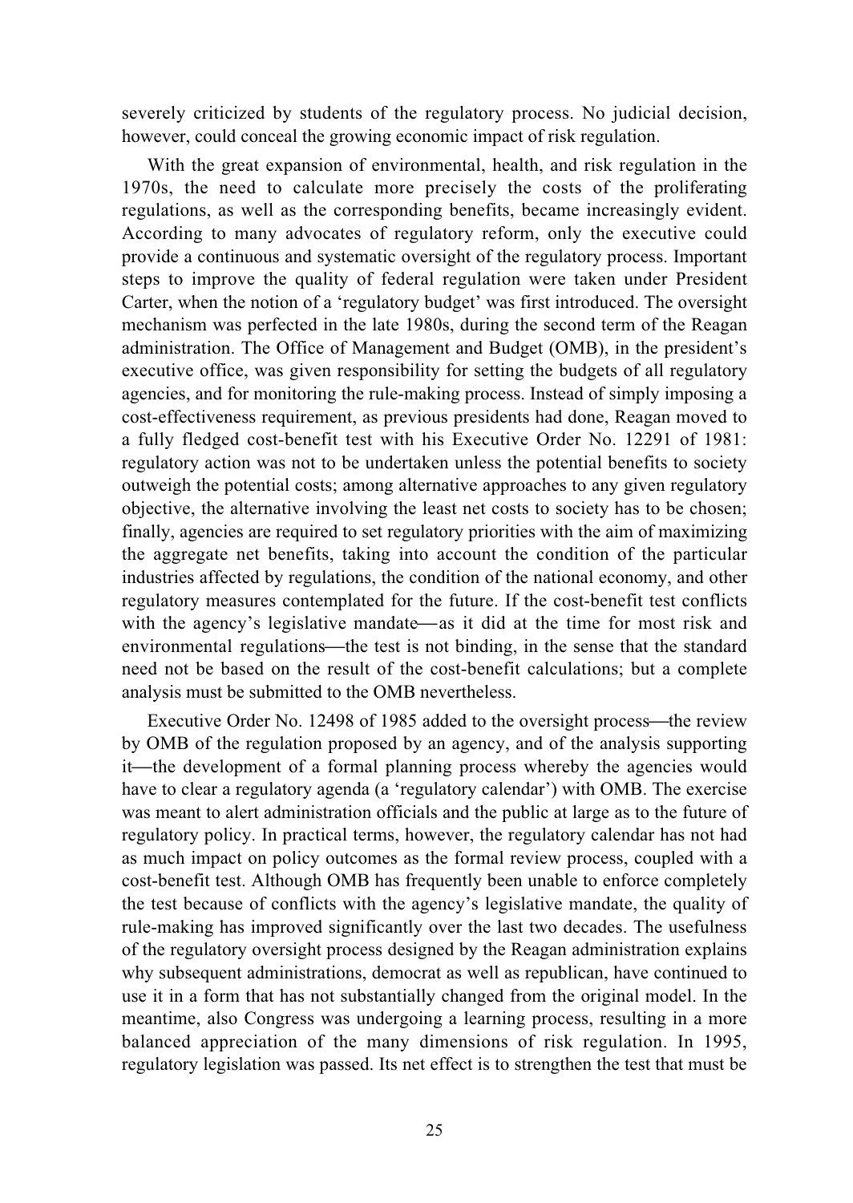severely criticized by students of the regulatory process. No judicial decision, however, could conceal the growing economic impact of risk regulation.

With the great expansion of environmental, health, and risk regulation in the 1970s, the need to calculate more precisely the costs of the proliferating regulations, as well as the corresponding benefits, became increasingly evident. According to many advocates of regulatory reform, only the executive could provide a continuous and systematic oversight of the regulatory process. Important steps to improve the quality of federal regulation were taken under President Carter, when the notion of a 'regulatory budget' was first introduced. The oversight mechanism was perfected in the late 1980s, during the second term of the Reagan administration. The Office of Management and Budget (OMB), in the president's executive office, was given responsibility for setting the budgets of all regulatory agencies, and for monitoring the rule-making process. Instead of simply imposing a cost-effectiveness requirement, as previous presidents had done, Reagan moved to a fully fledged cost-benefit test with his Executive Order No. 12291 of 1981: regulatory action was not to be undertaken unless the potential benefits to society outweigh the potential costs; among alternative approaches to any given regulatory objective, the alternative involving the least net costs to society has to be chosen; finally, agencies are required to set regulatory priorities with the aim of maximizing the aggregate net benefits, taking into account the condition of the particular industries affected by regulations, the condition of the national economy, and other regulatory measures contemplated for the future. If the cost-benefit test conflicts with the agency's legislative mandate—as it did at the time for most risk and environmental regulations—the test is not binding, in the sense that the standard need not be based on the result of the cost-benefit calculations; but a complete analysis must be submitted to the OMB nevertheless.

Executive Order No. 12498 of 1985 added to the oversight process—the review by OMB of the regulation proposed by an agency, and of the analysis supporting it—the development of a formal planning process whereby the agencies would have to clear a regulatory agenda (a 'regulatory calendar') with OMB. The exercise was meant to alert administration officials and the public at large as to the future of regulatory policy. In practical terms, however, the regulatory calendar has not had as much impact on policy outcomes as the formal review process, coupled with a cost-benefit test. Although OMB has frequently been unable to enforce completely the test because of conflicts with the agency's legislative mandate, the quality of rule-making has improved significantly over the last two decades. The usefulness of the regulatory oversight process designed by the Reagan administration explains why subsequent administrations, democrat as well as republican, have continued to use it in a form that has not substantially changed from the original model. In the meantime, also Congress was undergoing a learning process, resulting in a more balanced appreciation of the many dimensions of risk regulation. In 1995, regulatory legislation was passed. Its net effect is to strengthen the test that must be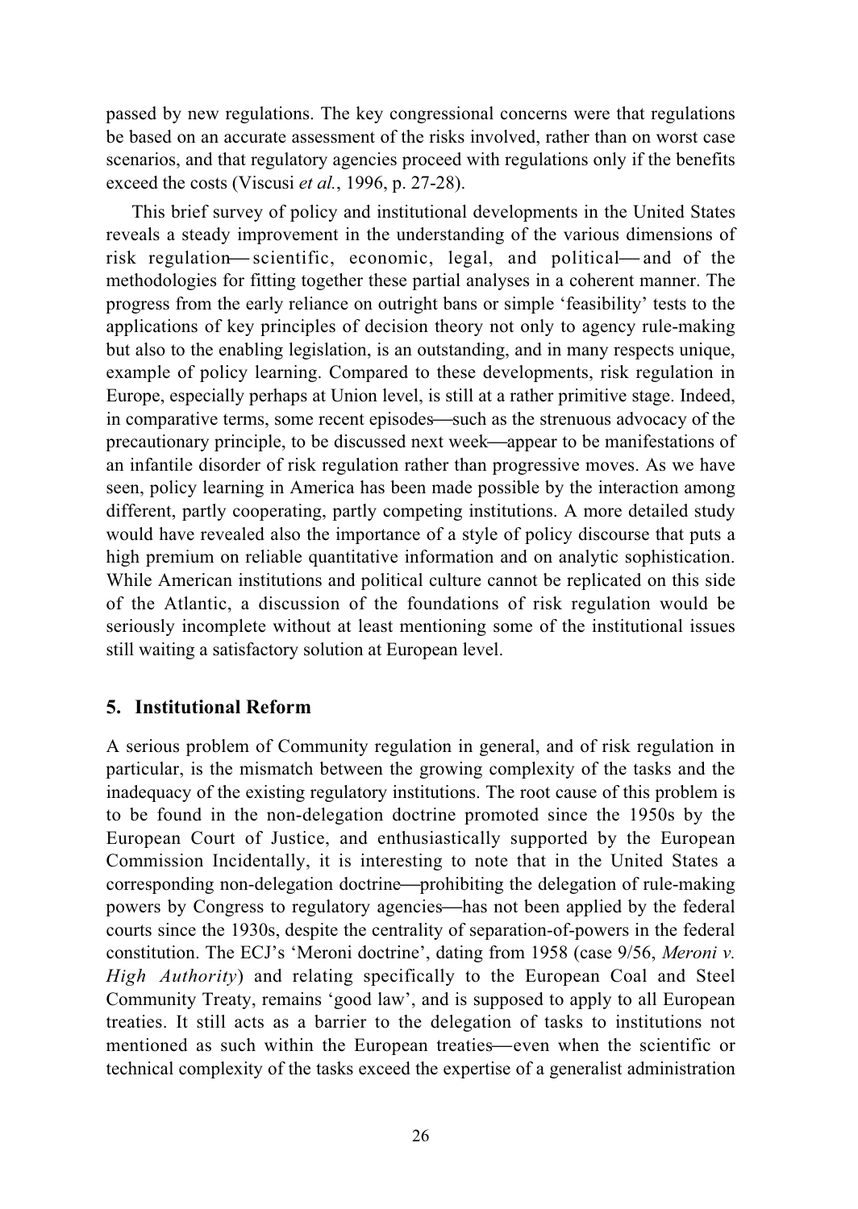passed by new regulations. The key congressional concerns were that regulations be based on an accurate assessment of the risks involved, rather than on worst case scenarios, and that regulatory agencies proceed with regulations only if the benefits exceed the costs (Viscusi *et al.*, 1996, p. 27-28).

This brief survey of policy and institutional developments in the United States reveals a steady improvement in the understanding of the various dimensions of risk regulation—scientific, economic, legal, and political—and of the methodologies for fitting together these partial analyses in a coherent manner. The progress from the early reliance on outright bans or simple 'feasibility' tests to the applications of key principles of decision theory not only to agency rule-making but also to the enabling legislation, is an outstanding, and in many respects unique, example of policy learning. Compared to these developments, risk regulation in Europe, especially perhaps at Union level, is still at a rather primitive stage. Indeed, in comparative terms, some recent episodes—such as the strenuous advocacy of the precautionary principle, to be discussed next week—appear to be manifestations of an infantile disorder of risk regulation rather than progressive moves. As we have seen, policy learning in America has been made possible by the interaction among different, partly cooperating, partly competing institutions. A more detailed study would have revealed also the importance of a style of policy discourse that puts a high premium on reliable quantitative information and on analytic sophistication. While American institutions and political culture cannot be replicated on this side of the Atlantic, a discussion of the foundations of risk regulation would be seriously incomplete without at least mentioning some of the institutional issues still waiting a satisfactory solution at European level.

## 5. Institutional Reform

A serious problem of Community regulation in general, and of risk regulation in particular, is the mismatch between the growing complexity of the tasks and the inadequacy of the existing regulatory institutions. The root cause of this problem is to be found in the non-delegation doctrine promoted since the 1950s by the European Court of Justice, and enthusiastically supported by the European Commission Incidentally, it is interesting to note that in the United States a corresponding non-delegation doctrine—prohibiting the delegation of rule-making powers by Congress to regulatory agencies—has not been applied by the federal courts since the 1930s, despite the centrality of separation-of-powers in the federal constitution. The ECJ's 'Meroni doctrine', dating from 1958 (case 9/56, *Meroni v. High Authority*) and relating specifically to the European Coal and Steel Community Treaty, remains 'good law', and is supposed to apply to all European treaties. It still acts as a barrier to the delegation of tasks to institutions not mentioned as such within the European treaties—even when the scientific or technical complexity of the tasks exceed the expertise of a generalist administration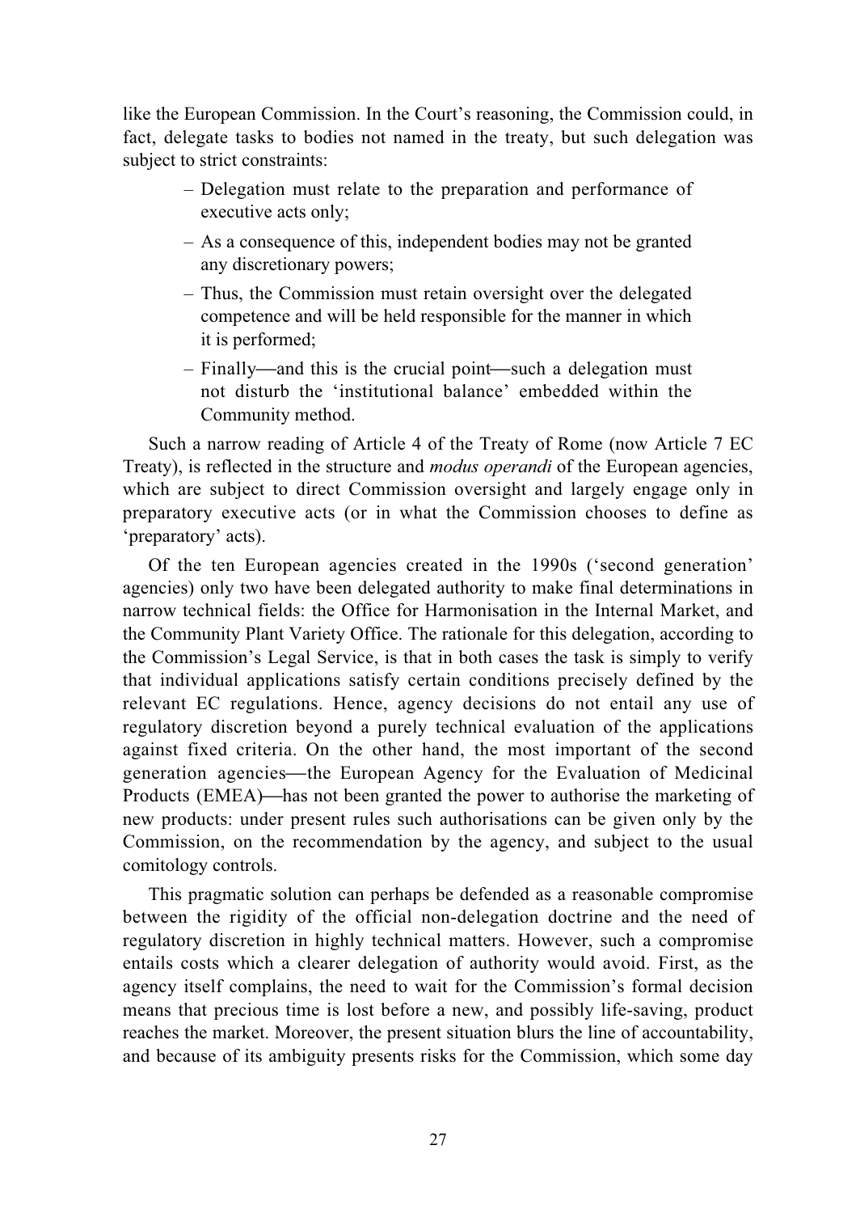like the European Commission. In the Court's reasoning, the Commission could, in fact, delegate tasks to bodies not named in the treaty, but such delegation was subject to strict constraints:

- Delegation must relate to the preparation and performance of executive acts only;
- As a consequence of this, independent bodies may not be granted any discretionary powers;
- Thus, the Commission must retain oversight over the delegated competence and will be held responsible for the manner in which it is performed;
- Finally—and this is the crucial point—such a delegation must not disturb the 'institutional balance' embedded within the Community method.

Such a narrow reading of Article 4 of the Treaty of Rome (now Article 7 EC Treaty), is reflected in the structure and *modus operandi* of the European agencies, which are subject to direct Commission oversight and largely engage only in preparatory executive acts (or in what the Commission chooses to define as 'preparatory' acts).

Of the ten European agencies created in the 1990s ('second generation' agencies) only two have been delegated authority to make final determinations in narrow technical fields: the Office for Harmonisation in the Internal Market, and the Community Plant Variety Office. The rationale for this delegation, according to the Commission's Legal Service, is that in both cases the task is simply to verify that individual applications satisfy certain conditions precisely defined by the relevant EC regulations. Hence, agency decisions do not entail any use of regulatory discretion beyond a purely technical evaluation of the applications against fixed criteria. On the other hand, the most important of the second generation agencies—the European Agency for the Evaluation of Medicinal Products (EMEA)—has not been granted the power to authorise the marketing of new products: under present rules such authorisations can be given only by the Commission, on the recommendation by the agency, and subject to the usual comitology controls.

This pragmatic solution can perhaps be defended as a reasonable compromise between the rigidity of the official non-delegation doctrine and the need of regulatory discretion in highly technical matters. However, such a compromise entails costs which a clearer delegation of authority would avoid. First, as the agency itself complains, the need to wait for the Commission's formal decision means that precious time is lost before a new, and possibly life-saving, product reaches the market. Moreover, the present situation blurs the line of accountability, and because of its ambiguity presents risks for the Commission, which some day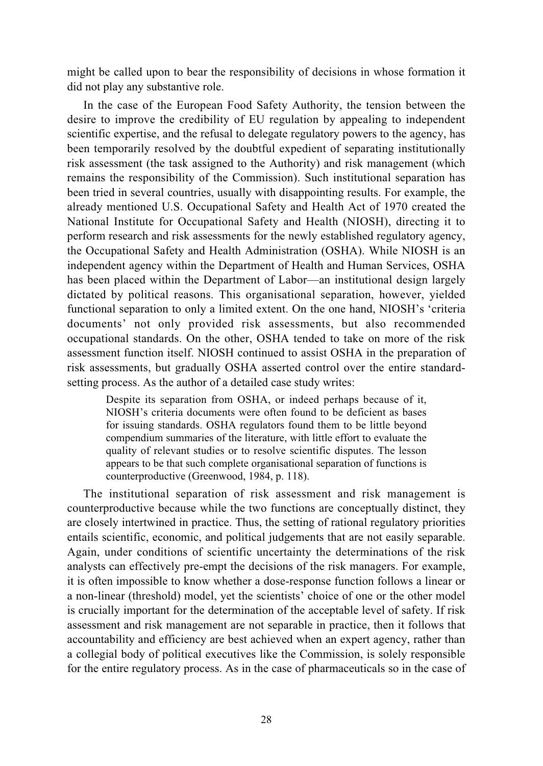might be called upon to bear the responsibility of decisions in whose formation it did not play any substantive role.

In the case of the European Food Safety Authority, the tension between the desire to improve the credibility of EU regulation by appealing to independent scientific expertise, and the refusal to delegate regulatory powers to the agency, has been temporarily resolved by the doubtful expedient of separating institutionally risk assessment (the task assigned to the Authority) and risk management (which remains the responsibility of the Commission). Such institutional separation has been tried in several countries, usually with disappointing results. For example, the already mentioned U.S. Occupational Safety and Health Act of 1970 created the National Institute for Occupational Safety and Health (NIOSH), directing it to perform research and risk assessments for the newly established regulatory agency, the Occupational Safety and Health Administration (OSHA). While NIOSH is an independent agency within the Department of Health and Human Services, OSHA has been placed within the Department of Labor—an institutional design largely dictated by political reasons. This organisational separation, however, yielded functional separation to only a limited extent. On the one hand, NIOSH's 'criteria documents' not only provided risk assessments, but also recommended occupational standards. On the other, OSHA tended to take on more of the risk assessment function itself. NIOSH continued to assist OSHA in the preparation of risk assessments, but gradually OSHA asserted control over the entire standard-setting process. As the author of a detailed case study writes:

> Despite its separation from OSHA, or indeed perhaps because of it, NIOSH's criteria documents were often found to be deficient as bases for issuing standards. OSHA regulators found them to be little beyond compendium summaries of the literature, with little effort to evaluate the quality of relevant studies or to resolve scientific disputes. The lesson appears to be that such complete organisational separation of functions is counterproductive (Greenwood, 1984, p. 118).

The institutional separation of risk assessment and risk management is counterproductive because while the two functions are conceptually distinct, they are closely intertwined in practice. Thus, the setting of rational regulatory priorities entails scientific, economic, and political judgements that are not easily separable. Again, under conditions of scientific uncertainty the determinations of the risk analysts can effectively pre-empt the decisions of the risk managers. For example, it is often impossible to know whether a dose-response function follows a linear or a non-linear (threshold) model, yet the scientists' choice of one or the other model is crucially important for the determination of the acceptable level of safety. If risk assessment and risk management are not separable in practice, then it follows that accountability and efficiency are best achieved when an expert agency, rather than a collegial body of political executives like the Commission, is solely responsible for the entire regulatory process. As in the case of pharmaceuticals so in the case of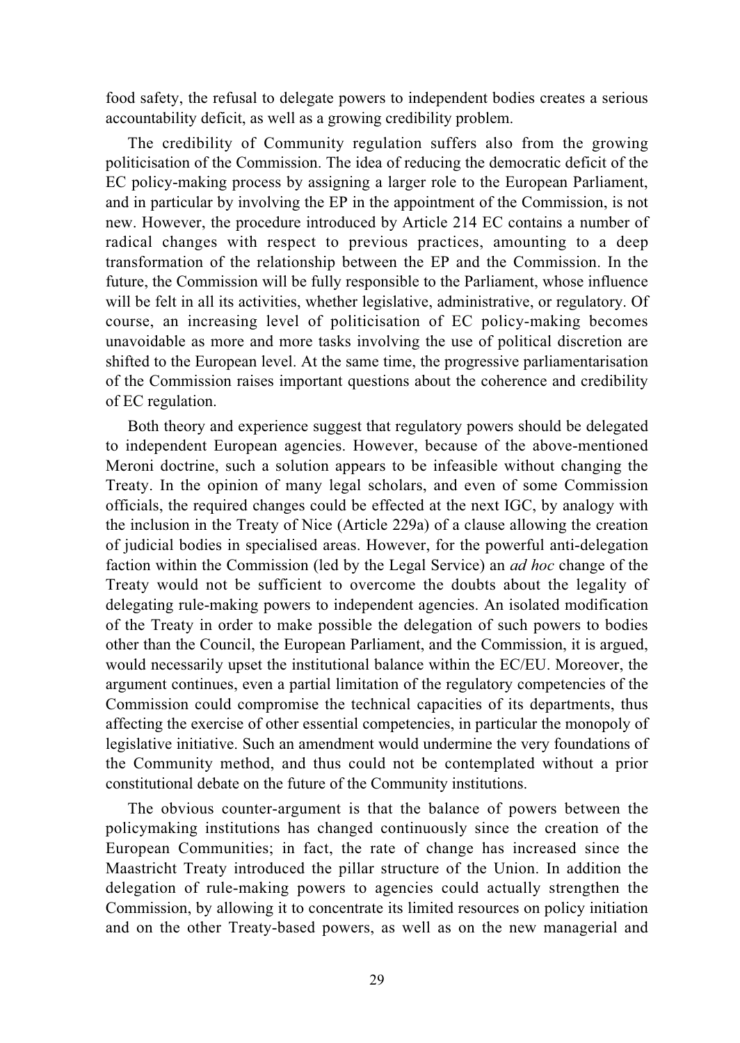food safety, the refusal to delegate powers to independent bodies creates a serious accountability deficit, as well as a growing credibility problem.

The credibility of Community regulation suffers also from the growing politicisation of the Commission. The idea of reducing the democratic deficit of the EC policy-making process by assigning a larger role to the European Parliament, and in particular by involving the EP in the appointment of the Commission, is not new. However, the procedure introduced by Article 214 EC contains a number of radical changes with respect to previous practices, amounting to a deep transformation of the relationship between the EP and the Commission. In the future, the Commission will be fully responsible to the Parliament, whose influence will be felt in all its activities, whether legislative, administrative, or regulatory. Of course, an increasing level of politicisation of EC policy-making becomes unavoidable as more and more tasks involving the use of political discretion are shifted to the European level. At the same time, the progressive parliamentarisation of the Commission raises important questions about the coherence and credibility of EC regulation.

Both theory and experience suggest that regulatory powers should be delegated to independent European agencies. However, because of the above-mentioned Meroni doctrine, such a solution appears to be infeasible without changing the Treaty. In the opinion of many legal scholars, and even of some Commission officials, the required changes could be effected at the next IGC, by analogy with the inclusion in the Treaty of Nice (Article 229a) of a clause allowing the creation of judicial bodies in specialised areas. However, for the powerful anti-delegation faction within the Commission (led by the Legal Service) an *ad hoc* change of the Treaty would not be sufficient to overcome the doubts about the legality of delegating rule-making powers to independent agencies. An isolated modification of the Treaty in order to make possible the delegation of such powers to bodies other than the Council, the European Parliament, and the Commission, it is argued, would necessarily upset the institutional balance within the EC/EU. Moreover, the argument continues, even a partial limitation of the regulatory competencies of the Commission could compromise the technical capacities of its departments, thus affecting the exercise of other essential competencies, in particular the monopoly of legislative initiative. Such an amendment would undermine the very foundations of the Community method, and thus could not be contemplated without a prior constitutional debate on the future of the Community institutions.

The obvious counter-argument is that the balance of powers between the policymaking institutions has changed continuously since the creation of the European Communities; in fact, the rate of change has increased since the Maastricht Treaty introduced the pillar structure of the Union. In addition the delegation of rule-making powers to agencies could actually strengthen the Commission, by allowing it to concentrate its limited resources on policy initiation and on the other Treaty-based powers, as well as on the new managerial and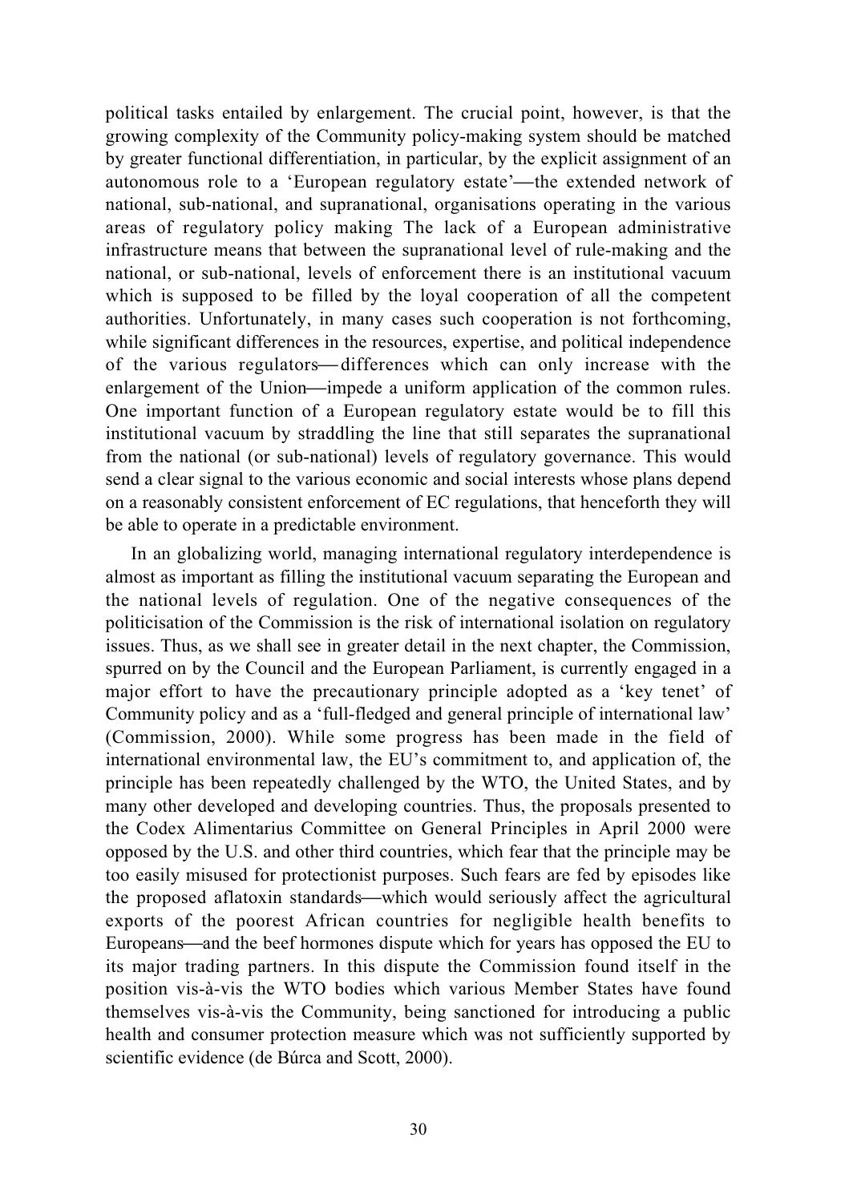political tasks entailed by enlargement. The crucial point, however, is that the growing complexity of the Community policy-making system should be matched by greater functional differentiation, in particular, by the explicit assignment of an autonomous role to a 'European regulatory estate'—the extended network of national, sub-national, and supranational, organisations operating in the various areas of regulatory policy making The lack of a European administrative infrastructure means that between the supranational level of rule-making and the national, or sub-national, levels of enforcement there is an institutional vacuum which is supposed to be filled by the loyal cooperation of all the competent authorities. Unfortunately, in many cases such cooperation is not forthcoming, while significant differences in the resources, expertise, and political independence of the various regulators—differences which can only increase with the enlargement of the Union—impede a uniform application of the common rules. One important function of a European regulatory estate would be to fill this institutional vacuum by straddling the line that still separates the supranational from the national (or sub-national) levels of regulatory governance. This would send a clear signal to the various economic and social interests whose plans depend on a reasonably consistent enforcement of EC regulations, that henceforth they will be able to operate in a predictable environment.

In an globalizing world, managing international regulatory interdependence is almost as important as filling the institutional vacuum separating the European and the national levels of regulation. One of the negative consequences of the politicisation of the Commission is the risk of international isolation on regulatory issues. Thus, as we shall see in greater detail in the next chapter, the Commission, spurred on by the Council and the European Parliament, is currently engaged in a major effort to have the precautionary principle adopted as a 'key tenet' of Community policy and as a 'full-fledged and general principle of international law' (Commission, 2000). While some progress has been made in the field of international environmental law, the EU's commitment to, and application of, the principle has been repeatedly challenged by the WTO, the United States, and by many other developed and developing countries. Thus, the proposals presented to the Codex Alimentarius Committee on General Principles in April 2000 were opposed by the U.S. and other third countries, which fear that the principle may be too easily misused for protectionist purposes. Such fears are fed by episodes like the proposed aflatoxin standards—which would seriously affect the agricultural exports of the poorest African countries for negligible health benefits to Europeans—and the beef hormones dispute which for years has opposed the EU to its major trading partners. In this dispute the Commission found itself in the position vis-à-vis the WTO bodies which various Member States have found themselves vis-à-vis the Community, being sanctioned for introducing a public health and consumer protection measure which was not sufficiently supported by scientific evidence (de Búrca and Scott, 2000).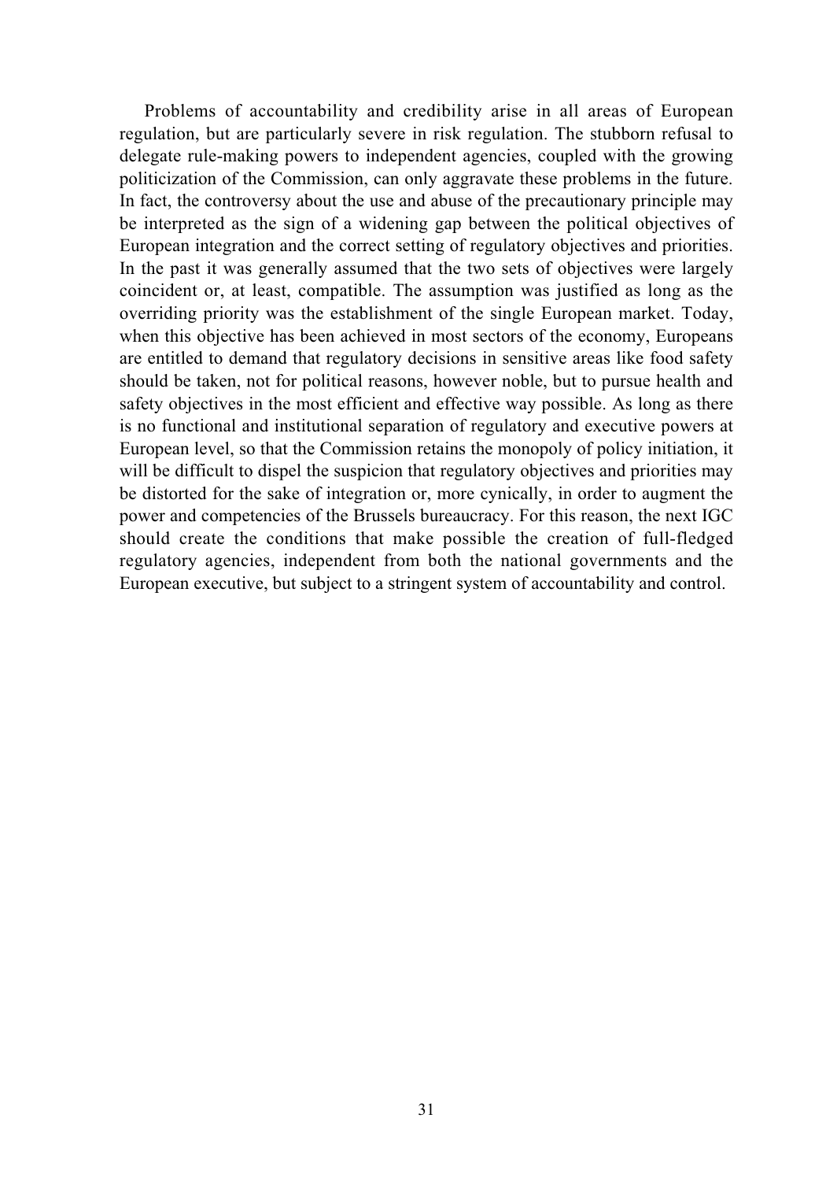Problems of accountability and credibility arise in all areas of European regulation, but are particularly severe in risk regulation. The stubborn refusal to delegate rule-making powers to independent agencies, coupled with the growing politicization of the Commission, can only aggravate these problems in the future. In fact, the controversy about the use and abuse of the precautionary principle may be interpreted as the sign of a widening gap between the political objectives of European integration and the correct setting of regulatory objectives and priorities. In the past it was generally assumed that the two sets of objectives were largely coincident or, at least, compatible. The assumption was justified as long as the overriding priority was the establishment of the single European market. Today, when this objective has been achieved in most sectors of the economy, Europeans are entitled to demand that regulatory decisions in sensitive areas like food safety should be taken, not for political reasons, however noble, but to pursue health and safety objectives in the most efficient and effective way possible. As long as there is no functional and institutional separation of regulatory and executive powers at European level, so that the Commission retains the monopoly of policy initiation, it will be difficult to dispel the suspicion that regulatory objectives and priorities may be distorted for the sake of integration or, more cynically, in order to augment the power and competencies of the Brussels bureaucracy. For this reason, the next IGC should create the conditions that make possible the creation of full-fledged regulatory agencies, independent from both the national governments and the European executive, but subject to a stringent system of accountability and control.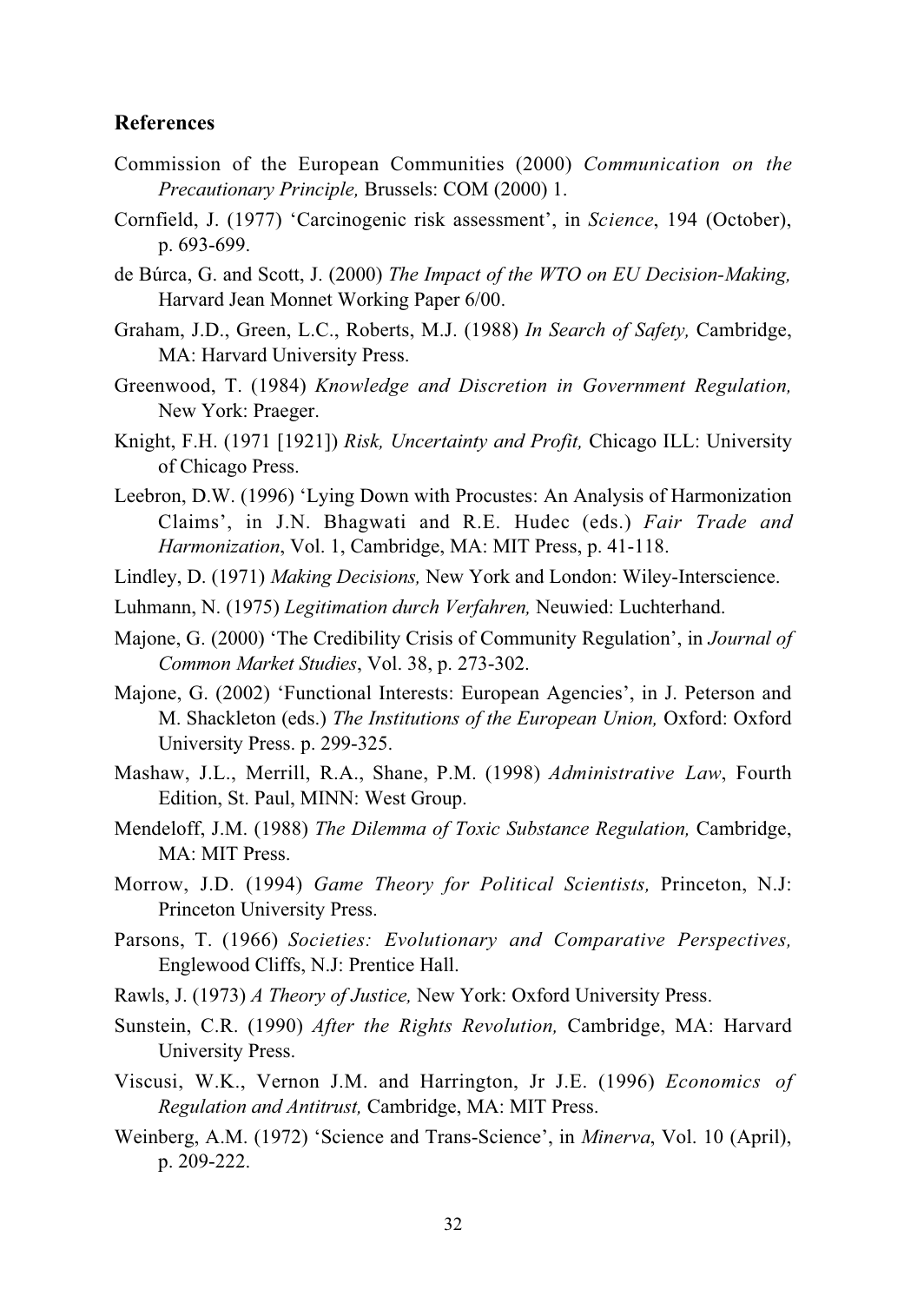## References

Commission of the European Communities (2000) *Communication on the Precautionary Principle,* Brussels: COM (2000) 1.

Cornfield, J. (1977) 'Carcinogenic risk assessment', in *Science*, 194 (October), p. 693-699.

de Búrca, G. and Scott, J. (2000) *The Impact of the WTO on EU Decision-Making,* Harvard Jean Monnet Working Paper 6/00.

Graham, J.D., Green, L.C., Roberts, M.J. (1988) *In Search of Safety,* Cambridge, MA: Harvard University Press.

Greenwood, T. (1984) *Knowledge and Discretion in Government Regulation,* New York: Praeger.

Knight, F.H. (1971 [1921]) *Risk, Uncertainty and Profit,* Chicago ILL: University of Chicago Press.

Leebron, D.W. (1996) 'Lying Down with Procustes: An Analysis of Harmonization Claims', in J.N. Bhagwati and R.E. Hudec (eds.) *Fair Trade and Harmonization*, Vol. 1, Cambridge, MA: MIT Press, p. 41-118.

Lindley, D. (1971) *Making Decisions,* New York and London: Wiley-Interscience.

Luhmann, N. (1975) *Legitimation durch Verfahren,* Neuwied: Luchterhand.

Majone, G. (2000) 'The Credibility Crisis of Community Regulation', in *Journal of Common Market Studies*, Vol. 38, p. 273-302.

Majone, G. (2002) 'Functional Interests: European Agencies', in J. Peterson and M. Shackleton (eds.) *The Institutions of the European Union,* Oxford: Oxford University Press. p. 299-325.

Mashaw, J.L., Merrill, R.A., Shane, P.M. (1998) *Administrative Law*, Fourth Edition, St. Paul, MINN: West Group.

Mendeloff, J.M. (1988) *The Dilemma of Toxic Substance Regulation,* Cambridge, MA: MIT Press.

Morrow, J.D. (1994) *Game Theory for Political Scientists,* Princeton, N.J: Princeton University Press.

Parsons, T. (1966) *Societies: Evolutionary and Comparative Perspectives,* Englewood Cliffs, N.J: Prentice Hall.

Rawls, J. (1973) *A Theory of Justice,* New York: Oxford University Press.

Sunstein, C.R. (1990) *After the Rights Revolution,* Cambridge, MA: Harvard University Press.

Viscusi, W.K., Vernon J.M. and Harrington, Jr J.E. (1996) *Economics of Regulation and Antitrust,* Cambridge, MA: MIT Press.

Weinberg, A.M. (1972) 'Science and Trans-Science', in *Minerva*, Vol. 10 (April), p. 209-222.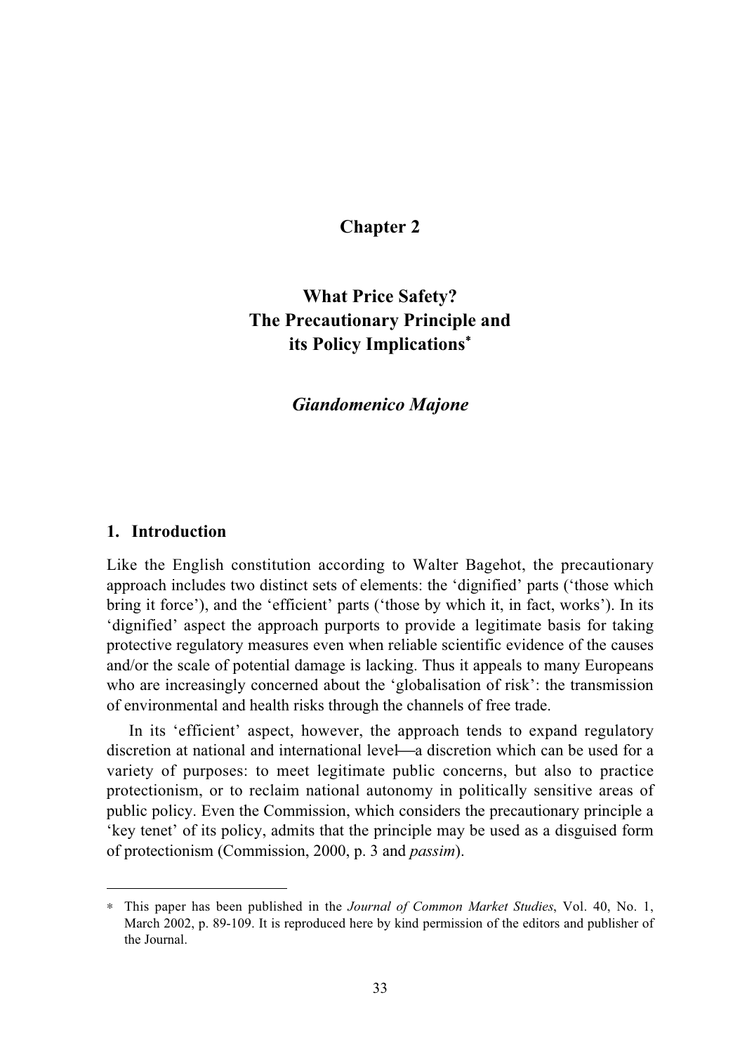# Chapter 2

## What Price Safety? The Precautionary Principle and its Policy Implications[*]

### *Giandomenico Majone*

## 1. Introduction

Like the English constitution according to Walter Bagehot, the precautionary approach includes two distinct sets of elements: the 'dignified' parts ('those which bring it force'), and the 'efficient' parts ('those by which it, in fact, works'). In its 'dignified' aspect the approach purports to provide a legitimate basis for taking protective regulatory measures even when reliable scientific evidence of the causes and/or the scale of potential damage is lacking. Thus it appeals to many Europeans who are increasingly concerned about the 'globalisation of risk': the transmission of environmental and health risks through the channels of free trade.

In its 'efficient' aspect, however, the approach tends to expand regulatory discretion at national and international level—a discretion which can be used for a variety of purposes: to meet legitimate public concerns, but also to practice protectionism, or to reclaim national autonomy in politically sensitive areas of public policy. Even the Commission, which considers the precautionary principle a 'key tenet' of its policy, admits that the principle may be used as a disguised form of protectionism (Commission, 2000, p. 3 and *passim*).

---

[*] This paper has been published in the *Journal of Common Market Studies*, Vol. 40, No. 1, March 2002, p. 89-109. It is reproduced here by kind permission of the editors and publisher of the Journal.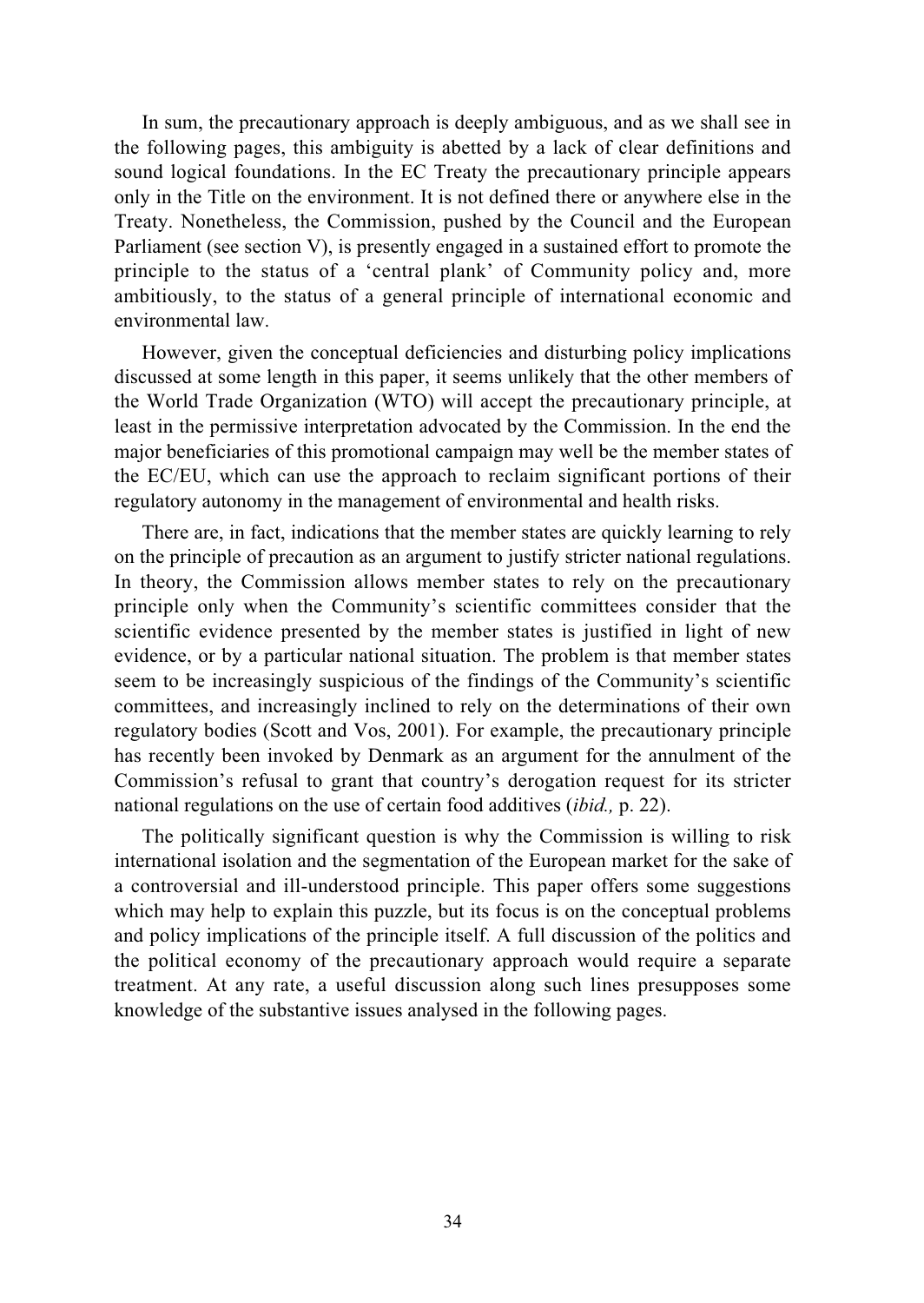In sum, the precautionary approach is deeply ambiguous, and as we shall see in the following pages, this ambiguity is abetted by a lack of clear definitions and sound logical foundations. In the EC Treaty the precautionary principle appears only in the Title on the environment. It is not defined there or anywhere else in the Treaty. Nonetheless, the Commission, pushed by the Council and the European Parliament (see section V), is presently engaged in a sustained effort to promote the principle to the status of a 'central plank' of Community policy and, more ambitiously, to the status of a general principle of international economic and environmental law.

However, given the conceptual deficiencies and disturbing policy implications discussed at some length in this paper, it seems unlikely that the other members of the World Trade Organization (WTO) will accept the precautionary principle, at least in the permissive interpretation advocated by the Commission. In the end the major beneficiaries of this promotional campaign may well be the member states of the EC/EU, which can use the approach to reclaim significant portions of their regulatory autonomy in the management of environmental and health risks.

There are, in fact, indications that the member states are quickly learning to rely on the principle of precaution as an argument to justify stricter national regulations. In theory, the Commission allows member states to rely on the precautionary principle only when the Community's scientific committees consider that the scientific evidence presented by the member states is justified in light of new evidence, or by a particular national situation. The problem is that member states seem to be increasingly suspicious of the findings of the Community's scientific committees, and increasingly inclined to rely on the determinations of their own regulatory bodies (Scott and Vos, 2001). For example, the precautionary principle has recently been invoked by Denmark as an argument for the annulment of the Commission's refusal to grant that country's derogation request for its stricter national regulations on the use of certain food additives (*ibid.,* p. 22).

The politically significant question is why the Commission is willing to risk international isolation and the segmentation of the European market for the sake of a controversial and ill-understood principle. This paper offers some suggestions which may help to explain this puzzle, but its focus is on the conceptual problems and policy implications of the principle itself. A full discussion of the politics and the political economy of the precautionary approach would require a separate treatment. At any rate, a useful discussion along such lines presupposes some knowledge of the substantive issues analysed in the following pages.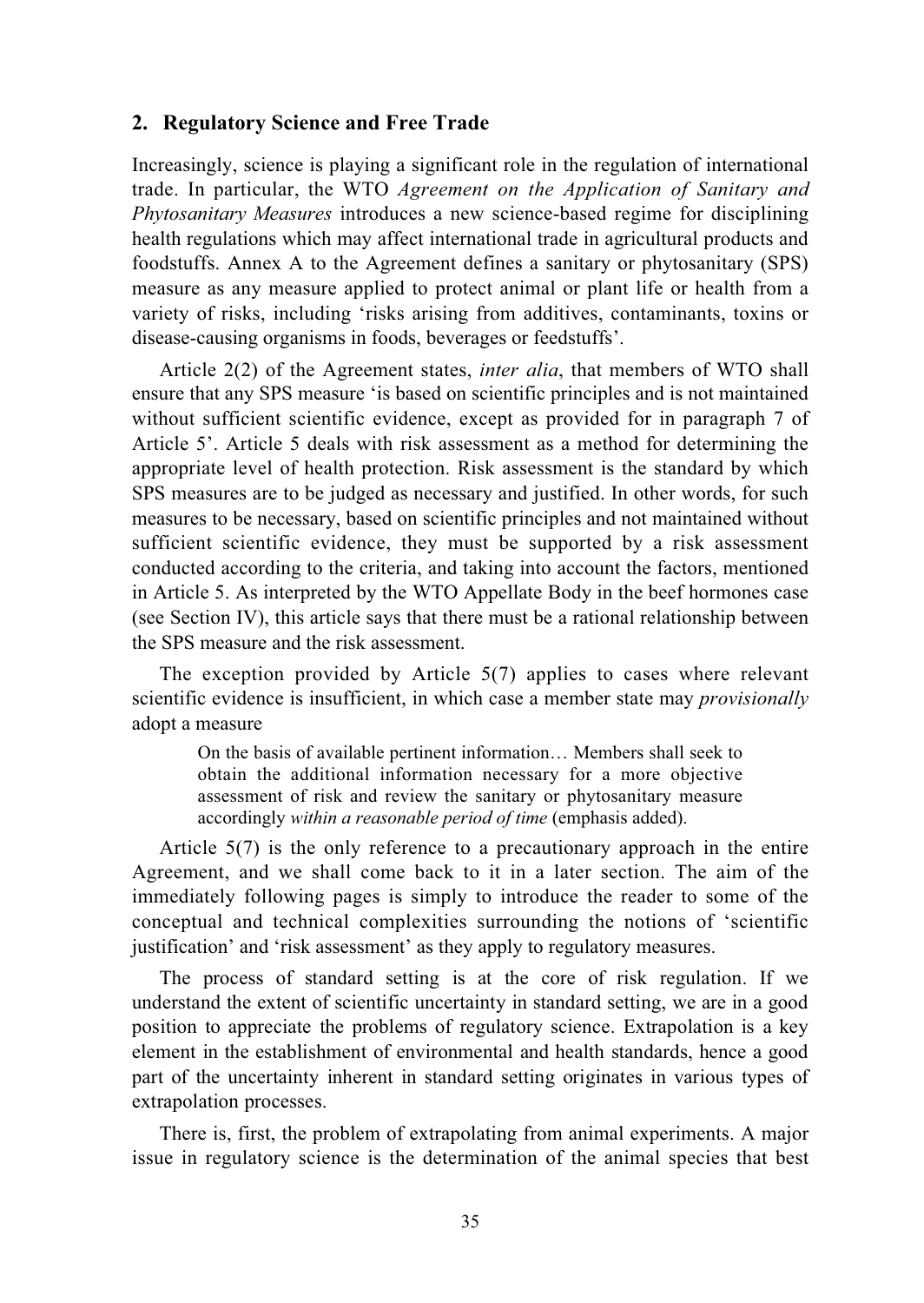## 2. Regulatory Science and Free Trade

Increasingly, science is playing a significant role in the regulation of international trade. In particular, the WTO *Agreement on the Application of Sanitary and Phytosanitary Measures* introduces a new science-based regime for disciplining health regulations which may affect international trade in agricultural products and foodstuffs. Annex A to the Agreement defines a sanitary or phytosanitary (SPS) measure as any measure applied to protect animal or plant life or health from a variety of risks, including 'risks arising from additives, contaminants, toxins or disease-causing organisms in foods, beverages or feedstuffs'.

Article 2(2) of the Agreement states, *inter alia*, that members of WTO shall ensure that any SPS measure 'is based on scientific principles and is not maintained without sufficient scientific evidence, except as provided for in paragraph 7 of Article 5'. Article 5 deals with risk assessment as a method for determining the appropriate level of health protection. Risk assessment is the standard by which SPS measures are to be judged as necessary and justified. In other words, for such measures to be necessary, based on scientific principles and not maintained without sufficient scientific evidence, they must be supported by a risk assessment conducted according to the criteria, and taking into account the factors, mentioned in Article 5. As interpreted by the WTO Appellate Body in the beef hormones case (see Section IV), this article says that there must be a rational relationship between the SPS measure and the risk assessment.

The exception provided by Article 5(7) applies to cases where relevant scientific evidence is insufficient, in which case a member state may *provisionally* adopt a measure

> On the basis of available pertinent information… Members shall seek to obtain the additional information necessary for a more objective assessment of risk and review the sanitary or phytosanitary measure accordingly *within a reasonable period of time* (emphasis added).

Article 5(7) is the only reference to a precautionary approach in the entire Agreement, and we shall come back to it in a later section. The aim of the immediately following pages is simply to introduce the reader to some of the conceptual and technical complexities surrounding the notions of 'scientific justification' and 'risk assessment' as they apply to regulatory measures.

The process of standard setting is at the core of risk regulation. If we understand the extent of scientific uncertainty in standard setting, we are in a good position to appreciate the problems of regulatory science. Extrapolation is a key element in the establishment of environmental and health standards, hence a good part of the uncertainty inherent in standard setting originates in various types of extrapolation processes.

There is, first, the problem of extrapolating from animal experiments. A major issue in regulatory science is the determination of the animal species that best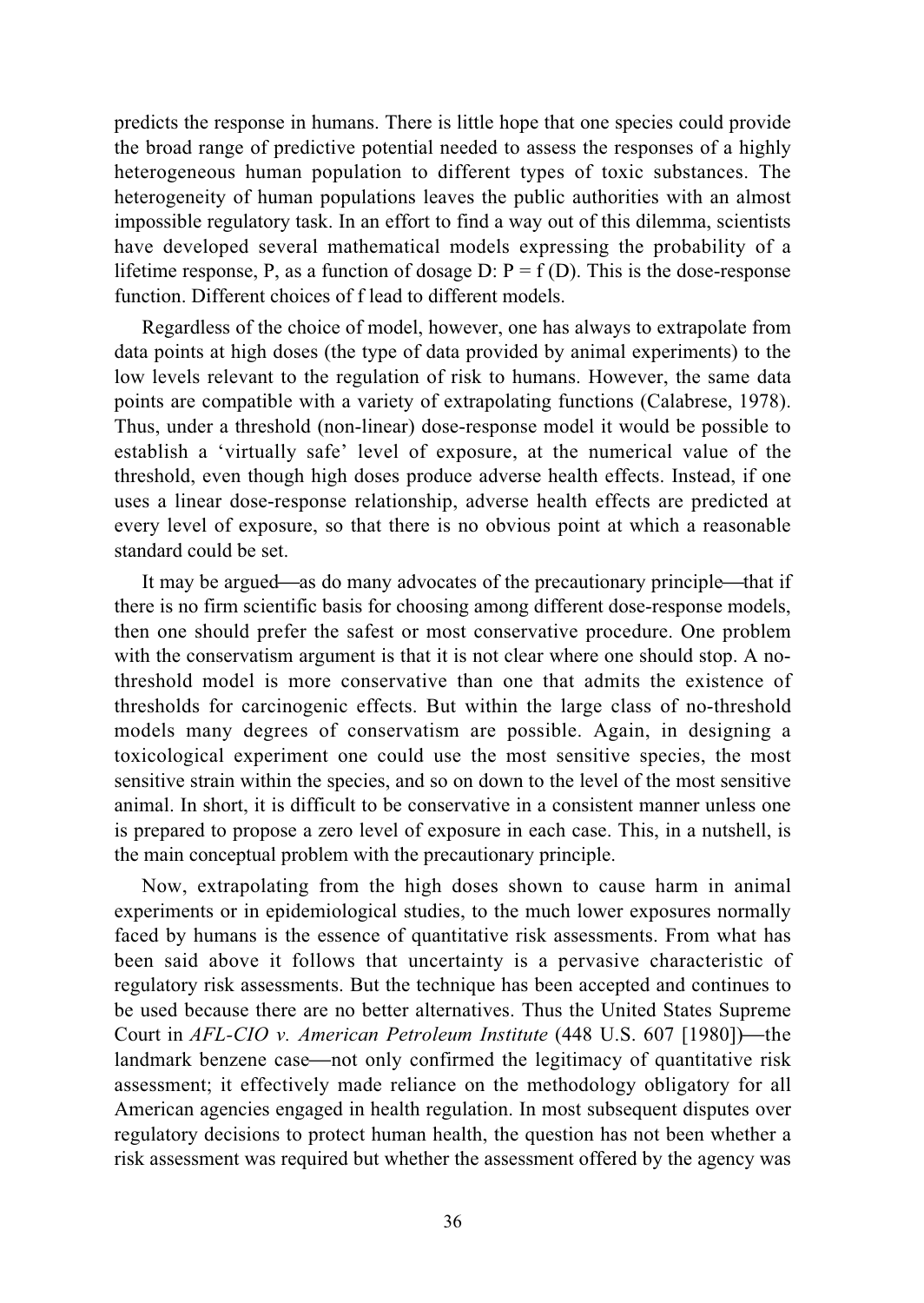predicts the response in humans. There is little hope that one species could provide the broad range of predictive potential needed to assess the responses of a highly heterogeneous human population to different types of toxic substances. The heterogeneity of human populations leaves the public authorities with an almost impossible regulatory task. In an effort to find a way out of this dilemma, scientists have developed several mathematical models expressing the probability of a lifetime response, P, as a function of dosage D: $P = f(D)$. This is the dose-response function. Different choices of f lead to different models.

Regardless of the choice of model, however, one has always to extrapolate from data points at high doses (the type of data provided by animal experiments) to the low levels relevant to the regulation of risk to humans. However, the same data points are compatible with a variety of extrapolating functions (Calabrese, 1978). Thus, under a threshold (non-linear) dose-response model it would be possible to establish a 'virtually safe' level of exposure, at the numerical value of the threshold, even though high doses produce adverse health effects. Instead, if one uses a linear dose-response relationship, adverse health effects are predicted at every level of exposure, so that there is no obvious point at which a reasonable standard could be set.

It may be argued—as do many advocates of the precautionary principle—that if there is no firm scientific basis for choosing among different dose-response models, then one should prefer the safest or most conservative procedure. One problem with the conservatism argument is that it is not clear where one should stop. A no-threshold model is more conservative than one that admits the existence of thresholds for carcinogenic effects. But within the large class of no-threshold models many degrees of conservatism are possible. Again, in designing a toxicological experiment one could use the most sensitive species, the most sensitive strain within the species, and so on down to the level of the most sensitive animal. In short, it is difficult to be conservative in a consistent manner unless one is prepared to propose a zero level of exposure in each case. This, in a nutshell, is the main conceptual problem with the precautionary principle.

Now, extrapolating from the high doses shown to cause harm in animal experiments or in epidemiological studies, to the much lower exposures normally faced by humans is the essence of quantitative risk assessments. From what has been said above it follows that uncertainty is a pervasive characteristic of regulatory risk assessments. But the technique has been accepted and continues to be used because there are no better alternatives. Thus the United States Supreme Court in *AFL-CIO v. American Petroleum Institute* (448 U.S. 607 [1980])—the landmark benzene case—not only confirmed the legitimacy of quantitative risk assessment; it effectively made reliance on the methodology obligatory for all American agencies engaged in health regulation. In most subsequent disputes over regulatory decisions to protect human health, the question has not been whether a risk assessment was required but whether the assessment offered by the agency was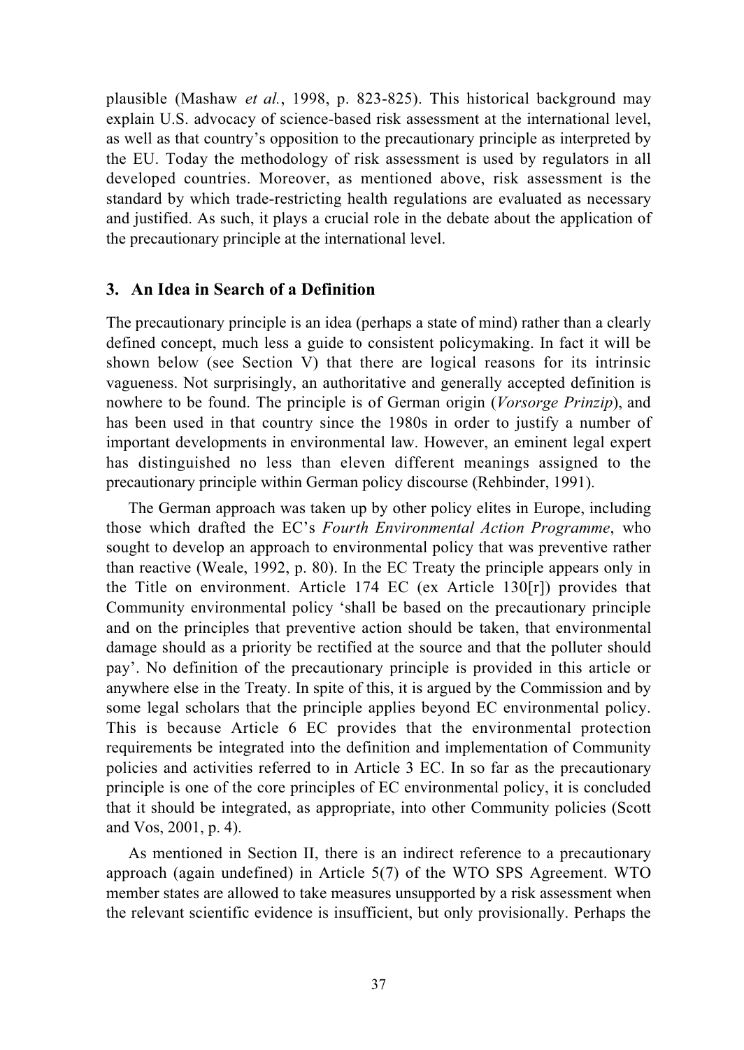plausible (Mashaw *et al.*, 1998, p. 823-825). This historical background may explain U.S. advocacy of science-based risk assessment at the international level, as well as that country's opposition to the precautionary principle as interpreted by the EU. Today the methodology of risk assessment is used by regulators in all developed countries. Moreover, as mentioned above, risk assessment is the standard by which trade-restricting health regulations are evaluated as necessary and justified. As such, it plays a crucial role in the debate about the application of the precautionary principle at the international level.

## 3. An Idea in Search of a Definition

The precautionary principle is an idea (perhaps a state of mind) rather than a clearly defined concept, much less a guide to consistent policymaking. In fact it will be shown below (see Section V) that there are logical reasons for its intrinsic vagueness. Not surprisingly, an authoritative and generally accepted definition is nowhere to be found. The principle is of German origin (*Vorsorge Prinzip*), and has been used in that country since the 1980s in order to justify a number of important developments in environmental law. However, an eminent legal expert has distinguished no less than eleven different meanings assigned to the precautionary principle within German policy discourse (Rehbinder, 1991).

The German approach was taken up by other policy elites in Europe, including those which drafted the EC's *Fourth Environmental Action Programme*, who sought to develop an approach to environmental policy that was preventive rather than reactive (Weale, 1992, p. 80). In the EC Treaty the principle appears only in the Title on environment. Article 174 EC (ex Article 130[r]) provides that Community environmental policy 'shall be based on the precautionary principle and on the principles that preventive action should be taken, that environmental damage should as a priority be rectified at the source and that the polluter should pay'. No definition of the precautionary principle is provided in this article or anywhere else in the Treaty. In spite of this, it is argued by the Commission and by some legal scholars that the principle applies beyond EC environmental policy. This is because Article 6 EC provides that the environmental protection requirements be integrated into the definition and implementation of Community policies and activities referred to in Article 3 EC. In so far as the precautionary principle is one of the core principles of EC environmental policy, it is concluded that it should be integrated, as appropriate, into other Community policies (Scott and Vos, 2001, p. 4).

As mentioned in Section II, there is an indirect reference to a precautionary approach (again undefined) in Article 5(7) of the WTO SPS Agreement. WTO member states are allowed to take measures unsupported by a risk assessment when the relevant scientific evidence is insufficient, but only provisionally. Perhaps the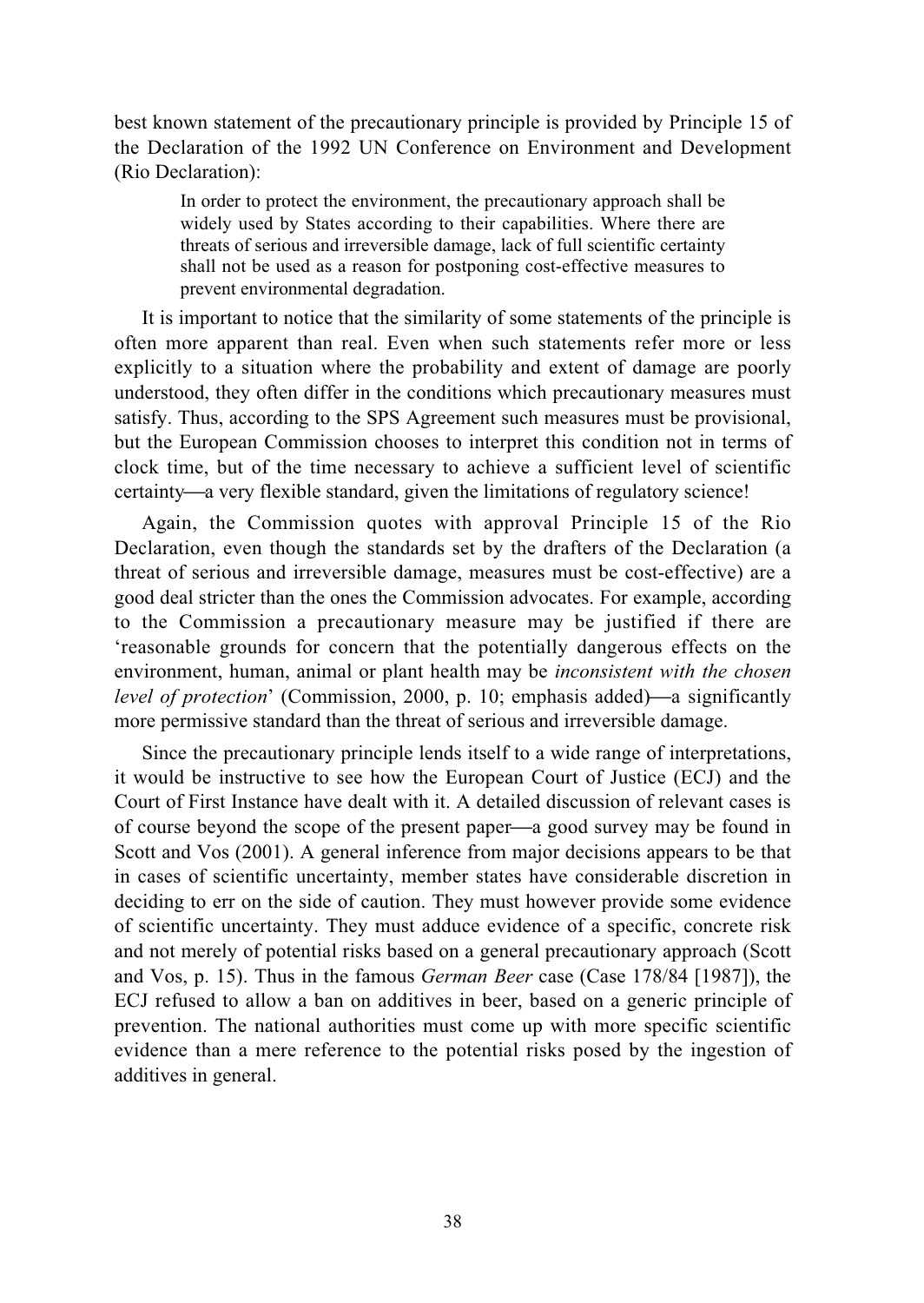best known statement of the precautionary principle is provided by Principle 15 of the Declaration of the 1992 UN Conference on Environment and Development (Rio Declaration):

> In order to protect the environment, the precautionary approach shall be widely used by States according to their capabilities. Where there are threats of serious and irreversible damage, lack of full scientific certainty shall not be used as a reason for postponing cost-effective measures to prevent environmental degradation.

It is important to notice that the similarity of some statements of the principle is often more apparent than real. Even when such statements refer more or less explicitly to a situation where the probability and extent of damage are poorly understood, they often differ in the conditions which precautionary measures must satisfy. Thus, according to the SPS Agreement such measures must be provisional, but the European Commission chooses to interpret this condition not in terms of clock time, but of the time necessary to achieve a sufficient level of scientific certainty—a very flexible standard, given the limitations of regulatory science!

Again, the Commission quotes with approval Principle 15 of the Rio Declaration, even though the standards set by the drafters of the Declaration (a threat of serious and irreversible damage, measures must be cost-effective) are a good deal stricter than the ones the Commission advocates. For example, according to the Commission a precautionary measure may be justified if there are 'reasonable grounds for concern that the potentially dangerous effects on the environment, human, animal or plant health may be *inconsistent with the chosen level of protection*' (Commission, 2000, p. 10; emphasis added)—a significantly more permissive standard than the threat of serious and irreversible damage.

Since the precautionary principle lends itself to a wide range of interpretations, it would be instructive to see how the European Court of Justice (ECJ) and the Court of First Instance have dealt with it. A detailed discussion of relevant cases is of course beyond the scope of the present paper—a good survey may be found in Scott and Vos (2001). A general inference from major decisions appears to be that in cases of scientific uncertainty, member states have considerable discretion in deciding to err on the side of caution. They must however provide some evidence of scientific uncertainty. They must adduce evidence of a specific, concrete risk and not merely of potential risks based on a general precautionary approach (Scott and Vos, p. 15). Thus in the famous *German Beer* case (Case 178/84 [1987]), the ECJ refused to allow a ban on additives in beer, based on a generic principle of prevention. The national authorities must come up with more specific scientific evidence than a mere reference to the potential risks posed by the ingestion of additives in general.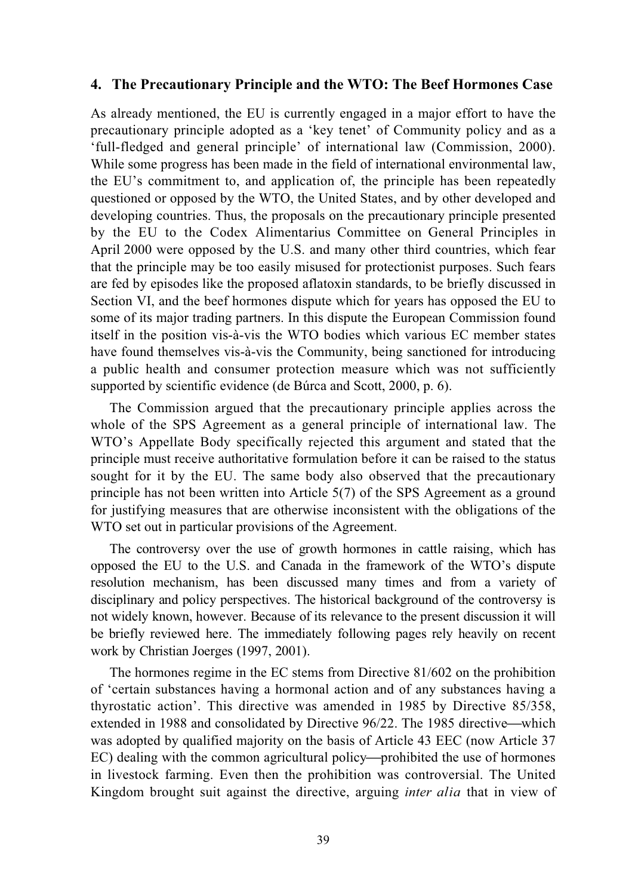## 4. The Precautionary Principle and the WTO: The Beef Hormones Case

As already mentioned, the EU is currently engaged in a major effort to have the precautionary principle adopted as a 'key tenet' of Community policy and as a 'full-fledged and general principle' of international law (Commission, 2000). While some progress has been made in the field of international environmental law, the EU's commitment to, and application of, the principle has been repeatedly questioned or opposed by the WTO, the United States, and by other developed and developing countries. Thus, the proposals on the precautionary principle presented by the EU to the Codex Alimentarius Committee on General Principles in April 2000 were opposed by the U.S. and many other third countries, which fear that the principle may be too easily misused for protectionist purposes. Such fears are fed by episodes like the proposed aflatoxin standards, to be briefly discussed in Section VI, and the beef hormones dispute which for years has opposed the EU to some of its major trading partners. In this dispute the European Commission found itself in the position vis-à-vis the WTO bodies which various EC member states have found themselves vis-à-vis the Community, being sanctioned for introducing a public health and consumer protection measure which was not sufficiently supported by scientific evidence (de Búrca and Scott, 2000, p. 6).

The Commission argued that the precautionary principle applies across the whole of the SPS Agreement as a general principle of international law. The WTO's Appellate Body specifically rejected this argument and stated that the principle must receive authoritative formulation before it can be raised to the status sought for it by the EU. The same body also observed that the precautionary principle has not been written into Article 5(7) of the SPS Agreement as a ground for justifying measures that are otherwise inconsistent with the obligations of the WTO set out in particular provisions of the Agreement.

The controversy over the use of growth hormones in cattle raising, which has opposed the EU to the U.S. and Canada in the framework of the WTO's dispute resolution mechanism, has been discussed many times and from a variety of disciplinary and policy perspectives. The historical background of the controversy is not widely known, however. Because of its relevance to the present discussion it will be briefly reviewed here. The immediately following pages rely heavily on recent work by Christian Joerges (1997, 2001).

The hormones regime in the EC stems from Directive 81/602 on the prohibition of 'certain substances having a hormonal action and of any substances having a thyrostatic action'. This directive was amended in 1985 by Directive 85/358, extended in 1988 and consolidated by Directive 96/22. The 1985 directive—which was adopted by qualified majority on the basis of Article 43 EEC (now Article 37 EC) dealing with the common agricultural policy—prohibited the use of hormones in livestock farming. Even then the prohibition was controversial. The United Kingdom brought suit against the directive, arguing *inter alia* that in view of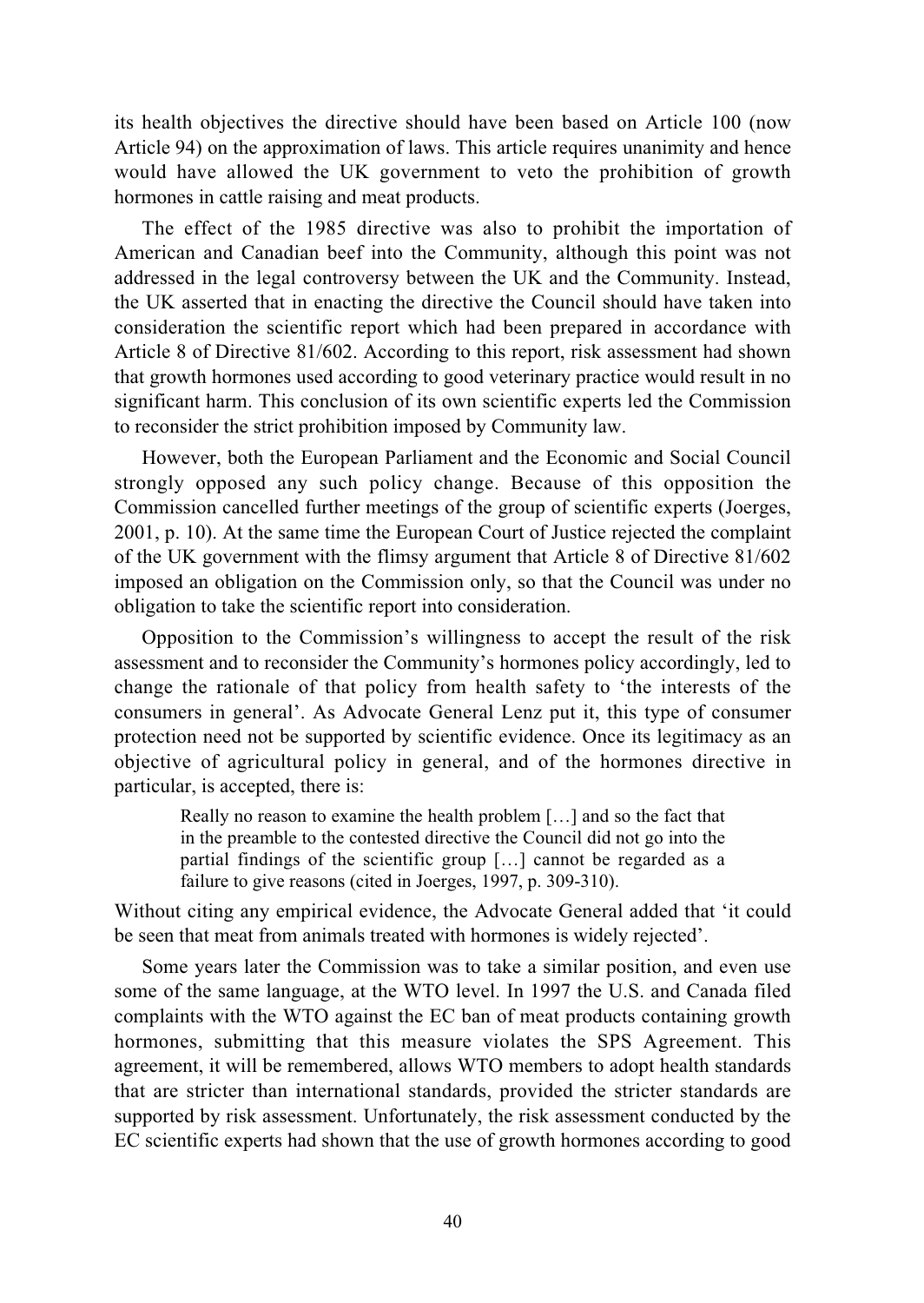its health objectives the directive should have been based on Article 100 (now Article 94) on the approximation of laws. This article requires unanimity and hence would have allowed the UK government to veto the prohibition of growth hormones in cattle raising and meat products.

The effect of the 1985 directive was also to prohibit the importation of American and Canadian beef into the Community, although this point was not addressed in the legal controversy between the UK and the Community. Instead, the UK asserted that in enacting the directive the Council should have taken into consideration the scientific report which had been prepared in accordance with Article 8 of Directive 81/602. According to this report, risk assessment had shown that growth hormones used according to good veterinary practice would result in no significant harm. This conclusion of its own scientific experts led the Commission to reconsider the strict prohibition imposed by Community law.

However, both the European Parliament and the Economic and Social Council strongly opposed any such policy change. Because of this opposition the Commission cancelled further meetings of the group of scientific experts (Joerges, 2001, p. 10). At the same time the European Court of Justice rejected the complaint of the UK government with the flimsy argument that Article 8 of Directive 81/602 imposed an obligation on the Commission only, so that the Council was under no obligation to take the scientific report into consideration.

Opposition to the Commission's willingness to accept the result of the risk assessment and to reconsider the Community's hormones policy accordingly, led to change the rationale of that policy from health safety to 'the interests of the consumers in general'. As Advocate General Lenz put it, this type of consumer protection need not be supported by scientific evidence. Once its legitimacy as an objective of agricultural policy in general, and of the hormones directive in particular, is accepted, there is:

> Really no reason to examine the health problem […] and so the fact that in the preamble to the contested directive the Council did not go into the partial findings of the scientific group […] cannot be regarded as a failure to give reasons (cited in Joerges, 1997, p. 309-310).

Without citing any empirical evidence, the Advocate General added that 'it could be seen that meat from animals treated with hormones is widely rejected'.

Some years later the Commission was to take a similar position, and even use some of the same language, at the WTO level. In 1997 the U.S. and Canada filed complaints with the WTO against the EC ban of meat products containing growth hormones, submitting that this measure violates the SPS Agreement. This agreement, it will be remembered, allows WTO members to adopt health standards that are stricter than international standards, provided the stricter standards are supported by risk assessment. Unfortunately, the risk assessment conducted by the EC scientific experts had shown that the use of growth hormones according to good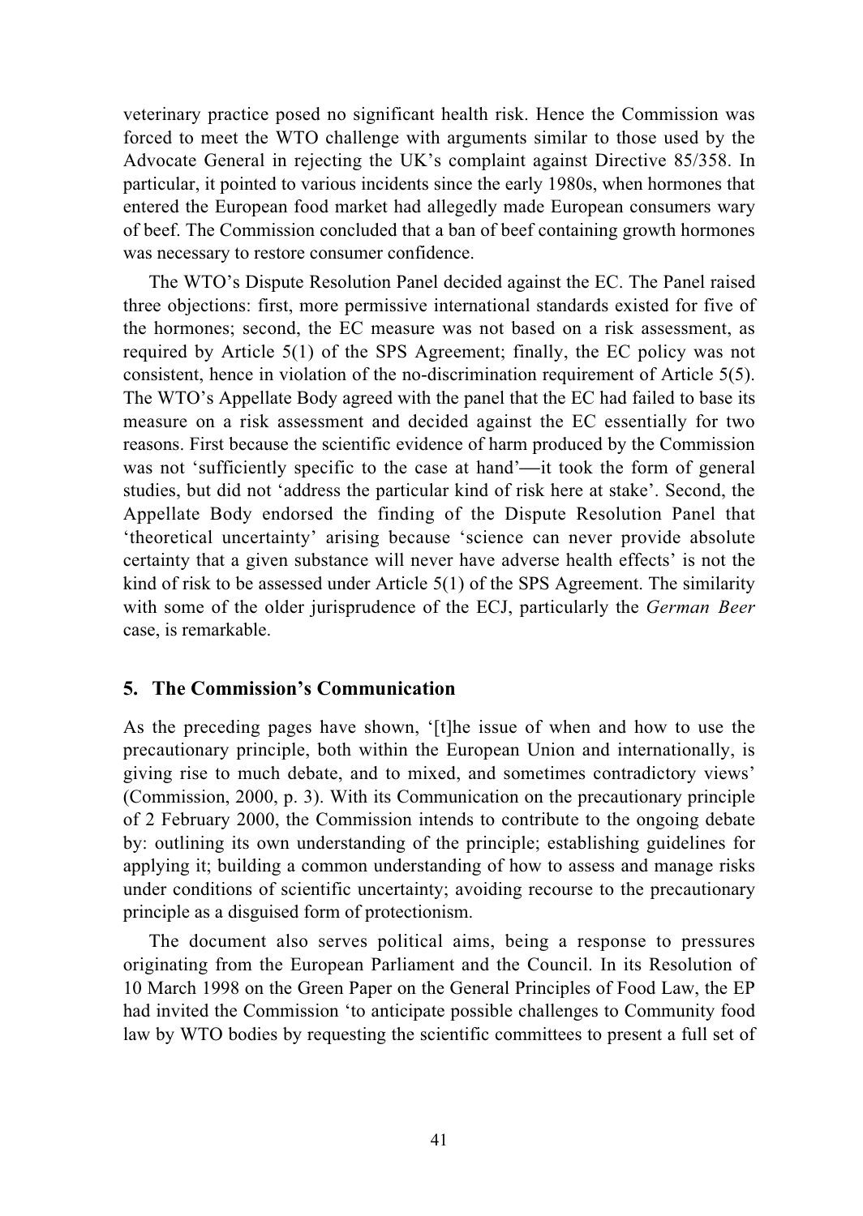veterinary practice posed no significant health risk. Hence the Commission was forced to meet the WTO challenge with arguments similar to those used by the Advocate General in rejecting the UK's complaint against Directive 85/358. In particular, it pointed to various incidents since the early 1980s, when hormones that entered the European food market had allegedly made European consumers wary of beef. The Commission concluded that a ban of beef containing growth hormones was necessary to restore consumer confidence.

The WTO's Dispute Resolution Panel decided against the EC. The Panel raised three objections: first, more permissive international standards existed for five of the hormones; second, the EC measure was not based on a risk assessment, as required by Article 5(1) of the SPS Agreement; finally, the EC policy was not consistent, hence in violation of the no-discrimination requirement of Article 5(5). The WTO's Appellate Body agreed with the panel that the EC had failed to base its measure on a risk assessment and decided against the EC essentially for two reasons. First because the scientific evidence of harm produced by the Commission was not 'sufficiently specific to the case at hand'—it took the form of general studies, but did not 'address the particular kind of risk here at stake'. Second, the Appellate Body endorsed the finding of the Dispute Resolution Panel that 'theoretical uncertainty' arising because 'science can never provide absolute certainty that a given substance will never have adverse health effects' is not the kind of risk to be assessed under Article 5(1) of the SPS Agreement. The similarity with some of the older jurisprudence of the ECJ, particularly the *German Beer* case, is remarkable.

## 5. The Commission's Communication

As the preceding pages have shown, '[t]he issue of when and how to use the precautionary principle, both within the European Union and internationally, is giving rise to much debate, and to mixed, and sometimes contradictory views' (Commission, 2000, p. 3). With its Communication on the precautionary principle of 2 February 2000, the Commission intends to contribute to the ongoing debate by: outlining its own understanding of the principle; establishing guidelines for applying it; building a common understanding of how to assess and manage risks under conditions of scientific uncertainty; avoiding recourse to the precautionary principle as a disguised form of protectionism.

The document also serves political aims, being a response to pressures originating from the European Parliament and the Council. In its Resolution of 10 March 1998 on the Green Paper on the General Principles of Food Law, the EP had invited the Commission 'to anticipate possible challenges to Community food law by WTO bodies by requesting the scientific committees to present a full set of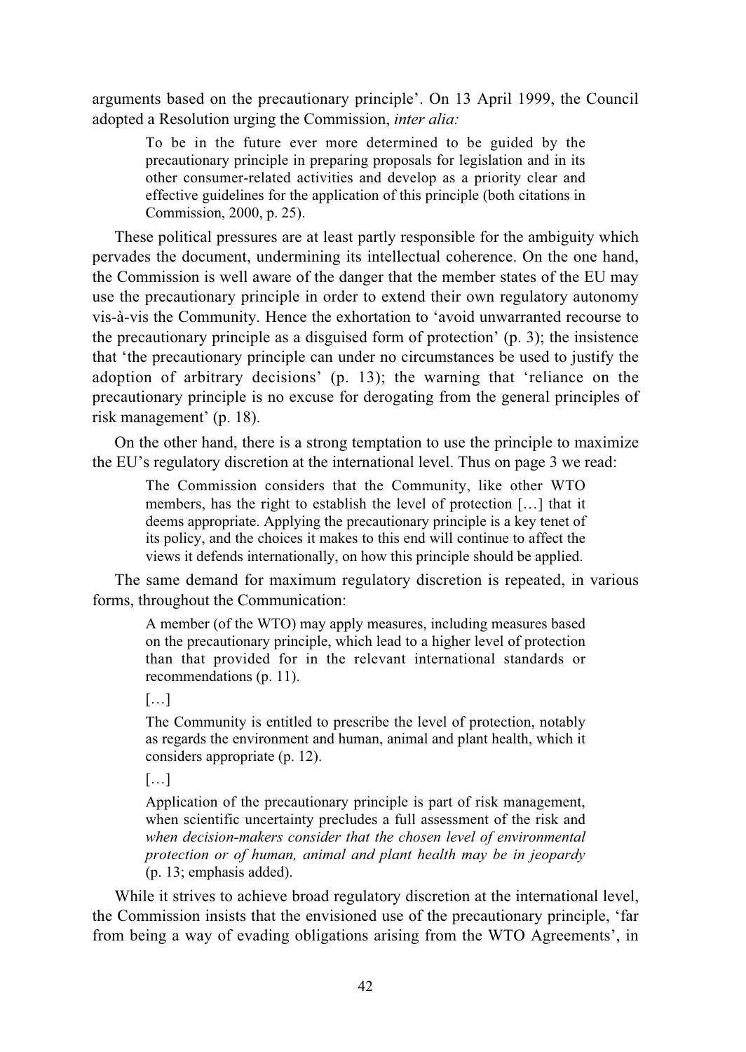arguments based on the precautionary principle'. On 13 April 1999, the Council adopted a Resolution urging the Commission, *inter alia:*

> To be in the future ever more determined to be guided by the precautionary principle in preparing proposals for legislation and in its other consumer-related activities and develop as a priority clear and effective guidelines for the application of this principle (both citations in Commission, 2000, p. 25).

These political pressures are at least partly responsible for the ambiguity which pervades the document, undermining its intellectual coherence. On the one hand, the Commission is well aware of the danger that the member states of the EU may use the precautionary principle in order to extend their own regulatory autonomy vis-à-vis the Community. Hence the exhortation to 'avoid unwarranted recourse to the precautionary principle as a disguised form of protection' (p. 3); the insistence that 'the precautionary principle can under no circumstances be used to justify the adoption of arbitrary decisions' (p. 13); the warning that 'reliance on the precautionary principle is no excuse for derogating from the general principles of risk management' (p. 18).

On the other hand, there is a strong temptation to use the principle to maximize the EU's regulatory discretion at the international level. Thus on page 3 we read:

> The Commission considers that the Community, like other WTO members, has the right to establish the level of protection […] that it deems appropriate. Applying the precautionary principle is a key tenet of its policy, and the choices it makes to this end will continue to affect the views it defends internationally, on how this principle should be applied.

The same demand for maximum regulatory discretion is repeated, in various forms, throughout the Communication:

> A member (of the WTO) may apply measures, including measures based on the precautionary principle, which lead to a higher level of protection than that provided for in the relevant international standards or recommendations (p. 11).
>
> […]
>
> The Community is entitled to prescribe the level of protection, notably as regards the environment and human, animal and plant health, which it considers appropriate (p. 12).
>
> […]
>
> Application of the precautionary principle is part of risk management, when scientific uncertainty precludes a full assessment of the risk and *when decision-makers consider that the chosen level of environmental protection or of human, animal and plant health may be in jeopardy* (p. 13; emphasis added).

While it strives to achieve broad regulatory discretion at the international level, the Commission insists that the envisioned use of the precautionary principle, 'far from being a way of evading obligations arising from the WTO Agreements', in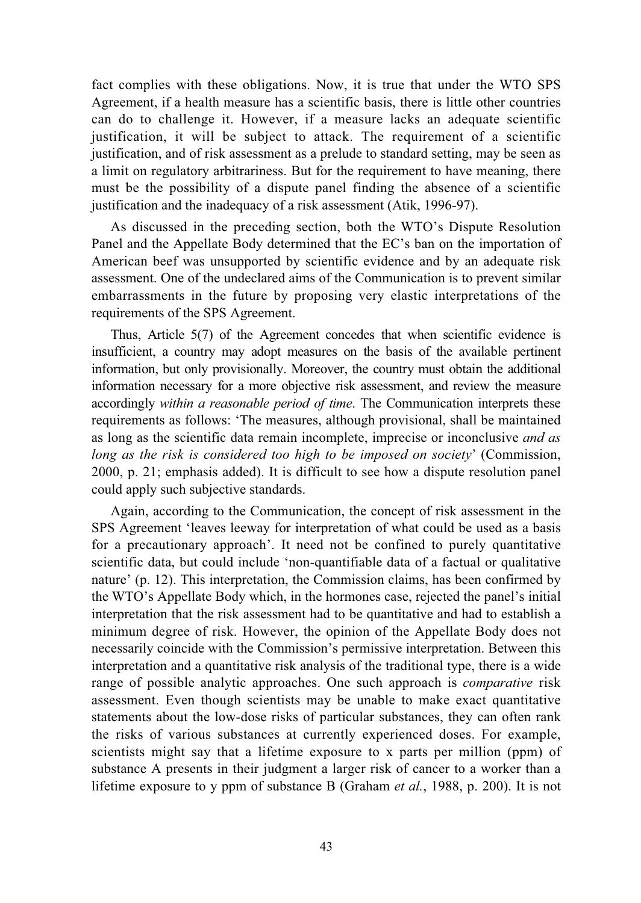fact complies with these obligations. Now, it is true that under the WTO SPS Agreement, if a health measure has a scientific basis, there is little other countries can do to challenge it. However, if a measure lacks an adequate scientific justification, it will be subject to attack. The requirement of a scientific justification, and of risk assessment as a prelude to standard setting, may be seen as a limit on regulatory arbitrariness. But for the requirement to have meaning, there must be the possibility of a dispute panel finding the absence of a scientific justification and the inadequacy of a risk assessment (Atik, 1996-97).

As discussed in the preceding section, both the WTO's Dispute Resolution Panel and the Appellate Body determined that the EC's ban on the importation of American beef was unsupported by scientific evidence and by an adequate risk assessment. One of the undeclared aims of the Communication is to prevent similar embarrassments in the future by proposing very elastic interpretations of the requirements of the SPS Agreement.

Thus, Article 5(7) of the Agreement concedes that when scientific evidence is insufficient, a country may adopt measures on the basis of the available pertinent information, but only provisionally. Moreover, the country must obtain the additional information necessary for a more objective risk assessment, and review the measure accordingly *within a reasonable period of time*. The Communication interprets these requirements as follows: 'The measures, although provisional, shall be maintained as long as the scientific data remain incomplete, imprecise or inconclusive *and as long as the risk is considered too high to be imposed on society*' (Commission, 2000, p. 21; emphasis added). It is difficult to see how a dispute resolution panel could apply such subjective standards.

Again, according to the Communication, the concept of risk assessment in the SPS Agreement 'leaves leeway for interpretation of what could be used as a basis for a precautionary approach'. It need not be confined to purely quantitative scientific data, but could include 'non-quantifiable data of a factual or qualitative nature' (p. 12). This interpretation, the Commission claims, has been confirmed by the WTO's Appellate Body which, in the hormones case, rejected the panel's initial interpretation that the risk assessment had to be quantitative and had to establish a minimum degree of risk. However, the opinion of the Appellate Body does not necessarily coincide with the Commission's permissive interpretation. Between this interpretation and a quantitative risk analysis of the traditional type, there is a wide range of possible analytic approaches. One such approach is *comparative* risk assessment. Even though scientists may be unable to make exact quantitative statements about the low-dose risks of particular substances, they can often rank the risks of various substances at currently experienced doses. For example, scientists might say that a lifetime exposure to x parts per million (ppm) of substance A presents in their judgment a larger risk of cancer to a worker than a lifetime exposure to y ppm of substance B (Graham *et al.*, 1988, p. 200). It is not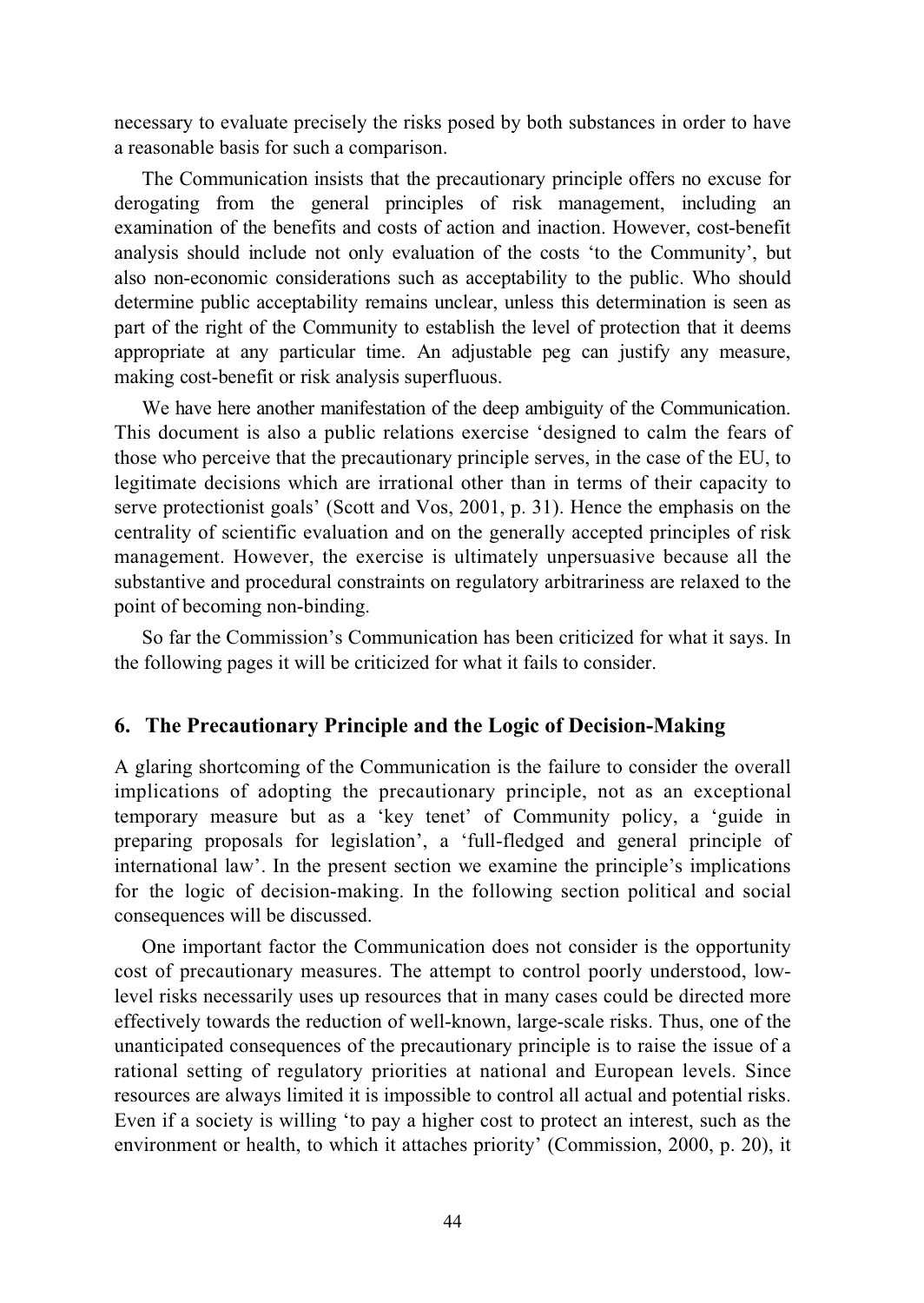necessary to evaluate precisely the risks posed by both substances in order to have a reasonable basis for such a comparison.

The Communication insists that the precautionary principle offers no excuse for derogating from the general principles of risk management, including an examination of the benefits and costs of action and inaction. However, cost-benefit analysis should include not only evaluation of the costs 'to the Community', but also non-economic considerations such as acceptability to the public. Who should determine public acceptability remains unclear, unless this determination is seen as part of the right of the Community to establish the level of protection that it deems appropriate at any particular time. An adjustable peg can justify any measure, making cost-benefit or risk analysis superfluous.

We have here another manifestation of the deep ambiguity of the Communication. This document is also a public relations exercise 'designed to calm the fears of those who perceive that the precautionary principle serves, in the case of the EU, to legitimate decisions which are irrational other than in terms of their capacity to serve protectionist goals' (Scott and Vos, 2001, p. 31). Hence the emphasis on the centrality of scientific evaluation and on the generally accepted principles of risk management. However, the exercise is ultimately unpersuasive because all the substantive and procedural constraints on regulatory arbitrariness are relaxed to the point of becoming non-binding.

So far the Commission's Communication has been criticized for what it says. In the following pages it will be criticized for what it fails to consider.

## 6. The Precautionary Principle and the Logic of Decision-Making

A glaring shortcoming of the Communication is the failure to consider the overall implications of adopting the precautionary principle, not as an exceptional temporary measure but as a 'key tenet' of Community policy, a 'guide in preparing proposals for legislation', a 'full-fledged and general principle of international law'. In the present section we examine the principle's implications for the logic of decision-making. In the following section political and social consequences will be discussed.

One important factor the Communication does not consider is the opportunity cost of precautionary measures. The attempt to control poorly understood, low-level risks necessarily uses up resources that in many cases could be directed more effectively towards the reduction of well-known, large-scale risks. Thus, one of the unanticipated consequences of the precautionary principle is to raise the issue of a rational setting of regulatory priorities at national and European levels. Since resources are always limited it is impossible to control all actual and potential risks. Even if a society is willing 'to pay a higher cost to protect an interest, such as the environment or health, to which it attaches priority' (Commission, 2000, p. 20), it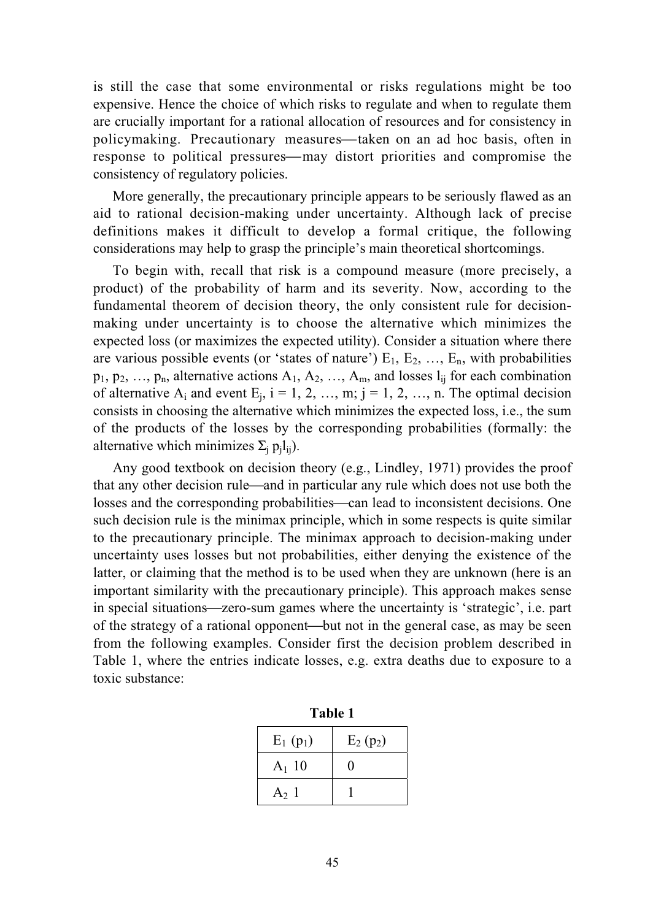is still the case that some environmental or risks regulations might be too expensive. Hence the choice of which risks to regulate and when to regulate them are crucially important for a rational allocation of resources and for consistency in policymaking. Precautionary measures—taken on an ad hoc basis, often in response to political pressures—may distort priorities and compromise the consistency of regulatory policies.

More generally, the precautionary principle appears to be seriously flawed as an aid to rational decision-making under uncertainty. Although lack of precise definitions makes it difficult to develop a formal critique, the following considerations may help to grasp the principle's main theoretical shortcomings.

To begin with, recall that risk is a compound measure (more precisely, a product) of the probability of harm and its severity. Now, according to the fundamental theorem of decision theory, the only consistent rule for decision-making under uncertainty is to choose the alternative which minimizes the expected loss (or maximizes the expected utility). Consider a situation where there are various possible events (or 'states of nature') $E_1, E_2, \ldots, E_n$, with probabilities $p_1, p_2, \ldots, p_n$, alternative actions $A_1, A_2, \ldots, A_m$, and losses $l_{ij}$ for each combination of alternative $A_i$ and event $E_j$, $i = 1, 2, \ldots, m$; $j = 1, 2, \ldots, n$. The optimal decision consists in choosing the alternative which minimizes the expected loss, i.e., the sum of the products of the losses by the corresponding probabilities (formally: the alternative which minimizes $\Sigma_j \, p_j l_{ij}$).

Any good textbook on decision theory (e.g., Lindley, 1971) provides the proof that any other decision rule—and in particular any rule which does not use both the losses and the corresponding probabilities—can lead to inconsistent decisions. One such decision rule is the minimax principle, which in some respects is quite similar to the precautionary principle. The minimax approach to decision-making under uncertainty uses losses but not probabilities, either denying the existence of the latter, or claiming that the method is to be used when they are unknown (here is an important similarity with the precautionary principle). This approach makes sense in special situations—zero-sum games where the uncertainty is 'strategic', i.e. part of the strategy of a rational opponent—but not in the general case, as may be seen from the following examples. Consider first the decision problem described in Table 1, where the entries indicate losses, e.g. extra deaths due to exposure to a toxic substance:

**Table 1**

| $E_1$ ($p_1$) | $E_2$ ($p_2$) |
|---|---|
| $A_1$ 10 | 0 |
| $A_2$ 1 | 1 |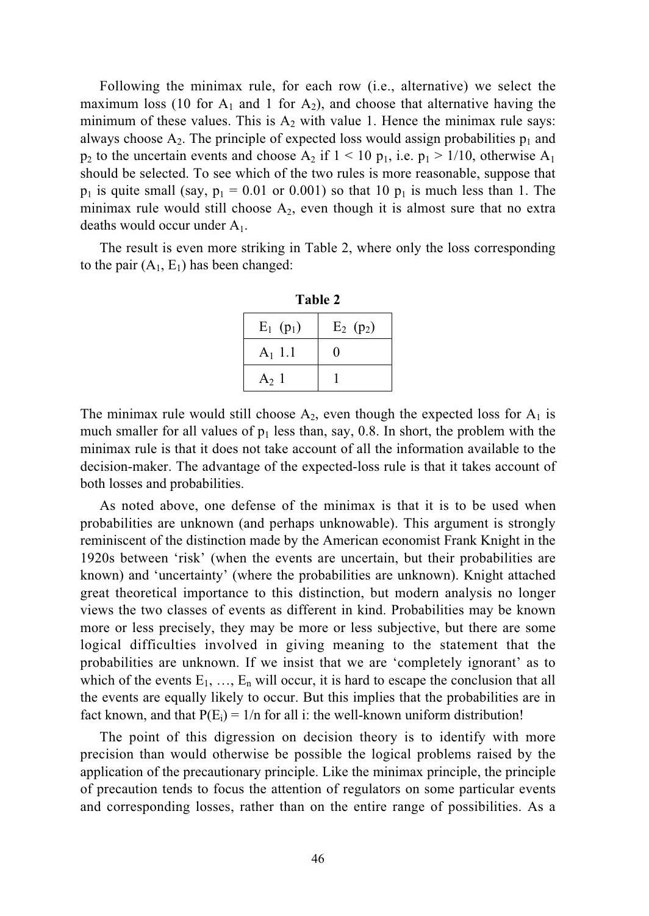Following the minimax rule, for each row (i.e., alternative) we select the maximum loss (10 for $A_1$ and 1 for $A_2$), and choose that alternative having the minimum of these values. This is $A_2$ with value 1. Hence the minimax rule says: always choose $A_2$. The principle of expected loss would assign probabilities $p_1$ and $p_2$ to the uncertain events and choose $A_2$ if $1 < 10\ p_1$, i.e. $p_1 > 1/10$, otherwise $A_1$ should be selected. To see which of the two rules is more reasonable, suppose that $p_1$ is quite small (say, $p_1 = 0.01$ or $0.001$) so that $10\ p_1$ is much less than 1. The minimax rule would still choose $A_2$, even though it is almost sure that no extra deaths would occur under $A_1$.

The result is even more striking in Table 2, where only the loss corresponding to the pair ($A_1$, $E_1$) has been changed:

**Table 2**

| $E_1$ ($p_1$) | $E_2$ ($p_2$) |
|---|---|
| $A_1$ 1.1 | 0 |
| $A_2$ 1 | 1 |

The minimax rule would still choose $A_2$, even though the expected loss for $A_1$ is much smaller for all values of $p_1$ less than, say, 0.8. In short, the problem with the minimax rule is that it does not take account of all the information available to the decision-maker. The advantage of the expected-loss rule is that it takes account of both losses and probabilities.

As noted above, one defense of the minimax is that it is to be used when probabilities are unknown (and perhaps unknowable). This argument is strongly reminiscent of the distinction made by the American economist Frank Knight in the 1920s between 'risk' (when the events are uncertain, but their probabilities are known) and 'uncertainty' (where the probabilities are unknown). Knight attached great theoretical importance to this distinction, but modern analysis no longer views the two classes of events as different in kind. Probabilities may be known more or less precisely, they may be more or less subjective, but there are some logical difficulties involved in giving meaning to the statement that the probabilities are unknown. If we insist that we are 'completely ignorant' as to which of the events $E_1, \ldots, E_n$ will occur, it is hard to escape the conclusion that all the events are equally likely to occur. But this implies that the probabilities are in fact known, and that $P(E_i) = 1/n$ for all i: the well-known uniform distribution!

The point of this digression on decision theory is to identify with more precision than would otherwise be possible the logical problems raised by the application of the precautionary principle. Like the minimax principle, the principle of precaution tends to focus the attention of regulators on some particular events and corresponding losses, rather than on the entire range of possibilities. As a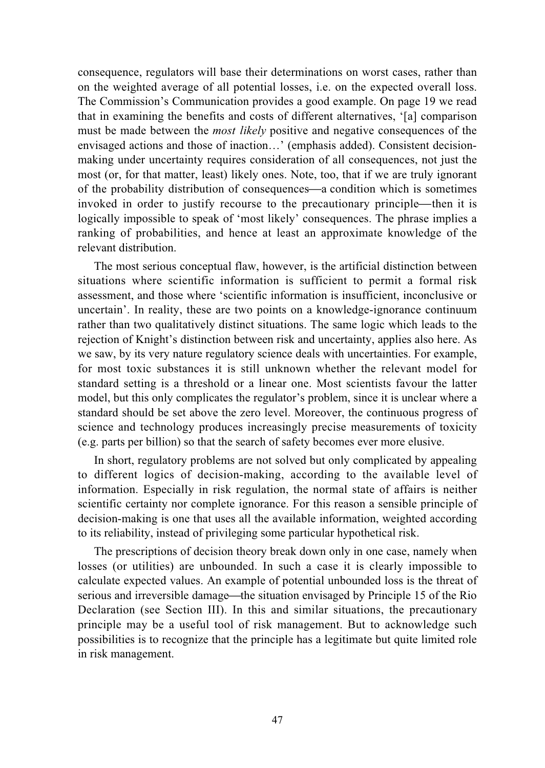consequence, regulators will base their determinations on worst cases, rather than on the weighted average of all potential losses, i.e. on the expected overall loss. The Commission's Communication provides a good example. On page 19 we read that in examining the benefits and costs of different alternatives, '[a] comparison must be made between the *most likely* positive and negative consequences of the envisaged actions and those of inaction…' (emphasis added). Consistent decision-making under uncertainty requires consideration of all consequences, not just the most (or, for that matter, least) likely ones. Note, too, that if we are truly ignorant of the probability distribution of consequences—a condition which is sometimes invoked in order to justify recourse to the precautionary principle—then it is logically impossible to speak of 'most likely' consequences. The phrase implies a ranking of probabilities, and hence at least an approximate knowledge of the relevant distribution.

The most serious conceptual flaw, however, is the artificial distinction between situations where scientific information is sufficient to permit a formal risk assessment, and those where 'scientific information is insufficient, inconclusive or uncertain'. In reality, these are two points on a knowledge-ignorance continuum rather than two qualitatively distinct situations. The same logic which leads to the rejection of Knight's distinction between risk and uncertainty, applies also here. As we saw, by its very nature regulatory science deals with uncertainties. For example, for most toxic substances it is still unknown whether the relevant model for standard setting is a threshold or a linear one. Most scientists favour the latter model, but this only complicates the regulator's problem, since it is unclear where a standard should be set above the zero level. Moreover, the continuous progress of science and technology produces increasingly precise measurements of toxicity (e.g. parts per billion) so that the search of safety becomes ever more elusive.

In short, regulatory problems are not solved but only complicated by appealing to different logics of decision-making, according to the available level of information. Especially in risk regulation, the normal state of affairs is neither scientific certainty nor complete ignorance. For this reason a sensible principle of decision-making is one that uses all the available information, weighted according to its reliability, instead of privileging some particular hypothetical risk.

The prescriptions of decision theory break down only in one case, namely when losses (or utilities) are unbounded. In such a case it is clearly impossible to calculate expected values. An example of potential unbounded loss is the threat of serious and irreversible damage—the situation envisaged by Principle 15 of the Rio Declaration (see Section III). In this and similar situations, the precautionary principle may be a useful tool of risk management. But to acknowledge such possibilities is to recognize that the principle has a legitimate but quite limited role in risk management.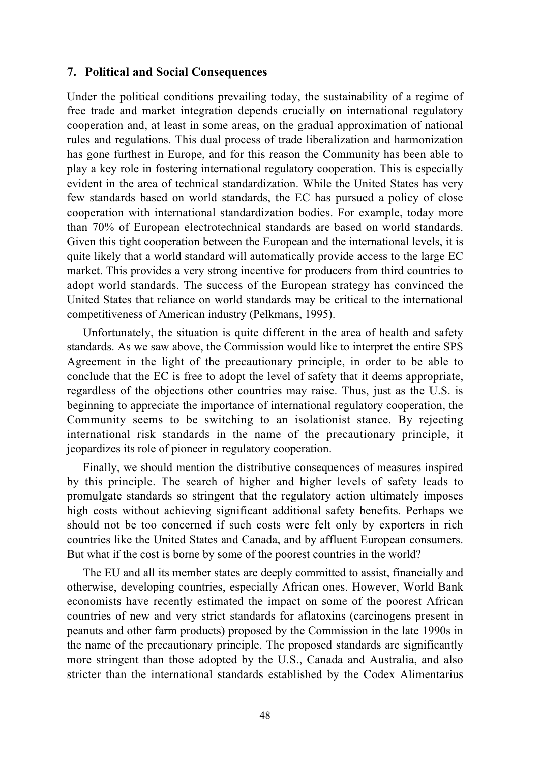## 7. Political and Social Consequences

Under the political conditions prevailing today, the sustainability of a regime of free trade and market integration depends crucially on international regulatory cooperation and, at least in some areas, on the gradual approximation of national rules and regulations. This dual process of trade liberalization and harmonization has gone furthest in Europe, and for this reason the Community has been able to play a key role in fostering international regulatory cooperation. This is especially evident in the area of technical standardization. While the United States has very few standards based on world standards, the EC has pursued a policy of close cooperation with international standardization bodies. For example, today more than 70% of European electrotechnical standards are based on world standards. Given this tight cooperation between the European and the international levels, it is quite likely that a world standard will automatically provide access to the large EC market. This provides a very strong incentive for producers from third countries to adopt world standards. The success of the European strategy has convinced the United States that reliance on world standards may be critical to the international competitiveness of American industry (Pelkmans, 1995).

Unfortunately, the situation is quite different in the area of health and safety standards. As we saw above, the Commission would like to interpret the entire SPS Agreement in the light of the precautionary principle, in order to be able to conclude that the EC is free to adopt the level of safety that it deems appropriate, regardless of the objections other countries may raise. Thus, just as the U.S. is beginning to appreciate the importance of international regulatory cooperation, the Community seems to be switching to an isolationist stance. By rejecting international risk standards in the name of the precautionary principle, it jeopardizes its role of pioneer in regulatory cooperation.

Finally, we should mention the distributive consequences of measures inspired by this principle. The search of higher and higher levels of safety leads to promulgate standards so stringent that the regulatory action ultimately imposes high costs without achieving significant additional safety benefits. Perhaps we should not be too concerned if such costs were felt only by exporters in rich countries like the United States and Canada, and by affluent European consumers. But what if the cost is borne by some of the poorest countries in the world?

The EU and all its member states are deeply committed to assist, financially and otherwise, developing countries, especially African ones. However, World Bank economists have recently estimated the impact on some of the poorest African countries of new and very strict standards for aflatoxins (carcinogens present in peanuts and other farm products) proposed by the Commission in the late 1990s in the name of the precautionary principle. The proposed standards are significantly more stringent than those adopted by the U.S., Canada and Australia, and also stricter than the international standards established by the Codex Alimentarius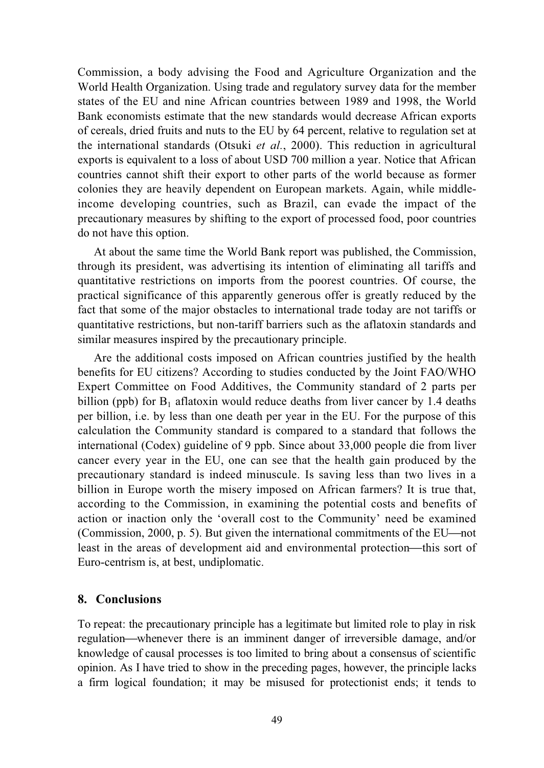Commission, a body advising the Food and Agriculture Organization and the World Health Organization. Using trade and regulatory survey data for the member states of the EU and nine African countries between 1989 and 1998, the World Bank economists estimate that the new standards would decrease African exports of cereals, dried fruits and nuts to the EU by 64 percent, relative to regulation set at the international standards (Otsuki *et al.*, 2000). This reduction in agricultural exports is equivalent to a loss of about USD 700 million a year. Notice that African countries cannot shift their export to other parts of the world because as former colonies they are heavily dependent on European markets. Again, while middle-income developing countries, such as Brazil, can evade the impact of the precautionary measures by shifting to the export of processed food, poor countries do not have this option.

At about the same time the World Bank report was published, the Commission, through its president, was advertising its intention of eliminating all tariffs and quantitative restrictions on imports from the poorest countries. Of course, the practical significance of this apparently generous offer is greatly reduced by the fact that some of the major obstacles to international trade today are not tariffs or quantitative restrictions, but non-tariff barriers such as the aflatoxin standards and similar measures inspired by the precautionary principle.

Are the additional costs imposed on African countries justified by the health benefits for EU citizens? According to studies conducted by the Joint FAO/WHO Expert Committee on Food Additives, the Community standard of 2 parts per billion (ppb) for $B_1$ aflatoxin would reduce deaths from liver cancer by 1.4 deaths per billion, i.e. by less than one death per year in the EU. For the purpose of this calculation the Community standard is compared to a standard that follows the international (Codex) guideline of 9 ppb. Since about 33,000 people die from liver cancer every year in the EU, one can see that the health gain produced by the precautionary standard is indeed minuscule. Is saving less than two lives in a billion in Europe worth the misery imposed on African farmers? It is true that, according to the Commission, in examining the potential costs and benefits of action or inaction only the 'overall cost to the Community' need be examined (Commission, 2000, p. 5). But given the international commitments of the EU—not least in the areas of development aid and environmental protection—this sort of Euro-centrism is, at best, undiplomatic.

## 8. Conclusions

To repeat: the precautionary principle has a legitimate but limited role to play in risk regulation—whenever there is an imminent danger of irreversible damage, and/or knowledge of causal processes is too limited to bring about a consensus of scientific opinion. As I have tried to show in the preceding pages, however, the principle lacks a firm logical foundation; it may be misused for protectionist ends; it tends to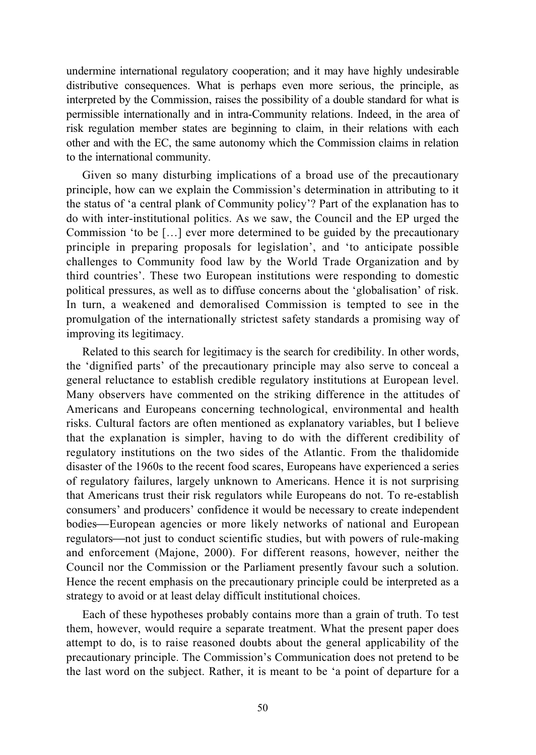undermine international regulatory cooperation; and it may have highly undesirable distributive consequences. What is perhaps even more serious, the principle, as interpreted by the Commission, raises the possibility of a double standard for what is permissible internationally and in intra-Community relations. Indeed, in the area of risk regulation member states are beginning to claim, in their relations with each other and with the EC, the same autonomy which the Commission claims in relation to the international community.

Given so many disturbing implications of a broad use of the precautionary principle, how can we explain the Commission's determination in attributing to it the status of 'a central plank of Community policy'? Part of the explanation has to do with inter-institutional politics. As we saw, the Council and the EP urged the Commission 'to be […] ever more determined to be guided by the precautionary principle in preparing proposals for legislation', and 'to anticipate possible challenges to Community food law by the World Trade Organization and by third countries'. These two European institutions were responding to domestic political pressures, as well as to diffuse concerns about the 'globalisation' of risk. In turn, a weakened and demoralised Commission is tempted to see in the promulgation of the internationally strictest safety standards a promising way of improving its legitimacy.

Related to this search for legitimacy is the search for credibility. In other words, the 'dignified parts' of the precautionary principle may also serve to conceal a general reluctance to establish credible regulatory institutions at European level. Many observers have commented on the striking difference in the attitudes of Americans and Europeans concerning technological, environmental and health risks. Cultural factors are often mentioned as explanatory variables, but I believe that the explanation is simpler, having to do with the different credibility of regulatory institutions on the two sides of the Atlantic. From the thalidomide disaster of the 1960s to the recent food scares, Europeans have experienced a series of regulatory failures, largely unknown to Americans. Hence it is not surprising that Americans trust their risk regulators while Europeans do not. To re-establish consumers' and producers' confidence it would be necessary to create independent bodies—European agencies or more likely networks of national and European regulators—not just to conduct scientific studies, but with powers of rule-making and enforcement (Majone, 2000). For different reasons, however, neither the Council nor the Commission or the Parliament presently favour such a solution. Hence the recent emphasis on the precautionary principle could be interpreted as a strategy to avoid or at least delay difficult institutional choices.

Each of these hypotheses probably contains more than a grain of truth. To test them, however, would require a separate treatment. What the present paper does attempt to do, is to raise reasoned doubts about the general applicability of the precautionary principle. The Commission's Communication does not pretend to be the last word on the subject. Rather, it is meant to be 'a point of departure for a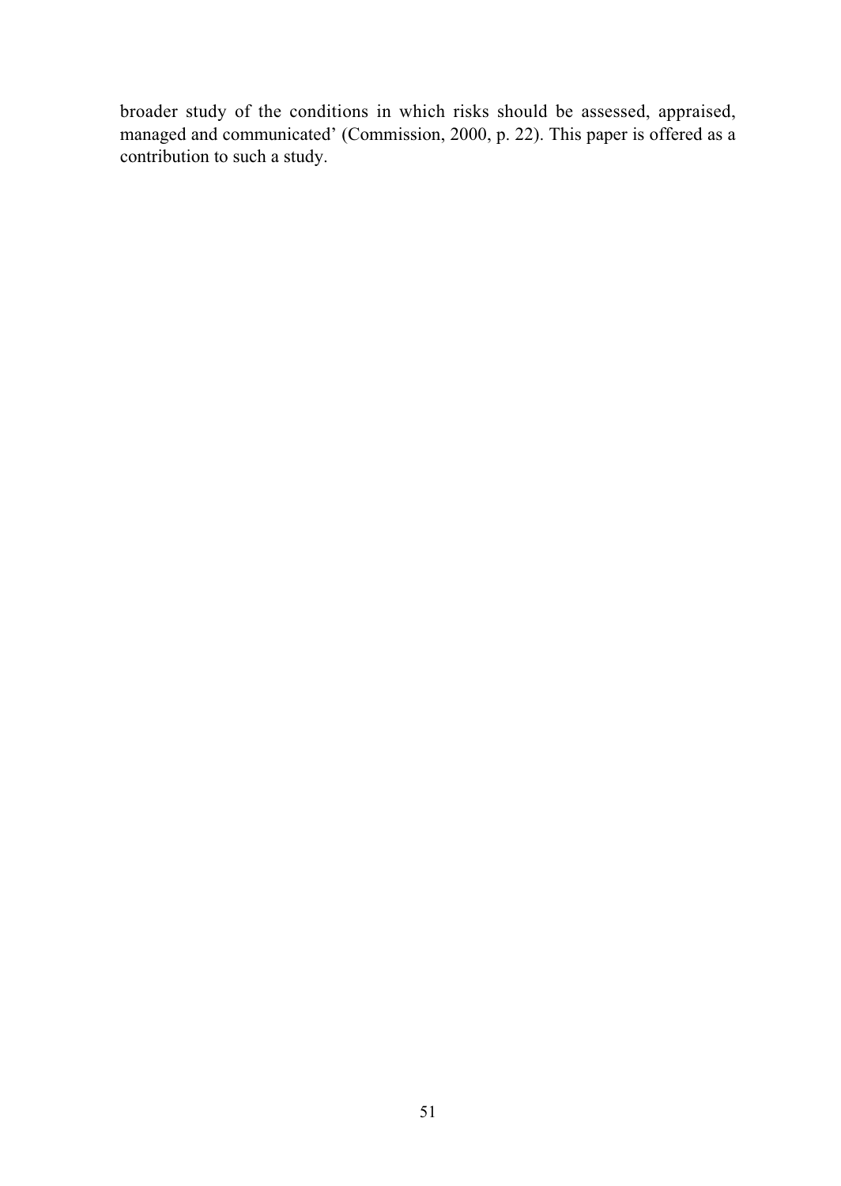broader study of the conditions in which risks should be assessed, appraised, managed and communicated' (Commission, 2000, p. 22). This paper is offered as a contribution to such a study.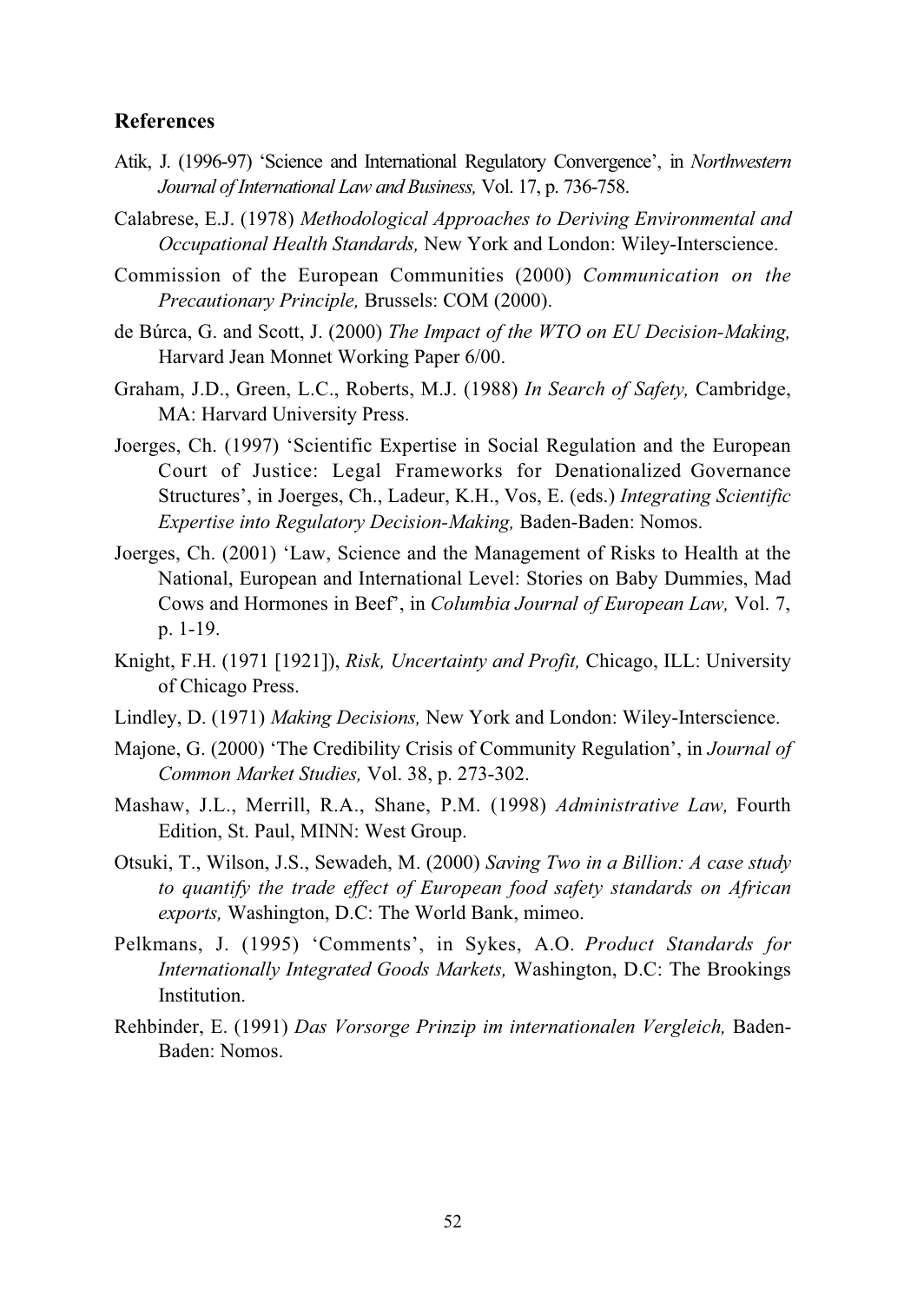## References

Atik, J. (1996-97) 'Science and International Regulatory Convergence', in *Northwestern Journal of International Law and Business,* Vol. 17, p. 736-758.

Calabrese, E.J. (1978) *Methodological Approaches to Deriving Environmental and Occupational Health Standards,* New York and London: Wiley-Interscience.

Commission of the European Communities (2000) *Communication on the Precautionary Principle,* Brussels: COM (2000).

de Búrca, G. and Scott, J. (2000) *The Impact of the WTO on EU Decision-Making,* Harvard Jean Monnet Working Paper 6/00.

Graham, J.D., Green, L.C., Roberts, M.J. (1988) *In Search of Safety,* Cambridge, MA: Harvard University Press.

Joerges, Ch. (1997) 'Scientific Expertise in Social Regulation and the European Court of Justice: Legal Frameworks for Denationalized Governance Structures', in Joerges, Ch., Ladeur, K.H., Vos, E. (eds.) *Integrating Scientific Expertise into Regulatory Decision-Making,* Baden-Baden: Nomos.

Joerges, Ch. (2001) 'Law, Science and the Management of Risks to Health at the National, European and International Level: Stories on Baby Dummies, Mad Cows and Hormones in Beef', in *Columbia Journal of European Law,* Vol. 7, p. 1-19.

Knight, F.H. (1971 [1921]), *Risk, Uncertainty and Profit,* Chicago, ILL: University of Chicago Press.

Lindley, D. (1971) *Making Decisions,* New York and London: Wiley-Interscience.

Majone, G. (2000) 'The Credibility Crisis of Community Regulation', in *Journal of Common Market Studies,* Vol. 38, p. 273-302.

Mashaw, J.L., Merrill, R.A., Shane, P.M. (1998) *Administrative Law,* Fourth Edition, St. Paul, MINN: West Group.

Otsuki, T., Wilson, J.S., Sewadeh, M. (2000) *Saving Two in a Billion: A case study to quantify the trade effect of European food safety standards on African exports,* Washington, D.C: The World Bank, mimeo.

Pelkmans, J. (1995) 'Comments', in Sykes, A.O. *Product Standards for Internationally Integrated Goods Markets,* Washington, D.C: The Brookings Institution.

Rehbinder, E. (1991) *Das Vorsorge Prinzip im internationalen Vergleich,* Baden-Baden: Nomos.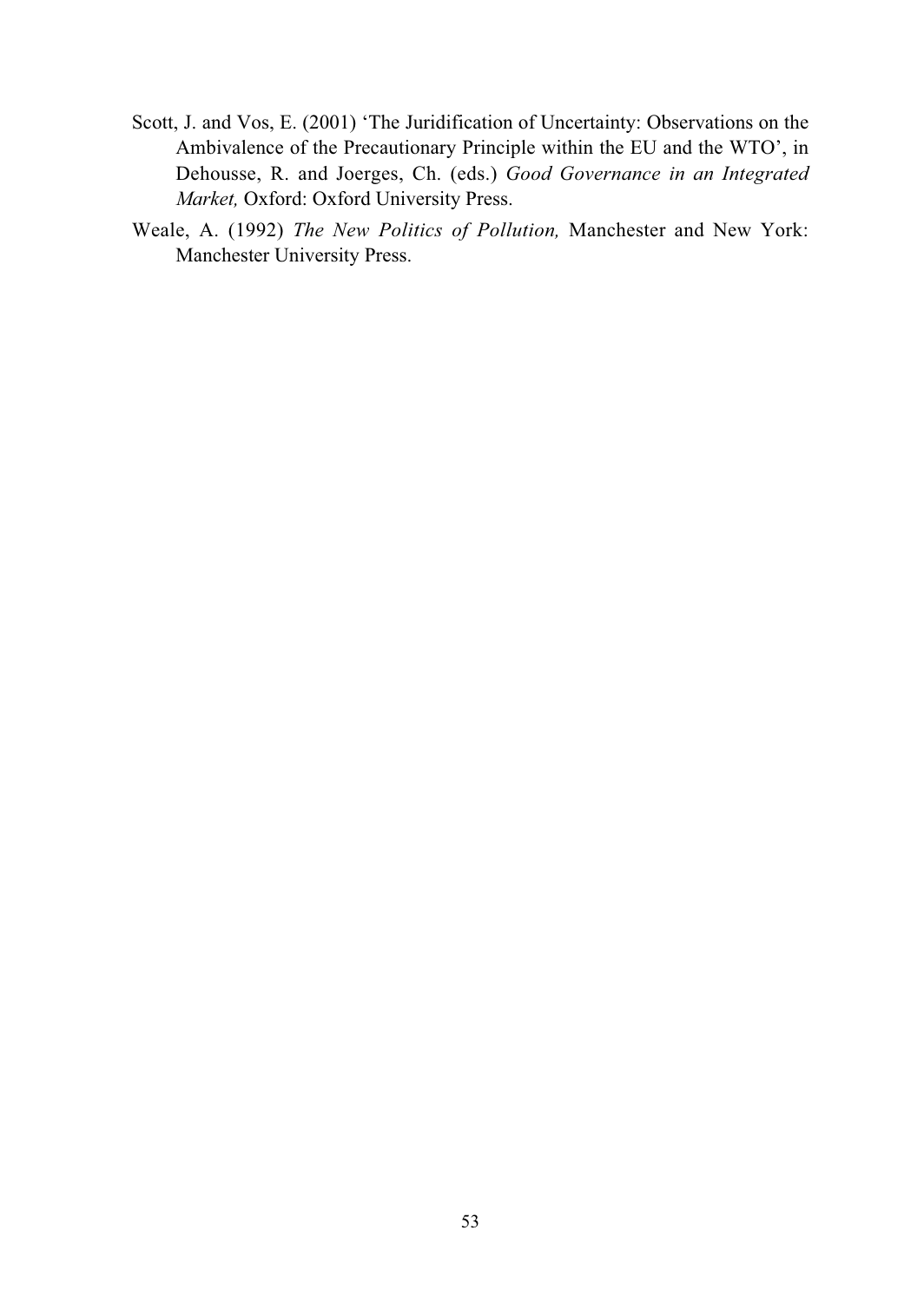Scott, J. and Vos, E. (2001) 'The Juridification of Uncertainty: Observations on the Ambivalence of the Precautionary Principle within the EU and the WTO', in Dehousse, R. and Joerges, Ch. (eds.) *Good Governance in an Integrated Market,* Oxford: Oxford University Press.

Weale, A. (1992) *The New Politics of Pollution,* Manchester and New York: Manchester University Press.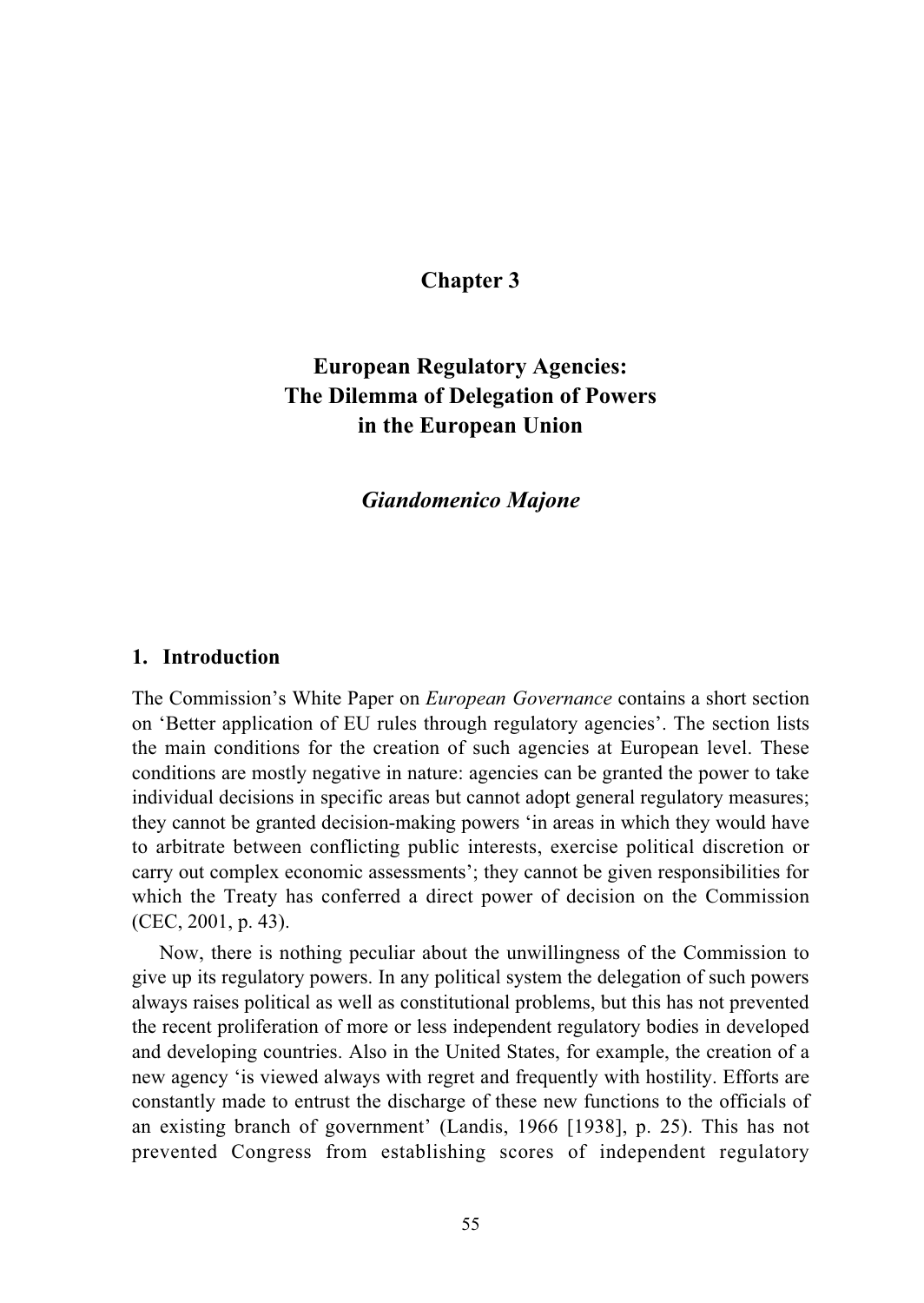# Chapter 3

# European Regulatory Agencies: The Dilemma of Delegation of Powers in the European Union

***Giandomenico Majone***

## 1. Introduction

The Commission's White Paper on *European Governance* contains a short section on 'Better application of EU rules through regulatory agencies'. The section lists the main conditions for the creation of such agencies at European level. These conditions are mostly negative in nature: agencies can be granted the power to take individual decisions in specific areas but cannot adopt general regulatory measures; they cannot be granted decision-making powers 'in areas in which they would have to arbitrate between conflicting public interests, exercise political discretion or carry out complex economic assessments'; they cannot be given responsibilities for which the Treaty has conferred a direct power of decision on the Commission (CEC, 2001, p. 43).

Now, there is nothing peculiar about the unwillingness of the Commission to give up its regulatory powers. In any political system the delegation of such powers always raises political as well as constitutional problems, but this has not prevented the recent proliferation of more or less independent regulatory bodies in developed and developing countries. Also in the United States, for example, the creation of a new agency 'is viewed always with regret and frequently with hostility. Efforts are constantly made to entrust the discharge of these new functions to the officials of an existing branch of government' (Landis, 1966 [1938], p. 25). This has not prevented Congress from establishing scores of independent regulatory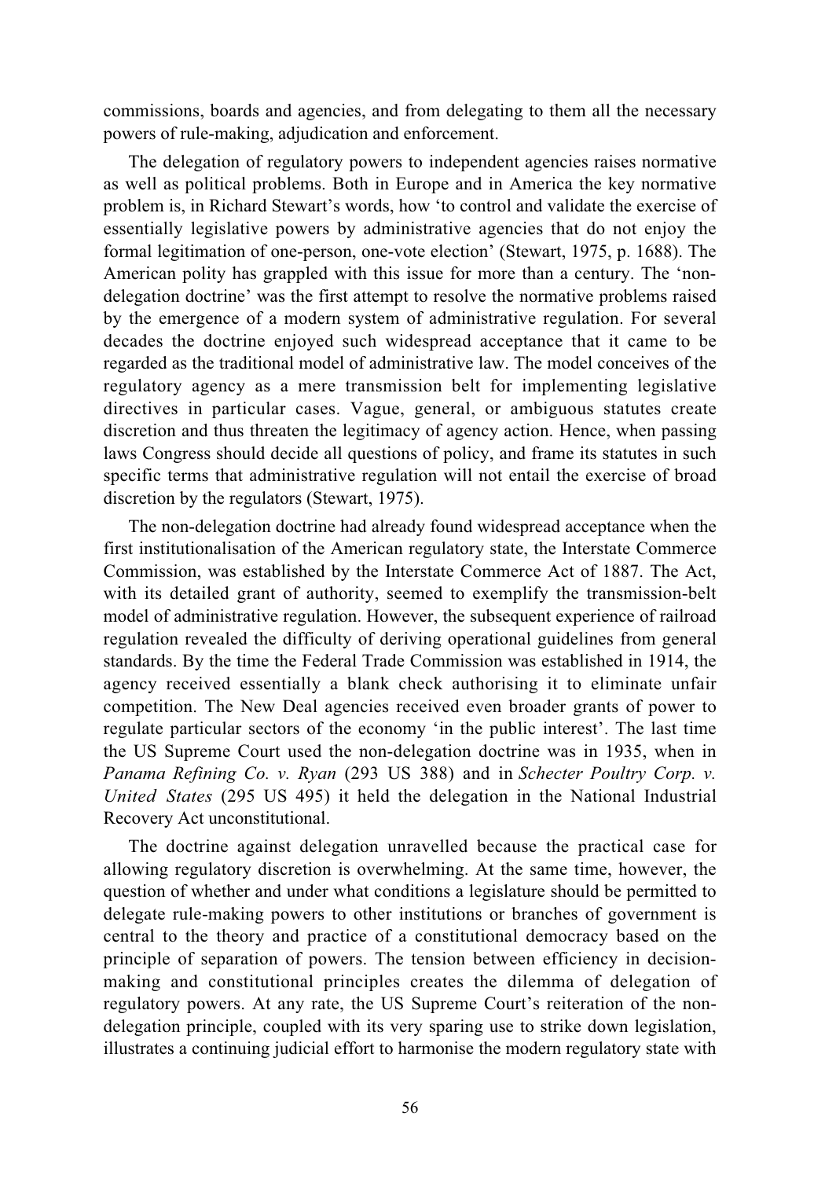commissions, boards and agencies, and from delegating to them all the necessary powers of rule-making, adjudication and enforcement.

The delegation of regulatory powers to independent agencies raises normative as well as political problems. Both in Europe and in America the key normative problem is, in Richard Stewart's words, how 'to control and validate the exercise of essentially legislative powers by administrative agencies that do not enjoy the formal legitimation of one-person, one-vote election' (Stewart, 1975, p. 1688). The American polity has grappled with this issue for more than a century. The 'non-delegation doctrine' was the first attempt to resolve the normative problems raised by the emergence of a modern system of administrative regulation. For several decades the doctrine enjoyed such widespread acceptance that it came to be regarded as the traditional model of administrative law. The model conceives of the regulatory agency as a mere transmission belt for implementing legislative directives in particular cases. Vague, general, or ambiguous statutes create discretion and thus threaten the legitimacy of agency action. Hence, when passing laws Congress should decide all questions of policy, and frame its statutes in such specific terms that administrative regulation will not entail the exercise of broad discretion by the regulators (Stewart, 1975).

The non-delegation doctrine had already found widespread acceptance when the first institutionalisation of the American regulatory state, the Interstate Commerce Commission, was established by the Interstate Commerce Act of 1887. The Act, with its detailed grant of authority, seemed to exemplify the transmission-belt model of administrative regulation. However, the subsequent experience of railroad regulation revealed the difficulty of deriving operational guidelines from general standards. By the time the Federal Trade Commission was established in 1914, the agency received essentially a blank check authorising it to eliminate unfair competition. The New Deal agencies received even broader grants of power to regulate particular sectors of the economy 'in the public interest'. The last time the US Supreme Court used the non-delegation doctrine was in 1935, when in *Panama Refining Co. v. Ryan* (293 US 388) and in *Schecter Poultry Corp. v. United States* (295 US 495) it held the delegation in the National Industrial Recovery Act unconstitutional.

The doctrine against delegation unravelled because the practical case for allowing regulatory discretion is overwhelming. At the same time, however, the question of whether and under what conditions a legislature should be permitted to delegate rule-making powers to other institutions or branches of government is central to the theory and practice of a constitutional democracy based on the principle of separation of powers. The tension between efficiency in decision-making and constitutional principles creates the dilemma of delegation of regulatory powers. At any rate, the US Supreme Court's reiteration of the non-delegation principle, coupled with its very sparing use to strike down legislation, illustrates a continuing judicial effort to harmonise the modern regulatory state with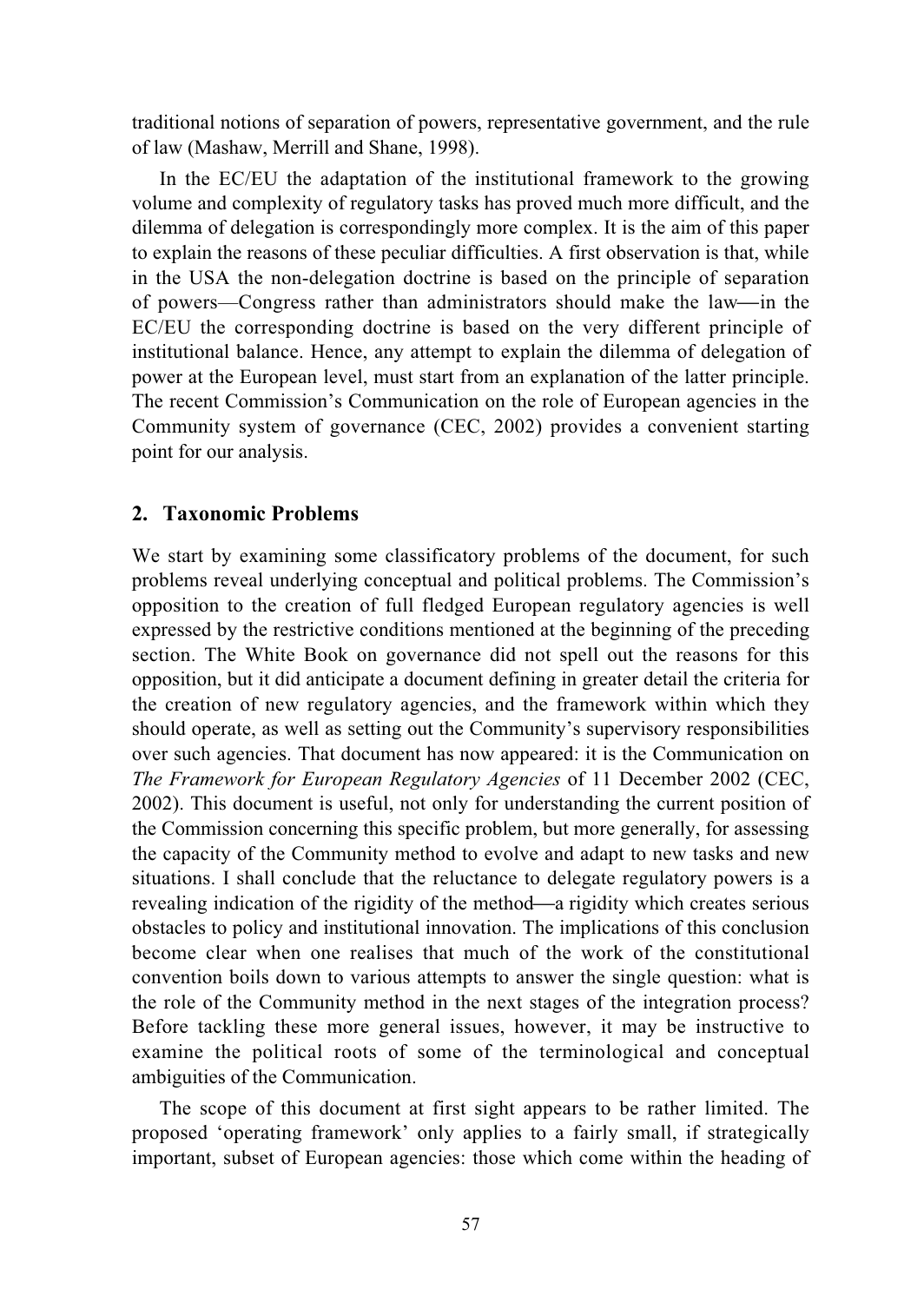traditional notions of separation of powers, representative government, and the rule of law (Mashaw, Merrill and Shane, 1998).

In the EC/EU the adaptation of the institutional framework to the growing volume and complexity of regulatory tasks has proved much more difficult, and the dilemma of delegation is correspondingly more complex. It is the aim of this paper to explain the reasons of these peculiar difficulties. A first observation is that, while in the USA the non-delegation doctrine is based on the principle of separation of powers—Congress rather than administrators should make the law—in the EC/EU the corresponding doctrine is based on the very different principle of institutional balance. Hence, any attempt to explain the dilemma of delegation of power at the European level, must start from an explanation of the latter principle. The recent Commission's Communication on the role of European agencies in the Community system of governance (CEC, 2002) provides a convenient starting point for our analysis.

## 2. Taxonomic Problems

We start by examining some classificatory problems of the document, for such problems reveal underlying conceptual and political problems. The Commission's opposition to the creation of full fledged European regulatory agencies is well expressed by the restrictive conditions mentioned at the beginning of the preceding section. The White Book on governance did not spell out the reasons for this opposition, but it did anticipate a document defining in greater detail the criteria for the creation of new regulatory agencies, and the framework within which they should operate, as well as setting out the Community's supervisory responsibilities over such agencies. That document has now appeared: it is the Communication on *The Framework for European Regulatory Agencies* of 11 December 2002 (CEC, 2002). This document is useful, not only for understanding the current position of the Commission concerning this specific problem, but more generally, for assessing the capacity of the Community method to evolve and adapt to new tasks and new situations. I shall conclude that the reluctance to delegate regulatory powers is a revealing indication of the rigidity of the method—a rigidity which creates serious obstacles to policy and institutional innovation. The implications of this conclusion become clear when one realises that much of the work of the constitutional convention boils down to various attempts to answer the single question: what is the role of the Community method in the next stages of the integration process? Before tackling these more general issues, however, it may be instructive to examine the political roots of some of the terminological and conceptual ambiguities of the Communication.

The scope of this document at first sight appears to be rather limited. The proposed 'operating framework' only applies to a fairly small, if strategically important, subset of European agencies: those which come within the heading of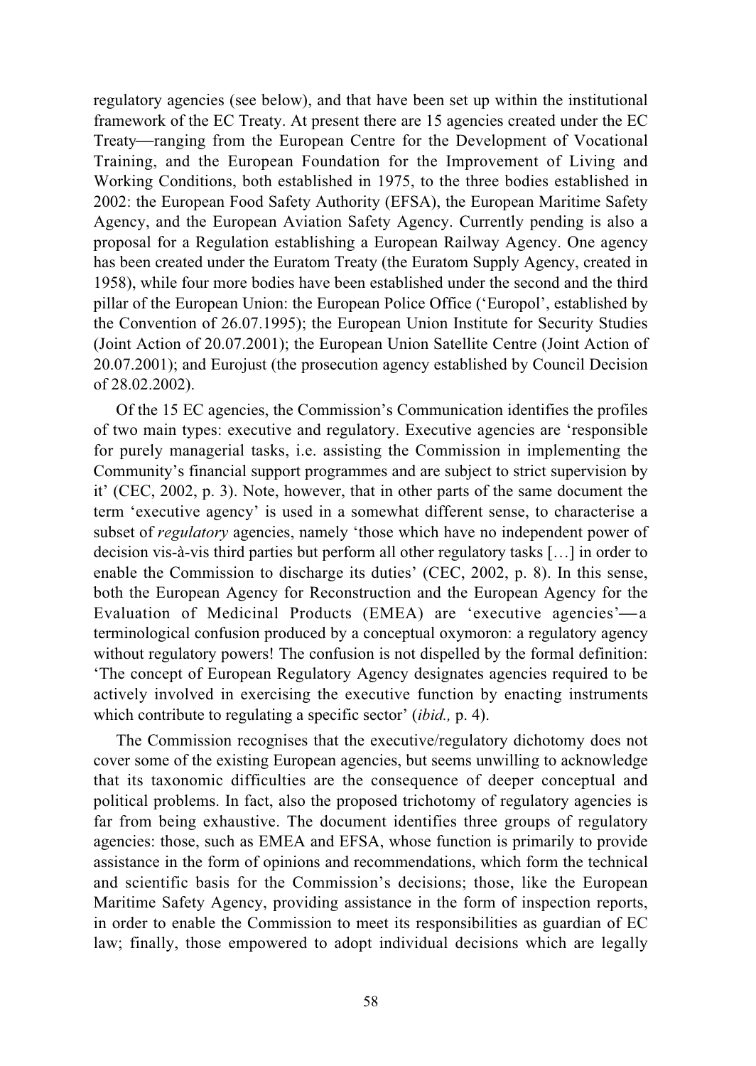regulatory agencies (see below), and that have been set up within the institutional framework of the EC Treaty. At present there are 15 agencies created under the EC Treaty—ranging from the European Centre for the Development of Vocational Training, and the European Foundation for the Improvement of Living and Working Conditions, both established in 1975, to the three bodies established in 2002: the European Food Safety Authority (EFSA), the European Maritime Safety Agency, and the European Aviation Safety Agency. Currently pending is also a proposal for a Regulation establishing a European Railway Agency. One agency has been created under the Euratom Treaty (the Euratom Supply Agency, created in 1958), while four more bodies have been established under the second and the third pillar of the European Union: the European Police Office ('Europol', established by the Convention of 26.07.1995); the European Union Institute for Security Studies (Joint Action of 20.07.2001); the European Union Satellite Centre (Joint Action of 20.07.2001); and Eurojust (the prosecution agency established by Council Decision of 28.02.2002).

Of the 15 EC agencies, the Commission's Communication identifies the profiles of two main types: executive and regulatory. Executive agencies are 'responsible for purely managerial tasks, i.e. assisting the Commission in implementing the Community's financial support programmes and are subject to strict supervision by it' (CEC, 2002, p. 3). Note, however, that in other parts of the same document the term 'executive agency' is used in a somewhat different sense, to characterise a subset of *regulatory* agencies, namely 'those which have no independent power of decision vis-à-vis third parties but perform all other regulatory tasks […] in order to enable the Commission to discharge its duties' (CEC, 2002, p. 8). In this sense, both the European Agency for Reconstruction and the European Agency for the Evaluation of Medicinal Products (EMEA) are 'executive agencies'—a terminological confusion produced by a conceptual oxymoron: a regulatory agency without regulatory powers! The confusion is not dispelled by the formal definition: 'The concept of European Regulatory Agency designates agencies required to be actively involved in exercising the executive function by enacting instruments which contribute to regulating a specific sector' (*ibid.,* p. 4).

The Commission recognises that the executive/regulatory dichotomy does not cover some of the existing European agencies, but seems unwilling to acknowledge that its taxonomic difficulties are the consequence of deeper conceptual and political problems. In fact, also the proposed trichotomy of regulatory agencies is far from being exhaustive. The document identifies three groups of regulatory agencies: those, such as EMEA and EFSA, whose function is primarily to provide assistance in the form of opinions and recommendations, which form the technical and scientific basis for the Commission's decisions; those, like the European Maritime Safety Agency, providing assistance in the form of inspection reports, in order to enable the Commission to meet its responsibilities as guardian of EC law; finally, those empowered to adopt individual decisions which are legally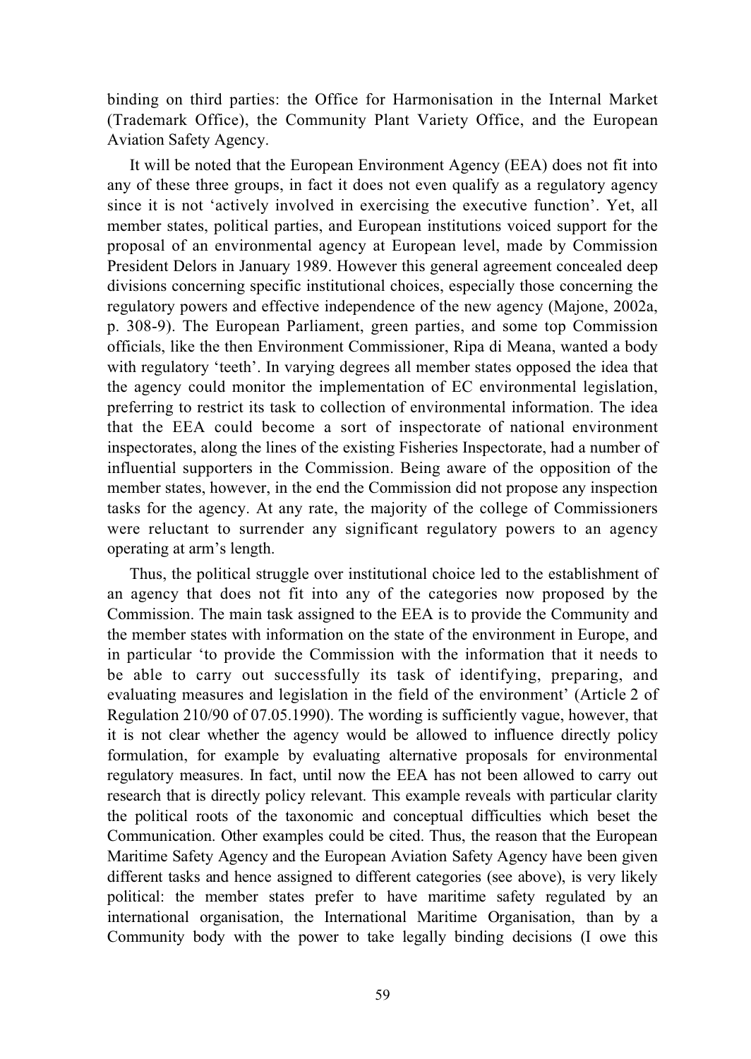binding on third parties: the Office for Harmonisation in the Internal Market (Trademark Office), the Community Plant Variety Office, and the European Aviation Safety Agency.

It will be noted that the European Environment Agency (EEA) does not fit into any of these three groups, in fact it does not even qualify as a regulatory agency since it is not 'actively involved in exercising the executive function'. Yet, all member states, political parties, and European institutions voiced support for the proposal of an environmental agency at European level, made by Commission President Delors in January 1989. However this general agreement concealed deep divisions concerning specific institutional choices, especially those concerning the regulatory powers and effective independence of the new agency (Majone, 2002a, p. 308-9). The European Parliament, green parties, and some top Commission officials, like the then Environment Commissioner, Ripa di Meana, wanted a body with regulatory 'teeth'. In varying degrees all member states opposed the idea that the agency could monitor the implementation of EC environmental legislation, preferring to restrict its task to collection of environmental information. The idea that the EEA could become a sort of inspectorate of national environment inspectorates, along the lines of the existing Fisheries Inspectorate, had a number of influential supporters in the Commission. Being aware of the opposition of the member states, however, in the end the Commission did not propose any inspection tasks for the agency. At any rate, the majority of the college of Commissioners were reluctant to surrender any significant regulatory powers to an agency operating at arm's length.

Thus, the political struggle over institutional choice led to the establishment of an agency that does not fit into any of the categories now proposed by the Commission. The main task assigned to the EEA is to provide the Community and the member states with information on the state of the environment in Europe, and in particular 'to provide the Commission with the information that it needs to be able to carry out successfully its task of identifying, preparing, and evaluating measures and legislation in the field of the environment' (Article 2 of Regulation 210/90 of 07.05.1990). The wording is sufficiently vague, however, that it is not clear whether the agency would be allowed to influence directly policy formulation, for example by evaluating alternative proposals for environmental regulatory measures. In fact, until now the EEA has not been allowed to carry out research that is directly policy relevant. This example reveals with particular clarity the political roots of the taxonomic and conceptual difficulties which beset the Communication. Other examples could be cited. Thus, the reason that the European Maritime Safety Agency and the European Aviation Safety Agency have been given different tasks and hence assigned to different categories (see above), is very likely political: the member states prefer to have maritime safety regulated by an international organisation, the International Maritime Organisation, than by a Community body with the power to take legally binding decisions (I owe this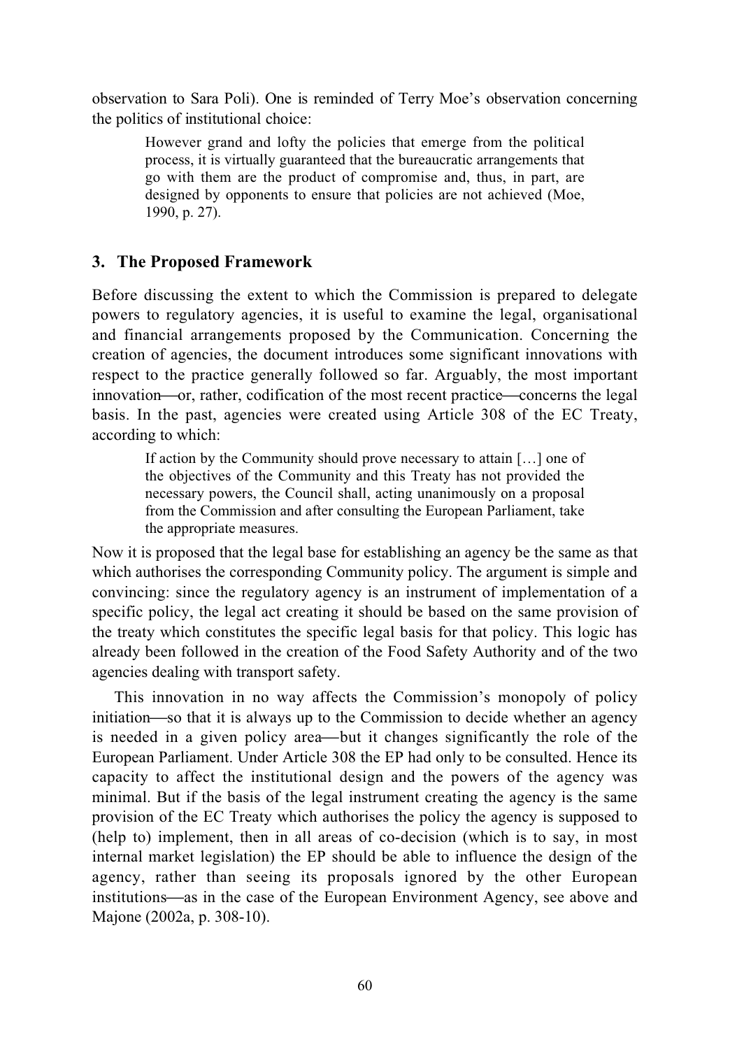observation to Sara Poli). One is reminded of Terry Moe's observation concerning the politics of institutional choice:

> However grand and lofty the policies that emerge from the political process, it is virtually guaranteed that the bureaucratic arrangements that go with them are the product of compromise and, thus, in part, are designed by opponents to ensure that policies are not achieved (Moe, 1990, p. 27).

## 3. The Proposed Framework

Before discussing the extent to which the Commission is prepared to delegate powers to regulatory agencies, it is useful to examine the legal, organisational and financial arrangements proposed by the Communication. Concerning the creation of agencies, the document introduces some significant innovations with respect to the practice generally followed so far. Arguably, the most important innovation—or, rather, codification of the most recent practice—concerns the legal basis. In the past, agencies were created using Article 308 of the EC Treaty, according to which:

> If action by the Community should prove necessary to attain […] one of the objectives of the Community and this Treaty has not provided the necessary powers, the Council shall, acting unanimously on a proposal from the Commission and after consulting the European Parliament, take the appropriate measures.

Now it is proposed that the legal base for establishing an agency be the same as that which authorises the corresponding Community policy. The argument is simple and convincing: since the regulatory agency is an instrument of implementation of a specific policy, the legal act creating it should be based on the same provision of the treaty which constitutes the specific legal basis for that policy. This logic has already been followed in the creation of the Food Safety Authority and of the two agencies dealing with transport safety.

This innovation in no way affects the Commission's monopoly of policy initiation—so that it is always up to the Commission to decide whether an agency is needed in a given policy area—but it changes significantly the role of the European Parliament. Under Article 308 the EP had only to be consulted. Hence its capacity to affect the institutional design and the powers of the agency was minimal. But if the basis of the legal instrument creating the agency is the same provision of the EC Treaty which authorises the policy the agency is supposed to (help to) implement, then in all areas of co-decision (which is to say, in most internal market legislation) the EP should be able to influence the design of the agency, rather than seeing its proposals ignored by the other European institutions—as in the case of the European Environment Agency, see above and Majone (2002a, p. 308-10).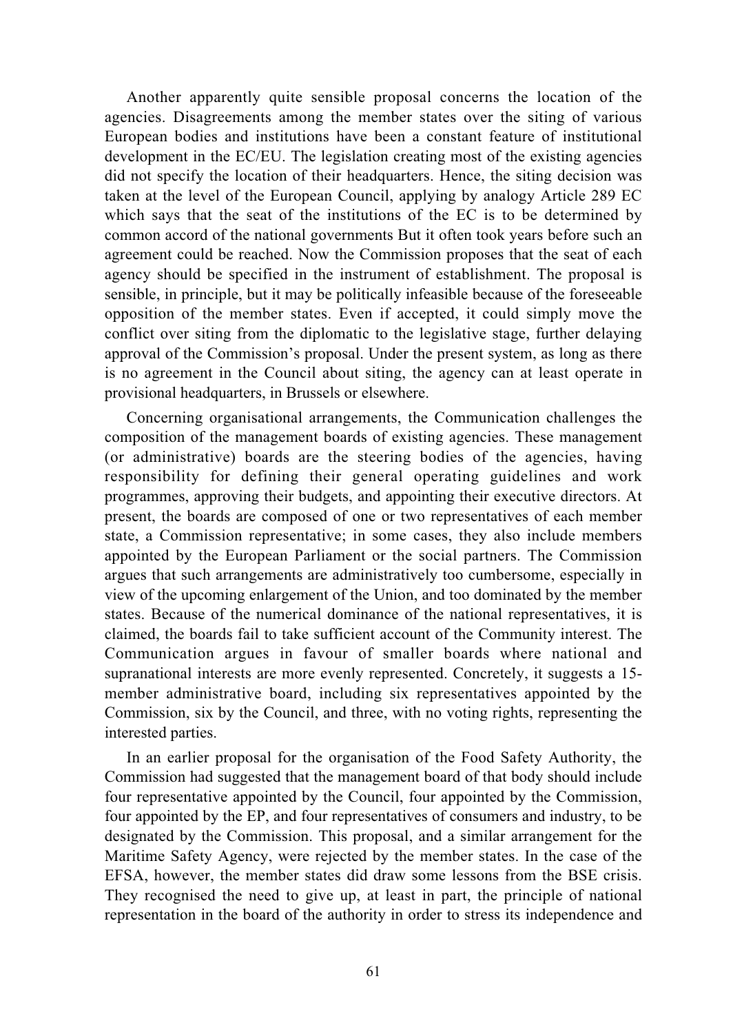Another apparently quite sensible proposal concerns the location of the agencies. Disagreements among the member states over the siting of various European bodies and institutions have been a constant feature of institutional development in the EC/EU. The legislation creating most of the existing agencies did not specify the location of their headquarters. Hence, the siting decision was taken at the level of the European Council, applying by analogy Article 289 EC which says that the seat of the institutions of the EC is to be determined by common accord of the national governments But it often took years before such an agreement could be reached. Now the Commission proposes that the seat of each agency should be specified in the instrument of establishment. The proposal is sensible, in principle, but it may be politically infeasible because of the foreseeable opposition of the member states. Even if accepted, it could simply move the conflict over siting from the diplomatic to the legislative stage, further delaying approval of the Commission's proposal. Under the present system, as long as there is no agreement in the Council about siting, the agency can at least operate in provisional headquarters, in Brussels or elsewhere.

Concerning organisational arrangements, the Communication challenges the composition of the management boards of existing agencies. These management (or administrative) boards are the steering bodies of the agencies, having responsibility for defining their general operating guidelines and work programmes, approving their budgets, and appointing their executive directors. At present, the boards are composed of one or two representatives of each member state, a Commission representative; in some cases, they also include members appointed by the European Parliament or the social partners. The Commission argues that such arrangements are administratively too cumbersome, especially in view of the upcoming enlargement of the Union, and too dominated by the member states. Because of the numerical dominance of the national representatives, it is claimed, the boards fail to take sufficient account of the Community interest. The Communication argues in favour of smaller boards where national and supranational interests are more evenly represented. Concretely, it suggests a 15-member administrative board, including six representatives appointed by the Commission, six by the Council, and three, with no voting rights, representing the interested parties.

In an earlier proposal for the organisation of the Food Safety Authority, the Commission had suggested that the management board of that body should include four representative appointed by the Council, four appointed by the Commission, four appointed by the EP, and four representatives of consumers and industry, to be designated by the Commission. This proposal, and a similar arrangement for the Maritime Safety Agency, were rejected by the member states. In the case of the EFSA, however, the member states did draw some lessons from the BSE crisis. They recognised the need to give up, at least in part, the principle of national representation in the board of the authority in order to stress its independence and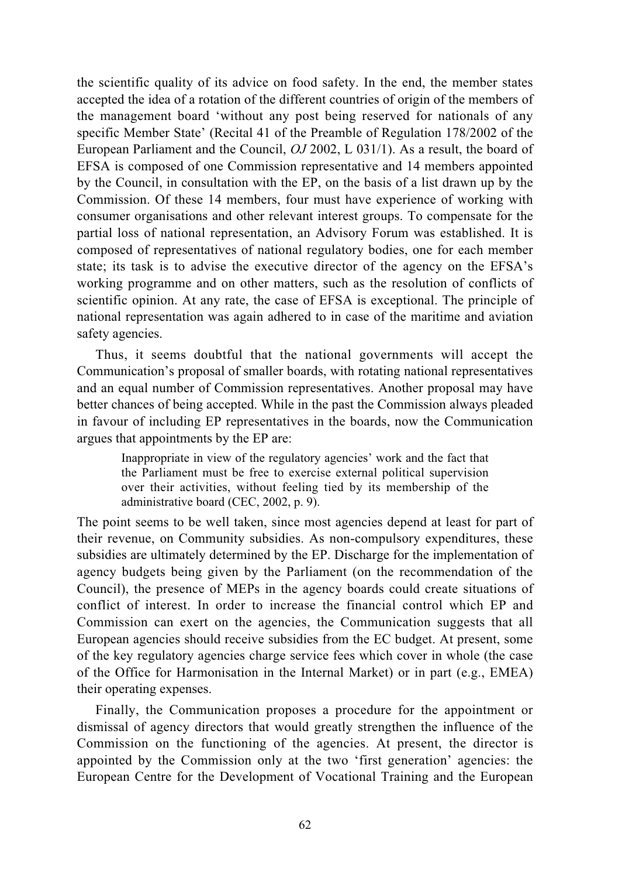the scientific quality of its advice on food safety. In the end, the member states accepted the idea of a rotation of the different countries of origin of the members of the management board 'without any post being reserved for nationals of any specific Member State' (Recital 41 of the Preamble of Regulation 178/2002 of the European Parliament and the Council, *OJ* 2002, L 031/1). As a result, the board of EFSA is composed of one Commission representative and 14 members appointed by the Council, in consultation with the EP, on the basis of a list drawn up by the Commission. Of these 14 members, four must have experience of working with consumer organisations and other relevant interest groups. To compensate for the partial loss of national representation, an Advisory Forum was established. It is composed of representatives of national regulatory bodies, one for each member state; its task is to advise the executive director of the agency on the EFSA's working programme and on other matters, such as the resolution of conflicts of scientific opinion. At any rate, the case of EFSA is exceptional. The principle of national representation was again adhered to in case of the maritime and aviation safety agencies.

Thus, it seems doubtful that the national governments will accept the Communication's proposal of smaller boards, with rotating national representatives and an equal number of Commission representatives. Another proposal may have better chances of being accepted. While in the past the Commission always pleaded in favour of including EP representatives in the boards, now the Communication argues that appointments by the EP are:

> Inappropriate in view of the regulatory agencies' work and the fact that the Parliament must be free to exercise external political supervision over their activities, without feeling tied by its membership of the administrative board (CEC, 2002, p. 9).

The point seems to be well taken, since most agencies depend at least for part of their revenue, on Community subsidies. As non-compulsory expenditures, these subsidies are ultimately determined by the EP. Discharge for the implementation of agency budgets being given by the Parliament (on the recommendation of the Council), the presence of MEPs in the agency boards could create situations of conflict of interest. In order to increase the financial control which EP and Commission can exert on the agencies, the Communication suggests that all European agencies should receive subsidies from the EC budget. At present, some of the key regulatory agencies charge service fees which cover in whole (the case of the Office for Harmonisation in the Internal Market) or in part (e.g., EMEA) their operating expenses.

Finally, the Communication proposes a procedure for the appointment or dismissal of agency directors that would greatly strengthen the influence of the Commission on the functioning of the agencies. At present, the director is appointed by the Commission only at the two 'first generation' agencies: the European Centre for the Development of Vocational Training and the European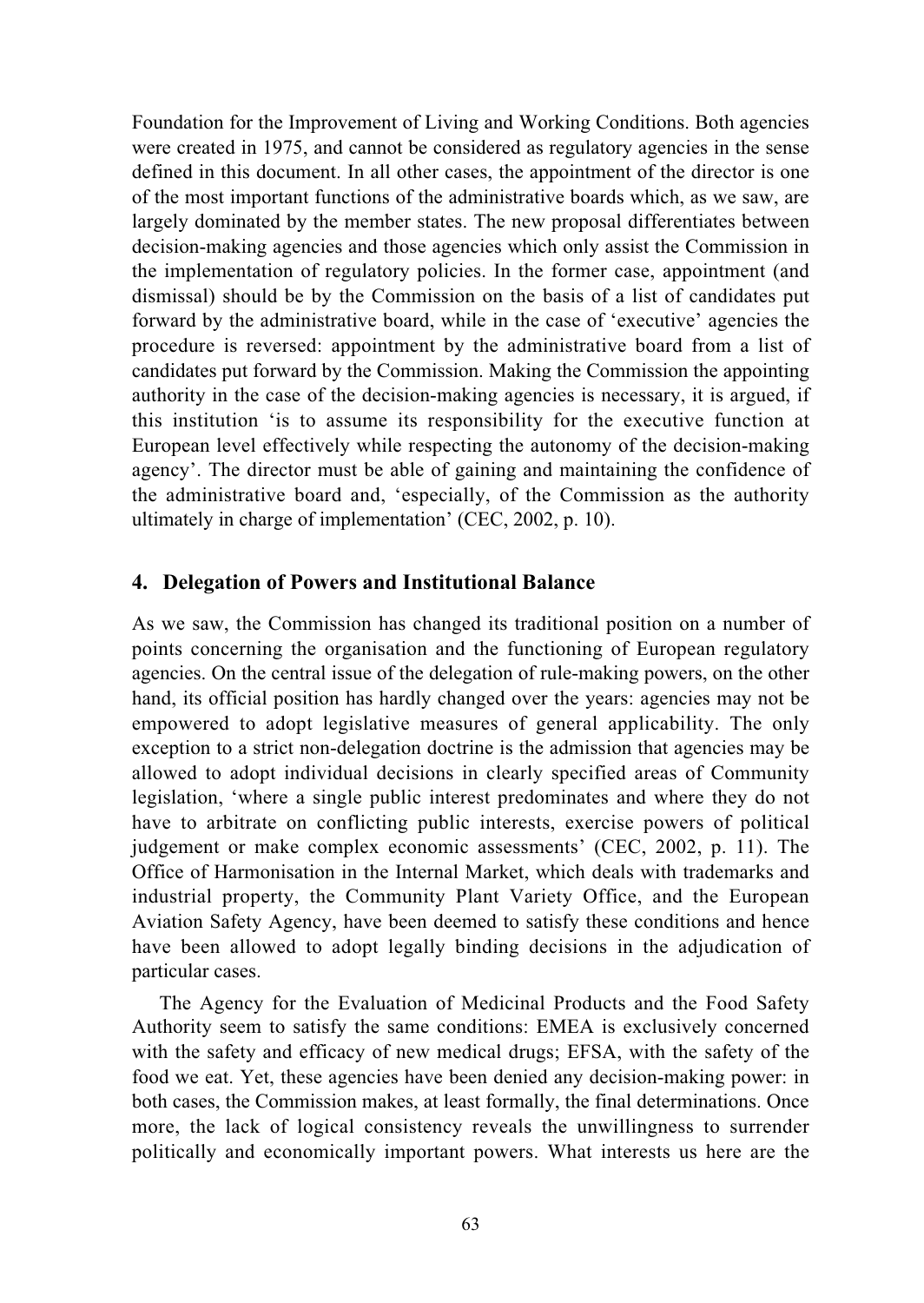Foundation for the Improvement of Living and Working Conditions. Both agencies were created in 1975, and cannot be considered as regulatory agencies in the sense defined in this document. In all other cases, the appointment of the director is one of the most important functions of the administrative boards which, as we saw, are largely dominated by the member states. The new proposal differentiates between decision-making agencies and those agencies which only assist the Commission in the implementation of regulatory policies. In the former case, appointment (and dismissal) should be by the Commission on the basis of a list of candidates put forward by the administrative board, while in the case of 'executive' agencies the procedure is reversed: appointment by the administrative board from a list of candidates put forward by the Commission. Making the Commission the appointing authority in the case of the decision-making agencies is necessary, it is argued, if this institution 'is to assume its responsibility for the executive function at European level effectively while respecting the autonomy of the decision-making agency'. The director must be able of gaining and maintaining the confidence of the administrative board and, 'especially, of the Commission as the authority ultimately in charge of implementation' (CEC, 2002, p. 10).

## 4. Delegation of Powers and Institutional Balance

As we saw, the Commission has changed its traditional position on a number of points concerning the organisation and the functioning of European regulatory agencies. On the central issue of the delegation of rule-making powers, on the other hand, its official position has hardly changed over the years: agencies may not be empowered to adopt legislative measures of general applicability. The only exception to a strict non-delegation doctrine is the admission that agencies may be allowed to adopt individual decisions in clearly specified areas of Community legislation, 'where a single public interest predominates and where they do not have to arbitrate on conflicting public interests, exercise powers of political judgement or make complex economic assessments' (CEC, 2002, p. 11). The Office of Harmonisation in the Internal Market, which deals with trademarks and industrial property, the Community Plant Variety Office, and the European Aviation Safety Agency, have been deemed to satisfy these conditions and hence have been allowed to adopt legally binding decisions in the adjudication of particular cases.

The Agency for the Evaluation of Medicinal Products and the Food Safety Authority seem to satisfy the same conditions: EMEA is exclusively concerned with the safety and efficacy of new medical drugs; EFSA, with the safety of the food we eat. Yet, these agencies have been denied any decision-making power: in both cases, the Commission makes, at least formally, the final determinations. Once more, the lack of logical consistency reveals the unwillingness to surrender politically and economically important powers. What interests us here are the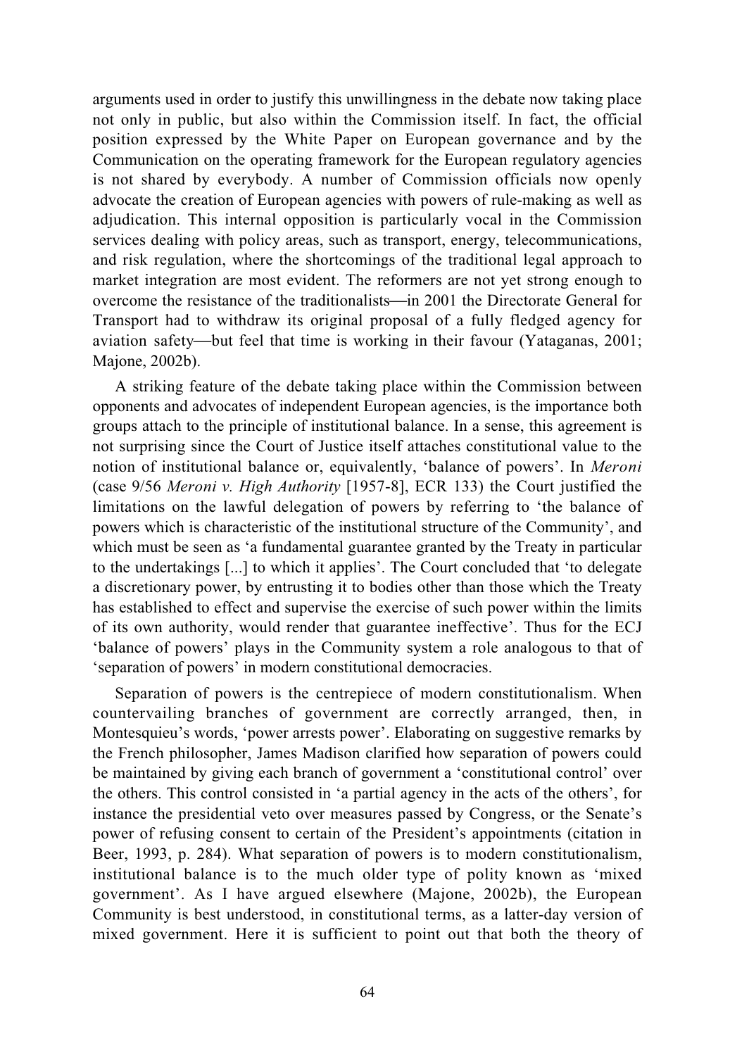arguments used in order to justify this unwillingness in the debate now taking place not only in public, but also within the Commission itself. In fact, the official position expressed by the White Paper on European governance and by the Communication on the operating framework for the European regulatory agencies is not shared by everybody. A number of Commission officials now openly advocate the creation of European agencies with powers of rule-making as well as adjudication. This internal opposition is particularly vocal in the Commission services dealing with policy areas, such as transport, energy, telecommunications, and risk regulation, where the shortcomings of the traditional legal approach to market integration are most evident. The reformers are not yet strong enough to overcome the resistance of the traditionalists—in 2001 the Directorate General for Transport had to withdraw its original proposal of a fully fledged agency for aviation safety—but feel that time is working in their favour (Yataganas, 2001; Majone, 2002b).

A striking feature of the debate taking place within the Commission between opponents and advocates of independent European agencies, is the importance both groups attach to the principle of institutional balance. In a sense, this agreement is not surprising since the Court of Justice itself attaches constitutional value to the notion of institutional balance or, equivalently, 'balance of powers'. In *Meroni* (case 9/56 *Meroni v. High Authority* [1957-8], ECR 133) the Court justified the limitations on the lawful delegation of powers by referring to 'the balance of powers which is characteristic of the institutional structure of the Community', and which must be seen as 'a fundamental guarantee granted by the Treaty in particular to the undertakings [...] to which it applies'. The Court concluded that 'to delegate a discretionary power, by entrusting it to bodies other than those which the Treaty has established to effect and supervise the exercise of such power within the limits of its own authority, would render that guarantee ineffective'. Thus for the ECJ 'balance of powers' plays in the Community system a role analogous to that of 'separation of powers' in modern constitutional democracies.

Separation of powers is the centrepiece of modern constitutionalism. When countervailing branches of government are correctly arranged, then, in Montesquieu's words, 'power arrests power'. Elaborating on suggestive remarks by the French philosopher, James Madison clarified how separation of powers could be maintained by giving each branch of government a 'constitutional control' over the others. This control consisted in 'a partial agency in the acts of the others', for instance the presidential veto over measures passed by Congress, or the Senate's power of refusing consent to certain of the President's appointments (citation in Beer, 1993, p. 284). What separation of powers is to modern constitutionalism, institutional balance is to the much older type of polity known as 'mixed government'. As I have argued elsewhere (Majone, 2002b), the European Community is best understood, in constitutional terms, as a latter-day version of mixed government. Here it is sufficient to point out that both the theory of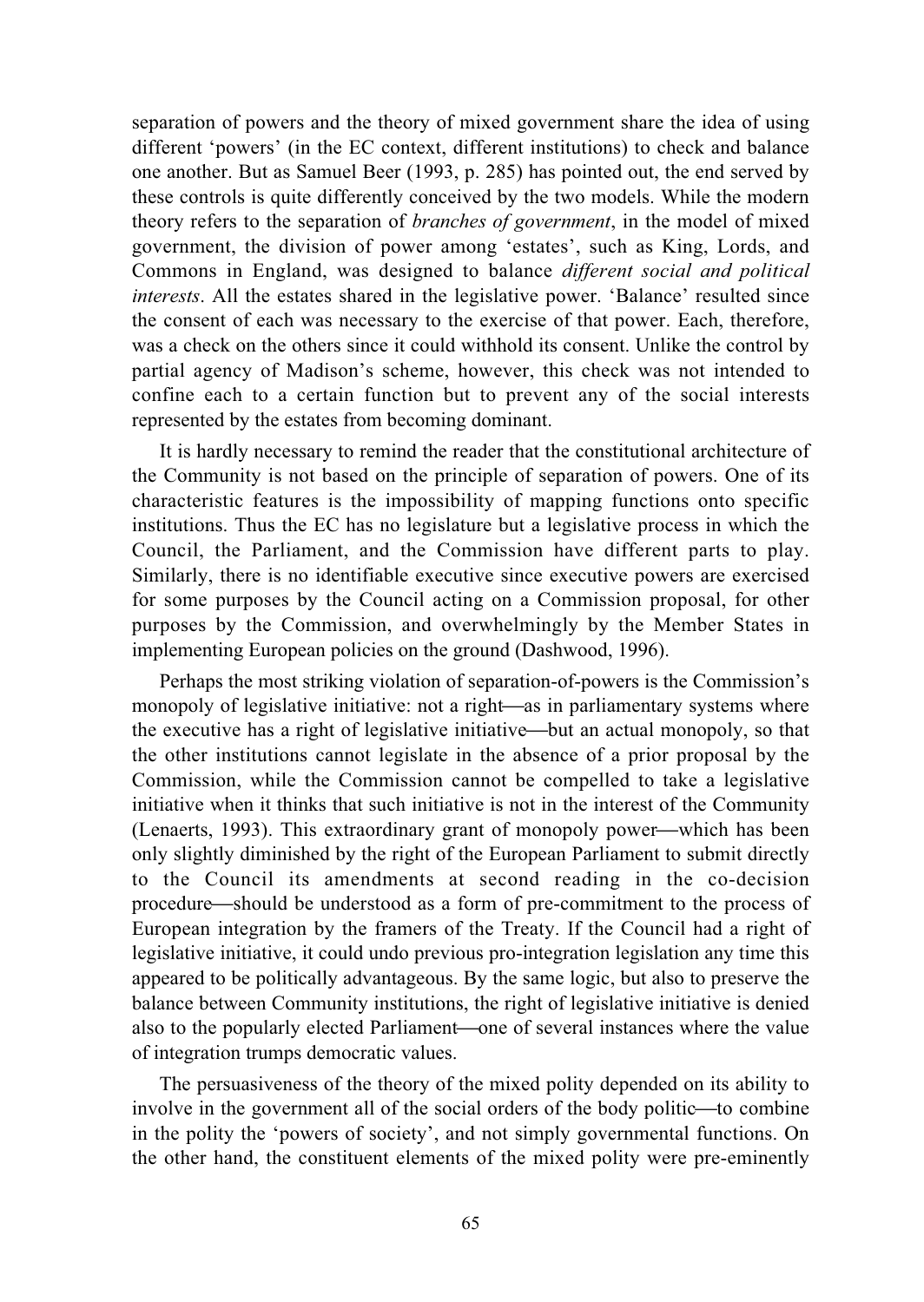separation of powers and the theory of mixed government share the idea of using different 'powers' (in the EC context, different institutions) to check and balance one another. But as Samuel Beer (1993, p. 285) has pointed out, the end served by these controls is quite differently conceived by the two models. While the modern theory refers to the separation of *branches of government*, in the model of mixed government, the division of power among 'estates', such as King, Lords, and Commons in England, was designed to balance *different social and political interests*. All the estates shared in the legislative power. 'Balance' resulted since the consent of each was necessary to the exercise of that power. Each, therefore, was a check on the others since it could withhold its consent. Unlike the control by partial agency of Madison's scheme, however, this check was not intended to confine each to a certain function but to prevent any of the social interests represented by the estates from becoming dominant.

It is hardly necessary to remind the reader that the constitutional architecture of the Community is not based on the principle of separation of powers. One of its characteristic features is the impossibility of mapping functions onto specific institutions. Thus the EC has no legislature but a legislative process in which the Council, the Parliament, and the Commission have different parts to play. Similarly, there is no identifiable executive since executive powers are exercised for some purposes by the Council acting on a Commission proposal, for other purposes by the Commission, and overwhelmingly by the Member States in implementing European policies on the ground (Dashwood, 1996).

Perhaps the most striking violation of separation-of-powers is the Commission's monopoly of legislative initiative: not a right—as in parliamentary systems where the executive has a right of legislative initiative—but an actual monopoly, so that the other institutions cannot legislate in the absence of a prior proposal by the Commission, while the Commission cannot be compelled to take a legislative initiative when it thinks that such initiative is not in the interest of the Community (Lenaerts, 1993). This extraordinary grant of monopoly power—which has been only slightly diminished by the right of the European Parliament to submit directly to the Council its amendments at second reading in the co-decision procedure—should be understood as a form of pre-commitment to the process of European integration by the framers of the Treaty. If the Council had a right of legislative initiative, it could undo previous pro-integration legislation any time this appeared to be politically advantageous. By the same logic, but also to preserve the balance between Community institutions, the right of legislative initiative is denied also to the popularly elected Parliament—one of several instances where the value of integration trumps democratic values.

The persuasiveness of the theory of the mixed polity depended on its ability to involve in the government all of the social orders of the body politic—to combine in the polity the 'powers of society', and not simply governmental functions. On the other hand, the constituent elements of the mixed polity were pre-eminently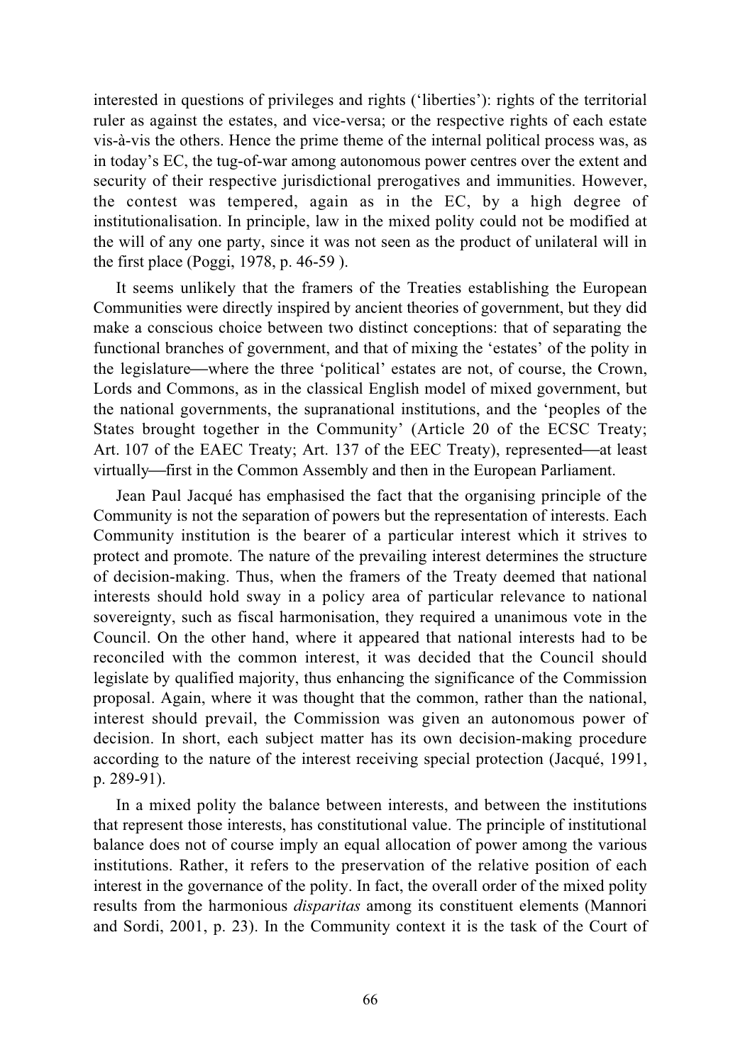interested in questions of privileges and rights ('liberties'): rights of the territorial ruler as against the estates, and vice-versa; or the respective rights of each estate vis-à-vis the others. Hence the prime theme of the internal political process was, as in today's EC, the tug-of-war among autonomous power centres over the extent and security of their respective jurisdictional prerogatives and immunities. However, the contest was tempered, again as in the EC, by a high degree of institutionalisation. In principle, law in the mixed polity could not be modified at the will of any one party, since it was not seen as the product of unilateral will in the first place (Poggi, 1978, p. 46-59 ).

It seems unlikely that the framers of the Treaties establishing the European Communities were directly inspired by ancient theories of government, but they did make a conscious choice between two distinct conceptions: that of separating the functional branches of government, and that of mixing the 'estates' of the polity in the legislature—where the three 'political' estates are not, of course, the Crown, Lords and Commons, as in the classical English model of mixed government, but the national governments, the supranational institutions, and the 'peoples of the States brought together in the Community' (Article 20 of the ECSC Treaty; Art. 107 of the EAEC Treaty; Art. 137 of the EEC Treaty), represented—at least virtually—first in the Common Assembly and then in the European Parliament.

Jean Paul Jacqué has emphasised the fact that the organising principle of the Community is not the separation of powers but the representation of interests. Each Community institution is the bearer of a particular interest which it strives to protect and promote. The nature of the prevailing interest determines the structure of decision-making. Thus, when the framers of the Treaty deemed that national interests should hold sway in a policy area of particular relevance to national sovereignty, such as fiscal harmonisation, they required a unanimous vote in the Council. On the other hand, where it appeared that national interests had to be reconciled with the common interest, it was decided that the Council should legislate by qualified majority, thus enhancing the significance of the Commission proposal. Again, where it was thought that the common, rather than the national, interest should prevail, the Commission was given an autonomous power of decision. In short, each subject matter has its own decision-making procedure according to the nature of the interest receiving special protection (Jacqué, 1991, p. 289-91).

In a mixed polity the balance between interests, and between the institutions that represent those interests, has constitutional value. The principle of institutional balance does not of course imply an equal allocation of power among the various institutions. Rather, it refers to the preservation of the relative position of each interest in the governance of the polity. In fact, the overall order of the mixed polity results from the harmonious *disparitas* among its constituent elements (Mannori and Sordi, 2001, p. 23). In the Community context it is the task of the Court of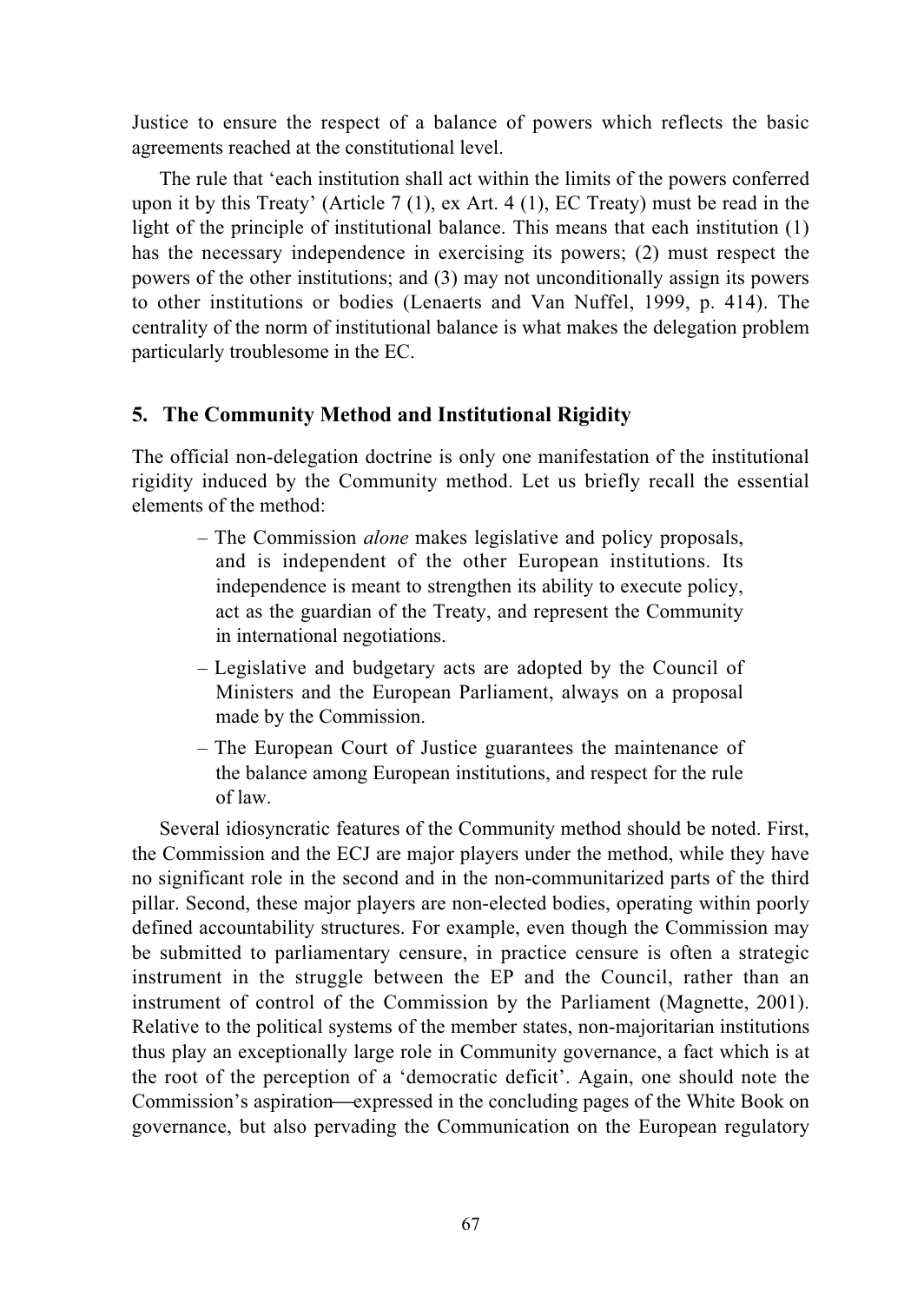Justice to ensure the respect of a balance of powers which reflects the basic agreements reached at the constitutional level.

The rule that 'each institution shall act within the limits of the powers conferred upon it by this Treaty' (Article 7 (1), ex Art. 4 (1), EC Treaty) must be read in the light of the principle of institutional balance. This means that each institution (1) has the necessary independence in exercising its powers; (2) must respect the powers of the other institutions; and (3) may not unconditionally assign its powers to other institutions or bodies (Lenaerts and Van Nuffel, 1999, p. 414). The centrality of the norm of institutional balance is what makes the delegation problem particularly troublesome in the EC.

## 5. The Community Method and Institutional Rigidity

The official non-delegation doctrine is only one manifestation of the institutional rigidity induced by the Community method. Let us briefly recall the essential elements of the method:

- The Commission *alone* makes legislative and policy proposals, and is independent of the other European institutions. Its independence is meant to strengthen its ability to execute policy, act as the guardian of the Treaty, and represent the Community in international negotiations.
- Legislative and budgetary acts are adopted by the Council of Ministers and the European Parliament, always on a proposal made by the Commission.
- The European Court of Justice guarantees the maintenance of the balance among European institutions, and respect for the rule of law.

Several idiosyncratic features of the Community method should be noted. First, the Commission and the ECJ are major players under the method, while they have no significant role in the second and in the non-communitarized parts of the third pillar. Second, these major players are non-elected bodies, operating within poorly defined accountability structures. For example, even though the Commission may be submitted to parliamentary censure, in practice censure is often a strategic instrument in the struggle between the EP and the Council, rather than an instrument of control of the Commission by the Parliament (Magnette, 2001). Relative to the political systems of the member states, non-majoritarian institutions thus play an exceptionally large role in Community governance, a fact which is at the root of the perception of a 'democratic deficit'. Again, one should note the Commission's aspiration—expressed in the concluding pages of the White Book on governance, but also pervading the Communication on the European regulatory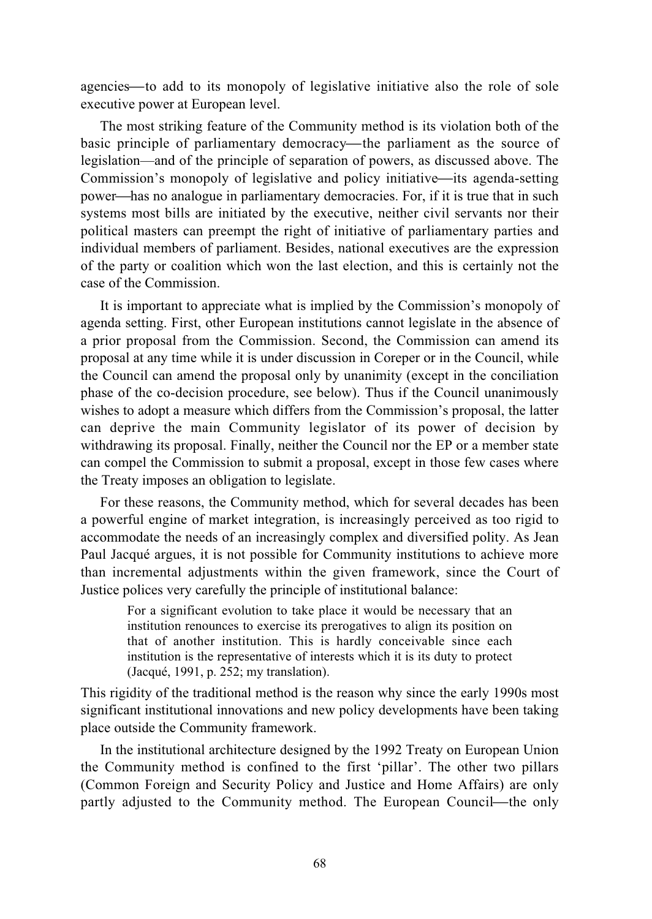agencies—to add to its monopoly of legislative initiative also the role of sole executive power at European level.

The most striking feature of the Community method is its violation both of the basic principle of parliamentary democracy—the parliament as the source of legislation—and of the principle of separation of powers, as discussed above. The Commission's monopoly of legislative and policy initiative—its agenda-setting power—has no analogue in parliamentary democracies. For, if it is true that in such systems most bills are initiated by the executive, neither civil servants nor their political masters can preempt the right of initiative of parliamentary parties and individual members of parliament. Besides, national executives are the expression of the party or coalition which won the last election, and this is certainly not the case of the Commission.

It is important to appreciate what is implied by the Commission's monopoly of agenda setting. First, other European institutions cannot legislate in the absence of a prior proposal from the Commission. Second, the Commission can amend its proposal at any time while it is under discussion in Coreper or in the Council, while the Council can amend the proposal only by unanimity (except in the conciliation phase of the co-decision procedure, see below). Thus if the Council unanimously wishes to adopt a measure which differs from the Commission's proposal, the latter can deprive the main Community legislator of its power of decision by withdrawing its proposal. Finally, neither the Council nor the EP or a member state can compel the Commission to submit a proposal, except in those few cases where the Treaty imposes an obligation to legislate.

For these reasons, the Community method, which for several decades has been a powerful engine of market integration, is increasingly perceived as too rigid to accommodate the needs of an increasingly complex and diversified polity. As Jean Paul Jacqué argues, it is not possible for Community institutions to achieve more than incremental adjustments within the given framework, since the Court of Justice polices very carefully the principle of institutional balance:

> For a significant evolution to take place it would be necessary that an institution renounces to exercise its prerogatives to align its position on that of another institution. This is hardly conceivable since each institution is the representative of interests which it is its duty to protect (Jacqué, 1991, p. 252; my translation).

This rigidity of the traditional method is the reason why since the early 1990s most significant institutional innovations and new policy developments have been taking place outside the Community framework.

In the institutional architecture designed by the 1992 Treaty on European Union the Community method is confined to the first 'pillar'. The other two pillars (Common Foreign and Security Policy and Justice and Home Affairs) are only partly adjusted to the Community method. The European Council—the only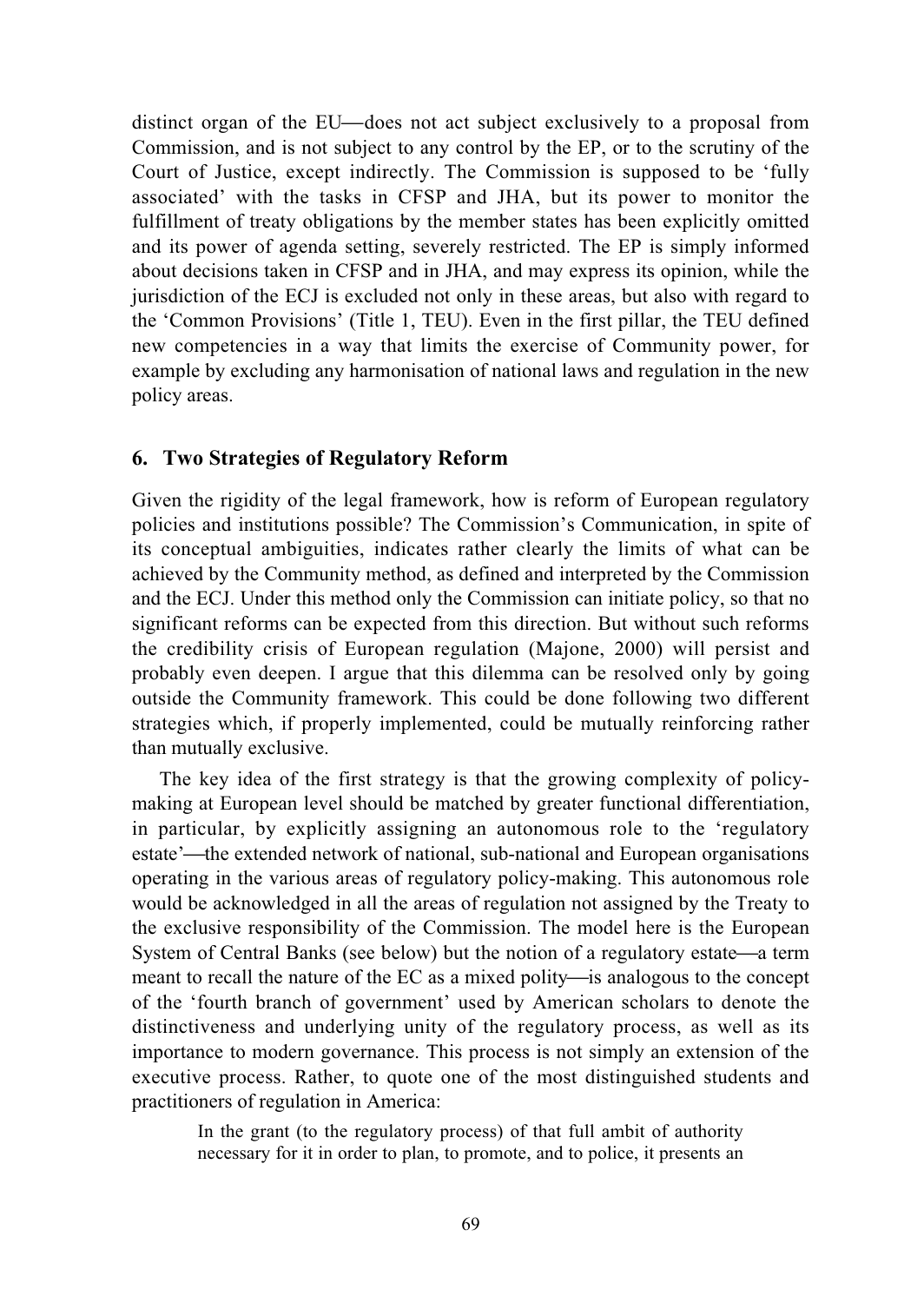distinct organ of the EU—does not act subject exclusively to a proposal from Commission, and is not subject to any control by the EP, or to the scrutiny of the Court of Justice, except indirectly. The Commission is supposed to be 'fully associated' with the tasks in CFSP and JHA, but its power to monitor the fulfillment of treaty obligations by the member states has been explicitly omitted and its power of agenda setting, severely restricted. The EP is simply informed about decisions taken in CFSP and in JHA, and may express its opinion, while the jurisdiction of the ECJ is excluded not only in these areas, but also with regard to the 'Common Provisions' (Title 1, TEU). Even in the first pillar, the TEU defined new competencies in a way that limits the exercise of Community power, for example by excluding any harmonisation of national laws and regulation in the new policy areas.

## 6. Two Strategies of Regulatory Reform

Given the rigidity of the legal framework, how is reform of European regulatory policies and institutions possible? The Commission's Communication, in spite of its conceptual ambiguities, indicates rather clearly the limits of what can be achieved by the Community method, as defined and interpreted by the Commission and the ECJ. Under this method only the Commission can initiate policy, so that no significant reforms can be expected from this direction. But without such reforms the credibility crisis of European regulation (Majone, 2000) will persist and probably even deepen. I argue that this dilemma can be resolved only by going outside the Community framework. This could be done following two different strategies which, if properly implemented, could be mutually reinforcing rather than mutually exclusive.

The key idea of the first strategy is that the growing complexity of policy-making at European level should be matched by greater functional differentiation, in particular, by explicitly assigning an autonomous role to the 'regulatory estate'—the extended network of national, sub-national and European organisations operating in the various areas of regulatory policy-making. This autonomous role would be acknowledged in all the areas of regulation not assigned by the Treaty to the exclusive responsibility of the Commission. The model here is the European System of Central Banks (see below) but the notion of a regulatory estate—a term meant to recall the nature of the EC as a mixed polity—is analogous to the concept of the 'fourth branch of government' used by American scholars to denote the distinctiveness and underlying unity of the regulatory process, as well as its importance to modern governance. This process is not simply an extension of the executive process. Rather, to quote one of the most distinguished students and practitioners of regulation in America:

> In the grant (to the regulatory process) of that full ambit of authority necessary for it in order to plan, to promote, and to police, it presents an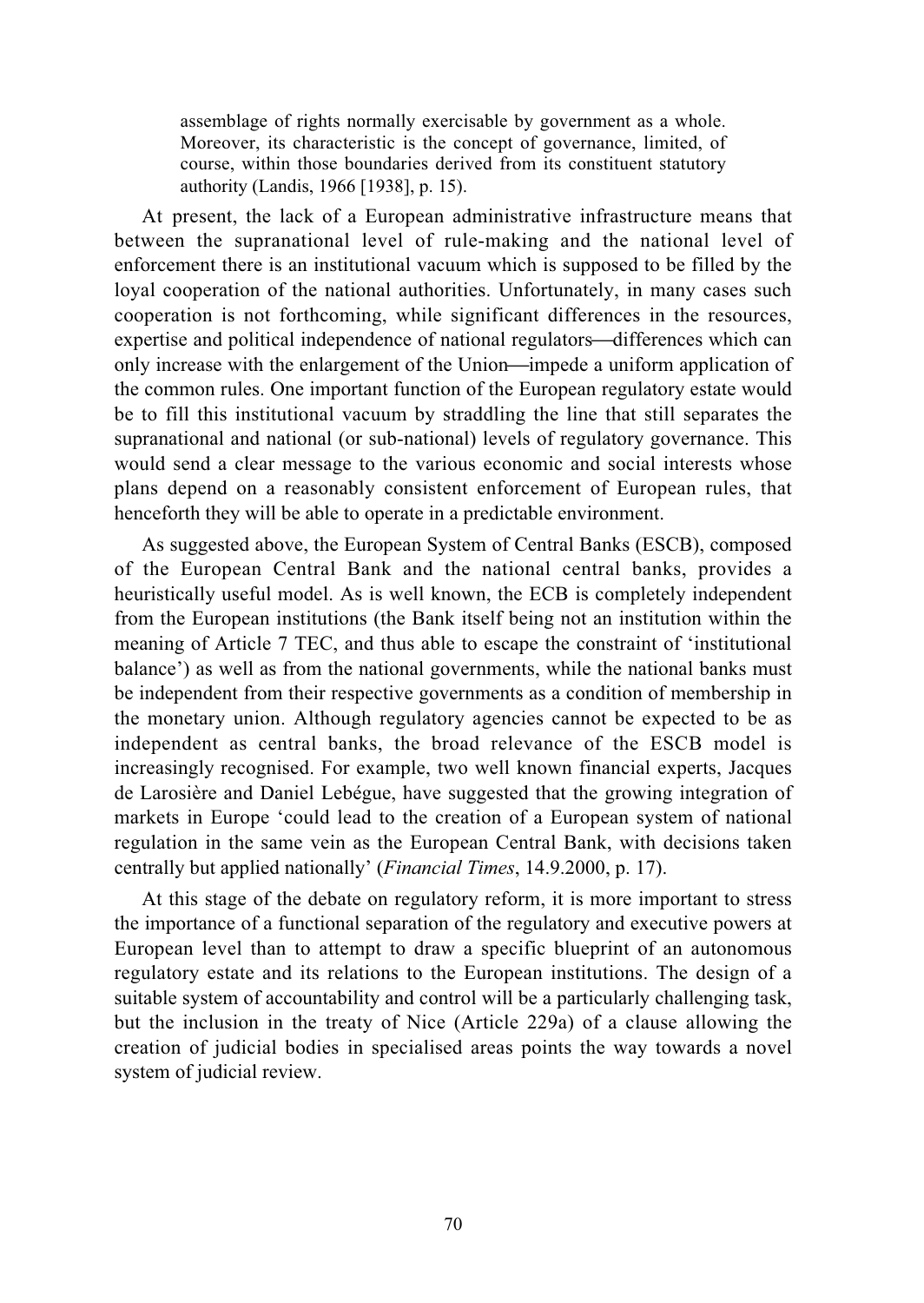> assemblage of rights normally exercisable by government as a whole. Moreover, its characteristic is the concept of governance, limited, of course, within those boundaries derived from its constituent statutory authority (Landis, 1966 [1938], p. 15).

At present, the lack of a European administrative infrastructure means that between the supranational level of rule-making and the national level of enforcement there is an institutional vacuum which is supposed to be filled by the loyal cooperation of the national authorities. Unfortunately, in many cases such cooperation is not forthcoming, while significant differences in the resources, expertise and political independence of national regulators—differences which can only increase with the enlargement of the Union—impede a uniform application of the common rules. One important function of the European regulatory estate would be to fill this institutional vacuum by straddling the line that still separates the supranational and national (or sub-national) levels of regulatory governance. This would send a clear message to the various economic and social interests whose plans depend on a reasonably consistent enforcement of European rules, that henceforth they will be able to operate in a predictable environment.

As suggested above, the European System of Central Banks (ESCB), composed of the European Central Bank and the national central banks, provides a heuristically useful model. As is well known, the ECB is completely independent from the European institutions (the Bank itself being not an institution within the meaning of Article 7 TEC, and thus able to escape the constraint of 'institutional balance') as well as from the national governments, while the national banks must be independent from their respective governments as a condition of membership in the monetary union. Although regulatory agencies cannot be expected to be as independent as central banks, the broad relevance of the ESCB model is increasingly recognised. For example, two well known financial experts, Jacques de Larosière and Daniel Lebégue, have suggested that the growing integration of markets in Europe 'could lead to the creation of a European system of national regulation in the same vein as the European Central Bank, with decisions taken centrally but applied nationally' (*Financial Times*, 14.9.2000, p. 17).

At this stage of the debate on regulatory reform, it is more important to stress the importance of a functional separation of the regulatory and executive powers at European level than to attempt to draw a specific blueprint of an autonomous regulatory estate and its relations to the European institutions. The design of a suitable system of accountability and control will be a particularly challenging task, but the inclusion in the treaty of Nice (Article 229a) of a clause allowing the creation of judicial bodies in specialised areas points the way towards a novel system of judicial review.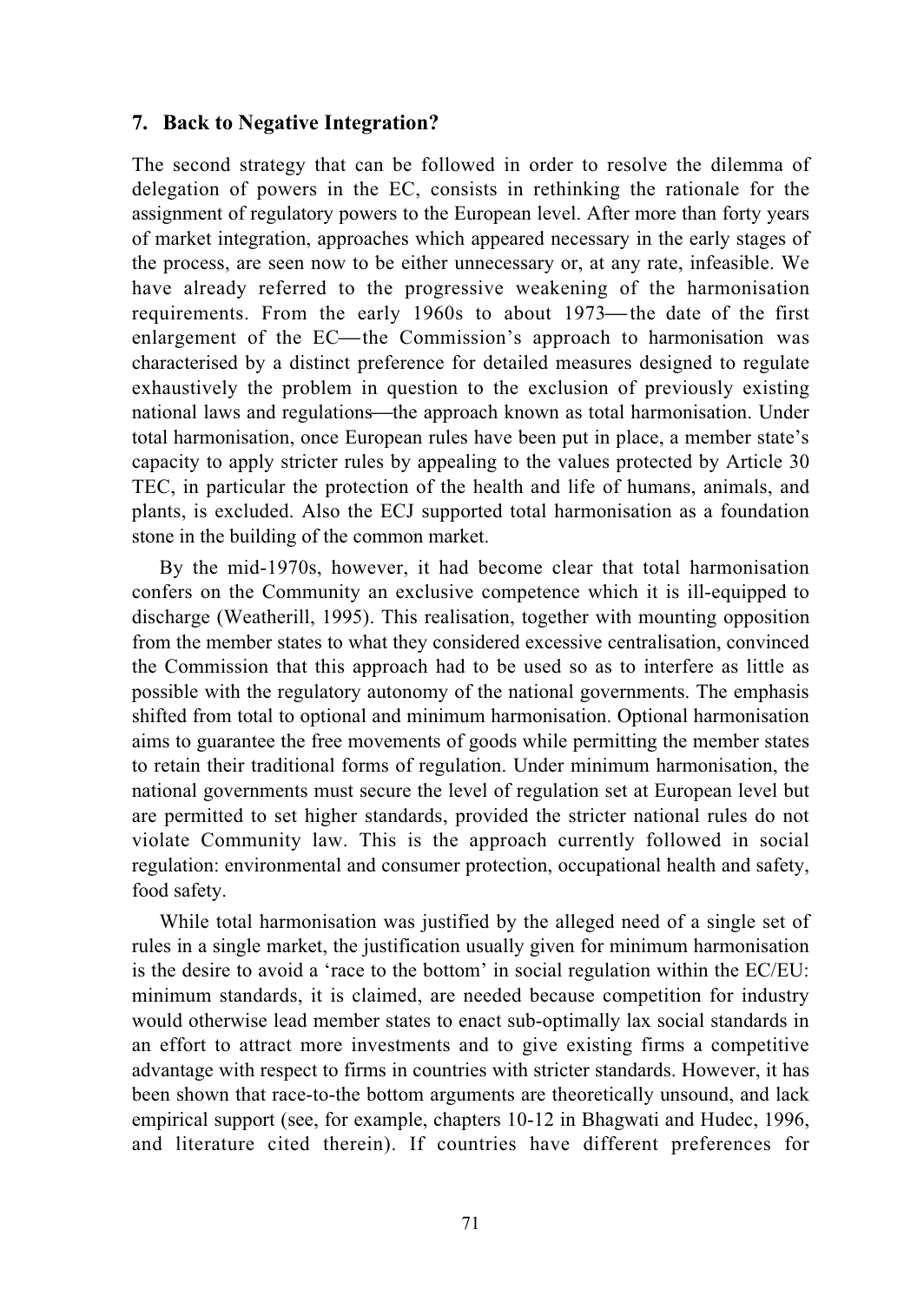## 7. Back to Negative Integration?

The second strategy that can be followed in order to resolve the dilemma of delegation of powers in the EC, consists in rethinking the rationale for the assignment of regulatory powers to the European level. After more than forty years of market integration, approaches which appeared necessary in the early stages of the process, are seen now to be either unnecessary or, at any rate, infeasible. We have already referred to the progressive weakening of the harmonisation requirements. From the early 1960s to about 1973—the date of the first enlargement of the EC—the Commission's approach to harmonisation was characterised by a distinct preference for detailed measures designed to regulate exhaustively the problem in question to the exclusion of previously existing national laws and regulations—the approach known as total harmonisation. Under total harmonisation, once European rules have been put in place, a member state's capacity to apply stricter rules by appealing to the values protected by Article 30 TEC, in particular the protection of the health and life of humans, animals, and plants, is excluded. Also the ECJ supported total harmonisation as a foundation stone in the building of the common market.

By the mid-1970s, however, it had become clear that total harmonisation confers on the Community an exclusive competence which it is ill-equipped to discharge (Weatherill, 1995). This realisation, together with mounting opposition from the member states to what they considered excessive centralisation, convinced the Commission that this approach had to be used so as to interfere as little as possible with the regulatory autonomy of the national governments. The emphasis shifted from total to optional and minimum harmonisation. Optional harmonisation aims to guarantee the free movements of goods while permitting the member states to retain their traditional forms of regulation. Under minimum harmonisation, the national governments must secure the level of regulation set at European level but are permitted to set higher standards, provided the stricter national rules do not violate Community law. This is the approach currently followed in social regulation: environmental and consumer protection, occupational health and safety, food safety.

While total harmonisation was justified by the alleged need of a single set of rules in a single market, the justification usually given for minimum harmonisation is the desire to avoid a 'race to the bottom' in social regulation within the EC/EU: minimum standards, it is claimed, are needed because competition for industry would otherwise lead member states to enact sub-optimally lax social standards in an effort to attract more investments and to give existing firms a competitive advantage with respect to firms in countries with stricter standards. However, it has been shown that race-to-the bottom arguments are theoretically unsound, and lack empirical support (see, for example, chapters 10-12 in Bhagwati and Hudec, 1996, and literature cited therein). If countries have different preferences for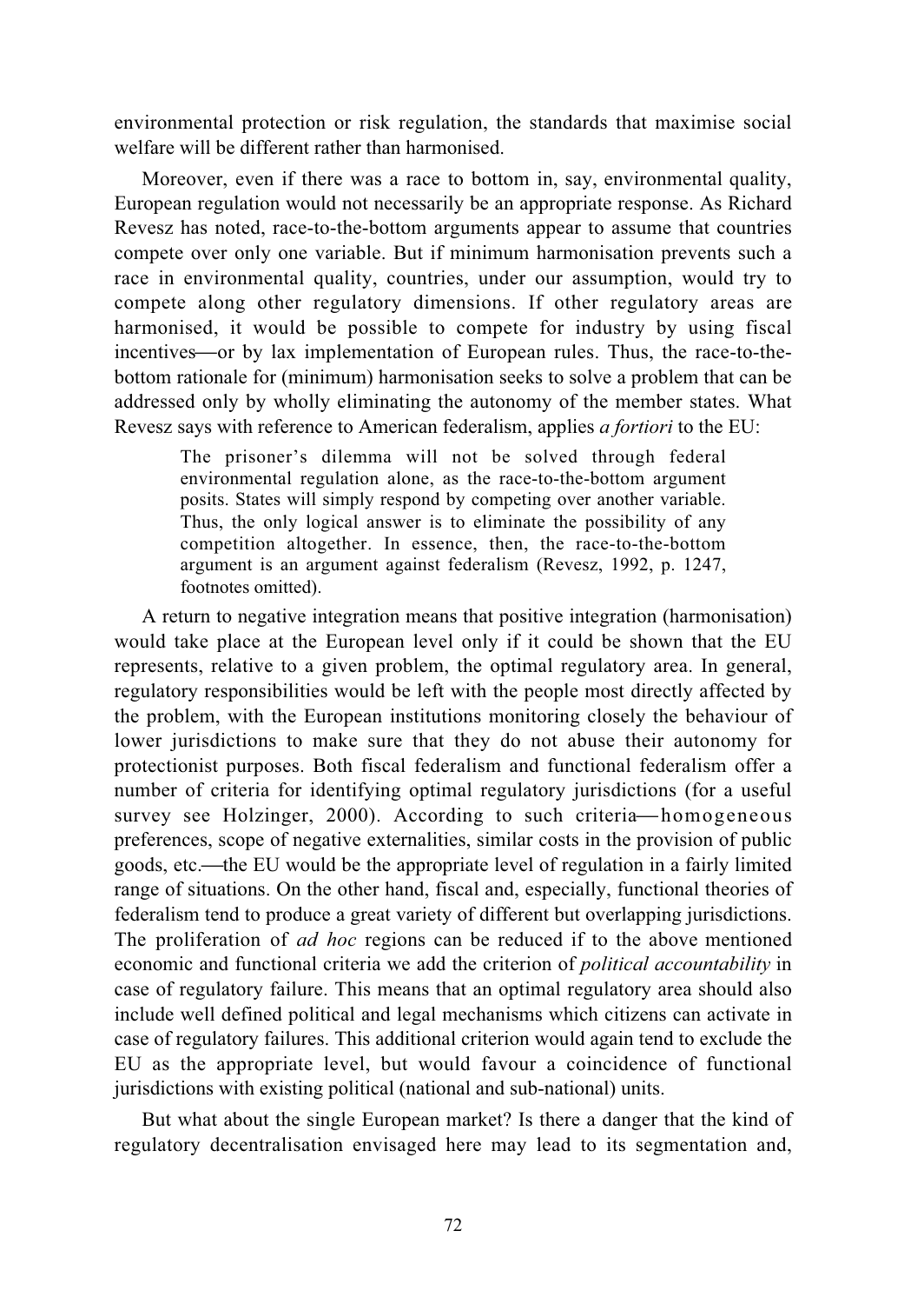environmental protection or risk regulation, the standards that maximise social welfare will be different rather than harmonised.

Moreover, even if there was a race to bottom in, say, environmental quality, European regulation would not necessarily be an appropriate response. As Richard Revesz has noted, race-to-the-bottom arguments appear to assume that countries compete over only one variable. But if minimum harmonisation prevents such a race in environmental quality, countries, under our assumption, would try to compete along other regulatory dimensions. If other regulatory areas are harmonised, it would be possible to compete for industry by using fiscal incentives—or by lax implementation of European rules. Thus, the race-to-the-bottom rationale for (minimum) harmonisation seeks to solve a problem that can be addressed only by wholly eliminating the autonomy of the member states. What Revesz says with reference to American federalism, applies *a fortiori* to the EU:

> The prisoner's dilemma will not be solved through federal environmental regulation alone, as the race-to-the-bottom argument posits. States will simply respond by competing over another variable. Thus, the only logical answer is to eliminate the possibility of any competition altogether. In essence, then, the race-to-the-bottom argument is an argument against federalism (Revesz, 1992, p. 1247, footnotes omitted).

A return to negative integration means that positive integration (harmonisation) would take place at the European level only if it could be shown that the EU represents, relative to a given problem, the optimal regulatory area. In general, regulatory responsibilities would be left with the people most directly affected by the problem, with the European institutions monitoring closely the behaviour of lower jurisdictions to make sure that they do not abuse their autonomy for protectionist purposes. Both fiscal federalism and functional federalism offer a number of criteria for identifying optimal regulatory jurisdictions (for a useful survey see Holzinger, 2000). According to such criteria—homogeneous preferences, scope of negative externalities, similar costs in the provision of public goods, etc.—the EU would be the appropriate level of regulation in a fairly limited range of situations. On the other hand, fiscal and, especially, functional theories of federalism tend to produce a great variety of different but overlapping jurisdictions. The proliferation of *ad hoc* regions can be reduced if to the above mentioned economic and functional criteria we add the criterion of *political accountability* in case of regulatory failure. This means that an optimal regulatory area should also include well defined political and legal mechanisms which citizens can activate in case of regulatory failures. This additional criterion would again tend to exclude the EU as the appropriate level, but would favour a coincidence of functional jurisdictions with existing political (national and sub-national) units.

But what about the single European market? Is there a danger that the kind of regulatory decentralisation envisaged here may lead to its segmentation and,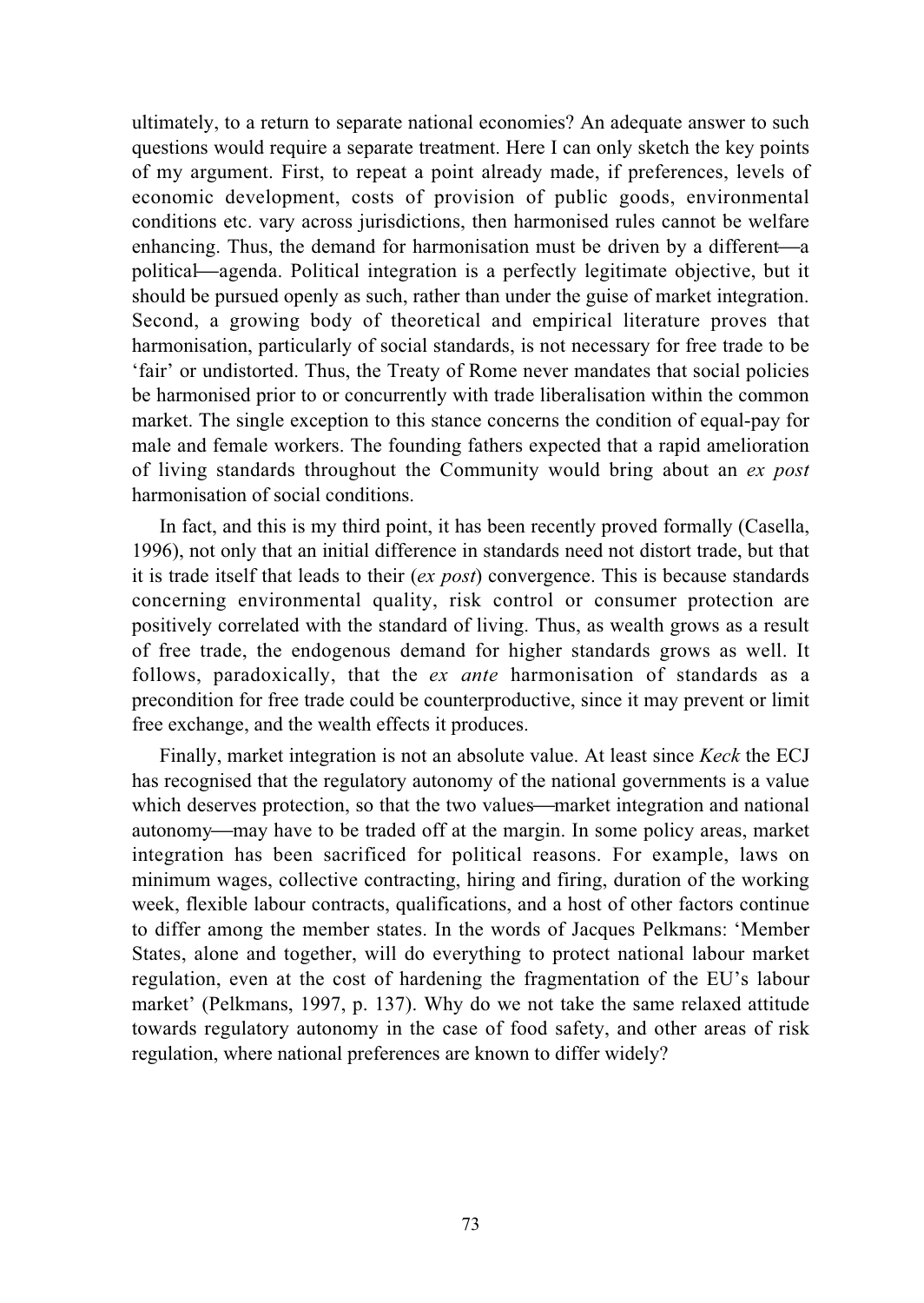ultimately, to a return to separate national economies? An adequate answer to such questions would require a separate treatment. Here I can only sketch the key points of my argument. First, to repeat a point already made, if preferences, levels of economic development, costs of provision of public goods, environmental conditions etc. vary across jurisdictions, then harmonised rules cannot be welfare enhancing. Thus, the demand for harmonisation must be driven by a different—a political—agenda. Political integration is a perfectly legitimate objective, but it should be pursued openly as such, rather than under the guise of market integration. Second, a growing body of theoretical and empirical literature proves that harmonisation, particularly of social standards, is not necessary for free trade to be 'fair' or undistorted. Thus, the Treaty of Rome never mandates that social policies be harmonised prior to or concurrently with trade liberalisation within the common market. The single exception to this stance concerns the condition of equal-pay for male and female workers. The founding fathers expected that a rapid amelioration of living standards throughout the Community would bring about an *ex post* harmonisation of social conditions.

In fact, and this is my third point, it has been recently proved formally (Casella, 1996), not only that an initial difference in standards need not distort trade, but that it is trade itself that leads to their (*ex post*) convergence. This is because standards concerning environmental quality, risk control or consumer protection are positively correlated with the standard of living. Thus, as wealth grows as a result of free trade, the endogenous demand for higher standards grows as well. It follows, paradoxically, that the *ex ante* harmonisation of standards as a precondition for free trade could be counterproductive, since it may prevent or limit free exchange, and the wealth effects it produces.

Finally, market integration is not an absolute value. At least since *Keck* the ECJ has recognised that the regulatory autonomy of the national governments is a value which deserves protection, so that the two values—market integration and national autonomy—may have to be traded off at the margin. In some policy areas, market integration has been sacrificed for political reasons. For example, laws on minimum wages, collective contracting, hiring and firing, duration of the working week, flexible labour contracts, qualifications, and a host of other factors continue to differ among the member states. In the words of Jacques Pelkmans: 'Member States, alone and together, will do everything to protect national labour market regulation, even at the cost of hardening the fragmentation of the EU's labour market' (Pelkmans, 1997, p. 137). Why do we not take the same relaxed attitude towards regulatory autonomy in the case of food safety, and other areas of risk regulation, where national preferences are known to differ widely?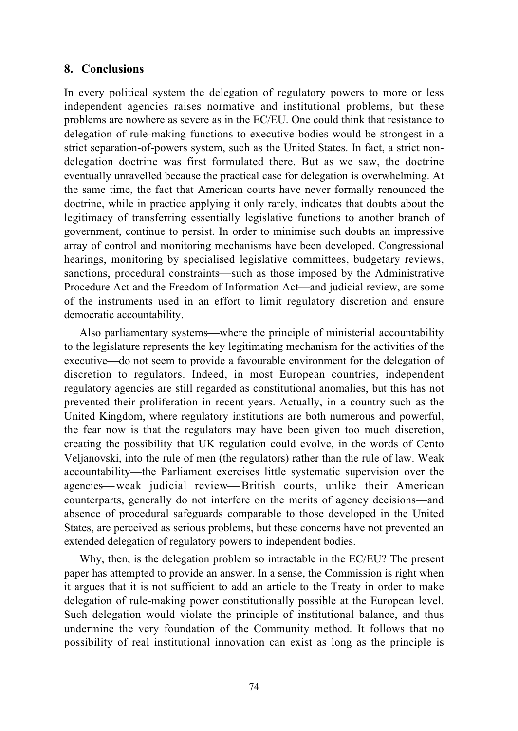## 8. Conclusions

In every political system the delegation of regulatory powers to more or less independent agencies raises normative and institutional problems, but these problems are nowhere as severe as in the EC/EU. One could think that resistance to delegation of rule-making functions to executive bodies would be strongest in a strict separation-of-powers system, such as the United States. In fact, a strict non-delegation doctrine was first formulated there. But as we saw, the doctrine eventually unravelled because the practical case for delegation is overwhelming. At the same time, the fact that American courts have never formally renounced the doctrine, while in practice applying it only rarely, indicates that doubts about the legitimacy of transferring essentially legislative functions to another branch of government, continue to persist. In order to minimise such doubts an impressive array of control and monitoring mechanisms have been developed. Congressional hearings, monitoring by specialised legislative committees, budgetary reviews, sanctions, procedural constraints—such as those imposed by the Administrative Procedure Act and the Freedom of Information Act—and judicial review, are some of the instruments used in an effort to limit regulatory discretion and ensure democratic accountability.

Also parliamentary systems—where the principle of ministerial accountability to the legislature represents the key legitimating mechanism for the activities of the executive—do not seem to provide a favourable environment for the delegation of discretion to regulators. Indeed, in most European countries, independent regulatory agencies are still regarded as constitutional anomalies, but this has not prevented their proliferation in recent years. Actually, in a country such as the United Kingdom, where regulatory institutions are both numerous and powerful, the fear now is that the regulators may have been given too much discretion, creating the possibility that UK regulation could evolve, in the words of Cento Veljanovski, into the rule of men (the regulators) rather than the rule of law. Weak accountability—the Parliament exercises little systematic supervision over the agencies—weak judicial review—British courts, unlike their American counterparts, generally do not interfere on the merits of agency decisions—and absence of procedural safeguards comparable to those developed in the United States, are perceived as serious problems, but these concerns have not prevented an extended delegation of regulatory powers to independent bodies.

Why, then, is the delegation problem so intractable in the EC/EU? The present paper has attempted to provide an answer. In a sense, the Commission is right when it argues that it is not sufficient to add an article to the Treaty in order to make delegation of rule-making power constitutionally possible at the European level. Such delegation would violate the principle of institutional balance, and thus undermine the very foundation of the Community method. It follows that no possibility of real institutional innovation can exist as long as the principle is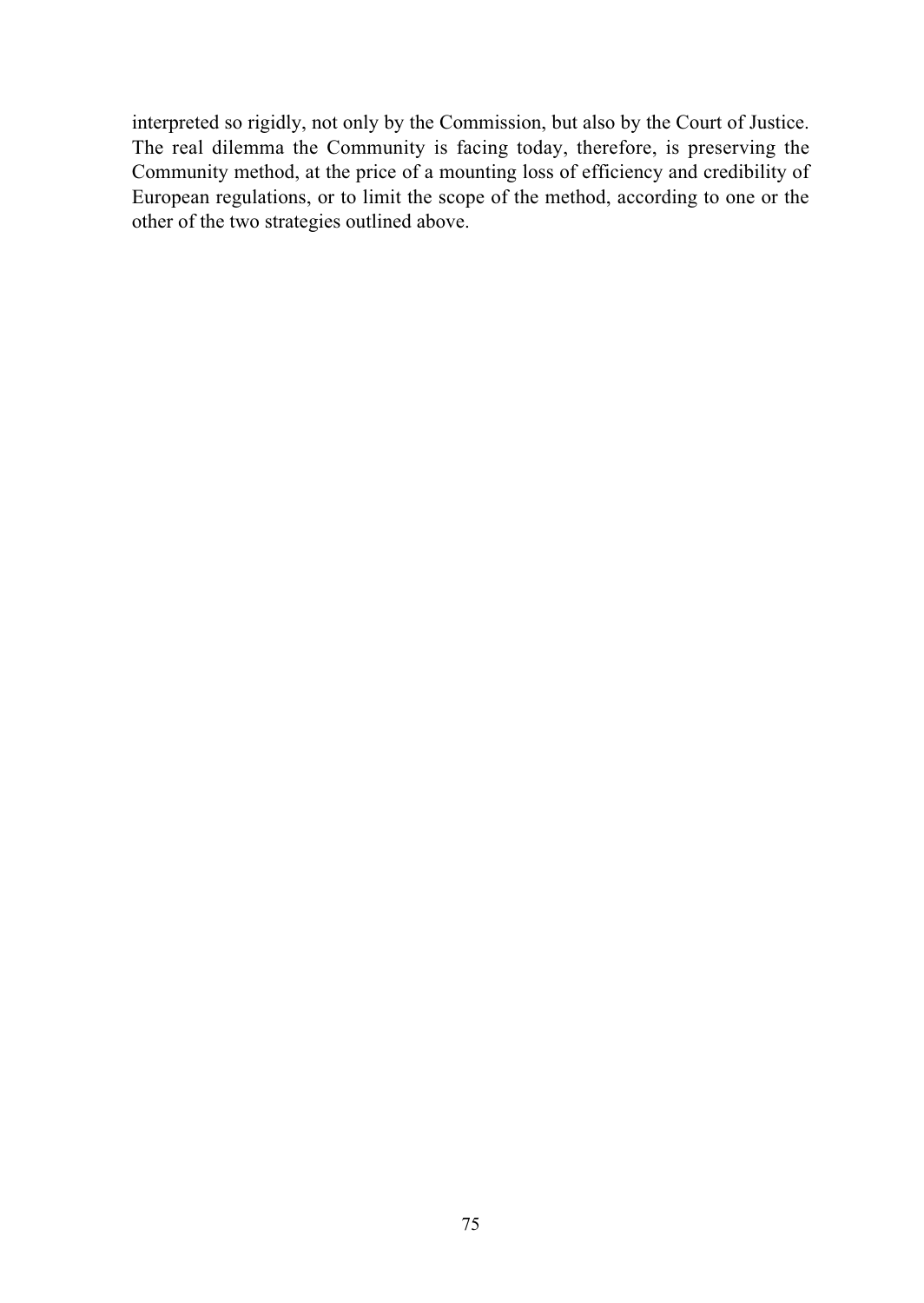interpreted so rigidly, not only by the Commission, but also by the Court of Justice. The real dilemma the Community is facing today, therefore, is preserving the Community method, at the price of a mounting loss of efficiency and credibility of European regulations, or to limit the scope of the method, according to one or the other of the two strategies outlined above.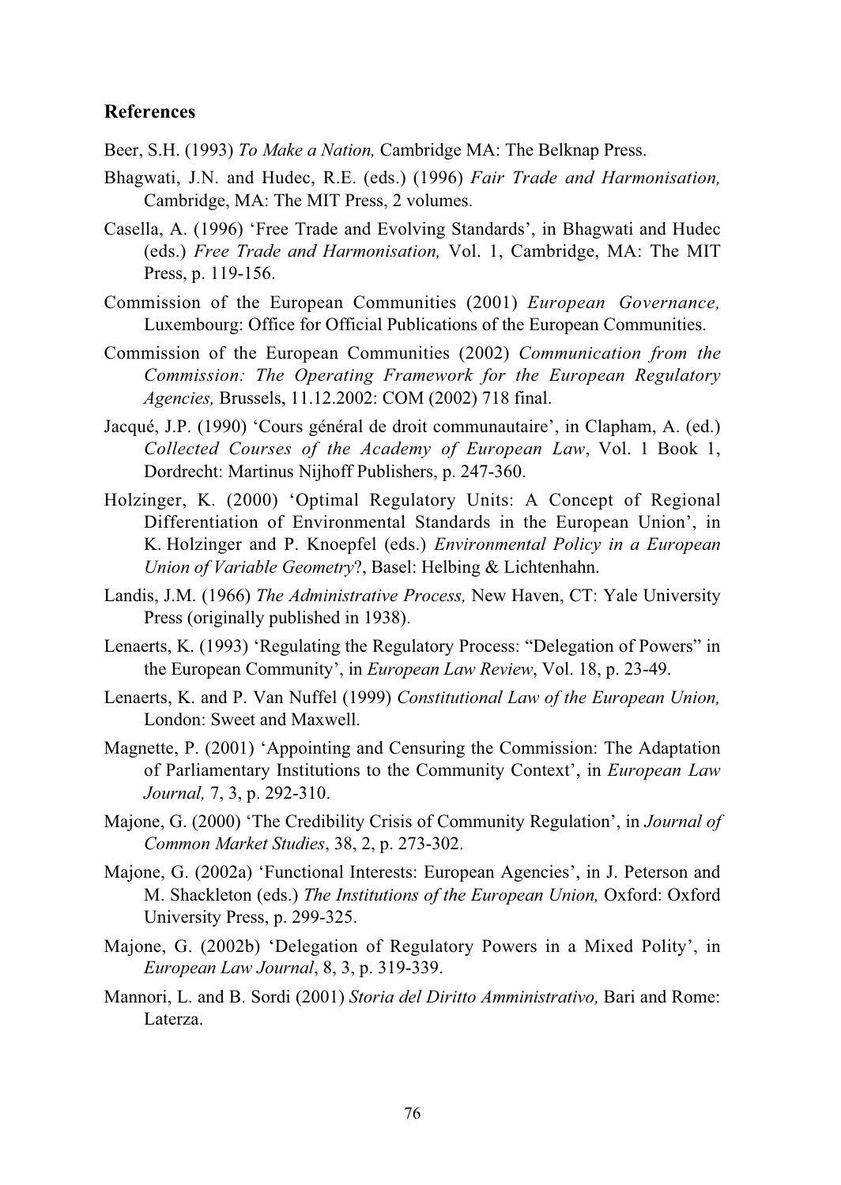## References

Beer, S.H. (1993) *To Make a Nation,* Cambridge MA: The Belknap Press.

Bhagwati, J.N. and Hudec, R.E. (eds.) (1996) *Fair Trade and Harmonisation,* Cambridge, MA: The MIT Press, 2 volumes.

Casella, A. (1996) 'Free Trade and Evolving Standards', in Bhagwati and Hudec (eds.) *Free Trade and Harmonisation,* Vol. 1, Cambridge, MA: The MIT Press, p. 119-156.

Commission of the European Communities (2001) *European Governance,* Luxembourg: Office for Official Publications of the European Communities.

Commission of the European Communities (2002) *Communication from the Commission: The Operating Framework for the European Regulatory Agencies,* Brussels, 11.12.2002: COM (2002) 718 final.

Jacqué, J.P. (1990) 'Cours général de droit communautaire', in Clapham, A. (ed.) *Collected Courses of the Academy of European Law*, Vol. 1 Book 1, Dordrecht: Martinus Nijhoff Publishers, p. 247-360.

Holzinger, K. (2000) 'Optimal Regulatory Units: A Concept of Regional Differentiation of Environmental Standards in the European Union', in K. Holzinger and P. Knoepfel (eds.) *Environmental Policy in a European Union of Variable Geometry*?, Basel: Helbing & Lichtenhahn.

Landis, J.M. (1966) *The Administrative Process,* New Haven, CT: Yale University Press (originally published in 1938).

Lenaerts, K. (1993) 'Regulating the Regulatory Process: "Delegation of Powers" in the European Community', in *European Law Review*, Vol. 18, p. 23-49.

Lenaerts, K. and P. Van Nuffel (1999) *Constitutional Law of the European Union,* London: Sweet and Maxwell.

Magnette, P. (2001) 'Appointing and Censuring the Commission: The Adaptation of Parliamentary Institutions to the Community Context', in *European Law Journal,* 7, 3, p. 292-310.

Majone, G. (2000) 'The Credibility Crisis of Community Regulation', in *Journal of Common Market Studies*, 38, 2, p. 273-302.

Majone, G. (2002a) 'Functional Interests: European Agencies', in J. Peterson and M. Shackleton (eds.) *The Institutions of the European Union,* Oxford: Oxford University Press, p. 299-325.

Majone, G. (2002b) 'Delegation of Regulatory Powers in a Mixed Polity', in *European Law Journal*, 8, 3, p. 319-339.

Mannori, L. and B. Sordi (2001) *Storia del Diritto Amministrativo,* Bari and Rome: Laterza.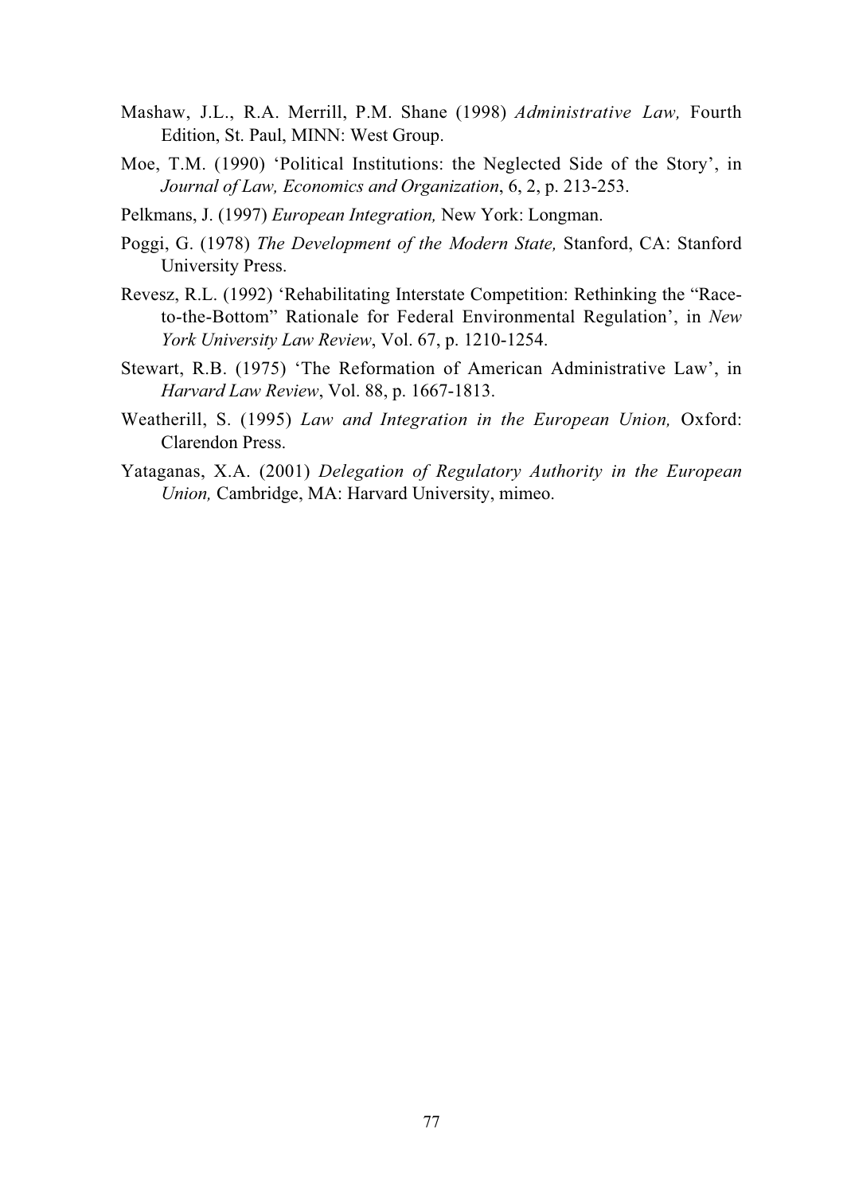Mashaw, J.L., R.A. Merrill, P.M. Shane (1998) *Administrative Law,* Fourth Edition, St. Paul, MINN: West Group.

Moe, T.M. (1990) 'Political Institutions: the Neglected Side of the Story', in *Journal of Law, Economics and Organization*, 6, 2, p. 213-253.

Pelkmans, J. (1997) *European Integration,* New York: Longman.

Poggi, G. (1978) *The Development of the Modern State,* Stanford, CA: Stanford University Press.

Revesz, R.L. (1992) 'Rehabilitating Interstate Competition: Rethinking the "Race-to-the-Bottom" Rationale for Federal Environmental Regulation', in *New York University Law Review*, Vol. 67, p. 1210-1254.

Stewart, R.B. (1975) 'The Reformation of American Administrative Law', in *Harvard Law Review*, Vol. 88, p. 1667-1813.

Weatherill, S. (1995) *Law and Integration in the European Union,* Oxford: Clarendon Press.

Yataganas, X.A. (2001) *Delegation of Regulatory Authority in the European Union,* Cambridge, MA: Harvard University, mimeo.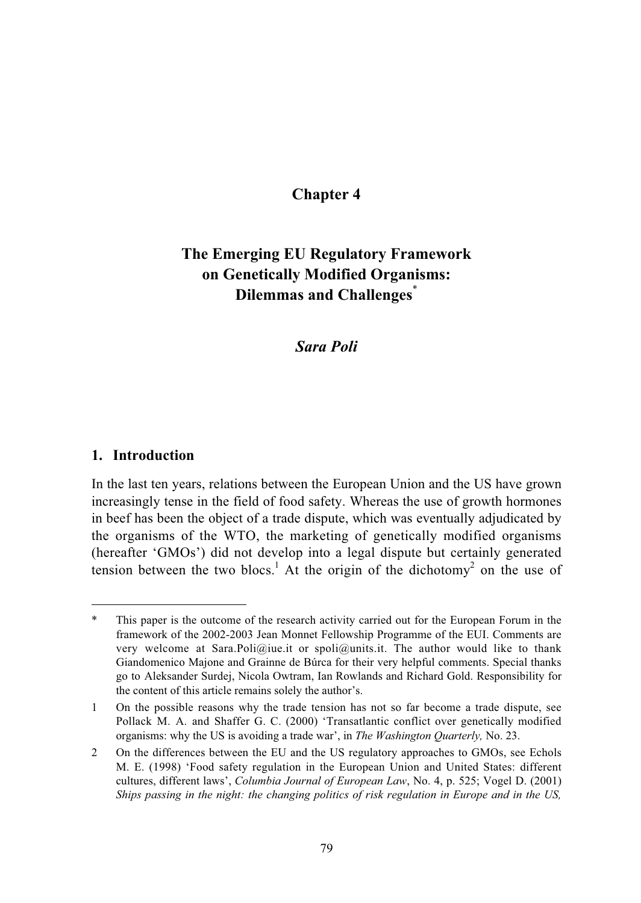# Chapter 4

# The Emerging EU Regulatory Framework on Genetically Modified Organisms: Dilemmas and Challenges*

***Sara Poli***

## 1. Introduction

In the last ten years, relations between the European Union and the US have grown increasingly tense in the field of food safety. Whereas the use of growth hormones in beef has been the object of a trade dispute, which was eventually adjudicated by the organisms of the WTO, the marketing of genetically modified organisms (hereafter 'GMOs') did not develop into a legal dispute but certainly generated tension between the two blocs.[1] At the origin of the dichotomy[2] on the use of

---

\* This paper is the outcome of the research activity carried out for the European Forum in the framework of the 2002-2003 Jean Monnet Fellowship Programme of the EUI. Comments are very welcome at Sara.Poli@iue.it or spoli@units.it. The author would like to thank Giandomenico Majone and Grainne de Búrca for their very helpful comments. Special thanks go to Aleksander Surdej, Nicola Owtram, Ian Rowlands and Richard Gold. Responsibility for the content of this article remains solely the author's.

1 On the possible reasons why the trade tension has not so far become a trade dispute, see Pollack M. A. and Shaffer G. C. (2000) 'Transatlantic conflict over genetically modified organisms: why the US is avoiding a trade war', in *The Washington Quarterly,* No. 23.

2 On the differences between the EU and the US regulatory approaches to GMOs, see Echols M. E. (1998) 'Food safety regulation in the European Union and United States: different cultures, different laws', *Columbia Journal of European Law*, No. 4, p. 525; Vogel D. (2001) *Ships passing in the night: the changing politics of risk regulation in Europe and in the US,*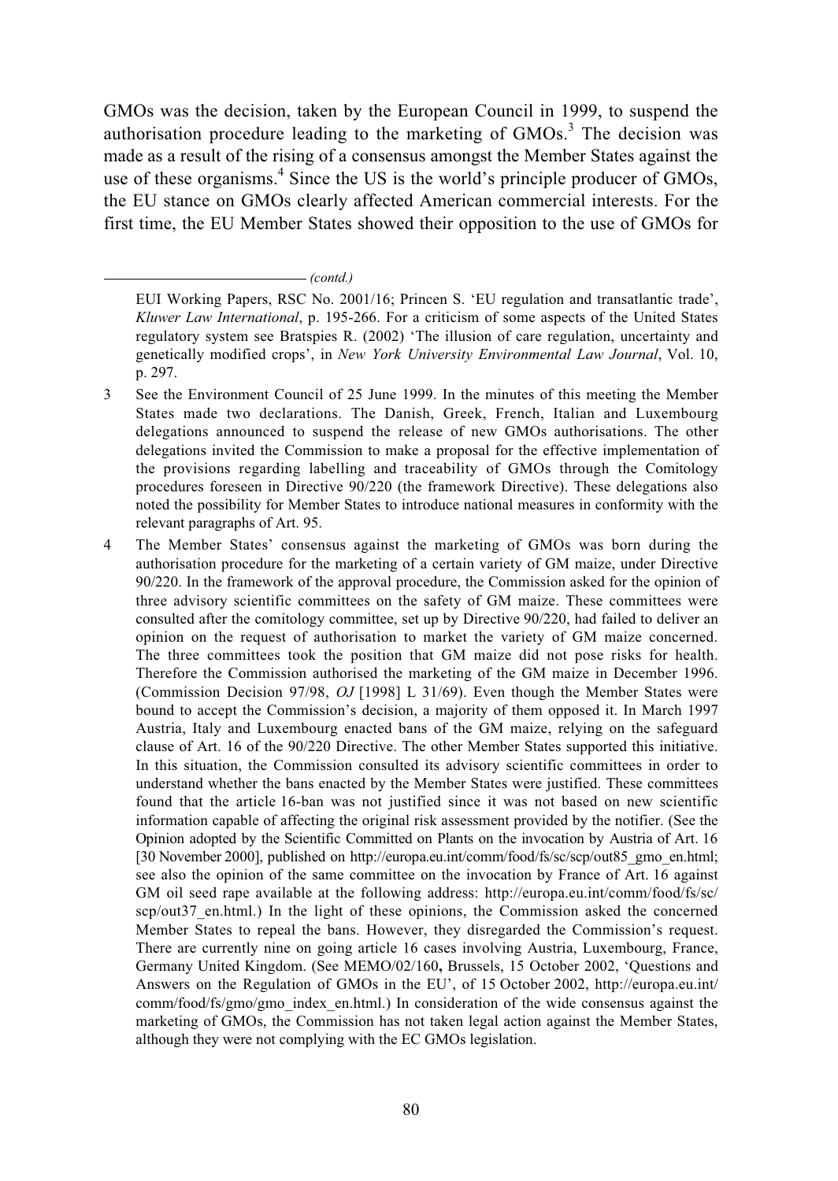GMOs was the decision, taken by the European Council in 1999, to suspend the authorisation procedure leading to the marketing of GMOs.[3] The decision was made as a result of the rising of a consensus amongst the Member States against the use of these organisms.[4] Since the US is the world's principle producer of GMOs, the EU stance on GMOs clearly affected American commercial interests. For the first time, the EU Member States showed their opposition to the use of GMOs for

---

*(contd.)*

EUI Working Papers, RSC No. 2001/16; Princen S. 'EU regulation and transatlantic trade', *Kluwer Law International*, p. 195-266. For a criticism of some aspects of the United States regulatory system see Bratspies R. (2002) 'The illusion of care regulation, uncertainty and genetically modified crops', in *New York University Environmental Law Journal*, Vol. 10, p. 297.

3 See the Environment Council of 25 June 1999. In the minutes of this meeting the Member States made two declarations. The Danish, Greek, French, Italian and Luxembourg delegations announced to suspend the release of new GMOs authorisations. The other delegations invited the Commission to make a proposal for the effective implementation of the provisions regarding labelling and traceability of GMOs through the Comitology procedures foreseen in Directive 90/220 (the framework Directive). These delegations also noted the possibility for Member States to introduce national measures in conformity with the relevant paragraphs of Art. 95.

4 The Member States' consensus against the marketing of GMOs was born during the authorisation procedure for the marketing of a certain variety of GM maize, under Directive 90/220. In the framework of the approval procedure, the Commission asked for the opinion of three advisory scientific committees on the safety of GM maize. These committees were consulted after the comitology committee, set up by Directive 90/220, had failed to deliver an opinion on the request of authorisation to market the variety of GM maize concerned. The three committees took the position that GM maize did not pose risks for health. Therefore the Commission authorised the marketing of the GM maize in December 1996. (Commission Decision 97/98, *OJ* [1998] L 31/69). Even though the Member States were bound to accept the Commission's decision, a majority of them opposed it. In March 1997 Austria, Italy and Luxembourg enacted bans of the GM maize, relying on the safeguard clause of Art. 16 of the 90/220 Directive. The other Member States supported this initiative. In this situation, the Commission consulted its advisory scientific committees in order to understand whether the bans enacted by the Member States were justified. These committees found that the article 16-ban was not justified since it was not based on new scientific information capable of affecting the original risk assessment provided by the notifier. (See the Opinion adopted by the Scientific Committed on Plants on the invocation by Austria of Art. 16 [30 November 2000], published on http://europa.eu.int/comm/food/fs/sc/scp/out85_gmo_en.html; see also the opinion of the same committee on the invocation by France of Art. 16 against GM oil seed rape available at the following address: http://europa.eu.int/comm/food/fs/sc/scp/out37_en.html.) In the light of these opinions, the Commission asked the concerned Member States to repeal the bans. However, they disregarded the Commission's request. There are currently nine on going article 16 cases involving Austria, Luxembourg, France, Germany United Kingdom. (See MEMO/02/160**,** Brussels, 15 October 2002, 'Questions and Answers on the Regulation of GMOs in the EU', of 15 October 2002, http://europa.eu.int/comm/food/fs/gmo/gmo_index_en.html.) In consideration of the wide consensus against the marketing of GMOs, the Commission has not taken legal action against the Member States, although they were not complying with the EC GMOs legislation.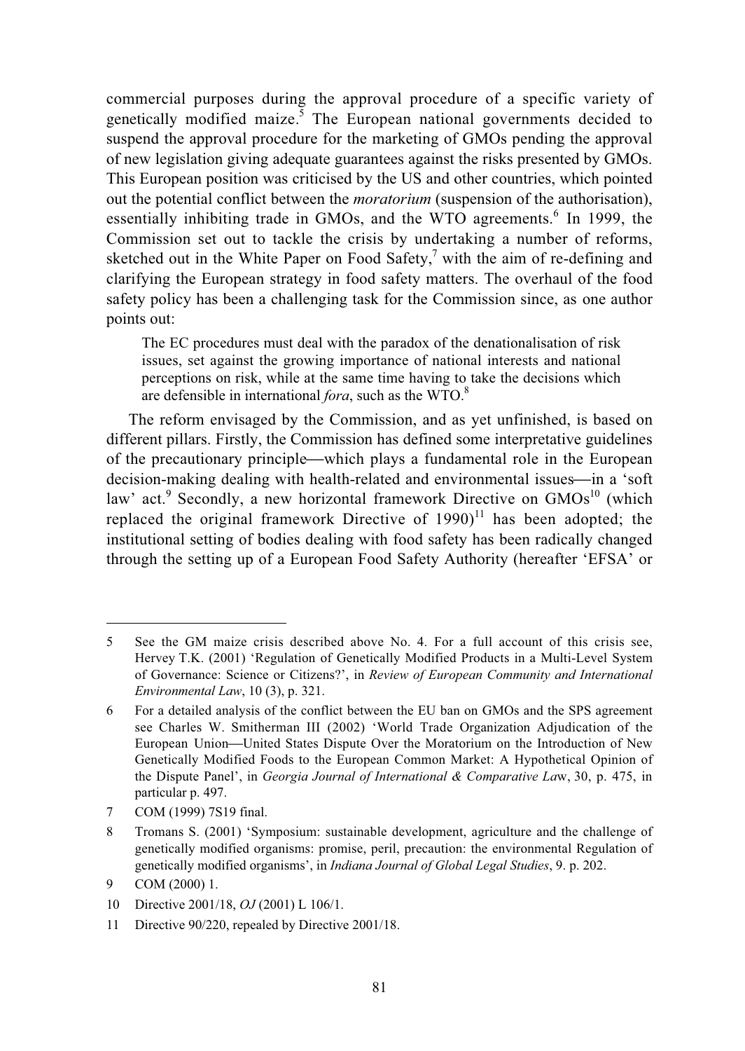commercial purposes during the approval procedure of a specific variety of genetically modified maize.[5] The European national governments decided to suspend the approval procedure for the marketing of GMOs pending the approval of new legislation giving adequate guarantees against the risks presented by GMOs. This European position was criticised by the US and other countries, which pointed out the potential conflict between the *moratorium* (suspension of the authorisation), essentially inhibiting trade in GMOs, and the WTO agreements.[6] In 1999, the Commission set out to tackle the crisis by undertaking a number of reforms, sketched out in the White Paper on Food Safety,[7] with the aim of re-defining and clarifying the European strategy in food safety matters. The overhaul of the food safety policy has been a challenging task for the Commission since, as one author points out:

> The EC procedures must deal with the paradox of the denationalisation of risk issues, set against the growing importance of national interests and national perceptions on risk, while at the same time having to take the decisions which are defensible in international *fora*, such as the WTO.[8]

The reform envisaged by the Commission, and as yet unfinished, is based on different pillars. Firstly, the Commission has defined some interpretative guidelines of the precautionary principle—which plays a fundamental role in the European decision-making dealing with health-related and environmental issues—in a 'soft law' act.[9] Secondly, a new horizontal framework Directive on GMOs[10] (which replaced the original framework Directive of 1990)[11] has been adopted; the institutional setting of bodies dealing with food safety has been radically changed through the setting up of a European Food Safety Authority (hereafter 'EFSA' or

---

5 See the GM maize crisis described above No. 4. For a full account of this crisis see, Hervey T.K. (2001) 'Regulation of Genetically Modified Products in a Multi-Level System of Governance: Science or Citizens?', in *Review of European Community and International Environmental Law*, 10 (3), p. 321.

6 For a detailed analysis of the conflict between the EU ban on GMOs and the SPS agreement see Charles W. Smitherman III (2002) 'World Trade Organization Adjudication of the European Union—United States Dispute Over the Moratorium on the Introduction of New Genetically Modified Foods to the European Common Market: A Hypothetical Opinion of the Dispute Panel', in *Georgia Journal of International & Comparative Law*, 30, p. 475, in particular p. 497.

7 COM (1999) 7S19 final.

8 Tromans S. (2001) 'Symposium: sustainable development, agriculture and the challenge of genetically modified organisms: promise, peril, precaution: the environmental Regulation of genetically modified organisms', in *Indiana Journal of Global Legal Studies*, 9. p. 202.

9 COM (2000) 1.

10 Directive 2001/18, *OJ* (2001) L 106/1.

11 Directive 90/220, repealed by Directive 2001/18.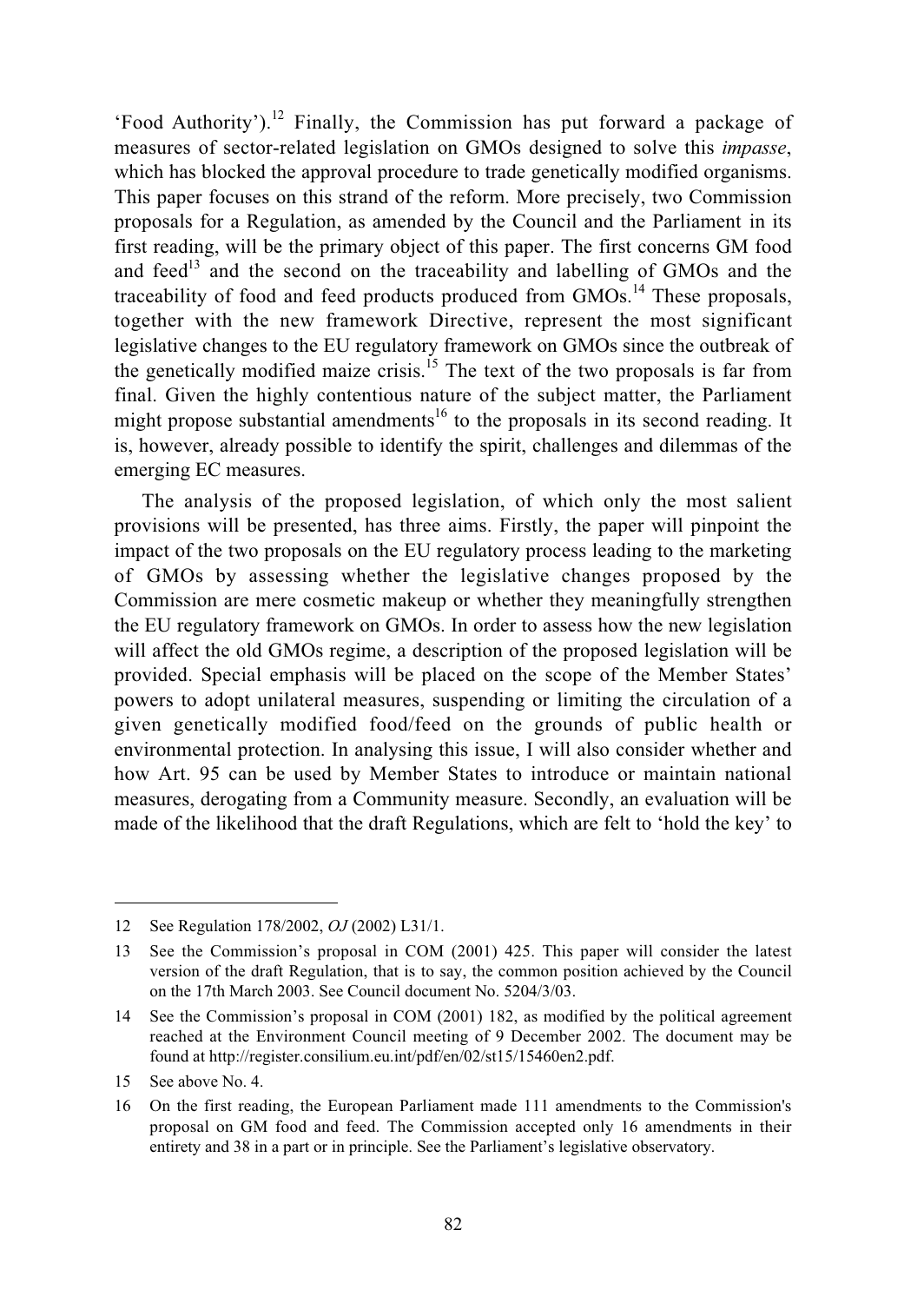'Food Authority').[12] Finally, the Commission has put forward a package of measures of sector-related legislation on GMOs designed to solve this *impasse*, which has blocked the approval procedure to trade genetically modified organisms. This paper focuses on this strand of the reform. More precisely, two Commission proposals for a Regulation, as amended by the Council and the Parliament in its first reading, will be the primary object of this paper. The first concerns GM food and feed[13] and the second on the traceability and labelling of GMOs and the traceability of food and feed products produced from GMOs.[14] These proposals, together with the new framework Directive, represent the most significant legislative changes to the EU regulatory framework on GMOs since the outbreak of the genetically modified maize crisis.[15] The text of the two proposals is far from final. Given the highly contentious nature of the subject matter, the Parliament might propose substantial amendments[16] to the proposals in its second reading. It is, however, already possible to identify the spirit, challenges and dilemmas of the emerging EC measures.

The analysis of the proposed legislation, of which only the most salient provisions will be presented, has three aims. Firstly, the paper will pinpoint the impact of the two proposals on the EU regulatory process leading to the marketing of GMOs by assessing whether the legislative changes proposed by the Commission are mere cosmetic makeup or whether they meaningfully strengthen the EU regulatory framework on GMOs. In order to assess how the new legislation will affect the old GMOs regime, a description of the proposed legislation will be provided. Special emphasis will be placed on the scope of the Member States' powers to adopt unilateral measures, suspending or limiting the circulation of a given genetically modified food/feed on the grounds of public health or environmental protection. In analysing this issue, I will also consider whether and how Art. 95 can be used by Member States to introduce or maintain national measures, derogating from a Community measure. Secondly, an evaluation will be made of the likelihood that the draft Regulations, which are felt to 'hold the key' to

---

12 See Regulation 178/2002, *OJ* (2002) L31/1.

13 See the Commission's proposal in COM (2001) 425. This paper will consider the latest version of the draft Regulation, that is to say, the common position achieved by the Council on the 17th March 2003. See Council document No. 5204/3/03.

14 See the Commission's proposal in COM (2001) 182, as modified by the political agreement reached at the Environment Council meeting of 9 December 2002. The document may be found at http://register.consilium.eu.int/pdf/en/02/st15/15460en2.pdf.

15 See above No. 4.

16 On the first reading, the European Parliament made 111 amendments to the Commission's proposal on GM food and feed. The Commission accepted only 16 amendments in their entirety and 38 in a part or in principle. See the Parliament's legislative observatory.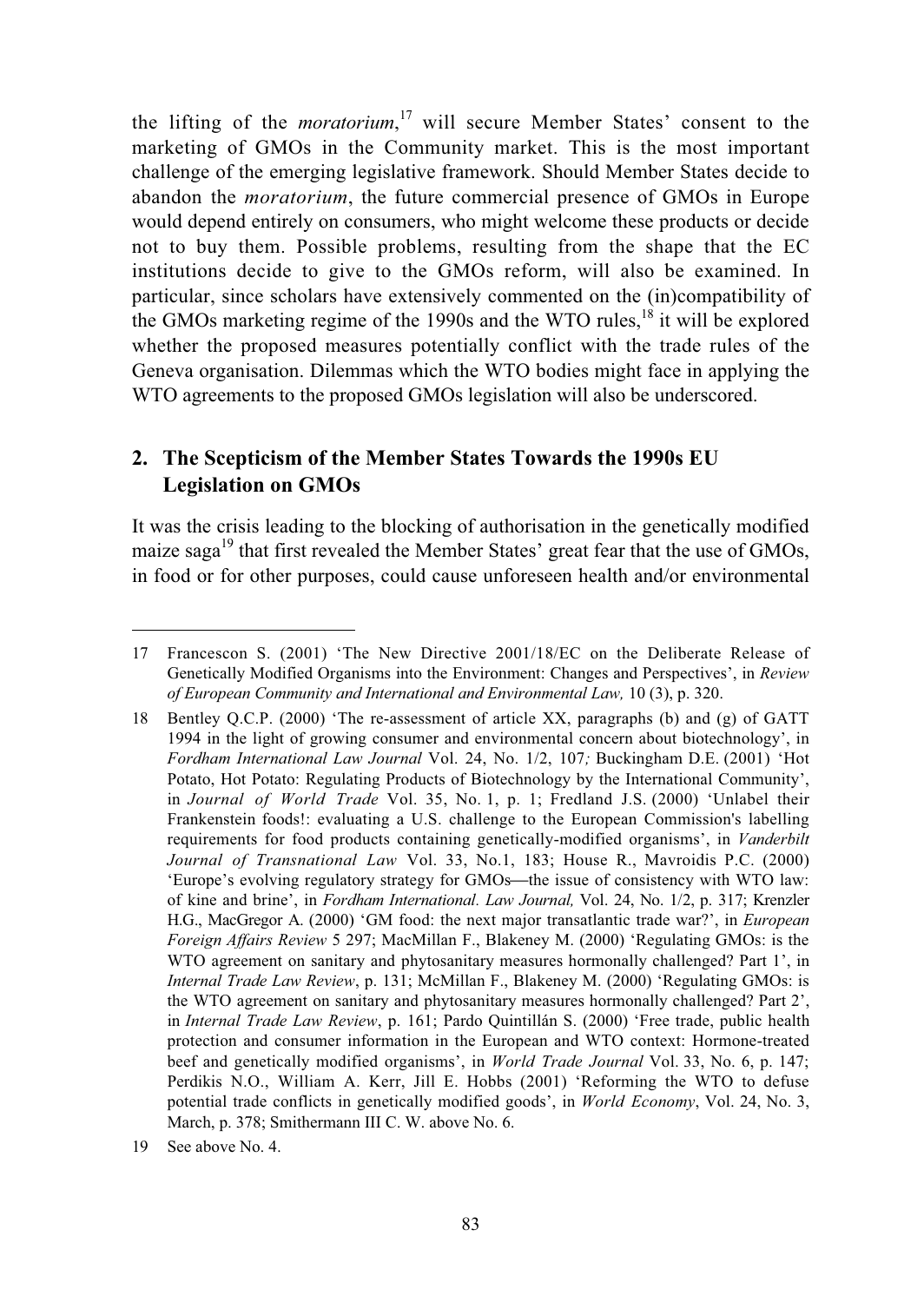the lifting of the *moratorium*,[17] will secure Member States' consent to the marketing of GMOs in the Community market. This is the most important challenge of the emerging legislative framework. Should Member States decide to abandon the *moratorium*, the future commercial presence of GMOs in Europe would depend entirely on consumers, who might welcome these products or decide not to buy them. Possible problems, resulting from the shape that the EC institutions decide to give to the GMOs reform, will also be examined. In particular, since scholars have extensively commented on the (in)compatibility of the GMOs marketing regime of the 1990s and the WTO rules,[18] it will be explored whether the proposed measures potentially conflict with the trade rules of the Geneva organisation. Dilemmas which the WTO bodies might face in applying the WTO agreements to the proposed GMOs legislation will also be underscored.

## 2. The Scepticism of the Member States Towards the 1990s EU Legislation on GMOs

It was the crisis leading to the blocking of authorisation in the genetically modified maize saga[19] that first revealed the Member States' great fear that the use of GMOs, in food or for other purposes, could cause unforeseen health and/or environmental

---

17 Francescon S. (2001) 'The New Directive 2001/18/EC on the Deliberate Release of Genetically Modified Organisms into the Environment: Changes and Perspectives', in *Review of European Community and International and Environmental Law,* 10 (3), p. 320.

18 Bentley Q.C.P. (2000) 'The re-assessment of article XX, paragraphs (b) and (g) of GATT 1994 in the light of growing consumer and environmental concern about biotechnology', in *Fordham International Law Journal* Vol. 24, No. 1/2, 107*;* Buckingham D.E. (2001) 'Hot Potato, Hot Potato: Regulating Products of Biotechnology by the International Community', in *Journal of World Trade* Vol. 35, No. 1, p. 1; Fredland J.S. (2000) 'Unlabel their Frankenstein foods!: evaluating a U.S. challenge to the European Commission's labelling requirements for food products containing genetically-modified organisms', in *Vanderbilt Journal of Transnational Law* Vol. 33, No.1, 183; House R., Mavroidis P.C. (2000) 'Europe's evolving regulatory strategy for GMOs—the issue of consistency with WTO law: of kine and brine', in *Fordham International. Law Journal,* Vol. 24, No. 1/2, p. 317; Krenzler H.G., MacGregor A. (2000) 'GM food: the next major transatlantic trade war?', in *European Foreign Affairs Review* 5 297; MacMillan F., Blakeney M. (2000) 'Regulating GMOs: is the WTO agreement on sanitary and phytosanitary measures hormonally challenged? Part 1', in *Internal Trade Law Review*, p. 131; McMillan F., Blakeney M. (2000) 'Regulating GMOs: is the WTO agreement on sanitary and phytosanitary measures hormonally challenged? Part 2', in *Internal Trade Law Review*, p. 161; Pardo Quintillán S. (2000) 'Free trade, public health protection and consumer information in the European and WTO context: Hormone-treated beef and genetically modified organisms', in *World Trade Journal* Vol. 33, No. 6, p. 147; Perdikis N.O., William A. Kerr, Jill E. Hobbs (2001) 'Reforming the WTO to defuse potential trade conflicts in genetically modified goods', in *World Economy*, Vol. 24, No. 3, March, p. 378; Smithermann III C. W. above No. 6.

19 See above No. 4.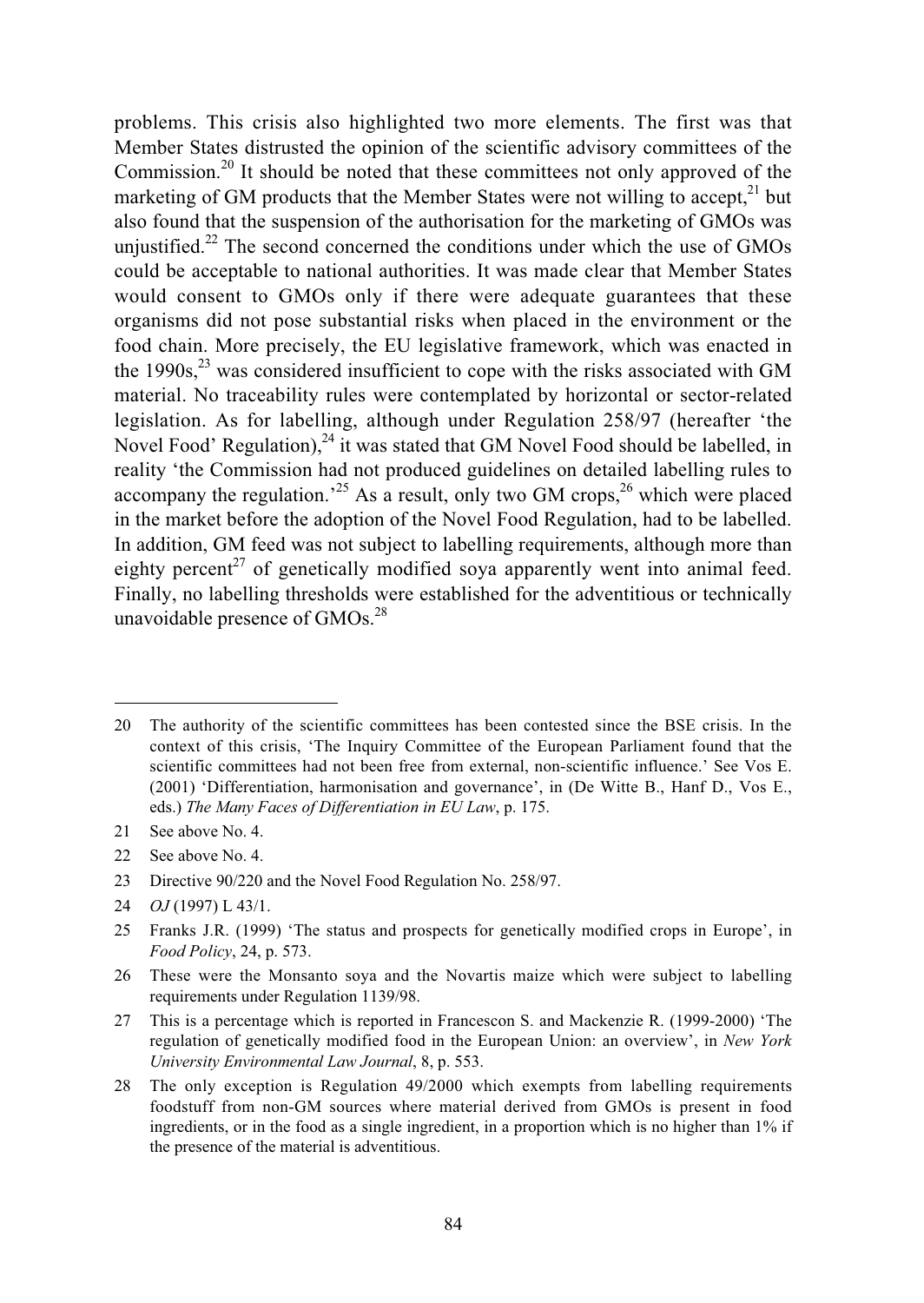problems. This crisis also highlighted two more elements. The first was that Member States distrusted the opinion of the scientific advisory committees of the Commission.[20] It should be noted that these committees not only approved of the marketing of GM products that the Member States were not willing to accept,[21] but also found that the suspension of the authorisation for the marketing of GMOs was unjustified.[22] The second concerned the conditions under which the use of GMOs could be acceptable to national authorities. It was made clear that Member States would consent to GMOs only if there were adequate guarantees that these organisms did not pose substantial risks when placed in the environment or the food chain. More precisely, the EU legislative framework, which was enacted in the 1990s,[23] was considered insufficient to cope with the risks associated with GM material. No traceability rules were contemplated by horizontal or sector-related legislation. As for labelling, although under Regulation 258/97 (hereafter 'the Novel Food' Regulation),[24] it was stated that GM Novel Food should be labelled, in reality 'the Commission had not produced guidelines on detailed labelling rules to accompany the regulation.'[25] As a result, only two GM crops,[26] which were placed in the market before the adoption of the Novel Food Regulation, had to be labelled. In addition, GM feed was not subject to labelling requirements, although more than eighty percent[27] of genetically modified soya apparently went into animal feed. Finally, no labelling thresholds were established for the adventitious or technically unavoidable presence of GMOs.[28]

---

20 The authority of the scientific committees has been contested since the BSE crisis. In the context of this crisis, 'The Inquiry Committee of the European Parliament found that the scientific committees had not been free from external, non-scientific influence.' See Vos E. (2001) 'Differentiation, harmonisation and governance', in (De Witte B., Hanf D., Vos E., eds.) *The Many Faces of Differentiation in EU Law*, p. 175.

21 See above No. 4.

22 See above No. 4.

23 Directive 90/220 and the Novel Food Regulation No. 258/97.

24 *OJ* (1997) L 43/1.

25 Franks J.R. (1999) 'The status and prospects for genetically modified crops in Europe', in *Food Policy*, 24, p. 573.

26 These were the Monsanto soya and the Novartis maize which were subject to labelling requirements under Regulation 1139/98.

27 This is a percentage which is reported in Francescon S. and Mackenzie R. (1999-2000) 'The regulation of genetically modified food in the European Union: an overview', in *New York University Environmental Law Journal*, 8, p. 553.

28 The only exception is Regulation 49/2000 which exempts from labelling requirements foodstuff from non-GM sources where material derived from GMOs is present in food ingredients, or in the food as a single ingredient, in a proportion which is no higher than 1% if the presence of the material is adventitious.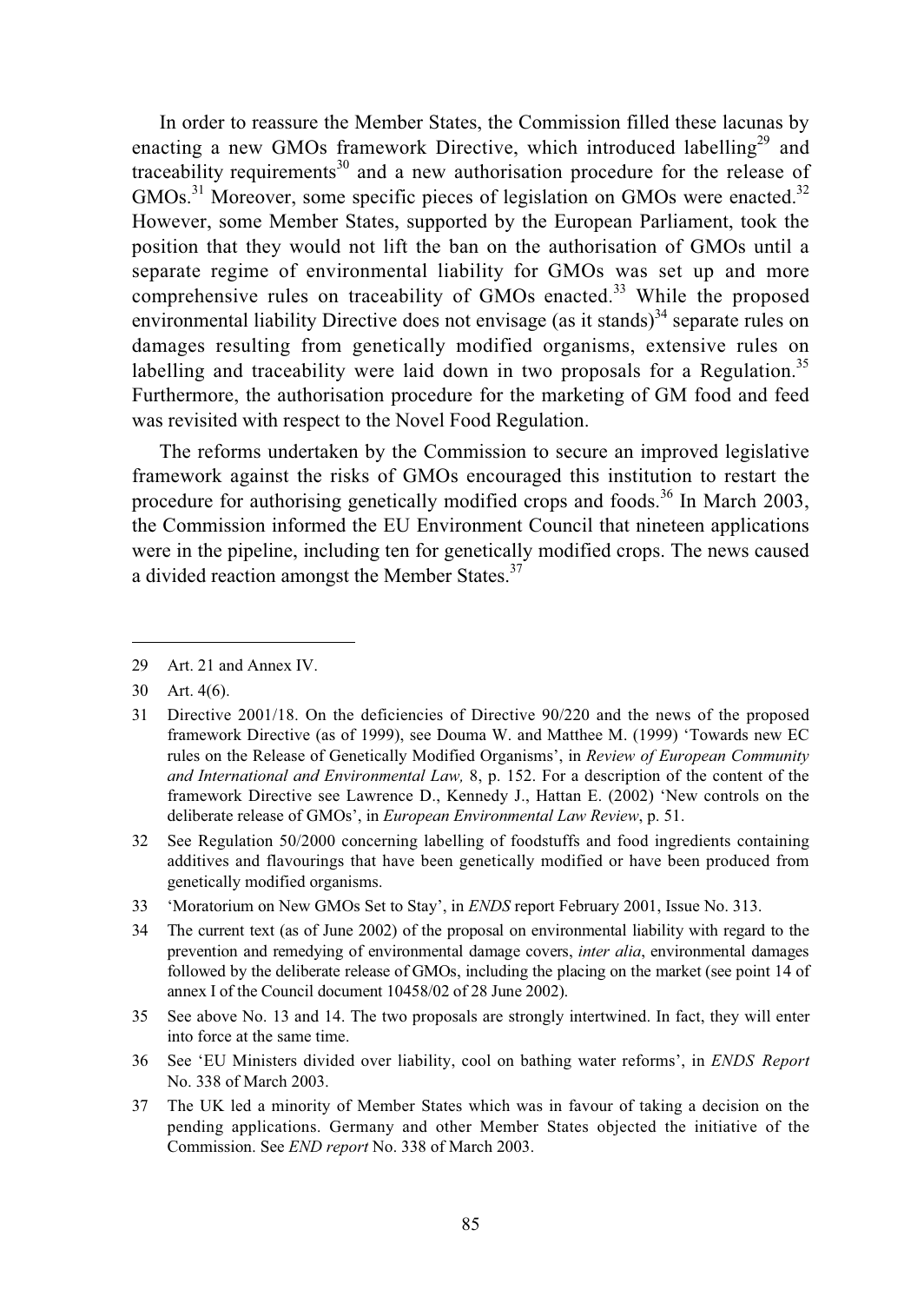In order to reassure the Member States, the Commission filled these lacunas by enacting a new GMOs framework Directive, which introduced labelling[29] and traceability requirements[30] and a new authorisation procedure for the release of GMOs.[31] Moreover, some specific pieces of legislation on GMOs were enacted.[32] However, some Member States, supported by the European Parliament, took the position that they would not lift the ban on the authorisation of GMOs until a separate regime of environmental liability for GMOs was set up and more comprehensive rules on traceability of GMOs enacted.[33] While the proposed environmental liability Directive does not envisage (as it stands)[34] separate rules on damages resulting from genetically modified organisms, extensive rules on labelling and traceability were laid down in two proposals for a Regulation.[35] Furthermore, the authorisation procedure for the marketing of GM food and feed was revisited with respect to the Novel Food Regulation.

The reforms undertaken by the Commission to secure an improved legislative framework against the risks of GMOs encouraged this institution to restart the procedure for authorising genetically modified crops and foods.[36] In March 2003, the Commission informed the EU Environment Council that nineteen applications were in the pipeline, including ten for genetically modified crops. The news caused a divided reaction amongst the Member States.[37]

---

29 Art. 21 and Annex IV.

30 Art. 4(6).

31 Directive 2001/18. On the deficiencies of Directive 90/220 and the news of the proposed framework Directive (as of 1999), see Douma W. and Matthee M. (1999) 'Towards new EC rules on the Release of Genetically Modified Organisms', in *Review of European Community and International and Environmental Law,* 8, p. 152. For a description of the content of the framework Directive see Lawrence D., Kennedy J., Hattan E. (2002) 'New controls on the deliberate release of GMOs', in *European Environmental Law Review*, p. 51.

32 See Regulation 50/2000 concerning labelling of foodstuffs and food ingredients containing additives and flavourings that have been genetically modified or have been produced from genetically modified organisms.

33 'Moratorium on New GMOs Set to Stay', in *ENDS* report February 2001, Issue No. 313.

34 The current text (as of June 2002) of the proposal on environmental liability with regard to the prevention and remedying of environmental damage covers, *inter alia*, environmental damages followed by the deliberate release of GMOs, including the placing on the market (see point 14 of annex I of the Council document 10458/02 of 28 June 2002).

35 See above No. 13 and 14. The two proposals are strongly intertwined. In fact, they will enter into force at the same time.

36 See 'EU Ministers divided over liability, cool on bathing water reforms', in *ENDS Report* No. 338 of March 2003.

37 The UK led a minority of Member States which was in favour of taking a decision on the pending applications. Germany and other Member States objected the initiative of the Commission. See *END report* No. 338 of March 2003.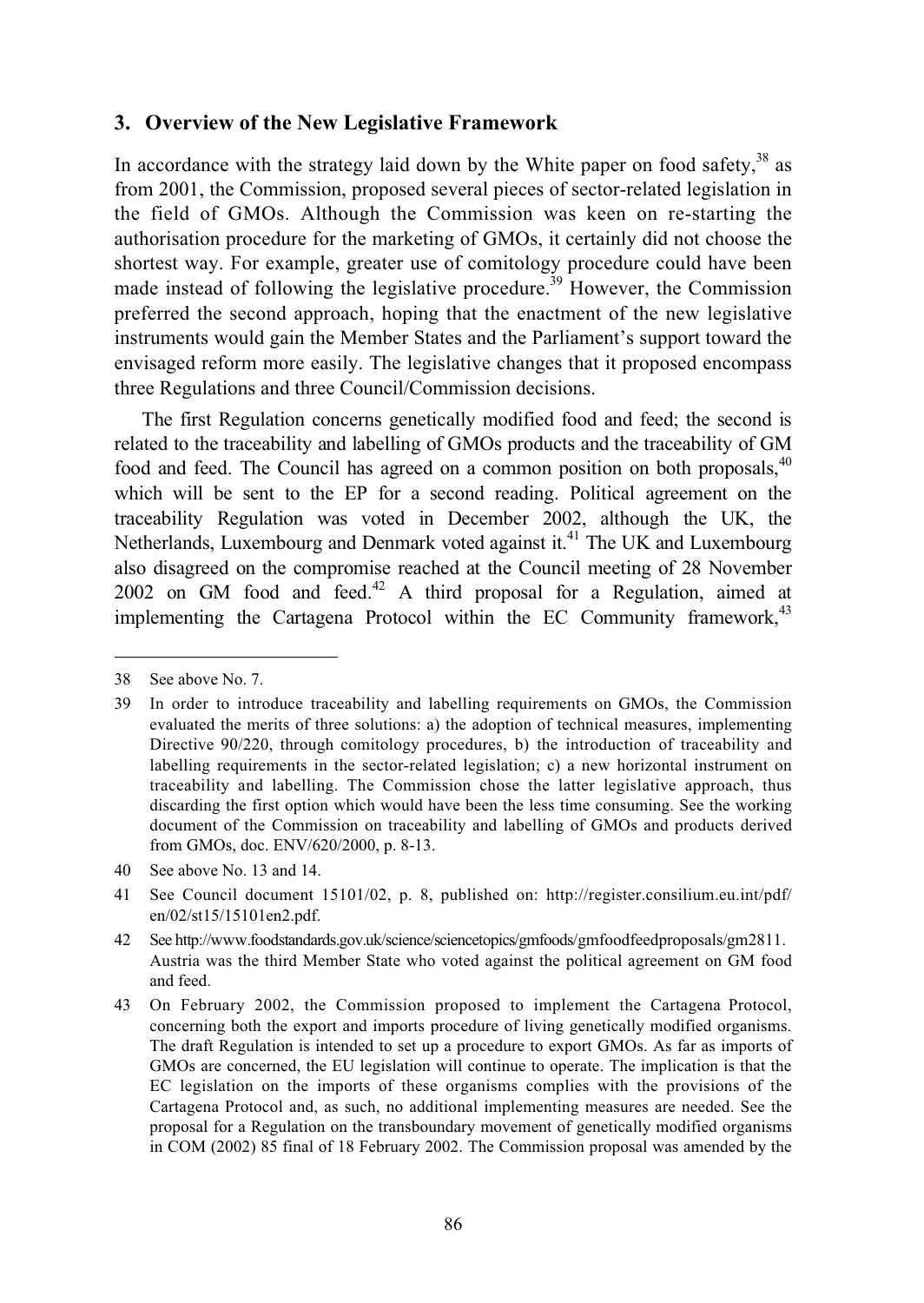## 3. Overview of the New Legislative Framework

In accordance with the strategy laid down by the White paper on food safety,[38] as from 2001, the Commission, proposed several pieces of sector-related legislation in the field of GMOs. Although the Commission was keen on re-starting the authorisation procedure for the marketing of GMOs, it certainly did not choose the shortest way. For example, greater use of comitology procedure could have been made instead of following the legislative procedure.[39] However, the Commission preferred the second approach, hoping that the enactment of the new legislative instruments would gain the Member States and the Parliament's support toward the envisaged reform more easily. The legislative changes that it proposed encompass three Regulations and three Council/Commission decisions.

The first Regulation concerns genetically modified food and feed; the second is related to the traceability and labelling of GMOs products and the traceability of GM food and feed. The Council has agreed on a common position on both proposals,[40] which will be sent to the EP for a second reading. Political agreement on the traceability Regulation was voted in December 2002, although the UK, the Netherlands, Luxembourg and Denmark voted against it.[41] The UK and Luxembourg also disagreed on the compromise reached at the Council meeting of 28 November 2002 on GM food and feed.[42] A third proposal for a Regulation, aimed at implementing the Cartagena Protocol within the EC Community framework,[43]

---

38 See above No. 7.

39 In order to introduce traceability and labelling requirements on GMOs, the Commission evaluated the merits of three solutions: a) the adoption of technical measures, implementing Directive 90/220, through comitology procedures, b) the introduction of traceability and labelling requirements in the sector-related legislation; c) a new horizontal instrument on traceability and labelling. The Commission chose the latter legislative approach, thus discarding the first option which would have been the less time consuming. See the working document of the Commission on traceability and labelling of GMOs and products derived from GMOs, doc. ENV/620/2000, p. 8-13.

40 See above No. 13 and 14.

41 See Council document 15101/02, p. 8, published on: http://register.consilium.eu.int/pdf/en/02/st15/15101en2.pdf.

42 See http://www.foodstandards.gov.uk/science/sciencetopics/gmfoods/gmfoodfeedproposals/gm2811. Austria was the third Member State who voted against the political agreement on GM food and feed.

43 On February 2002, the Commission proposed to implement the Cartagena Protocol, concerning both the export and imports procedure of living genetically modified organisms. The draft Regulation is intended to set up a procedure to export GMOs. As far as imports of GMOs are concerned, the EU legislation will continue to operate. The implication is that the EC legislation on the imports of these organisms complies with the provisions of the Cartagena Protocol and, as such, no additional implementing measures are needed. See the proposal for a Regulation on the transboundary movement of genetically modified organisms in COM (2002) 85 final of 18 February 2002. The Commission proposal was amended by the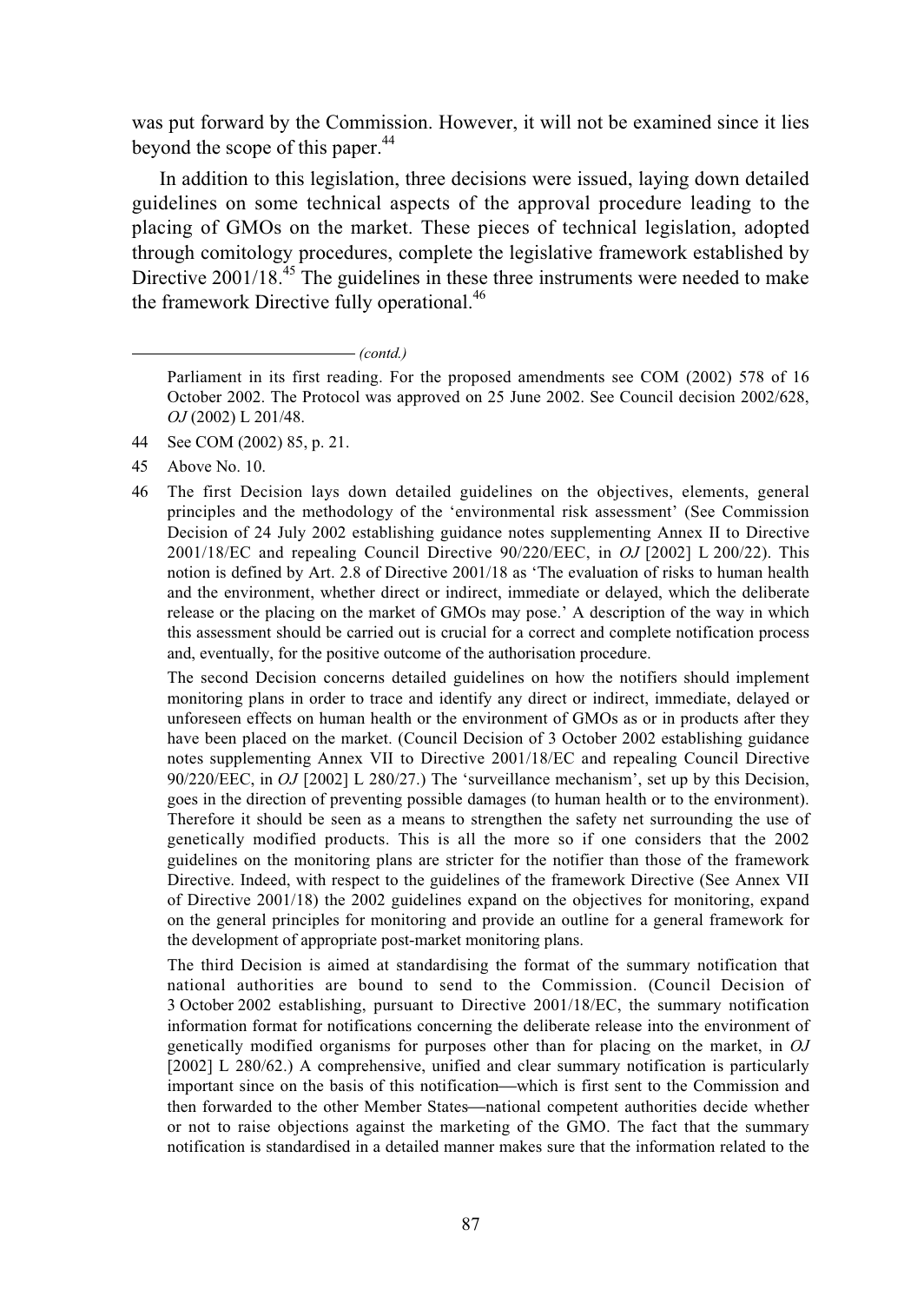was put forward by the Commission. However, it will not be examined since it lies beyond the scope of this paper.[44]

In addition to this legislation, three decisions were issued, laying down detailed guidelines on some technical aspects of the approval procedure leading to the placing of GMOs on the market. These pieces of technical legislation, adopted through comitology procedures, complete the legislative framework established by Directive 2001/18.[45] The guidelines in these three instruments were needed to make the framework Directive fully operational.[46]

---

*(contd.)*

Parliament in its first reading. For the proposed amendments see COM (2002) 578 of 16 October 2002. The Protocol was approved on 25 June 2002. See Council decision 2002/628, *OJ* (2002) L 201/48.

44 See COM (2002) 85, p. 21.

45 Above No. 10.

46 The first Decision lays down detailed guidelines on the objectives, elements, general principles and the methodology of the 'environmental risk assessment' (See Commission Decision of 24 July 2002 establishing guidance notes supplementing Annex II to Directive 2001/18/EC and repealing Council Directive 90/220/EEC, in *OJ* [2002] L 200/22). This notion is defined by Art. 2.8 of Directive 2001/18 as 'The evaluation of risks to human health and the environment, whether direct or indirect, immediate or delayed, which the deliberate release or the placing on the market of GMOs may pose.' A description of the way in which this assessment should be carried out is crucial for a correct and complete notification process and, eventually, for the positive outcome of the authorisation procedure.

The second Decision concerns detailed guidelines on how the notifiers should implement monitoring plans in order to trace and identify any direct or indirect, immediate, delayed or unforeseen effects on human health or the environment of GMOs as or in products after they have been placed on the market. (Council Decision of 3 October 2002 establishing guidance notes supplementing Annex VII to Directive 2001/18/EC and repealing Council Directive 90/220/EEC, in *OJ* [2002] L 280/27.) The 'surveillance mechanism', set up by this Decision, goes in the direction of preventing possible damages (to human health or to the environment). Therefore it should be seen as a means to strengthen the safety net surrounding the use of genetically modified products. This is all the more so if one considers that the 2002 guidelines on the monitoring plans are stricter for the notifier than those of the framework Directive. Indeed, with respect to the guidelines of the framework Directive (See Annex VII of Directive 2001/18) the 2002 guidelines expand on the objectives for monitoring, expand on the general principles for monitoring and provide an outline for a general framework for the development of appropriate post-market monitoring plans.

The third Decision is aimed at standardising the format of the summary notification that national authorities are bound to send to the Commission. (Council Decision of 3 October 2002 establishing, pursuant to Directive 2001/18/EC, the summary notification information format for notifications concerning the deliberate release into the environment of genetically modified organisms for purposes other than for placing on the market, in *OJ* [2002] L 280/62.) A comprehensive, unified and clear summary notification is particularly important since on the basis of this notification—which is first sent to the Commission and then forwarded to the other Member States—national competent authorities decide whether or not to raise objections against the marketing of the GMO. The fact that the summary notification is standardised in a detailed manner makes sure that the information related to the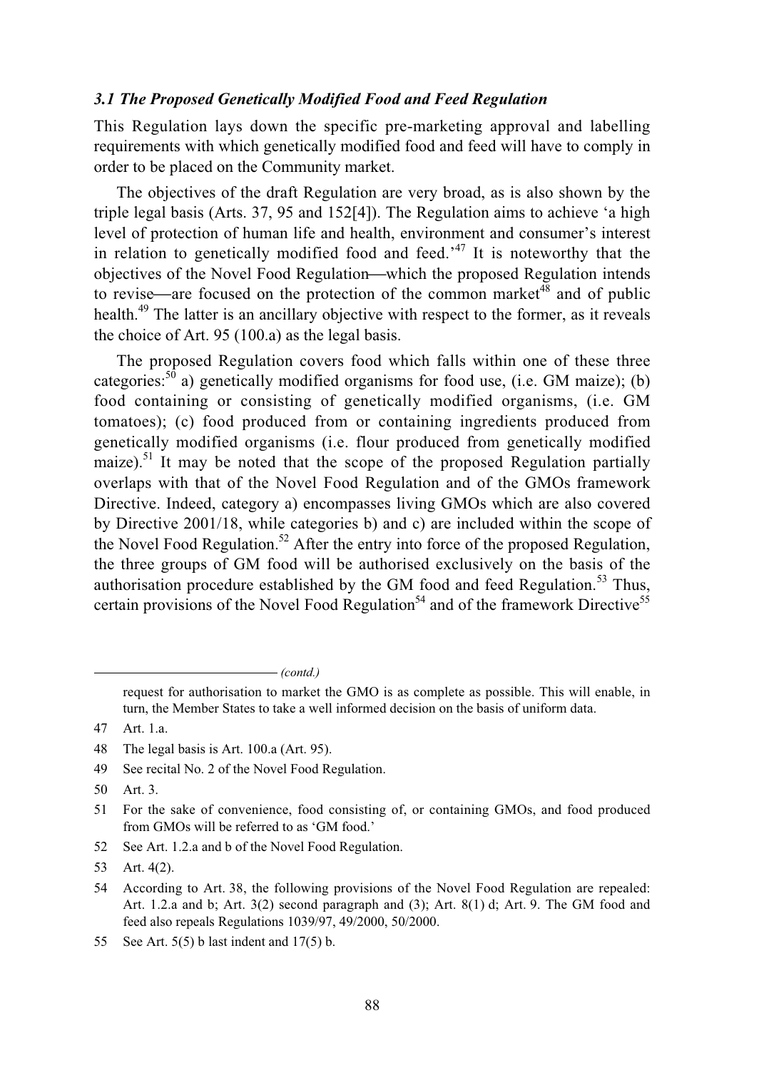### *3.1 The Proposed Genetically Modified Food and Feed Regulation*

This Regulation lays down the specific pre-marketing approval and labelling requirements with which genetically modified food and feed will have to comply in order to be placed on the Community market.

The objectives of the draft Regulation are very broad, as is also shown by the triple legal basis (Arts. 37, 95 and 152[4]). The Regulation aims to achieve 'a high level of protection of human life and health, environment and consumer's interest in relation to genetically modified food and feed.'[47] It is noteworthy that the objectives of the Novel Food Regulation—which the proposed Regulation intends to revise—are focused on the protection of the common market[48] and of public health.[49] The latter is an ancillary objective with respect to the former, as it reveals the choice of Art. 95 (100.a) as the legal basis.

The proposed Regulation covers food which falls within one of these three categories:[50] a) genetically modified organisms for food use, (i.e. GM maize); (b) food containing or consisting of genetically modified organisms, (i.e. GM tomatoes); (c) food produced from or containing ingredients produced from genetically modified organisms (i.e. flour produced from genetically modified maize).[51] It may be noted that the scope of the proposed Regulation partially overlaps with that of the Novel Food Regulation and of the GMOs framework Directive. Indeed, category a) encompasses living GMOs which are also covered by Directive 2001/18, while categories b) and c) are included within the scope of the Novel Food Regulation.[52] After the entry into force of the proposed Regulation, the three groups of GM food will be authorised exclusively on the basis of the authorisation procedure established by the GM food and feed Regulation.[53] Thus, certain provisions of the Novel Food Regulation[54] and of the framework Directive[55]

---

*(contd.)*

request for authorisation to market the GMO is as complete as possible. This will enable, in turn, the Member States to take a well informed decision on the basis of uniform data.

47 Art. 1.a.

48 The legal basis is Art. 100.a (Art. 95).

49 See recital No. 2 of the Novel Food Regulation.

50 Art. 3.

51 For the sake of convenience, food consisting of, or containing GMOs, and food produced from GMOs will be referred to as 'GM food.'

52 See Art. 1.2.a and b of the Novel Food Regulation.

53 Art. 4(2).

54 According to Art. 38, the following provisions of the Novel Food Regulation are repealed: Art. 1.2.a and b; Art. 3(2) second paragraph and (3); Art. 8(1) d; Art. 9. The GM food and feed also repeals Regulations 1039/97, 49/2000, 50/2000.

55 See Art. 5(5) b last indent and 17(5) b.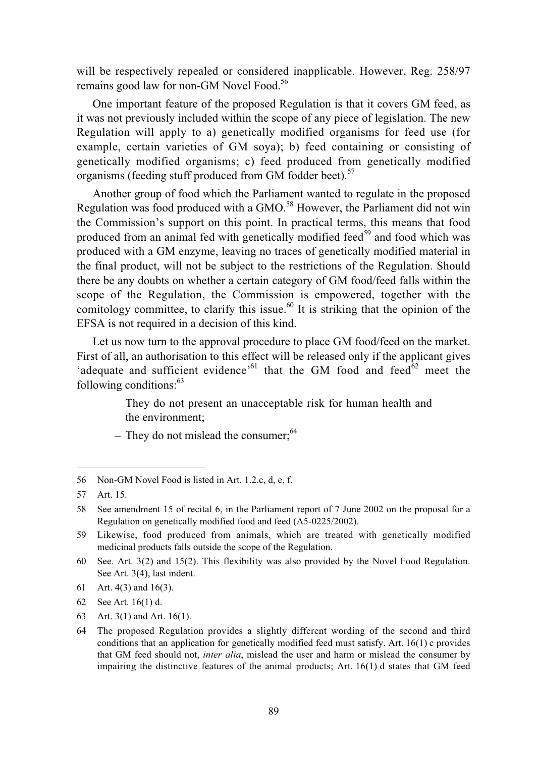will be respectively repealed or considered inapplicable. However, Reg. 258/97 remains good law for non-GM Novel Food.[56]

One important feature of the proposed Regulation is that it covers GM feed, as it was not previously included within the scope of any piece of legislation. The new Regulation will apply to a) genetically modified organisms for feed use (for example, certain varieties of GM soya); b) feed containing or consisting of genetically modified organisms; c) feed produced from genetically modified organisms (feeding stuff produced from GM fodder beet).[57]

Another group of food which the Parliament wanted to regulate in the proposed Regulation was food produced with a GMO.[58] However, the Parliament did not win the Commission's support on this point. In practical terms, this means that food produced from an animal fed with genetically modified feed[59] and food which was produced with a GM enzyme, leaving no traces of genetically modified material in the final product, will not be subject to the restrictions of the Regulation. Should there be any doubts on whether a certain category of GM food/feed falls within the scope of the Regulation, the Commission is empowered, together with the comitology committee, to clarify this issue.[60] It is striking that the opinion of the EFSA is not required in a decision of this kind.

Let us now turn to the approval procedure to place GM food/feed on the market. First of all, an authorisation to this effect will be released only if the applicant gives 'adequate and sufficient evidence'[61] that the GM food and feed[62] meet the following conditions:[63]

- They do not present an unacceptable risk for human health and the environment;
- They do not mislead the consumer;[64]

---

56 Non-GM Novel Food is listed in Art. 1.2.c, d, e, f.

57 Art. 15.

58 See amendment 15 of recital 6, in the Parliament report of 7 June 2002 on the proposal for a Regulation on genetically modified food and feed (A5-0225/2002).

59 Likewise, food produced from animals, which are treated with genetically modified medicinal products falls outside the scope of the Regulation.

60 See. Art. 3(2) and 15(2). This flexibility was also provided by the Novel Food Regulation. See Art. 3(4), last indent.

61 Art. 4(3) and 16(3).

62 See Art. 16(1) d.

63 Art. 3(1) and Art. 16(1).

64 The proposed Regulation provides a slightly different wording of the second and third conditions that an application for genetically modified feed must satisfy. Art. 16(1) c provides that GM feed should not, *inter alia*, mislead the user and harm or mislead the consumer by impairing the distinctive features of the animal products; Art. 16(1) d states that GM feed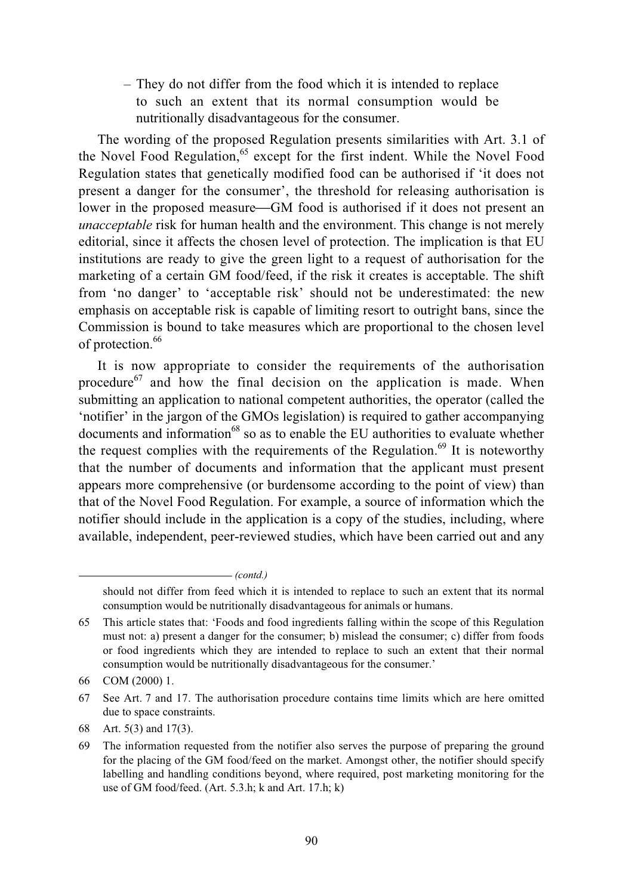– They do not differ from the food which it is intended to replace to such an extent that its normal consumption would be nutritionally disadvantageous for the consumer.

The wording of the proposed Regulation presents similarities with Art. 3.1 of the Novel Food Regulation,[65] except for the first indent. While the Novel Food Regulation states that genetically modified food can be authorised if 'it does not present a danger for the consumer', the threshold for releasing authorisation is lower in the proposed measure—GM food is authorised if it does not present an *unacceptable* risk for human health and the environment. This change is not merely editorial, since it affects the chosen level of protection. The implication is that EU institutions are ready to give the green light to a request of authorisation for the marketing of a certain GM food/feed, if the risk it creates is acceptable. The shift from 'no danger' to 'acceptable risk' should not be underestimated: the new emphasis on acceptable risk is capable of limiting resort to outright bans, since the Commission is bound to take measures which are proportional to the chosen level of protection.[66]

It is now appropriate to consider the requirements of the authorisation procedure[67] and how the final decision on the application is made. When submitting an application to national competent authorities, the operator (called the 'notifier' in the jargon of the GMOs legislation) is required to gather accompanying documents and information[68] so as to enable the EU authorities to evaluate whether the request complies with the requirements of the Regulation.[69] It is noteworthy that the number of documents and information that the applicant must present appears more comprehensive (or burdensome according to the point of view) than that of the Novel Food Regulation. For example, a source of information which the notifier should include in the application is a copy of the studies, including, where available, independent, peer-reviewed studies, which have been carried out and any

---

*(contd.)*

should not differ from feed which it is intended to replace to such an extent that its normal consumption would be nutritionally disadvantageous for animals or humans.

65 This article states that: 'Foods and food ingredients falling within the scope of this Regulation must not: a) present a danger for the consumer; b) mislead the consumer; c) differ from foods or food ingredients which they are intended to replace to such an extent that their normal consumption would be nutritionally disadvantageous for the consumer.'

66 COM (2000) 1.

67 See Art. 7 and 17. The authorisation procedure contains time limits which are here omitted due to space constraints.

68 Art. 5(3) and 17(3).

69 The information requested from the notifier also serves the purpose of preparing the ground for the placing of the GM food/feed on the market. Amongst other, the notifier should specify labelling and handling conditions beyond, where required, post marketing monitoring for the use of GM food/feed. (Art. 5.3.h; k and Art. 17.h; k)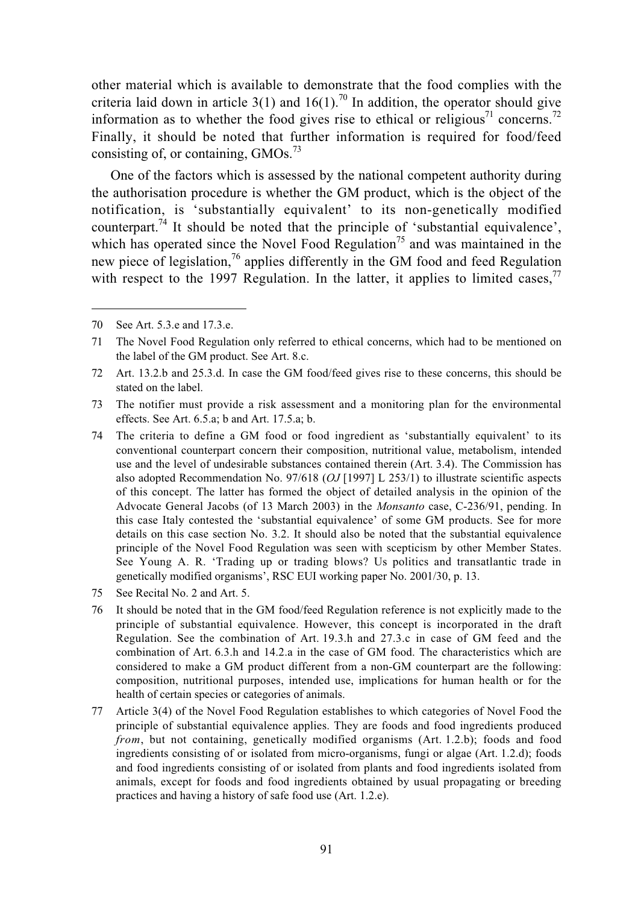other material which is available to demonstrate that the food complies with the criteria laid down in article 3(1) and 16(1).[70] In addition, the operator should give information as to whether the food gives rise to ethical or religious[71] concerns.[72] Finally, it should be noted that further information is required for food/feed consisting of, or containing, GMOs.[73]

One of the factors which is assessed by the national competent authority during the authorisation procedure is whether the GM product, which is the object of the notification, is 'substantially equivalent' to its non-genetically modified counterpart.[74] It should be noted that the principle of 'substantial equivalence', which has operated since the Novel Food Regulation[75] and was maintained in the new piece of legislation,[76] applies differently in the GM food and feed Regulation with respect to the 1997 Regulation. In the latter, it applies to limited cases,[77]

---

70 See Art. 5.3.e and 17.3.e.

71 The Novel Food Regulation only referred to ethical concerns, which had to be mentioned on the label of the GM product. See Art. 8.c.

72 Art. 13.2.b and 25.3.d. In case the GM food/feed gives rise to these concerns, this should be stated on the label.

73 The notifier must provide a risk assessment and a monitoring plan for the environmental effects. See Art. 6.5.a; b and Art. 17.5.a; b.

74 The criteria to define a GM food or food ingredient as 'substantially equivalent' to its conventional counterpart concern their composition, nutritional value, metabolism, intended use and the level of undesirable substances contained therein (Art. 3.4). The Commission has also adopted Recommendation No. 97/618 (*OJ* [1997] L 253/1) to illustrate scientific aspects of this concept. The latter has formed the object of detailed analysis in the opinion of the Advocate General Jacobs (of 13 March 2003) in the *Monsanto* case, C-236/91, pending. In this case Italy contested the 'substantial equivalence' of some GM products. See for more details on this case section No. 3.2. It should also be noted that the substantial equivalence principle of the Novel Food Regulation was seen with scepticism by other Member States. See Young A. R. 'Trading up or trading blows? Us politics and transatlantic trade in genetically modified organisms', RSC EUI working paper No. 2001/30, p. 13.

75 See Recital No. 2 and Art. 5.

76 It should be noted that in the GM food/feed Regulation reference is not explicitly made to the principle of substantial equivalence. However, this concept is incorporated in the draft Regulation. See the combination of Art. 19.3.h and 27.3.c in case of GM feed and the combination of Art. 6.3.h and 14.2.a in the case of GM food. The characteristics which are considered to make a GM product different from a non-GM counterpart are the following: composition, nutritional purposes, intended use, implications for human health or for the health of certain species or categories of animals.

77 Article 3(4) of the Novel Food Regulation establishes to which categories of Novel Food the principle of substantial equivalence applies. They are foods and food ingredients produced *from*, but not containing, genetically modified organisms (Art. 1.2.b); foods and food ingredients consisting of or isolated from micro-organisms, fungi or algae (Art. 1.2.d); foods and food ingredients consisting of or isolated from plants and food ingredients isolated from animals, except for foods and food ingredients obtained by usual propagating or breeding practices and having a history of safe food use (Art. 1.2.e).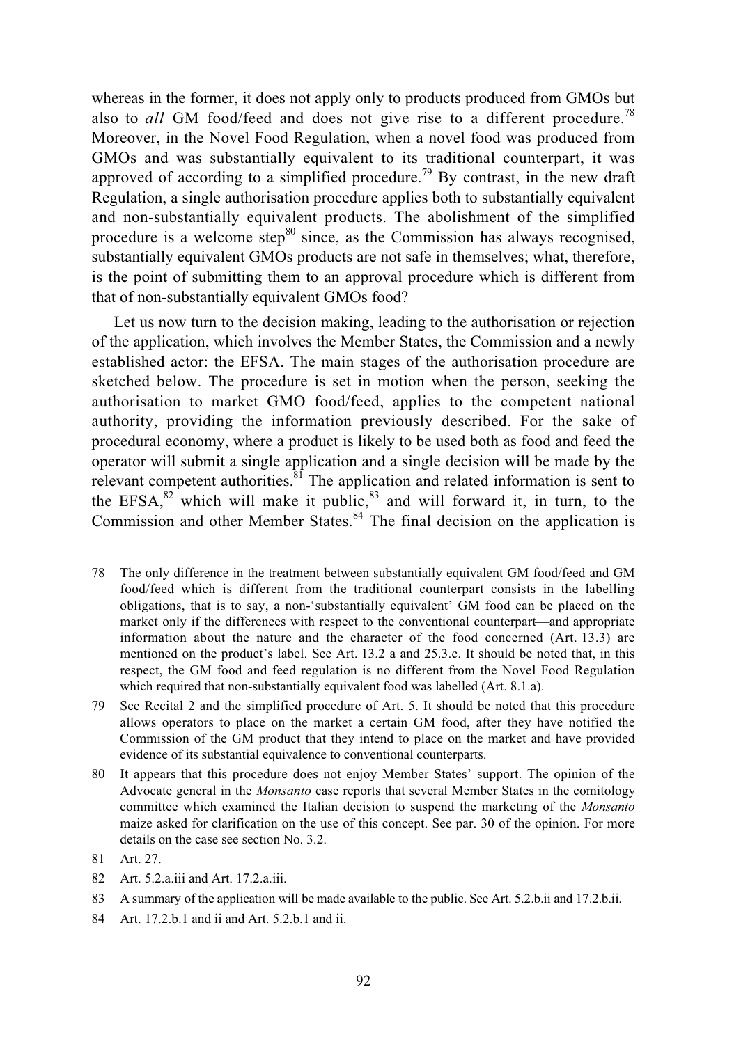whereas in the former, it does not apply only to products produced from GMOs but also to *all* GM food/feed and does not give rise to a different procedure.[78] Moreover, in the Novel Food Regulation, when a novel food was produced from GMOs and was substantially equivalent to its traditional counterpart, it was approved of according to a simplified procedure.[79] By contrast, in the new draft Regulation, a single authorisation procedure applies both to substantially equivalent and non-substantially equivalent products. The abolishment of the simplified procedure is a welcome step[80] since, as the Commission has always recognised, substantially equivalent GMOs products are not safe in themselves; what, therefore, is the point of submitting them to an approval procedure which is different from that of non-substantially equivalent GMOs food?

Let us now turn to the decision making, leading to the authorisation or rejection of the application, which involves the Member States, the Commission and a newly established actor: the EFSA. The main stages of the authorisation procedure are sketched below. The procedure is set in motion when the person, seeking the authorisation to market GMO food/feed, applies to the competent national authority, providing the information previously described. For the sake of procedural economy, where a product is likely to be used both as food and feed the operator will submit a single application and a single decision will be made by the relevant competent authorities.[81] The application and related information is sent to the EFSA,[82] which will make it public,[83] and will forward it, in turn, to the Commission and other Member States.[84] The final decision on the application is

---

78 The only difference in the treatment between substantially equivalent GM food/feed and GM food/feed which is different from the traditional counterpart consists in the labelling obligations, that is to say, a non-'substantially equivalent' GM food can be placed on the market only if the differences with respect to the conventional counterpart—and appropriate information about the nature and the character of the food concerned (Art. 13.3) are mentioned on the product's label. See Art. 13.2 a and 25.3.c. It should be noted that, in this respect, the GM food and feed regulation is no different from the Novel Food Regulation which required that non-substantially equivalent food was labelled (Art. 8.1.a).

79 See Recital 2 and the simplified procedure of Art. 5. It should be noted that this procedure allows operators to place on the market a certain GM food, after they have notified the Commission of the GM product that they intend to place on the market and have provided evidence of its substantial equivalence to conventional counterparts.

80 It appears that this procedure does not enjoy Member States' support. The opinion of the Advocate general in the *Monsanto* case reports that several Member States in the comitology committee which examined the Italian decision to suspend the marketing of the *Monsanto* maize asked for clarification on the use of this concept. See par. 30 of the opinion. For more details on the case see section No. 3.2.

81 Art. 27.

82 Art. 5.2.a.iii and Art. 17.2.a.iii.

83 A summary of the application will be made available to the public. See Art. 5.2.b.ii and 17.2.b.ii.

84 Art. 17.2.b.1 and ii and Art. 5.2.b.1 and ii.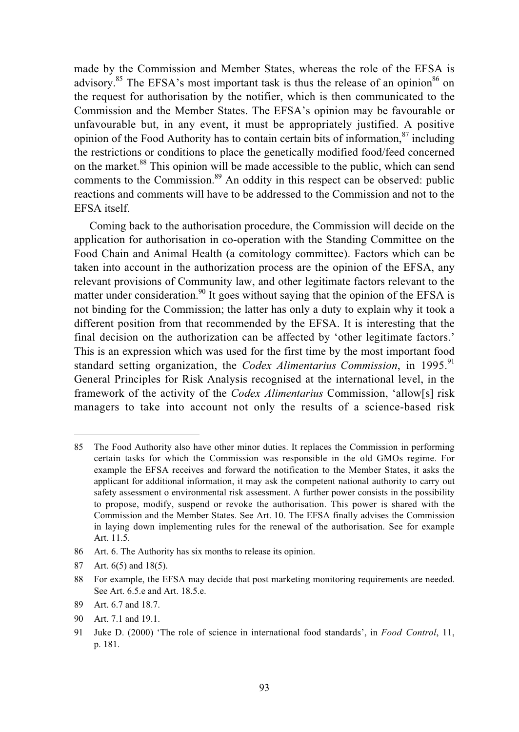made by the Commission and Member States, whereas the role of the EFSA is advisory.[85] The EFSA's most important task is thus the release of an opinion[86] on the request for authorisation by the notifier, which is then communicated to the Commission and the Member States. The EFSA's opinion may be favourable or unfavourable but, in any event, it must be appropriately justified. A positive opinion of the Food Authority has to contain certain bits of information,[87] including the restrictions or conditions to place the genetically modified food/feed concerned on the market.[88] This opinion will be made accessible to the public, which can send comments to the Commission.[89] An oddity in this respect can be observed: public reactions and comments will have to be addressed to the Commission and not to the EFSA itself.

Coming back to the authorisation procedure, the Commission will decide on the application for authorisation in co-operation with the Standing Committee on the Food Chain and Animal Health (a comitology committee). Factors which can be taken into account in the authorization process are the opinion of the EFSA, any relevant provisions of Community law, and other legitimate factors relevant to the matter under consideration.[90] It goes without saying that the opinion of the EFSA is not binding for the Commission; the latter has only a duty to explain why it took a different position from that recommended by the EFSA. It is interesting that the final decision on the authorization can be affected by 'other legitimate factors.' This is an expression which was used for the first time by the most important food standard setting organization, the *Codex Alimentarius Commission*, in 1995.[91] General Principles for Risk Analysis recognised at the international level, in the framework of the activity of the *Codex Alimentarius* Commission, 'allow[s] risk managers to take into account not only the results of a science-based risk

---

85 The Food Authority also have other minor duties. It replaces the Commission in performing certain tasks for which the Commission was responsible in the old GMOs regime. For example the EFSA receives and forward the notification to the Member States, it asks the applicant for additional information, it may ask the competent national authority to carry out safety assessment o environmental risk assessment. A further power consists in the possibility to propose, modify, suspend or revoke the authorisation. This power is shared with the Commission and the Member States. See Art. 10. The EFSA finally advises the Commission in laying down implementing rules for the renewal of the authorisation. See for example Art. 11.5.

86 Art. 6. The Authority has six months to release its opinion.

87 Art. 6(5) and 18(5).

88 For example, the EFSA may decide that post marketing monitoring requirements are needed. See Art. 6.5.e and Art. 18.5.e.

89 Art. 6.7 and 18.7.

90 Art. 7.1 and 19.1.

91 Juke D. (2000) 'The role of science in international food standards', in *Food Control*, 11, p. 181.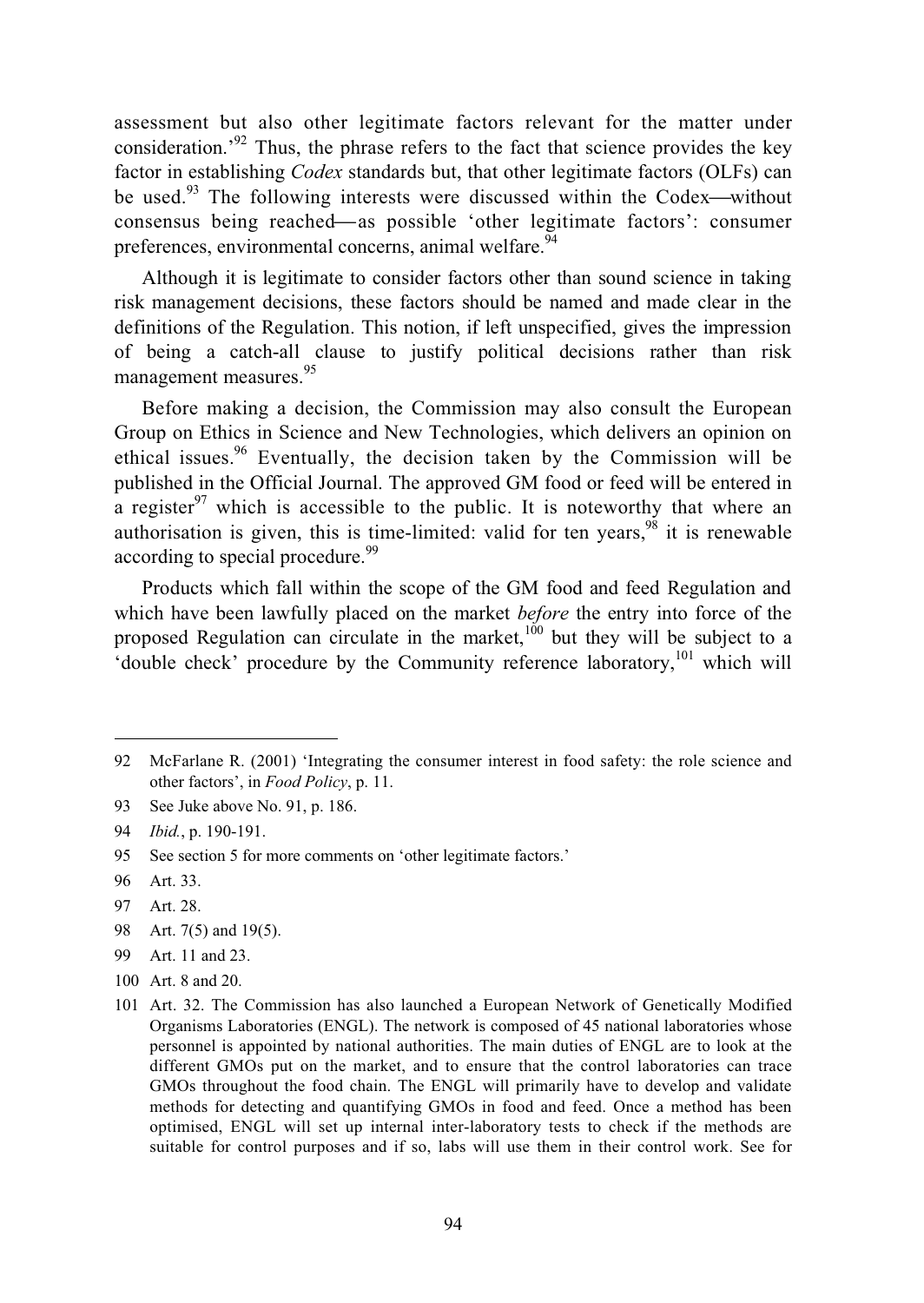assessment but also other legitimate factors relevant for the matter under consideration.'[92] Thus, the phrase refers to the fact that science provides the key factor in establishing *Codex* standards but, that other legitimate factors (OLFs) can be used.[93] The following interests were discussed within the Codex—without consensus being reached—as possible 'other legitimate factors': consumer preferences, environmental concerns, animal welfare.[94]

Although it is legitimate to consider factors other than sound science in taking risk management decisions, these factors should be named and made clear in the definitions of the Regulation. This notion, if left unspecified, gives the impression of being a catch-all clause to justify political decisions rather than risk management measures.[95]

Before making a decision, the Commission may also consult the European Group on Ethics in Science and New Technologies, which delivers an opinion on ethical issues.[96] Eventually, the decision taken by the Commission will be published in the Official Journal. The approved GM food or feed will be entered in a register[97] which is accessible to the public. It is noteworthy that where an authorisation is given, this is time-limited: valid for ten years,[98] it is renewable according to special procedure.[99]

Products which fall within the scope of the GM food and feed Regulation and which have been lawfully placed on the market *before* the entry into force of the proposed Regulation can circulate in the market,[100] but they will be subject to a 'double check' procedure by the Community reference laboratory,[101] which will

---

92 McFarlane R. (2001) 'Integrating the consumer interest in food safety: the role science and other factors', in *Food Policy*, p. 11.

93 See Juke above No. 91, p. 186.

94 *Ibid.*, p. 190-191.

95 See section 5 for more comments on 'other legitimate factors.'

96 Art. 33.

97 Art. 28.

98 Art. 7(5) and 19(5).

99 Art. 11 and 23.

100 Art. 8 and 20.

101 Art. 32. The Commission has also launched a European Network of Genetically Modified Organisms Laboratories (ENGL). The network is composed of 45 national laboratories whose personnel is appointed by national authorities. The main duties of ENGL are to look at the different GMOs put on the market, and to ensure that the control laboratories can trace GMOs throughout the food chain. The ENGL will primarily have to develop and validate methods for detecting and quantifying GMOs in food and feed. Once a method has been optimised, ENGL will set up internal inter-laboratory tests to check if the methods are suitable for control purposes and if so, labs will use them in their control work. See for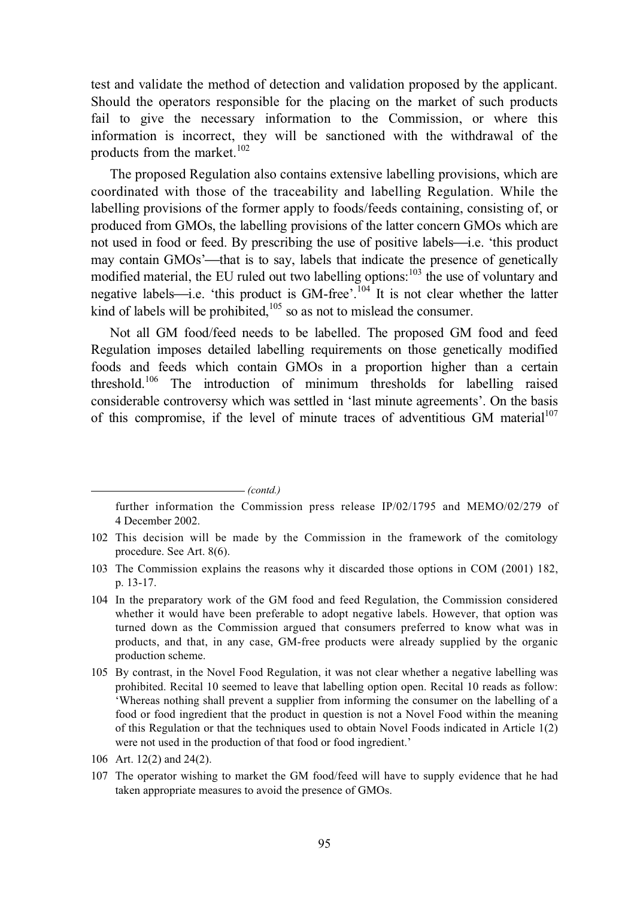test and validate the method of detection and validation proposed by the applicant. Should the operators responsible for the placing on the market of such products fail to give the necessary information to the Commission, or where this information is incorrect, they will be sanctioned with the withdrawal of the products from the market.[102]

The proposed Regulation also contains extensive labelling provisions, which are coordinated with those of the traceability and labelling Regulation. While the labelling provisions of the former apply to foods/feeds containing, consisting of, or produced from GMOs, the labelling provisions of the latter concern GMOs which are not used in food or feed. By prescribing the use of positive labels—i.e. 'this product may contain GMOs'—that is to say, labels that indicate the presence of genetically modified material, the EU ruled out two labelling options:[103] the use of voluntary and negative labels—i.e. 'this product is GM-free'.[104] It is not clear whether the latter kind of labels will be prohibited,[105] so as not to mislead the consumer.

Not all GM food/feed needs to be labelled. The proposed GM food and feed Regulation imposes detailed labelling requirements on those genetically modified foods and feeds which contain GMOs in a proportion higher than a certain threshold.[106] The introduction of minimum thresholds for labelling raised considerable controversy which was settled in 'last minute agreements'. On the basis of this compromise, if the level of minute traces of adventitious GM material[107]

---

*(contd.)*

further information the Commission press release IP/02/1795 and MEMO/02/279 of 4 December 2002.

102 This decision will be made by the Commission in the framework of the comitology procedure. See Art. 8(6).

103 The Commission explains the reasons why it discarded those options in COM (2001) 182, p. 13-17.

104 In the preparatory work of the GM food and feed Regulation, the Commission considered whether it would have been preferable to adopt negative labels. However, that option was turned down as the Commission argued that consumers preferred to know what was in products, and that, in any case, GM-free products were already supplied by the organic production scheme.

105 By contrast, in the Novel Food Regulation, it was not clear whether a negative labelling was prohibited. Recital 10 seemed to leave that labelling option open. Recital 10 reads as follow: 'Whereas nothing shall prevent a supplier from informing the consumer on the labelling of a food or food ingredient that the product in question is not a Novel Food within the meaning of this Regulation or that the techniques used to obtain Novel Foods indicated in Article 1(2) were not used in the production of that food or food ingredient.'

106 Art. 12(2) and 24(2).

107 The operator wishing to market the GM food/feed will have to supply evidence that he had taken appropriate measures to avoid the presence of GMOs.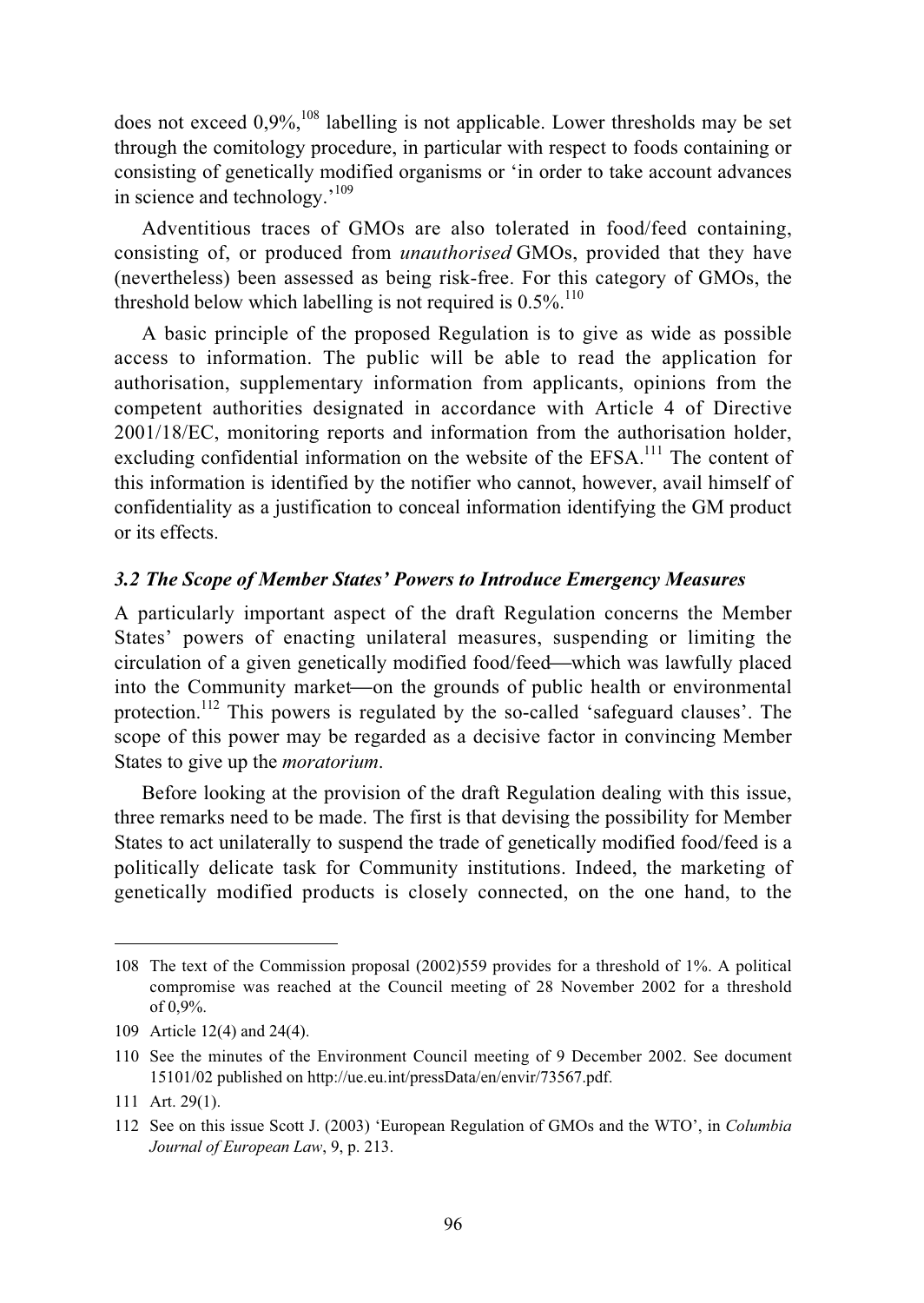does not exceed 0,9%,[108] labelling is not applicable. Lower thresholds may be set through the comitology procedure, in particular with respect to foods containing or consisting of genetically modified organisms or 'in order to take account advances in science and technology.'[109]

Adventitious traces of GMOs are also tolerated in food/feed containing, consisting of, or produced from *unauthorised* GMOs, provided that they have (nevertheless) been assessed as being risk-free. For this category of GMOs, the threshold below which labelling is not required is 0.5%.[110]

A basic principle of the proposed Regulation is to give as wide as possible access to information. The public will be able to read the application for authorisation, supplementary information from applicants, opinions from the competent authorities designated in accordance with Article 4 of Directive 2001/18/EC, monitoring reports and information from the authorisation holder, excluding confidential information on the website of the EFSA.[111] The content of this information is identified by the notifier who cannot, however, avail himself of confidentiality as a justification to conceal information identifying the GM product or its effects.

### *3.2 The Scope of Member States' Powers to Introduce Emergency Measures*

A particularly important aspect of the draft Regulation concerns the Member States' powers of enacting unilateral measures, suspending or limiting the circulation of a given genetically modified food/feed—which was lawfully placed into the Community market—on the grounds of public health or environmental protection.[112] This powers is regulated by the so-called 'safeguard clauses'. The scope of this power may be regarded as a decisive factor in convincing Member States to give up the *moratorium*.

Before looking at the provision of the draft Regulation dealing with this issue, three remarks need to be made. The first is that devising the possibility for Member States to act unilaterally to suspend the trade of genetically modified food/feed is a politically delicate task for Community institutions. Indeed, the marketing of genetically modified products is closely connected, on the one hand, to the

---

108 The text of the Commission proposal (2002)559 provides for a threshold of 1%. A political compromise was reached at the Council meeting of 28 November 2002 for a threshold of 0,9%.

109 Article 12(4) and 24(4).

110 See the minutes of the Environment Council meeting of 9 December 2002. See document 15101/02 published on http://ue.eu.int/pressData/en/envir/73567.pdf.

111 Art. 29(1).

112 See on this issue Scott J. (2003) 'European Regulation of GMOs and the WTO', in *Columbia Journal of European Law*, 9, p. 213.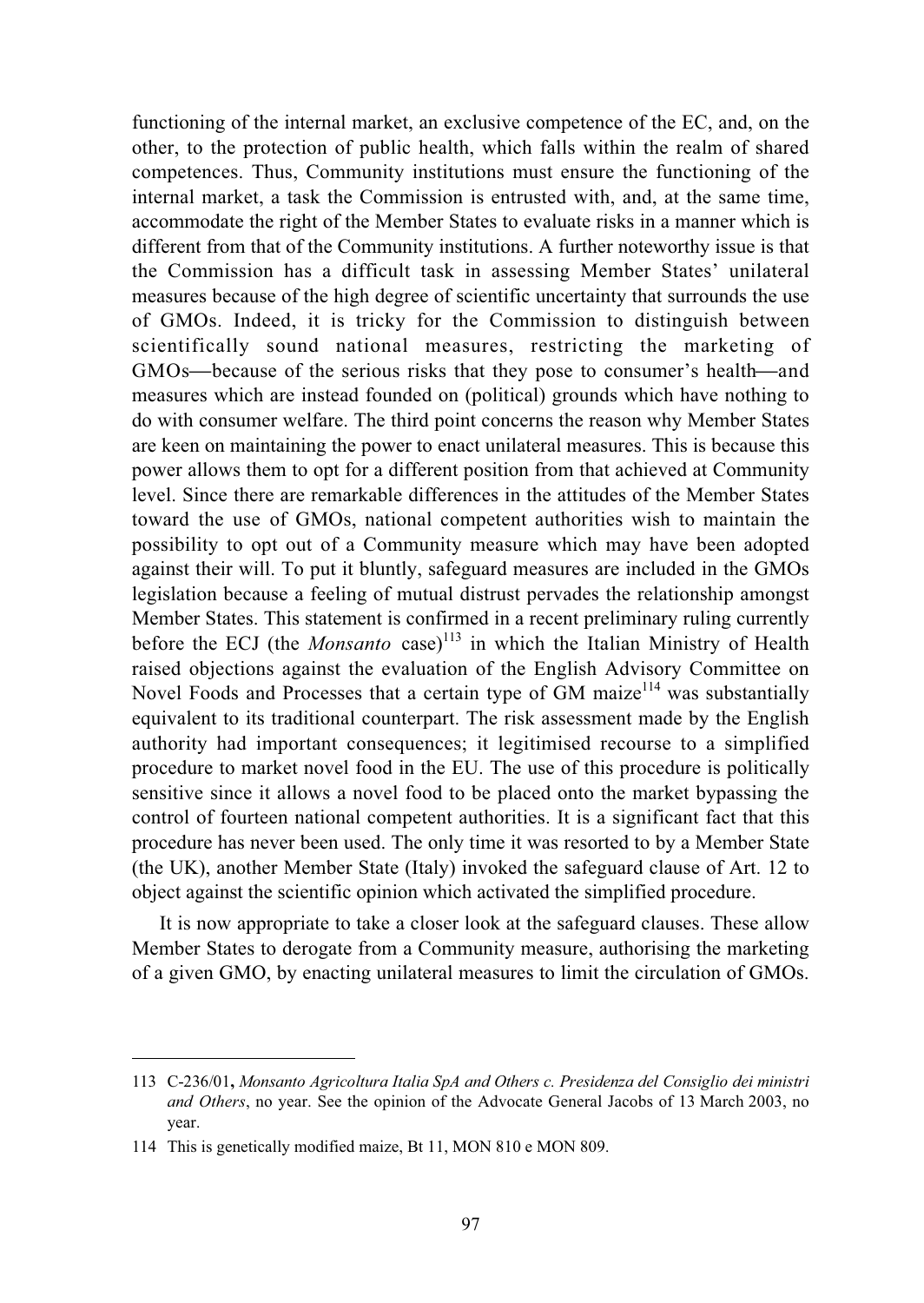functioning of the internal market, an exclusive competence of the EC, and, on the other, to the protection of public health, which falls within the realm of shared competences. Thus, Community institutions must ensure the functioning of the internal market, a task the Commission is entrusted with, and, at the same time, accommodate the right of the Member States to evaluate risks in a manner which is different from that of the Community institutions. A further noteworthy issue is that the Commission has a difficult task in assessing Member States' unilateral measures because of the high degree of scientific uncertainty that surrounds the use of GMOs. Indeed, it is tricky for the Commission to distinguish between scientifically sound national measures, restricting the marketing of GMOs—because of the serious risks that they pose to consumer's health—and measures which are instead founded on (political) grounds which have nothing to do with consumer welfare. The third point concerns the reason why Member States are keen on maintaining the power to enact unilateral measures. This is because this power allows them to opt for a different position from that achieved at Community level. Since there are remarkable differences in the attitudes of the Member States toward the use of GMOs, national competent authorities wish to maintain the possibility to opt out of a Community measure which may have been adopted against their will. To put it bluntly, safeguard measures are included in the GMOs legislation because a feeling of mutual distrust pervades the relationship amongst Member States. This statement is confirmed in a recent preliminary ruling currently before the ECJ (the *Monsanto* case)[113] in which the Italian Ministry of Health raised objections against the evaluation of the English Advisory Committee on Novel Foods and Processes that a certain type of GM maize[114] was substantially equivalent to its traditional counterpart. The risk assessment made by the English authority had important consequences; it legitimised recourse to a simplified procedure to market novel food in the EU. The use of this procedure is politically sensitive since it allows a novel food to be placed onto the market bypassing the control of fourteen national competent authorities. It is a significant fact that this procedure has never been used. The only time it was resorted to by a Member State (the UK), another Member State (Italy) invoked the safeguard clause of Art. 12 to object against the scientific opinion which activated the simplified procedure.

It is now appropriate to take a closer look at the safeguard clauses. These allow Member States to derogate from a Community measure, authorising the marketing of a given GMO, by enacting unilateral measures to limit the circulation of GMOs.

---

113 C-236/01**,** *Monsanto Agricoltura Italia SpA and Others c. Presidenza del Consiglio dei ministri and Others*, no year. See the opinion of the Advocate General Jacobs of 13 March 2003, no year.

114 This is genetically modified maize, Bt 11, MON 810 e MON 809.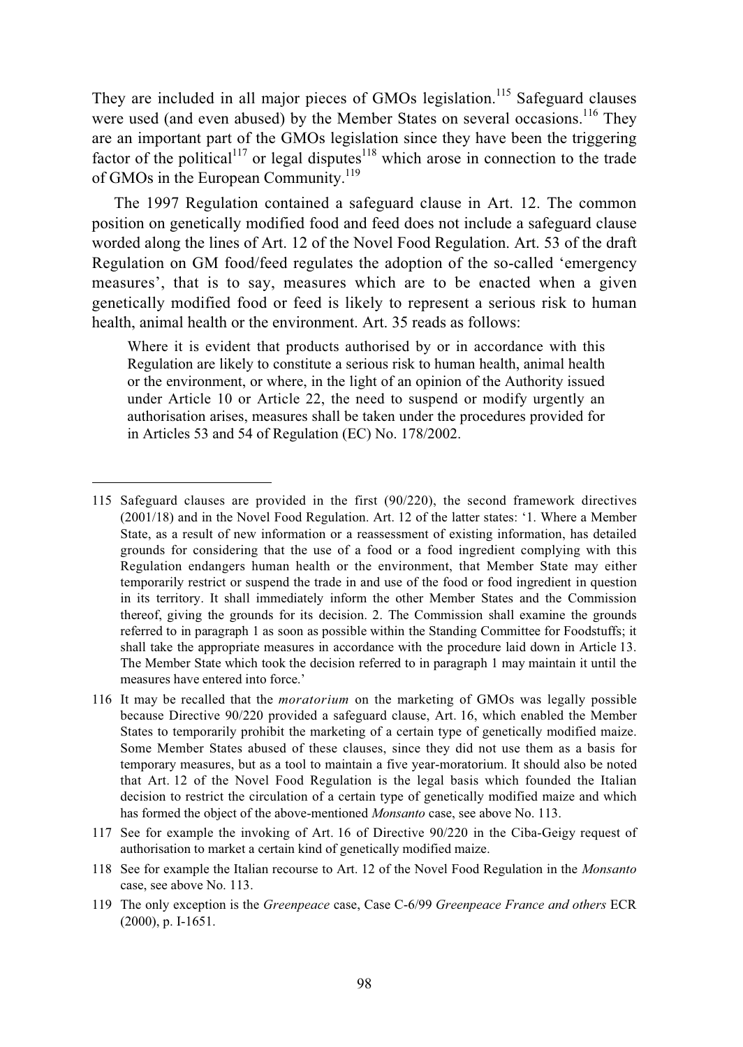They are included in all major pieces of GMOs legislation.[115] Safeguard clauses were used (and even abused) by the Member States on several occasions.[116] They are an important part of the GMOs legislation since they have been the triggering factor of the political[117] or legal disputes[118] which arose in connection to the trade of GMOs in the European Community.[119]

The 1997 Regulation contained a safeguard clause in Art. 12. The common position on genetically modified food and feed does not include a safeguard clause worded along the lines of Art. 12 of the Novel Food Regulation. Art. 53 of the draft Regulation on GM food/feed regulates the adoption of the so-called 'emergency measures', that is to say, measures which are to be enacted when a given genetically modified food or feed is likely to represent a serious risk to human health, animal health or the environment. Art. 35 reads as follows:

> Where it is evident that products authorised by or in accordance with this Regulation are likely to constitute a serious risk to human health, animal health or the environment, or where, in the light of an opinion of the Authority issued under Article 10 or Article 22, the need to suspend or modify urgently an authorisation arises, measures shall be taken under the procedures provided for in Articles 53 and 54 of Regulation (EC) No. 178/2002.

---

115 Safeguard clauses are provided in the first (90/220), the second framework directives (2001/18) and in the Novel Food Regulation. Art. 12 of the latter states: '1. Where a Member State, as a result of new information or a reassessment of existing information, has detailed grounds for considering that the use of a food or a food ingredient complying with this Regulation endangers human health or the environment, that Member State may either temporarily restrict or suspend the trade in and use of the food or food ingredient in question in its territory. It shall immediately inform the other Member States and the Commission thereof, giving the grounds for its decision. 2. The Commission shall examine the grounds referred to in paragraph 1 as soon as possible within the Standing Committee for Foodstuffs; it shall take the appropriate measures in accordance with the procedure laid down in Article 13. The Member State which took the decision referred to in paragraph 1 may maintain it until the measures have entered into force.'

116 It may be recalled that the *moratorium* on the marketing of GMOs was legally possible because Directive 90/220 provided a safeguard clause, Art. 16, which enabled the Member States to temporarily prohibit the marketing of a certain type of genetically modified maize. Some Member States abused of these clauses, since they did not use them as a basis for temporary measures, but as a tool to maintain a five year-moratorium. It should also be noted that Art. 12 of the Novel Food Regulation is the legal basis which founded the Italian decision to restrict the circulation of a certain type of genetically modified maize and which has formed the object of the above-mentioned *Monsanto* case, see above No. 113.

117 See for example the invoking of Art. 16 of Directive 90/220 in the Ciba-Geigy request of authorisation to market a certain kind of genetically modified maize.

118 See for example the Italian recourse to Art. 12 of the Novel Food Regulation in the *Monsanto* case, see above No. 113.

119 The only exception is the *Greenpeace* case, Case C-6/99 *Greenpeace France and others* ECR (2000), p. I-1651.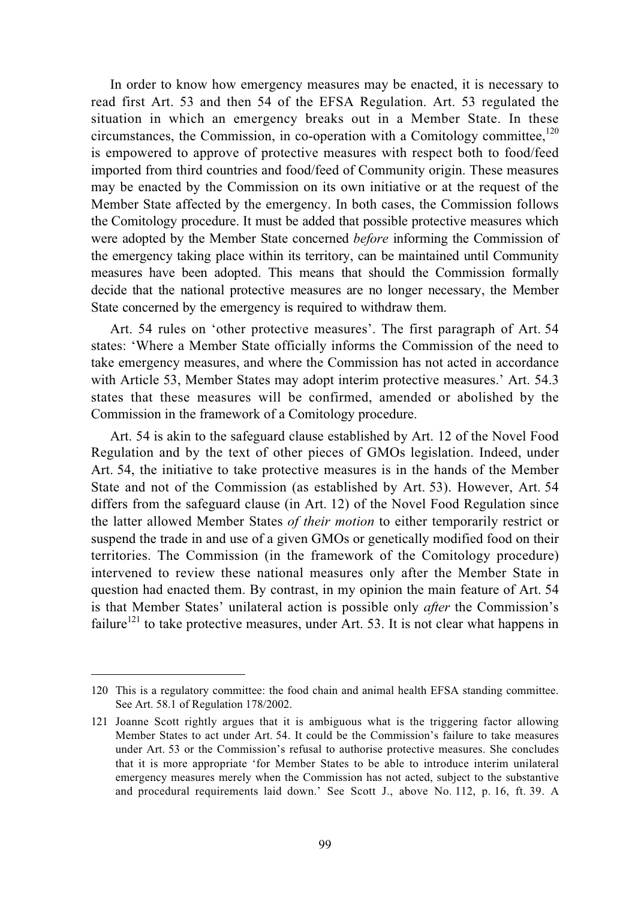In order to know how emergency measures may be enacted, it is necessary to read first Art. 53 and then 54 of the EFSA Regulation. Art. 53 regulated the situation in which an emergency breaks out in a Member State. In these circumstances, the Commission, in co-operation with a Comitology committee,[120] is empowered to approve of protective measures with respect both to food/feed imported from third countries and food/feed of Community origin. These measures may be enacted by the Commission on its own initiative or at the request of the Member State affected by the emergency. In both cases, the Commission follows the Comitology procedure. It must be added that possible protective measures which were adopted by the Member State concerned *before* informing the Commission of the emergency taking place within its territory, can be maintained until Community measures have been adopted. This means that should the Commission formally decide that the national protective measures are no longer necessary, the Member State concerned by the emergency is required to withdraw them.

Art. 54 rules on 'other protective measures'. The first paragraph of Art. 54 states: 'Where a Member State officially informs the Commission of the need to take emergency measures, and where the Commission has not acted in accordance with Article 53, Member States may adopt interim protective measures.' Art. 54.3 states that these measures will be confirmed, amended or abolished by the Commission in the framework of a Comitology procedure.

Art. 54 is akin to the safeguard clause established by Art. 12 of the Novel Food Regulation and by the text of other pieces of GMOs legislation. Indeed, under Art. 54, the initiative to take protective measures is in the hands of the Member State and not of the Commission (as established by Art. 53). However, Art. 54 differs from the safeguard clause (in Art. 12) of the Novel Food Regulation since the latter allowed Member States *of their motion* to either temporarily restrict or suspend the trade in and use of a given GMOs or genetically modified food on their territories. The Commission (in the framework of the Comitology procedure) intervened to review these national measures only after the Member State in question had enacted them. By contrast, in my opinion the main feature of Art. 54 is that Member States' unilateral action is possible only *after* the Commission's failure[121] to take protective measures, under Art. 53. It is not clear what happens in

---

120 This is a regulatory committee: the food chain and animal health EFSA standing committee. See Art. 58.1 of Regulation 178/2002.

121 Joanne Scott rightly argues that it is ambiguous what is the triggering factor allowing Member States to act under Art. 54. It could be the Commission's failure to take measures under Art. 53 or the Commission's refusal to authorise protective measures. She concludes that it is more appropriate 'for Member States to be able to introduce interim unilateral emergency measures merely when the Commission has not acted, subject to the substantive and procedural requirements laid down.' See Scott J., above No. 112, p. 16, ft. 39. A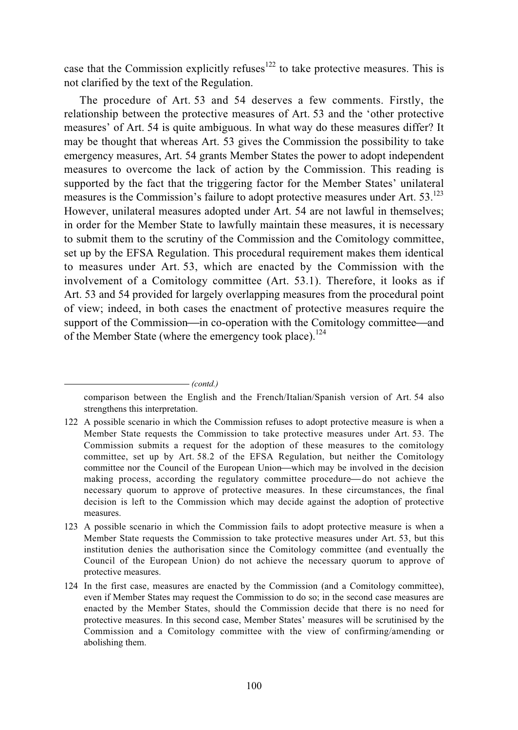case that the Commission explicitly refuses[122] to take protective measures. This is not clarified by the text of the Regulation.

The procedure of Art. 53 and 54 deserves a few comments. Firstly, the relationship between the protective measures of Art. 53 and the 'other protective measures' of Art. 54 is quite ambiguous. In what way do these measures differ? It may be thought that whereas Art. 53 gives the Commission the possibility to take emergency measures, Art. 54 grants Member States the power to adopt independent measures to overcome the lack of action by the Commission. This reading is supported by the fact that the triggering factor for the Member States' unilateral measures is the Commission's failure to adopt protective measures under Art. 53.[123] However, unilateral measures adopted under Art. 54 are not lawful in themselves; in order for the Member State to lawfully maintain these measures, it is necessary to submit them to the scrutiny of the Commission and the Comitology committee, set up by the EFSA Regulation. This procedural requirement makes them identical to measures under Art. 53, which are enacted by the Commission with the involvement of a Comitology committee (Art. 53.1). Therefore, it looks as if Art. 53 and 54 provided for largely overlapping measures from the procedural point of view; indeed, in both cases the enactment of protective measures require the support of the Commission—in co-operation with the Comitology committee—and of the Member State (where the emergency took place).[124]

---

*(contd.)*

comparison between the English and the French/Italian/Spanish version of Art. 54 also strengthens this interpretation.

122 A possible scenario in which the Commission refuses to adopt protective measure is when a Member State requests the Commission to take protective measures under Art. 53. The Commission submits a request for the adoption of these measures to the comitology committee, set up by Art. 58.2 of the EFSA Regulation, but neither the Comitology committee nor the Council of the European Union—which may be involved in the decision making process, according the regulatory committee procedure—do not achieve the necessary quorum to approve of protective measures. In these circumstances, the final decision is left to the Commission which may decide against the adoption of protective measures.

123 A possible scenario in which the Commission fails to adopt protective measure is when a Member State requests the Commission to take protective measures under Art. 53, but this institution denies the authorisation since the Comitology committee (and eventually the Council of the European Union) do not achieve the necessary quorum to approve of protective measures.

124 In the first case, measures are enacted by the Commission (and a Comitology committee), even if Member States may request the Commission to do so; in the second case measures are enacted by the Member States, should the Commission decide that there is no need for protective measures. In this second case, Member States' measures will be scrutinised by the Commission and a Comitology committee with the view of confirming/amending or abolishing them.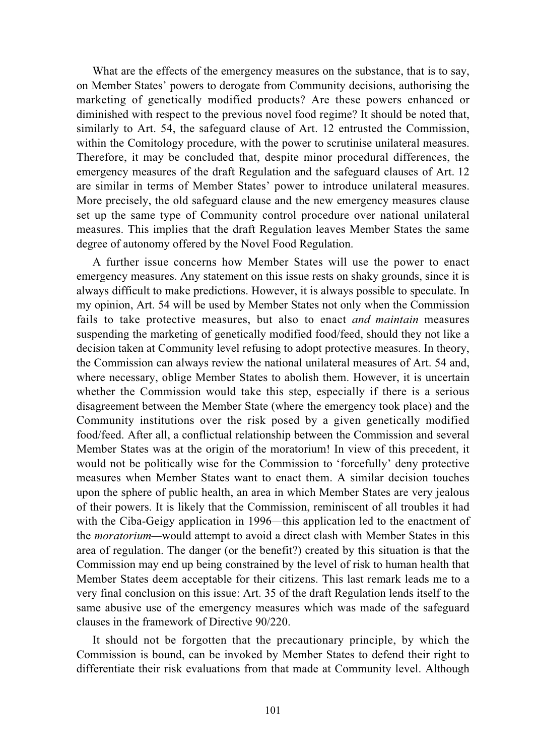What are the effects of the emergency measures on the substance, that is to say, on Member States' powers to derogate from Community decisions, authorising the marketing of genetically modified products? Are these powers enhanced or diminished with respect to the previous novel food regime? It should be noted that, similarly to Art. 54, the safeguard clause of Art. 12 entrusted the Commission, within the Comitology procedure, with the power to scrutinise unilateral measures. Therefore, it may be concluded that, despite minor procedural differences, the emergency measures of the draft Regulation and the safeguard clauses of Art. 12 are similar in terms of Member States' power to introduce unilateral measures. More precisely, the old safeguard clause and the new emergency measures clause set up the same type of Community control procedure over national unilateral measures. This implies that the draft Regulation leaves Member States the same degree of autonomy offered by the Novel Food Regulation.

A further issue concerns how Member States will use the power to enact emergency measures. Any statement on this issue rests on shaky grounds, since it is always difficult to make predictions. However, it is always possible to speculate. In my opinion, Art. 54 will be used by Member States not only when the Commission fails to take protective measures, but also to enact *and maintain* measures suspending the marketing of genetically modified food/feed, should they not like a decision taken at Community level refusing to adopt protective measures. In theory, the Commission can always review the national unilateral measures of Art. 54 and, where necessary, oblige Member States to abolish them. However, it is uncertain whether the Commission would take this step, especially if there is a serious disagreement between the Member State (where the emergency took place) and the Community institutions over the risk posed by a given genetically modified food/feed. After all, a conflictual relationship between the Commission and several Member States was at the origin of the moratorium! In view of this precedent, it would not be politically wise for the Commission to 'forcefully' deny protective measures when Member States want to enact them. A similar decision touches upon the sphere of public health, an area in which Member States are very jealous of their powers. It is likely that the Commission, reminiscent of all troubles it had with the Ciba-Geigy application in 1996—this application led to the enactment of the *moratorium*—would attempt to avoid a direct clash with Member States in this area of regulation. The danger (or the benefit?) created by this situation is that the Commission may end up being constrained by the level of risk to human health that Member States deem acceptable for their citizens. This last remark leads me to a very final conclusion on this issue: Art. 35 of the draft Regulation lends itself to the same abusive use of the emergency measures which was made of the safeguard clauses in the framework of Directive 90/220.

It should not be forgotten that the precautionary principle, by which the Commission is bound, can be invoked by Member States to defend their right to differentiate their risk evaluations from that made at Community level. Although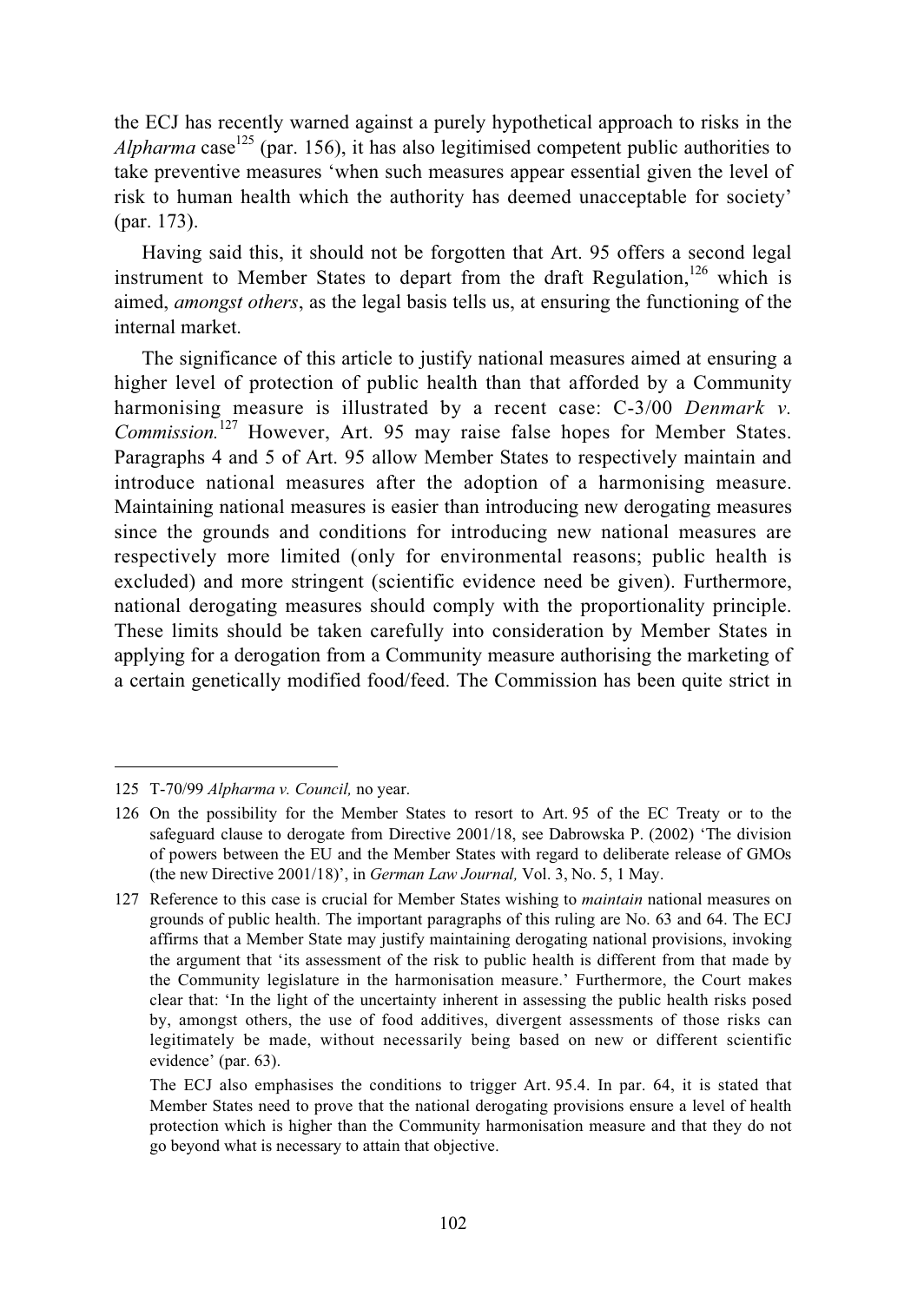the ECJ has recently warned against a purely hypothetical approach to risks in the *Alpharma* case[125] (par. 156), it has also legitimised competent public authorities to take preventive measures 'when such measures appear essential given the level of risk to human health which the authority has deemed unacceptable for society' (par. 173).

Having said this, it should not be forgotten that Art. 95 offers a second legal instrument to Member States to depart from the draft Regulation,[126] which is aimed, *amongst others*, as the legal basis tells us, at ensuring the functioning of the internal market.

The significance of this article to justify national measures aimed at ensuring a higher level of protection of public health than that afforded by a Community harmonising measure is illustrated by a recent case: C-3/00 *Denmark v. Commission.*[127] However, Art. 95 may raise false hopes for Member States. Paragraphs 4 and 5 of Art. 95 allow Member States to respectively maintain and introduce national measures after the adoption of a harmonising measure. Maintaining national measures is easier than introducing new derogating measures since the grounds and conditions for introducing new national measures are respectively more limited (only for environmental reasons; public health is excluded) and more stringent (scientific evidence need be given). Furthermore, national derogating measures should comply with the proportionality principle. These limits should be taken carefully into consideration by Member States in applying for a derogation from a Community measure authorising the marketing of a certain genetically modified food/feed. The Commission has been quite strict in

---

125 T-70/99 *Alpharma v. Council,* no year.

126 On the possibility for the Member States to resort to Art. 95 of the EC Treaty or to the safeguard clause to derogate from Directive 2001/18, see Dabrowska P. (2002) 'The division of powers between the EU and the Member States with regard to deliberate release of GMOs (the new Directive 2001/18)', in *German Law Journal,* Vol. 3, No. 5, 1 May.

127 Reference to this case is crucial for Member States wishing to *maintain* national measures on grounds of public health. The important paragraphs of this ruling are No. 63 and 64. The ECJ affirms that a Member State may justify maintaining derogating national provisions, invoking the argument that 'its assessment of the risk to public health is different from that made by the Community legislature in the harmonisation measure.' Furthermore, the Court makes clear that: 'In the light of the uncertainty inherent in assessing the public health risks posed by, amongst others, the use of food additives, divergent assessments of those risks can legitimately be made, without necessarily being based on new or different scientific evidence' (par. 63).

The ECJ also emphasises the conditions to trigger Art. 95.4. In par. 64, it is stated that Member States need to prove that the national derogating provisions ensure a level of health protection which is higher than the Community harmonisation measure and that they do not go beyond what is necessary to attain that objective.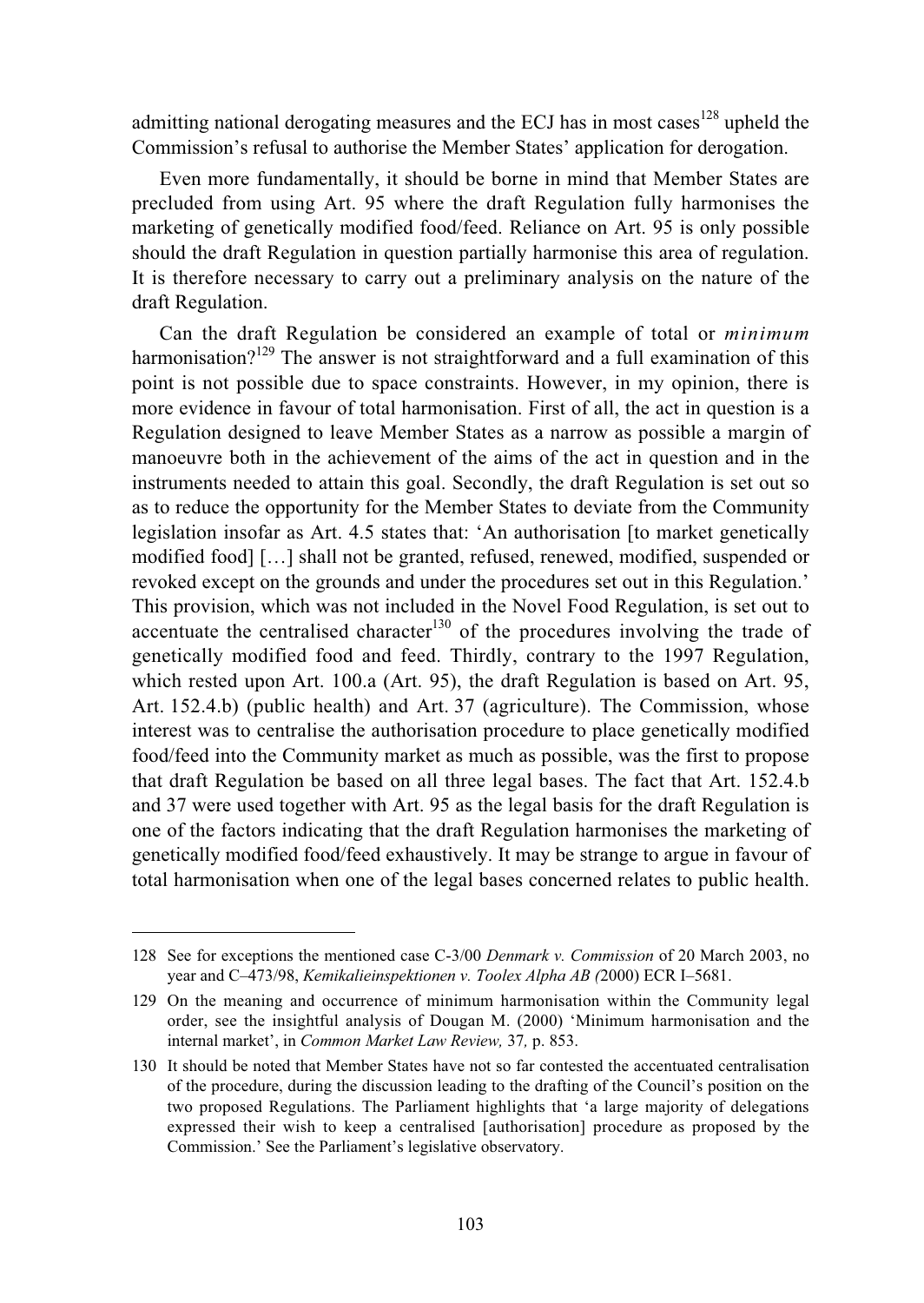admitting national derogating measures and the ECJ has in most cases[128] upheld the Commission's refusal to authorise the Member States' application for derogation.

Even more fundamentally, it should be borne in mind that Member States are precluded from using Art. 95 where the draft Regulation fully harmonises the marketing of genetically modified food/feed. Reliance on Art. 95 is only possible should the draft Regulation in question partially harmonise this area of regulation. It is therefore necessary to carry out a preliminary analysis on the nature of the draft Regulation.

Can the draft Regulation be considered an example of total or *minimum* harmonisation?[129] The answer is not straightforward and a full examination of this point is not possible due to space constraints. However, in my opinion, there is more evidence in favour of total harmonisation. First of all, the act in question is a Regulation designed to leave Member States as a narrow as possible a margin of manoeuvre both in the achievement of the aims of the act in question and in the instruments needed to attain this goal. Secondly, the draft Regulation is set out so as to reduce the opportunity for the Member States to deviate from the Community legislation insofar as Art. 4.5 states that: 'An authorisation [to market genetically modified food] […] shall not be granted, refused, renewed, modified, suspended or revoked except on the grounds and under the procedures set out in this Regulation.' This provision, which was not included in the Novel Food Regulation, is set out to accentuate the centralised character[130] of the procedures involving the trade of genetically modified food and feed. Thirdly, contrary to the 1997 Regulation, which rested upon Art. 100.a (Art. 95), the draft Regulation is based on Art. 95, Art. 152.4.b) (public health) and Art. 37 (agriculture). The Commission, whose interest was to centralise the authorisation procedure to place genetically modified food/feed into the Community market as much as possible, was the first to propose that draft Regulation be based on all three legal bases. The fact that Art. 152.4.b and 37 were used together with Art. 95 as the legal basis for the draft Regulation is one of the factors indicating that the draft Regulation harmonises the marketing of genetically modified food/feed exhaustively. It may be strange to argue in favour of total harmonisation when one of the legal bases concerned relates to public health.

---

128 See for exceptions the mentioned case C-3/00 *Denmark v. Commission* of 20 March 2003, no year and C–473/98, *Kemikalieinspektionen v. Toolex Alpha AB (*2000) ECR I–5681.

129 On the meaning and occurrence of minimum harmonisation within the Community legal order, see the insightful analysis of Dougan M. (2000) 'Minimum harmonisation and the internal market', in *Common Market Law Review,* 37*,* p. 853.

130 It should be noted that Member States have not so far contested the accentuated centralisation of the procedure, during the discussion leading to the drafting of the Council's position on the two proposed Regulations. The Parliament highlights that 'a large majority of delegations expressed their wish to keep a centralised [authorisation] procedure as proposed by the Commission.' See the Parliament's legislative observatory.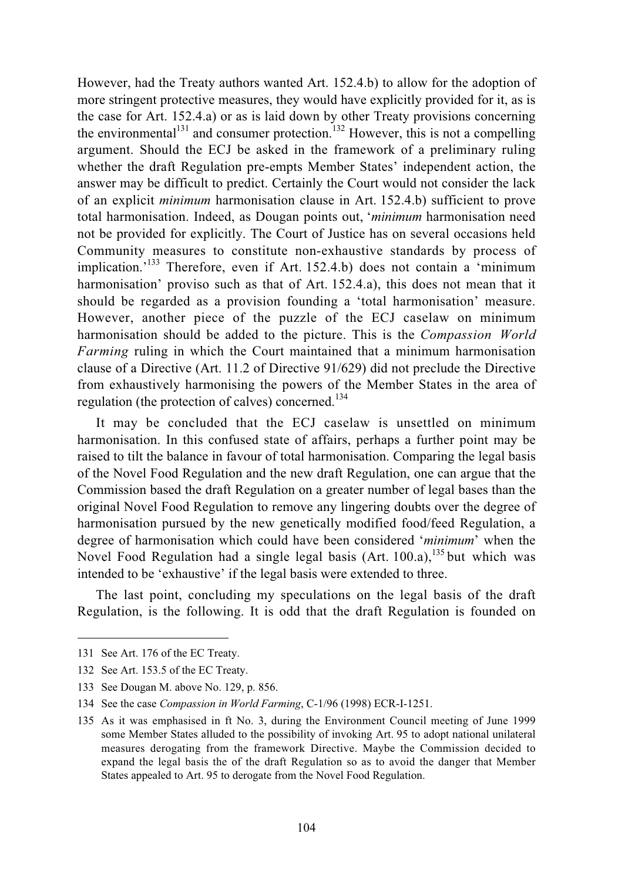However, had the Treaty authors wanted Art. 152.4.b) to allow for the adoption of more stringent protective measures, they would have explicitly provided for it, as is the case for Art. 152.4.a) or as is laid down by other Treaty provisions concerning the environmental[131] and consumer protection.[132] However, this is not a compelling argument. Should the ECJ be asked in the framework of a preliminary ruling whether the draft Regulation pre-empts Member States' independent action, the answer may be difficult to predict. Certainly the Court would not consider the lack of an explicit *minimum* harmonisation clause in Art. 152.4.b) sufficient to prove total harmonisation. Indeed, as Dougan points out, '*minimum* harmonisation need not be provided for explicitly. The Court of Justice has on several occasions held Community measures to constitute non-exhaustive standards by process of implication.'[133] Therefore, even if Art. 152.4.b) does not contain a 'minimum harmonisation' proviso such as that of Art. 152.4.a), this does not mean that it should be regarded as a provision founding a 'total harmonisation' measure. However, another piece of the puzzle of the ECJ caselaw on minimum harmonisation should be added to the picture. This is the *Compassion World Farming* ruling in which the Court maintained that a minimum harmonisation clause of a Directive (Art. 11.2 of Directive 91/629) did not preclude the Directive from exhaustively harmonising the powers of the Member States in the area of regulation (the protection of calves) concerned.[134]

It may be concluded that the ECJ caselaw is unsettled on minimum harmonisation. In this confused state of affairs, perhaps a further point may be raised to tilt the balance in favour of total harmonisation. Comparing the legal basis of the Novel Food Regulation and the new draft Regulation, one can argue that the Commission based the draft Regulation on a greater number of legal bases than the original Novel Food Regulation to remove any lingering doubts over the degree of harmonisation pursued by the new genetically modified food/feed Regulation, a degree of harmonisation which could have been considered '*minimum*' when the Novel Food Regulation had a single legal basis (Art. 100.a),[135] but which was intended to be 'exhaustive' if the legal basis were extended to three.

The last point, concluding my speculations on the legal basis of the draft Regulation, is the following. It is odd that the draft Regulation is founded on

---

131 See Art. 176 of the EC Treaty.

132 See Art. 153.5 of the EC Treaty.

133 See Dougan M. above No. 129, p. 856.

134 See the case *Compassion in World Farming*, C-1/96 (1998) ECR-I-1251.

135 As it was emphasised in ft No. 3, during the Environment Council meeting of June 1999 some Member States alluded to the possibility of invoking Art. 95 to adopt national unilateral measures derogating from the framework Directive. Maybe the Commission decided to expand the legal basis the of the draft Regulation so as to avoid the danger that Member States appealed to Art. 95 to derogate from the Novel Food Regulation.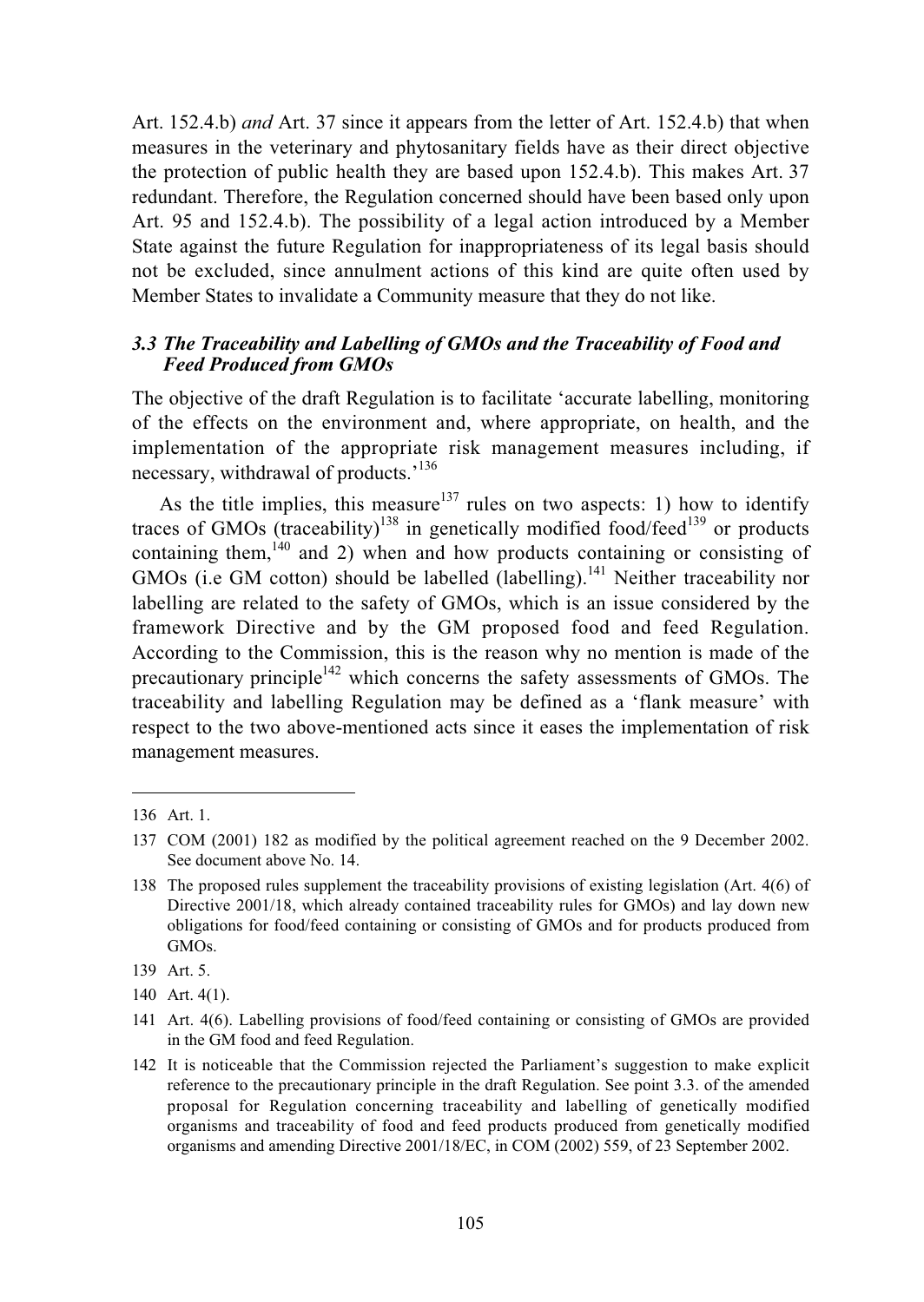Art. 152.4.b) *and* Art. 37 since it appears from the letter of Art. 152.4.b) that when measures in the veterinary and phytosanitary fields have as their direct objective the protection of public health they are based upon 152.4.b). This makes Art. 37 redundant. Therefore, the Regulation concerned should have been based only upon Art. 95 and 152.4.b). The possibility of a legal action introduced by a Member State against the future Regulation for inappropriateness of its legal basis should not be excluded, since annulment actions of this kind are quite often used by Member States to invalidate a Community measure that they do not like.

### *3.3 The Traceability and Labelling of GMOs and the Traceability of Food and Feed Produced from GMOs*

The objective of the draft Regulation is to facilitate 'accurate labelling, monitoring of the effects on the environment and, where appropriate, on health, and the implementation of the appropriate risk management measures including, if necessary, withdrawal of products.'[136]

As the title implies, this measure[137] rules on two aspects: 1) how to identify traces of GMOs (traceability)[138] in genetically modified food/feed[139] or products containing them,[140] and 2) when and how products containing or consisting of GMOs (i.e GM cotton) should be labelled (labelling).[141] Neither traceability nor labelling are related to the safety of GMOs, which is an issue considered by the framework Directive and by the GM proposed food and feed Regulation. According to the Commission, this is the reason why no mention is made of the precautionary principle[142] which concerns the safety assessments of GMOs. The traceability and labelling Regulation may be defined as a 'flank measure' with respect to the two above-mentioned acts since it eases the implementation of risk management measures.

---

136 Art. 1.

137 COM (2001) 182 as modified by the political agreement reached on the 9 December 2002. See document above No. 14.

138 The proposed rules supplement the traceability provisions of existing legislation (Art. 4(6) of Directive 2001/18, which already contained traceability rules for GMOs) and lay down new obligations for food/feed containing or consisting of GMOs and for products produced from GMOs.

139 Art. 5.

140 Art. 4(1).

141 Art. 4(6). Labelling provisions of food/feed containing or consisting of GMOs are provided in the GM food and feed Regulation.

142 It is noticeable that the Commission rejected the Parliament's suggestion to make explicit reference to the precautionary principle in the draft Regulation. See point 3.3. of the amended proposal for Regulation concerning traceability and labelling of genetically modified organisms and traceability of food and feed products produced from genetically modified organisms and amending Directive 2001/18/EC, in COM (2002) 559, of 23 September 2002.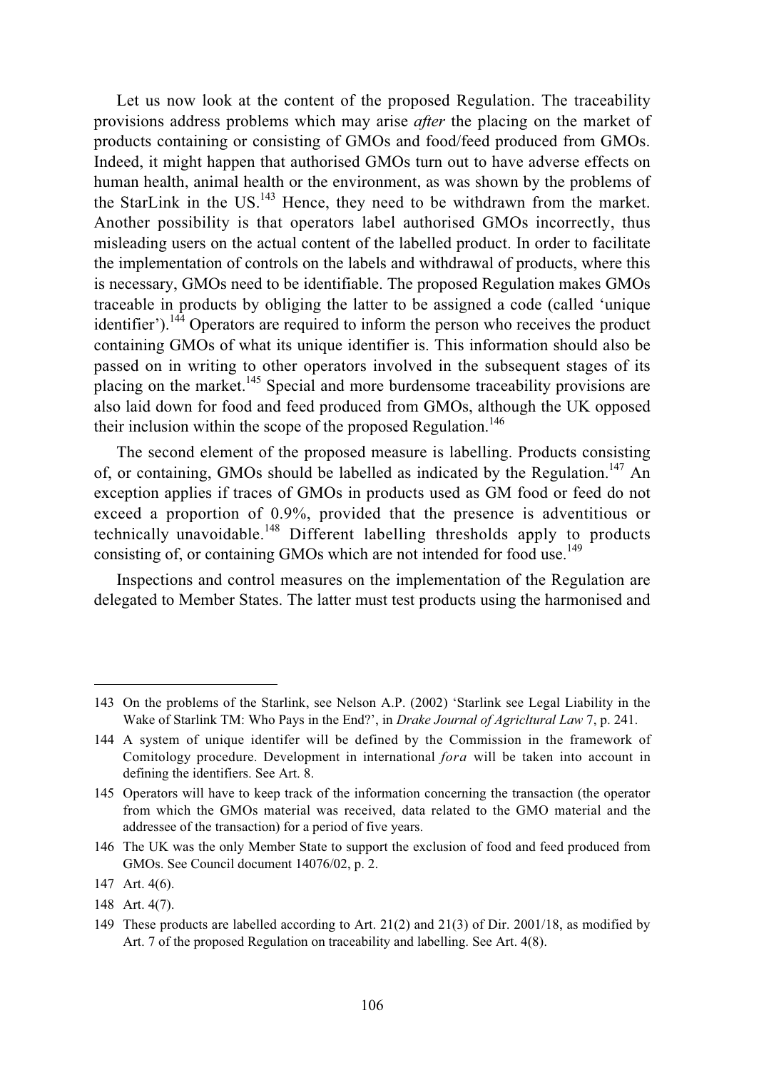Let us now look at the content of the proposed Regulation. The traceability provisions address problems which may arise *after* the placing on the market of products containing or consisting of GMOs and food/feed produced from GMOs. Indeed, it might happen that authorised GMOs turn out to have adverse effects on human health, animal health or the environment, as was shown by the problems of the StarLink in the US.[143] Hence, they need to be withdrawn from the market. Another possibility is that operators label authorised GMOs incorrectly, thus misleading users on the actual content of the labelled product. In order to facilitate the implementation of controls on the labels and withdrawal of products, where this is necessary, GMOs need to be identifiable. The proposed Regulation makes GMOs traceable in products by obliging the latter to be assigned a code (called 'unique identifier').[144] Operators are required to inform the person who receives the product containing GMOs of what its unique identifier is. This information should also be passed on in writing to other operators involved in the subsequent stages of its placing on the market.[145] Special and more burdensome traceability provisions are also laid down for food and feed produced from GMOs, although the UK opposed their inclusion within the scope of the proposed Regulation.[146]

The second element of the proposed measure is labelling. Products consisting of, or containing, GMOs should be labelled as indicated by the Regulation.[147] An exception applies if traces of GMOs in products used as GM food or feed do not exceed a proportion of 0.9%, provided that the presence is adventitious or technically unavoidable.[148] Different labelling thresholds apply to products consisting of, or containing GMOs which are not intended for food use.[149]

Inspections and control measures on the implementation of the Regulation are delegated to Member States. The latter must test products using the harmonised and

---

143 On the problems of the Starlink, see Nelson A.P. (2002) 'Starlink see Legal Liability in the Wake of Starlink TM: Who Pays in the End?', in *Drake Journal of Agricltural Law* 7, p. 241.

144 A system of unique identifer will be defined by the Commission in the framework of Comitology procedure. Development in international *fora* will be taken into account in defining the identifiers. See Art. 8.

145 Operators will have to keep track of the information concerning the transaction (the operator from which the GMOs material was received, data related to the GMO material and the addressee of the transaction) for a period of five years.

146 The UK was the only Member State to support the exclusion of food and feed produced from GMOs. See Council document 14076/02, p. 2.

147 Art. 4(6).

148 Art. 4(7).

149 These products are labelled according to Art. 21(2) and 21(3) of Dir. 2001/18, as modified by Art. 7 of the proposed Regulation on traceability and labelling. See Art. 4(8).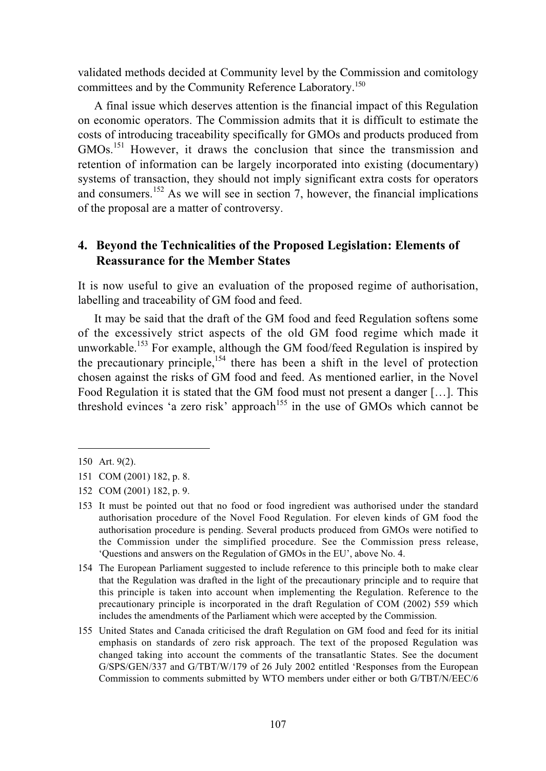validated methods decided at Community level by the Commission and comitology committees and by the Community Reference Laboratory.[150]

A final issue which deserves attention is the financial impact of this Regulation on economic operators. The Commission admits that it is difficult to estimate the costs of introducing traceability specifically for GMOs and products produced from GMOs.[151] However, it draws the conclusion that since the transmission and retention of information can be largely incorporated into existing (documentary) systems of transaction, they should not imply significant extra costs for operators and consumers.[152] As we will see in section 7, however, the financial implications of the proposal are a matter of controversy.

## 4. Beyond the Technicalities of the Proposed Legislation: Elements of Reassurance for the Member States

It is now useful to give an evaluation of the proposed regime of authorisation, labelling and traceability of GM food and feed.

It may be said that the draft of the GM food and feed Regulation softens some of the excessively strict aspects of the old GM food regime which made it unworkable.[153] For example, although the GM food/feed Regulation is inspired by the precautionary principle,[154] there has been a shift in the level of protection chosen against the risks of GM food and feed. As mentioned earlier, in the Novel Food Regulation it is stated that the GM food must not present a danger […]. This threshold evinces 'a zero risk' approach[155] in the use of GMOs which cannot be

---

150 Art. 9(2).

151 COM (2001) 182, p. 8.

152 COM (2001) 182, p. 9.

153 It must be pointed out that no food or food ingredient was authorised under the standard authorisation procedure of the Novel Food Regulation. For eleven kinds of GM food the authorisation procedure is pending. Several products produced from GMOs were notified to the Commission under the simplified procedure. See the Commission press release, 'Questions and answers on the Regulation of GMOs in the EU', above No. 4.

154 The European Parliament suggested to include reference to this principle both to make clear that the Regulation was drafted in the light of the precautionary principle and to require that this principle is taken into account when implementing the Regulation. Reference to the precautionary principle is incorporated in the draft Regulation of COM (2002) 559 which includes the amendments of the Parliament which were accepted by the Commission.

155 United States and Canada criticised the draft Regulation on GM food and feed for its initial emphasis on standards of zero risk approach. The text of the proposed Regulation was changed taking into account the comments of the transatlantic States. See the document G/SPS/GEN/337 and G/TBT/W/179 of 26 July 2002 entitled 'Responses from the European Commission to comments submitted by WTO members under either or both G/TBT/N/EEC/6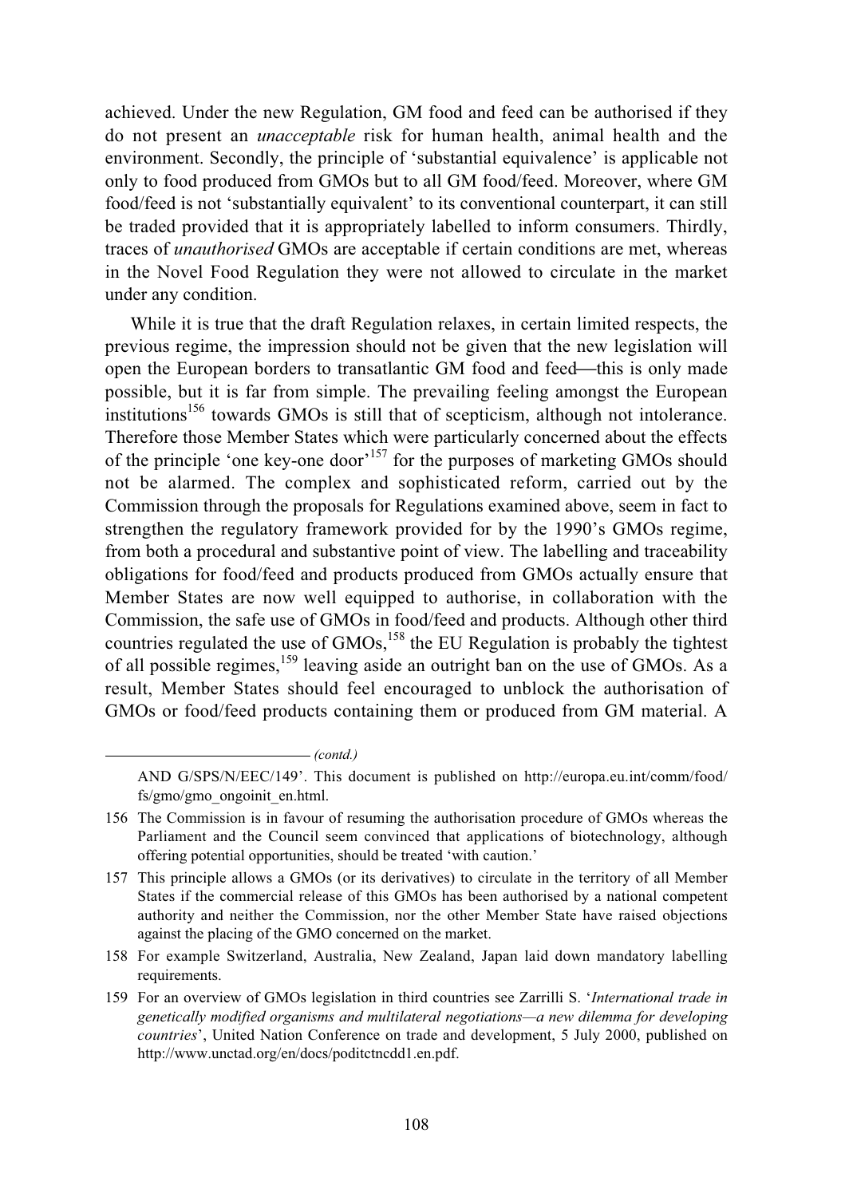achieved. Under the new Regulation, GM food and feed can be authorised if they do not present an *unacceptable* risk for human health, animal health and the environment. Secondly, the principle of 'substantial equivalence' is applicable not only to food produced from GMOs but to all GM food/feed. Moreover, where GM food/feed is not 'substantially equivalent' to its conventional counterpart, it can still be traded provided that it is appropriately labelled to inform consumers. Thirdly, traces of *unauthorised* GMOs are acceptable if certain conditions are met, whereas in the Novel Food Regulation they were not allowed to circulate in the market under any condition.

While it is true that the draft Regulation relaxes, in certain limited respects, the previous regime, the impression should not be given that the new legislation will open the European borders to transatlantic GM food and feed—this is only made possible, but it is far from simple. The prevailing feeling amongst the European institutions[156] towards GMOs is still that of scepticism, although not intolerance. Therefore those Member States which were particularly concerned about the effects of the principle 'one key-one door'[157] for the purposes of marketing GMOs should not be alarmed. The complex and sophisticated reform, carried out by the Commission through the proposals for Regulations examined above, seem in fact to strengthen the regulatory framework provided for by the 1990's GMOs regime, from both a procedural and substantive point of view. The labelling and traceability obligations for food/feed and products produced from GMOs actually ensure that Member States are now well equipped to authorise, in collaboration with the Commission, the safe use of GMOs in food/feed and products. Although other third countries regulated the use of GMOs,[158] the EU Regulation is probably the tightest of all possible regimes,[159] leaving aside an outright ban on the use of GMOs. As a result, Member States should feel encouraged to unblock the authorisation of GMOs or food/feed products containing them or produced from GM material. A

*(contd.)*

AND G/SPS/N/EEC/149'. This document is published on http://europa.eu.int/comm/food/fs/gmo/gmo_ongoinit_en.html.

156 The Commission is in favour of resuming the authorisation procedure of GMOs whereas the Parliament and the Council seem convinced that applications of biotechnology, although offering potential opportunities, should be treated 'with caution.'

157 This principle allows a GMOs (or its derivatives) to circulate in the territory of all Member States if the commercial release of this GMOs has been authorised by a national competent authority and neither the Commission, nor the other Member State have raised objections against the placing of the GMO concerned on the market.

158 For example Switzerland, Australia, New Zealand, Japan laid down mandatory labelling requirements.

159 For an overview of GMOs legislation in third countries see Zarrilli S. '*International trade in genetically modified organisms and multilateral negotiations—a new dilemma for developing countries*', United Nation Conference on trade and development, 5 July 2000, published on http://www.unctad.org/en/docs/poditctncdd1.en.pdf.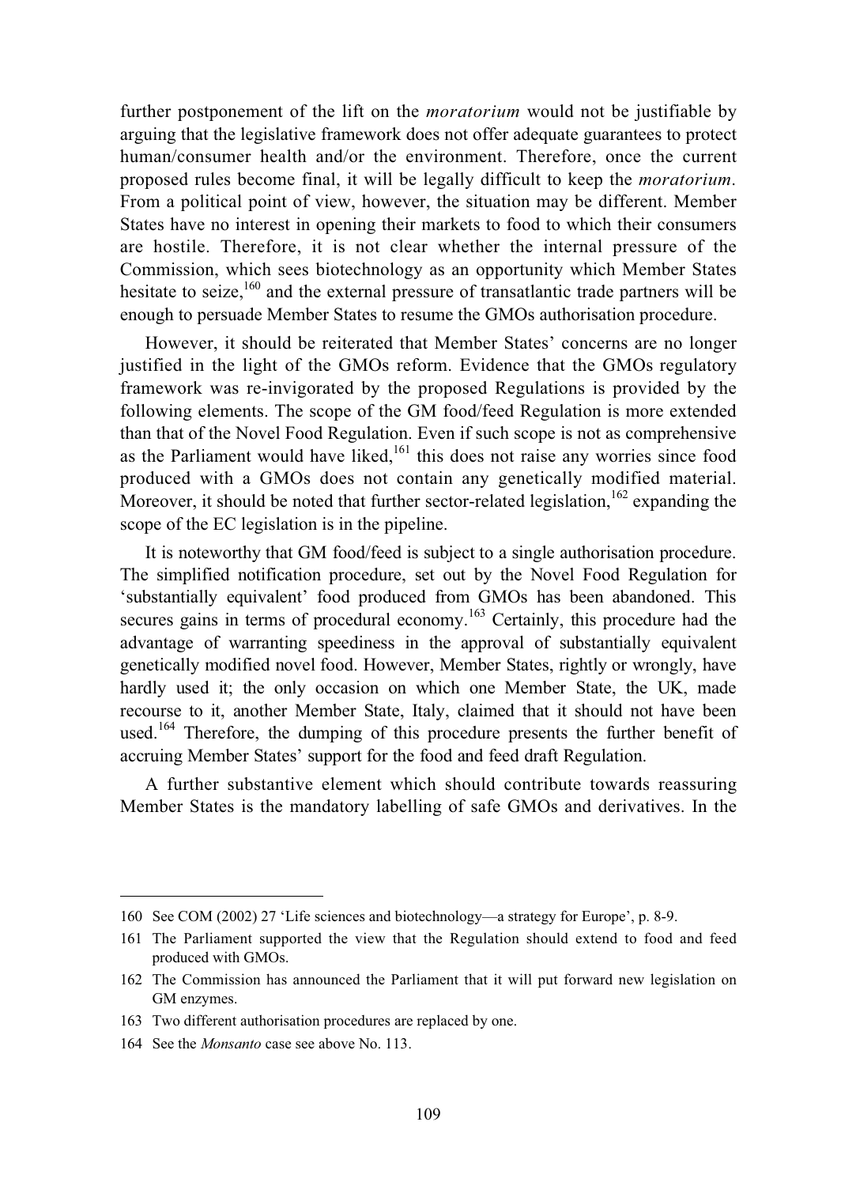further postponement of the lift on the *moratorium* would not be justifiable by arguing that the legislative framework does not offer adequate guarantees to protect human/consumer health and/or the environment. Therefore, once the current proposed rules become final, it will be legally difficult to keep the *moratorium*. From a political point of view, however, the situation may be different. Member States have no interest in opening their markets to food to which their consumers are hostile. Therefore, it is not clear whether the internal pressure of the Commission, which sees biotechnology as an opportunity which Member States hesitate to seize,[160] and the external pressure of transatlantic trade partners will be enough to persuade Member States to resume the GMOs authorisation procedure.

However, it should be reiterated that Member States' concerns are no longer justified in the light of the GMOs reform. Evidence that the GMOs regulatory framework was re-invigorated by the proposed Regulations is provided by the following elements. The scope of the GM food/feed Regulation is more extended than that of the Novel Food Regulation. Even if such scope is not as comprehensive as the Parliament would have liked,[161] this does not raise any worries since food produced with a GMOs does not contain any genetically modified material. Moreover, it should be noted that further sector-related legislation,[162] expanding the scope of the EC legislation is in the pipeline.

It is noteworthy that GM food/feed is subject to a single authorisation procedure. The simplified notification procedure, set out by the Novel Food Regulation for 'substantially equivalent' food produced from GMOs has been abandoned. This secures gains in terms of procedural economy.[163] Certainly, this procedure had the advantage of warranting speediness in the approval of substantially equivalent genetically modified novel food. However, Member States, rightly or wrongly, have hardly used it; the only occasion on which one Member State, the UK, made recourse to it, another Member State, Italy, claimed that it should not have been used.[164] Therefore, the dumping of this procedure presents the further benefit of accruing Member States' support for the food and feed draft Regulation.

A further substantive element which should contribute towards reassuring Member States is the mandatory labelling of safe GMOs and derivatives. In the

---

160 See COM (2002) 27 'Life sciences and biotechnology—a strategy for Europe', p. 8-9.

161 The Parliament supported the view that the Regulation should extend to food and feed produced with GMOs.

162 The Commission has announced the Parliament that it will put forward new legislation on GM enzymes.

163 Two different authorisation procedures are replaced by one.

164 See the *Monsanto* case see above No. 113.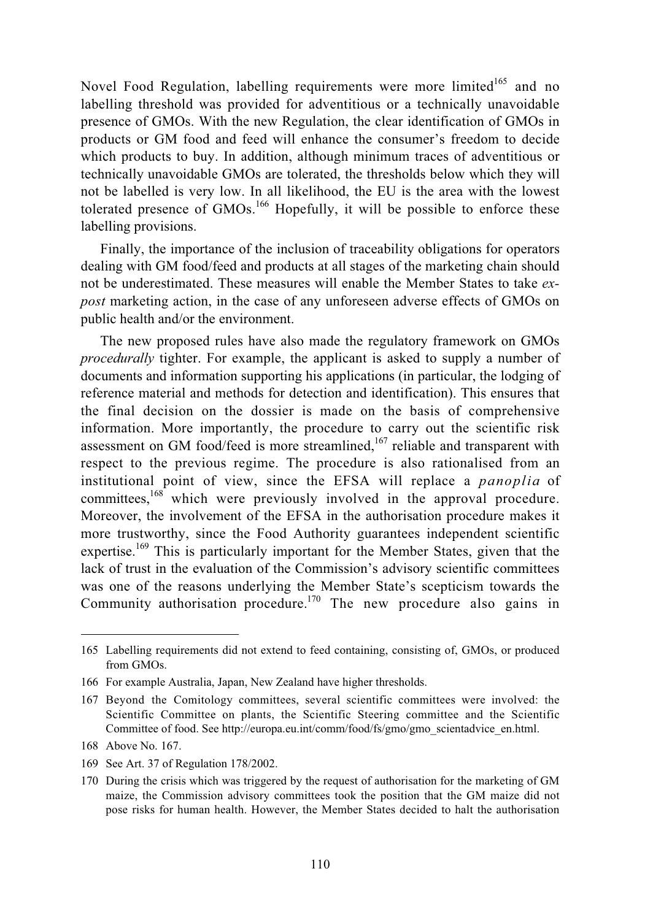Novel Food Regulation, labelling requirements were more limited[165] and no labelling threshold was provided for adventitious or a technically unavoidable presence of GMOs. With the new Regulation, the clear identification of GMOs in products or GM food and feed will enhance the consumer's freedom to decide which products to buy. In addition, although minimum traces of adventitious or technically unavoidable GMOs are tolerated, the thresholds below which they will not be labelled is very low. In all likelihood, the EU is the area with the lowest tolerated presence of GMOs.[166] Hopefully, it will be possible to enforce these labelling provisions.

Finally, the importance of the inclusion of traceability obligations for operators dealing with GM food/feed and products at all stages of the marketing chain should not be underestimated. These measures will enable the Member States to take *ex-post* marketing action, in the case of any unforeseen adverse effects of GMOs on public health and/or the environment.

The new proposed rules have also made the regulatory framework on GMOs *procedurally* tighter. For example, the applicant is asked to supply a number of documents and information supporting his applications (in particular, the lodging of reference material and methods for detection and identification). This ensures that the final decision on the dossier is made on the basis of comprehensive information. More importantly, the procedure to carry out the scientific risk assessment on GM food/feed is more streamlined,[167] reliable and transparent with respect to the previous regime. The procedure is also rationalised from an institutional point of view, since the EFSA will replace a *panoplia* of committees,[168] which were previously involved in the approval procedure. Moreover, the involvement of the EFSA in the authorisation procedure makes it more trustworthy, since the Food Authority guarantees independent scientific expertise.[169] This is particularly important for the Member States, given that the lack of trust in the evaluation of the Commission's advisory scientific committees was one of the reasons underlying the Member State's scepticism towards the Community authorisation procedure.[170] The new procedure also gains in

---

165 Labelling requirements did not extend to feed containing, consisting of, GMOs, or produced from GMOs.

166 For example Australia, Japan, New Zealand have higher thresholds.

167 Beyond the Comitology committees, several scientific committees were involved: the Scientific Committee on plants, the Scientific Steering committee and the Scientific Committee of food. See http://europa.eu.int/comm/food/fs/gmo/gmo_scientadvice_en.html.

168 Above No. 167.

169 See Art. 37 of Regulation 178/2002.

170 During the crisis which was triggered by the request of authorisation for the marketing of GM maize, the Commission advisory committees took the position that the GM maize did not pose risks for human health. However, the Member States decided to halt the authorisation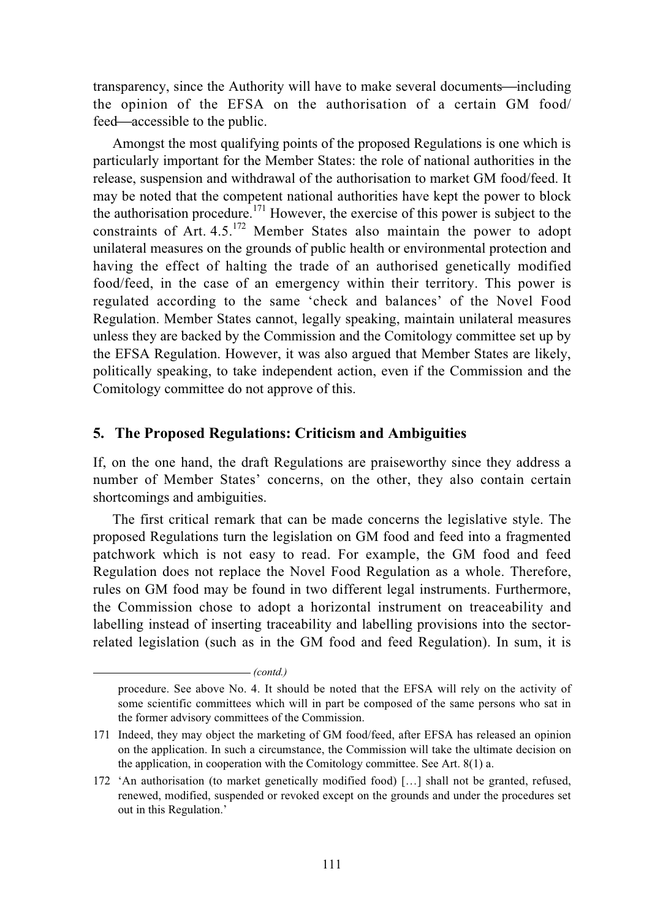transparency, since the Authority will have to make several documents—including the opinion of the EFSA on the authorisation of a certain GM food/feed—accessible to the public.

Amongst the most qualifying points of the proposed Regulations is one which is particularly important for the Member States: the role of national authorities in the release, suspension and withdrawal of the authorisation to market GM food/feed. It may be noted that the competent national authorities have kept the power to block the authorisation procedure.[171] However, the exercise of this power is subject to the constraints of Art. 4.5.[172] Member States also maintain the power to adopt unilateral measures on the grounds of public health or environmental protection and having the effect of halting the trade of an authorised genetically modified food/feed, in the case of an emergency within their territory. This power is regulated according to the same 'check and balances' of the Novel Food Regulation. Member States cannot, legally speaking, maintain unilateral measures unless they are backed by the Commission and the Comitology committee set up by the EFSA Regulation. However, it was also argued that Member States are likely, politically speaking, to take independent action, even if the Commission and the Comitology committee do not approve of this.

## 5. The Proposed Regulations: Criticism and Ambiguities

If, on the one hand, the draft Regulations are praiseworthy since they address a number of Member States' concerns, on the other, they also contain certain shortcomings and ambiguities.

The first critical remark that can be made concerns the legislative style. The proposed Regulations turn the legislation on GM food and feed into a fragmented patchwork which is not easy to read. For example, the GM food and feed Regulation does not replace the Novel Food Regulation as a whole. Therefore, rules on GM food may be found in two different legal instruments. Furthermore, the Commission chose to adopt a horizontal instrument on treaceability and labelling instead of inserting traceability and labelling provisions into the sector-related legislation (such as in the GM food and feed Regulation). In sum, it is

---

*(contd.)*

procedure. See above No. 4. It should be noted that the EFSA will rely on the activity of some scientific committees which will in part be composed of the same persons who sat in the former advisory committees of the Commission.

171 Indeed, they may object the marketing of GM food/feed, after EFSA has released an opinion on the application. In such a circumstance, the Commission will take the ultimate decision on the application, in cooperation with the Comitology committee. See Art. 8(1) a.

172 'An authorisation (to market genetically modified food) […] shall not be granted, refused, renewed, modified, suspended or revoked except on the grounds and under the procedures set out in this Regulation.'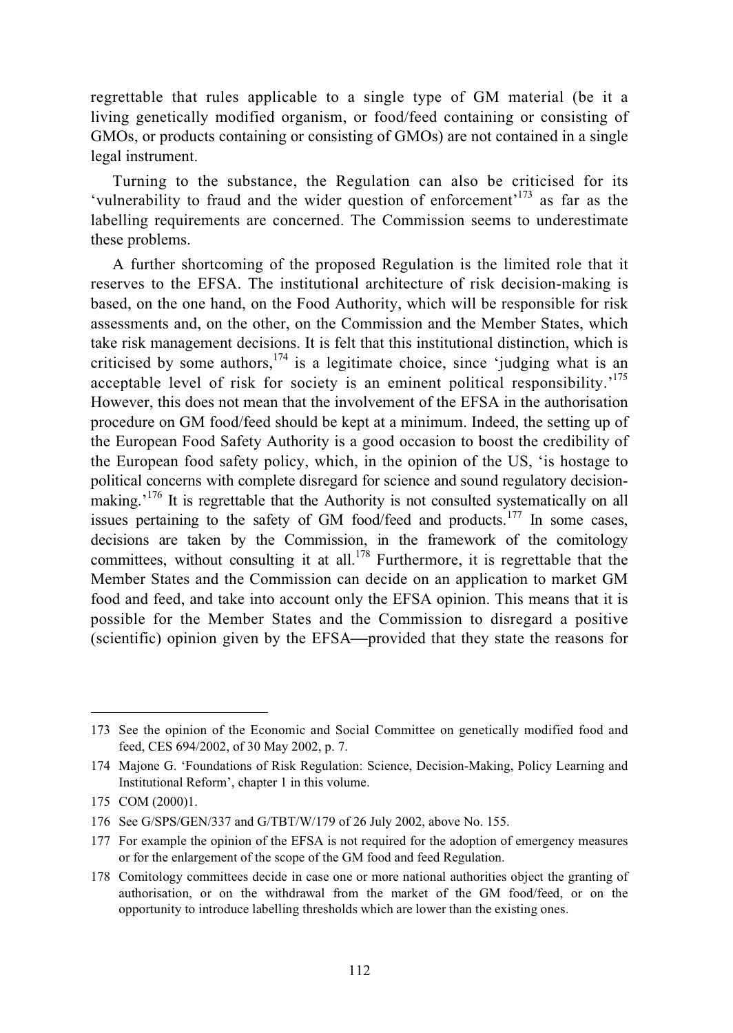regrettable that rules applicable to a single type of GM material (be it a living genetically modified organism, or food/feed containing or consisting of GMOs, or products containing or consisting of GMOs) are not contained in a single legal instrument.

Turning to the substance, the Regulation can also be criticised for its 'vulnerability to fraud and the wider question of enforcement'[173] as far as the labelling requirements are concerned. The Commission seems to underestimate these problems.

A further shortcoming of the proposed Regulation is the limited role that it reserves to the EFSA. The institutional architecture of risk decision-making is based, on the one hand, on the Food Authority, which will be responsible for risk assessments and, on the other, on the Commission and the Member States, which take risk management decisions. It is felt that this institutional distinction, which is criticised by some authors,[174] is a legitimate choice, since 'judging what is an acceptable level of risk for society is an eminent political responsibility.'[175] However, this does not mean that the involvement of the EFSA in the authorisation procedure on GM food/feed should be kept at a minimum. Indeed, the setting up of the European Food Safety Authority is a good occasion to boost the credibility of the European food safety policy, which, in the opinion of the US, 'is hostage to political concerns with complete disregard for science and sound regulatory decision-making.'[176] It is regrettable that the Authority is not consulted systematically on all issues pertaining to the safety of GM food/feed and products.[177] In some cases, decisions are taken by the Commission, in the framework of the comitology committees, without consulting it at all.[178] Furthermore, it is regrettable that the Member States and the Commission can decide on an application to market GM food and feed, and take into account only the EFSA opinion. This means that it is possible for the Member States and the Commission to disregard a positive (scientific) opinion given by the EFSA—provided that they state the reasons for

---

173 See the opinion of the Economic and Social Committee on genetically modified food and feed, CES 694/2002, of 30 May 2002, p. 7.

174 Majone G. 'Foundations of Risk Regulation: Science, Decision-Making, Policy Learning and Institutional Reform', chapter 1 in this volume.

175 COM (2000)1.

176 See G/SPS/GEN/337 and G/TBT/W/179 of 26 July 2002, above No. 155.

177 For example the opinion of the EFSA is not required for the adoption of emergency measures or for the enlargement of the scope of the GM food and feed Regulation.

178 Comitology committees decide in case one or more national authorities object the granting of authorisation, or on the withdrawal from the market of the GM food/feed, or on the opportunity to introduce labelling thresholds which are lower than the existing ones.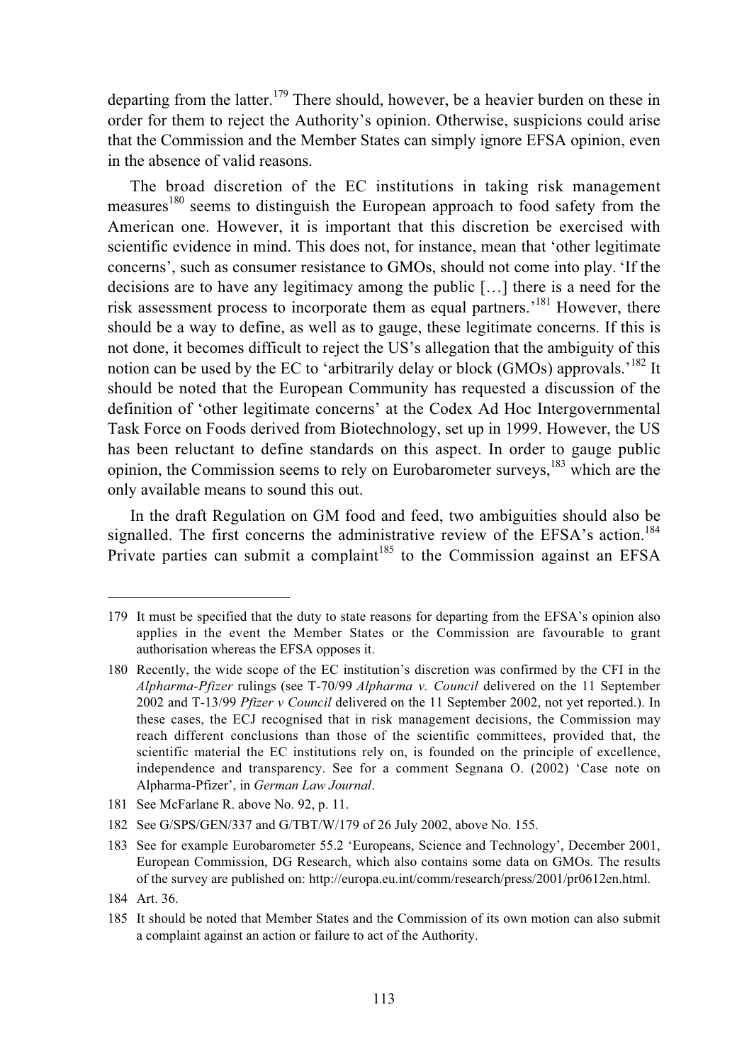departing from the latter.[179] There should, however, be a heavier burden on these in order for them to reject the Authority's opinion. Otherwise, suspicions could arise that the Commission and the Member States can simply ignore EFSA opinion, even in the absence of valid reasons.

The broad discretion of the EC institutions in taking risk management measures[180] seems to distinguish the European approach to food safety from the American one. However, it is important that this discretion be exercised with scientific evidence in mind. This does not, for instance, mean that 'other legitimate concerns', such as consumer resistance to GMOs, should not come into play. 'If the decisions are to have any legitimacy among the public […] there is a need for the risk assessment process to incorporate them as equal partners.'[181] However, there should be a way to define, as well as to gauge, these legitimate concerns. If this is not done, it becomes difficult to reject the US's allegation that the ambiguity of this notion can be used by the EC to 'arbitrarily delay or block (GMOs) approvals.'[182] It should be noted that the European Community has requested a discussion of the definition of 'other legitimate concerns' at the Codex Ad Hoc Intergovernmental Task Force on Foods derived from Biotechnology, set up in 1999. However, the US has been reluctant to define standards on this aspect. In order to gauge public opinion, the Commission seems to rely on Eurobarometer surveys,[183] which are the only available means to sound this out.

In the draft Regulation on GM food and feed, two ambiguities should also be signalled. The first concerns the administrative review of the EFSA's action.[184] Private parties can submit a complaint[185] to the Commission against an EFSA

---

179 It must be specified that the duty to state reasons for departing from the EFSA's opinion also applies in the event the Member States or the Commission are favourable to grant authorisation whereas the EFSA opposes it.

180 Recently, the wide scope of the EC institution's discretion was confirmed by the CFI in the *Alpharma-Pfizer* rulings (see T-70/99 *Alpharma v. Council* delivered on the 11 September 2002 and T-13/99 *Pfizer v Council* delivered on the 11 September 2002, not yet reported.). In these cases, the ECJ recognised that in risk management decisions, the Commission may reach different conclusions than those of the scientific committees, provided that, the scientific material the EC institutions rely on, is founded on the principle of excellence, independence and transparency. See for a comment Segnana O. (2002) 'Case note on Alpharma-Pfizer', in *German Law Journal*.

181 See McFarlane R. above No. 92, p. 11.

182 See G/SPS/GEN/337 and G/TBT/W/179 of 26 July 2002, above No. 155.

183 See for example Eurobarometer 55.2 'Europeans, Science and Technology', December 2001, European Commission, DG Research, which also contains some data on GMOs. The results of the survey are published on: http://europa.eu.int/comm/research/press/2001/pr0612en.html.

184 Art. 36.

185 It should be noted that Member States and the Commission of its own motion can also submit a complaint against an action or failure to act of the Authority.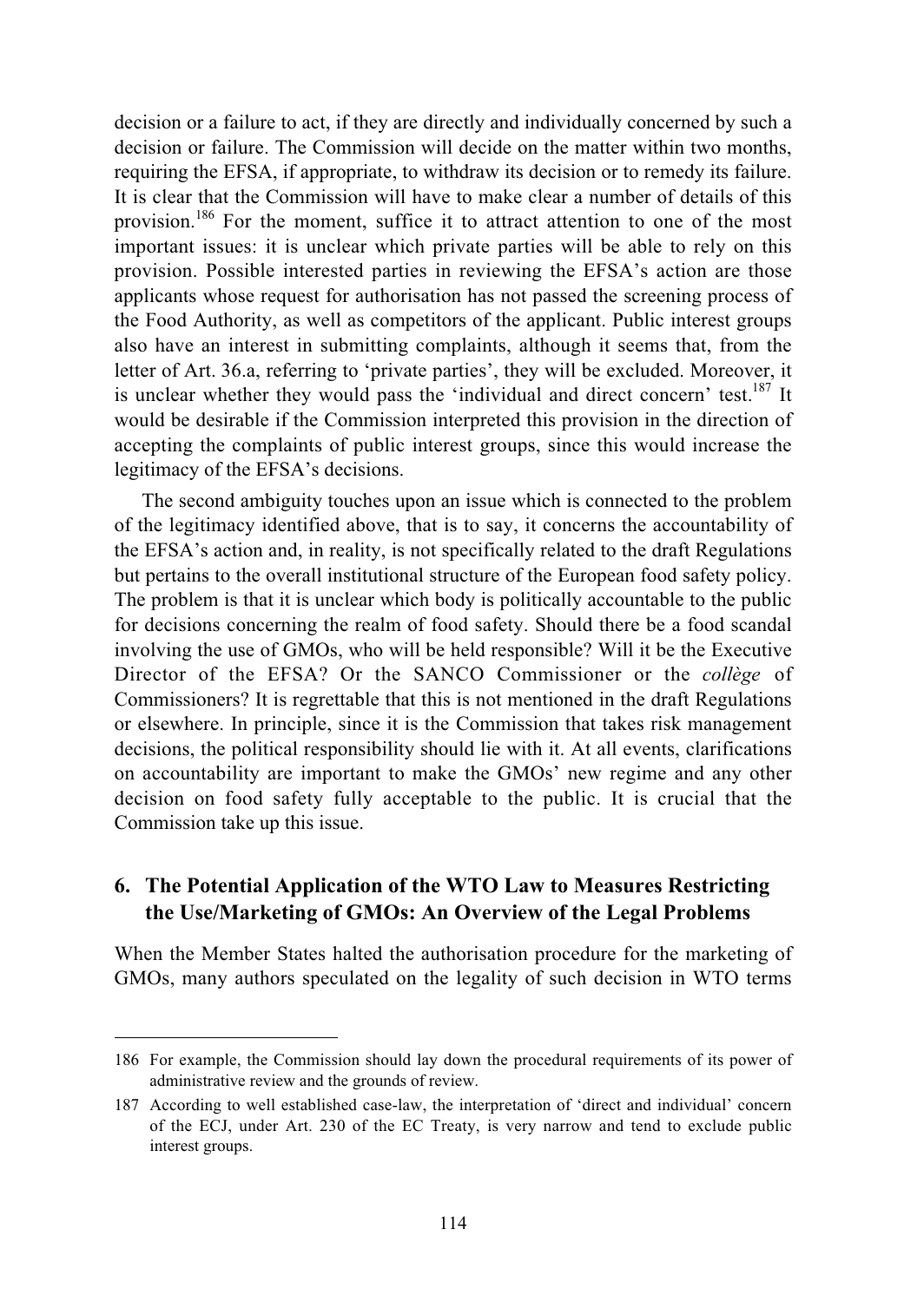decision or a failure to act, if they are directly and individually concerned by such a decision or failure. The Commission will decide on the matter within two months, requiring the EFSA, if appropriate, to withdraw its decision or to remedy its failure. It is clear that the Commission will have to make clear a number of details of this provision.[186] For the moment, suffice it to attract attention to one of the most important issues: it is unclear which private parties will be able to rely on this provision. Possible interested parties in reviewing the EFSA's action are those applicants whose request for authorisation has not passed the screening process of the Food Authority, as well as competitors of the applicant. Public interest groups also have an interest in submitting complaints, although it seems that, from the letter of Art. 36.a, referring to 'private parties', they will be excluded. Moreover, it is unclear whether they would pass the 'individual and direct concern' test.[187] It would be desirable if the Commission interpreted this provision in the direction of accepting the complaints of public interest groups, since this would increase the legitimacy of the EFSA's decisions.

The second ambiguity touches upon an issue which is connected to the problem of the legitimacy identified above, that is to say, it concerns the accountability of the EFSA's action and, in reality, is not specifically related to the draft Regulations but pertains to the overall institutional structure of the European food safety policy. The problem is that it is unclear which body is politically accountable to the public for decisions concerning the realm of food safety. Should there be a food scandal involving the use of GMOs, who will be held responsible? Will it be the Executive Director of the EFSA? Or the SANCO Commissioner or the *collège* of Commissioners? It is regrettable that this is not mentioned in the draft Regulations or elsewhere. In principle, since it is the Commission that takes risk management decisions, the political responsibility should lie with it. At all events, clarifications on accountability are important to make the GMOs' new regime and any other decision on food safety fully acceptable to the public. It is crucial that the Commission take up this issue.

## 6. The Potential Application of the WTO Law to Measures Restricting the Use/Marketing of GMOs: An Overview of the Legal Problems

When the Member States halted the authorisation procedure for the marketing of GMOs, many authors speculated on the legality of such decision in WTO terms

---

186 For example, the Commission should lay down the procedural requirements of its power of administrative review and the grounds of review.

187 According to well established case-law, the interpretation of 'direct and individual' concern of the ECJ, under Art. 230 of the EC Treaty, is very narrow and tend to exclude public interest groups.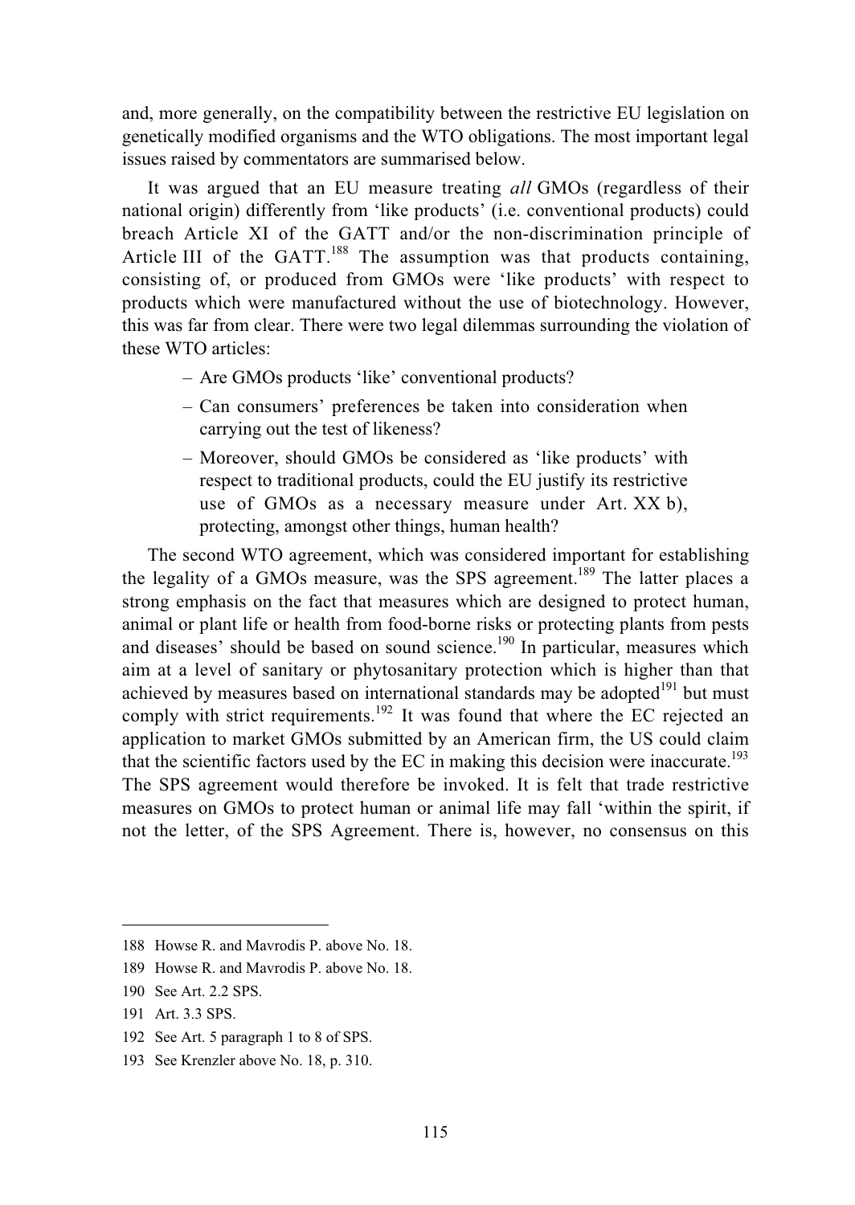and, more generally, on the compatibility between the restrictive EU legislation on genetically modified organisms and the WTO obligations. The most important legal issues raised by commentators are summarised below.

It was argued that an EU measure treating *all* GMOs (regardless of their national origin) differently from 'like products' (i.e. conventional products) could breach Article XI of the GATT and/or the non-discrimination principle of Article III of the GATT.[188] The assumption was that products containing, consisting of, or produced from GMOs were 'like products' with respect to products which were manufactured without the use of biotechnology. However, this was far from clear. There were two legal dilemmas surrounding the violation of these WTO articles:

- Are GMOs products 'like' conventional products?
- Can consumers' preferences be taken into consideration when carrying out the test of likeness?
- Moreover, should GMOs be considered as 'like products' with respect to traditional products, could the EU justify its restrictive use of GMOs as a necessary measure under Art. XX b), protecting, amongst other things, human health?

The second WTO agreement, which was considered important for establishing the legality of a GMOs measure, was the SPS agreement.[189] The latter places a strong emphasis on the fact that measures which are designed to protect human, animal or plant life or health from food-borne risks or protecting plants from pests and diseases' should be based on sound science.[190] In particular, measures which aim at a level of sanitary or phytosanitary protection which is higher than that achieved by measures based on international standards may be adopted[191] but must comply with strict requirements.[192] It was found that where the EC rejected an application to market GMOs submitted by an American firm, the US could claim that the scientific factors used by the EC in making this decision were inaccurate.[193] The SPS agreement would therefore be invoked. It is felt that trade restrictive measures on GMOs to protect human or animal life may fall 'within the spirit, if not the letter, of the SPS Agreement. There is, however, no consensus on this

---

188 Howse R. and Mavrodis P. above No. 18.

189 Howse R. and Mavrodis P. above No. 18.

190 See Art. 2.2 SPS.

191 Art. 3.3 SPS.

192 See Art. 5 paragraph 1 to 8 of SPS.

193 See Krenzler above No. 18, p. 310.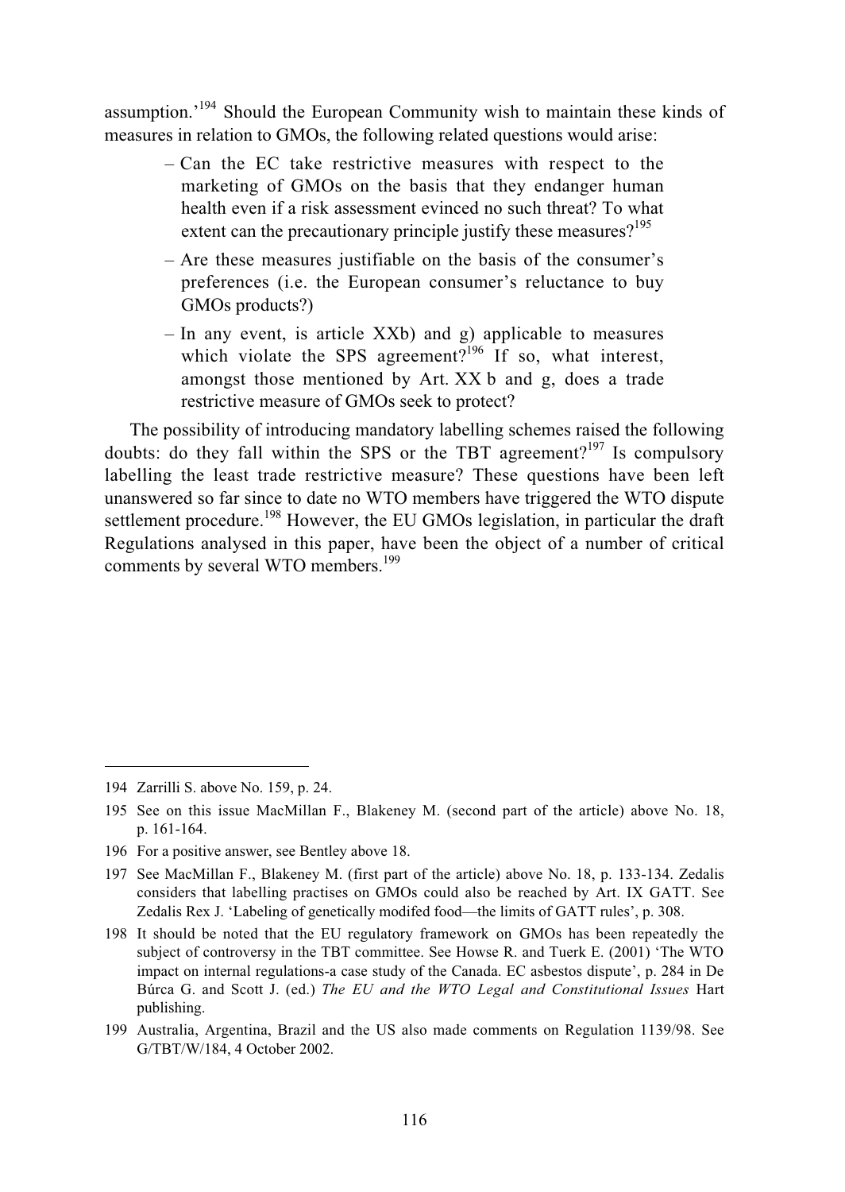assumption.'[194] Should the European Community wish to maintain these kinds of measures in relation to GMOs, the following related questions would arise:

- Can the EC take restrictive measures with respect to the marketing of GMOs on the basis that they endanger human health even if a risk assessment evinced no such threat? To what extent can the precautionary principle justify these measures?[195]
- Are these measures justifiable on the basis of the consumer's preferences (i.e. the European consumer's reluctance to buy GMOs products?)
- In any event, is article XXb) and g) applicable to measures which violate the SPS agreement?[196] If so, what interest, amongst those mentioned by Art. XX b and g, does a trade restrictive measure of GMOs seek to protect?

The possibility of introducing mandatory labelling schemes raised the following doubts: do they fall within the SPS or the TBT agreement?[197] Is compulsory labelling the least trade restrictive measure? These questions have been left unanswered so far since to date no WTO members have triggered the WTO dispute settlement procedure.[198] However, the EU GMOs legislation, in particular the draft Regulations analysed in this paper, have been the object of a number of critical comments by several WTO members.[199]

---

194 Zarrilli S. above No. 159, p. 24.

195 See on this issue MacMillan F., Blakeney M. (second part of the article) above No. 18, p. 161-164.

196 For a positive answer, see Bentley above 18.

197 See MacMillan F., Blakeney M. (first part of the article) above No. 18, p. 133-134. Zedalis considers that labelling practises on GMOs could also be reached by Art. IX GATT. See Zedalis Rex J. 'Labeling of genetically modifed food—the limits of GATT rules', p. 308.

198 It should be noted that the EU regulatory framework on GMOs has been repeatedly the subject of controversy in the TBT committee. See Howse R. and Tuerk E. (2001) 'The WTO impact on internal regulations-a case study of the Canada. EC asbestos dispute', p. 284 in De Búrca G. and Scott J. (ed.) *The EU and the WTO Legal and Constitutional Issues* Hart publishing.

199 Australia, Argentina, Brazil and the US also made comments on Regulation 1139/98. See G/TBT/W/184, 4 October 2002.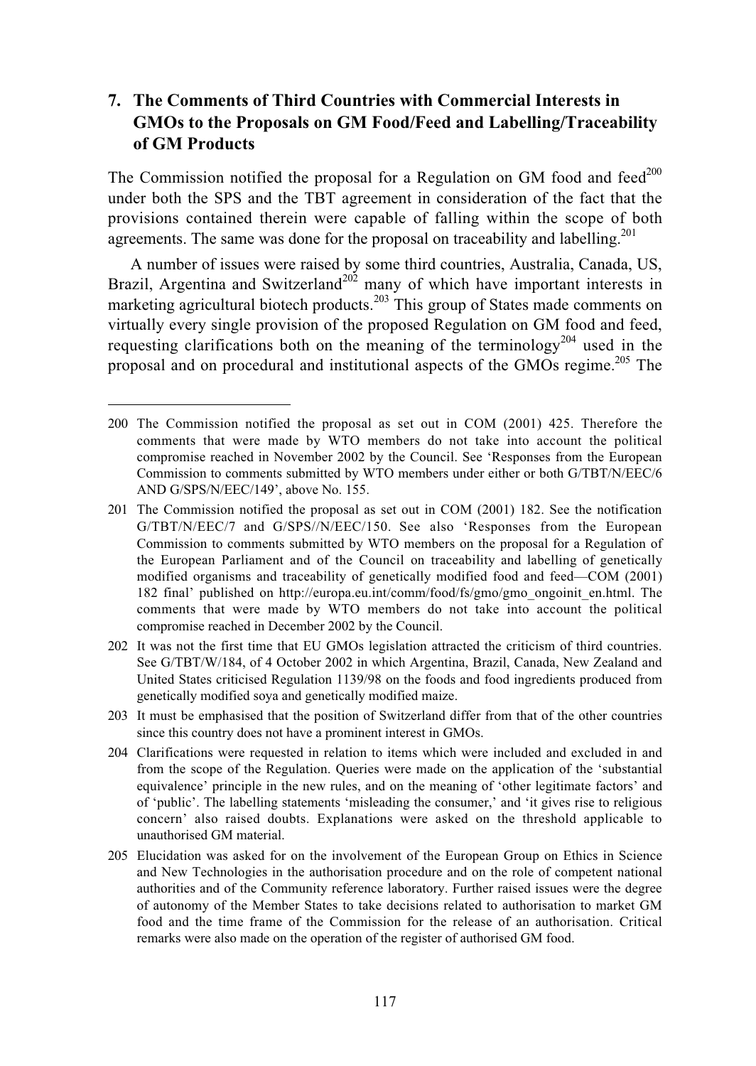## 7. The Comments of Third Countries with Commercial Interests in GMOs to the Proposals on GM Food/Feed and Labelling/Traceability of GM Products

The Commission notified the proposal for a Regulation on GM food and feed[200] under both the SPS and the TBT agreement in consideration of the fact that the provisions contained therein were capable of falling within the scope of both agreements. The same was done for the proposal on traceability and labelling.[201]

A number of issues were raised by some third countries, Australia, Canada, US, Brazil, Argentina and Switzerland[202] many of which have important interests in marketing agricultural biotech products.[203] This group of States made comments on virtually every single provision of the proposed Regulation on GM food and feed, requesting clarifications both on the meaning of the terminology[204] used in the proposal and on procedural and institutional aspects of the GMOs regime.[205] The

---

200 The Commission notified the proposal as set out in COM (2001) 425. Therefore the comments that were made by WTO members do not take into account the political compromise reached in November 2002 by the Council. See 'Responses from the European Commission to comments submitted by WTO members under either or both G/TBT/N/EEC/6 AND G/SPS/N/EEC/149', above No. 155.

201 The Commission notified the proposal as set out in COM (2001) 182. See the notification G/TBT/N/EEC/7 and G/SPS//N/EEC/150. See also 'Responses from the European Commission to comments submitted by WTO members on the proposal for a Regulation of the European Parliament and of the Council on traceability and labelling of genetically modified organisms and traceability of genetically modified food and feed—COM (2001) 182 final' published on http://europa.eu.int/comm/food/fs/gmo/gmo_ongoinit_en.html. The comments that were made by WTO members do not take into account the political compromise reached in December 2002 by the Council.

202 It was not the first time that EU GMOs legislation attracted the criticism of third countries. See G/TBT/W/184, of 4 October 2002 in which Argentina, Brazil, Canada, New Zealand and United States criticised Regulation 1139/98 on the foods and food ingredients produced from genetically modified soya and genetically modified maize.

203 It must be emphasised that the position of Switzerland differ from that of the other countries since this country does not have a prominent interest in GMOs.

204 Clarifications were requested in relation to items which were included and excluded in and from the scope of the Regulation. Queries were made on the application of the 'substantial equivalence' principle in the new rules, and on the meaning of 'other legitimate factors' and of 'public'. The labelling statements 'misleading the consumer,' and 'it gives rise to religious concern' also raised doubts. Explanations were asked on the threshold applicable to unauthorised GM material.

205 Elucidation was asked for on the involvement of the European Group on Ethics in Science and New Technologies in the authorisation procedure and on the role of competent national authorities and of the Community reference laboratory. Further raised issues were the degree of autonomy of the Member States to take decisions related to authorisation to market GM food and the time frame of the Commission for the release of an authorisation. Critical remarks were also made on the operation of the register of authorised GM food.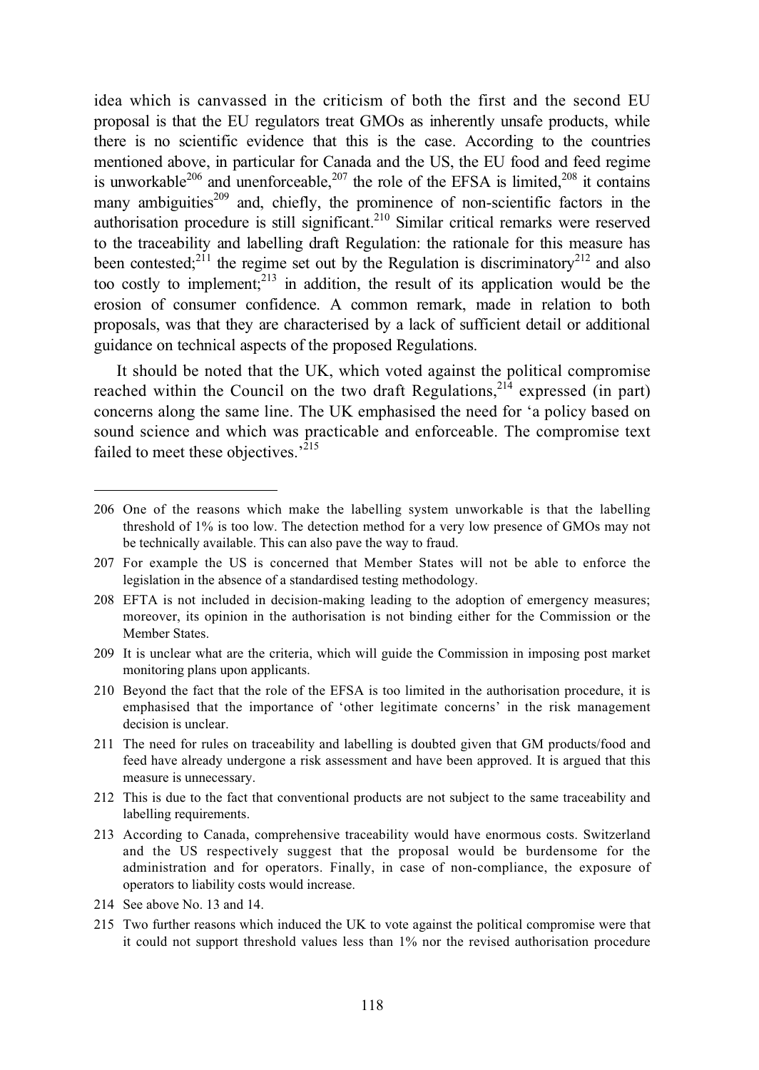idea which is canvassed in the criticism of both the first and the second EU proposal is that the EU regulators treat GMOs as inherently unsafe products, while there is no scientific evidence that this is the case. According to the countries mentioned above, in particular for Canada and the US, the EU food and feed regime is unworkable[206] and unenforceable,[207] the role of the EFSA is limited,[208] it contains many ambiguities[209] and, chiefly, the prominence of non-scientific factors in the authorisation procedure is still significant.[210] Similar critical remarks were reserved to the traceability and labelling draft Regulation: the rationale for this measure has been contested;[211] the regime set out by the Regulation is discriminatory[212] and also too costly to implement;[213] in addition, the result of its application would be the erosion of consumer confidence. A common remark, made in relation to both proposals, was that they are characterised by a lack of sufficient detail or additional guidance on technical aspects of the proposed Regulations.

It should be noted that the UK, which voted against the political compromise reached within the Council on the two draft Regulations,[214] expressed (in part) concerns along the same line. The UK emphasised the need for 'a policy based on sound science and which was practicable and enforceable. The compromise text failed to meet these objectives.'[215]

---

206 One of the reasons which make the labelling system unworkable is that the labelling threshold of 1% is too low. The detection method for a very low presence of GMOs may not be technically available. This can also pave the way to fraud.

207 For example the US is concerned that Member States will not be able to enforce the legislation in the absence of a standardised testing methodology.

208 EFTA is not included in decision-making leading to the adoption of emergency measures; moreover, its opinion in the authorisation is not binding either for the Commission or the Member States.

209 It is unclear what are the criteria, which will guide the Commission in imposing post market monitoring plans upon applicants.

210 Beyond the fact that the role of the EFSA is too limited in the authorisation procedure, it is emphasised that the importance of 'other legitimate concerns' in the risk management decision is unclear.

211 The need for rules on traceability and labelling is doubted given that GM products/food and feed have already undergone a risk assessment and have been approved. It is argued that this measure is unnecessary.

212 This is due to the fact that conventional products are not subject to the same traceability and labelling requirements.

213 According to Canada, comprehensive traceability would have enormous costs. Switzerland and the US respectively suggest that the proposal would be burdensome for the administration and for operators. Finally, in case of non-compliance, the exposure of operators to liability costs would increase.

214 See above No. 13 and 14.

215 Two further reasons which induced the UK to vote against the political compromise were that it could not support threshold values less than 1% nor the revised authorisation procedure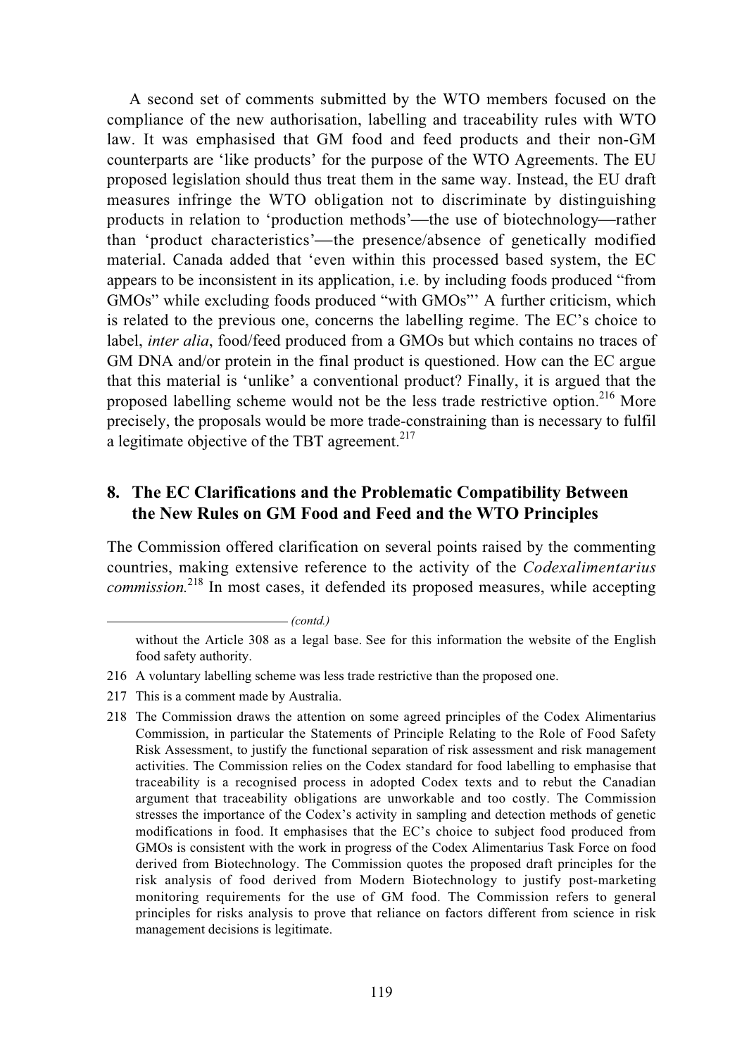A second set of comments submitted by the WTO members focused on the compliance of the new authorisation, labelling and traceability rules with WTO law. It was emphasised that GM food and feed products and their non-GM counterparts are 'like products' for the purpose of the WTO Agreements. The EU proposed legislation should thus treat them in the same way. Instead, the EU draft measures infringe the WTO obligation not to discriminate by distinguishing products in relation to 'production methods'—the use of biotechnology—rather than 'product characteristics'—the presence/absence of genetically modified material. Canada added that 'even within this processed based system, the EC appears to be inconsistent in its application, i.e. by including foods produced "from GMOs" while excluding foods produced "with GMOs"' A further criticism, which is related to the previous one, concerns the labelling regime. The EC's choice to label, *inter alia*, food/feed produced from a GMOs but which contains no traces of GM DNA and/or protein in the final product is questioned. How can the EC argue that this material is 'unlike' a conventional product? Finally, it is argued that the proposed labelling scheme would not be the less trade restrictive option.[216] More precisely, the proposals would be more trade-constraining than is necessary to fulfil a legitimate objective of the TBT agreement.[217]

## 8. The EC Clarifications and the Problematic Compatibility Between the New Rules on GM Food and Feed and the WTO Principles

The Commission offered clarification on several points raised by the commenting countries, making extensive reference to the activity of the *Codexalimentarius commission.*[218] In most cases, it defended its proposed measures, while accepting

---

*(contd.)*

without the Article 308 as a legal base. See for this information the website of the English food safety authority.

216 A voluntary labelling scheme was less trade restrictive than the proposed one.

217 This is a comment made by Australia.

218 The Commission draws the attention on some agreed principles of the Codex Alimentarius Commission, in particular the Statements of Principle Relating to the Role of Food Safety Risk Assessment, to justify the functional separation of risk assessment and risk management activities. The Commission relies on the Codex standard for food labelling to emphasise that traceability is a recognised process in adopted Codex texts and to rebut the Canadian argument that traceability obligations are unworkable and too costly. The Commission stresses the importance of the Codex's activity in sampling and detection methods of genetic modifications in food. It emphasises that the EC's choice to subject food produced from GMOs is consistent with the work in progress of the Codex Alimentarius Task Force on food derived from Biotechnology. The Commission quotes the proposed draft principles for the risk analysis of food derived from Modern Biotechnology to justify post-marketing monitoring requirements for the use of GM food. The Commission refers to general principles for risks analysis to prove that reliance on factors different from science in risk management decisions is legitimate.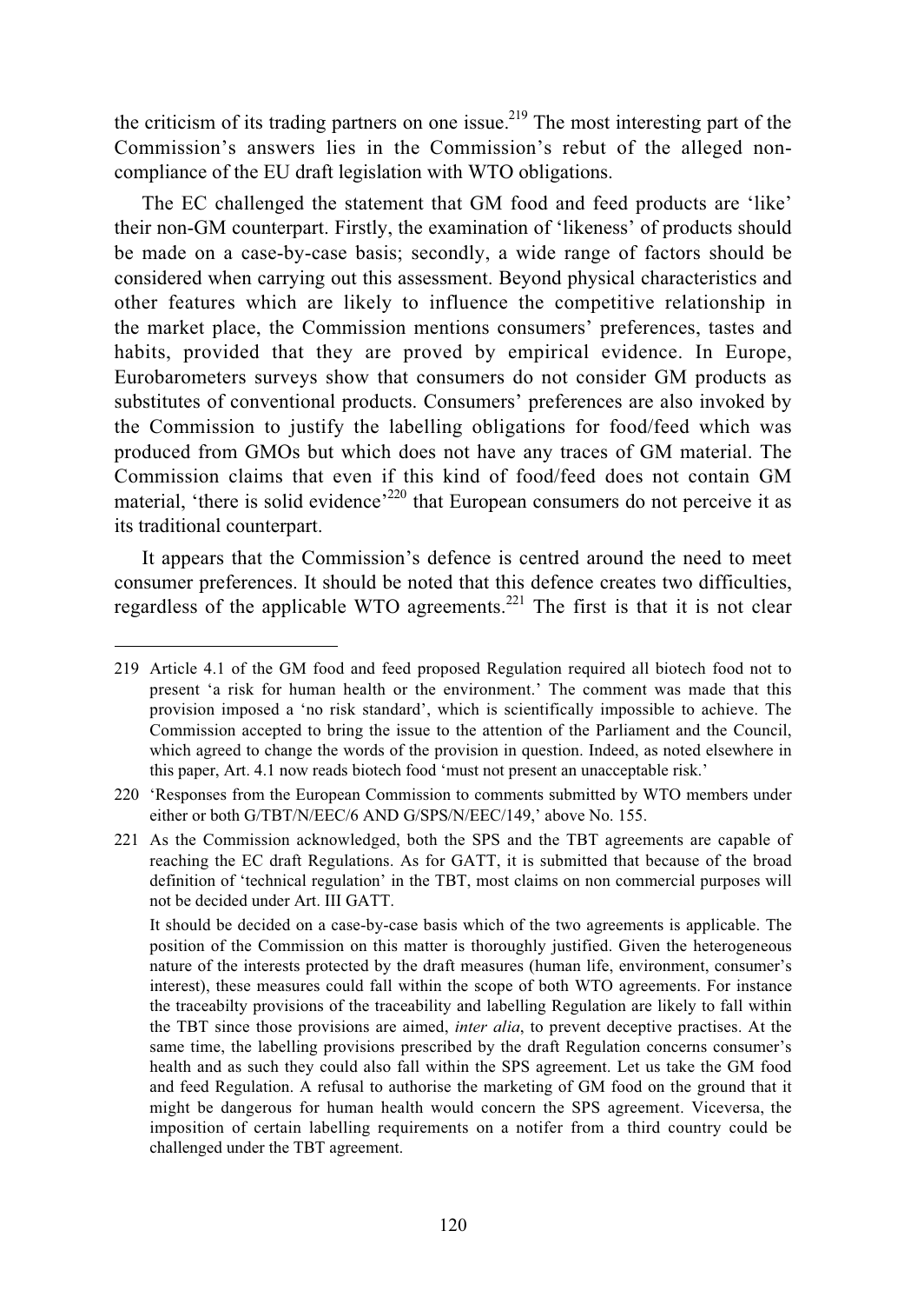the criticism of its trading partners on one issue.[219] The most interesting part of the Commission's answers lies in the Commission's rebut of the alleged non-compliance of the EU draft legislation with WTO obligations.

The EC challenged the statement that GM food and feed products are 'like' their non-GM counterpart. Firstly, the examination of 'likeness' of products should be made on a case-by-case basis; secondly, a wide range of factors should be considered when carrying out this assessment. Beyond physical characteristics and other features which are likely to influence the competitive relationship in the market place, the Commission mentions consumers' preferences, tastes and habits, provided that they are proved by empirical evidence. In Europe, Eurobarometers surveys show that consumers do not consider GM products as substitutes of conventional products. Consumers' preferences are also invoked by the Commission to justify the labelling obligations for food/feed which was produced from GMOs but which does not have any traces of GM material. The Commission claims that even if this kind of food/feed does not contain GM material, 'there is solid evidence'[220] that European consumers do not perceive it as its traditional counterpart.

It appears that the Commission's defence is centred around the need to meet consumer preferences. It should be noted that this defence creates two difficulties, regardless of the applicable WTO agreements.[221] The first is that it is not clear

---

219 Article 4.1 of the GM food and feed proposed Regulation required all biotech food not to present 'a risk for human health or the environment.' The comment was made that this provision imposed a 'no risk standard', which is scientifically impossible to achieve. The Commission accepted to bring the issue to the attention of the Parliament and the Council, which agreed to change the words of the provision in question. Indeed, as noted elsewhere in this paper, Art. 4.1 now reads biotech food 'must not present an unacceptable risk.'

220 'Responses from the European Commission to comments submitted by WTO members under either or both G/TBT/N/EEC/6 AND G/SPS/N/EEC/149,' above No. 155.

221 As the Commission acknowledged, both the SPS and the TBT agreements are capable of reaching the EC draft Regulations. As for GATT, it is submitted that because of the broad definition of 'technical regulation' in the TBT, most claims on non commercial purposes will not be decided under Art. III GATT.

It should be decided on a case-by-case basis which of the two agreements is applicable. The position of the Commission on this matter is thoroughly justified. Given the heterogeneous nature of the interests protected by the draft measures (human life, environment, consumer's interest), these measures could fall within the scope of both WTO agreements. For instance the traceabilty provisions of the traceability and labelling Regulation are likely to fall within the TBT since those provisions are aimed, *inter alia*, to prevent deceptive practises. At the same time, the labelling provisions prescribed by the draft Regulation concerns consumer's health and as such they could also fall within the SPS agreement. Let us take the GM food and feed Regulation. A refusal to authorise the marketing of GM food on the ground that it might be dangerous for human health would concern the SPS agreement. Viceversa, the imposition of certain labelling requirements on a notifer from a third country could be challenged under the TBT agreement.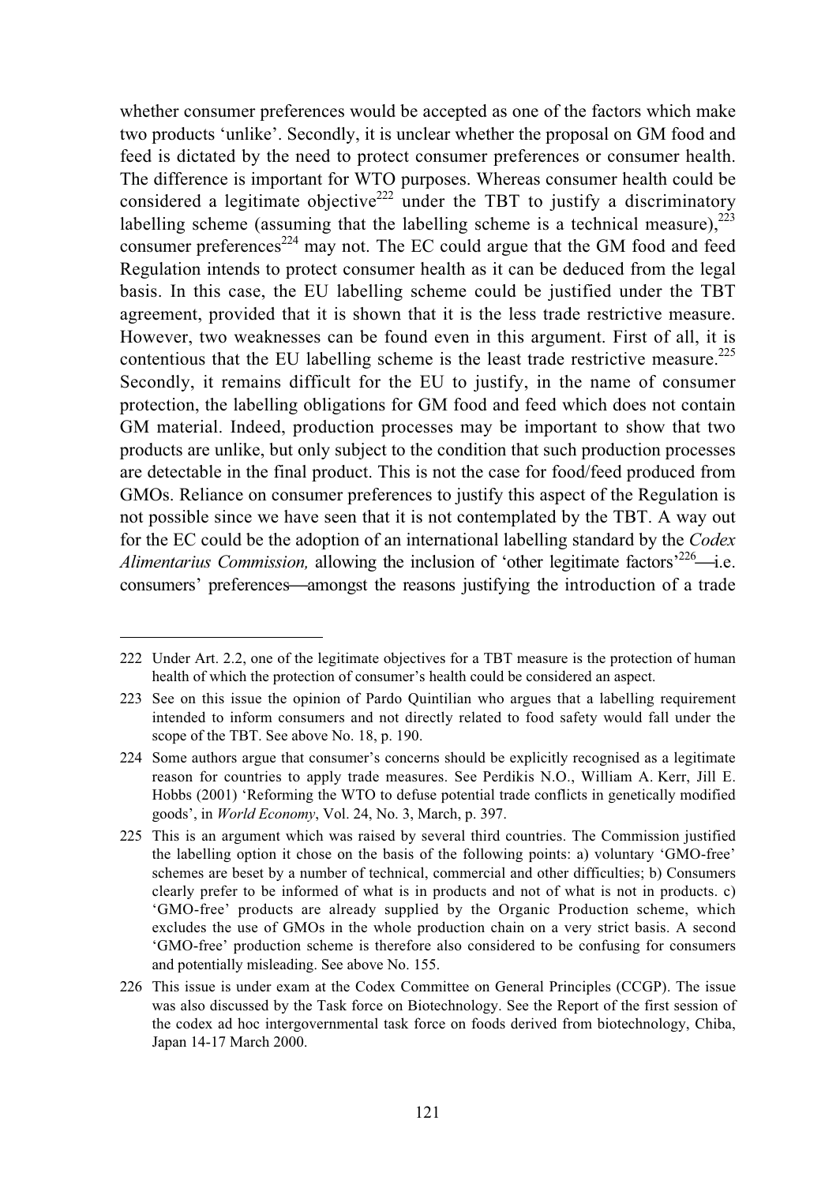whether consumer preferences would be accepted as one of the factors which make two products 'unlike'. Secondly, it is unclear whether the proposal on GM food and feed is dictated by the need to protect consumer preferences or consumer health. The difference is important for WTO purposes. Whereas consumer health could be considered a legitimate objective[222] under the TBT to justify a discriminatory labelling scheme (assuming that the labelling scheme is a technical measure),[223] consumer preferences[224] may not. The EC could argue that the GM food and feed Regulation intends to protect consumer health as it can be deduced from the legal basis. In this case, the EU labelling scheme could be justified under the TBT agreement, provided that it is shown that it is the less trade restrictive measure. However, two weaknesses can be found even in this argument. First of all, it is contentious that the EU labelling scheme is the least trade restrictive measure.[225] Secondly, it remains difficult for the EU to justify, in the name of consumer protection, the labelling obligations for GM food and feed which does not contain GM material. Indeed, production processes may be important to show that two products are unlike, but only subject to the condition that such production processes are detectable in the final product. This is not the case for food/feed produced from GMOs. Reliance on consumer preferences to justify this aspect of the Regulation is not possible since we have seen that it is not contemplated by the TBT. A way out for the EC could be the adoption of an international labelling standard by the *Codex Alimentarius Commission,* allowing the inclusion of 'other legitimate factors'[226]—i.e. consumers' preferences—amongst the reasons justifying the introduction of a trade

---

222 Under Art. 2.2, one of the legitimate objectives for a TBT measure is the protection of human health of which the protection of consumer's health could be considered an aspect.

223 See on this issue the opinion of Pardo Quintilian who argues that a labelling requirement intended to inform consumers and not directly related to food safety would fall under the scope of the TBT. See above No. 18, p. 190.

224 Some authors argue that consumer's concerns should be explicitly recognised as a legitimate reason for countries to apply trade measures. See Perdikis N.O., William A. Kerr, Jill E. Hobbs (2001) 'Reforming the WTO to defuse potential trade conflicts in genetically modified goods', in *World Economy*, Vol. 24, No. 3, March, p. 397.

225 This is an argument which was raised by several third countries. The Commission justified the labelling option it chose on the basis of the following points: a) voluntary 'GMO-free' schemes are beset by a number of technical, commercial and other difficulties; b) Consumers clearly prefer to be informed of what is in products and not of what is not in products. c) 'GMO-free' products are already supplied by the Organic Production scheme, which excludes the use of GMOs in the whole production chain on a very strict basis. A second 'GMO-free' production scheme is therefore also considered to be confusing for consumers and potentially misleading. See above No. 155.

226 This issue is under exam at the Codex Committee on General Principles (CCGP). The issue was also discussed by the Task force on Biotechnology. See the Report of the first session of the codex ad hoc intergovernmental task force on foods derived from biotechnology, Chiba, Japan 14-17 March 2000.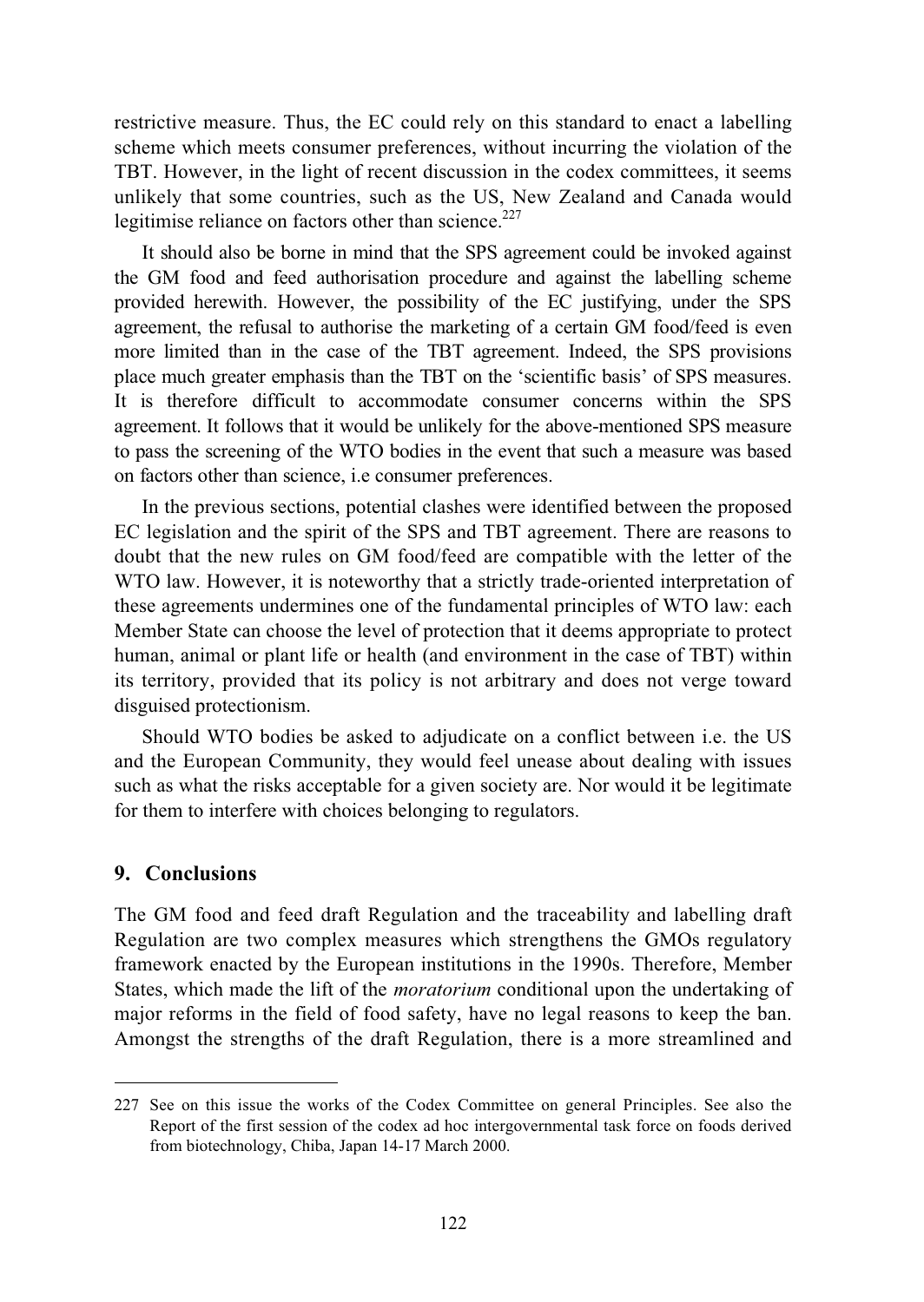restrictive measure. Thus, the EC could rely on this standard to enact a labelling scheme which meets consumer preferences, without incurring the violation of the TBT. However, in the light of recent discussion in the codex committees, it seems unlikely that some countries, such as the US, New Zealand and Canada would legitimise reliance on factors other than science.[227]

It should also be borne in mind that the SPS agreement could be invoked against the GM food and feed authorisation procedure and against the labelling scheme provided herewith. However, the possibility of the EC justifying, under the SPS agreement, the refusal to authorise the marketing of a certain GM food/feed is even more limited than in the case of the TBT agreement. Indeed, the SPS provisions place much greater emphasis than the TBT on the 'scientific basis' of SPS measures. It is therefore difficult to accommodate consumer concerns within the SPS agreement. It follows that it would be unlikely for the above-mentioned SPS measure to pass the screening of the WTO bodies in the event that such a measure was based on factors other than science, i.e consumer preferences.

In the previous sections, potential clashes were identified between the proposed EC legislation and the spirit of the SPS and TBT agreement. There are reasons to doubt that the new rules on GM food/feed are compatible with the letter of the WTO law. However, it is noteworthy that a strictly trade-oriented interpretation of these agreements undermines one of the fundamental principles of WTO law: each Member State can choose the level of protection that it deems appropriate to protect human, animal or plant life or health (and environment in the case of TBT) within its territory, provided that its policy is not arbitrary and does not verge toward disguised protectionism.

Should WTO bodies be asked to adjudicate on a conflict between i.e. the US and the European Community, they would feel unease about dealing with issues such as what the risks acceptable for a given society are. Nor would it be legitimate for them to interfere with choices belonging to regulators.

## 9. Conclusions

The GM food and feed draft Regulation and the traceability and labelling draft Regulation are two complex measures which strengthens the GMOs regulatory framework enacted by the European institutions in the 1990s. Therefore, Member States, which made the lift of the *moratorium* conditional upon the undertaking of major reforms in the field of food safety, have no legal reasons to keep the ban. Amongst the strengths of the draft Regulation, there is a more streamlined and

---

227 See on this issue the works of the Codex Committee on general Principles. See also the Report of the first session of the codex ad hoc intergovernmental task force on foods derived from biotechnology, Chiba, Japan 14-17 March 2000.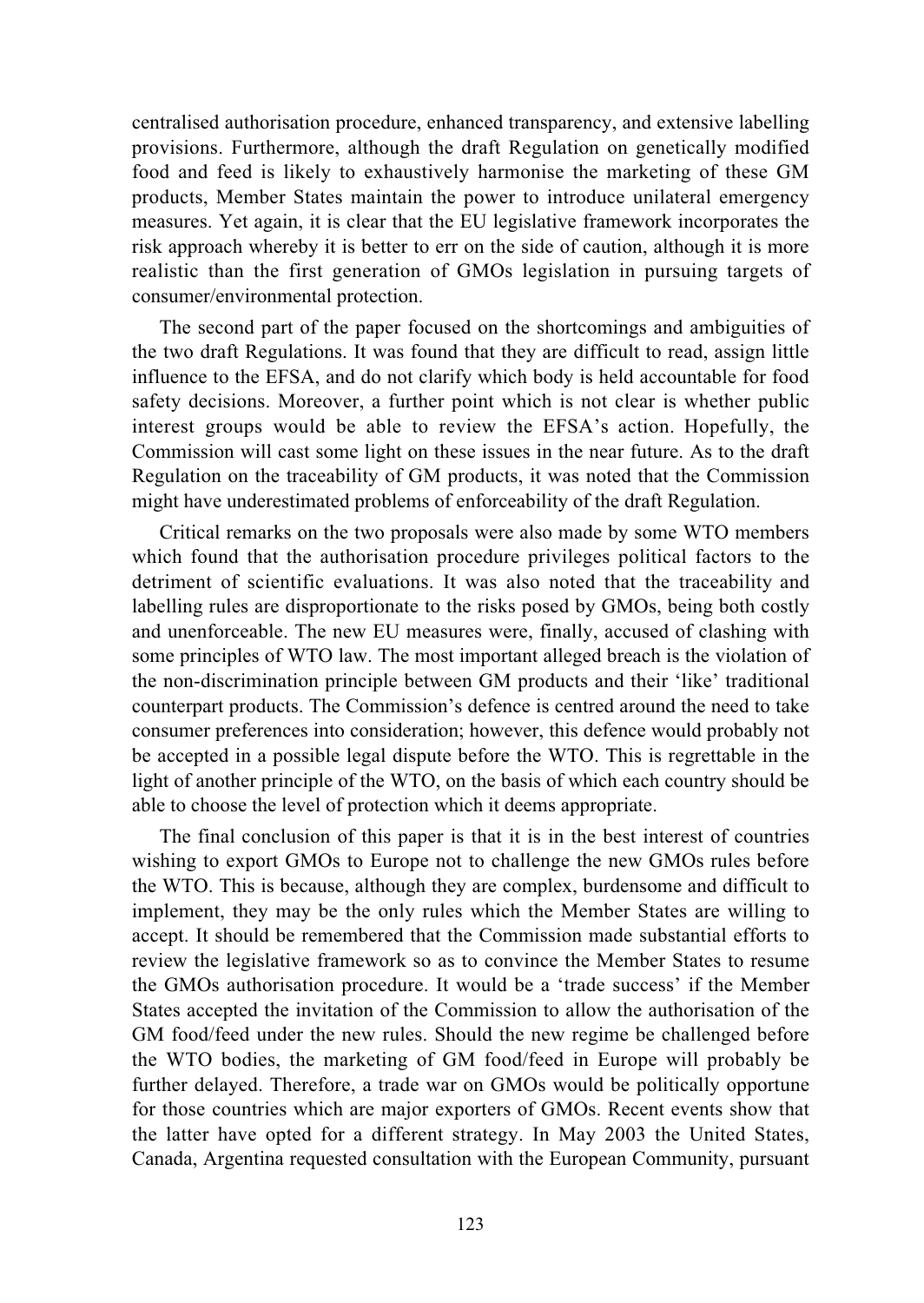centralised authorisation procedure, enhanced transparency, and extensive labelling provisions. Furthermore, although the draft Regulation on genetically modified food and feed is likely to exhaustively harmonise the marketing of these GM products, Member States maintain the power to introduce unilateral emergency measures. Yet again, it is clear that the EU legislative framework incorporates the risk approach whereby it is better to err on the side of caution, although it is more realistic than the first generation of GMOs legislation in pursuing targets of consumer/environmental protection.

The second part of the paper focused on the shortcomings and ambiguities of the two draft Regulations. It was found that they are difficult to read, assign little influence to the EFSA, and do not clarify which body is held accountable for food safety decisions. Moreover, a further point which is not clear is whether public interest groups would be able to review the EFSA's action. Hopefully, the Commission will cast some light on these issues in the near future. As to the draft Regulation on the traceability of GM products, it was noted that the Commission might have underestimated problems of enforceability of the draft Regulation.

Critical remarks on the two proposals were also made by some WTO members which found that the authorisation procedure privileges political factors to the detriment of scientific evaluations. It was also noted that the traceability and labelling rules are disproportionate to the risks posed by GMOs, being both costly and unenforceable. The new EU measures were, finally, accused of clashing with some principles of WTO law. The most important alleged breach is the violation of the non-discrimination principle between GM products and their 'like' traditional counterpart products. The Commission's defence is centred around the need to take consumer preferences into consideration; however, this defence would probably not be accepted in a possible legal dispute before the WTO. This is regrettable in the light of another principle of the WTO, on the basis of which each country should be able to choose the level of protection which it deems appropriate.

The final conclusion of this paper is that it is in the best interest of countries wishing to export GMOs to Europe not to challenge the new GMOs rules before the WTO. This is because, although they are complex, burdensome and difficult to implement, they may be the only rules which the Member States are willing to accept. It should be remembered that the Commission made substantial efforts to review the legislative framework so as to convince the Member States to resume the GMOs authorisation procedure. It would be a 'trade success' if the Member States accepted the invitation of the Commission to allow the authorisation of the GM food/feed under the new rules. Should the new regime be challenged before the WTO bodies, the marketing of GM food/feed in Europe will probably be further delayed. Therefore, a trade war on GMOs would be politically opportune for those countries which are major exporters of GMOs. Recent events show that the latter have opted for a different strategy. In May 2003 the United States, Canada, Argentina requested consultation with the European Community, pursuant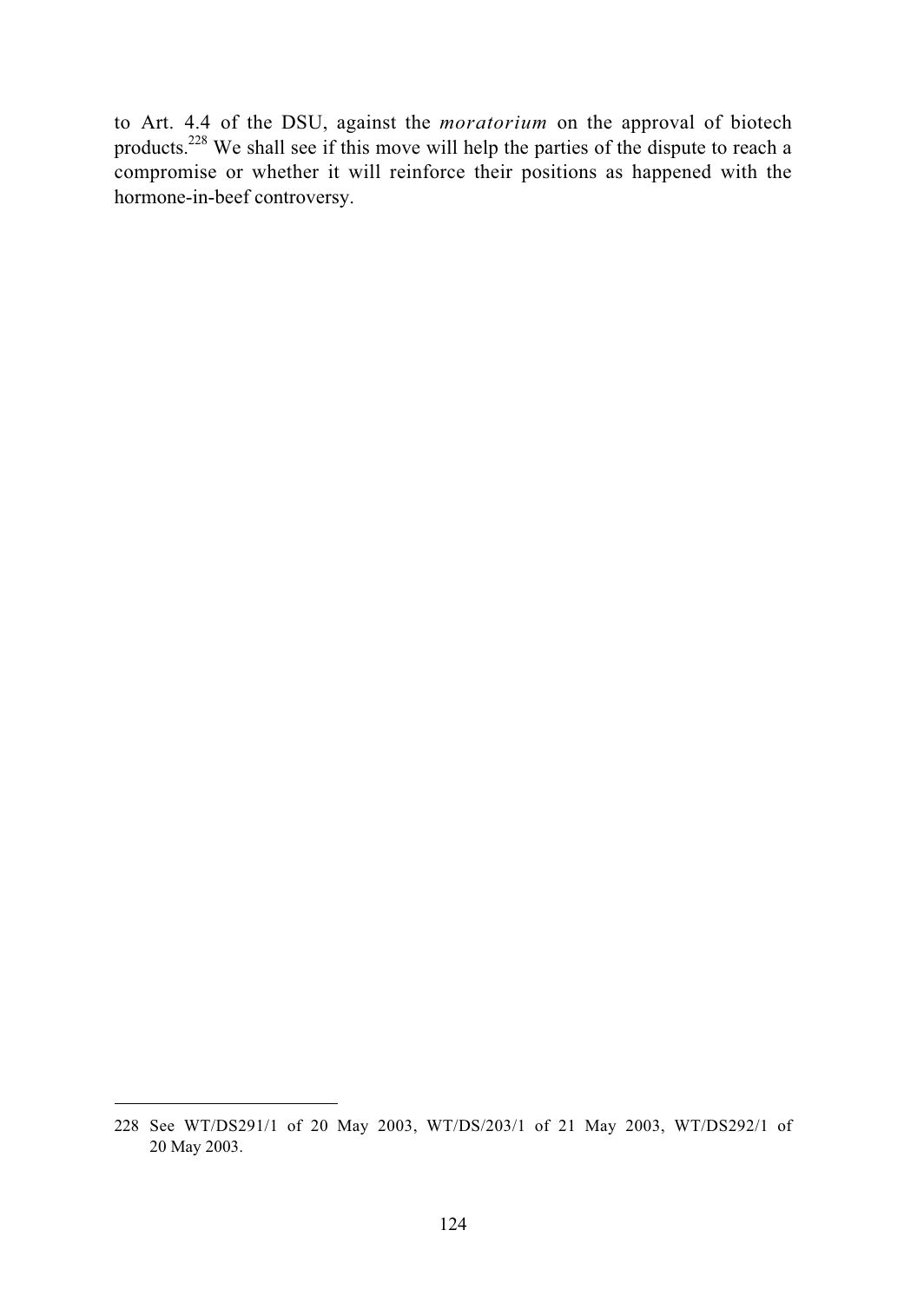to Art. 4.4 of the DSU, against the *moratorium* on the approval of biotech products.[228] We shall see if this move will help the parties of the dispute to reach a compromise or whether it will reinforce their positions as happened with the hormone-in-beef controversy.

---

228 See WT/DS291/1 of 20 May 2003, WT/DS/203/1 of 21 May 2003, WT/DS292/1 of 20 May 2003.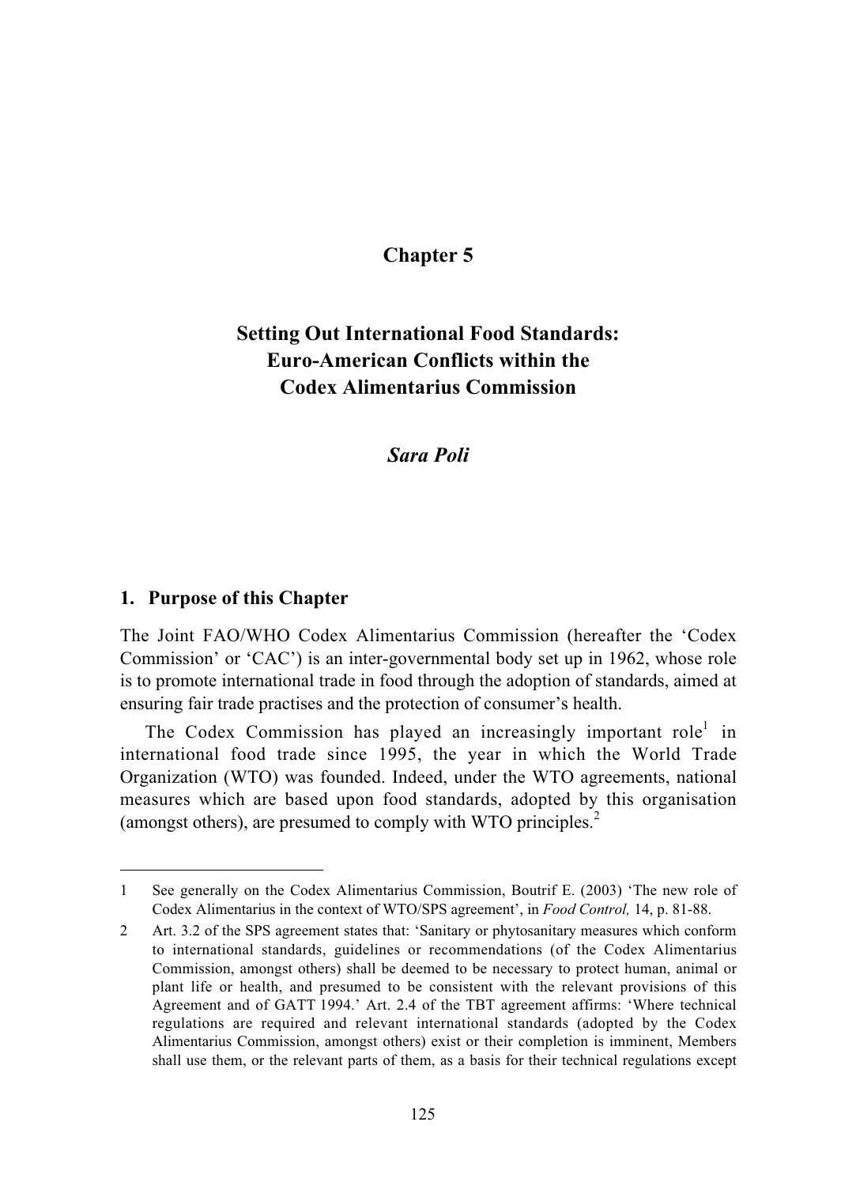# Chapter 5

## Setting Out International Food Standards: Euro-American Conflicts within the Codex Alimentarius Commission

### *Sara Poli*

## 1. Purpose of this Chapter

The Joint FAO/WHO Codex Alimentarius Commission (hereafter the 'Codex Commission' or 'CAC') is an inter-governmental body set up in 1962, whose role is to promote international trade in food through the adoption of standards, aimed at ensuring fair trade practises and the protection of consumer's health.

The Codex Commission has played an increasingly important role[1] in international food trade since 1995, the year in which the World Trade Organization (WTO) was founded. Indeed, under the WTO agreements, national measures which are based upon food standards, adopted by this organisation (amongst others), are presumed to comply with WTO principles.[2]

---

1 See generally on the Codex Alimentarius Commission, Boutrif E. (2003) 'The new role of Codex Alimentarius in the context of WTO/SPS agreement', in *Food Control,* 14, p. 81-88.

2 Art. 3.2 of the SPS agreement states that: 'Sanitary or phytosanitary measures which conform to international standards, guidelines or recommendations (of the Codex Alimentarius Commission, amongst others) shall be deemed to be necessary to protect human, animal or plant life or health, and presumed to be consistent with the relevant provisions of this Agreement and of GATT 1994.' Art. 2.4 of the TBT agreement affirms: 'Where technical regulations are required and relevant international standards (adopted by the Codex Alimentarius Commission, amongst others) exist or their completion is imminent, Members shall use them, or the relevant parts of them, as a basis for their technical regulations except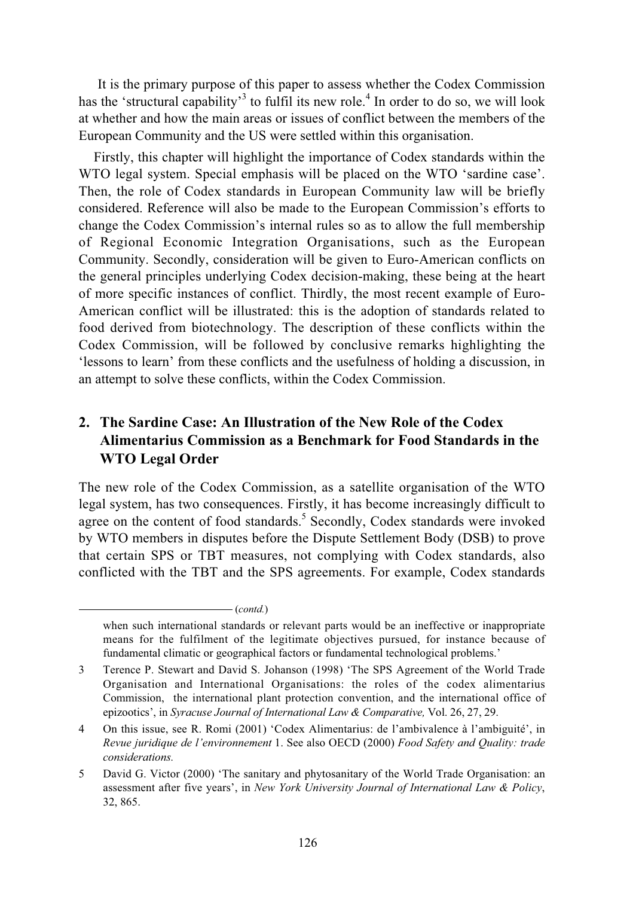It is the primary purpose of this paper to assess whether the Codex Commission has the 'structural capability'[3] to fulfil its new role.[4] In order to do so, we will look at whether and how the main areas or issues of conflict between the members of the European Community and the US were settled within this organisation.

Firstly, this chapter will highlight the importance of Codex standards within the WTO legal system. Special emphasis will be placed on the WTO 'sardine case'. Then, the role of Codex standards in European Community law will be briefly considered. Reference will also be made to the European Commission's efforts to change the Codex Commission's internal rules so as to allow the full membership of Regional Economic Integration Organisations, such as the European Community. Secondly, consideration will be given to Euro-American conflicts on the general principles underlying Codex decision-making, these being at the heart of more specific instances of conflict. Thirdly, the most recent example of Euro-American conflict will be illustrated: this is the adoption of standards related to food derived from biotechnology. The description of these conflicts within the Codex Commission, will be followed by conclusive remarks highlighting the 'lessons to learn' from these conflicts and the usefulness of holding a discussion, in an attempt to solve these conflicts, within the Codex Commission.

## 2. The Sardine Case: An Illustration of the New Role of the Codex Alimentarius Commission as a Benchmark for Food Standards in the WTO Legal Order

The new role of the Codex Commission, as a satellite organisation of the WTO legal system, has two consequences. Firstly, it has become increasingly difficult to agree on the content of food standards.[5] Secondly, Codex standards were invoked by WTO members in disputes before the Dispute Settlement Body (DSB) to prove that certain SPS or TBT measures, not complying with Codex standards, also conflicted with the TBT and the SPS agreements. For example, Codex standards

---

(*contd.*)

when such international standards or relevant parts would be an ineffective or inappropriate means for the fulfilment of the legitimate objectives pursued, for instance because of fundamental climatic or geographical factors or fundamental technological problems.'

3 Terence P. Stewart and David S. Johanson (1998) 'The SPS Agreement of the World Trade Organisation and International Organisations: the roles of the codex alimentarius Commission, the international plant protection convention, and the international office of epizootics', in *Syracuse Journal of International Law & Comparative,* Vol. 26, 27, 29.

4 On this issue, see R. Romi (2001) 'Codex Alimentarius: de l'ambivalence à l'ambiguité', in *Revue juridique de l'environnement* 1. See also OECD (2000) *Food Safety and Quality: trade considerations.*

5 David G. Victor (2000) 'The sanitary and phytosanitary of the World Trade Organisation: an assessment after five years', in *New York University Journal of International Law & Policy*, 32, 865.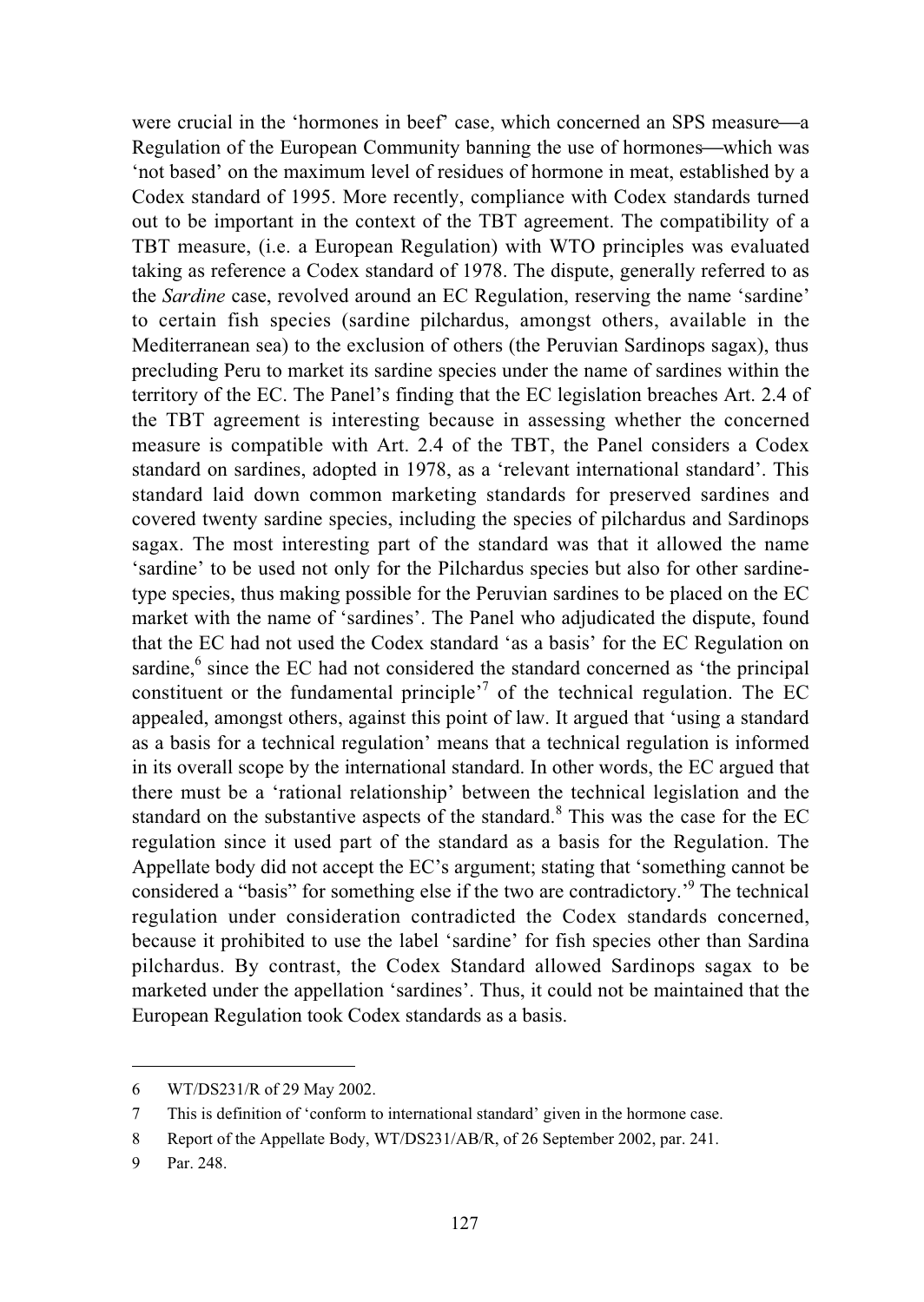were crucial in the 'hormones in beef' case, which concerned an SPS measure—a Regulation of the European Community banning the use of hormones—which was 'not based' on the maximum level of residues of hormone in meat, established by a Codex standard of 1995. More recently, compliance with Codex standards turned out to be important in the context of the TBT agreement. The compatibility of a TBT measure, (i.e. a European Regulation) with WTO principles was evaluated taking as reference a Codex standard of 1978. The dispute, generally referred to as the *Sardine* case, revolved around an EC Regulation, reserving the name 'sardine' to certain fish species (sardine pilchardus, amongst others, available in the Mediterranean sea) to the exclusion of others (the Peruvian Sardinops sagax), thus precluding Peru to market its sardine species under the name of sardines within the territory of the EC. The Panel's finding that the EC legislation breaches Art. 2.4 of the TBT agreement is interesting because in assessing whether the concerned measure is compatible with Art. 2.4 of the TBT, the Panel considers a Codex standard on sardines, adopted in 1978, as a 'relevant international standard'. This standard laid down common marketing standards for preserved sardines and covered twenty sardine species, including the species of pilchardus and Sardinops sagax. The most interesting part of the standard was that it allowed the name 'sardine' to be used not only for the Pilchardus species but also for other sardine-type species, thus making possible for the Peruvian sardines to be placed on the EC market with the name of 'sardines'. The Panel who adjudicated the dispute, found that the EC had not used the Codex standard 'as a basis' for the EC Regulation on sardine,[6] since the EC had not considered the standard concerned as 'the principal constituent or the fundamental principle'[7] of the technical regulation. The EC appealed, amongst others, against this point of law. It argued that 'using a standard as a basis for a technical regulation' means that a technical regulation is informed in its overall scope by the international standard. In other words, the EC argued that there must be a 'rational relationship' between the technical legislation and the standard on the substantive aspects of the standard.[8] This was the case for the EC regulation since it used part of the standard as a basis for the Regulation. The Appellate body did not accept the EC's argument; stating that 'something cannot be considered a "basis" for something else if the two are contradictory.'[9] The technical regulation under consideration contradicted the Codex standards concerned, because it prohibited to use the label 'sardine' for fish species other than Sardina pilchardus. By contrast, the Codex Standard allowed Sardinops sagax to be marketed under the appellation 'sardines'. Thus, it could not be maintained that the European Regulation took Codex standards as a basis.

---

6 WT/DS231/R of 29 May 2002.

7 This is definition of 'conform to international standard' given in the hormone case.

8 Report of the Appellate Body, WT/DS231/AB/R, of 26 September 2002, par. 241.

9 Par. 248.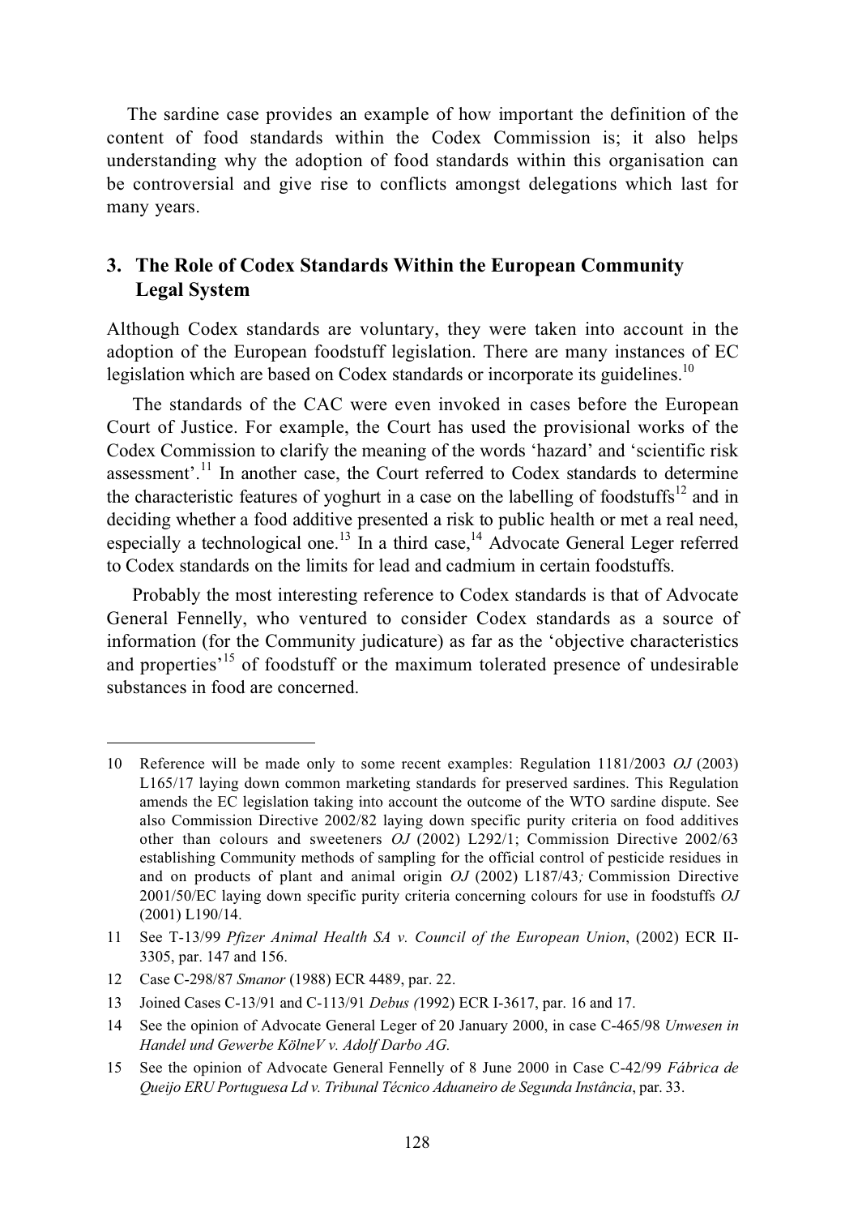The sardine case provides an example of how important the definition of the content of food standards within the Codex Commission is; it also helps understanding why the adoption of food standards within this organisation can be controversial and give rise to conflicts amongst delegations which last for many years.

## 3. The Role of Codex Standards Within the European Community Legal System

Although Codex standards are voluntary, they were taken into account in the adoption of the European foodstuff legislation. There are many instances of EC legislation which are based on Codex standards or incorporate its guidelines.[10]

The standards of the CAC were even invoked in cases before the European Court of Justice. For example, the Court has used the provisional works of the Codex Commission to clarify the meaning of the words 'hazard' and 'scientific risk assessment'.[11] In another case, the Court referred to Codex standards to determine the characteristic features of yoghurt in a case on the labelling of foodstuffs[12] and in deciding whether a food additive presented a risk to public health or met a real need, especially a technological one.[13] In a third case,[14] Advocate General Leger referred to Codex standards on the limits for lead and cadmium in certain foodstuffs.

Probably the most interesting reference to Codex standards is that of Advocate General Fennelly, who ventured to consider Codex standards as a source of information (for the Community judicature) as far as the 'objective characteristics and properties'[15] of foodstuff or the maximum tolerated presence of undesirable substances in food are concerned.

---

10 Reference will be made only to some recent examples: Regulation 1181/2003 *OJ* (2003) L165/17 laying down common marketing standards for preserved sardines. This Regulation amends the EC legislation taking into account the outcome of the WTO sardine dispute. See also Commission Directive 2002/82 laying down specific purity criteria on food additives other than colours and sweeteners *OJ* (2002) L292/1; Commission Directive 2002/63 establishing Community methods of sampling for the official control of pesticide residues in and on products of plant and animal origin *OJ* (2002) L187/43; Commission Directive 2001/50/EC laying down specific purity criteria concerning colours for use in foodstuffs *OJ* (2001) L190/14.

11 See T-13/99 *Pfizer Animal Health SA v. Council of the European Union*, (2002) ECR II-3305, par. 147 and 156.

12 Case C-298/87 *Smanor* (1988) ECR 4489, par. 22.

13 Joined Cases C-13/91 and C-113/91 *Debus (*1992) ECR I-3617, par. 16 and 17.

14 See the opinion of Advocate General Leger of 20 January 2000, in case C-465/98 *Unwesen in Handel und Gewerbe KölneV v. Adolf Darbo AG.*

15 See the opinion of Advocate General Fennelly of 8 June 2000 in Case C-42/99 *Fábrica de Queijo ERU Portuguesa Ld v. Tribunal Técnico Aduaneiro de Segunda Instância*, par. 33.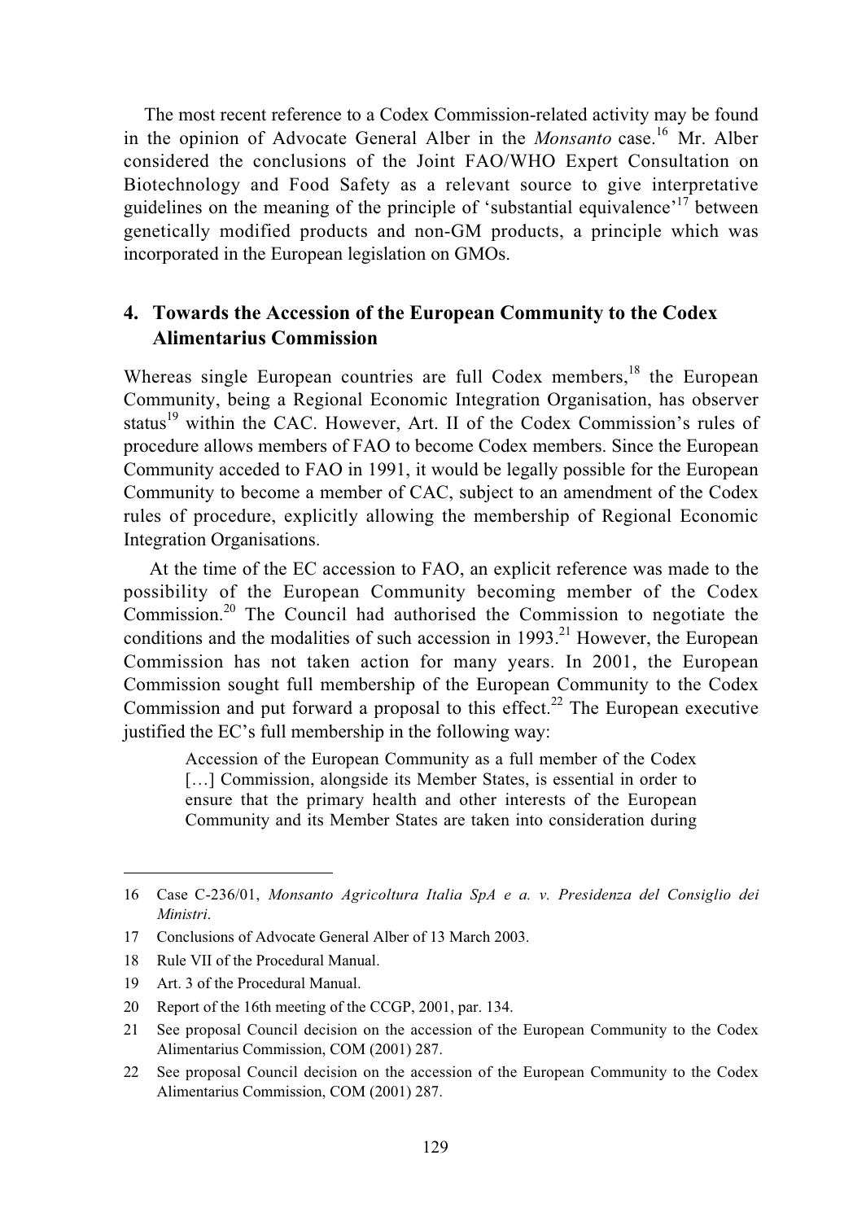The most recent reference to a Codex Commission-related activity may be found in the opinion of Advocate General Alber in the *Monsanto* case.[16] Mr. Alber considered the conclusions of the Joint FAO/WHO Expert Consultation on Biotechnology and Food Safety as a relevant source to give interpretative guidelines on the meaning of the principle of 'substantial equivalence'[17] between genetically modified products and non-GM products, a principle which was incorporated in the European legislation on GMOs.

## 4. Towards the Accession of the European Community to the Codex Alimentarius Commission

Whereas single European countries are full Codex members,[18] the European Community, being a Regional Economic Integration Organisation, has observer status[19] within the CAC. However, Art. II of the Codex Commission's rules of procedure allows members of FAO to become Codex members. Since the European Community acceded to FAO in 1991, it would be legally possible for the European Community to become a member of CAC, subject to an amendment of the Codex rules of procedure, explicitly allowing the membership of Regional Economic Integration Organisations.

At the time of the EC accession to FAO, an explicit reference was made to the possibility of the European Community becoming member of the Codex Commission.[20] The Council had authorised the Commission to negotiate the conditions and the modalities of such accession in 1993.[21] However, the European Commission has not taken action for many years. In 2001, the European Commission sought full membership of the European Community to the Codex Commission and put forward a proposal to this effect.[22] The European executive justified the EC's full membership in the following way:

> Accession of the European Community as a full member of the Codex […] Commission, alongside its Member States, is essential in order to ensure that the primary health and other interests of the European Community and its Member States are taken into consideration during

---

16 Case C-236/01, *Monsanto Agricoltura Italia SpA e a. v. Presidenza del Consiglio dei Ministri*.

17 Conclusions of Advocate General Alber of 13 March 2003.

18 Rule VII of the Procedural Manual.

19 Art. 3 of the Procedural Manual.

20 Report of the 16th meeting of the CCGP, 2001, par. 134.

21 See proposal Council decision on the accession of the European Community to the Codex Alimentarius Commission, COM (2001) 287.

22 See proposal Council decision on the accession of the European Community to the Codex Alimentarius Commission, COM (2001) 287.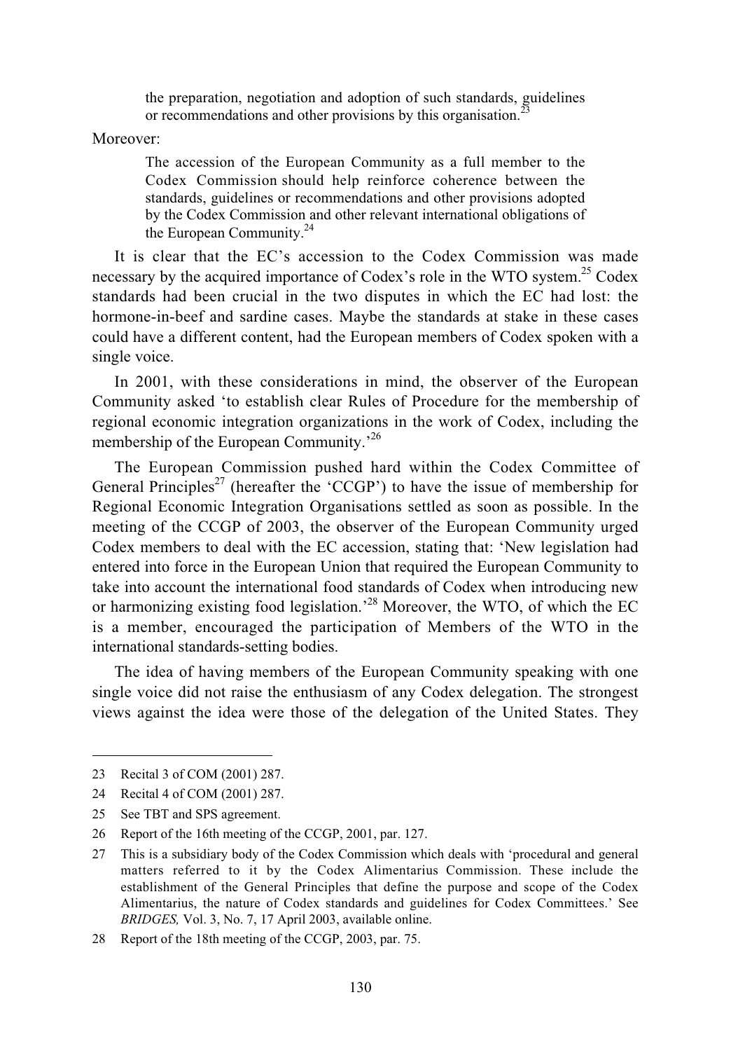> the preparation, negotiation and adoption of such standards, guidelines or recommendations and other provisions by this organisation.[23]

Moreover:

> The accession of the European Community as a full member to the Codex Commission should help reinforce coherence between the standards, guidelines or recommendations and other provisions adopted by the Codex Commission and other relevant international obligations of the European Community.[24]

It is clear that the EC's accession to the Codex Commission was made necessary by the acquired importance of Codex's role in the WTO system.[25] Codex standards had been crucial in the two disputes in which the EC had lost: the hormone-in-beef and sardine cases. Maybe the standards at stake in these cases could have a different content, had the European members of Codex spoken with a single voice.

In 2001, with these considerations in mind, the observer of the European Community asked 'to establish clear Rules of Procedure for the membership of regional economic integration organizations in the work of Codex, including the membership of the European Community.'[26]

The European Commission pushed hard within the Codex Committee of General Principles[27] (hereafter the 'CCGP') to have the issue of membership for Regional Economic Integration Organisations settled as soon as possible. In the meeting of the CCGP of 2003, the observer of the European Community urged Codex members to deal with the EC accession, stating that: 'New legislation had entered into force in the European Union that required the European Community to take into account the international food standards of Codex when introducing new or harmonizing existing food legislation.'[28] Moreover, the WTO, of which the EC is a member, encouraged the participation of Members of the WTO in the international standards-setting bodies.

The idea of having members of the European Community speaking with one single voice did not raise the enthusiasm of any Codex delegation. The strongest views against the idea were those of the delegation of the United States. They

---

23 Recital 3 of COM (2001) 287.

24 Recital 4 of COM (2001) 287.

25 See TBT and SPS agreement.

26 Report of the 16th meeting of the CCGP, 2001, par. 127.

27 This is a subsidiary body of the Codex Commission which deals with 'procedural and general matters referred to it by the Codex Alimentarius Commission. These include the establishment of the General Principles that define the purpose and scope of the Codex Alimentarius, the nature of Codex standards and guidelines for Codex Committees.' See *BRIDGES,* Vol. 3, No. 7, 17 April 2003, available online.

28 Report of the 18th meeting of the CCGP, 2003, par. 75.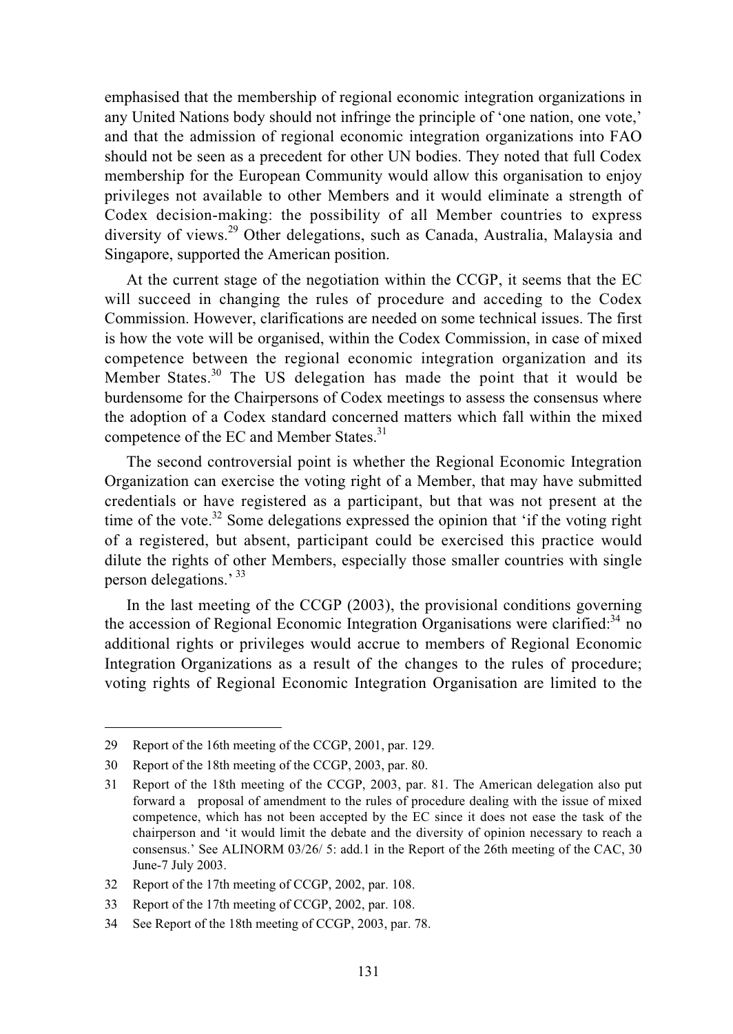emphasised that the membership of regional economic integration organizations in any United Nations body should not infringe the principle of 'one nation, one vote,' and that the admission of regional economic integration organizations into FAO should not be seen as a precedent for other UN bodies. They noted that full Codex membership for the European Community would allow this organisation to enjoy privileges not available to other Members and it would eliminate a strength of Codex decision-making: the possibility of all Member countries to express diversity of views.[29] Other delegations, such as Canada, Australia, Malaysia and Singapore, supported the American position.

At the current stage of the negotiation within the CCGP, it seems that the EC will succeed in changing the rules of procedure and acceding to the Codex Commission. However, clarifications are needed on some technical issues. The first is how the vote will be organised, within the Codex Commission, in case of mixed competence between the regional economic integration organization and its Member States.[30] The US delegation has made the point that it would be burdensome for the Chairpersons of Codex meetings to assess the consensus where the adoption of a Codex standard concerned matters which fall within the mixed competence of the EC and Member States.[31]

The second controversial point is whether the Regional Economic Integration Organization can exercise the voting right of a Member, that may have submitted credentials or have registered as a participant, but that was not present at the time of the vote.[32] Some delegations expressed the opinion that 'if the voting right of a registered, but absent, participant could be exercised this practice would dilute the rights of other Members, especially those smaller countries with single person delegations.'[33]

In the last meeting of the CCGP (2003), the provisional conditions governing the accession of Regional Economic Integration Organisations were clarified:[34] no additional rights or privileges would accrue to members of Regional Economic Integration Organizations as a result of the changes to the rules of procedure; voting rights of Regional Economic Integration Organisation are limited to the

---

29 Report of the 16th meeting of the CCGP, 2001, par. 129.

30 Report of the 18th meeting of the CCGP, 2003, par. 80.

31 Report of the 18th meeting of the CCGP, 2003, par. 81. The American delegation also put forward a proposal of amendment to the rules of procedure dealing with the issue of mixed competence, which has not been accepted by the EC since it does not ease the task of the chairperson and 'it would limit the debate and the diversity of opinion necessary to reach a consensus.' See ALINORM 03/26/ 5: add.1 in the Report of the 26th meeting of the CAC, 30 June-7 July 2003.

32 Report of the 17th meeting of CCGP, 2002, par. 108.

33 Report of the 17th meeting of CCGP, 2002, par. 108.

34 See Report of the 18th meeting of CCGP, 2003, par. 78.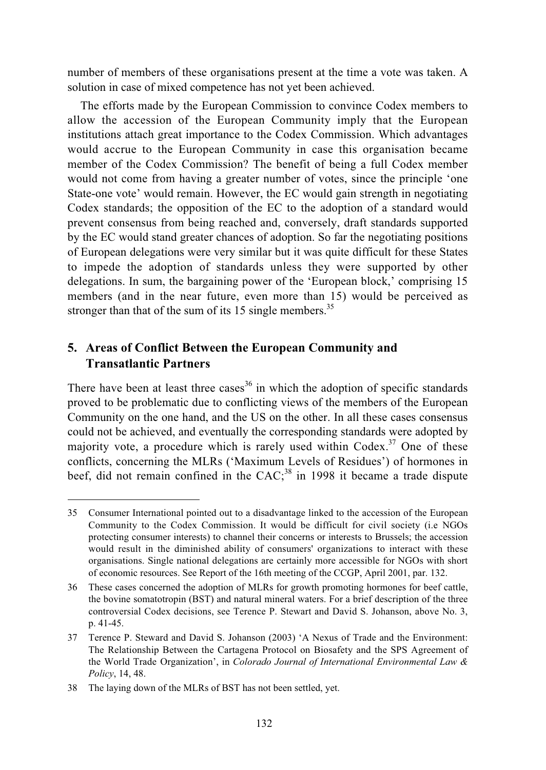number of members of these organisations present at the time a vote was taken. A solution in case of mixed competence has not yet been achieved.

The efforts made by the European Commission to convince Codex members to allow the accession of the European Community imply that the European institutions attach great importance to the Codex Commission. Which advantages would accrue to the European Community in case this organisation became member of the Codex Commission? The benefit of being a full Codex member would not come from having a greater number of votes, since the principle 'one State-one vote' would remain. However, the EC would gain strength in negotiating Codex standards; the opposition of the EC to the adoption of a standard would prevent consensus from being reached and, conversely, draft standards supported by the EC would stand greater chances of adoption. So far the negotiating positions of European delegations were very similar but it was quite difficult for these States to impede the adoption of standards unless they were supported by other delegations. In sum, the bargaining power of the 'European block,' comprising 15 members (and in the near future, even more than 15) would be perceived as stronger than that of the sum of its 15 single members.[35]

## 5. Areas of Conflict Between the European Community and Transatlantic Partners

There have been at least three cases[36] in which the adoption of specific standards proved to be problematic due to conflicting views of the members of the European Community on the one hand, and the US on the other. In all these cases consensus could not be achieved, and eventually the corresponding standards were adopted by majority vote, a procedure which is rarely used within Codex.[37] One of these conflicts, concerning the MLRs ('Maximum Levels of Residues') of hormones in beef, did not remain confined in the CAC;[38] in 1998 it became a trade dispute

---

35 Consumer International pointed out to a disadvantage linked to the accession of the European Community to the Codex Commission. It would be difficult for civil society (i.e NGOs protecting consumer interests) to channel their concerns or interests to Brussels; the accession would result in the diminished ability of consumers' organizations to interact with these organisations. Single national delegations are certainly more accessible for NGOs with short of economic resources. See Report of the 16th meeting of the CCGP, April 2001, par. 132.

36 These cases concerned the adoption of MLRs for growth promoting hormones for beef cattle, the bovine somatotropin (BST) and natural mineral waters. For a brief description of the three controversial Codex decisions, see Terence P. Stewart and David S. Johanson, above No. 3, p. 41-45.

37 Terence P. Steward and David S. Johanson (2003) 'A Nexus of Trade and the Environment: The Relationship Between the Cartagena Protocol on Biosafety and the SPS Agreement of the World Trade Organization', in *Colorado Journal of International Environmental Law & Policy*, 14, 48.

38 The laying down of the MLRs of BST has not been settled, yet.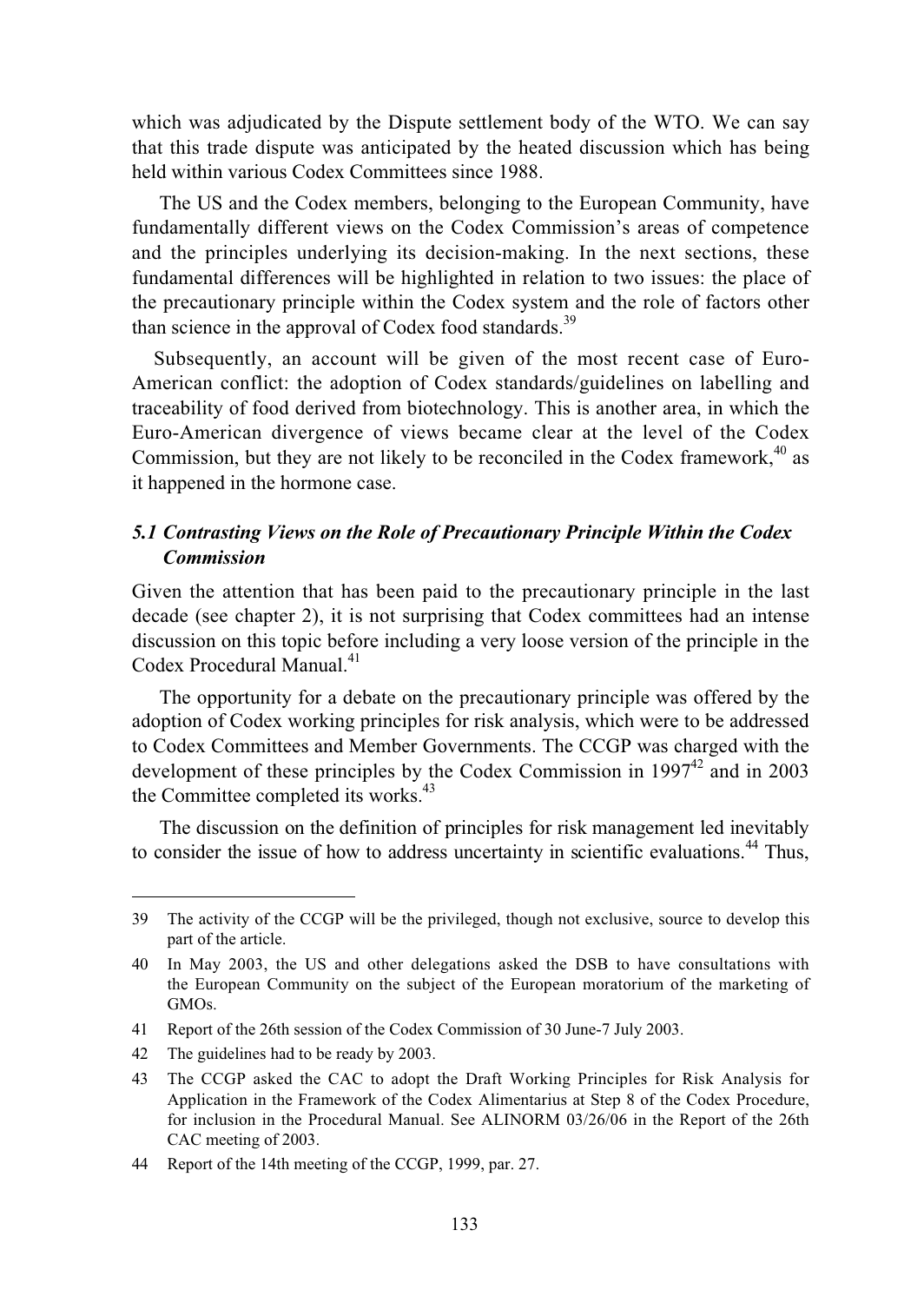which was adjudicated by the Dispute settlement body of the WTO. We can say that this trade dispute was anticipated by the heated discussion which has being held within various Codex Committees since 1988.

The US and the Codex members, belonging to the European Community, have fundamentally different views on the Codex Commission's areas of competence and the principles underlying its decision-making. In the next sections, these fundamental differences will be highlighted in relation to two issues: the place of the precautionary principle within the Codex system and the role of factors other than science in the approval of Codex food standards.[39]

Subsequently, an account will be given of the most recent case of Euro-American conflict: the adoption of Codex standards/guidelines on labelling and traceability of food derived from biotechnology. This is another area, in which the Euro-American divergence of views became clear at the level of the Codex Commission, but they are not likely to be reconciled in the Codex framework,[40] as it happened in the hormone case.

### *5.1 Contrasting Views on the Role of Precautionary Principle Within the Codex Commission*

Given the attention that has been paid to the precautionary principle in the last decade (see chapter 2), it is not surprising that Codex committees had an intense discussion on this topic before including a very loose version of the principle in the Codex Procedural Manual.[41]

The opportunity for a debate on the precautionary principle was offered by the adoption of Codex working principles for risk analysis, which were to be addressed to Codex Committees and Member Governments. The CCGP was charged with the development of these principles by the Codex Commission in 1997[42] and in 2003 the Committee completed its works.[43]

The discussion on the definition of principles for risk management led inevitably to consider the issue of how to address uncertainty in scientific evaluations.[44] Thus,

---

39 The activity of the CCGP will be the privileged, though not exclusive, source to develop this part of the article.

40 In May 2003, the US and other delegations asked the DSB to have consultations with the European Community on the subject of the European moratorium of the marketing of GMOs.

41 Report of the 26th session of the Codex Commission of 30 June-7 July 2003.

42 The guidelines had to be ready by 2003.

43 The CCGP asked the CAC to adopt the Draft Working Principles for Risk Analysis for Application in the Framework of the Codex Alimentarius at Step 8 of the Codex Procedure, for inclusion in the Procedural Manual. See ALINORM 03/26/06 in the Report of the 26th CAC meeting of 2003.

44 Report of the 14th meeting of the CCGP, 1999, par. 27.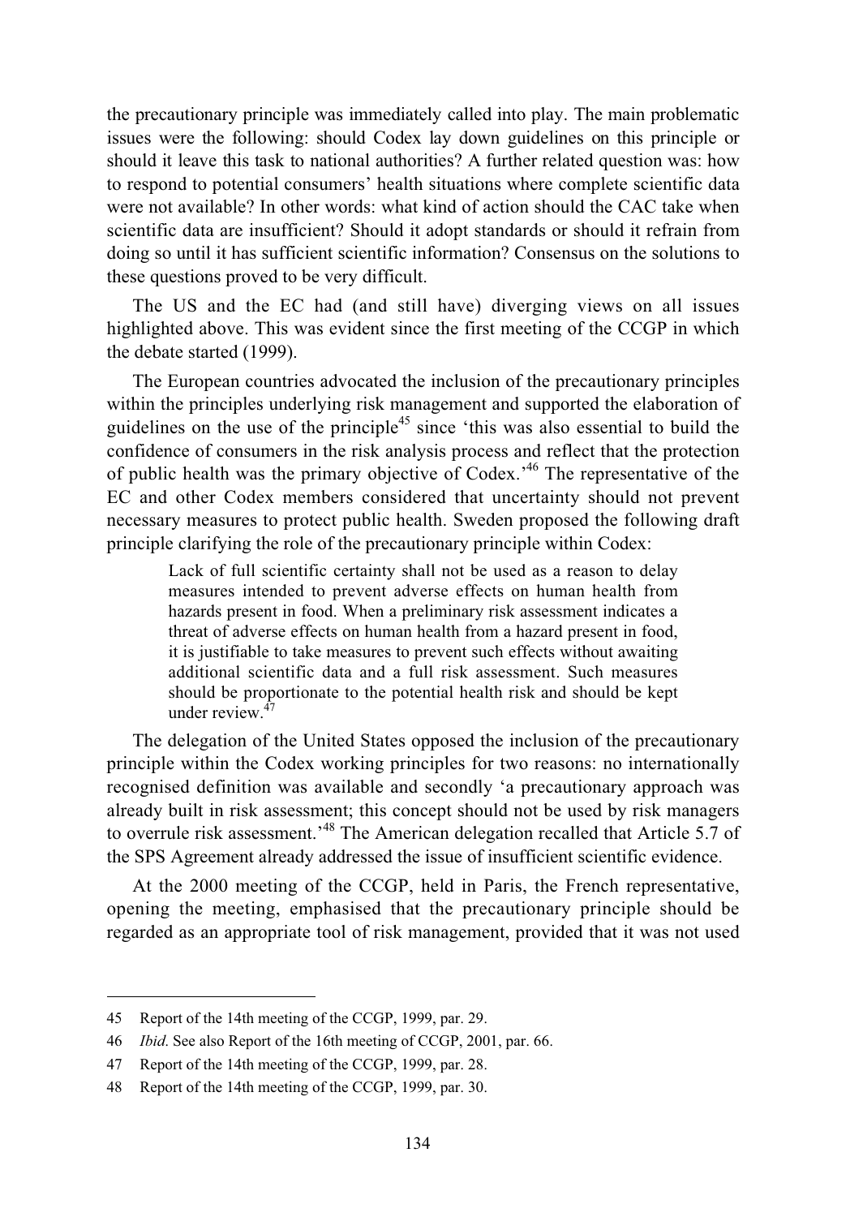the precautionary principle was immediately called into play. The main problematic issues were the following: should Codex lay down guidelines on this principle or should it leave this task to national authorities? A further related question was: how to respond to potential consumers' health situations where complete scientific data were not available? In other words: what kind of action should the CAC take when scientific data are insufficient? Should it adopt standards or should it refrain from doing so until it has sufficient scientific information? Consensus on the solutions to these questions proved to be very difficult.

The US and the EC had (and still have) diverging views on all issues highlighted above. This was evident since the first meeting of the CCGP in which the debate started (1999).

The European countries advocated the inclusion of the precautionary principles within the principles underlying risk management and supported the elaboration of guidelines on the use of the principle[45] since 'this was also essential to build the confidence of consumers in the risk analysis process and reflect that the protection of public health was the primary objective of Codex.'[46] The representative of the EC and other Codex members considered that uncertainty should not prevent necessary measures to protect public health. Sweden proposed the following draft principle clarifying the role of the precautionary principle within Codex:

> Lack of full scientific certainty shall not be used as a reason to delay measures intended to prevent adverse effects on human health from hazards present in food. When a preliminary risk assessment indicates a threat of adverse effects on human health from a hazard present in food, it is justifiable to take measures to prevent such effects without awaiting additional scientific data and a full risk assessment. Such measures should be proportionate to the potential health risk and should be kept under review.[47]

The delegation of the United States opposed the inclusion of the precautionary principle within the Codex working principles for two reasons: no internationally recognised definition was available and secondly 'a precautionary approach was already built in risk assessment; this concept should not be used by risk managers to overrule risk assessment.'[48] The American delegation recalled that Article 5.7 of the SPS Agreement already addressed the issue of insufficient scientific evidence.

At the 2000 meeting of the CCGP, held in Paris, the French representative, opening the meeting, emphasised that the precautionary principle should be regarded as an appropriate tool of risk management, provided that it was not used

---

45 Report of the 14th meeting of the CCGP, 1999, par. 29.

46 *Ibid*. See also Report of the 16th meeting of CCGP, 2001, par. 66.

47 Report of the 14th meeting of the CCGP, 1999, par. 28.

48 Report of the 14th meeting of the CCGP, 1999, par. 30.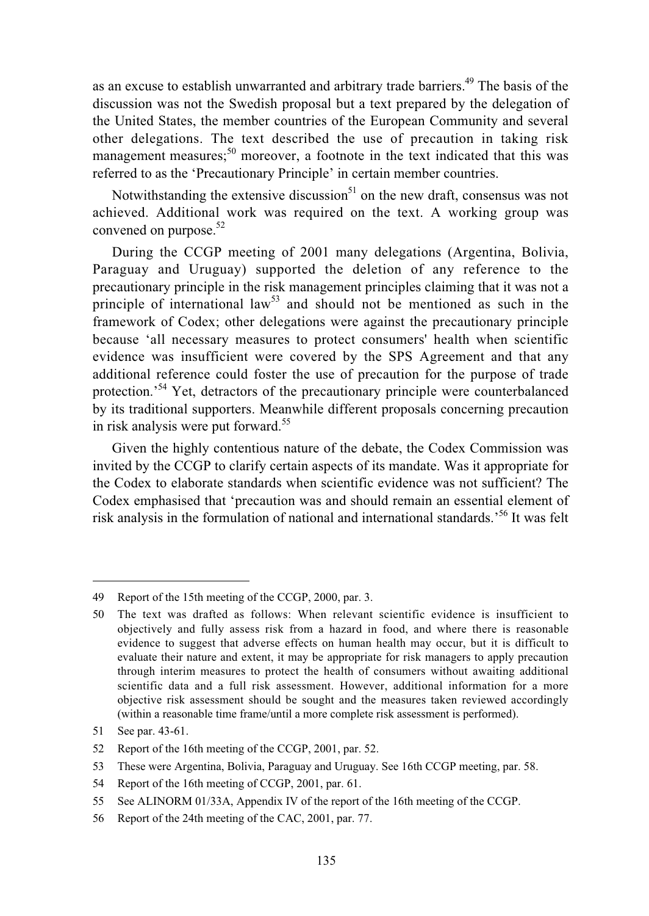as an excuse to establish unwarranted and arbitrary trade barriers.[49] The basis of the discussion was not the Swedish proposal but a text prepared by the delegation of the United States, the member countries of the European Community and several other delegations. The text described the use of precaution in taking risk management measures;[50] moreover, a footnote in the text indicated that this was referred to as the 'Precautionary Principle' in certain member countries.

Notwithstanding the extensive discussion[51] on the new draft, consensus was not achieved. Additional work was required on the text. A working group was convened on purpose.[52]

During the CCGP meeting of 2001 many delegations (Argentina, Bolivia, Paraguay and Uruguay) supported the deletion of any reference to the precautionary principle in the risk management principles claiming that it was not a principle of international law[53] and should not be mentioned as such in the framework of Codex; other delegations were against the precautionary principle because 'all necessary measures to protect consumers' health when scientific evidence was insufficient were covered by the SPS Agreement and that any additional reference could foster the use of precaution for the purpose of trade protection.'[54] Yet, detractors of the precautionary principle were counterbalanced by its traditional supporters. Meanwhile different proposals concerning precaution in risk analysis were put forward.[55]

Given the highly contentious nature of the debate, the Codex Commission was invited by the CCGP to clarify certain aspects of its mandate. Was it appropriate for the Codex to elaborate standards when scientific evidence was not sufficient? The Codex emphasised that 'precaution was and should remain an essential element of risk analysis in the formulation of national and international standards.'[56] It was felt

---

49 Report of the 15th meeting of the CCGP, 2000, par. 3.

50 The text was drafted as follows: When relevant scientific evidence is insufficient to objectively and fully assess risk from a hazard in food, and where there is reasonable evidence to suggest that adverse effects on human health may occur, but it is difficult to evaluate their nature and extent, it may be appropriate for risk managers to apply precaution through interim measures to protect the health of consumers without awaiting additional scientific data and a full risk assessment. However, additional information for a more objective risk assessment should be sought and the measures taken reviewed accordingly (within a reasonable time frame/until a more complete risk assessment is performed).

51 See par. 43-61.

52 Report of the 16th meeting of the CCGP, 2001, par. 52.

53 These were Argentina, Bolivia, Paraguay and Uruguay. See 16th CCGP meeting, par. 58.

54 Report of the 16th meeting of CCGP, 2001, par. 61.

55 See ALINORM 01/33A, Appendix IV of the report of the 16th meeting of the CCGP.

56 Report of the 24th meeting of the CAC, 2001, par. 77.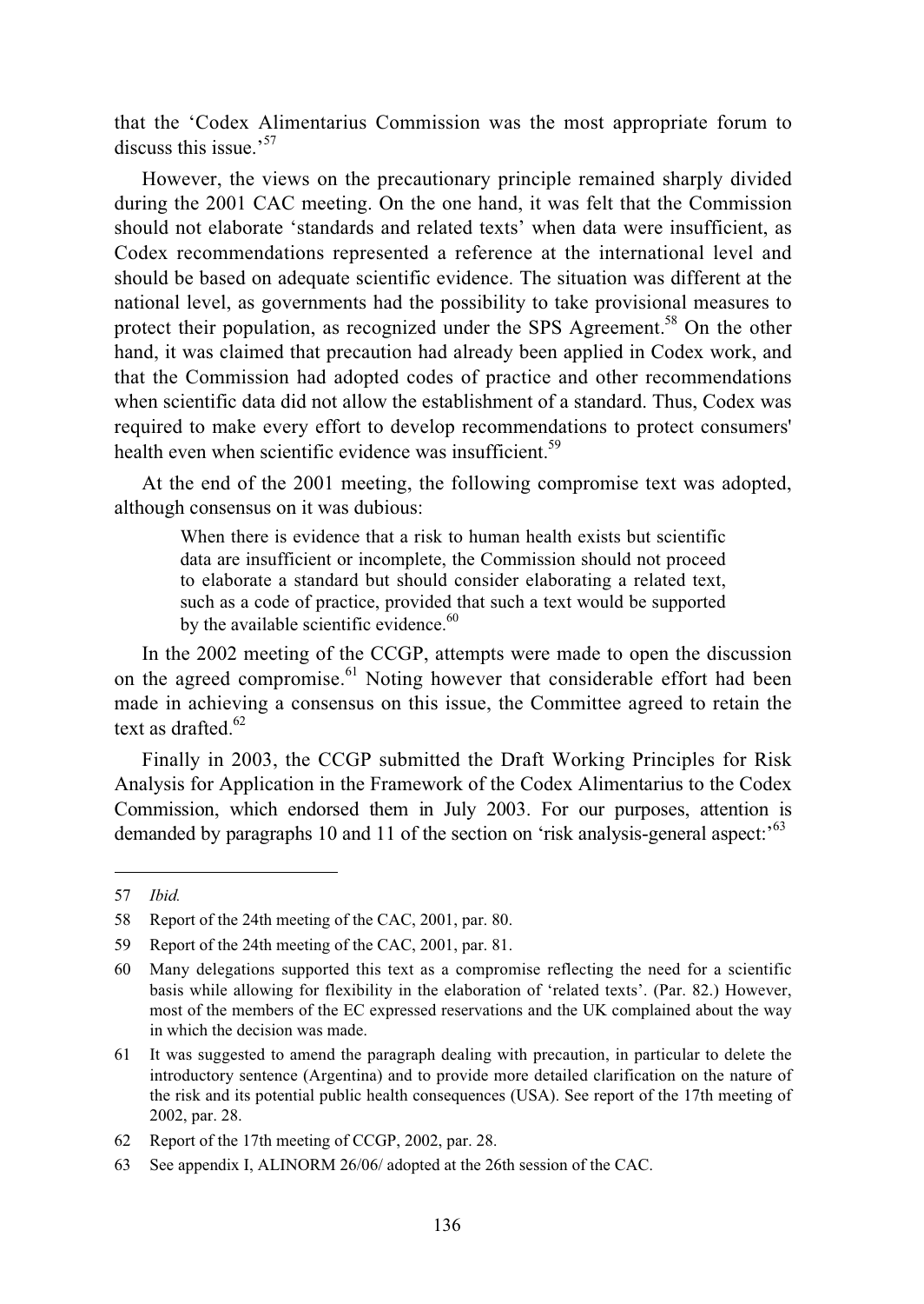that the 'Codex Alimentarius Commission was the most appropriate forum to discuss this issue.'[57]

However, the views on the precautionary principle remained sharply divided during the 2001 CAC meeting. On the one hand, it was felt that the Commission should not elaborate 'standards and related texts' when data were insufficient, as Codex recommendations represented a reference at the international level and should be based on adequate scientific evidence. The situation was different at the national level, as governments had the possibility to take provisional measures to protect their population, as recognized under the SPS Agreement.[58] On the other hand, it was claimed that precaution had already been applied in Codex work, and that the Commission had adopted codes of practice and other recommendations when scientific data did not allow the establishment of a standard. Thus, Codex was required to make every effort to develop recommendations to protect consumers' health even when scientific evidence was insufficient.[59]

At the end of the 2001 meeting, the following compromise text was adopted, although consensus on it was dubious:

> When there is evidence that a risk to human health exists but scientific data are insufficient or incomplete, the Commission should not proceed to elaborate a standard but should consider elaborating a related text, such as a code of practice, provided that such a text would be supported by the available scientific evidence.[60]

In the 2002 meeting of the CCGP, attempts were made to open the discussion on the agreed compromise.[61] Noting however that considerable effort had been made in achieving a consensus on this issue, the Committee agreed to retain the text as drafted.[62]

Finally in 2003, the CCGP submitted the Draft Working Principles for Risk Analysis for Application in the Framework of the Codex Alimentarius to the Codex Commission, which endorsed them in July 2003. For our purposes, attention is demanded by paragraphs 10 and 11 of the section on 'risk analysis-general aspect:'[63]

---

57 *Ibid.*

58 Report of the 24th meeting of the CAC, 2001, par. 80.

59 Report of the 24th meeting of the CAC, 2001, par. 81.

60 Many delegations supported this text as a compromise reflecting the need for a scientific basis while allowing for flexibility in the elaboration of 'related texts'. (Par. 82.) However, most of the members of the EC expressed reservations and the UK complained about the way in which the decision was made.

61 It was suggested to amend the paragraph dealing with precaution, in particular to delete the introductory sentence (Argentina) and to provide more detailed clarification on the nature of the risk and its potential public health consequences (USA). See report of the 17th meeting of 2002, par. 28.

62 Report of the 17th meeting of CCGP, 2002, par. 28.

63 See appendix I, ALINORM 26/06/ adopted at the 26th session of the CAC.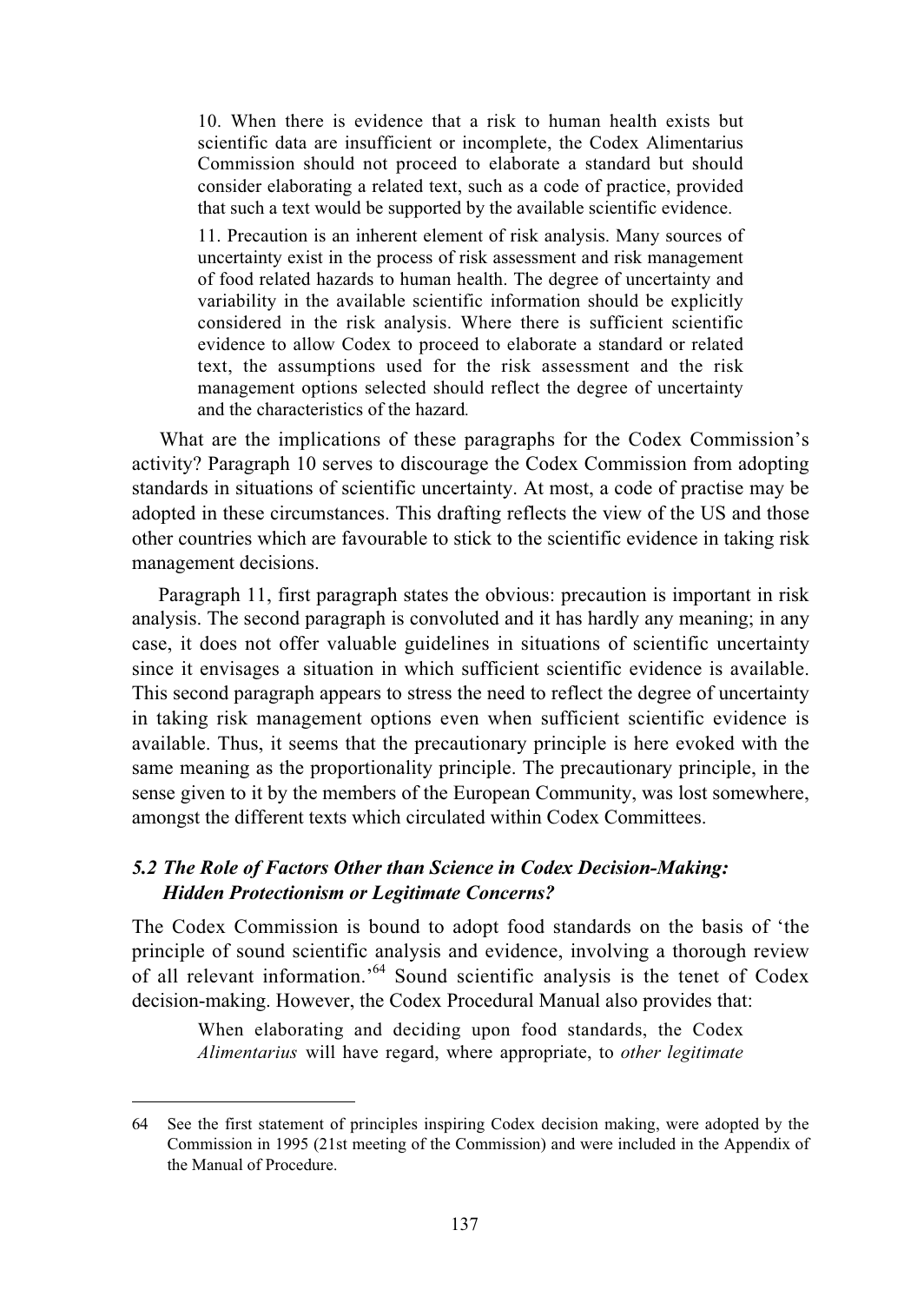> 10. When there is evidence that a risk to human health exists but scientific data are insufficient or incomplete, the Codex Alimentarius Commission should not proceed to elaborate a standard but should consider elaborating a related text, such as a code of practice, provided that such a text would be supported by the available scientific evidence.
>
> 11. Precaution is an inherent element of risk analysis. Many sources of uncertainty exist in the process of risk assessment and risk management of food related hazards to human health. The degree of uncertainty and variability in the available scientific information should be explicitly considered in the risk analysis. Where there is sufficient scientific evidence to allow Codex to proceed to elaborate a standard or related text, the assumptions used for the risk assessment and the risk management options selected should reflect the degree of uncertainty and the characteristics of the hazard.

What are the implications of these paragraphs for the Codex Commission's activity? Paragraph 10 serves to discourage the Codex Commission from adopting standards in situations of scientific uncertainty. At most, a code of practise may be adopted in these circumstances. This drafting reflects the view of the US and those other countries which are favourable to stick to the scientific evidence in taking risk management decisions.

Paragraph 11, first paragraph states the obvious: precaution is important in risk analysis. The second paragraph is convoluted and it has hardly any meaning; in any case, it does not offer valuable guidelines in situations of scientific uncertainty since it envisages a situation in which sufficient scientific evidence is available. This second paragraph appears to stress the need to reflect the degree of uncertainty in taking risk management options even when sufficient scientific evidence is available. Thus, it seems that the precautionary principle is here evoked with the same meaning as the proportionality principle. The precautionary principle, in the sense given to it by the members of the European Community, was lost somewhere, amongst the different texts which circulated within Codex Committees.

### *5.2 The Role of Factors Other than Science in Codex Decision-Making: Hidden Protectionism or Legitimate Concerns?*

The Codex Commission is bound to adopt food standards on the basis of 'the principle of sound scientific analysis and evidence, involving a thorough review of all relevant information.'[64] Sound scientific analysis is the tenet of Codex decision-making. However, the Codex Procedural Manual also provides that:

> When elaborating and deciding upon food standards, the Codex *Alimentarius* will have regard, where appropriate, to *other legitimate*

---

64 See the first statement of principles inspiring Codex decision making, were adopted by the Commission in 1995 (21st meeting of the Commission) and were included in the Appendix of the Manual of Procedure.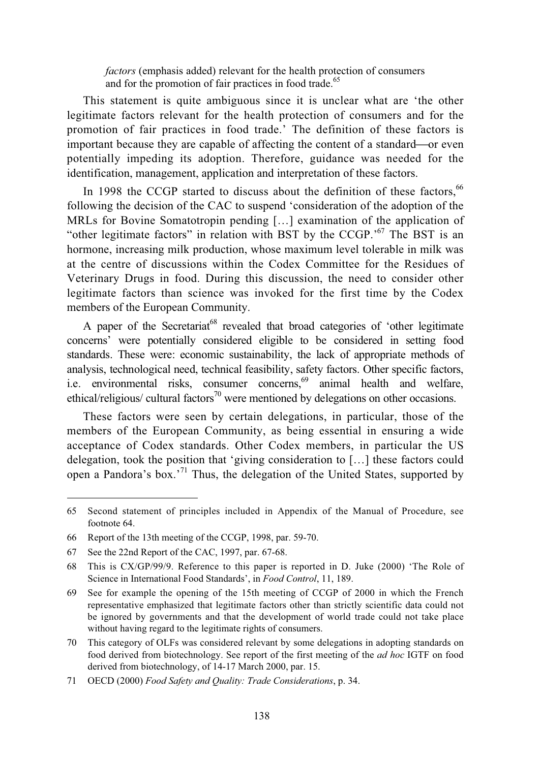> *factors* (emphasis added) relevant for the health protection of consumers and for the promotion of fair practices in food trade.[65]

This statement is quite ambiguous since it is unclear what are 'the other legitimate factors relevant for the health protection of consumers and for the promotion of fair practices in food trade.' The definition of these factors is important because they are capable of affecting the content of a standard—or even potentially impeding its adoption. Therefore, guidance was needed for the identification, management, application and interpretation of these factors.

In 1998 the CCGP started to discuss about the definition of these factors,[66] following the decision of the CAC to suspend 'consideration of the adoption of the MRLs for Bovine Somatotropin pending […] examination of the application of "other legitimate factors" in relation with BST by the CCGP.'[67] The BST is an hormone, increasing milk production, whose maximum level tolerable in milk was at the centre of discussions within the Codex Committee for the Residues of Veterinary Drugs in food. During this discussion, the need to consider other legitimate factors than science was invoked for the first time by the Codex members of the European Community.

A paper of the Secretariat[68] revealed that broad categories of 'other legitimate concerns' were potentially considered eligible to be considered in setting food standards. These were: economic sustainability, the lack of appropriate methods of analysis, technological need, technical feasibility, safety factors. Other specific factors, i.e. environmental risks, consumer concerns,[69] animal health and welfare, ethical/religious/ cultural factors[70] were mentioned by delegations on other occasions.

These factors were seen by certain delegations, in particular, those of the members of the European Community, as being essential in ensuring a wide acceptance of Codex standards. Other Codex members, in particular the US delegation, took the position that 'giving consideration to […] these factors could open a Pandora's box.'[71] Thus, the delegation of the United States, supported by

---

65 Second statement of principles included in Appendix of the Manual of Procedure, see footnote 64.

66 Report of the 13th meeting of the CCGP, 1998, par. 59-70.

67 See the 22nd Report of the CAC, 1997, par. 67-68.

68 This is CX/GP/99/9. Reference to this paper is reported in D. Juke (2000) 'The Role of Science in International Food Standards', in *Food Control*, 11, 189.

69 See for example the opening of the 15th meeting of CCGP of 2000 in which the French representative emphasized that legitimate factors other than strictly scientific data could not be ignored by governments and that the development of world trade could not take place without having regard to the legitimate rights of consumers.

70 This category of OLFs was considered relevant by some delegations in adopting standards on food derived from biotechnology. See report of the first meeting of the *ad hoc* IGTF on food derived from biotechnology, of 14-17 March 2000, par. 15.

71 OECD (2000) *Food Safety and Quality: Trade Considerations*, p. 34.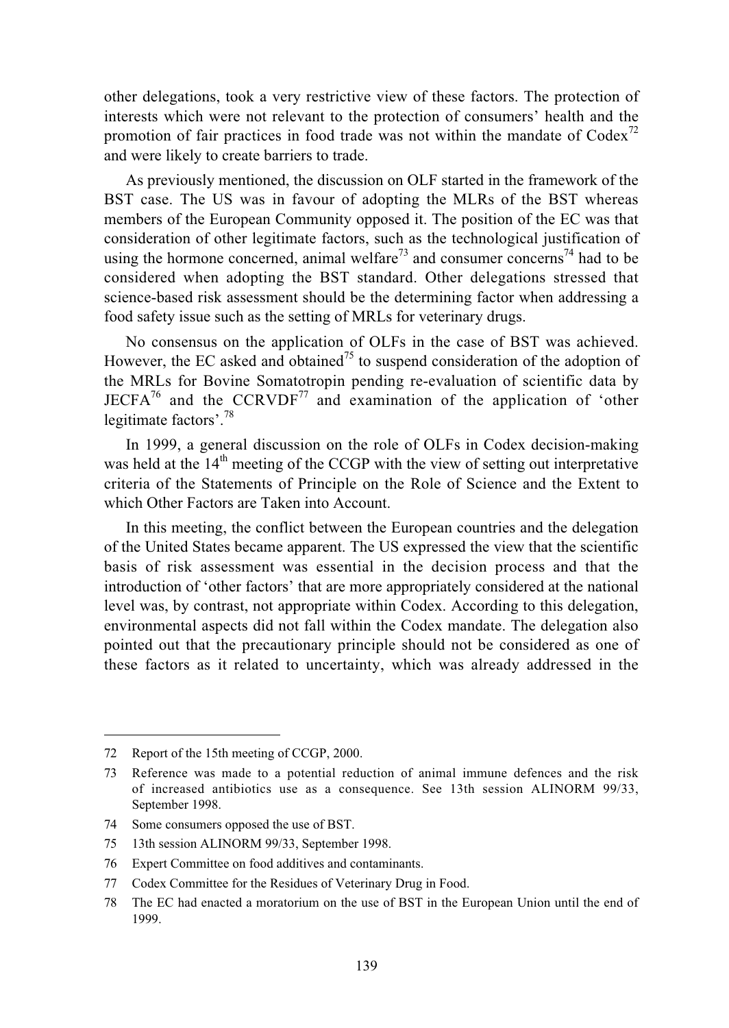other delegations, took a very restrictive view of these factors. The protection of interests which were not relevant to the protection of consumers' health and the promotion of fair practices in food trade was not within the mandate of Codex[72] and were likely to create barriers to trade.

As previously mentioned, the discussion on OLF started in the framework of the BST case. The US was in favour of adopting the MLRs of the BST whereas members of the European Community opposed it. The position of the EC was that consideration of other legitimate factors, such as the technological justification of using the hormone concerned, animal welfare[73] and consumer concerns[74] had to be considered when adopting the BST standard. Other delegations stressed that science-based risk assessment should be the determining factor when addressing a food safety issue such as the setting of MRLs for veterinary drugs.

No consensus on the application of OLFs in the case of BST was achieved. However, the EC asked and obtained[75] to suspend consideration of the adoption of the MRLs for Bovine Somatotropin pending re-evaluation of scientific data by JECFA[76] and the CCRVDF[77] and examination of the application of 'other legitimate factors'.[78]

In 1999, a general discussion on the role of OLFs in Codex decision-making was held at the 14th meeting of the CCGP with the view of setting out interpretative criteria of the Statements of Principle on the Role of Science and the Extent to which Other Factors are Taken into Account.

In this meeting, the conflict between the European countries and the delegation of the United States became apparent. The US expressed the view that the scientific basis of risk assessment was essential in the decision process and that the introduction of 'other factors' that are more appropriately considered at the national level was, by contrast, not appropriate within Codex. According to this delegation, environmental aspects did not fall within the Codex mandate. The delegation also pointed out that the precautionary principle should not be considered as one of these factors as it related to uncertainty, which was already addressed in the

---

72 Report of the 15th meeting of CCGP, 2000.

73 Reference was made to a potential reduction of animal immune defences and the risk of increased antibiotics use as a consequence. See 13th session ALINORM 99/33, September 1998.

74 Some consumers opposed the use of BST.

75 13th session ALINORM 99/33, September 1998.

76 Expert Committee on food additives and contaminants.

77 Codex Committee for the Residues of Veterinary Drug in Food.

78 The EC had enacted a moratorium on the use of BST in the European Union until the end of 1999.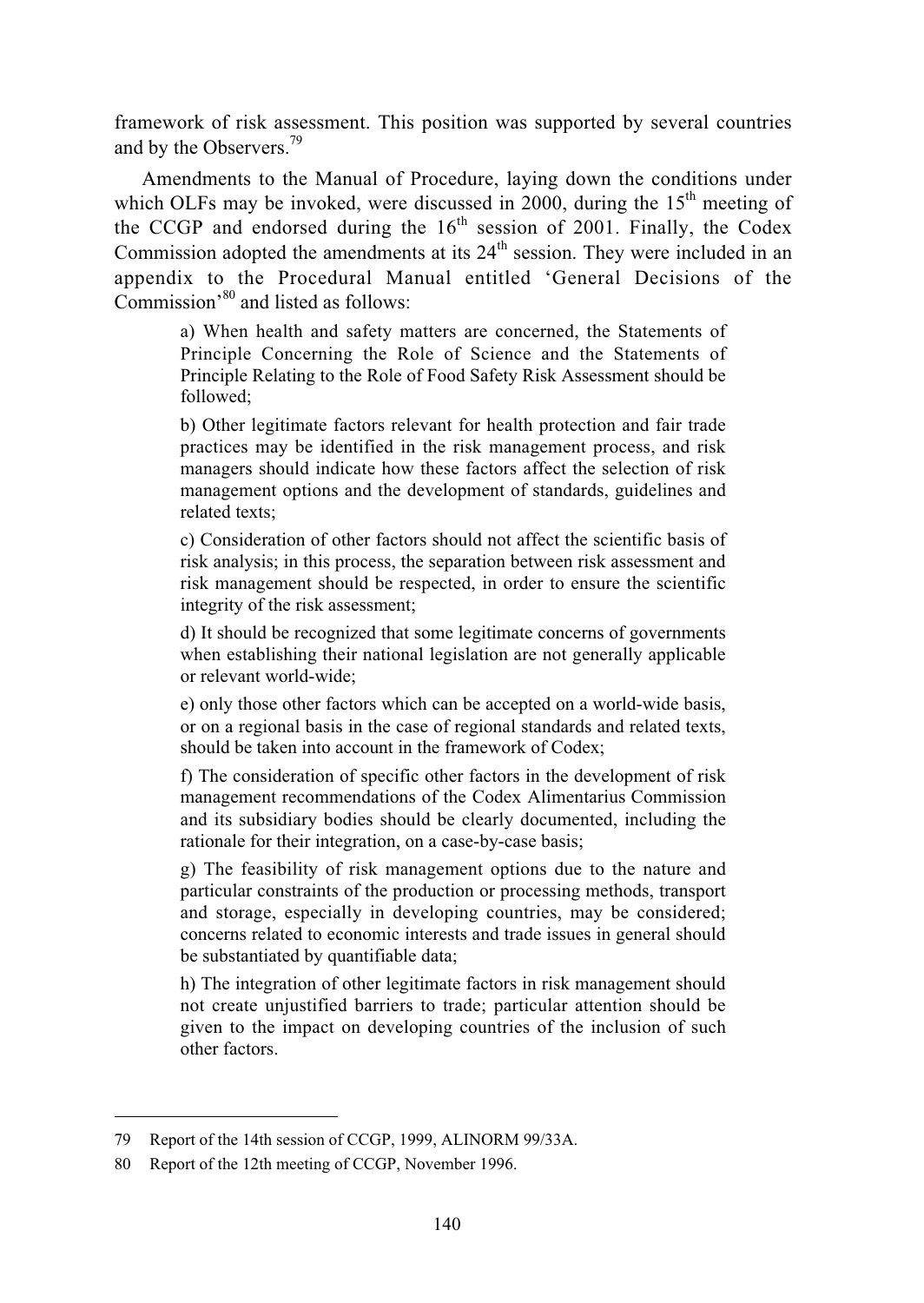framework of risk assessment. This position was supported by several countries and by the Observers.[79]

Amendments to the Manual of Procedure, laying down the conditions under which OLFs may be invoked, were discussed in 2000, during the 15th meeting of the CCGP and endorsed during the 16th session of 2001. Finally, the Codex Commission adopted the amendments at its 24th session. They were included in an appendix to the Procedural Manual entitled 'General Decisions of the Commission'[80] and listed as follows:

> a) When health and safety matters are concerned, the Statements of Principle Concerning the Role of Science and the Statements of Principle Relating to the Role of Food Safety Risk Assessment should be followed;
>
> b) Other legitimate factors relevant for health protection and fair trade practices may be identified in the risk management process, and risk managers should indicate how these factors affect the selection of risk management options and the development of standards, guidelines and related texts;
>
> c) Consideration of other factors should not affect the scientific basis of risk analysis; in this process, the separation between risk assessment and risk management should be respected, in order to ensure the scientific integrity of the risk assessment;
>
> d) It should be recognized that some legitimate concerns of governments when establishing their national legislation are not generally applicable or relevant world-wide;
>
> e) only those other factors which can be accepted on a world-wide basis, or on a regional basis in the case of regional standards and related texts, should be taken into account in the framework of Codex;
>
> f) The consideration of specific other factors in the development of risk management recommendations of the Codex Alimentarius Commission and its subsidiary bodies should be clearly documented, including the rationale for their integration, on a case-by-case basis;
>
> g) The feasibility of risk management options due to the nature and particular constraints of the production or processing methods, transport and storage, especially in developing countries, may be considered; concerns related to economic interests and trade issues in general should be substantiated by quantifiable data;
>
> h) The integration of other legitimate factors in risk management should not create unjustified barriers to trade; particular attention should be given to the impact on developing countries of the inclusion of such other factors.

---

79 Report of the 14th session of CCGP, 1999, ALINORM 99/33A.

80 Report of the 12th meeting of CCGP, November 1996.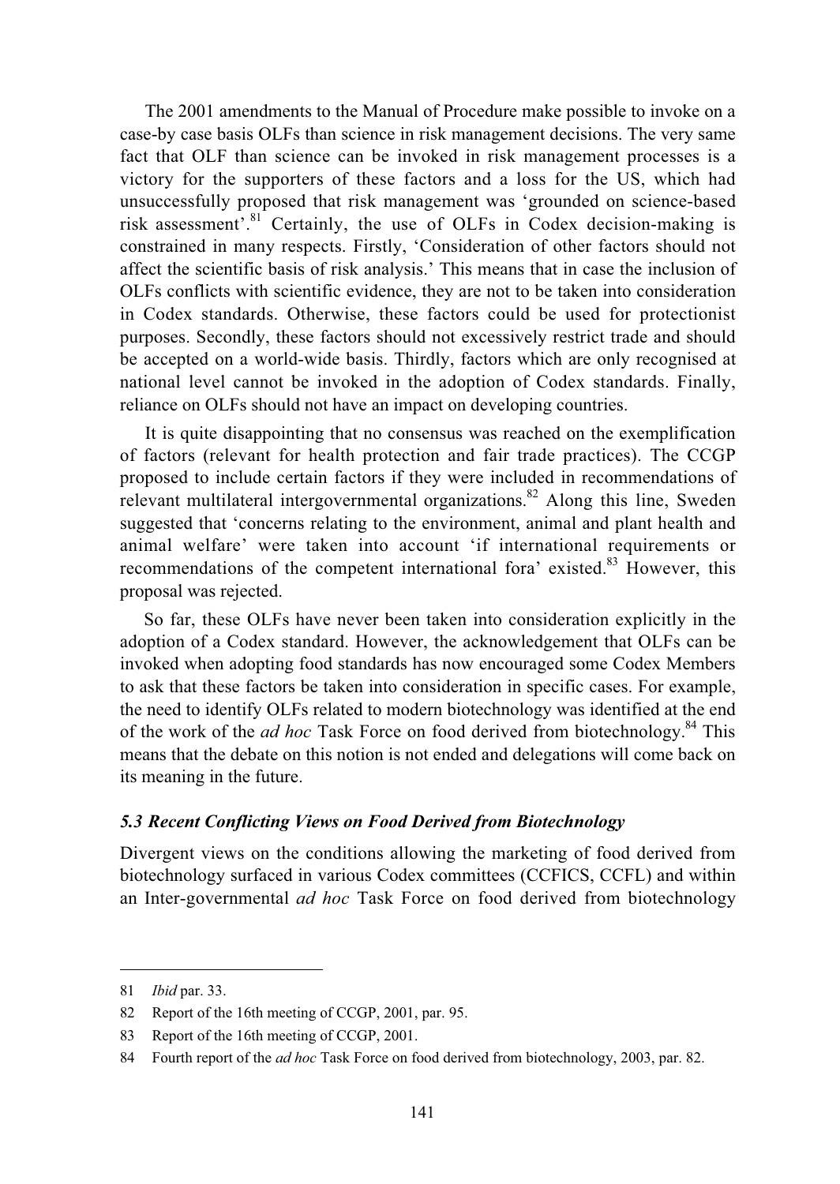The 2001 amendments to the Manual of Procedure make possible to invoke on a case-by case basis OLFs than science in risk management decisions. The very same fact that OLF than science can be invoked in risk management processes is a victory for the supporters of these factors and a loss for the US, which had unsuccessfully proposed that risk management was 'grounded on science-based risk assessment'.[81] Certainly, the use of OLFs in Codex decision-making is constrained in many respects. Firstly, 'Consideration of other factors should not affect the scientific basis of risk analysis.' This means that in case the inclusion of OLFs conflicts with scientific evidence, they are not to be taken into consideration in Codex standards. Otherwise, these factors could be used for protectionist purposes. Secondly, these factors should not excessively restrict trade and should be accepted on a world-wide basis. Thirdly, factors which are only recognised at national level cannot be invoked in the adoption of Codex standards. Finally, reliance on OLFs should not have an impact on developing countries.

It is quite disappointing that no consensus was reached on the exemplification of factors (relevant for health protection and fair trade practices). The CCGP proposed to include certain factors if they were included in recommendations of relevant multilateral intergovernmental organizations.[82] Along this line, Sweden suggested that 'concerns relating to the environment, animal and plant health and animal welfare' were taken into account 'if international requirements or recommendations of the competent international fora' existed.[83] However, this proposal was rejected.

So far, these OLFs have never been taken into consideration explicitly in the adoption of a Codex standard. However, the acknowledgement that OLFs can be invoked when adopting food standards has now encouraged some Codex Members to ask that these factors be taken into consideration in specific cases. For example, the need to identify OLFs related to modern biotechnology was identified at the end of the work of the *ad hoc* Task Force on food derived from biotechnology.[84] This means that the debate on this notion is not ended and delegations will come back on its meaning in the future.

### *5.3 Recent Conflicting Views on Food Derived from Biotechnology*

Divergent views on the conditions allowing the marketing of food derived from biotechnology surfaced in various Codex committees (CCFICS, CCFL) and within an Inter-governmental *ad hoc* Task Force on food derived from biotechnology

---

81 *Ibid* par. 33.

82 Report of the 16th meeting of CCGP, 2001, par. 95.

83 Report of the 16th meeting of CCGP, 2001.

84 Fourth report of the *ad hoc* Task Force on food derived from biotechnology, 2003, par. 82.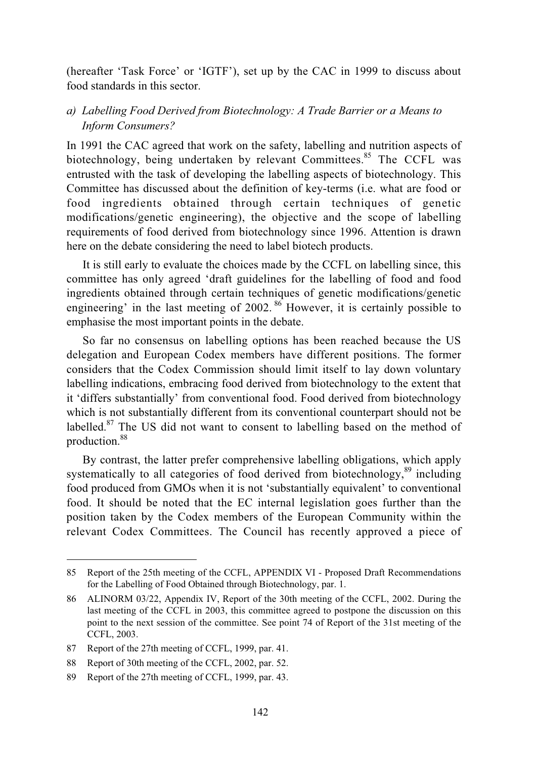(hereafter 'Task Force' or 'IGTF'), set up by the CAC in 1999 to discuss about food standards in this sector.

*a) Labelling Food Derived from Biotechnology: A Trade Barrier or a Means to Inform Consumers?*

In 1991 the CAC agreed that work on the safety, labelling and nutrition aspects of biotechnology, being undertaken by relevant Committees.[85] The CCFL was entrusted with the task of developing the labelling aspects of biotechnology. This Committee has discussed about the definition of key-terms (i.e. what are food or food ingredients obtained through certain techniques of genetic modifications/genetic engineering), the objective and the scope of labelling requirements of food derived from biotechnology since 1996. Attention is drawn here on the debate considering the need to label biotech products.

It is still early to evaluate the choices made by the CCFL on labelling since, this committee has only agreed 'draft guidelines for the labelling of food and food ingredients obtained through certain techniques of genetic modifications/genetic engineering' in the last meeting of 2002.[86] However, it is certainly possible to emphasise the most important points in the debate.

So far no consensus on labelling options has been reached because the US delegation and European Codex members have different positions. The former considers that the Codex Commission should limit itself to lay down voluntary labelling indications, embracing food derived from biotechnology to the extent that it 'differs substantially' from conventional food. Food derived from biotechnology which is not substantially different from its conventional counterpart should not be labelled.[87] The US did not want to consent to labelling based on the method of production.[88]

By contrast, the latter prefer comprehensive labelling obligations, which apply systematically to all categories of food derived from biotechnology,[89] including food produced from GMOs when it is not 'substantially equivalent' to conventional food. It should be noted that the EC internal legislation goes further than the position taken by the Codex members of the European Community within the relevant Codex Committees. The Council has recently approved a piece of

---

85 Report of the 25th meeting of the CCFL, APPENDIX VI - Proposed Draft Recommendations for the Labelling of Food Obtained through Biotechnology, par. 1.

86 ALINORM 03/22, Appendix IV, Report of the 30th meeting of the CCFL, 2002. During the last meeting of the CCFL in 2003, this committee agreed to postpone the discussion on this point to the next session of the committee. See point 74 of Report of the 31st meeting of the CCFL, 2003.

87 Report of the 27th meeting of CCFL, 1999, par. 41.

88 Report of 30th meeting of the CCFL, 2002, par. 52.

89 Report of the 27th meeting of CCFL, 1999, par. 43.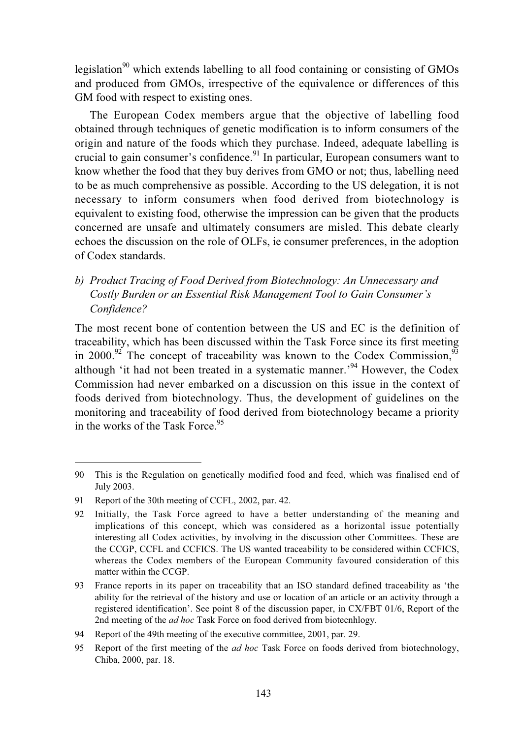legislation[90] which extends labelling to all food containing or consisting of GMOs and produced from GMOs, irrespective of the equivalence or differences of this GM food with respect to existing ones.

The European Codex members argue that the objective of labelling food obtained through techniques of genetic modification is to inform consumers of the origin and nature of the foods which they purchase. Indeed, adequate labelling is crucial to gain consumer's confidence.[91] In particular, European consumers want to know whether the food that they buy derives from GMO or not; thus, labelling need to be as much comprehensive as possible. According to the US delegation, it is not necessary to inform consumers when food derived from biotechnology is equivalent to existing food, otherwise the impression can be given that the products concerned are unsafe and ultimately consumers are misled. This debate clearly echoes the discussion on the role of OLFs, ie consumer preferences, in the adoption of Codex standards.

### *b) Product Tracing of Food Derived from Biotechnology: An Unnecessary and Costly Burden or an Essential Risk Management Tool to Gain Consumer's Confidence?*

The most recent bone of contention between the US and EC is the definition of traceability, which has been discussed within the Task Force since its first meeting in 2000.[92] The concept of traceability was known to the Codex Commission,[93] although 'it had not been treated in a systematic manner.'[94] However, the Codex Commission had never embarked on a discussion on this issue in the context of foods derived from biotechnology. Thus, the development of guidelines on the monitoring and traceability of food derived from biotechnology became a priority in the works of the Task Force.[95]

---

90 This is the Regulation on genetically modified food and feed, which was finalised end of July 2003.

91 Report of the 30th meeting of CCFL, 2002, par. 42.

92 Initially, the Task Force agreed to have a better understanding of the meaning and implications of this concept, which was considered as a horizontal issue potentially interesting all Codex activities, by involving in the discussion other Committees. These are the CCGP, CCFL and CCFICS. The US wanted traceability to be considered within CCFICS, whereas the Codex members of the European Community favoured consideration of this matter within the CCGP.

93 France reports in its paper on traceability that an ISO standard defined traceability as 'the ability for the retrieval of the history and use or location of an article or an activity through a registered identification'. See point 8 of the discussion paper, in CX/FBT 01/6, Report of the 2nd meeting of the *ad hoc* Task Force on food derived from biotecnhlogy.

94 Report of the 49th meeting of the executive committee, 2001, par. 29.

95 Report of the first meeting of the *ad hoc* Task Force on foods derived from biotechnology, Chiba, 2000, par. 18.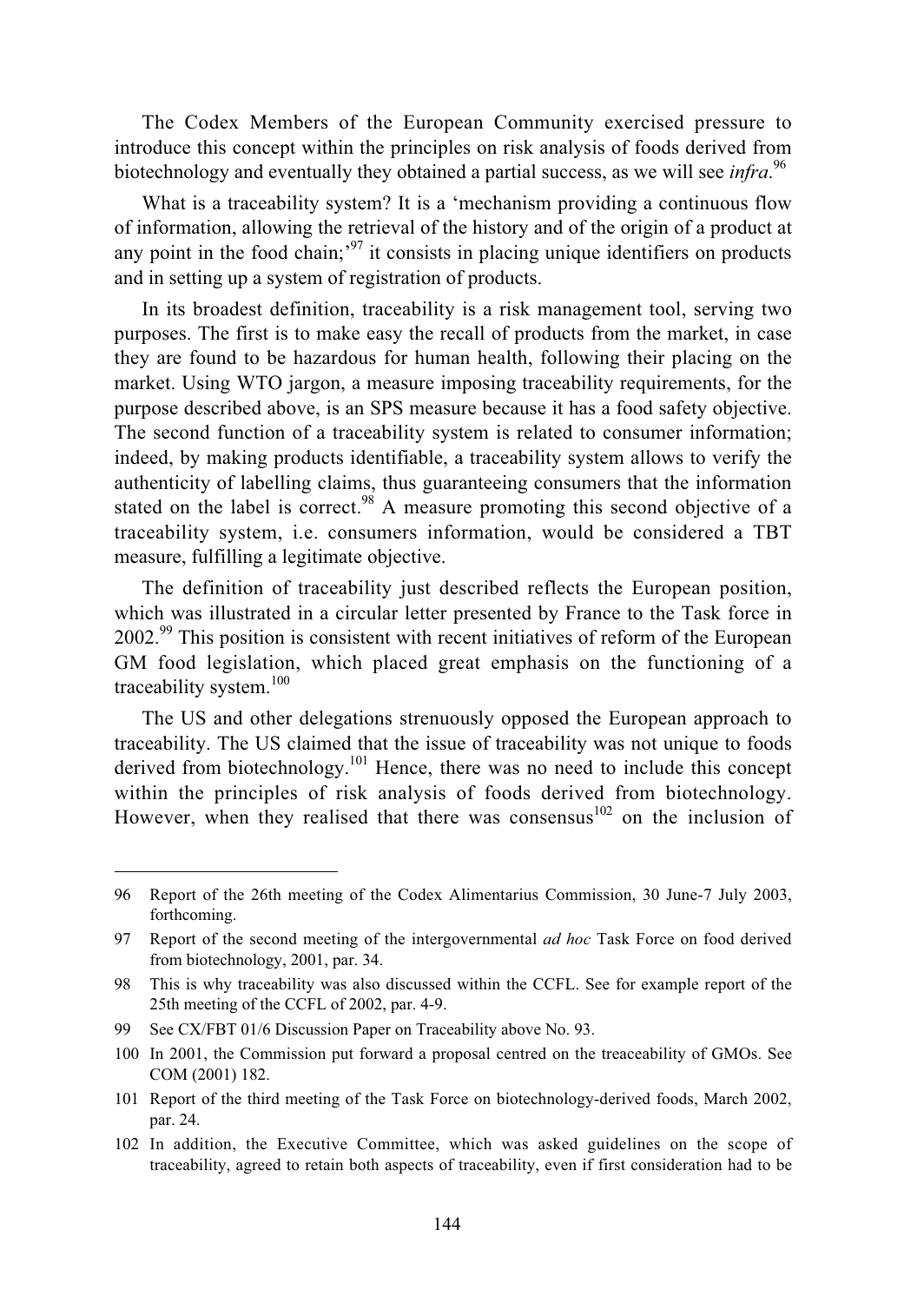The Codex Members of the European Community exercised pressure to introduce this concept within the principles on risk analysis of foods derived from biotechnology and eventually they obtained a partial success, as we will see *infra*.[96]

What is a traceability system? It is a 'mechanism providing a continuous flow of information, allowing the retrieval of the history and of the origin of a product at any point in the food chain;'[97] it consists in placing unique identifiers on products and in setting up a system of registration of products.

In its broadest definition, traceability is a risk management tool, serving two purposes. The first is to make easy the recall of products from the market, in case they are found to be hazardous for human health, following their placing on the market. Using WTO jargon, a measure imposing traceability requirements, for the purpose described above, is an SPS measure because it has a food safety objective. The second function of a traceability system is related to consumer information; indeed, by making products identifiable, a traceability system allows to verify the authenticity of labelling claims, thus guaranteeing consumers that the information stated on the label is correct.[98] A measure promoting this second objective of a traceability system, i.e. consumers information, would be considered a TBT measure, fulfilling a legitimate objective.

The definition of traceability just described reflects the European position, which was illustrated in a circular letter presented by France to the Task force in 2002.[99] This position is consistent with recent initiatives of reform of the European GM food legislation, which placed great emphasis on the functioning of a traceability system.[100]

The US and other delegations strenuously opposed the European approach to traceability. The US claimed that the issue of traceability was not unique to foods derived from biotechnology.[101] Hence, there was no need to include this concept within the principles of risk analysis of foods derived from biotechnology. However, when they realised that there was consensus[102] on the inclusion of

---

96 Report of the 26th meeting of the Codex Alimentarius Commission, 30 June-7 July 2003, forthcoming.

97 Report of the second meeting of the intergovernmental *ad hoc* Task Force on food derived from biotechnology, 2001, par. 34.

98 This is why traceability was also discussed within the CCFL. See for example report of the 25th meeting of the CCFL of 2002, par. 4-9.

99 See CX/FBT 01/6 Discussion Paper on Traceability above No. 93.

100 In 2001, the Commission put forward a proposal centred on the treaceability of GMOs. See COM (2001) 182.

101 Report of the third meeting of the Task Force on biotechnology-derived foods, March 2002, par. 24.

102 In addition, the Executive Committee, which was asked guidelines on the scope of traceability, agreed to retain both aspects of traceability, even if first consideration had to be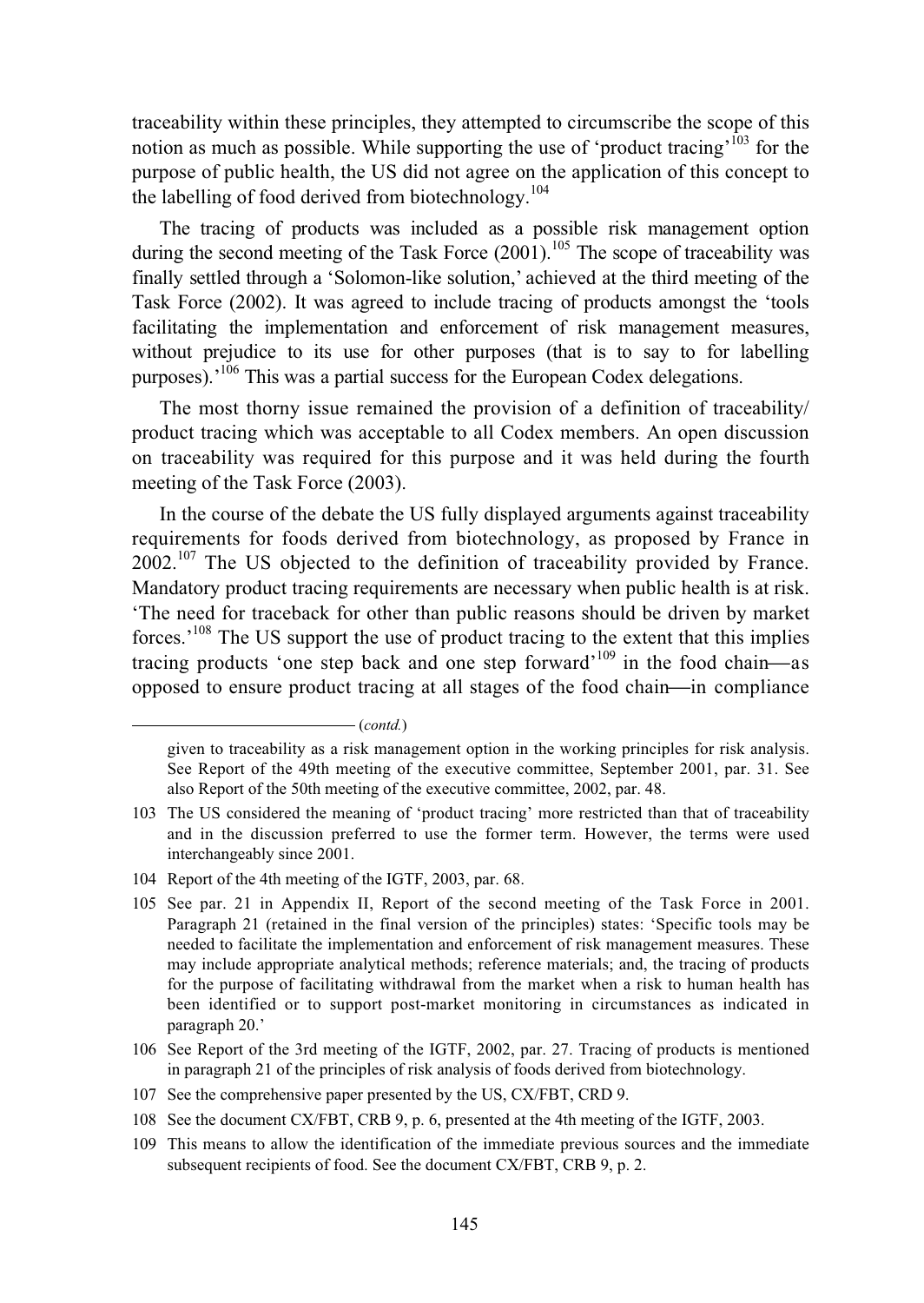traceability within these principles, they attempted to circumscribe the scope of this notion as much as possible. While supporting the use of 'product tracing'[103] for the purpose of public health, the US did not agree on the application of this concept to the labelling of food derived from biotechnology.[104]

The tracing of products was included as a possible risk management option during the second meeting of the Task Force (2001).[105] The scope of traceability was finally settled through a 'Solomon-like solution,' achieved at the third meeting of the Task Force (2002). It was agreed to include tracing of products amongst the 'tools facilitating the implementation and enforcement of risk management measures, without prejudice to its use for other purposes (that is to say to for labelling purposes).'[106] This was a partial success for the European Codex delegations.

The most thorny issue remained the provision of a definition of traceability/ product tracing which was acceptable to all Codex members. An open discussion on traceability was required for this purpose and it was held during the fourth meeting of the Task Force (2003).

In the course of the debate the US fully displayed arguments against traceability requirements for foods derived from biotechnology, as proposed by France in 2002.[107] The US objected to the definition of traceability provided by France. Mandatory product tracing requirements are necessary when public health is at risk. 'The need for traceback for other than public reasons should be driven by market forces.'[108] The US support the use of product tracing to the extent that this implies tracing products 'one step back and one step forward'[109] in the food chain—as opposed to ensure product tracing at all stages of the food chain—in compliance

(*contd.*)

given to traceability as a risk management option in the working principles for risk analysis. See Report of the 49th meeting of the executive committee, September 2001, par. 31. See also Report of the 50th meeting of the executive committee, 2002, par. 48.

103 The US considered the meaning of 'product tracing' more restricted than that of traceability and in the discussion preferred to use the former term. However, the terms were used interchangeably since 2001.

104 Report of the 4th meeting of the IGTF, 2003, par. 68.

105 See par. 21 in Appendix II, Report of the second meeting of the Task Force in 2001. Paragraph 21 (retained in the final version of the principles) states: 'Specific tools may be needed to facilitate the implementation and enforcement of risk management measures. These may include appropriate analytical methods; reference materials; and, the tracing of products for the purpose of facilitating withdrawal from the market when a risk to human health has been identified or to support post-market monitoring in circumstances as indicated in paragraph 20.'

106 See Report of the 3rd meeting of the IGTF, 2002, par. 27. Tracing of products is mentioned in paragraph 21 of the principles of risk analysis of foods derived from biotechnology.

107 See the comprehensive paper presented by the US, CX/FBT, CRD 9.

108 See the document CX/FBT, CRB 9, p. 6, presented at the 4th meeting of the IGTF, 2003.

109 This means to allow the identification of the immediate previous sources and the immediate subsequent recipients of food. See the document CX/FBT, CRB 9, p. 2.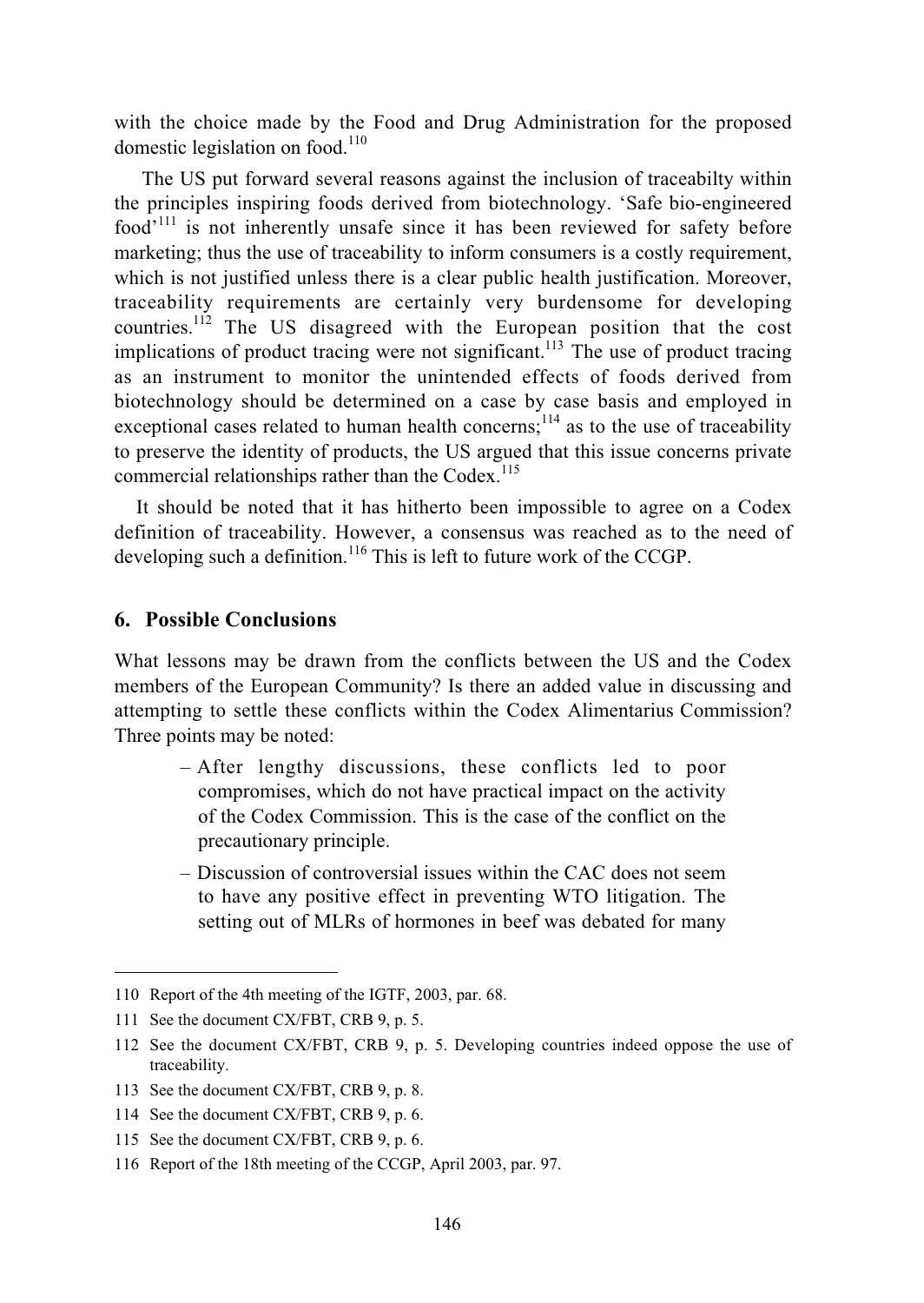with the choice made by the Food and Drug Administration for the proposed domestic legislation on food.[110]

The US put forward several reasons against the inclusion of traceabilty within the principles inspiring foods derived from biotechnology. 'Safe bio-engineered food'[111] is not inherently unsafe since it has been reviewed for safety before marketing; thus the use of traceability to inform consumers is a costly requirement, which is not justified unless there is a clear public health justification. Moreover, traceability requirements are certainly very burdensome for developing countries.[112] The US disagreed with the European position that the cost implications of product tracing were not significant.[113] The use of product tracing as an instrument to monitor the unintended effects of foods derived from biotechnology should be determined on a case by case basis and employed in exceptional cases related to human health concerns;[114] as to the use of traceability to preserve the identity of products, the US argued that this issue concerns private commercial relationships rather than the Codex.[115]

It should be noted that it has hitherto been impossible to agree on a Codex definition of traceability. However, a consensus was reached as to the need of developing such a definition.[116] This is left to future work of the CCGP.

## 6. Possible Conclusions

What lessons may be drawn from the conflicts between the US and the Codex members of the European Community? Is there an added value in discussing and attempting to settle these conflicts within the Codex Alimentarius Commission? Three points may be noted:

- After lengthy discussions, these conflicts led to poor compromises, which do not have practical impact on the activity of the Codex Commission. This is the case of the conflict on the precautionary principle.
- Discussion of controversial issues within the CAC does not seem to have any positive effect in preventing WTO litigation. The setting out of MLRs of hormones in beef was debated for many

---

110 Report of the 4th meeting of the IGTF, 2003, par. 68.

111 See the document CX/FBT, CRB 9, p. 5.

112 See the document CX/FBT, CRB 9, p. 5. Developing countries indeed oppose the use of traceability.

113 See the document CX/FBT, CRB 9, p. 8.

114 See the document CX/FBT, CRB 9, p. 6.

115 See the document CX/FBT, CRB 9, p. 6.

116 Report of the 18th meeting of the CCGP, April 2003, par. 97.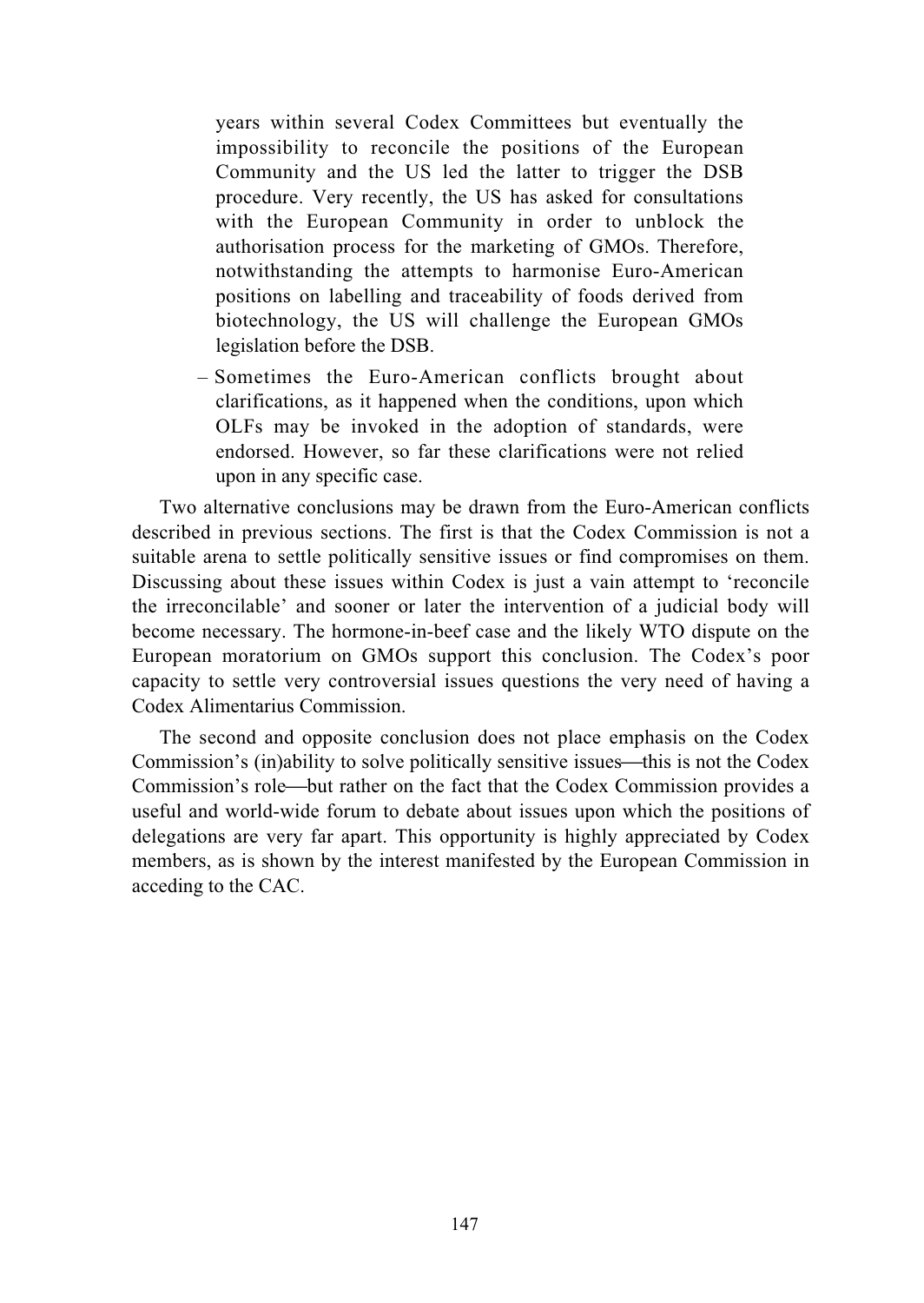years within several Codex Committees but eventually the impossibility to reconcile the positions of the European Community and the US led the latter to trigger the DSB procedure. Very recently, the US has asked for consultations with the European Community in order to unblock the authorisation process for the marketing of GMOs. Therefore, notwithstanding the attempts to harmonise Euro-American positions on labelling and traceability of foods derived from biotechnology, the US will challenge the European GMOs legislation before the DSB.

– Sometimes the Euro-American conflicts brought about clarifications, as it happened when the conditions, upon which OLFs may be invoked in the adoption of standards, were endorsed. However, so far these clarifications were not relied upon in any specific case.

Two alternative conclusions may be drawn from the Euro-American conflicts described in previous sections. The first is that the Codex Commission is not a suitable arena to settle politically sensitive issues or find compromises on them. Discussing about these issues within Codex is just a vain attempt to 'reconcile the irreconcilable' and sooner or later the intervention of a judicial body will become necessary. The hormone-in-beef case and the likely WTO dispute on the European moratorium on GMOs support this conclusion. The Codex's poor capacity to settle very controversial issues questions the very need of having a Codex Alimentarius Commission.

The second and opposite conclusion does not place emphasis on the Codex Commission's (in)ability to solve politically sensitive issues—this is not the Codex Commission's role—but rather on the fact that the Codex Commission provides a useful and world-wide forum to debate about issues upon which the positions of delegations are very far apart. This opportunity is highly appreciated by Codex members, as is shown by the interest manifested by the European Commission in acceding to the CAC.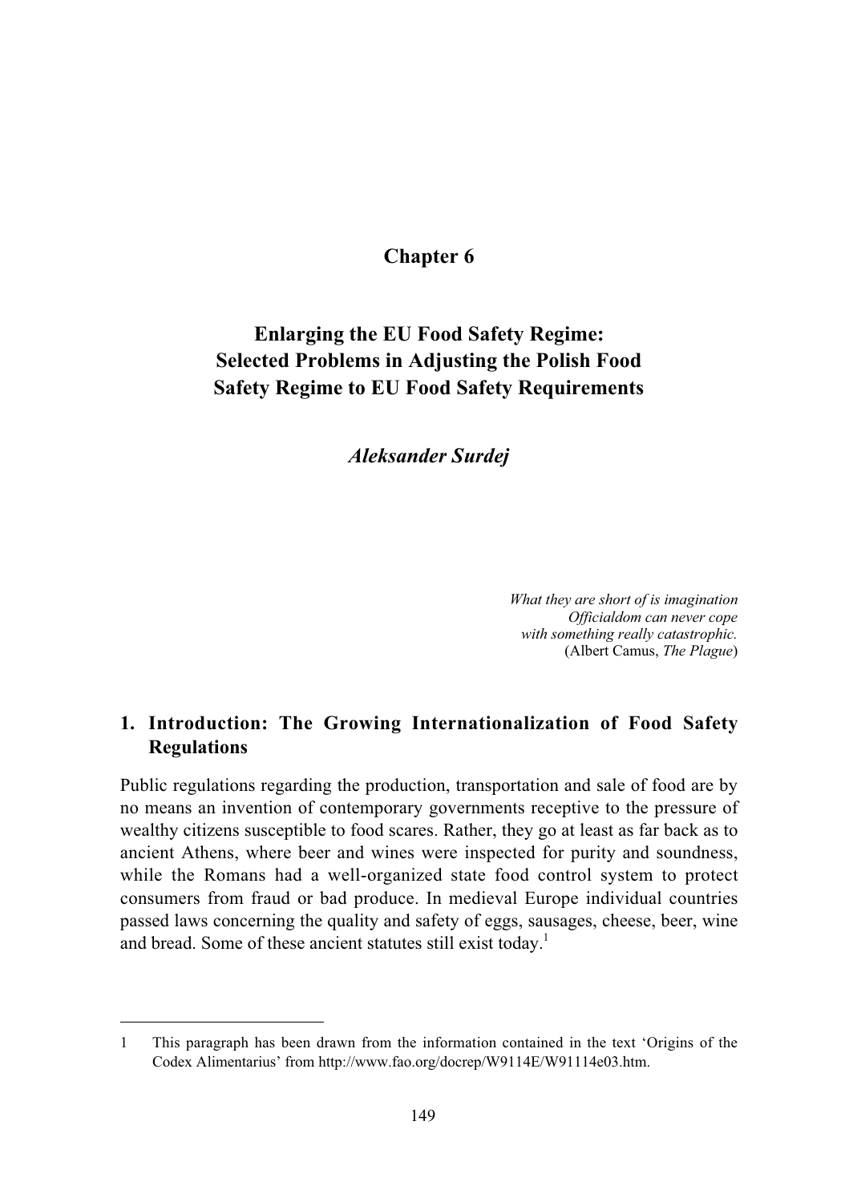# Chapter 6

## Enlarging the EU Food Safety Regime: Selected Problems in Adjusting the Polish Food Safety Regime to EU Food Safety Requirements

***Aleksander Surdej***

*What they are short of is imagination*
*Officialdom can never cope*
*with something really catastrophic.*
(Albert Camus, *The Plague*)

### 1. Introduction: The Growing Internationalization of Food Safety Regulations

Public regulations regarding the production, transportation and sale of food are by no means an invention of contemporary governments receptive to the pressure of wealthy citizens susceptible to food scares. Rather, they go at least as far back as to ancient Athens, where beer and wines were inspected for purity and soundness, while the Romans had a well-organized state food control system to protect consumers from fraud or bad produce. In medieval Europe individual countries passed laws concerning the quality and safety of eggs, sausages, cheese, beer, wine and bread. Some of these ancient statutes still exist today.[1]

---

1 This paragraph has been drawn from the information contained in the text 'Origins of the Codex Alimentarius' from http://www.fao.org/docrep/W9114E/W91114e03.htm.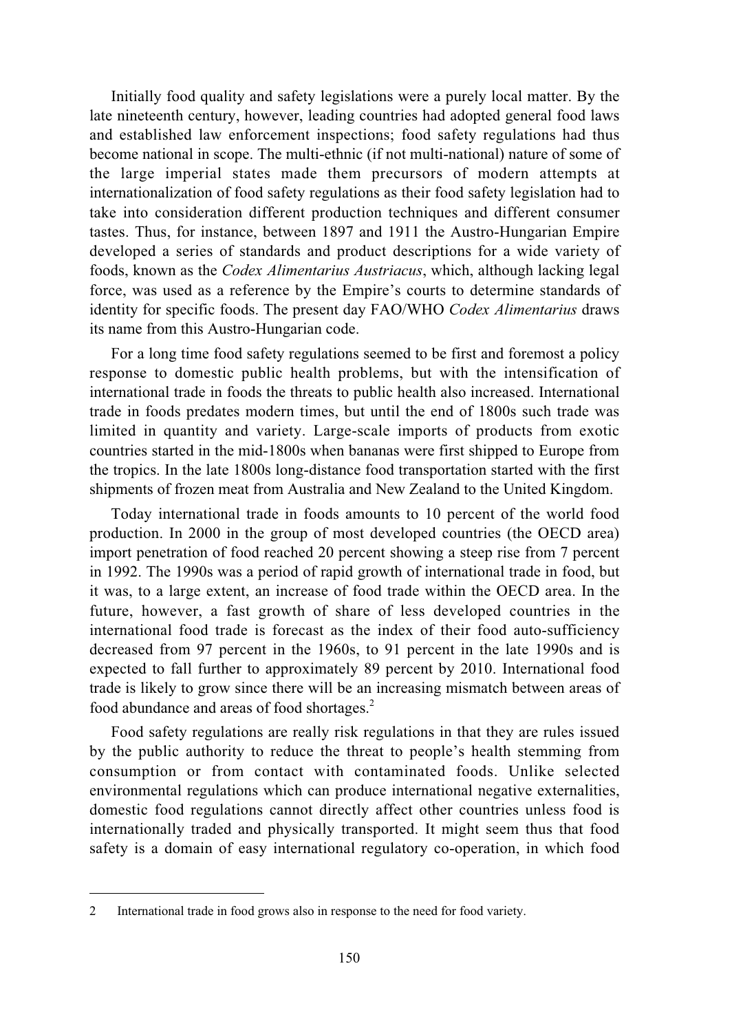Initially food quality and safety legislations were a purely local matter. By the late nineteenth century, however, leading countries had adopted general food laws and established law enforcement inspections; food safety regulations had thus become national in scope. The multi-ethnic (if not multi-national) nature of some of the large imperial states made them precursors of modern attempts at internationalization of food safety regulations as their food safety legislation had to take into consideration different production techniques and different consumer tastes. Thus, for instance, between 1897 and 1911 the Austro-Hungarian Empire developed a series of standards and product descriptions for a wide variety of foods, known as the *Codex Alimentarius Austriacus*, which, although lacking legal force, was used as a reference by the Empire's courts to determine standards of identity for specific foods. The present day FAO/WHO *Codex Alimentarius* draws its name from this Austro-Hungarian code.

For a long time food safety regulations seemed to be first and foremost a policy response to domestic public health problems, but with the intensification of international trade in foods the threats to public health also increased. International trade in foods predates modern times, but until the end of 1800s such trade was limited in quantity and variety. Large-scale imports of products from exotic countries started in the mid-1800s when bananas were first shipped to Europe from the tropics. In the late 1800s long-distance food transportation started with the first shipments of frozen meat from Australia and New Zealand to the United Kingdom.

Today international trade in foods amounts to 10 percent of the world food production. In 2000 in the group of most developed countries (the OECD area) import penetration of food reached 20 percent showing a steep rise from 7 percent in 1992. The 1990s was a period of rapid growth of international trade in food, but it was, to a large extent, an increase of food trade within the OECD area. In the future, however, a fast growth of share of less developed countries in the international food trade is forecast as the index of their food auto-sufficiency decreased from 97 percent in the 1960s, to 91 percent in the late 1990s and is expected to fall further to approximately 89 percent by 2010. International food trade is likely to grow since there will be an increasing mismatch between areas of food abundance and areas of food shortages.[2]

Food safety regulations are really risk regulations in that they are rules issued by the public authority to reduce the threat to people's health stemming from consumption or from contact with contaminated foods. Unlike selected environmental regulations which can produce international negative externalities, domestic food regulations cannot directly affect other countries unless food is internationally traded and physically transported. It might seem thus that food safety is a domain of easy international regulatory co-operation, in which food

---

2 International trade in food grows also in response to the need for food variety.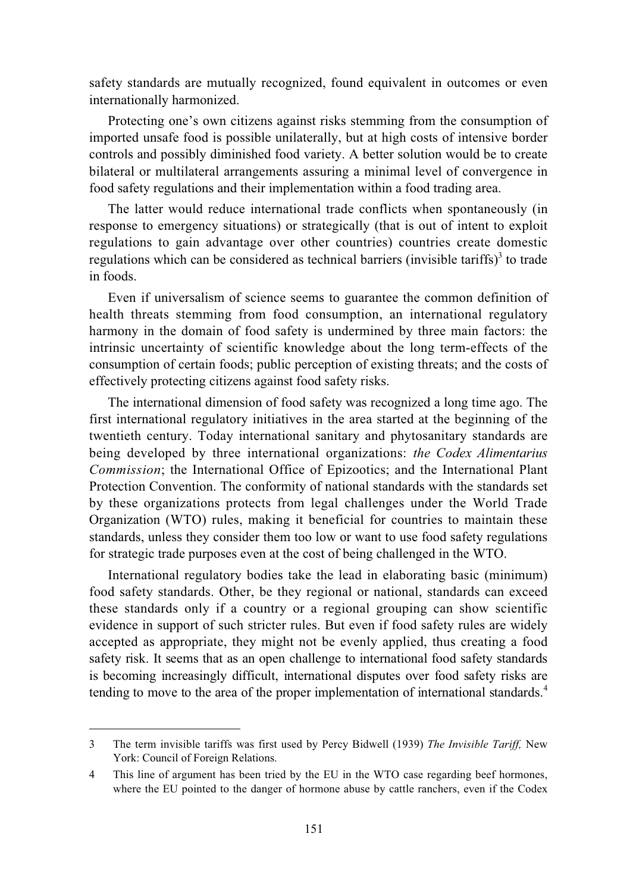safety standards are mutually recognized, found equivalent in outcomes or even internationally harmonized.

Protecting one's own citizens against risks stemming from the consumption of imported unsafe food is possible unilaterally, but at high costs of intensive border controls and possibly diminished food variety. A better solution would be to create bilateral or multilateral arrangements assuring a minimal level of convergence in food safety regulations and their implementation within a food trading area.

The latter would reduce international trade conflicts when spontaneously (in response to emergency situations) or strategically (that is out of intent to exploit regulations to gain advantage over other countries) countries create domestic regulations which can be considered as technical barriers (invisible tariffs)[3] to trade in foods.

Even if universalism of science seems to guarantee the common definition of health threats stemming from food consumption, an international regulatory harmony in the domain of food safety is undermined by three main factors: the intrinsic uncertainty of scientific knowledge about the long term-effects of the consumption of certain foods; public perception of existing threats; and the costs of effectively protecting citizens against food safety risks.

The international dimension of food safety was recognized a long time ago. The first international regulatory initiatives in the area started at the beginning of the twentieth century. Today international sanitary and phytosanitary standards are being developed by three international organizations: *the Codex Alimentarius Commission*; the International Office of Epizootics; and the International Plant Protection Convention. The conformity of national standards with the standards set by these organizations protects from legal challenges under the World Trade Organization (WTO) rules, making it beneficial for countries to maintain these standards, unless they consider them too low or want to use food safety regulations for strategic trade purposes even at the cost of being challenged in the WTO.

International regulatory bodies take the lead in elaborating basic (minimum) food safety standards. Other, be they regional or national, standards can exceed these standards only if a country or a regional grouping can show scientific evidence in support of such stricter rules. But even if food safety rules are widely accepted as appropriate, they might not be evenly applied, thus creating a food safety risk. It seems that as an open challenge to international food safety standards is becoming increasingly difficult, international disputes over food safety risks are tending to move to the area of the proper implementation of international standards.[4]

---

3 The term invisible tariffs was first used by Percy Bidwell (1939) *The Invisible Tariff,* New York: Council of Foreign Relations.

4 This line of argument has been tried by the EU in the WTO case regarding beef hormones, where the EU pointed to the danger of hormone abuse by cattle ranchers, even if the Codex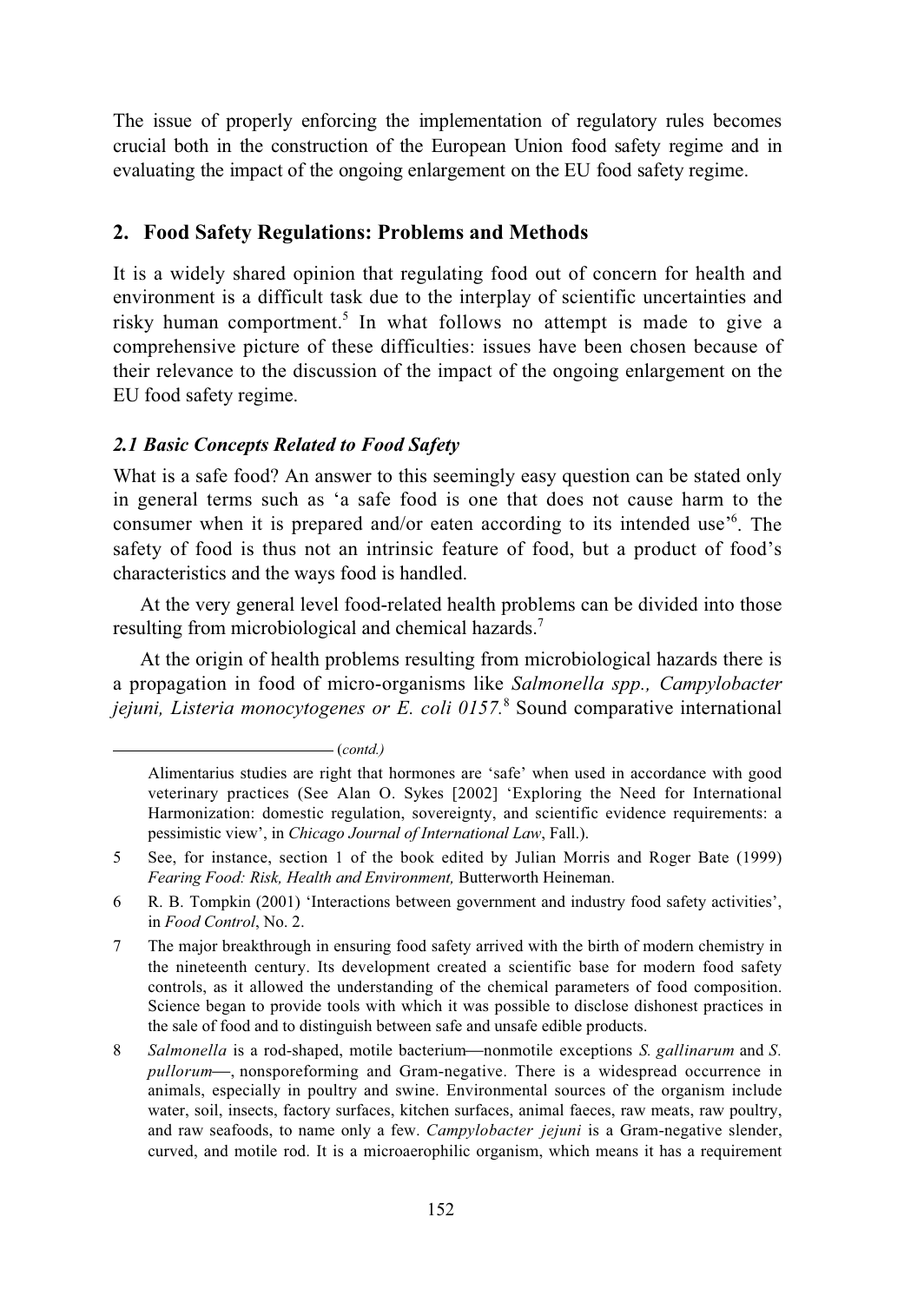The issue of properly enforcing the implementation of regulatory rules becomes crucial both in the construction of the European Union food safety regime and in evaluating the impact of the ongoing enlargement on the EU food safety regime.

## 2. Food Safety Regulations: Problems and Methods

It is a widely shared opinion that regulating food out of concern for health and environment is a difficult task due to the interplay of scientific uncertainties and risky human comportment.[5] In what follows no attempt is made to give a comprehensive picture of these difficulties: issues have been chosen because of their relevance to the discussion of the impact of the ongoing enlargement on the EU food safety regime.

### *2.1 Basic Concepts Related to Food Safety*

What is a safe food? An answer to this seemingly easy question can be stated only in general terms such as 'a safe food is one that does not cause harm to the consumer when it is prepared and/or eaten according to its intended use'[6]. The safety of food is thus not an intrinsic feature of food, but a product of food's characteristics and the ways food is handled.

At the very general level food-related health problems can be divided into those resulting from microbiological and chemical hazards.[7]

At the origin of health problems resulting from microbiological hazards there is a propagation in food of micro-organisms like *Salmonella spp., Campylobacter jejuni, Listeria monocytogenes or E. coli 0157.*[8] Sound comparative international

---

(*contd.*)

Alimentarius studies are right that hormones are 'safe' when used in accordance with good veterinary practices (See Alan O. Sykes [2002] 'Exploring the Need for International Harmonization: domestic regulation, sovereignty, and scientific evidence requirements: a pessimistic view', in *Chicago Journal of International Law*, Fall.).

5 See, for instance, section 1 of the book edited by Julian Morris and Roger Bate (1999) *Fearing Food: Risk, Health and Environment,* Butterworth Heineman.

6 R. B. Tompkin (2001) 'Interactions between government and industry food safety activities', in *Food Control*, No. 2.

7 The major breakthrough in ensuring food safety arrived with the birth of modern chemistry in the nineteenth century. Its development created a scientific base for modern food safety controls, as it allowed the understanding of the chemical parameters of food composition. Science began to provide tools with which it was possible to disclose dishonest practices in the sale of food and to distinguish between safe and unsafe edible products.

8 *Salmonella* is a rod-shaped, motile bacterium—nonmotile exceptions *S. gallinarum* and *S. pullorum*—, nonsporeforming and Gram-negative. There is a widespread occurrence in animals, especially in poultry and swine. Environmental sources of the organism include water, soil, insects, factory surfaces, kitchen surfaces, animal faeces, raw meats, raw poultry, and raw seafoods, to name only a few. *Campylobacter jejuni* is a Gram-negative slender, curved, and motile rod. It is a microaerophilic organism, which means it has a requirement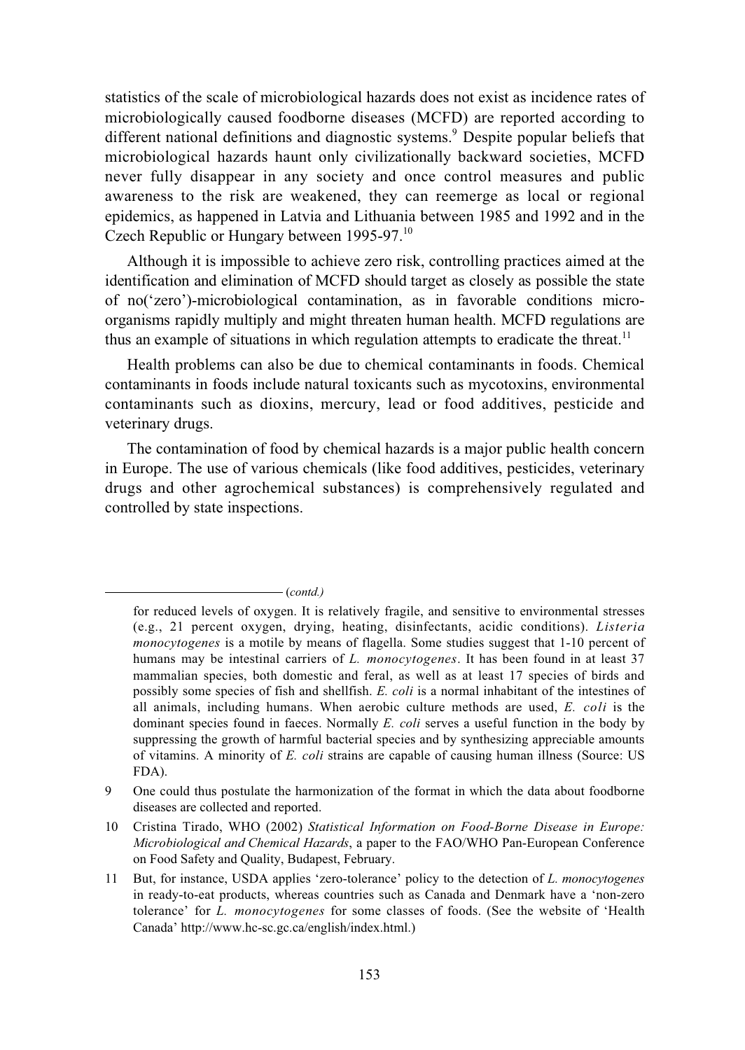statistics of the scale of microbiological hazards does not exist as incidence rates of microbiologically caused foodborne diseases (MCFD) are reported according to different national definitions and diagnostic systems.[9] Despite popular beliefs that microbiological hazards haunt only civilizationally backward societies, MCFD never fully disappear in any society and once control measures and public awareness to the risk are weakened, they can reemerge as local or regional epidemics, as happened in Latvia and Lithuania between 1985 and 1992 and in the Czech Republic or Hungary between 1995-97.[10]

Although it is impossible to achieve zero risk, controlling practices aimed at the identification and elimination of MCFD should target as closely as possible the state of no('zero')-microbiological contamination, as in favorable conditions micro-organisms rapidly multiply and might threaten human health. MCFD regulations are thus an example of situations in which regulation attempts to eradicate the threat.[11]

Health problems can also be due to chemical contaminants in foods. Chemical contaminants in foods include natural toxicants such as mycotoxins, environmental contaminants such as dioxins, mercury, lead or food additives, pesticide and veterinary drugs.

The contamination of food by chemical hazards is a major public health concern in Europe. The use of various chemicals (like food additives, pesticides, veterinary drugs and other agrochemical substances) is comprehensively regulated and controlled by state inspections.

---

(*contd.*)

for reduced levels of oxygen. It is relatively fragile, and sensitive to environmental stresses (e.g., 21 percent oxygen, drying, heating, disinfectants, acidic conditions). *Listeria monocytogenes* is a motile by means of flagella. Some studies suggest that 1-10 percent of humans may be intestinal carriers of *L. monocytogenes*. It has been found in at least 37 mammalian species, both domestic and feral, as well as at least 17 species of birds and possibly some species of fish and shellfish. *E. coli* is a normal inhabitant of the intestines of all animals, including humans. When aerobic culture methods are used, *E. coli* is the dominant species found in faeces. Normally *E. coli* serves a useful function in the body by suppressing the growth of harmful bacterial species and by synthesizing appreciable amounts of vitamins. A minority of *E. coli* strains are capable of causing human illness (Source: US FDA).

9 One could thus postulate the harmonization of the format in which the data about foodborne diseases are collected and reported.

10 Cristina Tirado, WHO (2002) *Statistical Information on Food-Borne Disease in Europe: Microbiological and Chemical Hazards*, a paper to the FAO/WHO Pan-European Conference on Food Safety and Quality, Budapest, February.

11 But, for instance, USDA applies 'zero-tolerance' policy to the detection of *L. monocytogenes* in ready-to-eat products, whereas countries such as Canada and Denmark have a 'non-zero tolerance' for *L. monocytogenes* for some classes of foods. (See the website of 'Health Canada' http://www.hc-sc.gc.ca/english/index.html.)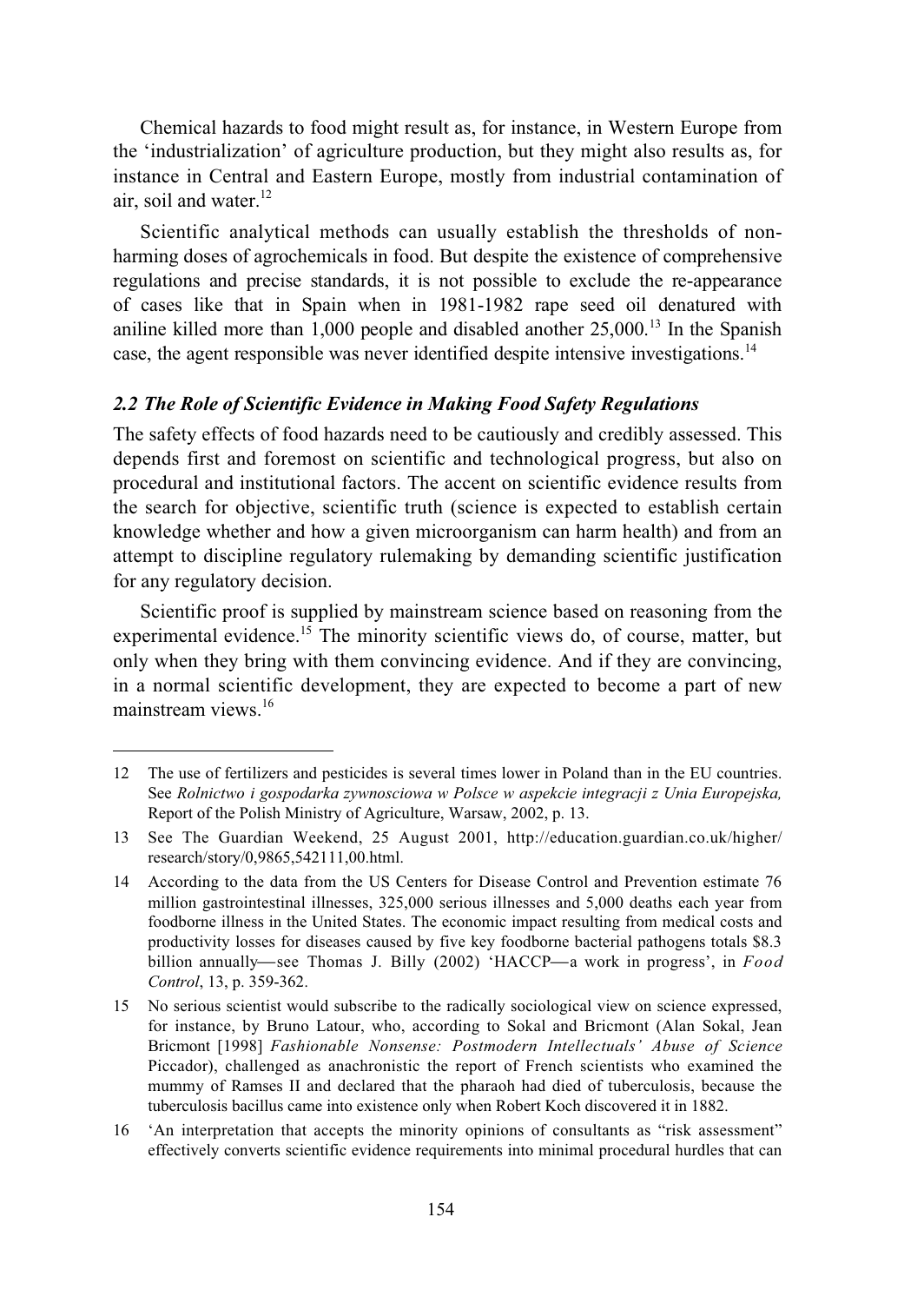Chemical hazards to food might result as, for instance, in Western Europe from the 'industrialization' of agriculture production, but they might also results as, for instance in Central and Eastern Europe, mostly from industrial contamination of air, soil and water.[12]

Scientific analytical methods can usually establish the thresholds of non-harming doses of agrochemicals in food. But despite the existence of comprehensive regulations and precise standards, it is not possible to exclude the re-appearance of cases like that in Spain when in 1981-1982 rape seed oil denatured with aniline killed more than 1,000 people and disabled another 25,000.[13] In the Spanish case, the agent responsible was never identified despite intensive investigations.[14]

### *2.2 The Role of Scientific Evidence in Making Food Safety Regulations*

The safety effects of food hazards need to be cautiously and credibly assessed. This depends first and foremost on scientific and technological progress, but also on procedural and institutional factors. The accent on scientific evidence results from the search for objective, scientific truth (science is expected to establish certain knowledge whether and how a given microorganism can harm health) and from an attempt to discipline regulatory rulemaking by demanding scientific justification for any regulatory decision.

Scientific proof is supplied by mainstream science based on reasoning from the experimental evidence.[15] The minority scientific views do, of course, matter, but only when they bring with them convincing evidence. And if they are convincing, in a normal scientific development, they are expected to become a part of new mainstream views.[16]

---

12 The use of fertilizers and pesticides is several times lower in Poland than in the EU countries. See *Rolnictwo i gospodarka zywnosciowa w Polsce w aspekcie integracji z Unia Europejska,* Report of the Polish Ministry of Agriculture, Warsaw, 2002, p. 13.

13 See The Guardian Weekend, 25 August 2001, http://education.guardian.co.uk/higher/research/story/0,9865,542111,00.html.

14 According to the data from the US Centers for Disease Control and Prevention estimate 76 million gastrointestinal illnesses, 325,000 serious illnesses and 5,000 deaths each year from foodborne illness in the United States. The economic impact resulting from medical costs and productivity losses for diseases caused by five key foodborne bacterial pathogens totals $8.3 billion annually—see Thomas J. Billy (2002) 'HACCP—a work in progress', in *Food Control*, 13, p. 359-362.

15 No serious scientist would subscribe to the radically sociological view on science expressed, for instance, by Bruno Latour, who, according to Sokal and Bricmont (Alan Sokal, Jean Bricmont [1998] *Fashionable Nonsense: Postmodern Intellectuals' Abuse of Science* Piccador), challenged as anachronistic the report of French scientists who examined the mummy of Ramses II and declared that the pharaoh had died of tuberculosis, because the tuberculosis bacillus came into existence only when Robert Koch discovered it in 1882.

16 'An interpretation that accepts the minority opinions of consultants as "risk assessment" effectively converts scientific evidence requirements into minimal procedural hurdles that can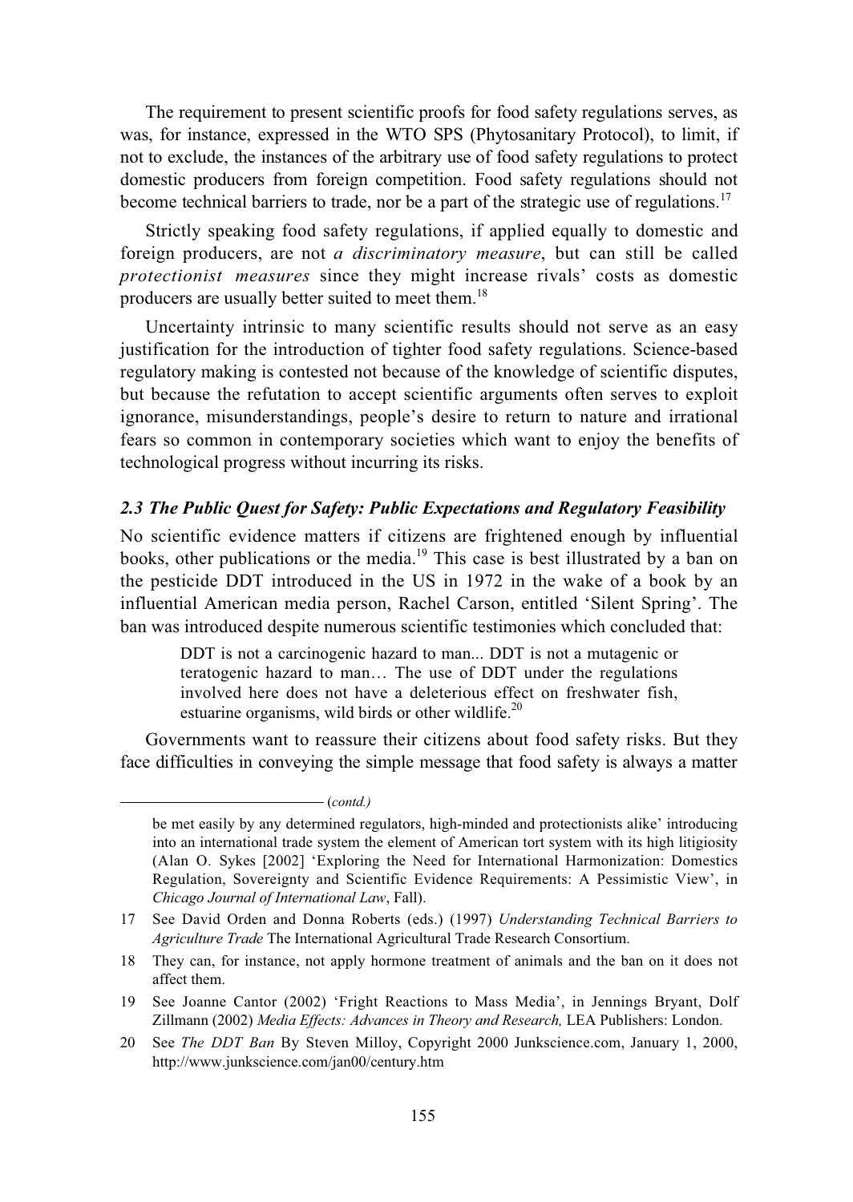The requirement to present scientific proofs for food safety regulations serves, as was, for instance, expressed in the WTO SPS (Phytosanitary Protocol), to limit, if not to exclude, the instances of the arbitrary use of food safety regulations to protect domestic producers from foreign competition. Food safety regulations should not become technical barriers to trade, nor be a part of the strategic use of regulations.[17]

Strictly speaking food safety regulations, if applied equally to domestic and foreign producers, are not *a discriminatory measure*, but can still be called *protectionist measures* since they might increase rivals' costs as domestic producers are usually better suited to meet them.[18]

Uncertainty intrinsic to many scientific results should not serve as an easy justification for the introduction of tighter food safety regulations. Science-based regulatory making is contested not because of the knowledge of scientific disputes, but because the refutation to accept scientific arguments often serves to exploit ignorance, misunderstandings, people's desire to return to nature and irrational fears so common in contemporary societies which want to enjoy the benefits of technological progress without incurring its risks.

### *2.3 The Public Quest for Safety: Public Expectations and Regulatory Feasibility*

No scientific evidence matters if citizens are frightened enough by influential books, other publications or the media.[19] This case is best illustrated by a ban on the pesticide DDT introduced in the US in 1972 in the wake of a book by an influential American media person, Rachel Carson, entitled 'Silent Spring'. The ban was introduced despite numerous scientific testimonies which concluded that:

> DDT is not a carcinogenic hazard to man... DDT is not a mutagenic or teratogenic hazard to man… The use of DDT under the regulations involved here does not have a deleterious effect on freshwater fish, estuarine organisms, wild birds or other wildlife.[20]

Governments want to reassure their citizens about food safety risks. But they face difficulties in conveying the simple message that food safety is always a matter

---

(*contd.*)

be met easily by any determined regulators, high-minded and protectionists alike' introducing into an international trade system the element of American tort system with its high litigiosity (Alan O. Sykes [2002] 'Exploring the Need for International Harmonization: Domestics Regulation, Sovereignty and Scientific Evidence Requirements: A Pessimistic View', in *Chicago Journal of International Law*, Fall).

17 See David Orden and Donna Roberts (eds.) (1997) *Understanding Technical Barriers to Agriculture Trade* The International Agricultural Trade Research Consortium.

18 They can, for instance, not apply hormone treatment of animals and the ban on it does not affect them.

19 See Joanne Cantor (2002) 'Fright Reactions to Mass Media', in Jennings Bryant, Dolf Zillmann (2002) *Media Effects: Advances in Theory and Research,* LEA Publishers: London.

20 See *The DDT Ban* By Steven Milloy, Copyright 2000 Junkscience.com, January 1, 2000, http://www.junkscience.com/jan00/century.htm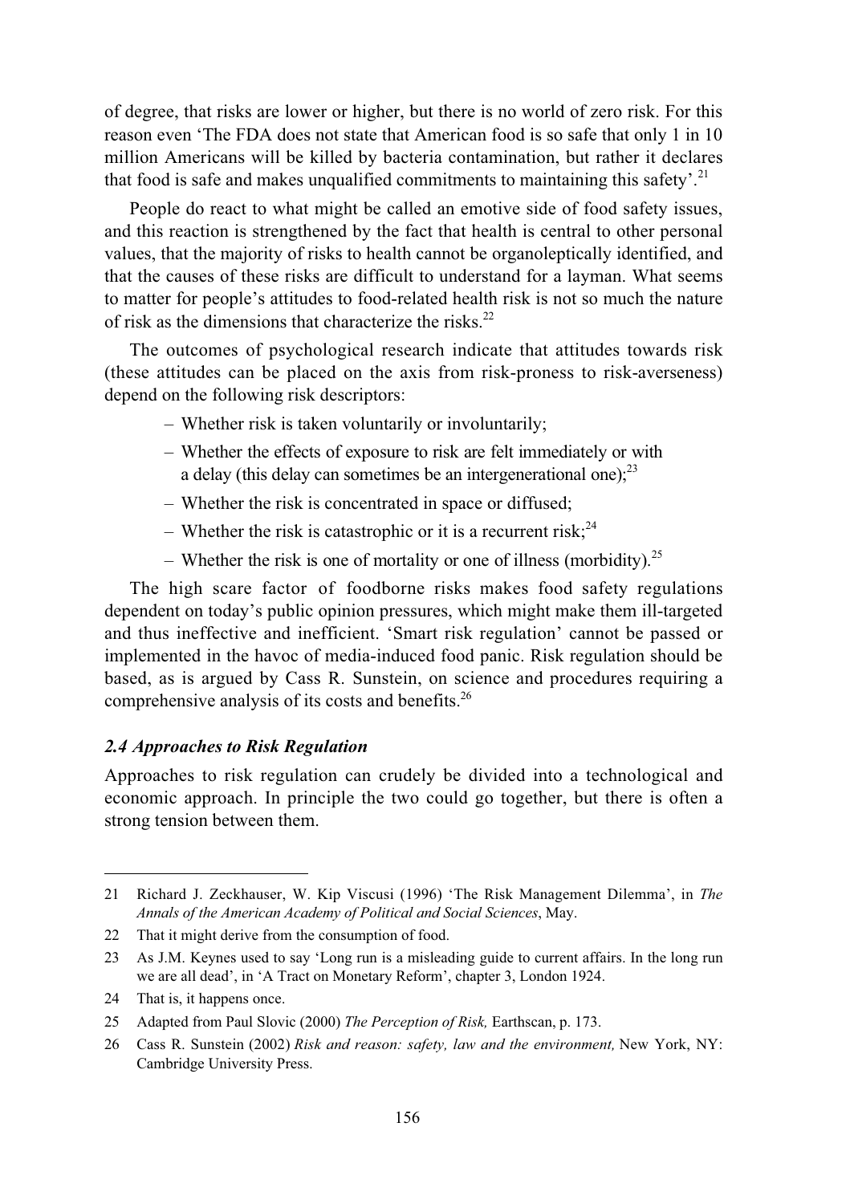of degree, that risks are lower or higher, but there is no world of zero risk. For this reason even 'The FDA does not state that American food is so safe that only 1 in 10 million Americans will be killed by bacteria contamination, but rather it declares that food is safe and makes unqualified commitments to maintaining this safety'.[21]

People do react to what might be called an emotive side of food safety issues, and this reaction is strengthened by the fact that health is central to other personal values, that the majority of risks to health cannot be organoleptically identified, and that the causes of these risks are difficult to understand for a layman. What seems to matter for people's attitudes to food-related health risk is not so much the nature of risk as the dimensions that characterize the risks.[22]

The outcomes of psychological research indicate that attitudes towards risk (these attitudes can be placed on the axis from risk-proness to risk-averseness) depend on the following risk descriptors:

- Whether risk is taken voluntarily or involuntarily;
- Whether the effects of exposure to risk are felt immediately or with a delay (this delay can sometimes be an intergenerational one);[23]
- Whether the risk is concentrated in space or diffused;
- Whether the risk is catastrophic or it is a recurrent risk;[24]
- Whether the risk is one of mortality or one of illness (morbidity).[25]

The high scare factor of foodborne risks makes food safety regulations dependent on today's public opinion pressures, which might make them ill-targeted and thus ineffective and inefficient. 'Smart risk regulation' cannot be passed or implemented in the havoc of media-induced food panic. Risk regulation should be based, as is argued by Cass R. Sunstein, on science and procedures requiring a comprehensive analysis of its costs and benefits.[26]

### *2.4 Approaches to Risk Regulation*

Approaches to risk regulation can crudely be divided into a technological and economic approach. In principle the two could go together, but there is often a strong tension between them.

---

21 Richard J. Zeckhauser, W. Kip Viscusi (1996) 'The Risk Management Dilemma', in *The Annals of the American Academy of Political and Social Sciences*, May.

22 That it might derive from the consumption of food.

23 As J.M. Keynes used to say 'Long run is a misleading guide to current affairs. In the long run we are all dead', in 'A Tract on Monetary Reform', chapter 3, London 1924.

24 That is, it happens once.

25 Adapted from Paul Slovic (2000) *The Perception of Risk,* Earthscan, p. 173.

26 Cass R. Sunstein (2002) *Risk and reason: safety, law and the environment,* New York, NY: Cambridge University Press.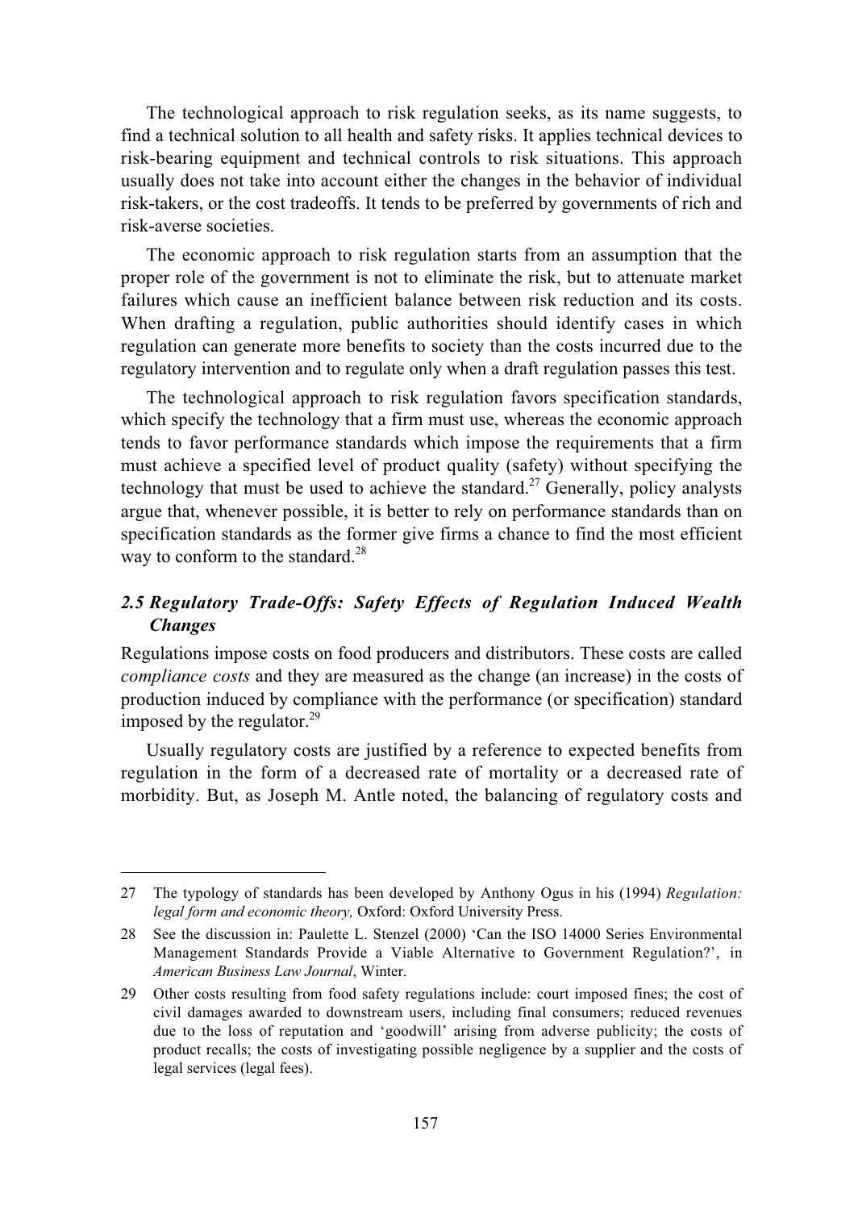The technological approach to risk regulation seeks, as its name suggests, to find a technical solution to all health and safety risks. It applies technical devices to risk-bearing equipment and technical controls to risk situations. This approach usually does not take into account either the changes in the behavior of individual risk-takers, or the cost tradeoffs. It tends to be preferred by governments of rich and risk-averse societies.

The economic approach to risk regulation starts from an assumption that the proper role of the government is not to eliminate the risk, but to attenuate market failures which cause an inefficient balance between risk reduction and its costs. When drafting a regulation, public authorities should identify cases in which regulation can generate more benefits to society than the costs incurred due to the regulatory intervention and to regulate only when a draft regulation passes this test.

The technological approach to risk regulation favors specification standards, which specify the technology that a firm must use, whereas the economic approach tends to favor performance standards which impose the requirements that a firm must achieve a specified level of product quality (safety) without specifying the technology that must be used to achieve the standard.[27] Generally, policy analysts argue that, whenever possible, it is better to rely on performance standards than on specification standards as the former give firms a chance to find the most efficient way to conform to the standard.[28]

### *2.5 Regulatory Trade-Offs: Safety Effects of Regulation Induced Wealth Changes*

Regulations impose costs on food producers and distributors. These costs are called *compliance costs* and they are measured as the change (an increase) in the costs of production induced by compliance with the performance (or specification) standard imposed by the regulator.[29]

Usually regulatory costs are justified by a reference to expected benefits from regulation in the form of a decreased rate of mortality or a decreased rate of morbidity. But, as Joseph M. Antle noted, the balancing of regulatory costs and

---

27 The typology of standards has been developed by Anthony Ogus in his (1994) *Regulation: legal form and economic theory,* Oxford: Oxford University Press.

28 See the discussion in: Paulette L. Stenzel (2000) 'Can the ISO 14000 Series Environmental Management Standards Provide a Viable Alternative to Government Regulation?', in *American Business Law Journal*, Winter.

29 Other costs resulting from food safety regulations include: court imposed fines; the cost of civil damages awarded to downstream users, including final consumers; reduced revenues due to the loss of reputation and 'goodwill' arising from adverse publicity; the costs of product recalls; the costs of investigating possible negligence by a supplier and the costs of legal services (legal fees).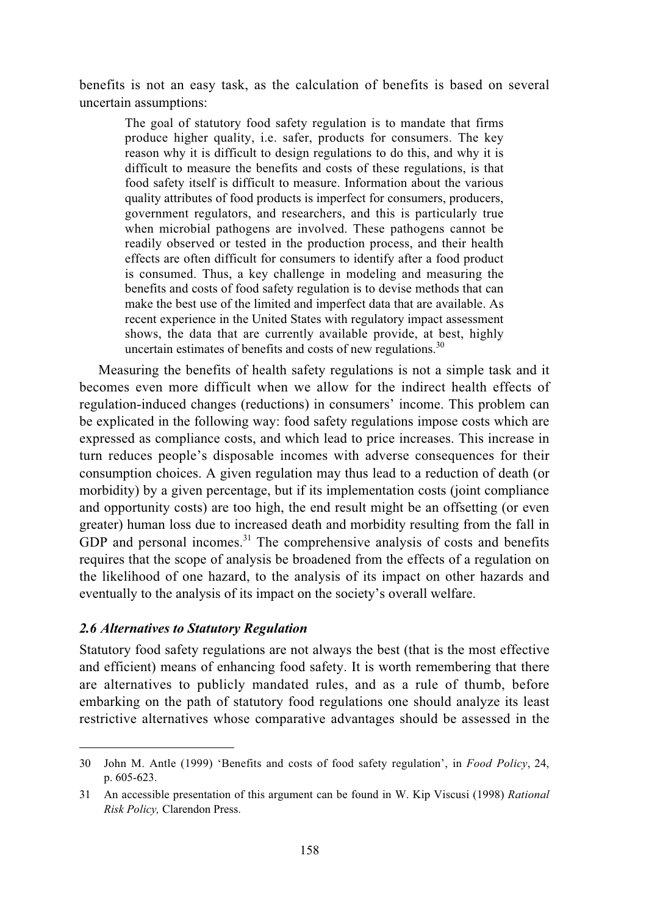benefits is not an easy task, as the calculation of benefits is based on several uncertain assumptions:

> The goal of statutory food safety regulation is to mandate that firms produce higher quality, i.e. safer, products for consumers. The key reason why it is difficult to design regulations to do this, and why it is difficult to measure the benefits and costs of these regulations, is that food safety itself is difficult to measure. Information about the various quality attributes of food products is imperfect for consumers, producers, government regulators, and researchers, and this is particularly true when microbial pathogens are involved. These pathogens cannot be readily observed or tested in the production process, and their health effects are often difficult for consumers to identify after a food product is consumed. Thus, a key challenge in modeling and measuring the benefits and costs of food safety regulation is to devise methods that can make the best use of the limited and imperfect data that are available. As recent experience in the United States with regulatory impact assessment shows, the data that are currently available provide, at best, highly uncertain estimates of benefits and costs of new regulations.[30]

Measuring the benefits of health safety regulations is not a simple task and it becomes even more difficult when we allow for the indirect health effects of regulation-induced changes (reductions) in consumers' income. This problem can be explicated in the following way: food safety regulations impose costs which are expressed as compliance costs, and which lead to price increases. This increase in turn reduces people's disposable incomes with adverse consequences for their consumption choices. A given regulation may thus lead to a reduction of death (or morbidity) by a given percentage, but if its implementation costs (joint compliance and opportunity costs) are too high, the end result might be an offsetting (or even greater) human loss due to increased death and morbidity resulting from the fall in GDP and personal incomes.[31] The comprehensive analysis of costs and benefits requires that the scope of analysis be broadened from the effects of a regulation on the likelihood of one hazard, to the analysis of its impact on other hazards and eventually to the analysis of its impact on the society's overall welfare.

### *2.6 Alternatives to Statutory Regulation*

Statutory food safety regulations are not always the best (that is the most effective and efficient) means of enhancing food safety. It is worth remembering that there are alternatives to publicly mandated rules, and as a rule of thumb, before embarking on the path of statutory food regulations one should analyze its least restrictive alternatives whose comparative advantages should be assessed in the

---

30 John M. Antle (1999) 'Benefits and costs of food safety regulation', in *Food Policy*, 24, p. 605-623.

31 An accessible presentation of this argument can be found in W. Kip Viscusi (1998) *Rational Risk Policy,* Clarendon Press.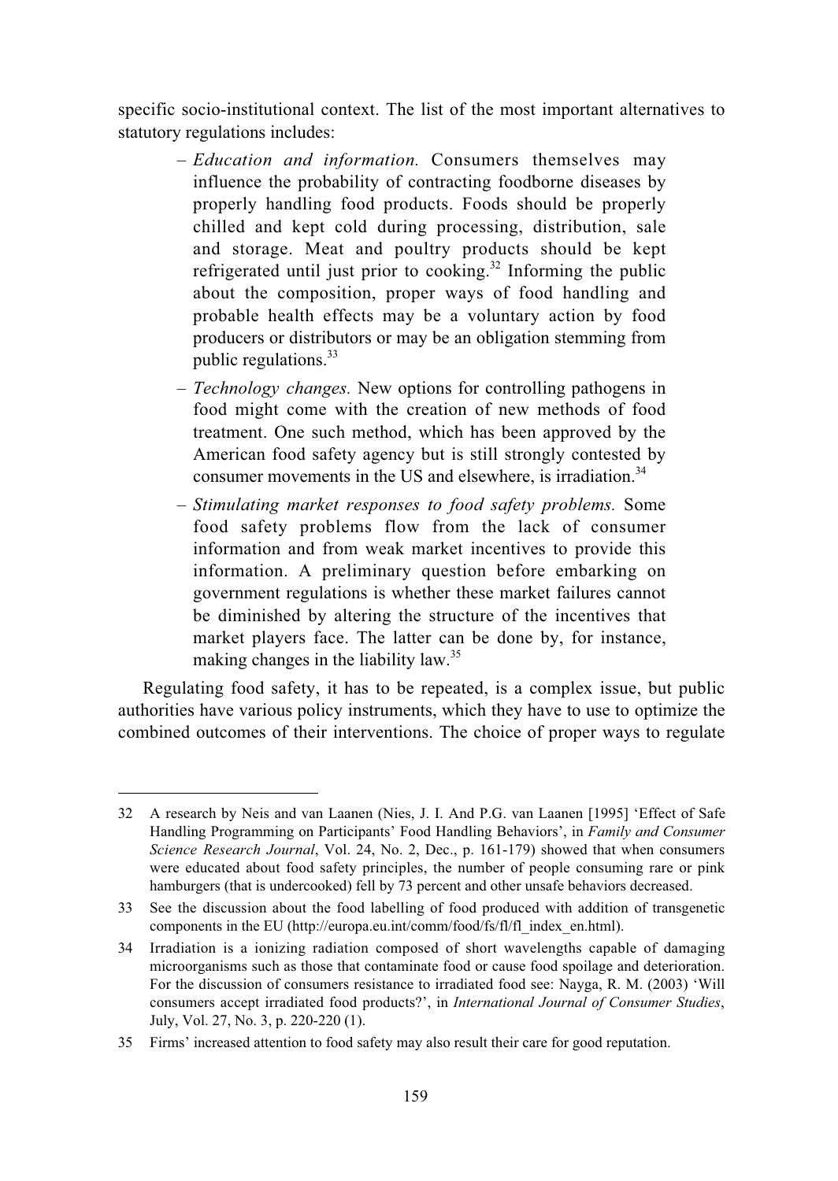specific socio-institutional context. The list of the most important alternatives to statutory regulations includes:

- *Education and information.* Consumers themselves may influence the probability of contracting foodborne diseases by properly handling food products. Foods should be properly chilled and kept cold during processing, distribution, sale and storage. Meat and poultry products should be kept refrigerated until just prior to cooking.[32] Informing the public about the composition, proper ways of food handling and probable health effects may be a voluntary action by food producers or distributors or may be an obligation stemming from public regulations.[33]
- *Technology changes.* New options for controlling pathogens in food might come with the creation of new methods of food treatment. One such method, which has been approved by the American food safety agency but is still strongly contested by consumer movements in the US and elsewhere, is irradiation.[34]
- *Stimulating market responses to food safety problems.* Some food safety problems flow from the lack of consumer information and from weak market incentives to provide this information. A preliminary question before embarking on government regulations is whether these market failures cannot be diminished by altering the structure of the incentives that market players face. The latter can be done by, for instance, making changes in the liability law.[35]

Regulating food safety, it has to be repeated, is a complex issue, but public authorities have various policy instruments, which they have to use to optimize the combined outcomes of their interventions. The choice of proper ways to regulate

---

32 A research by Neis and van Laanen (Nies, J. I. And P.G. van Laanen [1995] 'Effect of Safe Handling Programming on Participants' Food Handling Behaviors', in *Family and Consumer Science Research Journal*, Vol. 24, No. 2, Dec., p. 161-179) showed that when consumers were educated about food safety principles, the number of people consuming rare or pink hamburgers (that is undercooked) fell by 73 percent and other unsafe behaviors decreased.

33 See the discussion about the food labelling of food produced with addition of transgenetic components in the EU (http://europa.eu.int/comm/food/fs/fl/fl_index_en.html).

34 Irradiation is a ionizing radiation composed of short wavelengths capable of damaging microorganisms such as those that contaminate food or cause food spoilage and deterioration. For the discussion of consumers resistance to irradiated food see: Nayga, R. M. (2003) 'Will consumers accept irradiated food products?', in *International Journal of Consumer Studies*, July, Vol. 27, No. 3, p. 220-220 (1).

35 Firms' increased attention to food safety may also result their care for good reputation.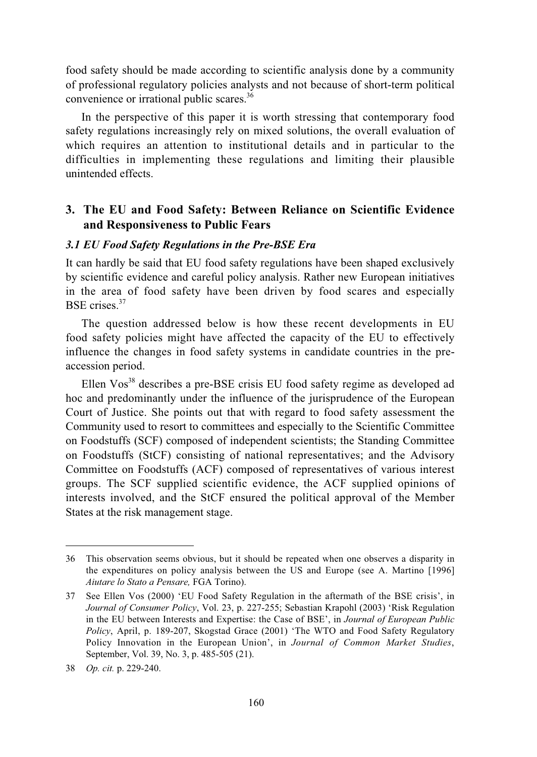food safety should be made according to scientific analysis done by a community of professional regulatory policies analysts and not because of short-term political convenience or irrational public scares.[36]

In the perspective of this paper it is worth stressing that contemporary food safety regulations increasingly rely on mixed solutions, the overall evaluation of which requires an attention to institutional details and in particular to the difficulties in implementing these regulations and limiting their plausible unintended effects.

## 3. The EU and Food Safety: Between Reliance on Scientific Evidence and Responsiveness to Public Fears

### *3.1 EU Food Safety Regulations in the Pre-BSE Era*

It can hardly be said that EU food safety regulations have been shaped exclusively by scientific evidence and careful policy analysis. Rather new European initiatives in the area of food safety have been driven by food scares and especially BSE crises.[37]

The question addressed below is how these recent developments in EU food safety policies might have affected the capacity of the EU to effectively influence the changes in food safety systems in candidate countries in the pre-accession period.

Ellen Vos[38] describes a pre-BSE crisis EU food safety regime as developed ad hoc and predominantly under the influence of the jurisprudence of the European Court of Justice. She points out that with regard to food safety assessment the Community used to resort to committees and especially to the Scientific Committee on Foodstuffs (SCF) composed of independent scientists; the Standing Committee on Foodstuffs (StCF) consisting of national representatives; and the Advisory Committee on Foodstuffs (ACF) composed of representatives of various interest groups. The SCF supplied scientific evidence, the ACF supplied opinions of interests involved, and the StCF ensured the political approval of the Member States at the risk management stage.

---

36 This observation seems obvious, but it should be repeated when one observes a disparity in the expenditures on policy analysis between the US and Europe (see A. Martino [1996] *Aiutare lo Stato a Pensare,* FGA Torino).

37 See Ellen Vos (2000) 'EU Food Safety Regulation in the aftermath of the BSE crisis', in *Journal of Consumer Policy*, Vol. 23, p. 227-255; Sebastian Krapohl (2003) 'Risk Regulation in the EU between Interests and Expertise: the Case of BSE', in *Journal of European Public Policy*, April, p. 189-207, Skogstad Grace (2001) 'The WTO and Food Safety Regulatory Policy Innovation in the European Union', in *Journal of Common Market Studies*, September, Vol. 39, No. 3, p. 485-505 (21).

38 *Op. cit.* p. 229-240.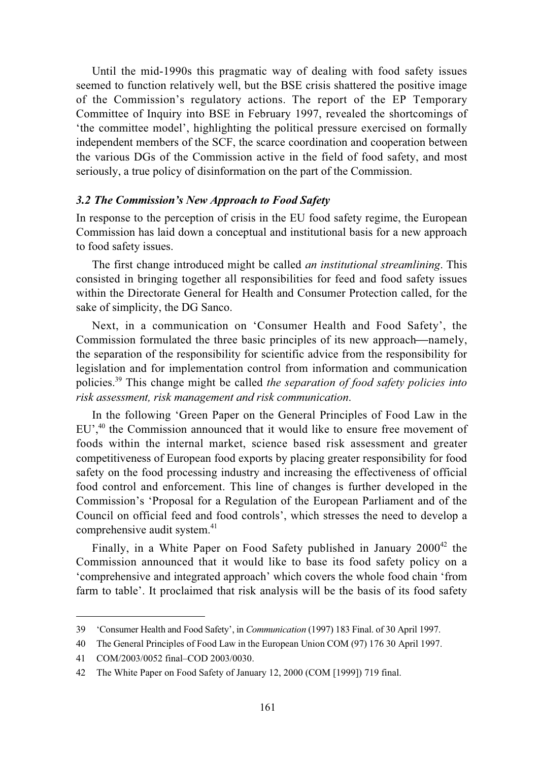Until the mid-1990s this pragmatic way of dealing with food safety issues seemed to function relatively well, but the BSE crisis shattered the positive image of the Commission's regulatory actions. The report of the EP Temporary Committee of Inquiry into BSE in February 1997, revealed the shortcomings of 'the committee model', highlighting the political pressure exercised on formally independent members of the SCF, the scarce coordination and cooperation between the various DGs of the Commission active in the field of food safety, and most seriously, a true policy of disinformation on the part of the Commission.

### *3.2 The Commission's New Approach to Food Safety*

In response to the perception of crisis in the EU food safety regime, the European Commission has laid down a conceptual and institutional basis for a new approach to food safety issues.

The first change introduced might be called *an institutional streamlining*. This consisted in bringing together all responsibilities for feed and food safety issues within the Directorate General for Health and Consumer Protection called, for the sake of simplicity, the DG Sanco.

Next, in a communication on 'Consumer Health and Food Safety', the Commission formulated the three basic principles of its new approach—namely, the separation of the responsibility for scientific advice from the responsibility for legislation and for implementation control from information and communication policies.[39] This change might be called *the separation of food safety policies into risk assessment, risk management and risk communication*.

In the following 'Green Paper on the General Principles of Food Law in the EU',[40] the Commission announced that it would like to ensure free movement of foods within the internal market, science based risk assessment and greater competitiveness of European food exports by placing greater responsibility for food safety on the food processing industry and increasing the effectiveness of official food control and enforcement. This line of changes is further developed in the Commission's 'Proposal for a Regulation of the European Parliament and of the Council on official feed and food controls', which stresses the need to develop a comprehensive audit system.[41]

Finally, in a White Paper on Food Safety published in January 2000[42] the Commission announced that it would like to base its food safety policy on a 'comprehensive and integrated approach' which covers the whole food chain 'from farm to table'. It proclaimed that risk analysis will be the basis of its food safety

---

39 'Consumer Health and Food Safety', in *Communication* (1997) 183 Final. of 30 April 1997.

40 The General Principles of Food Law in the European Union COM (97) 176 30 April 1997.

41 COM/2003/0052 final–COD 2003/0030.

42 The White Paper on Food Safety of January 12, 2000 (COM [1999]) 719 final.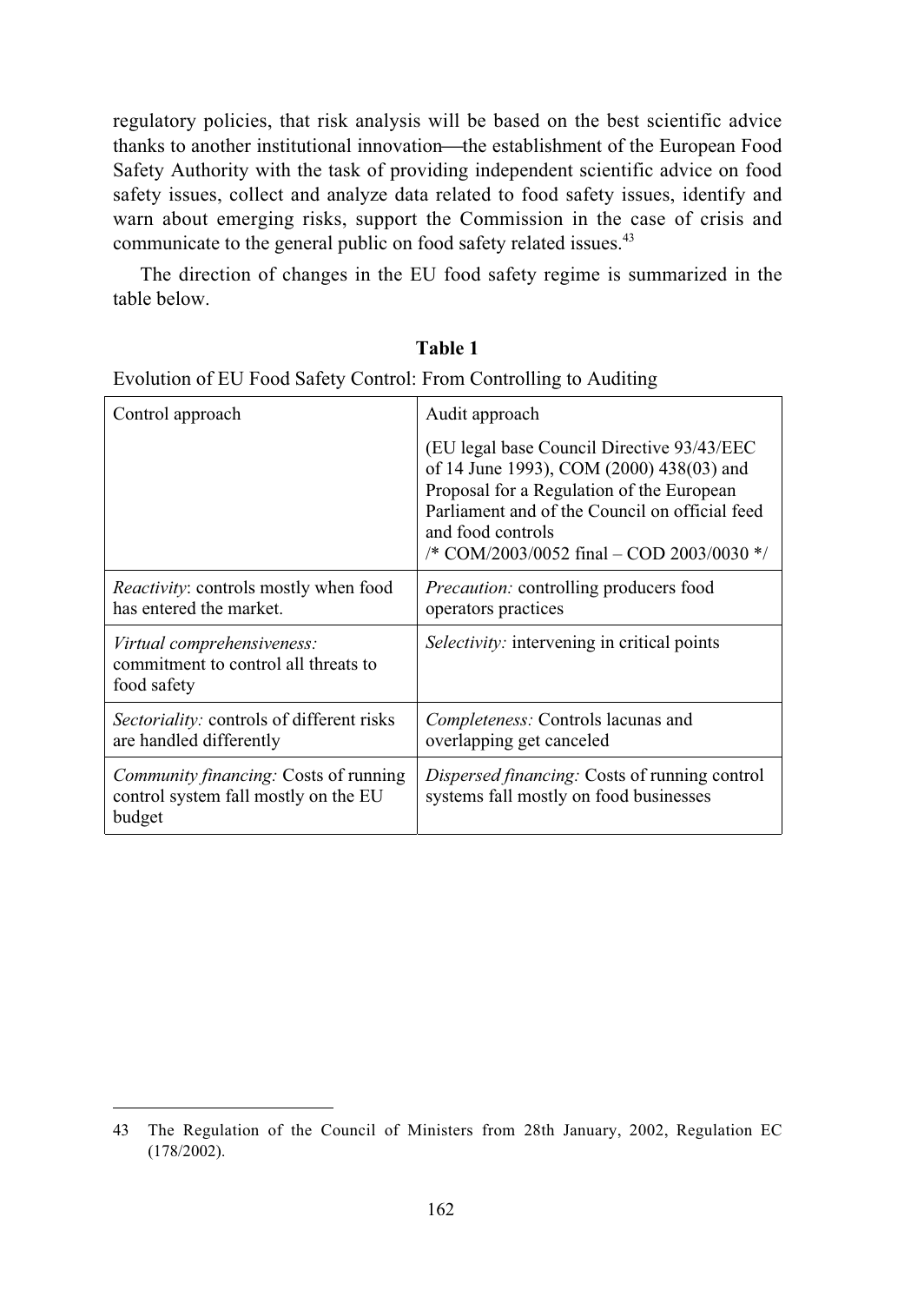regulatory policies, that risk analysis will be based on the best scientific advice thanks to another institutional innovation—the establishment of the European Food Safety Authority with the task of providing independent scientific advice on food safety issues, collect and analyze data related to food safety issues, identify and warn about emerging risks, support the Commission in the case of crisis and communicate to the general public on food safety related issues.[43]

The direction of changes in the EU food safety regime is summarized in the table below.

**Table 1**

Evolution of EU Food Safety Control: From Controlling to Auditing

| Control approach | Audit approach<br><br>(EU legal base Council Directive 93/43/EEC of 14 June 1993), COM (2000) 438(03) and Proposal for a Regulation of the European Parliament and of the Council on official feed and food controls<br>/* COM/2003/0052 final – COD 2003/0030 */ |
|---|---|
| *Reactivity*: controls mostly when food has entered the market. | *Precaution:* controlling producers food operators practices |
| *Virtual comprehensiveness:* commitment to control all threats to food safety | *Selectivity:* intervening in critical points |
| *Sectoriality:* controls of different risks are handled differently | *Completeness:* Controls lacunas and overlapping get canceled |
| *Community financing:* Costs of running control system fall mostly on the EU budget | *Dispersed financing:* Costs of running control systems fall mostly on food businesses |

---

43 The Regulation of the Council of Ministers from 28th January, 2002, Regulation EC (178/2002).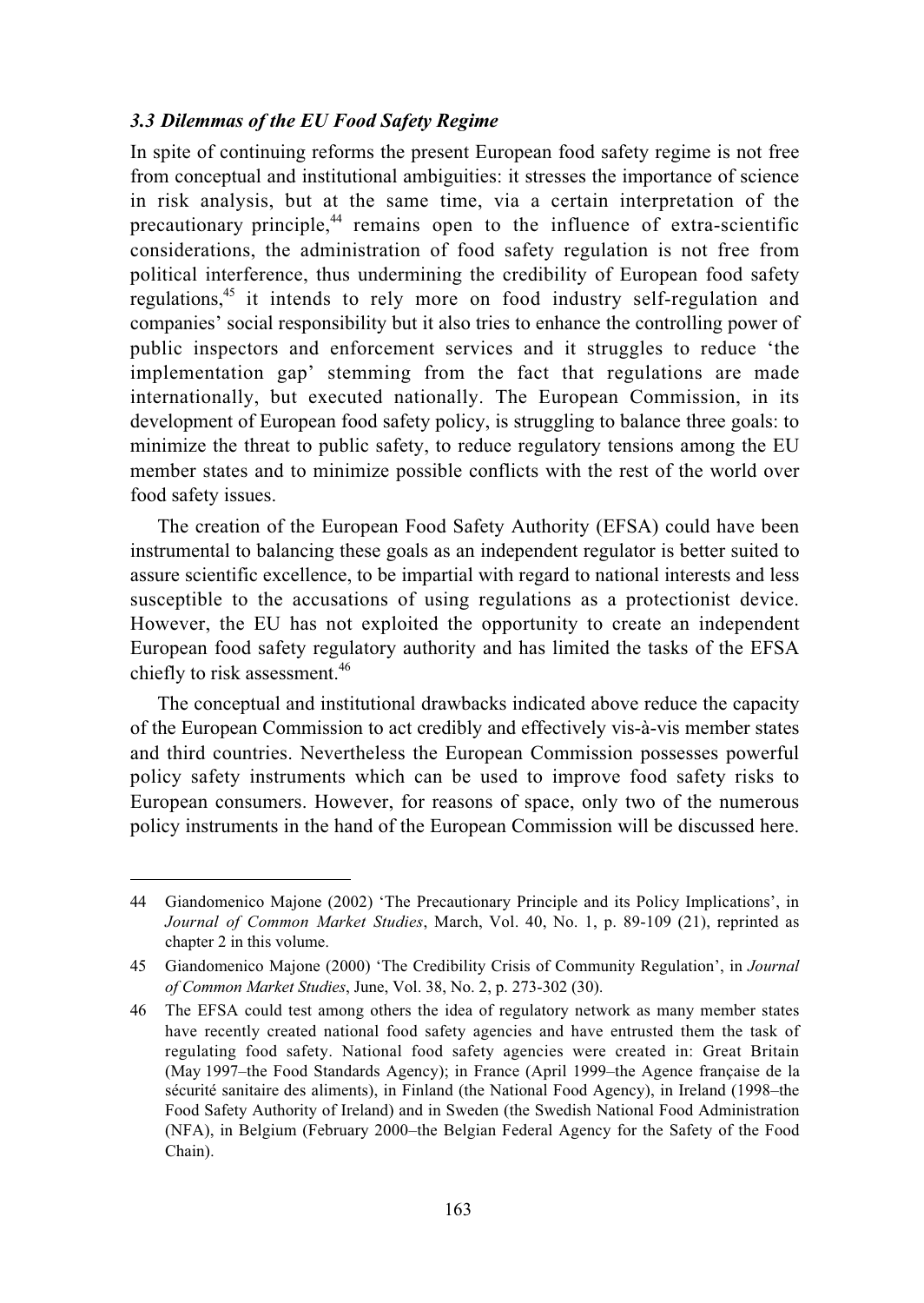### *3.3 Dilemmas of the EU Food Safety Regime*

In spite of continuing reforms the present European food safety regime is not free from conceptual and institutional ambiguities: it stresses the importance of science in risk analysis, but at the same time, via a certain interpretation of the precautionary principle,[44] remains open to the influence of extra-scientific considerations, the administration of food safety regulation is not free from political interference, thus undermining the credibility of European food safety regulations,[45] it intends to rely more on food industry self-regulation and companies' social responsibility but it also tries to enhance the controlling power of public inspectors and enforcement services and it struggles to reduce 'the implementation gap' stemming from the fact that regulations are made internationally, but executed nationally. The European Commission, in its development of European food safety policy, is struggling to balance three goals: to minimize the threat to public safety, to reduce regulatory tensions among the EU member states and to minimize possible conflicts with the rest of the world over food safety issues.

The creation of the European Food Safety Authority (EFSA) could have been instrumental to balancing these goals as an independent regulator is better suited to assure scientific excellence, to be impartial with regard to national interests and less susceptible to the accusations of using regulations as a protectionist device. However, the EU has not exploited the opportunity to create an independent European food safety regulatory authority and has limited the tasks of the EFSA chiefly to risk assessment.[46]

The conceptual and institutional drawbacks indicated above reduce the capacity of the European Commission to act credibly and effectively vis-à-vis member states and third countries. Nevertheless the European Commission possesses powerful policy safety instruments which can be used to improve food safety risks to European consumers. However, for reasons of space, only two of the numerous policy instruments in the hand of the European Commission will be discussed here.

---

44 Giandomenico Majone (2002) 'The Precautionary Principle and its Policy Implications', in *Journal of Common Market Studies*, March, Vol. 40, No. 1, p. 89-109 (21), reprinted as chapter 2 in this volume.

45 Giandomenico Majone (2000) 'The Credibility Crisis of Community Regulation', in *Journal of Common Market Studies*, June, Vol. 38, No. 2, p. 273-302 (30).

46 The EFSA could test among others the idea of regulatory network as many member states have recently created national food safety agencies and have entrusted them the task of regulating food safety. National food safety agencies were created in: Great Britain (May 1997–the Food Standards Agency); in France (April 1999–the Agence française de la sécurité sanitaire des aliments), in Finland (the National Food Agency), in Ireland (1998–the Food Safety Authority of Ireland) and in Sweden (the Swedish National Food Administration (NFA), in Belgium (February 2000–the Belgian Federal Agency for the Safety of the Food Chain).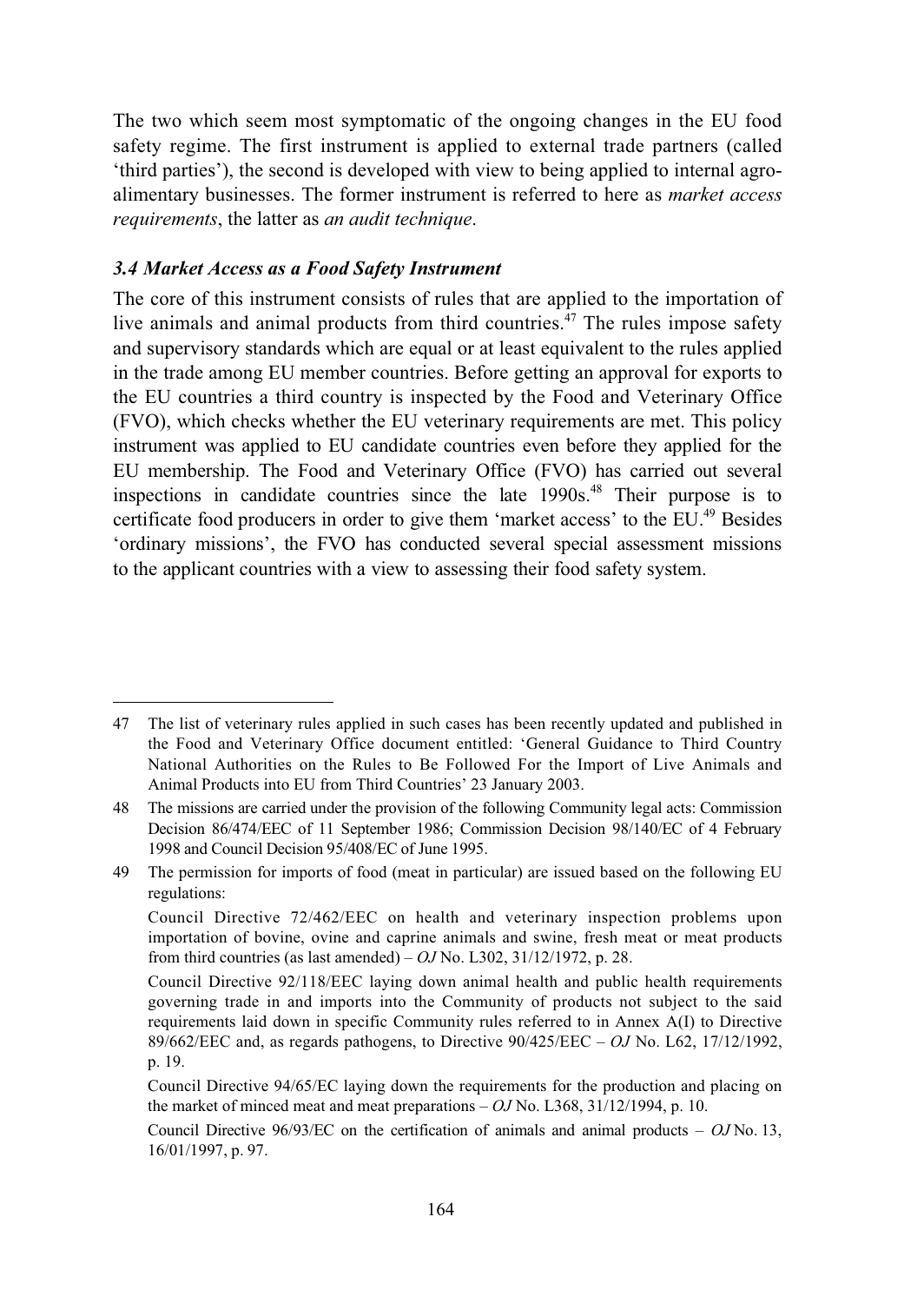The two which seem most symptomatic of the ongoing changes in the EU food safety regime. The first instrument is applied to external trade partners (called 'third parties'), the second is developed with view to being applied to internal agro-alimentary businesses. The former instrument is referred to here as *market access requirements*, the latter as *an audit technique*.

### *3.4 Market Access as a Food Safety Instrument*

The core of this instrument consists of rules that are applied to the importation of live animals and animal products from third countries.[47] The rules impose safety and supervisory standards which are equal or at least equivalent to the rules applied in the trade among EU member countries. Before getting an approval for exports to the EU countries a third country is inspected by the Food and Veterinary Office (FVO), which checks whether the EU veterinary requirements are met. This policy instrument was applied to EU candidate countries even before they applied for the EU membership. The Food and Veterinary Office (FVO) has carried out several inspections in candidate countries since the late 1990s.[48] Their purpose is to certificate food producers in order to give them 'market access' to the EU.[49] Besides 'ordinary missions', the FVO has conducted several special assessment missions to the applicant countries with a view to assessing their food safety system.

---

47 The list of veterinary rules applied in such cases has been recently updated and published in the Food and Veterinary Office document entitled: 'General Guidance to Third Country National Authorities on the Rules to Be Followed For the Import of Live Animals and Animal Products into EU from Third Countries' 23 January 2003.

48 The missions are carried under the provision of the following Community legal acts: Commission Decision 86/474/EEC of 11 September 1986; Commission Decision 98/140/EC of 4 February 1998 and Council Decision 95/408/EC of June 1995.

49 The permission for imports of food (meat in particular) are issued based on the following EU regulations:

Council Directive 72/462/EEC on health and veterinary inspection problems upon importation of bovine, ovine and caprine animals and swine, fresh meat or meat products from third countries (as last amended) – *OJ* No. L302, 31/12/1972, p. 28.

Council Directive 92/118/EEC laying down animal health and public health requirements governing trade in and imports into the Community of products not subject to the said requirements laid down in specific Community rules referred to in Annex A(I) to Directive 89/662/EEC and, as regards pathogens, to Directive 90/425/EEC – *OJ* No. L62, 17/12/1992, p. 19.

Council Directive 94/65/EC laying down the requirements for the production and placing on the market of minced meat and meat preparations – *OJ* No. L368, 31/12/1994, p. 10.

Council Directive 96/93/EC on the certification of animals and animal products – *OJ* No. 13, 16/01/1997, p. 97.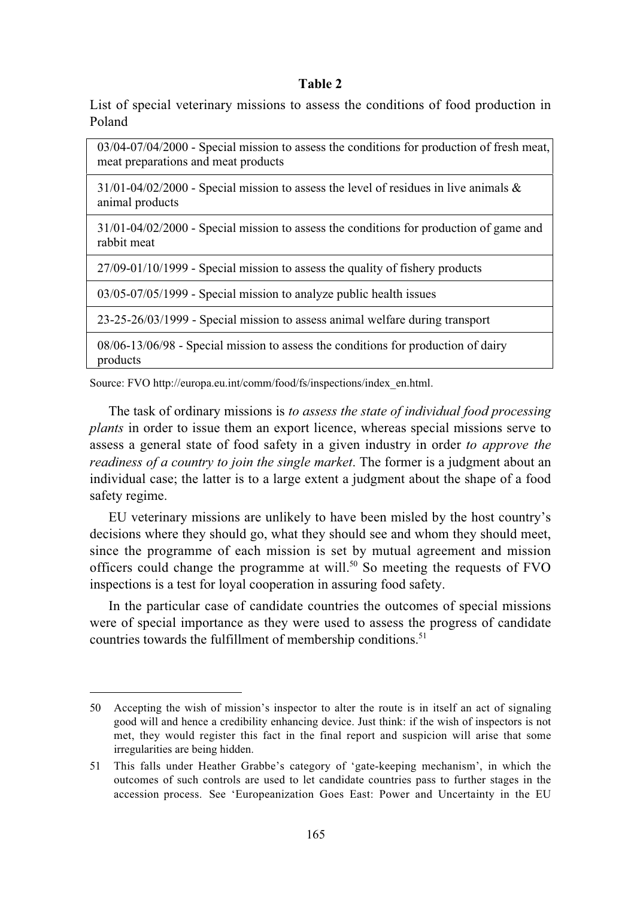**Table 2**

List of special veterinary missions to assess the conditions of food production in Poland

| |
|---|
| 03/04-07/04/2000 - Special mission to assess the conditions for production of fresh meat, meat preparations and meat products |
| 31/01-04/02/2000 - Special mission to assess the level of residues in live animals & animal products |
| 31/01-04/02/2000 - Special mission to assess the conditions for production of game and rabbit meat |
| 27/09-01/10/1999 - Special mission to assess the quality of fishery products |
| 03/05-07/05/1999 - Special mission to analyze public health issues |
| 23-25-26/03/1999 - Special mission to assess animal welfare during transport |
| 08/06-13/06/98 - Special mission to assess the conditions for production of dairy products |

Source: FVO http://europa.eu.int/comm/food/fs/inspections/index_en.html.

The task of ordinary missions is *to assess the state of individual food processing plants* in order to issue them an export licence, whereas special missions serve to assess a general state of food safety in a given industry in order *to approve the readiness of a country to join the single market*. The former is a judgment about an individual case; the latter is to a large extent a judgment about the shape of a food safety regime.

EU veterinary missions are unlikely to have been misled by the host country's decisions where they should go, what they should see and whom they should meet, since the programme of each mission is set by mutual agreement and mission officers could change the programme at will.[50] So meeting the requests of FVO inspections is a test for loyal cooperation in assuring food safety.

In the particular case of candidate countries the outcomes of special missions were of special importance as they were used to assess the progress of candidate countries towards the fulfillment of membership conditions.[51]

---

50 Accepting the wish of mission's inspector to alter the route is in itself an act of signaling good will and hence a credibility enhancing device. Just think: if the wish of inspectors is not met, they would register this fact in the final report and suspicion will arise that some irregularities are being hidden.

51 This falls under Heather Grabbe's category of 'gate-keeping mechanism', in which the outcomes of such controls are used to let candidate countries pass to further stages in the accession process. See 'Europeanization Goes East: Power and Uncertainty in the EU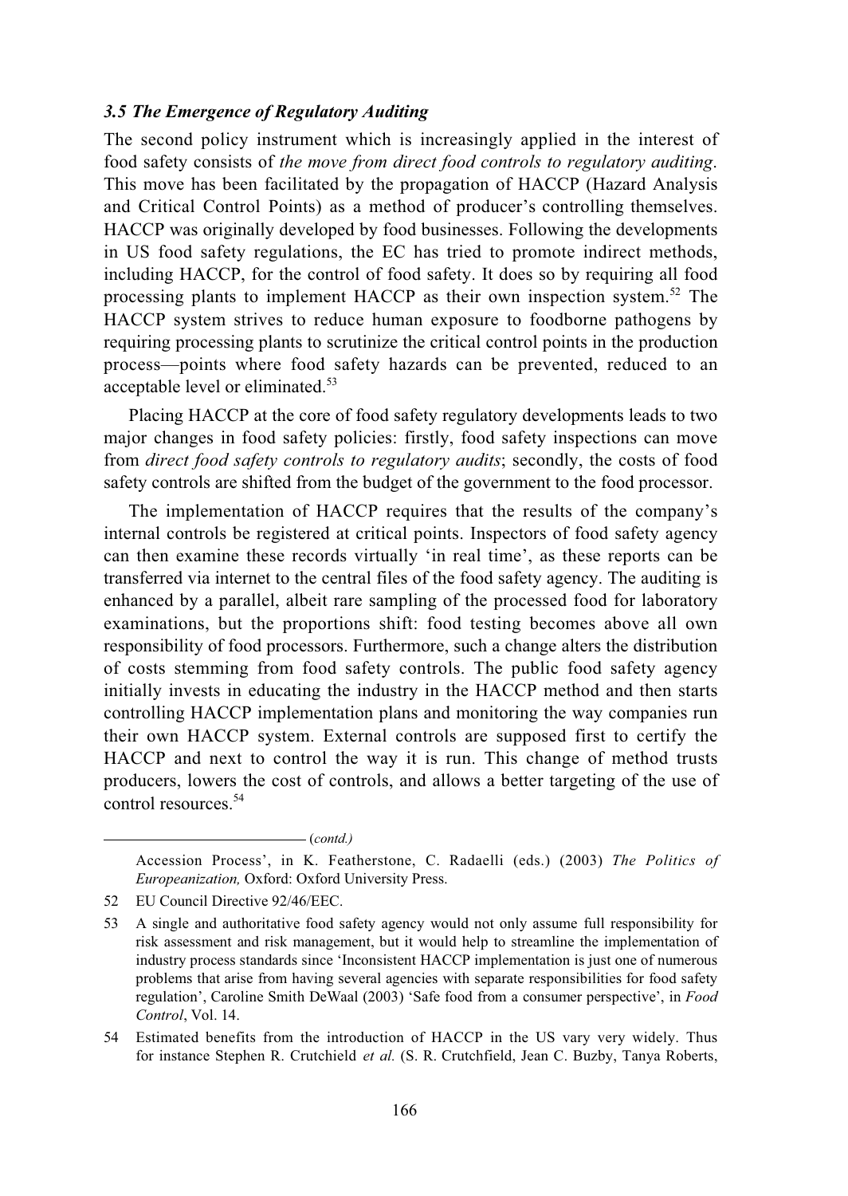### *3.5 The Emergence of Regulatory Auditing*

The second policy instrument which is increasingly applied in the interest of food safety consists of *the move from direct food controls to regulatory auditing*. This move has been facilitated by the propagation of HACCP (Hazard Analysis and Critical Control Points) as a method of producer's controlling themselves. HACCP was originally developed by food businesses. Following the developments in US food safety regulations, the EC has tried to promote indirect methods, including HACCP, for the control of food safety. It does so by requiring all food processing plants to implement HACCP as their own inspection system.[52] The HACCP system strives to reduce human exposure to foodborne pathogens by requiring processing plants to scrutinize the critical control points in the production process—points where food safety hazards can be prevented, reduced to an acceptable level or eliminated.[53]

Placing HACCP at the core of food safety regulatory developments leads to two major changes in food safety policies: firstly, food safety inspections can move from *direct food safety controls to regulatory audits*; secondly, the costs of food safety controls are shifted from the budget of the government to the food processor.

The implementation of HACCP requires that the results of the company's internal controls be registered at critical points. Inspectors of food safety agency can then examine these records virtually 'in real time', as these reports can be transferred via internet to the central files of the food safety agency. The auditing is enhanced by a parallel, albeit rare sampling of the processed food for laboratory examinations, but the proportions shift: food testing becomes above all own responsibility of food processors. Furthermore, such a change alters the distribution of costs stemming from food safety controls. The public food safety agency initially invests in educating the industry in the HACCP method and then starts controlling HACCP implementation plans and monitoring the way companies run their own HACCP system. External controls are supposed first to certify the HACCP and next to control the way it is run. This change of method trusts producers, lowers the cost of controls, and allows a better targeting of the use of control resources.[54]

---

(*contd.*)

Accession Process', in K. Featherstone, C. Radaelli (eds.) (2003) *The Politics of Europeanization,* Oxford: Oxford University Press.

52 EU Council Directive 92/46/EEC.

53 A single and authoritative food safety agency would not only assume full responsibility for risk assessment and risk management, but it would help to streamline the implementation of industry process standards since 'Inconsistent HACCP implementation is just one of numerous problems that arise from having several agencies with separate responsibilities for food safety regulation', Caroline Smith DeWaal (2003) 'Safe food from a consumer perspective', in *Food Control*, Vol. 14.

54 Estimated benefits from the introduction of HACCP in the US vary very widely. Thus for instance Stephen R. Crutchield *et al.* (S. R. Crutchfield, Jean C. Buzby, Tanya Roberts,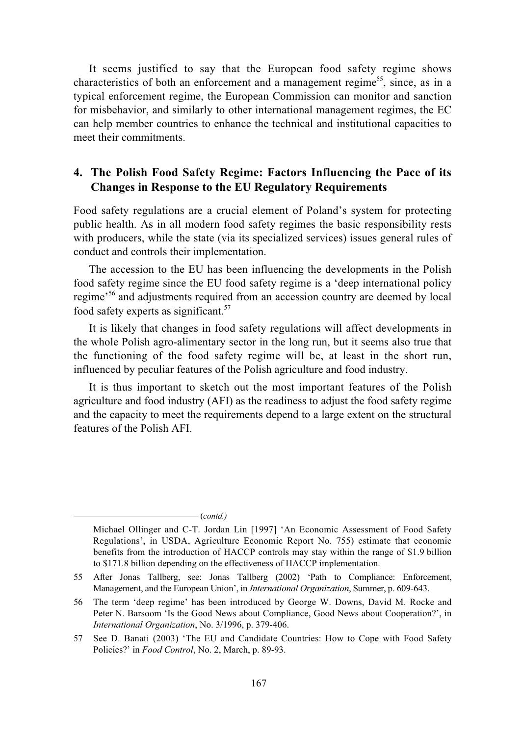It seems justified to say that the European food safety regime shows characteristics of both an enforcement and a management regime[55], since, as in a typical enforcement regime, the European Commission can monitor and sanction for misbehavior, and similarly to other international management regimes, the EC can help member countries to enhance the technical and institutional capacities to meet their commitments.

## 4. The Polish Food Safety Regime: Factors Influencing the Pace of its Changes in Response to the EU Regulatory Requirements

Food safety regulations are a crucial element of Poland's system for protecting public health. As in all modern food safety regimes the basic responsibility rests with producers, while the state (via its specialized services) issues general rules of conduct and controls their implementation.

The accession to the EU has been influencing the developments in the Polish food safety regime since the EU food safety regime is a 'deep international policy regime'[56] and adjustments required from an accession country are deemed by local food safety experts as significant.[57]

It is likely that changes in food safety regulations will affect developments in the whole Polish agro-alimentary sector in the long run, but it seems also true that the functioning of the food safety regime will be, at least in the short run, influenced by peculiar features of the Polish agriculture and food industry.

It is thus important to sketch out the most important features of the Polish agriculture and food industry (AFI) as the readiness to adjust the food safety regime and the capacity to meet the requirements depend to a large extent on the structural features of the Polish AFI.

---

*(contd.)*

Michael Ollinger and C-T. Jordan Lin [1997] 'An Economic Assessment of Food Safety Regulations', in USDA, Agriculture Economic Report No. 755) estimate that economic benefits from the introduction of HACCP controls may stay within the range of \$1.9 billion to \$171.8 billion depending on the effectiveness of HACCP implementation.

55 After Jonas Tallberg, see: Jonas Tallberg (2002) 'Path to Compliance: Enforcement, Management, and the European Union', in *International Organization*, Summer, p. 609-643.

56 The term 'deep regime' has been introduced by George W. Downs, David M. Rocke and Peter N. Barsoom 'Is the Good News about Compliance, Good News about Cooperation?', in *International Organization*, No. 3/1996, p. 379-406.

57 See D. Banati (2003) 'The EU and Candidate Countries: How to Cope with Food Safety Policies?' in *Food Control*, No. 2, March, p. 89-93.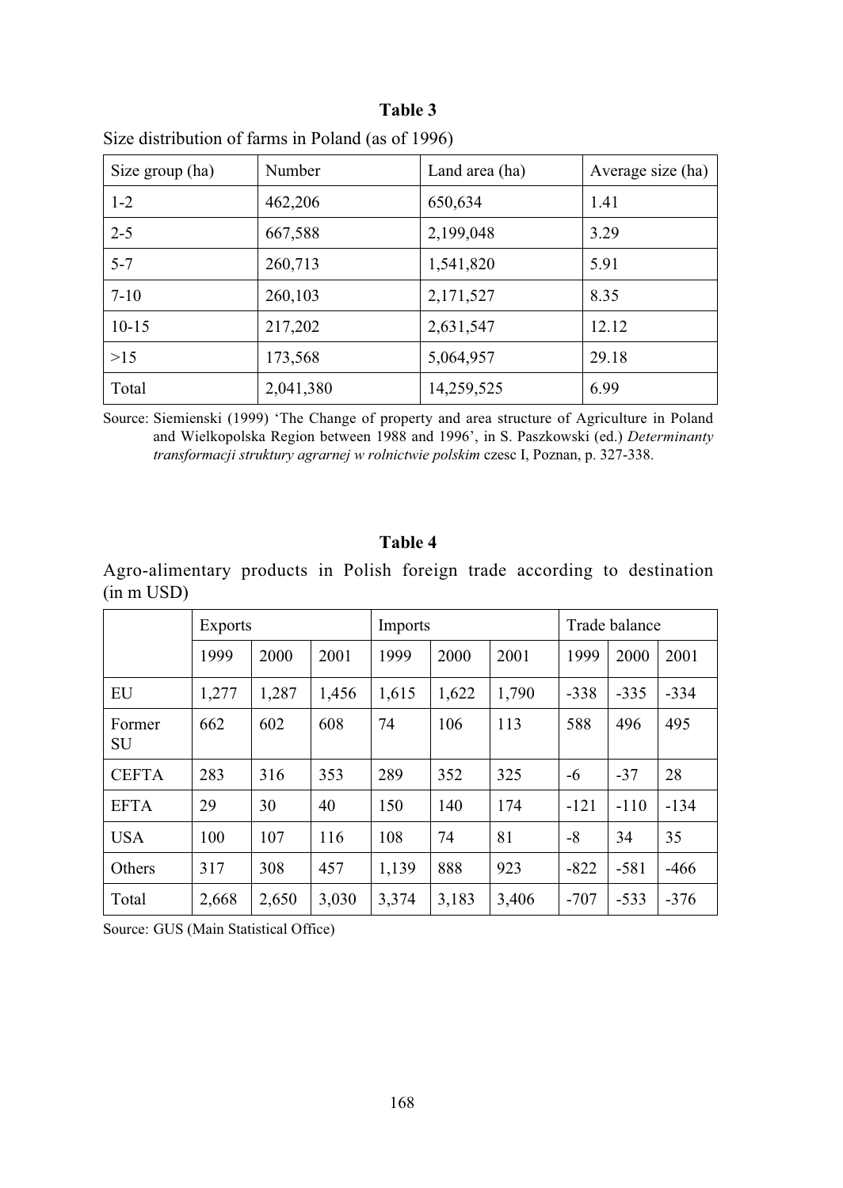**Table 3**

Size distribution of farms in Poland (as of 1996)

| Size group (ha) | Number | Land area (ha) | Average size (ha) |
|---|---|---|---|
| 1-2 | 462,206 | 650,634 | 1.41 |
| 2-5 | 667,588 | 2,199,048 | 3.29 |
| 5-7 | 260,713 | 1,541,820 | 5.91 |
| 7-10 | 260,103 | 2,171,527 | 8.35 |
| 10-15 | 217,202 | 2,631,547 | 12.12 |
| >15 | 173,568 | 5,064,957 | 29.18 |
| Total | 2,041,380 | 14,259,525 | 6.99 |

Source: Siemienski (1999) 'The Change of property and area structure of Agriculture in Poland and Wielkopolska Region between 1988 and 1996', in S. Paszkowski (ed.) *Determinanty transformacji struktury agrarnej w rolnictwie polskim* czesc I, Poznan, p. 327-338.

**Table 4**

Agro-alimentary products in Polish foreign trade according to destination (in m USD)

| | Exports | | | Imports | | | Trade balance | | |
|---|---|---|---|---|---|---|---|---|---|
| | 1999 | 2000 | 2001 | 1999 | 2000 | 2001 | 1999 | 2000 | 2001 |
| EU | 1,277 | 1,287 | 1,456 | 1,615 | 1,622 | 1,790 | -338 | -335 | -334 |
| Former SU | 662 | 602 | 608 | 74 | 106 | 113 | 588 | 496 | 495 |
| CEFTA | 283 | 316 | 353 | 289 | 352 | 325 | -6 | -37 | 28 |
| EFTA | 29 | 30 | 40 | 150 | 140 | 174 | -121 | -110 | -134 |
| USA | 100 | 107 | 116 | 108 | 74 | 81 | -8 | 34 | 35 |
| Others | 317 | 308 | 457 | 1,139 | 888 | 923 | -822 | -581 | -466 |
| Total | 2,668 | 2,650 | 3,030 | 3,374 | 3,183 | 3,406 | -707 | -533 | -376 |

Source: GUS (Main Statistical Office)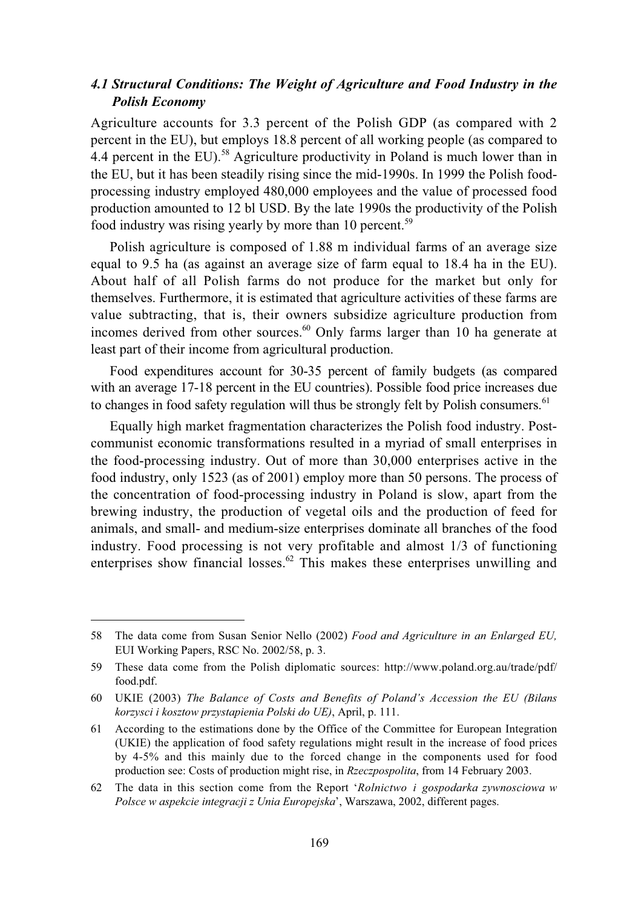### *4.1 Structural Conditions: The Weight of Agriculture and Food Industry in the Polish Economy*

Agriculture accounts for 3.3 percent of the Polish GDP (as compared with 2 percent in the EU), but employs 18.8 percent of all working people (as compared to 4.4 percent in the EU).[58] Agriculture productivity in Poland is much lower than in the EU, but it has been steadily rising since the mid-1990s. In 1999 the Polish food-processing industry employed 480,000 employees and the value of processed food production amounted to 12 bl USD. By the late 1990s the productivity of the Polish food industry was rising yearly by more than 10 percent.[59]

Polish agriculture is composed of 1.88 m individual farms of an average size equal to 9.5 ha (as against an average size of farm equal to 18.4 ha in the EU). About half of all Polish farms do not produce for the market but only for themselves. Furthermore, it is estimated that agriculture activities of these farms are value subtracting, that is, their owners subsidize agriculture production from incomes derived from other sources.[60] Only farms larger than 10 ha generate at least part of their income from agricultural production.

Food expenditures account for 30-35 percent of family budgets (as compared with an average 17-18 percent in the EU countries). Possible food price increases due to changes in food safety regulation will thus be strongly felt by Polish consumers.[61]

Equally high market fragmentation characterizes the Polish food industry. Post-communist economic transformations resulted in a myriad of small enterprises in the food-processing industry. Out of more than 30,000 enterprises active in the food industry, only 1523 (as of 2001) employ more than 50 persons. The process of the concentration of food-processing industry in Poland is slow, apart from the brewing industry, the production of vegetal oils and the production of feed for animals, and small- and medium-size enterprises dominate all branches of the food industry. Food processing is not very profitable and almost 1/3 of functioning enterprises show financial losses.[62] This makes these enterprises unwilling and

---

58 The data come from Susan Senior Nello (2002) *Food and Agriculture in an Enlarged EU,* EUI Working Papers, RSC No. 2002/58, p. 3.

59 These data come from the Polish diplomatic sources: http://www.poland.org.au/trade/pdf/food.pdf.

60 UKIE (2003) *The Balance of Costs and Benefits of Poland's Accession the EU (Bilans korzysci i kosztow przystapienia Polski do UE)*, April, p. 111.

61 According to the estimations done by the Office of the Committee for European Integration (UKIE) the application of food safety regulations might result in the increase of food prices by 4-5% and this mainly due to the forced change in the components used for food production see: Costs of production might rise, in *Rzeczpospolita*, from 14 February 2003.

62 The data in this section come from the Report '*Rolnictwo i gospodarka zywnosciowa w Polsce w aspekcie integracji z Unia Europejska*', Warszawa, 2002, different pages.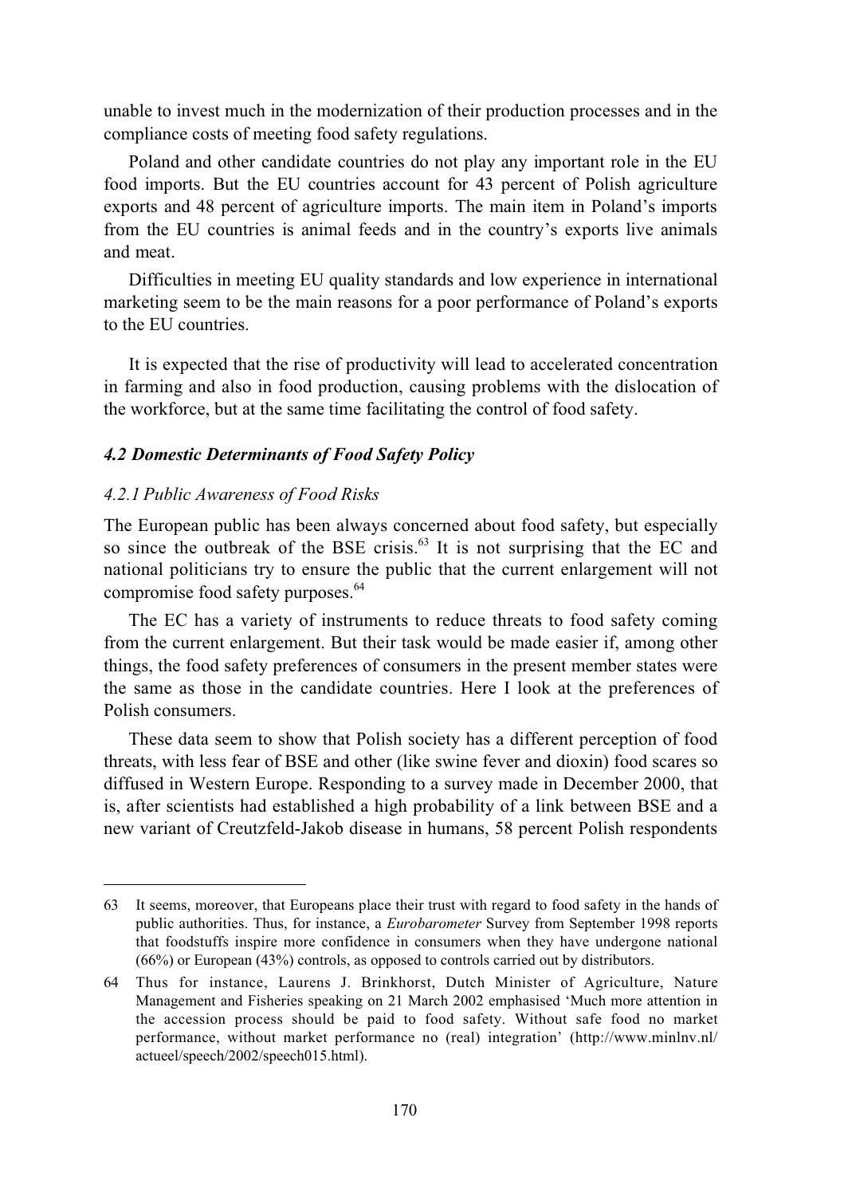unable to invest much in the modernization of their production processes and in the compliance costs of meeting food safety regulations.

Poland and other candidate countries do not play any important role in the EU food imports. But the EU countries account for 43 percent of Polish agriculture exports and 48 percent of agriculture imports. The main item in Poland's imports from the EU countries is animal feeds and in the country's exports live animals and meat.

Difficulties in meeting EU quality standards and low experience in international marketing seem to be the main reasons for a poor performance of Poland's exports to the EU countries.

It is expected that the rise of productivity will lead to accelerated concentration in farming and also in food production, causing problems with the dislocation of the workforce, but at the same time facilitating the control of food safety.

### *4.2 Domestic Determinants of Food Safety Policy*

#### *4.2.1 Public Awareness of Food Risks*

The European public has been always concerned about food safety, but especially so since the outbreak of the BSE crisis.[63] It is not surprising that the EC and national politicians try to ensure the public that the current enlargement will not compromise food safety purposes.[64]

The EC has a variety of instruments to reduce threats to food safety coming from the current enlargement. But their task would be made easier if, among other things, the food safety preferences of consumers in the present member states were the same as those in the candidate countries. Here I look at the preferences of Polish consumers.

These data seem to show that Polish society has a different perception of food threats, with less fear of BSE and other (like swine fever and dioxin) food scares so diffused in Western Europe. Responding to a survey made in December 2000, that is, after scientists had established a high probability of a link between BSE and a new variant of Creutzfeld-Jakob disease in humans, 58 percent Polish respondents

---

63 It seems, moreover, that Europeans place their trust with regard to food safety in the hands of public authorities. Thus, for instance, a *Eurobarometer* Survey from September 1998 reports that foodstuffs inspire more confidence in consumers when they have undergone national (66%) or European (43%) controls, as opposed to controls carried out by distributors.

64 Thus for instance, Laurens J. Brinkhorst, Dutch Minister of Agriculture, Nature Management and Fisheries speaking on 21 March 2002 emphasised 'Much more attention in the accession process should be paid to food safety. Without safe food no market performance, without market performance no (real) integration' (http://www.minlnv.nl/actueel/speech/2002/speech015.html).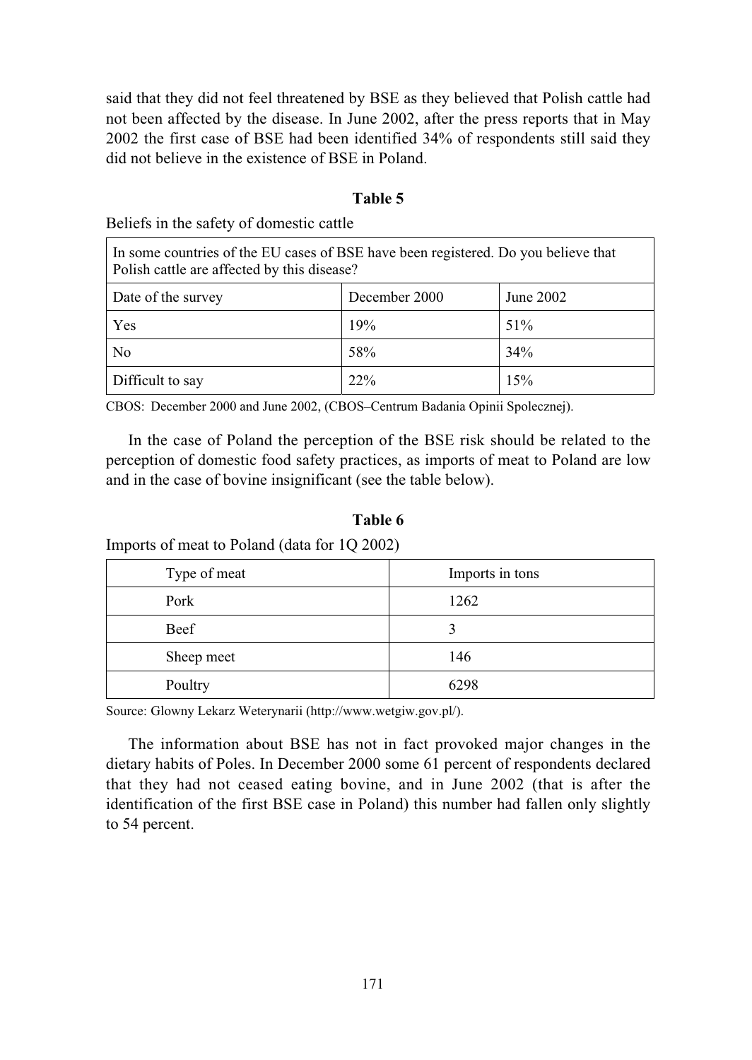said that they did not feel threatened by BSE as they believed that Polish cattle had not been affected by the disease. In June 2002, after the press reports that in May 2002 the first case of BSE had been identified 34% of respondents still said they did not believe in the existence of BSE in Poland.

**Table 5**

Beliefs in the safety of domestic cattle

| In some countries of the EU cases of BSE have been registered. Do you believe that Polish cattle are affected by this disease? | | |
|---|---|---|
| Date of the survey | December 2000 | June 2002 |
| Yes | 19% | 51% |
| No | 58% | 34% |
| Difficult to say | 22% | 15% |

CBOS: December 2000 and June 2002, (CBOS–Centrum Badania Opinii Spolecznej).

In the case of Poland the perception of the BSE risk should be related to the perception of domestic food safety practices, as imports of meat to Poland are low and in the case of bovine insignificant (see the table below).

**Table 6**

Imports of meat to Poland (data for 1Q 2002)

| Type of meat | Imports in tons |
|---|---|
| Pork | 1262 |
| Beef | 3 |
| Sheep meet | 146 |
| Poultry | 6298 |

Source: Glowny Lekarz Weterynarii (http://www.wetgiw.gov.pl/).

The information about BSE has not in fact provoked major changes in the dietary habits of Poles. In December 2000 some 61 percent of respondents declared that they had not ceased eating bovine, and in June 2002 (that is after the identification of the first BSE case in Poland) this number had fallen only slightly to 54 percent.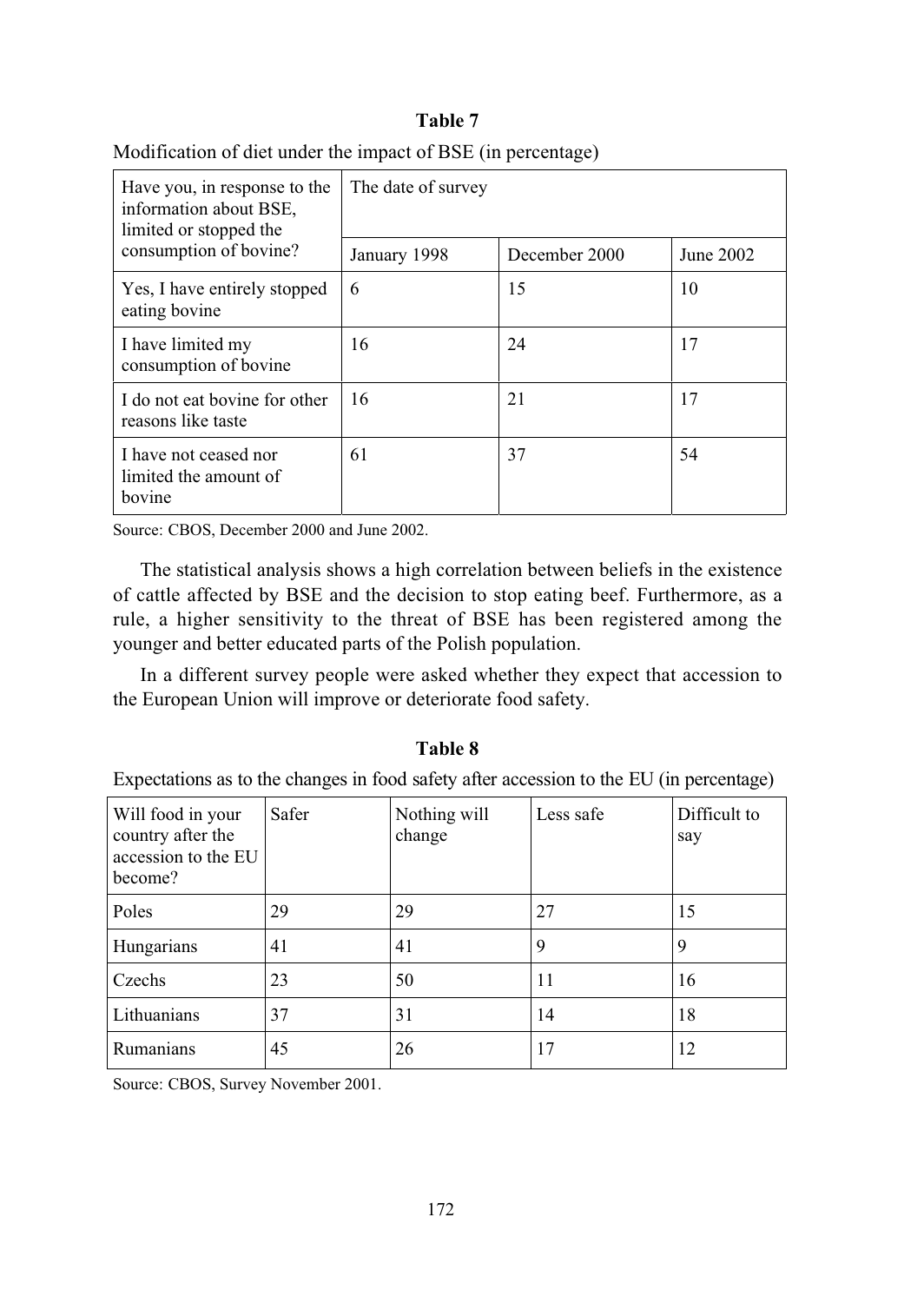**Table 7**

Modification of diet under the impact of BSE (in percentage)

| Have you, in response to the information about BSE, limited or stopped the consumption of bovine? | The date of survey | | |
|---|---|---|---|
| | January 1998 | December 2000 | June 2002 |
| Yes, I have entirely stopped eating bovine | 6 | 15 | 10 |
| I have limited my consumption of bovine | 16 | 24 | 17 |
| I do not eat bovine for other reasons like taste | 16 | 21 | 17 |
| I have not ceased nor limited the amount of bovine | 61 | 37 | 54 |

Source: CBOS, December 2000 and June 2002.

The statistical analysis shows a high correlation between beliefs in the existence of cattle affected by BSE and the decision to stop eating beef. Furthermore, as a rule, a higher sensitivity to the threat of BSE has been registered among the younger and better educated parts of the Polish population.

In a different survey people were asked whether they expect that accession to the European Union will improve or deteriorate food safety.

**Table 8**

Expectations as to the changes in food safety after accession to the EU (in percentage)

| Will food in your country after the accession to the EU become? | Safer | Nothing will change | Less safe | Difficult to say |
|---|---|---|---|---|
| Poles | 29 | 29 | 27 | 15 |
| Hungarians | 41 | 41 | 9 | 9 |
| Czechs | 23 | 50 | 11 | 16 |
| Lithuanians | 37 | 31 | 14 | 18 |
| Rumanians | 45 | 26 | 17 | 12 |

Source: CBOS, Survey November 2001.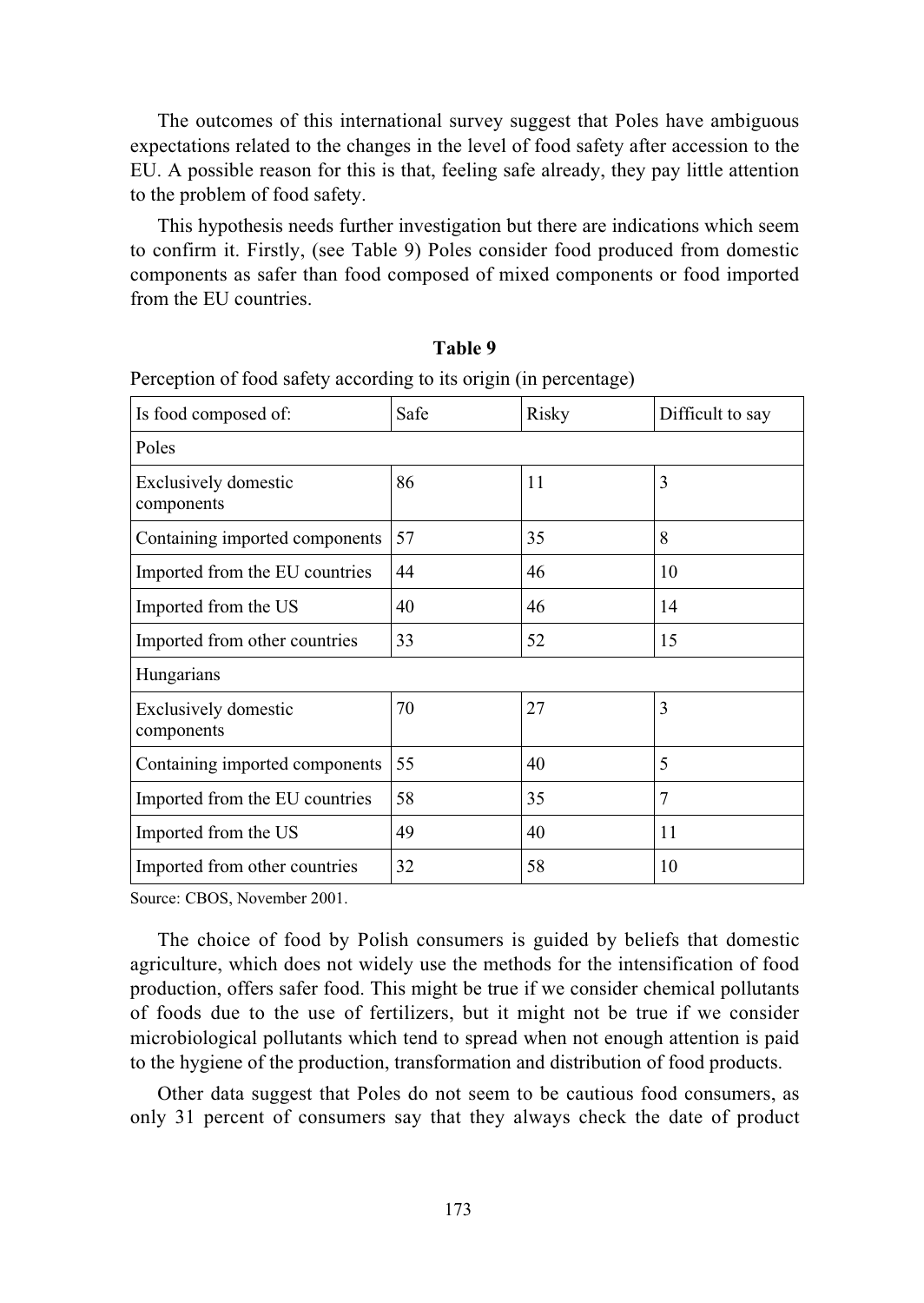The outcomes of this international survey suggest that Poles have ambiguous expectations related to the changes in the level of food safety after accession to the EU. A possible reason for this is that, feeling safe already, they pay little attention to the problem of food safety.

This hypothesis needs further investigation but there are indications which seem to confirm it. Firstly, (see Table 9) Poles consider food produced from domestic components as safer than food composed of mixed components or food imported from the EU countries.

**Table 9**

Perception of food safety according to its origin (in percentage)

| Is food composed of: | Safe | Risky | Difficult to say |
|---|---|---|---|
| Poles | | | |
| Exclusively domestic components | 86 | 11 | 3 |
| Containing imported components | 57 | 35 | 8 |
| Imported from the EU countries | 44 | 46 | 10 |
| Imported from the US | 40 | 46 | 14 |
| Imported from other countries | 33 | 52 | 15 |
| Hungarians | | | |
| Exclusively domestic components | 70 | 27 | 3 |
| Containing imported components | 55 | 40 | 5 |
| Imported from the EU countries | 58 | 35 | 7 |
| Imported from the US | 49 | 40 | 11 |
| Imported from other countries | 32 | 58 | 10 |

Source: CBOS, November 2001.

The choice of food by Polish consumers is guided by beliefs that domestic agriculture, which does not widely use the methods for the intensification of food production, offers safer food. This might be true if we consider chemical pollutants of foods due to the use of fertilizers, but it might not be true if we consider microbiological pollutants which tend to spread when not enough attention is paid to the hygiene of the production, transformation and distribution of food products.

Other data suggest that Poles do not seem to be cautious food consumers, as only 31 percent of consumers say that they always check the date of product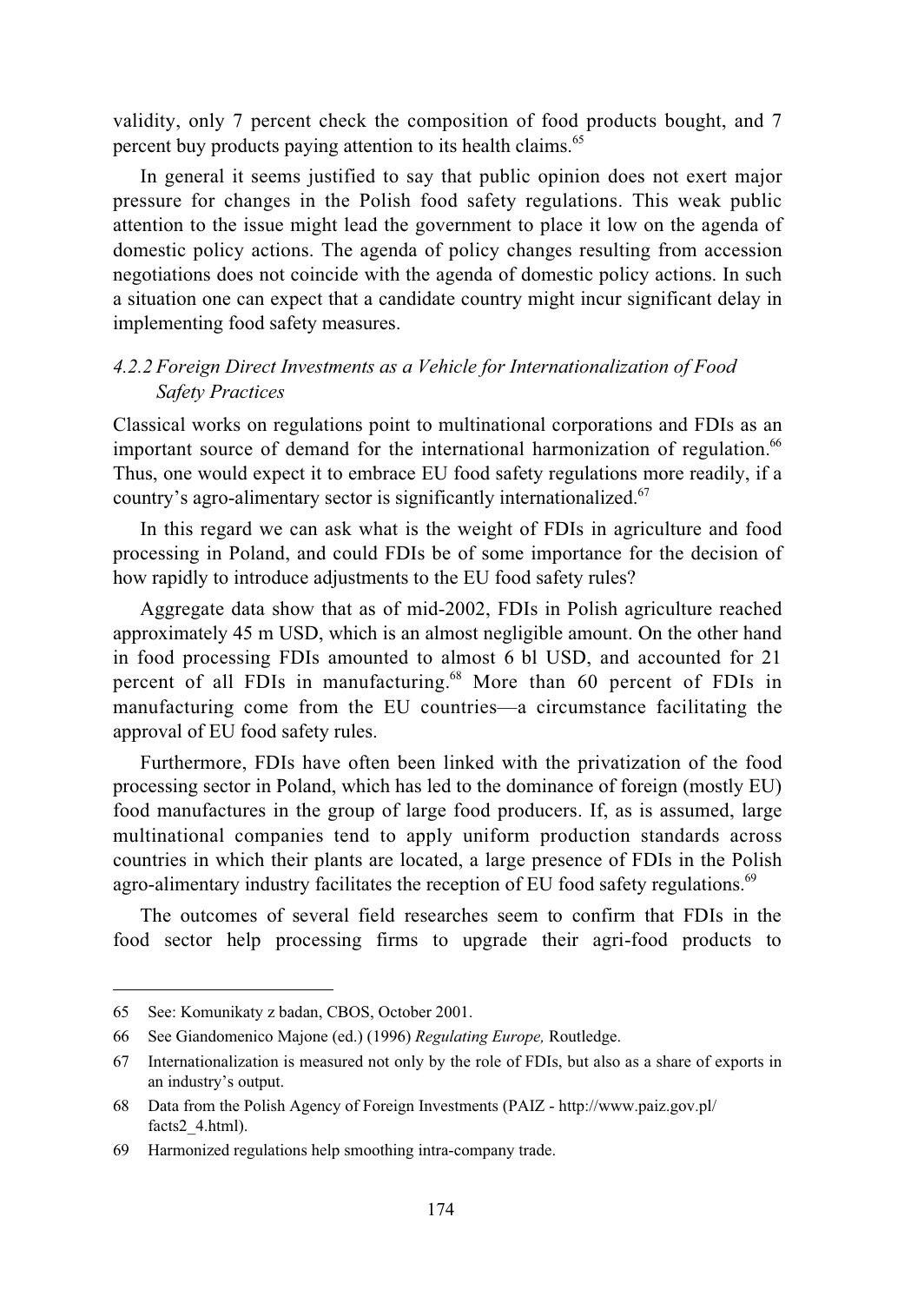validity, only 7 percent check the composition of food products bought, and 7 percent buy products paying attention to its health claims.[65]

In general it seems justified to say that public opinion does not exert major pressure for changes in the Polish food safety regulations. This weak public attention to the issue might lead the government to place it low on the agenda of domestic policy actions. The agenda of policy changes resulting from accession negotiations does not coincide with the agenda of domestic policy actions. In such a situation one can expect that a candidate country might incur significant delay in implementing food safety measures.

#### *4.2.2 Foreign Direct Investments as a Vehicle for Internationalization of Food Safety Practices*

Classical works on regulations point to multinational corporations and FDIs as an important source of demand for the international harmonization of regulation.[66] Thus, one would expect it to embrace EU food safety regulations more readily, if a country's agro-alimentary sector is significantly internationalized.[67]

In this regard we can ask what is the weight of FDIs in agriculture and food processing in Poland, and could FDIs be of some importance for the decision of how rapidly to introduce adjustments to the EU food safety rules?

Aggregate data show that as of mid-2002, FDIs in Polish agriculture reached approximately 45 m USD, which is an almost negligible amount. On the other hand in food processing FDIs amounted to almost 6 bl USD, and accounted for 21 percent of all FDIs in manufacturing.[68] More than 60 percent of FDIs in manufacturing come from the EU countries—a circumstance facilitating the approval of EU food safety rules.

Furthermore, FDIs have often been linked with the privatization of the food processing sector in Poland, which has led to the dominance of foreign (mostly EU) food manufactures in the group of large food producers. If, as is assumed, large multinational companies tend to apply uniform production standards across countries in which their plants are located, a large presence of FDIs in the Polish agro-alimentary industry facilitates the reception of EU food safety regulations.[69]

The outcomes of several field researches seem to confirm that FDIs in the food sector help processing firms to upgrade their agri-food products to

---

65 See: Komunikaty z badan, CBOS, October 2001.

66 See Giandomenico Majone (ed.) (1996) *Regulating Europe,* Routledge.

67 Internationalization is measured not only by the role of FDIs, but also as a share of exports in an industry's output.

68 Data from the Polish Agency of Foreign Investments (PAIZ - http://www.paiz.gov.pl/facts2_4.html).

69 Harmonized regulations help smoothing intra-company trade.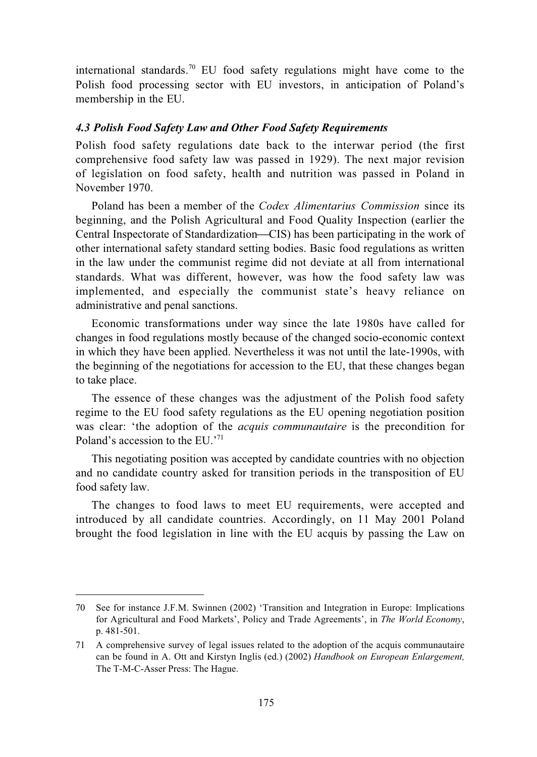international standards.[70] EU food safety regulations might have come to the Polish food processing sector with EU investors, in anticipation of Poland's membership in the EU.

### *4.3 Polish Food Safety Law and Other Food Safety Requirements*

Polish food safety regulations date back to the interwar period (the first comprehensive food safety law was passed in 1929). The next major revision of legislation on food safety, health and nutrition was passed in Poland in November 1970.

Poland has been a member of the *Codex Alimentarius Commission* since its beginning, and the Polish Agricultural and Food Quality Inspection (earlier the Central Inspectorate of Standardization—CIS) has been participating in the work of other international safety standard setting bodies. Basic food regulations as written in the law under the communist regime did not deviate at all from international standards. What was different, however, was how the food safety law was implemented, and especially the communist state's heavy reliance on administrative and penal sanctions.

Economic transformations under way since the late 1980s have called for changes in food regulations mostly because of the changed socio-economic context in which they have been applied. Nevertheless it was not until the late-1990s, with the beginning of the negotiations for accession to the EU, that these changes began to take place.

The essence of these changes was the adjustment of the Polish food safety regime to the EU food safety regulations as the EU opening negotiation position was clear: 'the adoption of the *acquis communautaire* is the precondition for Poland's accession to the EU.'[71]

This negotiating position was accepted by candidate countries with no objection and no candidate country asked for transition periods in the transposition of EU food safety law.

The changes to food laws to meet EU requirements, were accepted and introduced by all candidate countries. Accordingly, on 11 May 2001 Poland brought the food legislation in line with the EU acquis by passing the Law on

---

70 See for instance J.F.M. Swinnen (2002) 'Transition and Integration in Europe: Implications for Agricultural and Food Markets', Policy and Trade Agreements', in *The World Economy*, p. 481-501.

71 A comprehensive survey of legal issues related to the adoption of the acquis communautaire can be found in A. Ott and Kirstyn Inglis (ed.) (2002) *Handbook on European Enlargement,* The T-M-C-Asser Press: The Hague.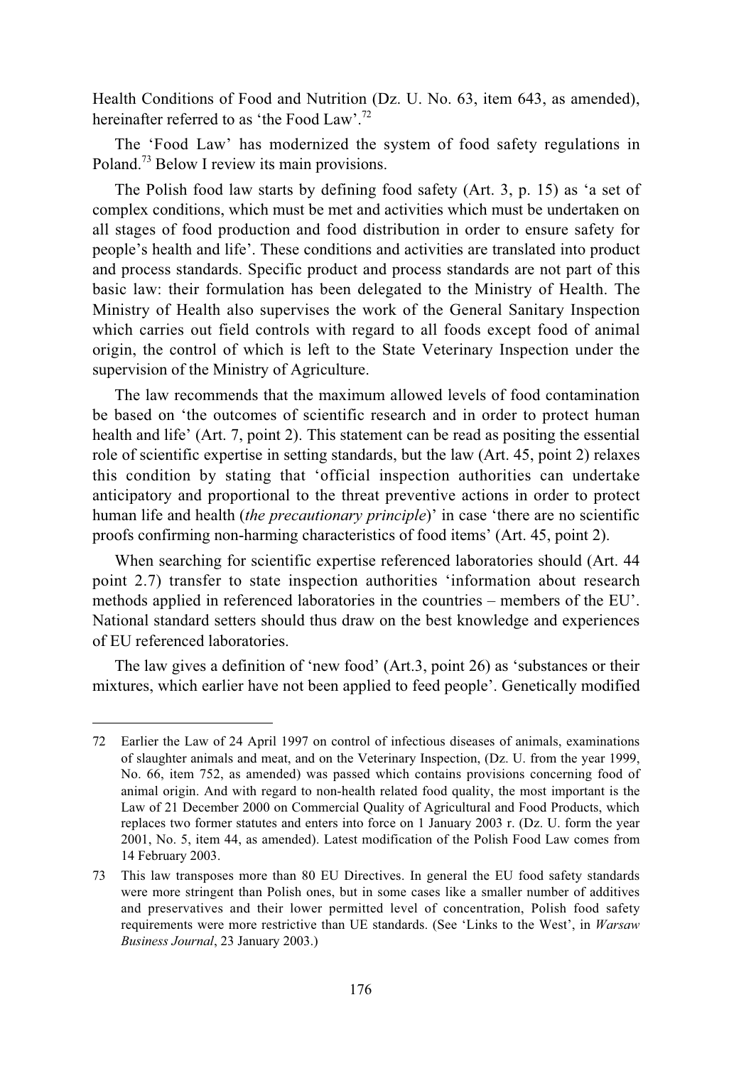Health Conditions of Food and Nutrition (Dz. U. No. 63, item 643, as amended), hereinafter referred to as 'the Food Law'.[72]

The 'Food Law' has modernized the system of food safety regulations in Poland.[73] Below I review its main provisions.

The Polish food law starts by defining food safety (Art. 3, p. 15) as 'a set of complex conditions, which must be met and activities which must be undertaken on all stages of food production and food distribution in order to ensure safety for people's health and life'. These conditions and activities are translated into product and process standards. Specific product and process standards are not part of this basic law: their formulation has been delegated to the Ministry of Health. The Ministry of Health also supervises the work of the General Sanitary Inspection which carries out field controls with regard to all foods except food of animal origin, the control of which is left to the State Veterinary Inspection under the supervision of the Ministry of Agriculture.

The law recommends that the maximum allowed levels of food contamination be based on 'the outcomes of scientific research and in order to protect human health and life' (Art. 7, point 2). This statement can be read as positing the essential role of scientific expertise in setting standards, but the law (Art. 45, point 2) relaxes this condition by stating that 'official inspection authorities can undertake anticipatory and proportional to the threat preventive actions in order to protect human life and health (*the precautionary principle*)' in case 'there are no scientific proofs confirming non-harming characteristics of food items' (Art. 45, point 2).

When searching for scientific expertise referenced laboratories should (Art. 44 point 2.7) transfer to state inspection authorities 'information about research methods applied in referenced laboratories in the countries – members of the EU'. National standard setters should thus draw on the best knowledge and experiences of EU referenced laboratories.

The law gives a definition of 'new food' (Art.3, point 26) as 'substances or their mixtures, which earlier have not been applied to feed people'. Genetically modified

---

72 Earlier the Law of 24 April 1997 on control of infectious diseases of animals, examinations of slaughter animals and meat, and on the Veterinary Inspection, (Dz. U. from the year 1999, No. 66, item 752, as amended) was passed which contains provisions concerning food of animal origin. And with regard to non-health related food quality, the most important is the Law of 21 December 2000 on Commercial Quality of Agricultural and Food Products, which replaces two former statutes and enters into force on 1 January 2003 r. (Dz. U. form the year 2001, No. 5, item 44, as amended). Latest modification of the Polish Food Law comes from 14 February 2003.

73 This law transposes more than 80 EU Directives. In general the EU food safety standards were more stringent than Polish ones, but in some cases like a smaller number of additives and preservatives and their lower permitted level of concentration, Polish food safety requirements were more restrictive than UE standards. (See 'Links to the West', in *Warsaw Business Journal*, 23 January 2003.)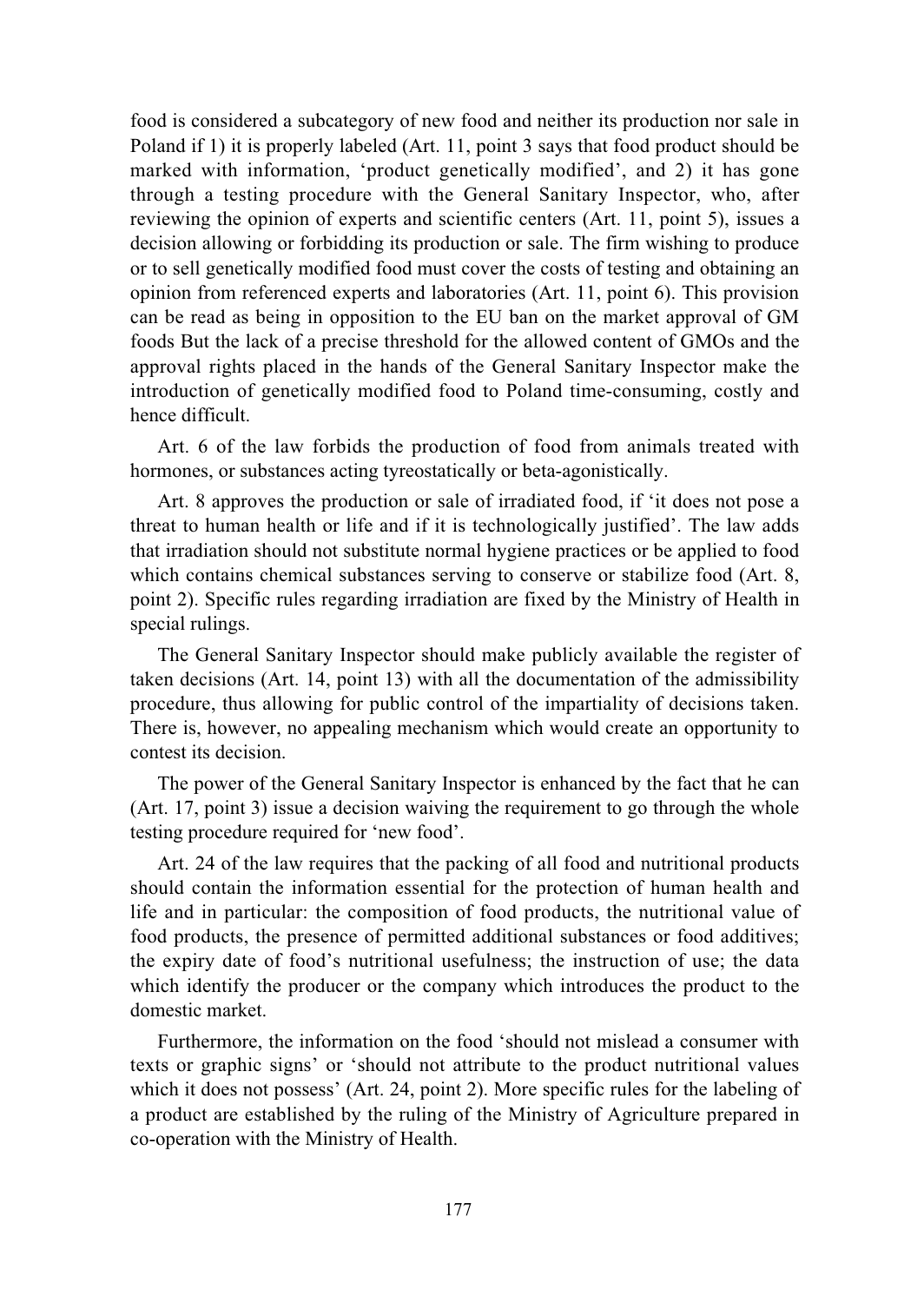food is considered a subcategory of new food and neither its production nor sale in Poland if 1) it is properly labeled (Art. 11, point 3 says that food product should be marked with information, 'product genetically modified', and 2) it has gone through a testing procedure with the General Sanitary Inspector, who, after reviewing the opinion of experts and scientific centers (Art. 11, point 5), issues a decision allowing or forbidding its production or sale. The firm wishing to produce or to sell genetically modified food must cover the costs of testing and obtaining an opinion from referenced experts and laboratories (Art. 11, point 6). This provision can be read as being in opposition to the EU ban on the market approval of GM foods But the lack of a precise threshold for the allowed content of GMOs and the approval rights placed in the hands of the General Sanitary Inspector make the introduction of genetically modified food to Poland time-consuming, costly and hence difficult.

Art. 6 of the law forbids the production of food from animals treated with hormones, or substances acting tyreostatically or beta-agonistically.

Art. 8 approves the production or sale of irradiated food, if 'it does not pose a threat to human health or life and if it is technologically justified'. The law adds that irradiation should not substitute normal hygiene practices or be applied to food which contains chemical substances serving to conserve or stabilize food (Art. 8, point 2). Specific rules regarding irradiation are fixed by the Ministry of Health in special rulings.

The General Sanitary Inspector should make publicly available the register of taken decisions (Art. 14, point 13) with all the documentation of the admissibility procedure, thus allowing for public control of the impartiality of decisions taken. There is, however, no appealing mechanism which would create an opportunity to contest its decision.

The power of the General Sanitary Inspector is enhanced by the fact that he can (Art. 17, point 3) issue a decision waiving the requirement to go through the whole testing procedure required for 'new food'.

Art. 24 of the law requires that the packing of all food and nutritional products should contain the information essential for the protection of human health and life and in particular: the composition of food products, the nutritional value of food products, the presence of permitted additional substances or food additives; the expiry date of food's nutritional usefulness; the instruction of use; the data which identify the producer or the company which introduces the product to the domestic market.

Furthermore, the information on the food 'should not mislead a consumer with texts or graphic signs' or 'should not attribute to the product nutritional values which it does not possess' (Art. 24, point 2). More specific rules for the labeling of a product are established by the ruling of the Ministry of Agriculture prepared in co-operation with the Ministry of Health.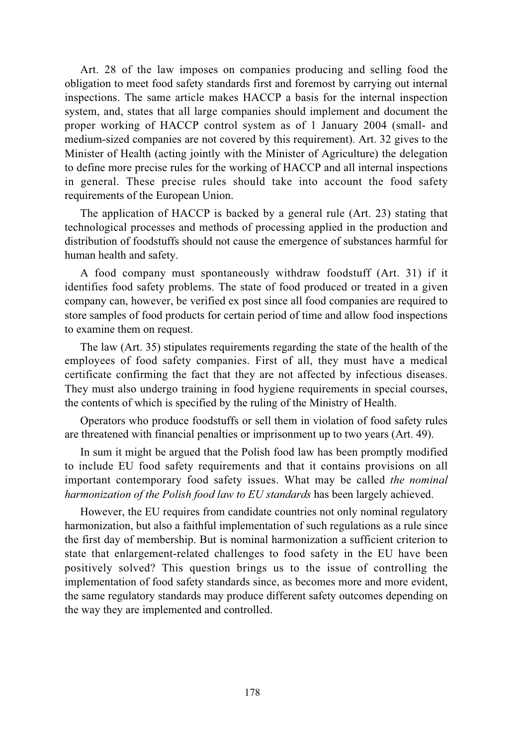Art. 28 of the law imposes on companies producing and selling food the obligation to meet food safety standards first and foremost by carrying out internal inspections. The same article makes HACCP a basis for the internal inspection system, and, states that all large companies should implement and document the proper working of HACCP control system as of 1 January 2004 (small- and medium-sized companies are not covered by this requirement). Art. 32 gives to the Minister of Health (acting jointly with the Minister of Agriculture) the delegation to define more precise rules for the working of HACCP and all internal inspections in general. These precise rules should take into account the food safety requirements of the European Union.

The application of HACCP is backed by a general rule (Art. 23) stating that technological processes and methods of processing applied in the production and distribution of foodstuffs should not cause the emergence of substances harmful for human health and safety.

A food company must spontaneously withdraw foodstuff (Art. 31) if it identifies food safety problems. The state of food produced or treated in a given company can, however, be verified ex post since all food companies are required to store samples of food products for certain period of time and allow food inspections to examine them on request.

The law (Art. 35) stipulates requirements regarding the state of the health of the employees of food safety companies. First of all, they must have a medical certificate confirming the fact that they are not affected by infectious diseases. They must also undergo training in food hygiene requirements in special courses, the contents of which is specified by the ruling of the Ministry of Health.

Operators who produce foodstuffs or sell them in violation of food safety rules are threatened with financial penalties or imprisonment up to two years (Art. 49).

In sum it might be argued that the Polish food law has been promptly modified to include EU food safety requirements and that it contains provisions on all important contemporary food safety issues. What may be called *the nominal harmonization of the Polish food law to EU standards* has been largely achieved.

However, the EU requires from candidate countries not only nominal regulatory harmonization, but also a faithful implementation of such regulations as a rule since the first day of membership. But is nominal harmonization a sufficient criterion to state that enlargement-related challenges to food safety in the EU have been positively solved? This question brings us to the issue of controlling the implementation of food safety standards since, as becomes more and more evident, the same regulatory standards may produce different safety outcomes depending on the way they are implemented and controlled.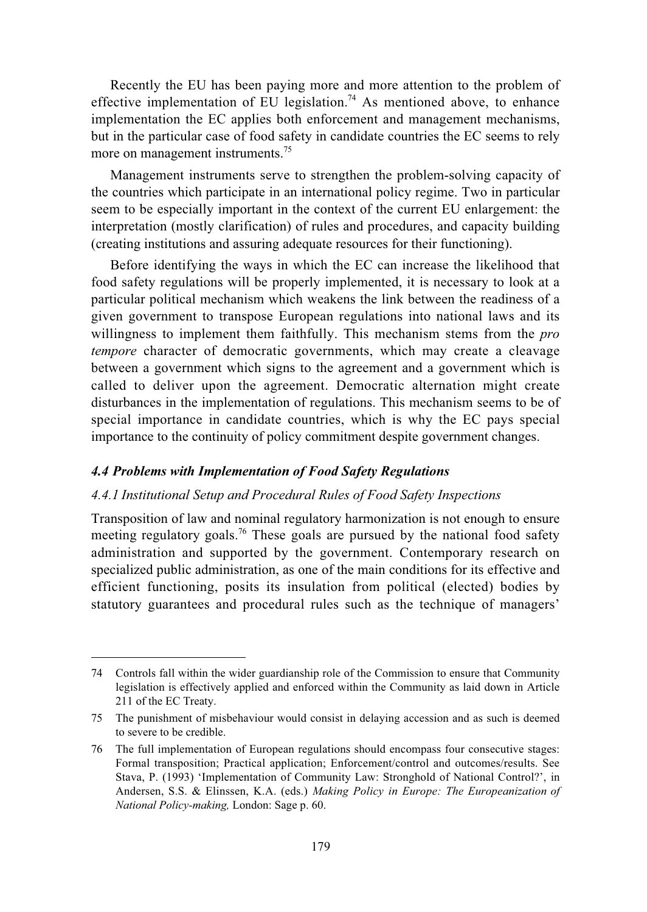Recently the EU has been paying more and more attention to the problem of effective implementation of EU legislation.[74] As mentioned above, to enhance implementation the EC applies both enforcement and management mechanisms, but in the particular case of food safety in candidate countries the EC seems to rely more on management instruments.[75]

Management instruments serve to strengthen the problem-solving capacity of the countries which participate in an international policy regime. Two in particular seem to be especially important in the context of the current EU enlargement: the interpretation (mostly clarification) of rules and procedures, and capacity building (creating institutions and assuring adequate resources for their functioning).

Before identifying the ways in which the EC can increase the likelihood that food safety regulations will be properly implemented, it is necessary to look at a particular political mechanism which weakens the link between the readiness of a given government to transpose European regulations into national laws and its willingness to implement them faithfully. This mechanism stems from the *pro tempore* character of democratic governments, which may create a cleavage between a government which signs to the agreement and a government which is called to deliver upon the agreement. Democratic alternation might create disturbances in the implementation of regulations. This mechanism seems to be of special importance in candidate countries, which is why the EC pays special importance to the continuity of policy commitment despite government changes.

### *4.4 Problems with Implementation of Food Safety Regulations*

#### *4.4.1 Institutional Setup and Procedural Rules of Food Safety Inspections*

Transposition of law and nominal regulatory harmonization is not enough to ensure meeting regulatory goals.[76] These goals are pursued by the national food safety administration and supported by the government. Contemporary research on specialized public administration, as one of the main conditions for its effective and efficient functioning, posits its insulation from political (elected) bodies by statutory guarantees and procedural rules such as the technique of managers'

---

74 Controls fall within the wider guardianship role of the Commission to ensure that Community legislation is effectively applied and enforced within the Community as laid down in Article 211 of the EC Treaty.

75 The punishment of misbehaviour would consist in delaying accession and as such is deemed to severe to be credible.

76 The full implementation of European regulations should encompass four consecutive stages: Formal transposition; Practical application; Enforcement/control and outcomes/results. See Stava, P. (1993) 'Implementation of Community Law: Stronghold of National Control?', in Andersen, S.S. & Elinssen, K.A. (eds.) *Making Policy in Europe: The Europeanization of National Policy-making,* London: Sage p. 60.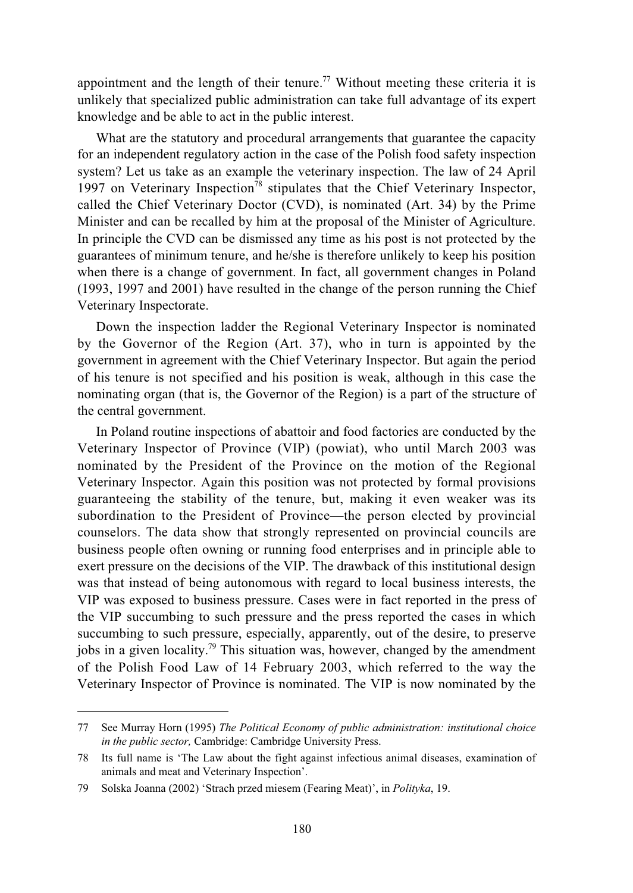appointment and the length of their tenure.[77] Without meeting these criteria it is unlikely that specialized public administration can take full advantage of its expert knowledge and be able to act in the public interest.

What are the statutory and procedural arrangements that guarantee the capacity for an independent regulatory action in the case of the Polish food safety inspection system? Let us take as an example the veterinary inspection. The law of 24 April 1997 on Veterinary Inspection[78] stipulates that the Chief Veterinary Inspector, called the Chief Veterinary Doctor (CVD), is nominated (Art. 34) by the Prime Minister and can be recalled by him at the proposal of the Minister of Agriculture. In principle the CVD can be dismissed any time as his post is not protected by the guarantees of minimum tenure, and he/she is therefore unlikely to keep his position when there is a change of government. In fact, all government changes in Poland (1993, 1997 and 2001) have resulted in the change of the person running the Chief Veterinary Inspectorate.

Down the inspection ladder the Regional Veterinary Inspector is nominated by the Governor of the Region (Art. 37), who in turn is appointed by the government in agreement with the Chief Veterinary Inspector. But again the period of his tenure is not specified and his position is weak, although in this case the nominating organ (that is, the Governor of the Region) is a part of the structure of the central government.

In Poland routine inspections of abattoir and food factories are conducted by the Veterinary Inspector of Province (VIP) (powiat), who until March 2003 was nominated by the President of the Province on the motion of the Regional Veterinary Inspector. Again this position was not protected by formal provisions guaranteeing the stability of the tenure, but, making it even weaker was its subordination to the President of Province—the person elected by provincial counselors. The data show that strongly represented on provincial councils are business people often owning or running food enterprises and in principle able to exert pressure on the decisions of the VIP. The drawback of this institutional design was that instead of being autonomous with regard to local business interests, the VIP was exposed to business pressure. Cases were in fact reported in the press of the VIP succumbing to such pressure and the press reported the cases in which succumbing to such pressure, especially, apparently, out of the desire, to preserve jobs in a given locality.[79] This situation was, however, changed by the amendment of the Polish Food Law of 14 February 2003, which referred to the way the Veterinary Inspector of Province is nominated. The VIP is now nominated by the

---

77 See Murray Horn (1995) *The Political Economy of public administration: institutional choice in the public sector,* Cambridge: Cambridge University Press.

78 Its full name is 'The Law about the fight against infectious animal diseases, examination of animals and meat and Veterinary Inspection'.

79 Solska Joanna (2002) 'Strach przed miesem (Fearing Meat)', in *Polityka*, 19.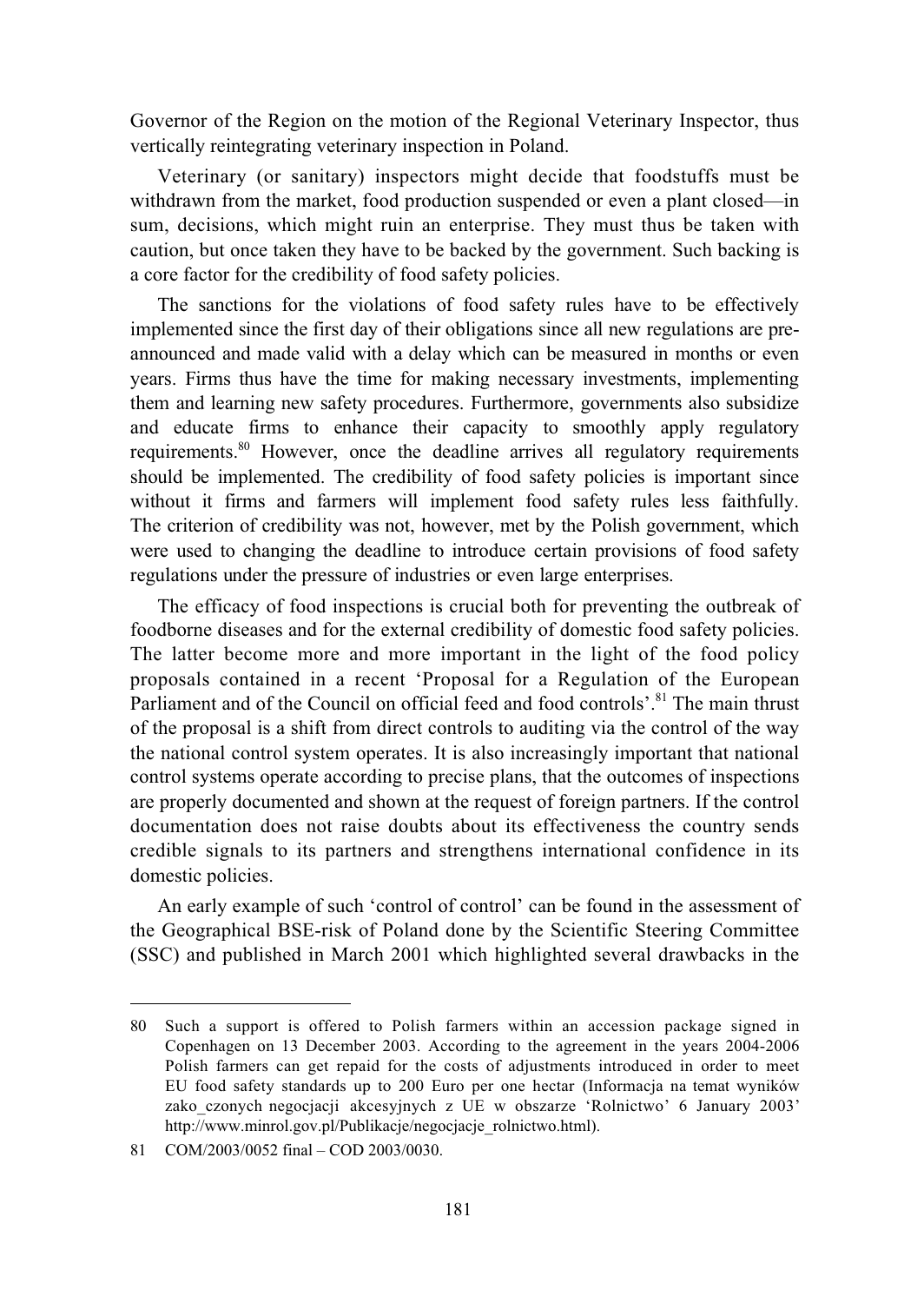Governor of the Region on the motion of the Regional Veterinary Inspector, thus vertically reintegrating veterinary inspection in Poland.

Veterinary (or sanitary) inspectors might decide that foodstuffs must be withdrawn from the market, food production suspended or even a plant closed—in sum, decisions, which might ruin an enterprise. They must thus be taken with caution, but once taken they have to be backed by the government. Such backing is a core factor for the credibility of food safety policies.

The sanctions for the violations of food safety rules have to be effectively implemented since the first day of their obligations since all new regulations are pre-announced and made valid with a delay which can be measured in months or even years. Firms thus have the time for making necessary investments, implementing them and learning new safety procedures. Furthermore, governments also subsidize and educate firms to enhance their capacity to smoothly apply regulatory requirements.[80] However, once the deadline arrives all regulatory requirements should be implemented. The credibility of food safety policies is important since without it firms and farmers will implement food safety rules less faithfully. The criterion of credibility was not, however, met by the Polish government, which were used to changing the deadline to introduce certain provisions of food safety regulations under the pressure of industries or even large enterprises.

The efficacy of food inspections is crucial both for preventing the outbreak of foodborne diseases and for the external credibility of domestic food safety policies. The latter become more and more important in the light of the food policy proposals contained in a recent 'Proposal for a Regulation of the European Parliament and of the Council on official feed and food controls'.[81] The main thrust of the proposal is a shift from direct controls to auditing via the control of the way the national control system operates. It is also increasingly important that national control systems operate according to precise plans, that the outcomes of inspections are properly documented and shown at the request of foreign partners. If the control documentation does not raise doubts about its effectiveness the country sends credible signals to its partners and strengthens international confidence in its domestic policies.

An early example of such 'control of control' can be found in the assessment of the Geographical BSE-risk of Poland done by the Scientific Steering Committee (SSC) and published in March 2001 which highlighted several drawbacks in the

---

80 Such a support is offered to Polish farmers within an accession package signed in Copenhagen on 13 December 2003. According to the agreement in the years 2004-2006 Polish farmers can get repaid for the costs of adjustments introduced in order to meet EU food safety standards up to 200 Euro per one hectar (Informacja na temat wyników zako_czonych negocjacji akcesyjnych z UE w obszarze 'Rolnictwo' 6 January 2003' http://www.minrol.gov.pl/Publikacje/negocjacje_rolnictwo.html).

81 COM/2003/0052 final – COD 2003/0030.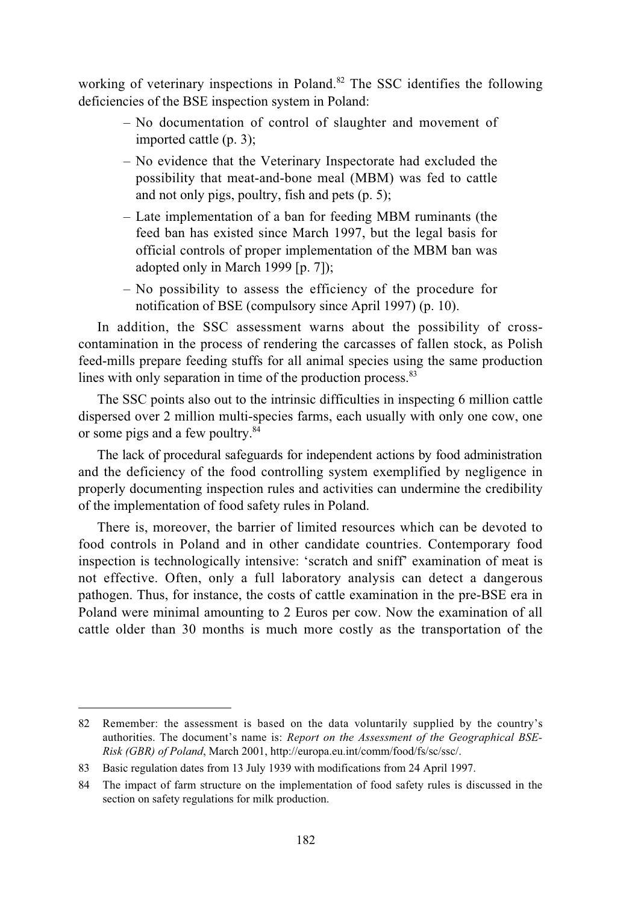working of veterinary inspections in Poland.[82] The SSC identifies the following deficiencies of the BSE inspection system in Poland:

- No documentation of control of slaughter and movement of imported cattle (p. 3);
- No evidence that the Veterinary Inspectorate had excluded the possibility that meat-and-bone meal (MBM) was fed to cattle and not only pigs, poultry, fish and pets (p. 5);
- Late implementation of a ban for feeding MBM ruminants (the feed ban has existed since March 1997, but the legal basis for official controls of proper implementation of the MBM ban was adopted only in March 1999 [p. 7]);
- No possibility to assess the efficiency of the procedure for notification of BSE (compulsory since April 1997) (p. 10).

In addition, the SSC assessment warns about the possibility of cross-contamination in the process of rendering the carcasses of fallen stock, as Polish feed-mills prepare feeding stuffs for all animal species using the same production lines with only separation in time of the production process.[83]

The SSC points also out to the intrinsic difficulties in inspecting 6 million cattle dispersed over 2 million multi-species farms, each usually with only one cow, one or some pigs and a few poultry.[84]

The lack of procedural safeguards for independent actions by food administration and the deficiency of the food controlling system exemplified by negligence in properly documenting inspection rules and activities can undermine the credibility of the implementation of food safety rules in Poland.

There is, moreover, the barrier of limited resources which can be devoted to food controls in Poland and in other candidate countries. Contemporary food inspection is technologically intensive: 'scratch and sniff' examination of meat is not effective. Often, only a full laboratory analysis can detect a dangerous pathogen. Thus, for instance, the costs of cattle examination in the pre-BSE era in Poland were minimal amounting to 2 Euros per cow. Now the examination of all cattle older than 30 months is much more costly as the transportation of the

---

82 Remember: the assessment is based on the data voluntarily supplied by the country's authorities. The document's name is: *Report on the Assessment of the Geographical BSE-Risk (GBR) of Poland*, March 2001, http://europa.eu.int/comm/food/fs/sc/ssc/.

83 Basic regulation dates from 13 July 1939 with modifications from 24 April 1997.

84 The impact of farm structure on the implementation of food safety rules is discussed in the section on safety regulations for milk production.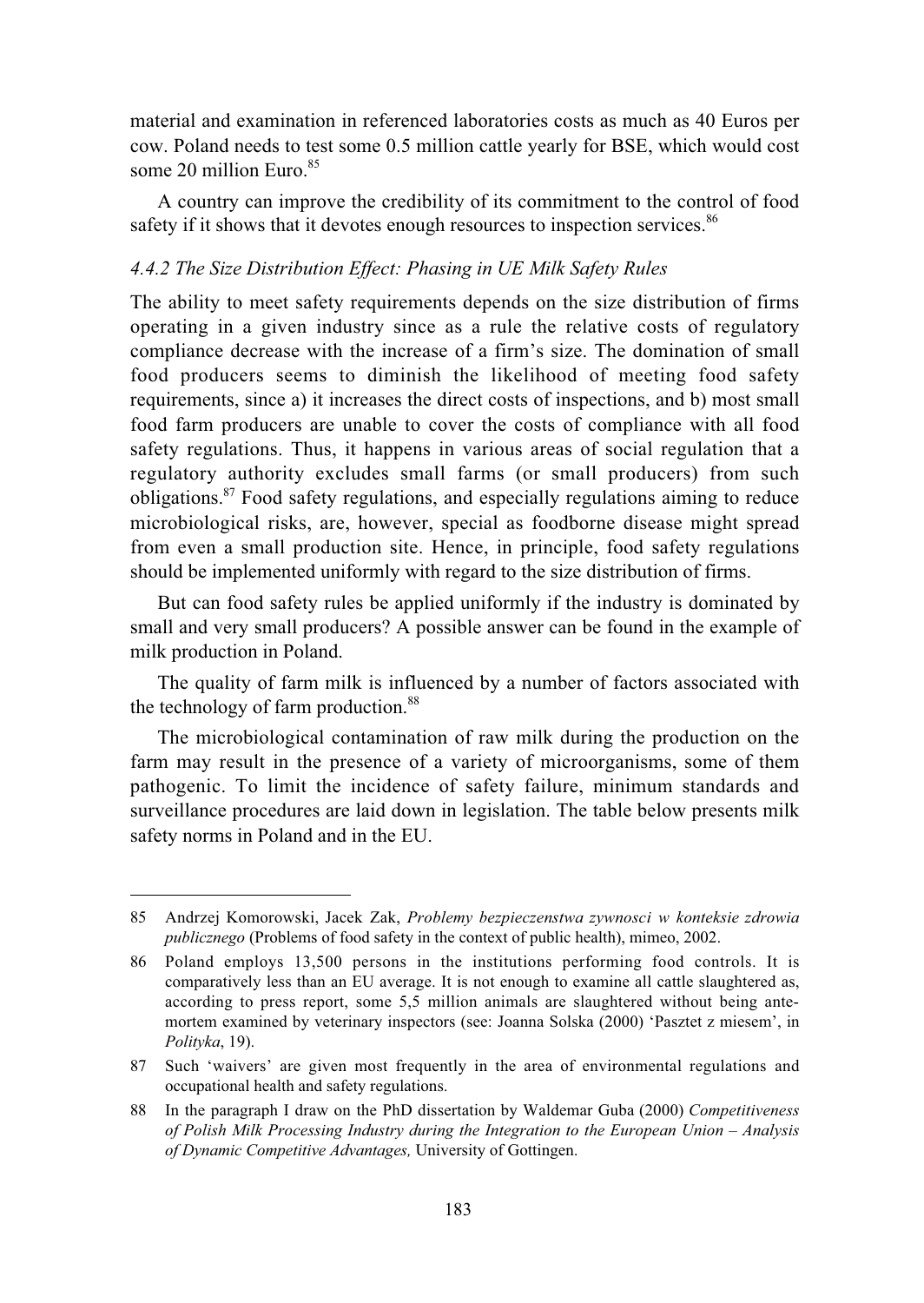material and examination in referenced laboratories costs as much as 40 Euros per cow. Poland needs to test some 0.5 million cattle yearly for BSE, which would cost some 20 million Euro.[85]

A country can improve the credibility of its commitment to the control of food safety if it shows that it devotes enough resources to inspection services.[86]

### *4.4.2 The Size Distribution Effect: Phasing in UE Milk Safety Rules*

The ability to meet safety requirements depends on the size distribution of firms operating in a given industry since as a rule the relative costs of regulatory compliance decrease with the increase of a firm's size. The domination of small food producers seems to diminish the likelihood of meeting food safety requirements, since a) it increases the direct costs of inspections, and b) most small food farm producers are unable to cover the costs of compliance with all food safety regulations. Thus, it happens in various areas of social regulation that a regulatory authority excludes small farms (or small producers) from such obligations.[87] Food safety regulations, and especially regulations aiming to reduce microbiological risks, are, however, special as foodborne disease might spread from even a small production site. Hence, in principle, food safety regulations should be implemented uniformly with regard to the size distribution of firms.

But can food safety rules be applied uniformly if the industry is dominated by small and very small producers? A possible answer can be found in the example of milk production in Poland.

The quality of farm milk is influenced by a number of factors associated with the technology of farm production.[88]

The microbiological contamination of raw milk during the production on the farm may result in the presence of a variety of microorganisms, some of them pathogenic. To limit the incidence of safety failure, minimum standards and surveillance procedures are laid down in legislation. The table below presents milk safety norms in Poland and in the EU.

---

85 Andrzej Komorowski, Jacek Zak, *Problemy bezpieczenstwa zywnosci w konteksie zdrowia publicznego* (Problems of food safety in the context of public health), mimeo, 2002.

86 Poland employs 13,500 persons in the institutions performing food controls. It is comparatively less than an EU average. It is not enough to examine all cattle slaughtered as, according to press report, some 5,5 million animals are slaughtered without being ante-mortem examined by veterinary inspectors (see: Joanna Solska (2000) 'Pasztet z miesem', in *Polityka*, 19).

87 Such 'waivers' are given most frequently in the area of environmental regulations and occupational health and safety regulations.

88 In the paragraph I draw on the PhD dissertation by Waldemar Guba (2000) *Competitiveness of Polish Milk Processing Industry during the Integration to the European Union – Analysis of Dynamic Competitive Advantages,* University of Gottingen.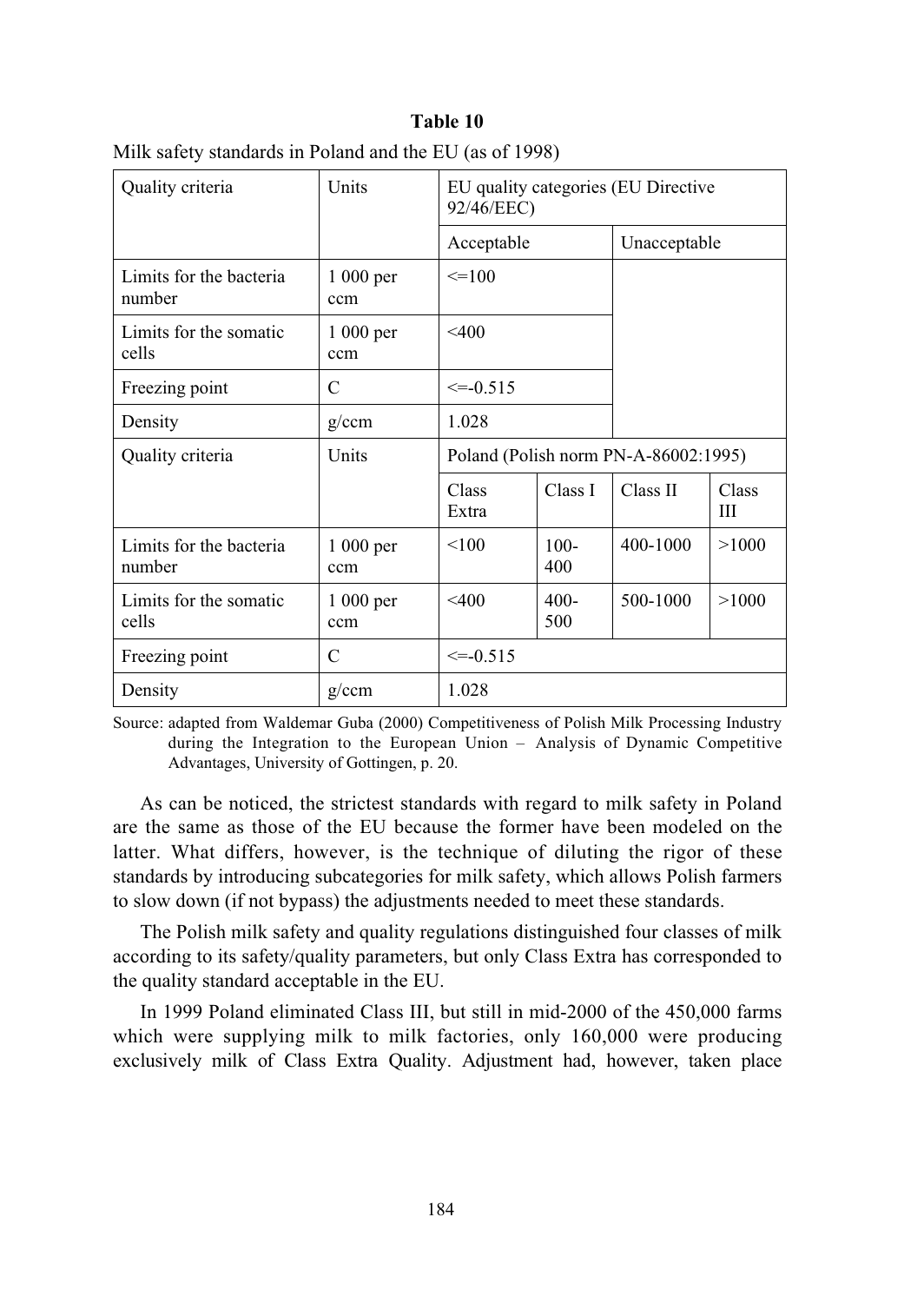**Table 10**

Milk safety standards in Poland and the EU (as of 1998)

| Quality criteria | Units | EU quality categories (EU Directive 92/46/EEC) | | | |
|---|---|---|---|---|---|
| | | Acceptable | | Unacceptable | |
| Limits for the bacteria number | 1 000 per ccm | <=100 | | | |
| Limits for the somatic cells | 1 000 per ccm | <400 | | | |
| Freezing point | C | <=-0.515 | | | |
| Density | g/ccm | 1.028 | | | |
| Quality criteria | Units | Poland (Polish norm PN-A-86002:1995) | | | |
| | | Class Extra | Class I | Class II | Class III |
| Limits for the bacteria number | 1 000 per ccm | <100 | 100-400 | 400-1000 | >1000 |
| Limits for the somatic cells | 1 000 per ccm | <400 | 400-500 | 500-1000 | >1000 |
| Freezing point | C | <=-0.515 | | | |
| Density | g/ccm | 1.028 | | | |

Source: adapted from Waldemar Guba (2000) Competitiveness of Polish Milk Processing Industry during the Integration to the European Union – Analysis of Dynamic Competitive Advantages, University of Gottingen, p. 20.

As can be noticed, the strictest standards with regard to milk safety in Poland are the same as those of the EU because the former have been modeled on the latter. What differs, however, is the technique of diluting the rigor of these standards by introducing subcategories for milk safety, which allows Polish farmers to slow down (if not bypass) the adjustments needed to meet these standards.

The Polish milk safety and quality regulations distinguished four classes of milk according to its safety/quality parameters, but only Class Extra has corresponded to the quality standard acceptable in the EU.

In 1999 Poland eliminated Class III, but still in mid-2000 of the 450,000 farms which were supplying milk to milk factories, only 160,000 were producing exclusively milk of Class Extra Quality. Adjustment had, however, taken place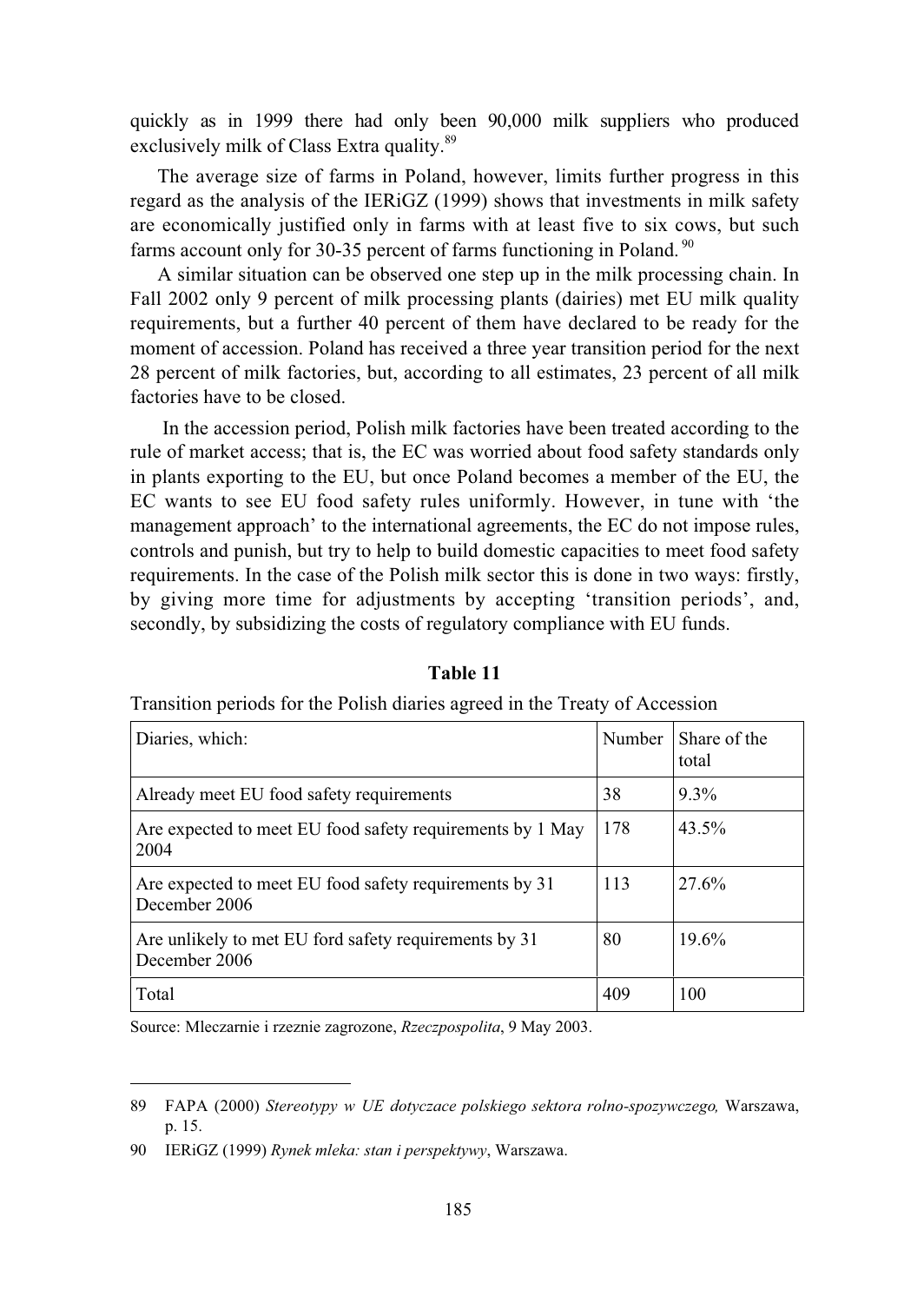quickly as in 1999 there had only been 90,000 milk suppliers who produced exclusively milk of Class Extra quality.[89]

The average size of farms in Poland, however, limits further progress in this regard as the analysis of the IERiGZ (1999) shows that investments in milk safety are economically justified only in farms with at least five to six cows, but such farms account only for 30-35 percent of farms functioning in Poland.[90]

A similar situation can be observed one step up in the milk processing chain. In Fall 2002 only 9 percent of milk processing plants (dairies) met EU milk quality requirements, but a further 40 percent of them have declared to be ready for the moment of accession. Poland has received a three year transition period for the next 28 percent of milk factories, but, according to all estimates, 23 percent of all milk factories have to be closed.

In the accession period, Polish milk factories have been treated according to the rule of market access; that is, the EC was worried about food safety standards only in plants exporting to the EU, but once Poland becomes a member of the EU, the EC wants to see EU food safety rules uniformly. However, in tune with 'the management approach' to the international agreements, the EC do not impose rules, controls and punish, but try to help to build domestic capacities to meet food safety requirements. In the case of the Polish milk sector this is done in two ways: firstly, by giving more time for adjustments by accepting 'transition periods', and, secondly, by subsidizing the costs of regulatory compliance with EU funds.

**Table 11**

Transition periods for the Polish diaries agreed in the Treaty of Accession

| Diaries, which: | Number | Share of the total |
|---|---|---|
| Already meet EU food safety requirements | 38 | 9.3% |
| Are expected to meet EU food safety requirements by 1 May 2004 | 178 | 43.5% |
| Are expected to meet EU food safety requirements by 31 December 2006 | 113 | 27.6% |
| Are unlikely to met EU ford safety requirements by 31 December 2006 | 80 | 19.6% |
| Total | 409 | 100 |

Source: Mleczarnie i rzeznie zagrozone, *Rzeczpospolita*, 9 May 2003.

---

89 FAPA (2000) *Stereotypy w UE dotyczace polskiego sektora rolno-spozywczego,* Warszawa, p. 15.

90 IERiGZ (1999) *Rynek mleka: stan i perspektywy*, Warszawa.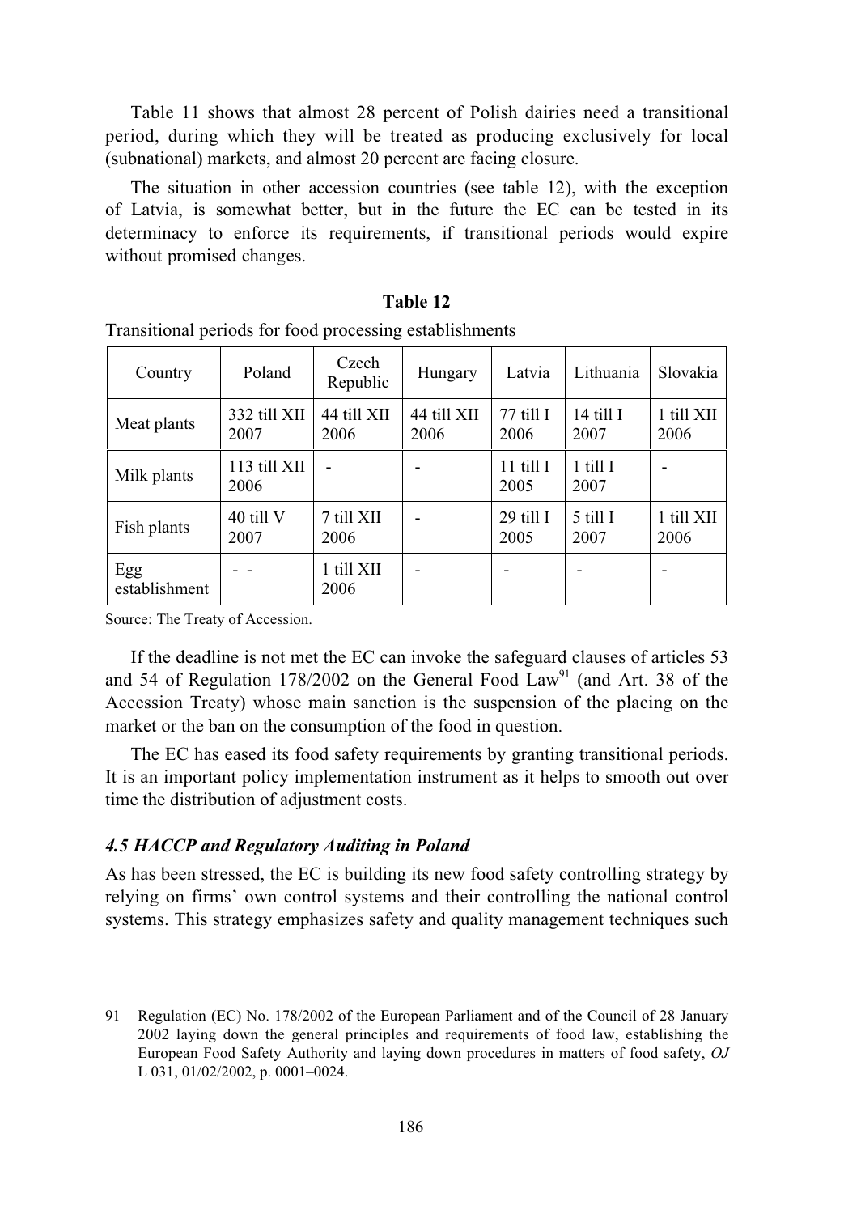Table 11 shows that almost 28 percent of Polish dairies need a transitional period, during which they will be treated as producing exclusively for local (subnational) markets, and almost 20 percent are facing closure.

The situation in other accession countries (see table 12), with the exception of Latvia, is somewhat better, but in the future the EC can be tested in its determinacy to enforce its requirements, if transitional periods would expire without promised changes.

**Table 12**

Transitional periods for food processing establishments

| Country | Poland | Czech Republic | Hungary | Latvia | Lithuania | Slovakia |
|---|---|---|---|---|---|---|
| Meat plants | 332 till XII 2007 | 44 till XII 2006 | 44 till XII 2006 | 77 till I 2006 | 14 till I 2007 | 1 till XII 2006 |
| Milk plants | 113 till XII 2006 | - | - | 11 till I 2005 | 1 till I 2007 | - |
| Fish plants | 40 till V 2007 | 7 till XII 2006 | - | 29 till I 2005 | 5 till I 2007 | 1 till XII 2006 |
| Egg establishment | - - | 1 till XII 2006 | - | - | - | - |

Source: The Treaty of Accession.

If the deadline is not met the EC can invoke the safeguard clauses of articles 53 and 54 of Regulation 178/2002 on the General Food Law[91] (and Art. 38 of the Accession Treaty) whose main sanction is the suspension of the placing on the market or the ban on the consumption of the food in question.

The EC has eased its food safety requirements by granting transitional periods. It is an important policy implementation instrument as it helps to smooth out over time the distribution of adjustment costs.

### *4.5 HACCP and Regulatory Auditing in Poland*

As has been stressed, the EC is building its new food safety controlling strategy by relying on firms' own control systems and their controlling the national control systems. This strategy emphasizes safety and quality management techniques such

---

91 Regulation (EC) No. 178/2002 of the European Parliament and of the Council of 28 January 2002 laying down the general principles and requirements of food law, establishing the European Food Safety Authority and laying down procedures in matters of food safety, *OJ* L 031, 01/02/2002, p. 0001–0024.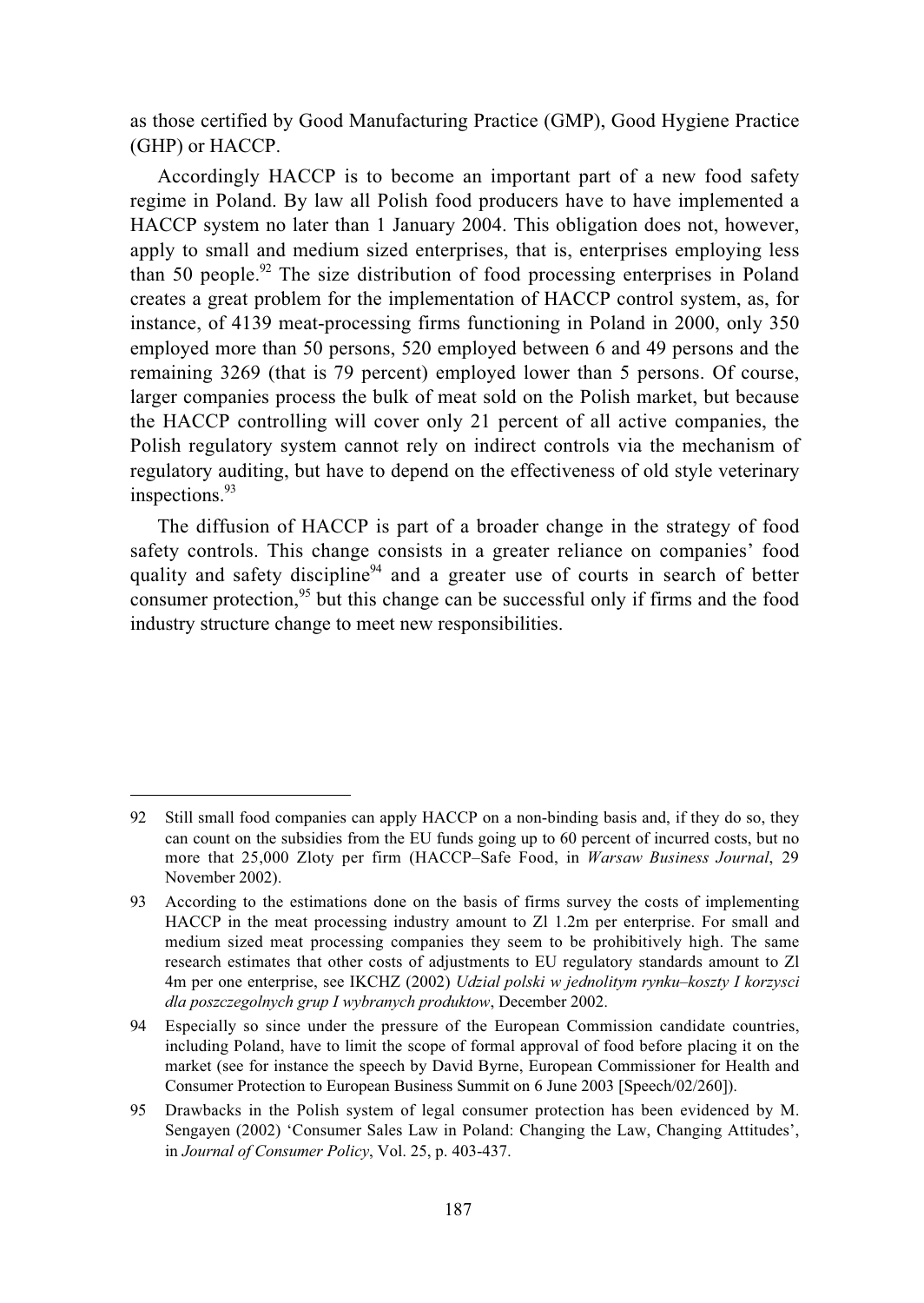as those certified by Good Manufacturing Practice (GMP), Good Hygiene Practice (GHP) or HACCP.

Accordingly HACCP is to become an important part of a new food safety regime in Poland. By law all Polish food producers have to have implemented a HACCP system no later than 1 January 2004. This obligation does not, however, apply to small and medium sized enterprises, that is, enterprises employing less than 50 people.[92] The size distribution of food processing enterprises in Poland creates a great problem for the implementation of HACCP control system, as, for instance, of 4139 meat-processing firms functioning in Poland in 2000, only 350 employed more than 50 persons, 520 employed between 6 and 49 persons and the remaining 3269 (that is 79 percent) employed lower than 5 persons. Of course, larger companies process the bulk of meat sold on the Polish market, but because the HACCP controlling will cover only 21 percent of all active companies, the Polish regulatory system cannot rely on indirect controls via the mechanism of regulatory auditing, but have to depend on the effectiveness of old style veterinary inspections.[93]

The diffusion of HACCP is part of a broader change in the strategy of food safety controls. This change consists in a greater reliance on companies' food quality and safety discipline[94] and a greater use of courts in search of better consumer protection,[95] but this change can be successful only if firms and the food industry structure change to meet new responsibilities.

---

92 Still small food companies can apply HACCP on a non-binding basis and, if they do so, they can count on the subsidies from the EU funds going up to 60 percent of incurred costs, but no more that 25,000 Zloty per firm (HACCP–Safe Food, in *Warsaw Business Journal*, 29 November 2002).

93 According to the estimations done on the basis of firms survey the costs of implementing HACCP in the meat processing industry amount to Zl 1.2m per enterprise. For small and medium sized meat processing companies they seem to be prohibitively high. The same research estimates that other costs of adjustments to EU regulatory standards amount to Zl 4m per one enterprise, see IKCHZ (2002) *Udzial polski w jednolitym rynku–koszty I korzysci dla poszczegolnych grup I wybranych produktow*, December 2002.

94 Especially so since under the pressure of the European Commission candidate countries, including Poland, have to limit the scope of formal approval of food before placing it on the market (see for instance the speech by David Byrne, European Commissioner for Health and Consumer Protection to European Business Summit on 6 June 2003 [Speech/02/260]).

95 Drawbacks in the Polish system of legal consumer protection has been evidenced by M. Sengayen (2002) 'Consumer Sales Law in Poland: Changing the Law, Changing Attitudes', in *Journal of Consumer Policy*, Vol. 25, p. 403-437.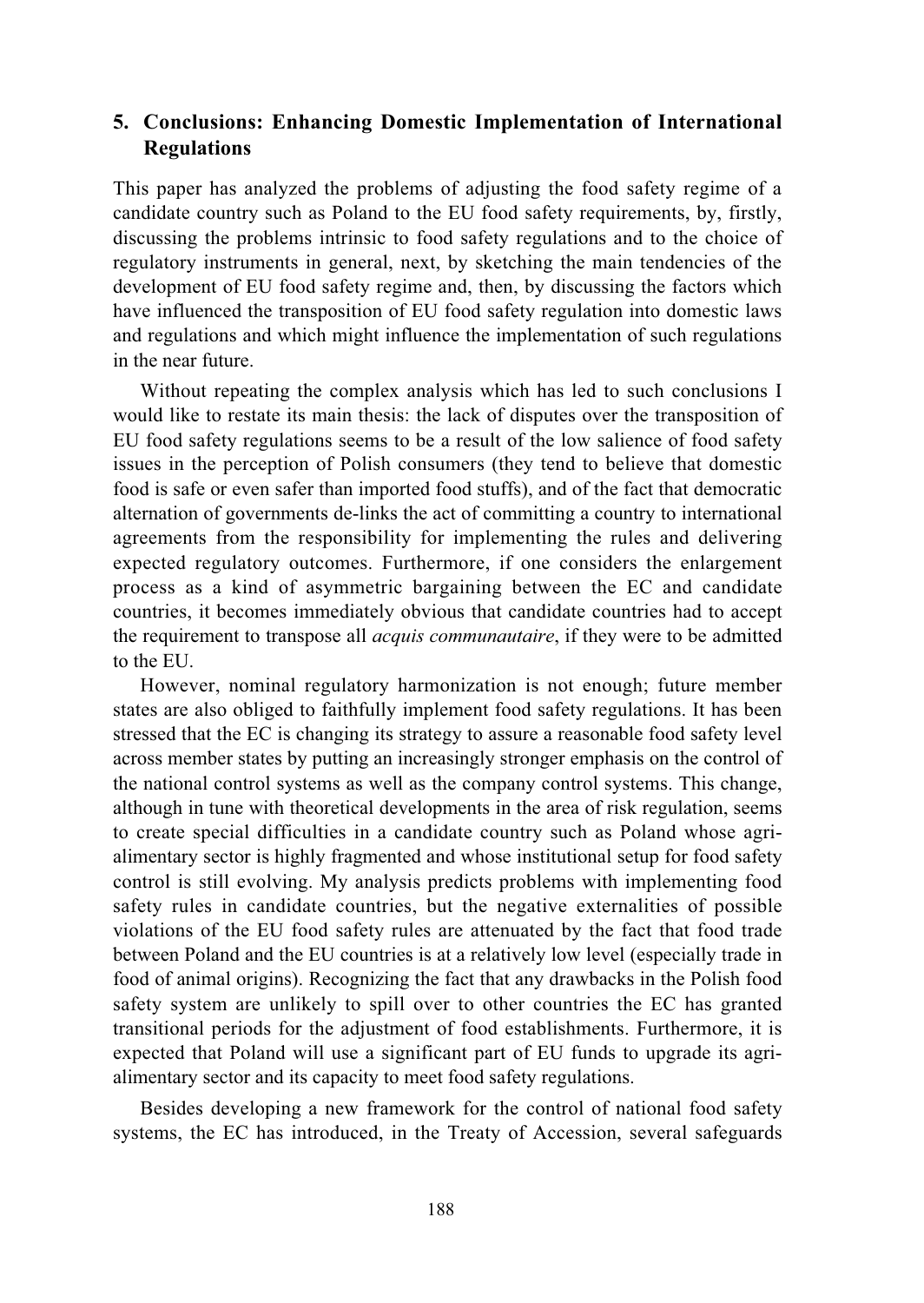## 5. Conclusions: Enhancing Domestic Implementation of International Regulations

This paper has analyzed the problems of adjusting the food safety regime of a candidate country such as Poland to the EU food safety requirements, by, firstly, discussing the problems intrinsic to food safety regulations and to the choice of regulatory instruments in general, next, by sketching the main tendencies of the development of EU food safety regime and, then, by discussing the factors which have influenced the transposition of EU food safety regulation into domestic laws and regulations and which might influence the implementation of such regulations in the near future.

Without repeating the complex analysis which has led to such conclusions I would like to restate its main thesis: the lack of disputes over the transposition of EU food safety regulations seems to be a result of the low salience of food safety issues in the perception of Polish consumers (they tend to believe that domestic food is safe or even safer than imported food stuffs), and of the fact that democratic alternation of governments de-links the act of committing a country to international agreements from the responsibility for implementing the rules and delivering expected regulatory outcomes. Furthermore, if one considers the enlargement process as a kind of asymmetric bargaining between the EC and candidate countries, it becomes immediately obvious that candidate countries had to accept the requirement to transpose all *acquis communautaire*, if they were to be admitted to the EU.

However, nominal regulatory harmonization is not enough; future member states are also obliged to faithfully implement food safety regulations. It has been stressed that the EC is changing its strategy to assure a reasonable food safety level across member states by putting an increasingly stronger emphasis on the control of the national control systems as well as the company control systems. This change, although in tune with theoretical developments in the area of risk regulation, seems to create special difficulties in a candidate country such as Poland whose agri-alimentary sector is highly fragmented and whose institutional setup for food safety control is still evolving. My analysis predicts problems with implementing food safety rules in candidate countries, but the negative externalities of possible violations of the EU food safety rules are attenuated by the fact that food trade between Poland and the EU countries is at a relatively low level (especially trade in food of animal origins). Recognizing the fact that any drawbacks in the Polish food safety system are unlikely to spill over to other countries the EC has granted transitional periods for the adjustment of food establishments. Furthermore, it is expected that Poland will use a significant part of EU funds to upgrade its agri-alimentary sector and its capacity to meet food safety regulations.

Besides developing a new framework for the control of national food safety systems, the EC has introduced, in the Treaty of Accession, several safeguards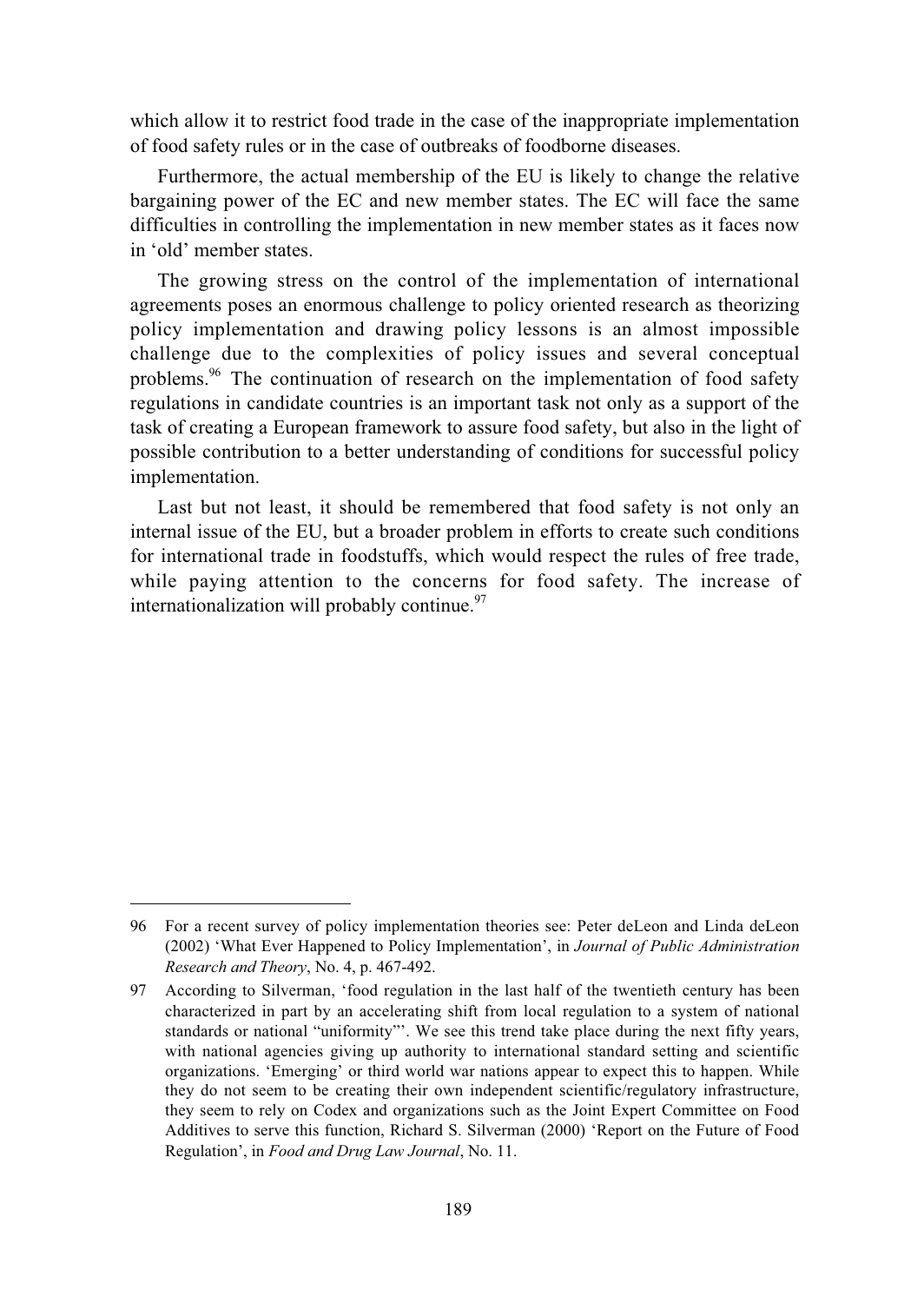which allow it to restrict food trade in the case of the inappropriate implementation of food safety rules or in the case of outbreaks of foodborne diseases.

Furthermore, the actual membership of the EU is likely to change the relative bargaining power of the EC and new member states. The EC will face the same difficulties in controlling the implementation in new member states as it faces now in 'old' member states.

The growing stress on the control of the implementation of international agreements poses an enormous challenge to policy oriented research as theorizing policy implementation and drawing policy lessons is an almost impossible challenge due to the complexities of policy issues and several conceptual problems.[96] The continuation of research on the implementation of food safety regulations in candidate countries is an important task not only as a support of the task of creating a European framework to assure food safety, but also in the light of possible contribution to a better understanding of conditions for successful policy implementation.

Last but not least, it should be remembered that food safety is not only an internal issue of the EU, but a broader problem in efforts to create such conditions for international trade in foodstuffs, which would respect the rules of free trade, while paying attention to the concerns for food safety. The increase of internationalization will probably continue.[97]

---

96 For a recent survey of policy implementation theories see: Peter deLeon and Linda deLeon (2002) 'What Ever Happened to Policy Implementation', in *Journal of Public Administration Research and Theory*, No. 4, p. 467-492.

97 According to Silverman, 'food regulation in the last half of the twentieth century has been characterized in part by an accelerating shift from local regulation to a system of national standards or national "uniformity"'. We see this trend take place during the next fifty years, with national agencies giving up authority to international standard setting and scientific organizations. 'Emerging' or third world war nations appear to expect this to happen. While they do not seem to be creating their own independent scientific/regulatory infrastructure, they seem to rely on Codex and organizations such as the Joint Expert Committee on Food Additives to serve this function, Richard S. Silverman (2000) 'Report on the Future of Food Regulation', in *Food and Drug Law Journal*, No. 11.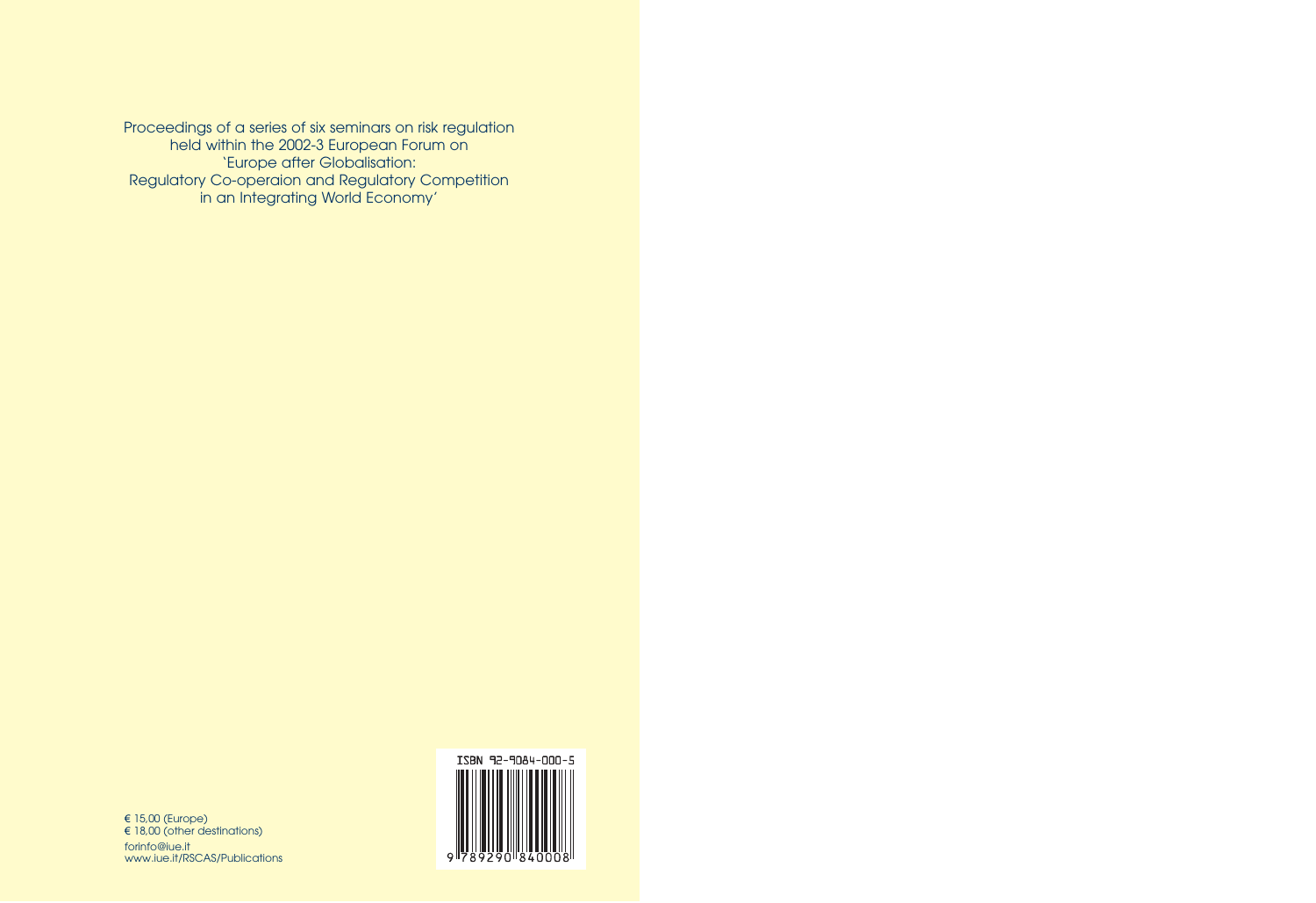Proceedings of a series of six seminars on risk regulation held within the 2002-3 European Forum on 'Europe after Globalisation: Regulatory Co-operaion and Regulatory Competition in an Integrating World Economy'

ISBN 92-9084-000-5

9 789290 840008

€ 15,00 (Europe)
€ 18,00 (other destinations)
forinfo@iue.it
www.iue.it/RSCAS/Publications